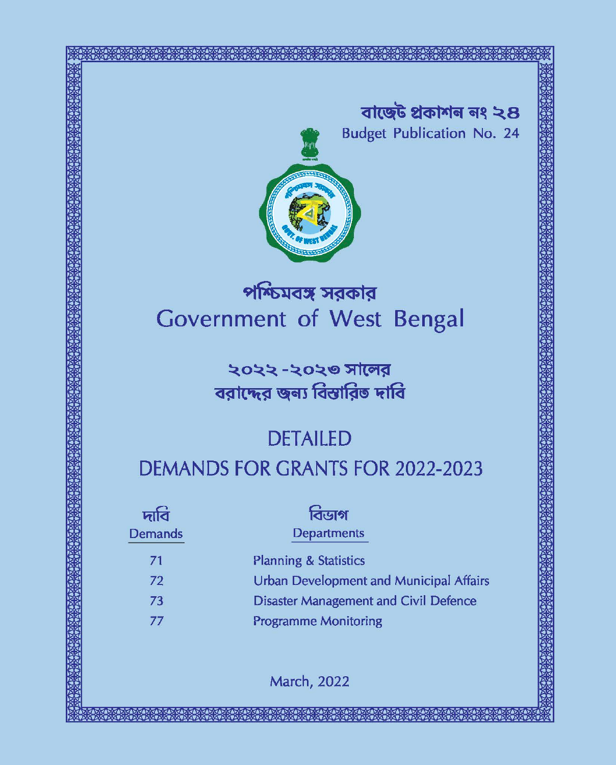বাজেট প্রকাশন নং ২৪

Budget Publication No. 24

# পশ্চিমবঙ্গ সরকার
# Government of West Bengal

## ২০২২ -২০২৩ সালের
## বরাদ্দের জন্য বিস্তারিত দাবি

## DETAILED
## DEMANDS FOR GRANTS FOR 2022-2023

| দাবি<br>Demands | বিভাগ<br>Departments |
|---|---|
| 71 | Planning & Statistics |
| 72 | Urban Development and Municipal Affairs |
| 73 | Disaster Management and Civil Defence |
| 77 | Programme Monitoring |

March, 2022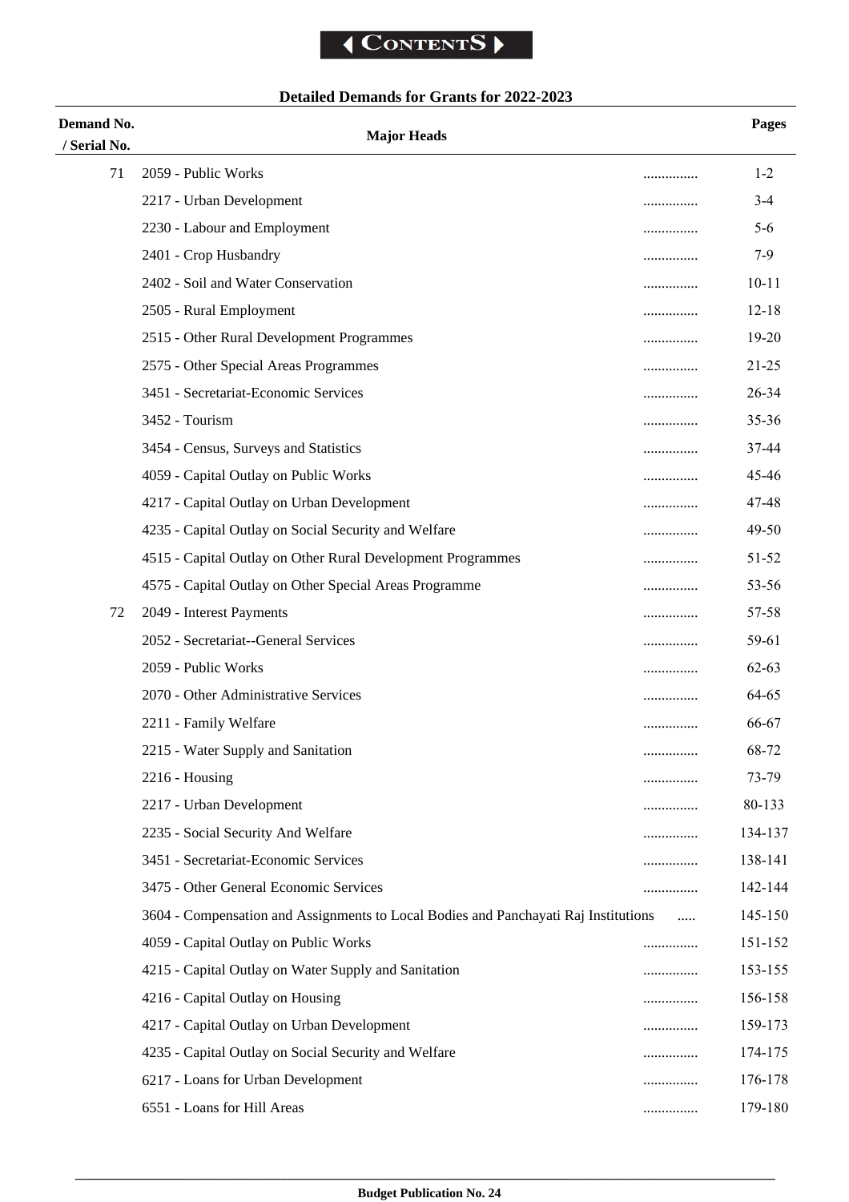# CONTENTS

## Detailed Demands for Grants for 2022-2023

| Demand No. / Serial No. | Major Heads | | Pages |
|---|---|---|---|
| 71 | 2059 - Public Works | ............... | 1-2 |
| | 2217 - Urban Development | ............... | 3-4 |
| | 2230 - Labour and Employment | ............... | 5-6 |
| | 2401 - Crop Husbandry | ............... | 7-9 |
| | 2402 - Soil and Water Conservation | ............... | 10-11 |
| | 2505 - Rural Employment | ............... | 12-18 |
| | 2515 - Other Rural Development Programmes | ............... | 19-20 |
| | 2575 - Other Special Areas Programmes | ............... | 21-25 |
| | 3451 - Secretariat-Economic Services | ............... | 26-34 |
| | 3452 - Tourism | ............... | 35-36 |
| | 3454 - Census, Surveys and Statistics | ............... | 37-44 |
| | 4059 - Capital Outlay on Public Works | ............... | 45-46 |
| | 4217 - Capital Outlay on Urban Development | ............... | 47-48 |
| | 4235 - Capital Outlay on Social Security and Welfare | ............... | 49-50 |
| | 4515 - Capital Outlay on Other Rural Development Programmes | ............... | 51-52 |
| | 4575 - Capital Outlay on Other Special Areas Programme | ............... | 53-56 |
| 72 | 2049 - Interest Payments | ............... | 57-58 |
| | 2052 - Secretariat--General Services | ............... | 59-61 |
| | 2059 - Public Works | ............... | 62-63 |
| | 2070 - Other Administrative Services | ............... | 64-65 |
| | 2211 - Family Welfare | ............... | 66-67 |
| | 2215 - Water Supply and Sanitation | ............... | 68-72 |
| | 2216 - Housing | ............... | 73-79 |
| | 2217 - Urban Development | ............... | 80-133 |
| | 2235 - Social Security And Welfare | ............... | 134-137 |
| | 3451 - Secretariat-Economic Services | ............... | 138-141 |
| | 3475 - Other General Economic Services | ............... | 142-144 |
| | 3604 - Compensation and Assignments to Local Bodies and Panchayati Raj Institutions | ..... | 145-150 |
| | 4059 - Capital Outlay on Public Works | ............... | 151-152 |
| | 4215 - Capital Outlay on Water Supply and Sanitation | ............... | 153-155 |
| | 4216 - Capital Outlay on Housing | ............... | 156-158 |
| | 4217 - Capital Outlay on Urban Development | ............... | 159-173 |
| | 4235 - Capital Outlay on Social Security and Welfare | ............... | 174-175 |
| | 6217 - Loans for Urban Development | ............... | 176-178 |
| | 6551 - Loans for Hill Areas | ............... | 179-180 |

Budget Publication No. 24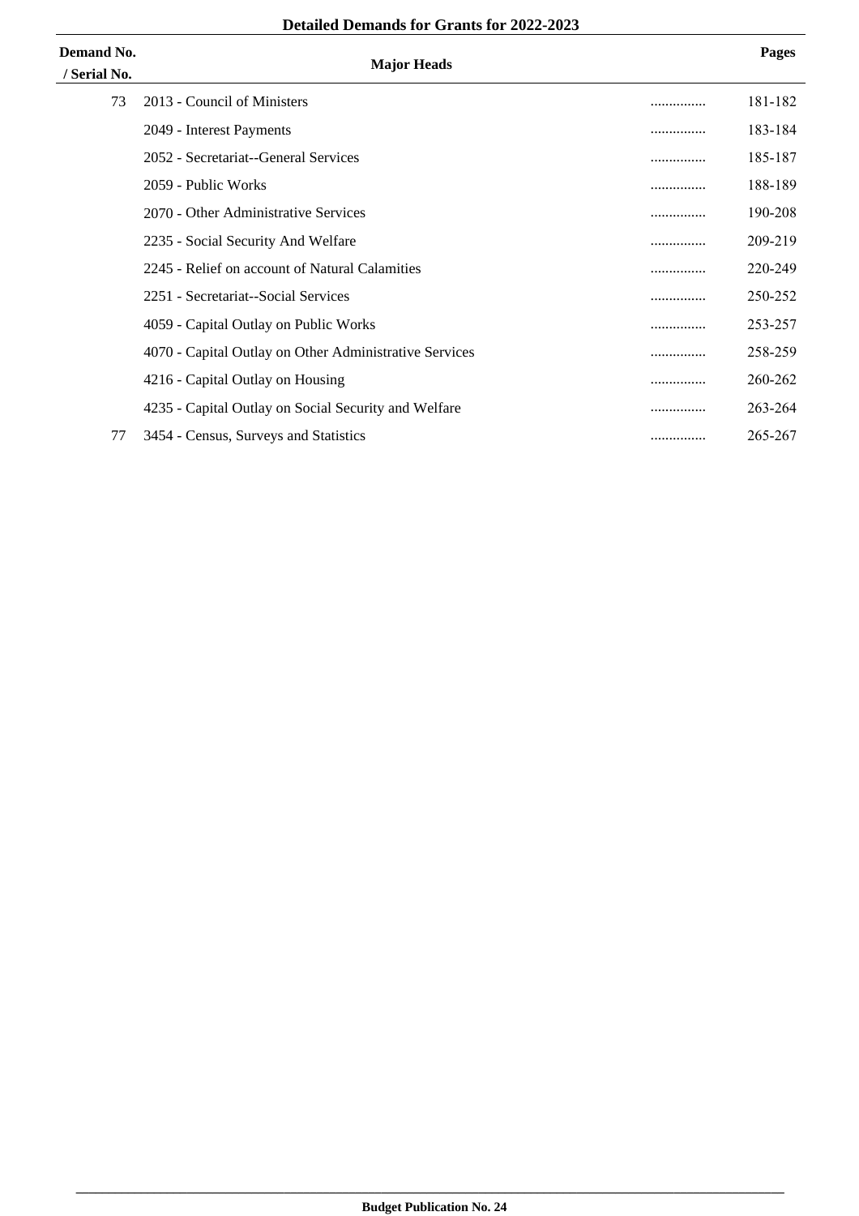**Detailed Demands for Grants for 2022-2023**

| Demand No. / Serial No. | Major Heads | | Pages |
|---|---|---|---|
| 73 | 2013 - Council of Ministers | ............... | 181-182 |
| | 2049 - Interest Payments | ............... | 183-184 |
| | 2052 - Secretariat--General Services | ............... | 185-187 |
| | 2059 - Public Works | ............... | 188-189 |
| | 2070 - Other Administrative Services | ............... | 190-208 |
| | 2235 - Social Security And Welfare | ............... | 209-219 |
| | 2245 - Relief on account of Natural Calamities | ............... | 220-249 |
| | 2251 - Secretariat--Social Services | ............... | 250-252 |
| | 4059 - Capital Outlay on Public Works | ............... | 253-257 |
| | 4070 - Capital Outlay on Other Administrative Services | ............... | 258-259 |
| | 4216 - Capital Outlay on Housing | ............... | 260-262 |
| | 4235 - Capital Outlay on Social Security and Welfare | ............... | 263-264 |
| 77 | 3454 - Census, Surveys and Statistics | ............... | 265-267 |

**Budget Publication No. 24**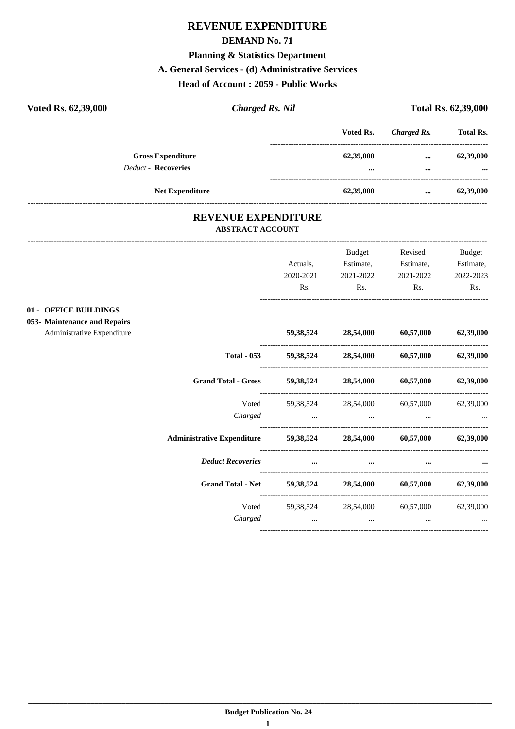# REVENUE EXPENDITURE

## DEMAND No. 71

## Planning & Statistics Department

### A. General Services - (d) Administrative Services

### Head of Account : 2059 - Public Works

| **Voted Rs. 62,39,000** | ***Charged Rs. Nil*** | **Total Rs. 62,39,000** |
|---|---|---|

| | Voted Rs. | *Charged Rs.* | Total Rs. |
|---|---|---|---|
| **Gross Expenditure** | **62,39,000** | **...** | **62,39,000** |
| *Deduct* - **Recoveries** | **...** | **...** | **...** |
| **Net Expenditure** | **62,39,000** | **...** | **62,39,000** |

# REVENUE EXPENDITURE

### ABSTRACT ACCOUNT

| | Actuals, 2020-2021 Rs. | Budget Estimate, 2021-2022 Rs. | Revised Estimate, 2021-2022 Rs. | Budget Estimate, 2022-2023 Rs. |
|---|---|---|---|---|
| **01 - OFFICE BUILDINGS** | | | | |
| **053- Maintenance and Repairs** | | | | |
| Administrative Expenditure | **59,38,524** | **28,54,000** | **60,57,000** | **62,39,000** |
| **Total - 053** | **59,38,524** | **28,54,000** | **60,57,000** | **62,39,000** |
| **Grand Total - Gross** | **59,38,524** | **28,54,000** | **60,57,000** | **62,39,000** |
| Voted | 59,38,524 | 28,54,000 | 60,57,000 | 62,39,000 |
| *Charged* | ... | ... | ... | ... |
| **Administrative Expenditure** | **59,38,524** | **28,54,000** | **60,57,000** | **62,39,000** |
| ***Deduct Recoveries*** | **...** | **...** | **...** | **...** |
| **Grand Total - Net** | **59,38,524** | **28,54,000** | **60,57,000** | **62,39,000** |
| Voted | 59,38,524 | 28,54,000 | 60,57,000 | 62,39,000 |
| *Charged* | ... | ... | ... | ... |

**Budget Publication No. 24**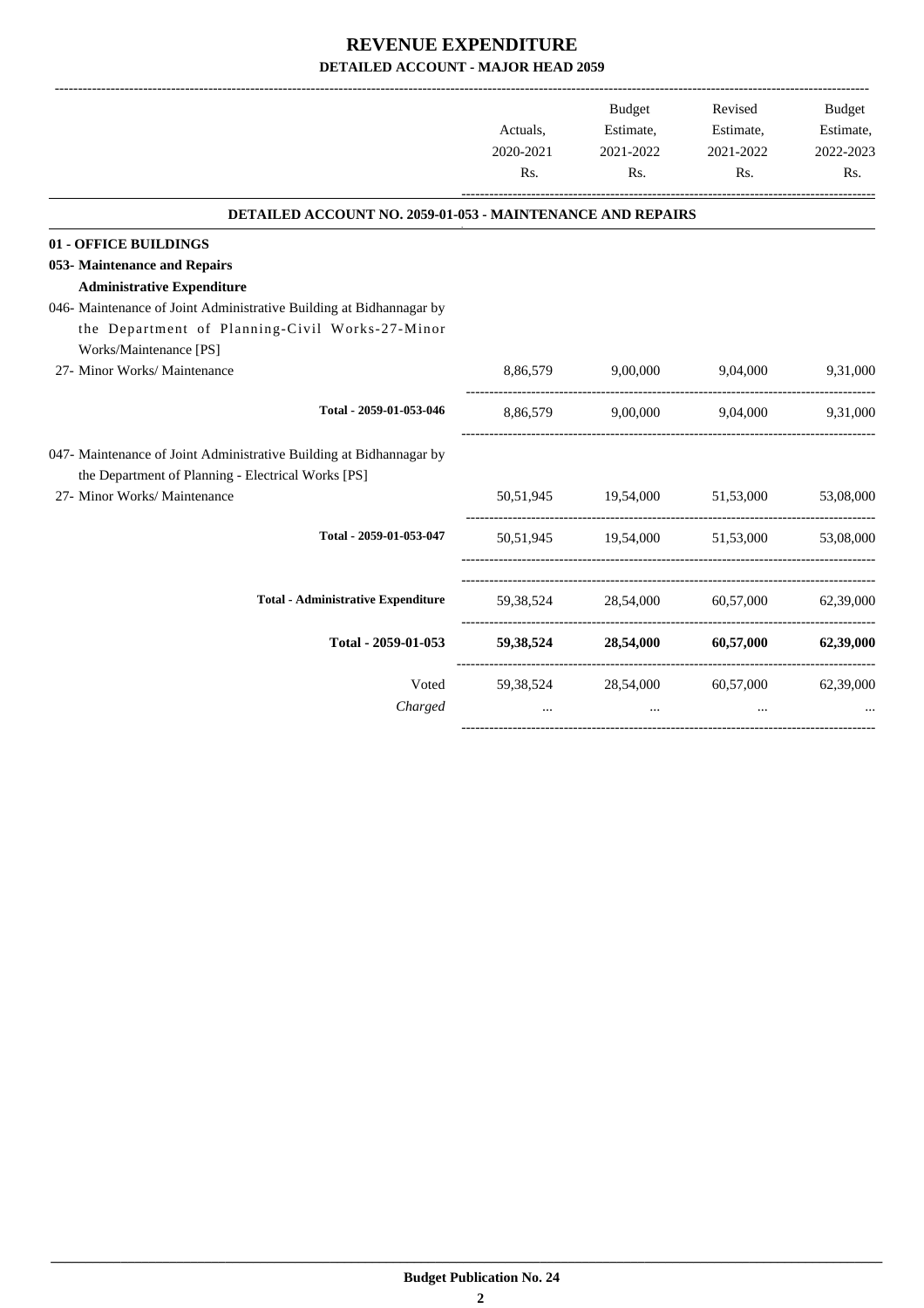# REVENUE EXPENDITURE

## DETAILED ACCOUNT - MAJOR HEAD 2059

| | Actuals, 2020-2021 Rs. | Budget Estimate, 2021-2022 Rs. | Revised Estimate, 2021-2022 Rs. | Budget Estimate, 2022-2023 Rs. |
|---|---|---|---|---|
| **DETAILED ACCOUNT NO. 2059-01-053 - MAINTENANCE AND REPAIRS** | | | | |
| **01 - OFFICE BUILDINGS** | | | | |
| **053- Maintenance and Repairs** | | | | |
| **Administrative Expenditure** | | | | |
| 046- Maintenance of Joint Administrative Building at Bidhannagar by the Department of Planning-Civil Works-27-Minor Works/Maintenance [PS] | | | | |
| 27- Minor Works/ Maintenance | 8,86,579 | 9,00,000 | 9,04,000 | 9,31,000 |
| Total - 2059-01-053-046 | 8,86,579 | 9,00,000 | 9,04,000 | 9,31,000 |
| 047- Maintenance of Joint Administrative Building at Bidhannagar by the Department of Planning - Electrical Works [PS] | | | | |
| 27- Minor Works/ Maintenance | 50,51,945 | 19,54,000 | 51,53,000 | 53,08,000 |
| Total - 2059-01-053-047 | 50,51,945 | 19,54,000 | 51,53,000 | 53,08,000 |
| Total - Administrative Expenditure | 59,38,524 | 28,54,000 | 60,57,000 | 62,39,000 |
| **Total - 2059-01-053** | **59,38,524** | **28,54,000** | **60,57,000** | **62,39,000** |
| Voted | 59,38,524 | 28,54,000 | 60,57,000 | 62,39,000 |
| *Charged* | ... | ... | ... | ... |

**Budget Publication No. 24**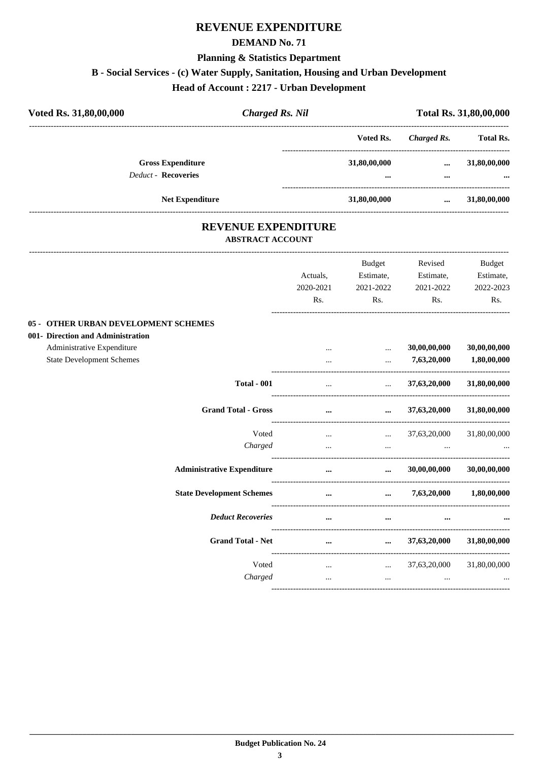# REVENUE EXPENDITURE

## DEMAND No. 71

### Planning & Statistics Department

### B - Social Services - (c) Water Supply, Sanitation, Housing and Urban Development

### Head of Account : 2217 - Urban Development

| Voted Rs. 31,80,00,000 | *Charged Rs. Nil* | Total Rs. 31,80,00,000 |
|---|---|---|

| | Voted Rs. | *Charged Rs.* | Total Rs. |
|---|---|---|---|
| **Gross Expenditure** | 31,80,00,000 | ... | 31,80,00,000 |
| *Deduct* - **Recoveries** | ... | ... | ... |
| **Net Expenditure** | 31,80,00,000 | ... | 31,80,00,000 |

# REVENUE EXPENDITURE

### ABSTRACT ACCOUNT

| | Actuals, 2020-2021 Rs. | Budget Estimate, 2021-2022 Rs. | Revised Estimate, 2021-2022 Rs. | Budget Estimate, 2022-2023 Rs. |
|---|---|---|---|---|
| **05 - OTHER URBAN DEVELOPMENT SCHEMES** | | | | |
| **001- Direction and Administration** | | | | |
| Administrative Expenditure | ... | ... | 30,00,00,000 | 30,00,00,000 |
| State Development Schemes | ... | ... | 7,63,20,000 | 1,80,00,000 |
| **Total - 001** | ... | ... | 37,63,20,000 | 31,80,00,000 |
| **Grand Total - Gross** | ... | ... | 37,63,20,000 | 31,80,00,000 |
| Voted | ... | ... | 37,63,20,000 | 31,80,00,000 |
| *Charged* | ... | ... | ... | ... |
| **Administrative Expenditure** | ... | ... | 30,00,00,000 | 30,00,00,000 |
| **State Development Schemes** | ... | ... | 7,63,20,000 | 1,80,00,000 |
| ***Deduct Recoveries*** | ... | ... | ... | ... |
| **Grand Total - Net** | ... | ... | 37,63,20,000 | 31,80,00,000 |
| Voted | ... | ... | 37,63,20,000 | 31,80,00,000 |
| *Charged* | ... | ... | ... | ... |

**Budget Publication No. 24**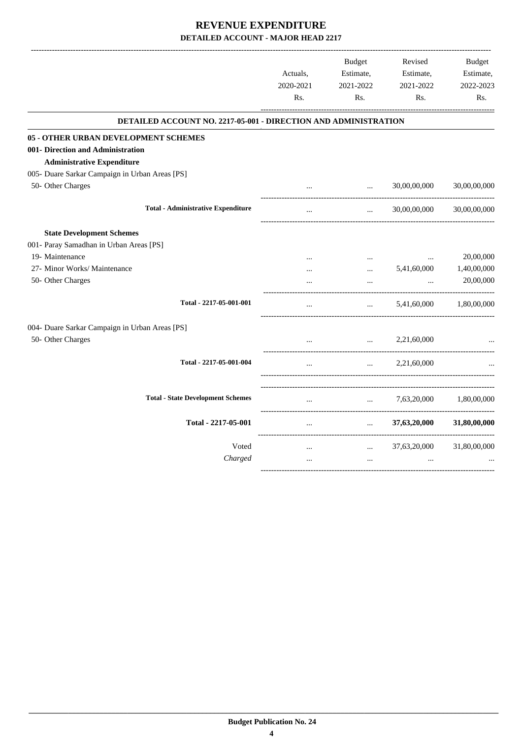# REVENUE EXPENDITURE

## DETAILED ACCOUNT - MAJOR HEAD 2217

| | Actuals, 2020-2021 Rs. | Budget Estimate, 2021-2022 Rs. | Revised Estimate, 2021-2022 Rs. | Budget Estimate, 2022-2023 Rs. |
|---|---|---|---|---|
| **DETAILED ACCOUNT NO. 2217-05-001 - DIRECTION AND ADMINISTRATION** | | | | |
| **05 - OTHER URBAN DEVELOPMENT SCHEMES** | | | | |
| **001- Direction and Administration** | | | | |
| **Administrative Expenditure** | | | | |
| 005- Duare Sarkar Campaign in Urban Areas [PS] | | | | |
| 50- Other Charges | ... | ... | 30,00,00,000 | 30,00,00,000 |
| **Total - Administrative Expenditure** | ... | ... | 30,00,00,000 | 30,00,00,000 |
| **State Development Schemes** | | | | |
| 001- Paray Samadhan in Urban Areas [PS] | | | | |
| 19- Maintenance | ... | ... | ... | 20,00,000 |
| 27- Minor Works/ Maintenance | ... | ... | 5,41,60,000 | 1,40,00,000 |
| 50- Other Charges | ... | ... | ... | 20,00,000 |
| **Total - 2217-05-001-001** | ... | ... | 5,41,60,000 | 1,80,00,000 |
| 004- Duare Sarkar Campaign in Urban Areas [PS] | | | | |
| 50- Other Charges | ... | ... | 2,21,60,000 | ... |
| **Total - 2217-05-001-004** | ... | ... | 2,21,60,000 | ... |
| **Total - State Development Schemes** | ... | ... | 7,63,20,000 | 1,80,00,000 |
| **Total - 2217-05-001** | ... | ... | **37,63,20,000** | **31,80,00,000** |
| Voted | ... | ... | 37,63,20,000 | 31,80,00,000 |
| *Charged* | ... | ... | ... | ... |

**Budget Publication No. 24**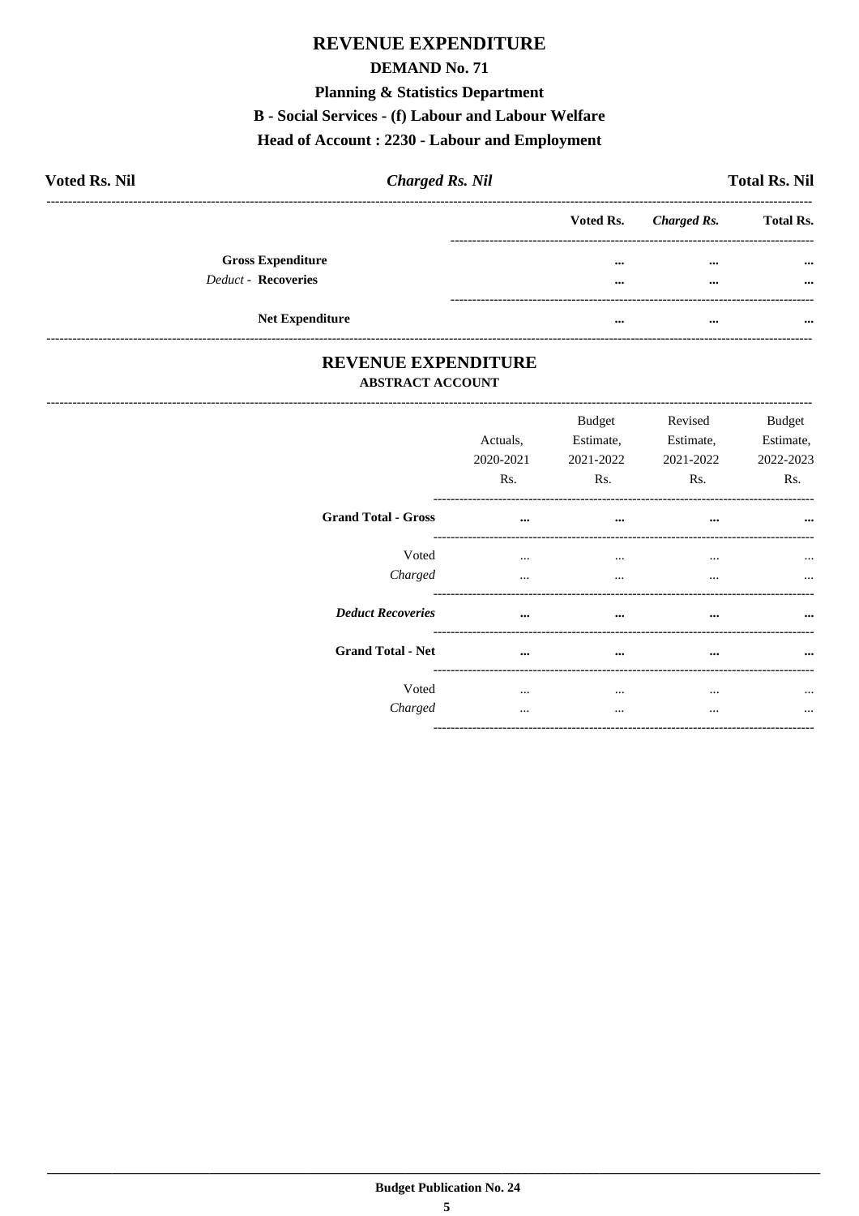# REVENUE EXPENDITURE

## DEMAND No. 71

### Planning & Statistics Department

### B - Social Services - (f) Labour and Labour Welfare

### Head of Account : 2230 - Labour and Employment

**Voted Rs. Nil** | ***Charged Rs. Nil*** | **Total Rs. Nil**

| | Voted Rs. | *Charged Rs.* | Total Rs. |
|---|---|---|---|
| **Gross Expenditure** | ... | ... | ... |
| *Deduct -* **Recoveries** | ... | ... | ... |
| **Net Expenditure** | ... | ... | ... |

## REVENUE EXPENDITURE

**ABSTRACT ACCOUNT**

| | Actuals, 2020-2021 Rs. | Budget Estimate, 2021-2022 Rs. | Revised Estimate, 2021-2022 Rs. | Budget Estimate, 2022-2023 Rs. |
|---|---|---|---|---|
| **Grand Total - Gross** | ... | ... | ... | ... |
| Voted | ... | ... | ... | ... |
| *Charged* | ... | ... | ... | ... |
| ***Deduct Recoveries*** | ... | ... | ... | ... |
| **Grand Total - Net** | ... | ... | ... | ... |
| Voted | ... | ... | ... | ... |
| *Charged* | ... | ... | ... | ... |

**Budget Publication No. 24**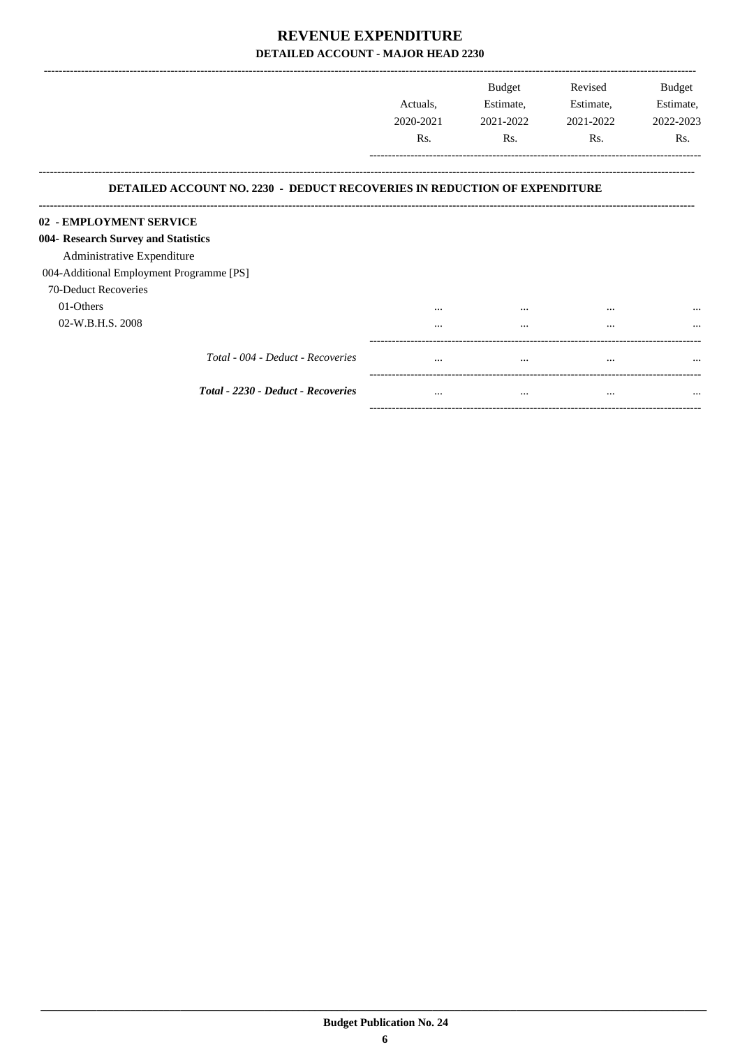# REVENUE EXPENDITURE

## DETAILED ACCOUNT - MAJOR HEAD 2230

| | Actuals, 2020-2021 Rs. | Budget Estimate, 2021-2022 Rs. | Revised Estimate, 2021-2022 Rs. | Budget Estimate, 2022-2023 Rs. |
|---|---|---|---|---|
| **DETAILED ACCOUNT NO. 2230 - DEDUCT RECOVERIES IN REDUCTION OF EXPENDITURE** | | | | |
| **02 - EMPLOYMENT SERVICE** | | | | |
| **004- Research Survey and Statistics** | | | | |
| Administrative Expenditure | | | | |
| 004-Additional Employment Programme [PS] | | | | |
| 70-Deduct Recoveries | | | | |
| 01-Others | ... | ... | ... | ... |
| 02-W.B.H.S. 2008 | ... | ... | ... | ... |
| *Total - 004 - Deduct - Recoveries* | ... | ... | ... | ... |
| ***Total - 2230 - Deduct - Recoveries*** | ... | ... | ... | ... |

**Budget Publication No. 24**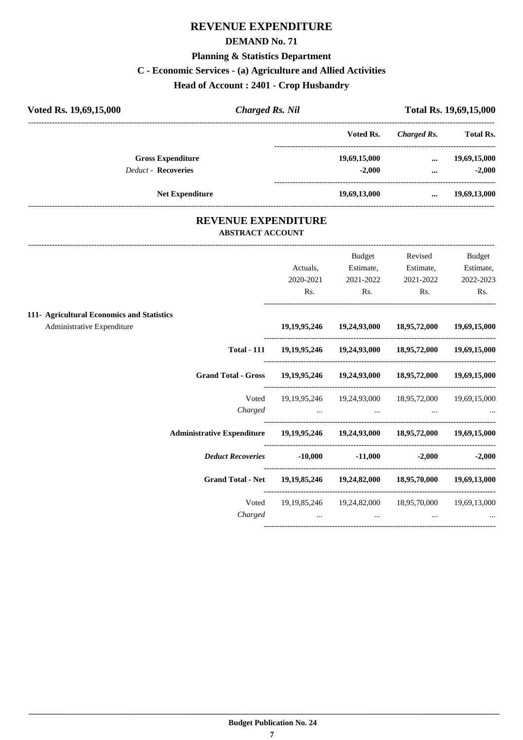# REVENUE EXPENDITURE

## DEMAND No. 71

### Planning & Statistics Department

### C - Economic Services - (a) Agriculture and Allied Activities

### Head of Account : 2401 - Crop Husbandry

| Voted Rs. 19,69,15,000 | *Charged Rs. Nil* | | Total Rs. 19,69,15,000 |
|---|---|---|---|
| | **Voted Rs.** | ***Charged Rs.*** | **Total Rs.** |
| **Gross Expenditure** | 19,69,15,000 | ... | 19,69,15,000 |
| *Deduct* - **Recoveries** | -2,000 | ... | -2,000 |
| **Net Expenditure** | 19,69,13,000 | ... | 19,69,13,000 |

## REVENUE EXPENDITURE

### ABSTRACT ACCOUNT

| | Actuals, 2020-2021 Rs. | Budget Estimate, 2021-2022 Rs. | Revised Estimate, 2021-2022 Rs. | Budget Estimate, 2022-2023 Rs. |
|---|---|---|---|---|
| **111- Agricultural Economics and Statistics** | | | | |
| Administrative Expenditure | **19,19,95,246** | **19,24,93,000** | **18,95,72,000** | **19,69,15,000** |
| **Total - 111** | **19,19,95,246** | **19,24,93,000** | **18,95,72,000** | **19,69,15,000** |
| **Grand Total - Gross** | **19,19,95,246** | **19,24,93,000** | **18,95,72,000** | **19,69,15,000** |
| Voted | 19,19,95,246 | 19,24,93,000 | 18,95,72,000 | 19,69,15,000 |
| *Charged* | ... | ... | ... | ... |
| **Administrative Expenditure** | **19,19,95,246** | **19,24,93,000** | **18,95,72,000** | **19,69,15,000** |
| ***Deduct Recoveries*** | **-10,000** | **-11,000** | **-2,000** | **-2,000** |
| **Grand Total - Net** | **19,19,85,246** | **19,24,82,000** | **18,95,70,000** | **19,69,13,000** |
| Voted | 19,19,85,246 | 19,24,82,000 | 18,95,70,000 | 19,69,13,000 |
| *Charged* | ... | ... | ... | ... |

**Budget Publication No. 24**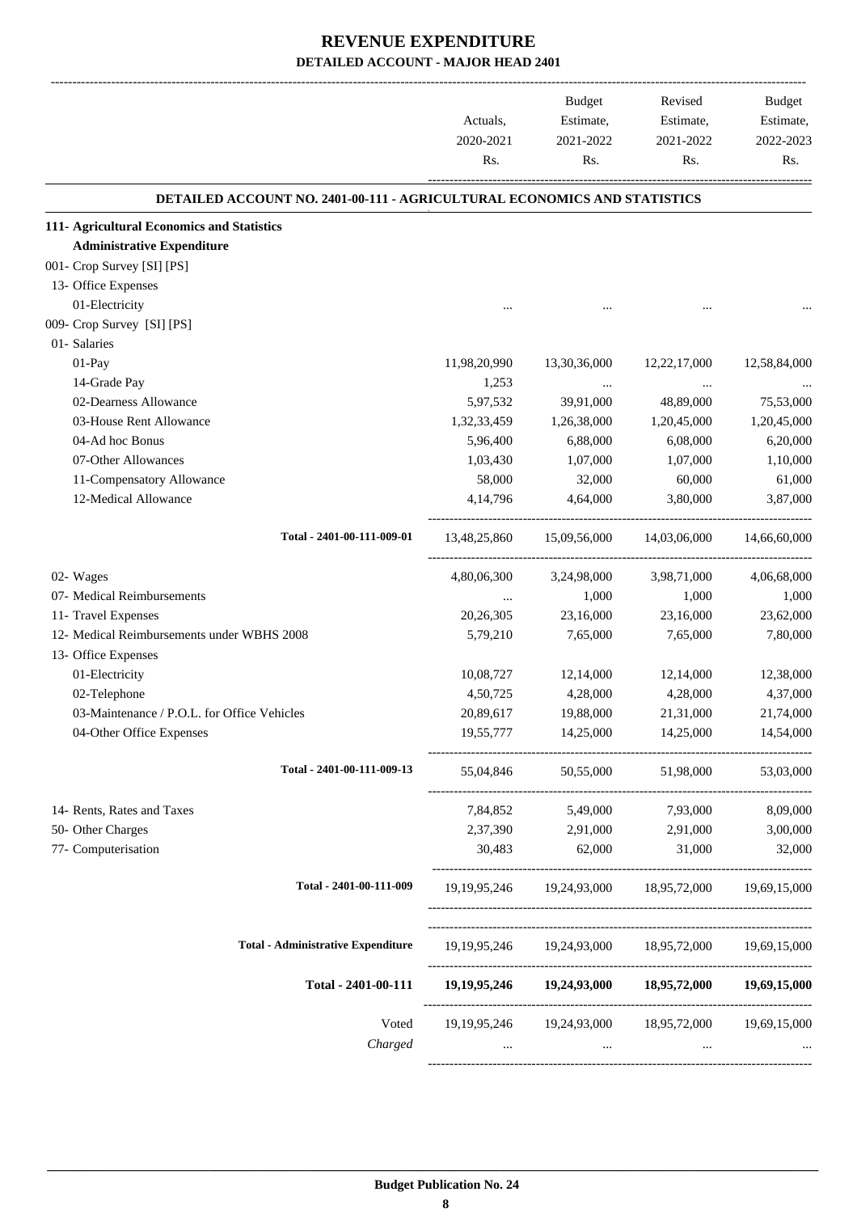# REVENUE EXPENDITURE

## DETAILED ACCOUNT - MAJOR HEAD 2401

| | Actuals, 2020-2021 Rs. | Budget Estimate, 2021-2022 Rs. | Revised Estimate, 2021-2022 Rs. | Budget Estimate, 2022-2023 Rs. |
|---|---|---|---|---|
| **DETAILED ACCOUNT NO. 2401-00-111 - AGRICULTURAL ECONOMICS AND STATISTICS** | | | | |
| **111- Agricultural Economics and Statistics** | | | | |
| **Administrative Expenditure** | | | | |
| 001- Crop Survey [SI] [PS] | | | | |
| 13- Office Expenses | | | | |
| 01-Electricity | ... | ... | ... | ... |
| 009- Crop Survey [SI] [PS] | | | | |
| 01- Salaries | | | | |
| 01-Pay | 11,98,20,990 | 13,30,36,000 | 12,22,17,000 | 12,58,84,000 |
| 14-Grade Pay | 1,253 | ... | ... | ... |
| 02-Dearness Allowance | 5,97,532 | 39,91,000 | 48,89,000 | 75,53,000 |
| 03-House Rent Allowance | 1,32,33,459 | 1,26,38,000 | 1,20,45,000 | 1,20,45,000 |
| 04-Ad hoc Bonus | 5,96,400 | 6,88,000 | 6,08,000 | 6,20,000 |
| 07-Other Allowances | 1,03,430 | 1,07,000 | 1,07,000 | 1,10,000 |
| 11-Compensatory Allowance | 58,000 | 32,000 | 60,000 | 61,000 |
| 12-Medical Allowance | 4,14,796 | 4,64,000 | 3,80,000 | 3,87,000 |
| **Total - 2401-00-111-009-01** | 13,48,25,860 | 15,09,56,000 | 14,03,06,000 | 14,66,60,000 |
| 02- Wages | 4,80,06,300 | 3,24,98,000 | 3,98,71,000 | 4,06,68,000 |
| 07- Medical Reimbursements | ... | 1,000 | 1,000 | 1,000 |
| 11- Travel Expenses | 20,26,305 | 23,16,000 | 23,16,000 | 23,62,000 |
| 12- Medical Reimbursements under WBHS 2008 | 5,79,210 | 7,65,000 | 7,65,000 | 7,80,000 |
| 13- Office Expenses | | | | |
| 01-Electricity | 10,08,727 | 12,14,000 | 12,14,000 | 12,38,000 |
| 02-Telephone | 4,50,725 | 4,28,000 | 4,28,000 | 4,37,000 |
| 03-Maintenance / P.O.L. for Office Vehicles | 20,89,617 | 19,88,000 | 21,31,000 | 21,74,000 |
| 04-Other Office Expenses | 19,55,777 | 14,25,000 | 14,25,000 | 14,54,000 |
| **Total - 2401-00-111-009-13** | 55,04,846 | 50,55,000 | 51,98,000 | 53,03,000 |
| 14- Rents, Rates and Taxes | 7,84,852 | 5,49,000 | 7,93,000 | 8,09,000 |
| 50- Other Charges | 2,37,390 | 2,91,000 | 2,91,000 | 3,00,000 |
| 77- Computerisation | 30,483 | 62,000 | 31,000 | 32,000 |
| **Total - 2401-00-111-009** | 19,19,95,246 | 19,24,93,000 | 18,95,72,000 | 19,69,15,000 |
| **Total - Administrative Expenditure** | 19,19,95,246 | 19,24,93,000 | 18,95,72,000 | 19,69,15,000 |
| **Total - 2401-00-111** | **19,19,95,246** | **19,24,93,000** | **18,95,72,000** | **19,69,15,000** |
| Voted | 19,19,95,246 | 19,24,93,000 | 18,95,72,000 | 19,69,15,000 |
| *Charged* | ... | ... | ... | ... |

**Budget Publication No. 24**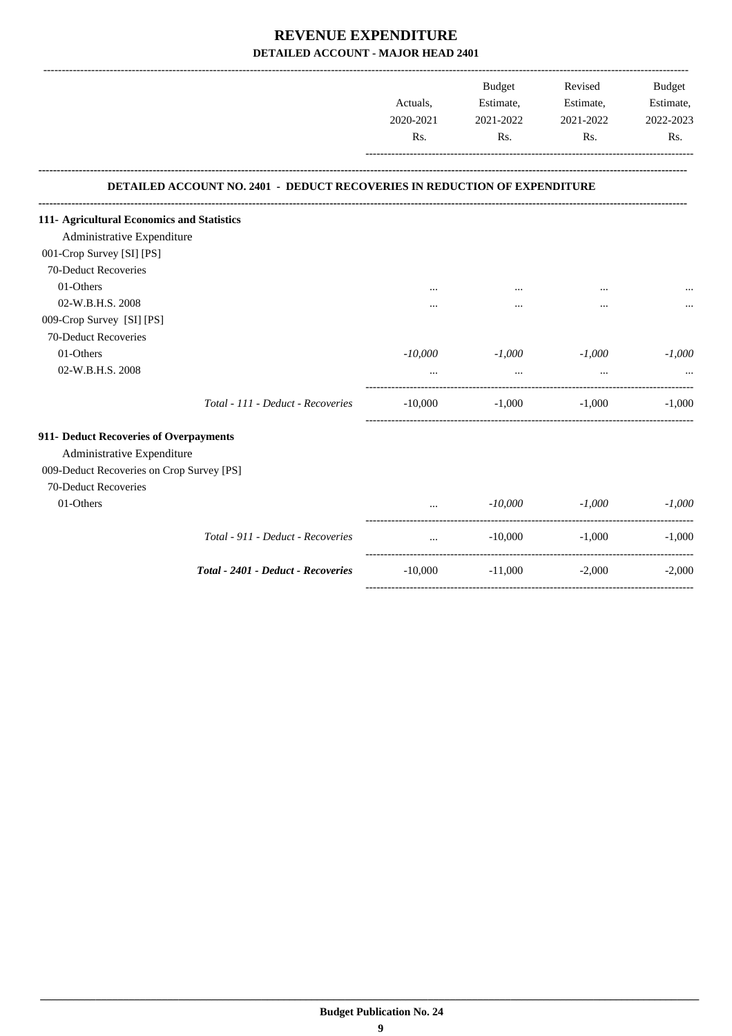# REVENUE EXPENDITURE

## DETAILED ACCOUNT - MAJOR HEAD 2401

| | Actuals, 2020-2021 Rs. | Budget Estimate, 2021-2022 Rs. | Revised Estimate, 2021-2022 Rs. | Budget Estimate, 2022-2023 Rs. |
|---|---|---|---|---|
| **DETAILED ACCOUNT NO. 2401 - DEDUCT RECOVERIES IN REDUCTION OF EXPENDITURE** | | | | |
| **111- Agricultural Economics and Statistics** | | | | |
| Administrative Expenditure | | | | |
| 001-Crop Survey [SI] [PS] | | | | |
| 70-Deduct Recoveries | | | | |
| 01-Others | ... | ... | ... | ... |
| 02-W.B.H.S. 2008 | ... | ... | ... | ... |
| 009-Crop Survey [SI] [PS] | | | | |
| 70-Deduct Recoveries | | | | |
| 01-Others | *-10,000* | *-1,000* | *-1,000* | *-1,000* |
| 02-W.B.H.S. 2008 | ... | ... | ... | ... |
| *Total - 111 - Deduct - Recoveries* | -10,000 | -1,000 | -1,000 | -1,000 |
| **911- Deduct Recoveries of Overpayments** | | | | |
| Administrative Expenditure | | | | |
| 009-Deduct Recoveries on Crop Survey [PS] | | | | |
| 70-Deduct Recoveries | | | | |
| 01-Others | ... | *-10,000* | *-1,000* | *-1,000* |
| *Total - 911 - Deduct - Recoveries* | ... | -10,000 | -1,000 | -1,000 |
| ***Total - 2401 - Deduct - Recoveries*** | -10,000 | -11,000 | -2,000 | -2,000 |

**Budget Publication No. 24**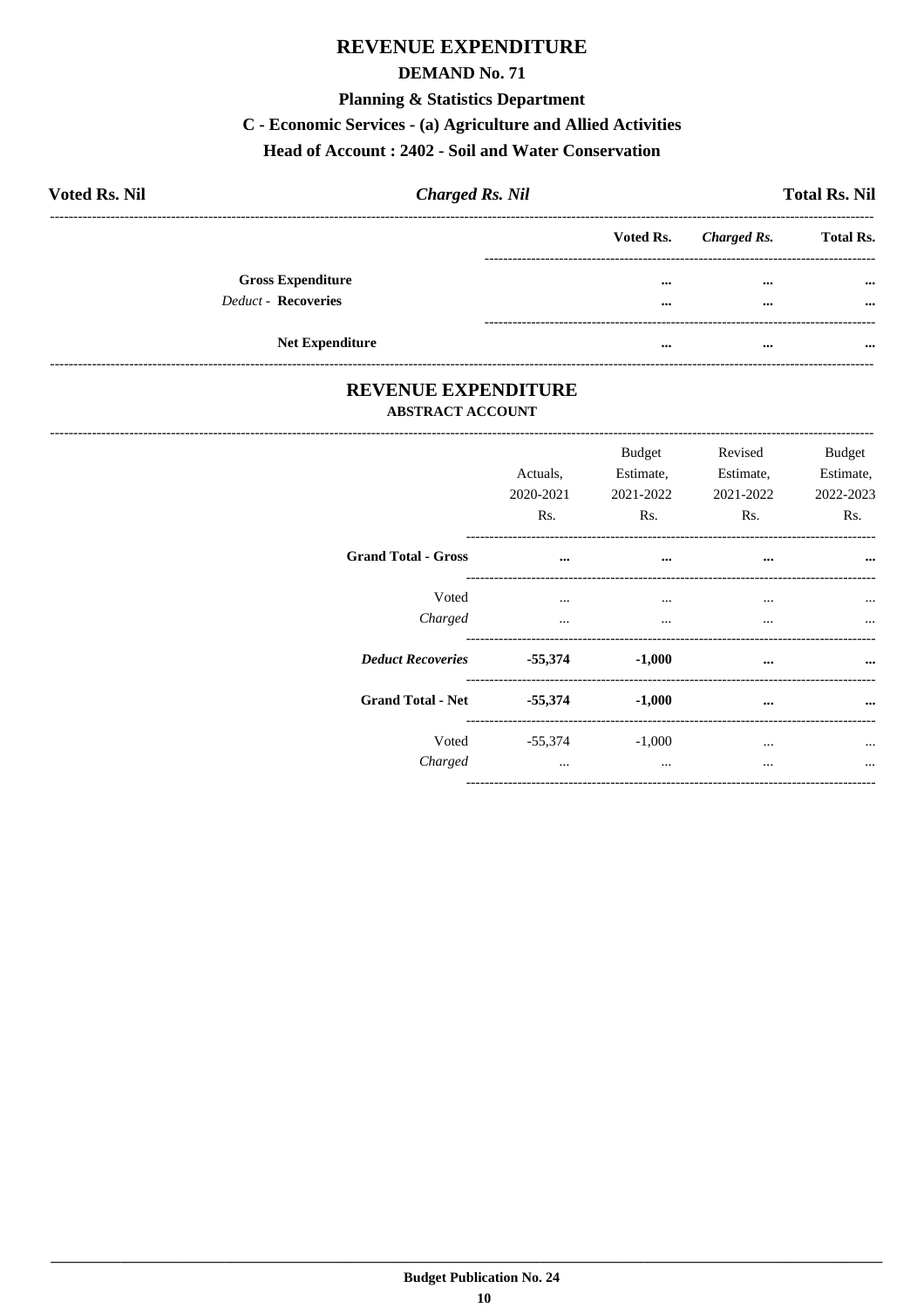# REVENUE EXPENDITURE

## DEMAND No. 71

### Planning & Statistics Department

### C - Economic Services - (a) Agriculture and Allied Activities

### Head of Account : 2402 - Soil and Water Conservation

**Voted Rs. Nil** | ***Charged Rs. Nil*** | **Total Rs. Nil**

| | Voted Rs. | *Charged Rs.* | Total Rs. |
|---|---|---|---|
| **Gross Expenditure** | ... | ... | ... |
| *Deduct* - **Recoveries** | ... | ... | ... |
| **Net Expenditure** | ... | ... | ... |

## REVENUE EXPENDITURE

### ABSTRACT ACCOUNT

| | Actuals, 2020-2021 Rs. | Budget Estimate, 2021-2022 Rs. | Revised Estimate, 2021-2022 Rs. | Budget Estimate, 2022-2023 Rs. |
|---|---|---|---|---|
| **Grand Total - Gross** | ... | ... | ... | ... |
| Voted | ... | ... | ... | ... |
| *Charged* | ... | ... | ... | ... |
| ***Deduct Recoveries*** | **-55,374** | **-1,000** | ... | ... |
| **Grand Total - Net** | **-55,374** | **-1,000** | ... | ... |
| Voted | -55,374 | -1,000 | ... | ... |
| *Charged* | ... | ... | ... | ... |

**Budget Publication No. 24**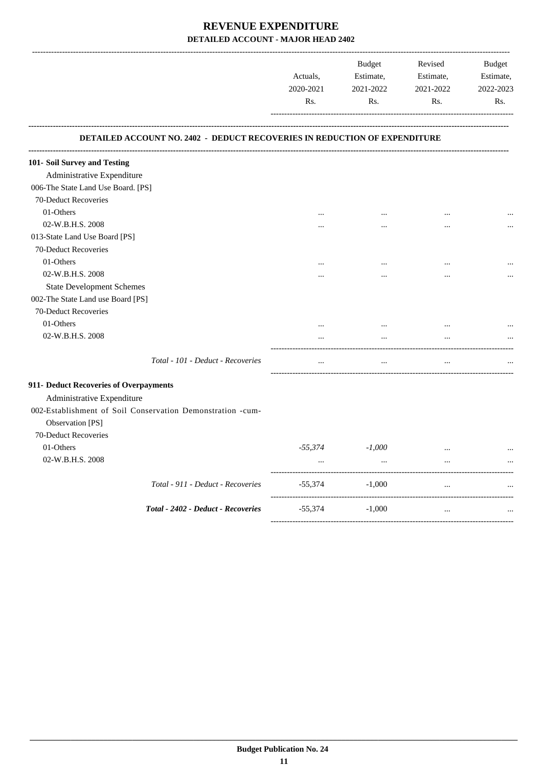# REVENUE EXPENDITURE

## DETAILED ACCOUNT - MAJOR HEAD 2402

| | Actuals, 2020-2021 Rs. | Budget Estimate, 2021-2022 Rs. | Revised Estimate, 2021-2022 Rs. | Budget Estimate, 2022-2023 Rs. |
|---|---|---|---|---|
| **DETAILED ACCOUNT NO. 2402 - DEDUCT RECOVERIES IN REDUCTION OF EXPENDITURE** | | | | |
| **101- Soil Survey and Testing** | | | | |
| Administrative Expenditure | | | | |
| 006-The State Land Use Board. [PS] | | | | |
| 70-Deduct Recoveries | | | | |
| 01-Others | ... | ... | ... | ... |
| 02-W.B.H.S. 2008 | ... | ... | ... | ... |
| 013-State Land Use Board [PS] | | | | |
| 70-Deduct Recoveries | | | | |
| 01-Others | ... | ... | ... | ... |
| 02-W.B.H.S. 2008 | ... | ... | ... | ... |
| State Development Schemes | | | | |
| 002-The State Land use Board [PS] | | | | |
| 70-Deduct Recoveries | | | | |
| 01-Others | ... | ... | ... | ... |
| 02-W.B.H.S. 2008 | ... | ... | ... | ... |
| *Total - 101 - Deduct - Recoveries* | ... | ... | ... | ... |
| **911- Deduct Recoveries of Overpayments** | | | | |
| Administrative Expenditure | | | | |
| 002-Establishment of Soil Conservation Demonstration -cum-Observation [PS] | | | | |
| 70-Deduct Recoveries | | | | |
| 01-Others | *-55,374* | *-1,000* | ... | ... |
| 02-W.B.H.S. 2008 | ... | ... | ... | ... |
| *Total - 911 - Deduct - Recoveries* | -55,374 | -1,000 | ... | ... |
| ***Total - 2402 - Deduct - Recoveries*** | -55,374 | -1,000 | ... | ... |

**Budget Publication No. 24**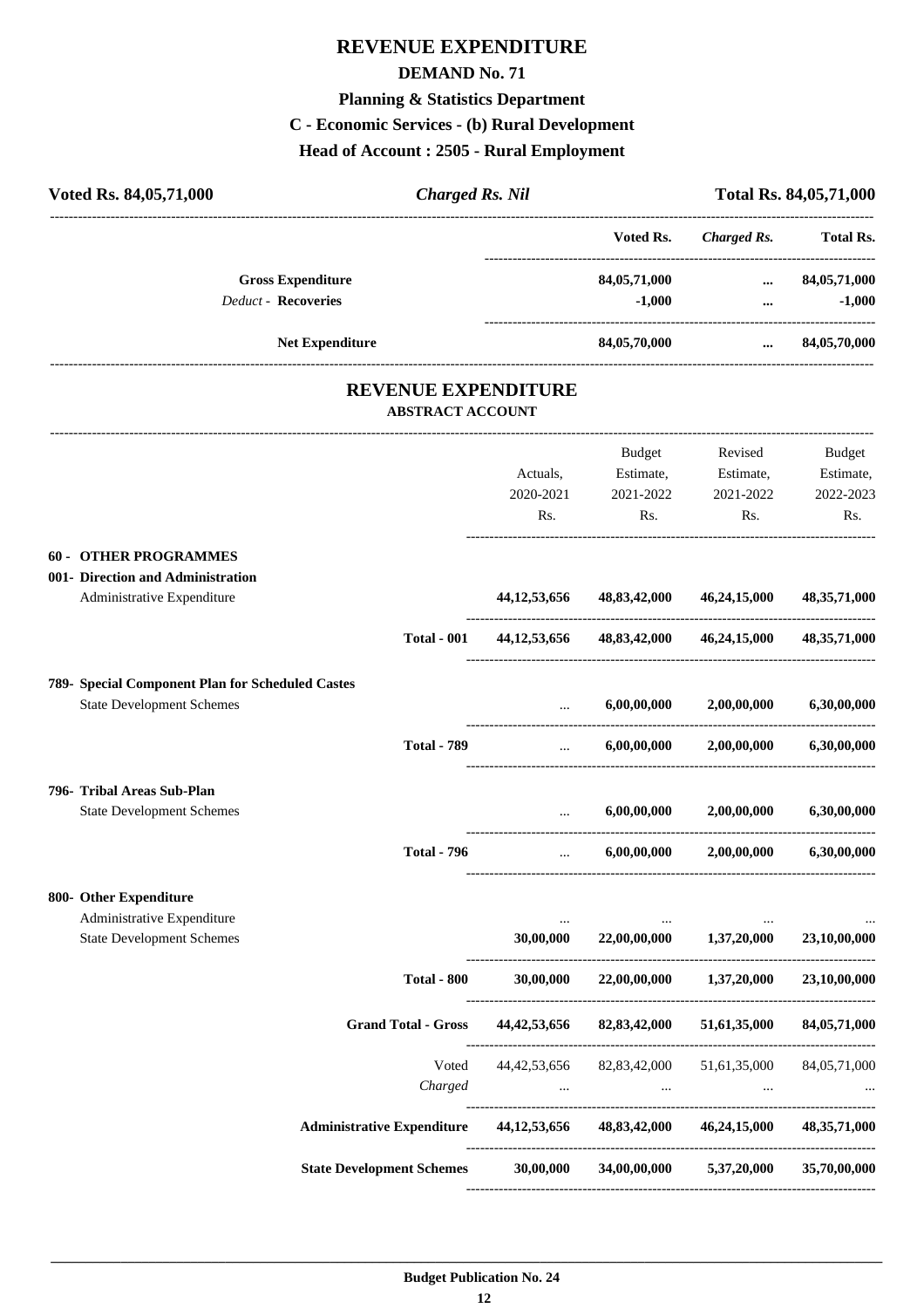# REVENUE EXPENDITURE

## DEMAND No. 71

## Planning & Statistics Department

## C - Economic Services - (b) Rural Development

## Head of Account : 2505 - Rural Employment

**Voted Rs. 84,05,71,000** | ***Charged Rs. Nil*** | **Total Rs. 84,05,71,000**

| | Voted Rs. | *Charged Rs.* | Total Rs. |
|---|---|---|---|
| **Gross Expenditure** | **84,05,71,000** | **...** | **84,05,71,000** |
| *Deduct* - **Recoveries** | **-1,000** | **...** | **-1,000** |
| **Net Expenditure** | **84,05,70,000** | **...** | **84,05,70,000** |

## REVENUE EXPENDITURE

### ABSTRACT ACCOUNT

| | Actuals, 2020-2021 Rs. | Budget Estimate, 2021-2022 Rs. | Revised Estimate, 2021-2022 Rs. | Budget Estimate, 2022-2023 Rs. |
|---|---|---|---|---|
| **60 - OTHER PROGRAMMES** | | | | |
| **001- Direction and Administration** | | | | |
| Administrative Expenditure | **44,12,53,656** | **48,83,42,000** | **46,24,15,000** | **48,35,71,000** |
| **Total - 001** | **44,12,53,656** | **48,83,42,000** | **46,24,15,000** | **48,35,71,000** |
| **789- Special Component Plan for Scheduled Castes** | | | | |
| State Development Schemes | ... | **6,00,00,000** | **2,00,00,000** | **6,30,00,000** |
| **Total - 789** | ... | **6,00,00,000** | **2,00,00,000** | **6,30,00,000** |
| **796- Tribal Areas Sub-Plan** | | | | |
| State Development Schemes | ... | **6,00,00,000** | **2,00,00,000** | **6,30,00,000** |
| **Total - 796** | ... | **6,00,00,000** | **2,00,00,000** | **6,30,00,000** |
| **800- Other Expenditure** | | | | |
| Administrative Expenditure | ... | ... | ... | ... |
| State Development Schemes | **30,00,000** | **22,00,00,000** | **1,37,20,000** | **23,10,00,000** |
| **Total - 800** | **30,00,000** | **22,00,00,000** | **1,37,20,000** | **23,10,00,000** |
| **Grand Total - Gross** | **44,42,53,656** | **82,83,42,000** | **51,61,35,000** | **84,05,71,000** |
| Voted | 44,42,53,656 | 82,83,42,000 | 51,61,35,000 | 84,05,71,000 |
| *Charged* | ... | ... | ... | ... |
| **Administrative Expenditure** | **44,12,53,656** | **48,83,42,000** | **46,24,15,000** | **48,35,71,000** |
| **State Development Schemes** | **30,00,000** | **34,00,00,000** | **5,37,20,000** | **35,70,00,000** |

**Budget Publication No. 24**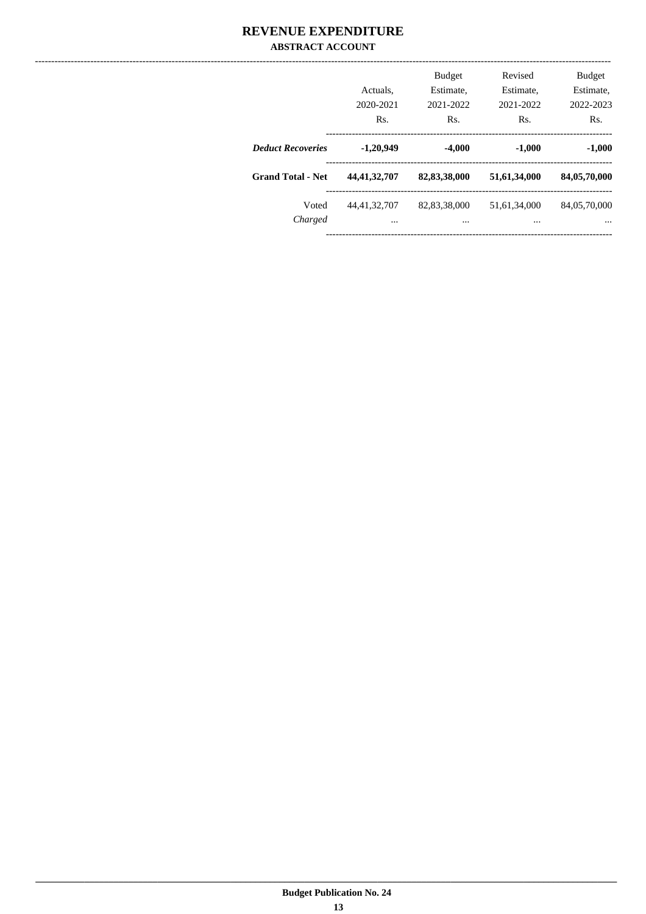# REVENUE EXPENDITURE

## ABSTRACT ACCOUNT

| | Actuals, 2020-2021 Rs. | Budget Estimate, 2021-2022 Rs. | Revised Estimate, 2021-2022 Rs. | Budget Estimate, 2022-2023 Rs. |
|---|---|---|---|---|
| ***Deduct Recoveries*** | **-1,20,949** | **-4,000** | **-1,000** | **-1,000** |
| **Grand Total - Net** | **44,41,32,707** | **82,83,38,000** | **51,61,34,000** | **84,05,70,000** |
| Voted | 44,41,32,707 | 82,83,38,000 | 51,61,34,000 | 84,05,70,000 |
| *Charged* | ... | ... | ... | ... |

**Budget Publication No. 24**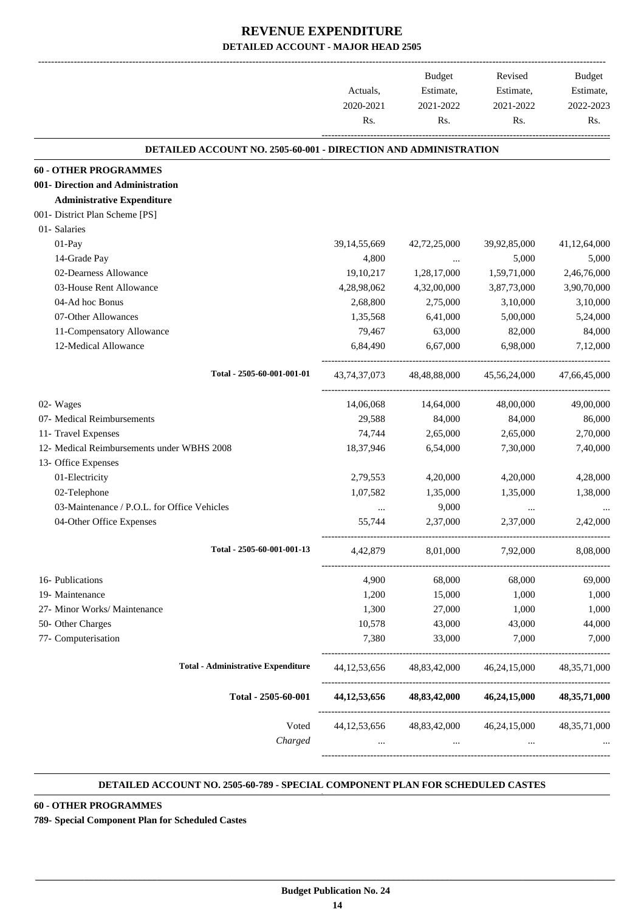# REVENUE EXPENDITURE

## DETAILED ACCOUNT - MAJOR HEAD 2505

| | Actuals, 2020-2021 Rs. | Budget Estimate, 2021-2022 Rs. | Revised Estimate, 2021-2022 Rs. | Budget Estimate, 2022-2023 Rs. |
|---|---|---|---|---|

### DETAILED ACCOUNT NO. 2505-60-001 - DIRECTION AND ADMINISTRATION

**60 - OTHER PROGRAMMES**

**001- Direction and Administration**

**Administrative Expenditure**

| | Actuals, 2020-2021 Rs. | Budget Estimate, 2021-2022 Rs. | Revised Estimate, 2021-2022 Rs. | Budget Estimate, 2022-2023 Rs. |
|---|---|---|---|---|
| 001- District Plan Scheme [PS] | | | | |
| 01- Salaries | | | | |
| 01-Pay | 39,14,55,669 | 42,72,25,000 | 39,92,85,000 | 41,12,64,000 |
| 14-Grade Pay | 4,800 | ... | 5,000 | 5,000 |
| 02-Dearness Allowance | 19,10,217 | 1,28,17,000 | 1,59,71,000 | 2,46,76,000 |
| 03-House Rent Allowance | 4,28,98,062 | 4,32,00,000 | 3,87,73,000 | 3,90,70,000 |
| 04-Ad hoc Bonus | 2,68,800 | 2,75,000 | 3,10,000 | 3,10,000 |
| 07-Other Allowances | 1,35,568 | 6,41,000 | 5,00,000 | 5,24,000 |
| 11-Compensatory Allowance | 79,467 | 63,000 | 82,000 | 84,000 |
| 12-Medical Allowance | 6,84,490 | 6,67,000 | 6,98,000 | 7,12,000 |
| Total - 2505-60-001-001-01 | 43,74,37,073 | 48,48,88,000 | 45,56,24,000 | 47,66,45,000 |
| 02- Wages | 14,06,068 | 14,64,000 | 48,00,000 | 49,00,000 |
| 07- Medical Reimbursements | 29,588 | 84,000 | 84,000 | 86,000 |
| 11- Travel Expenses | 74,744 | 2,65,000 | 2,65,000 | 2,70,000 |
| 12- Medical Reimbursements under WBHS 2008 | 18,37,946 | 6,54,000 | 7,30,000 | 7,40,000 |
| 13- Office Expenses | | | | |
| 01-Electricity | 2,79,553 | 4,20,000 | 4,20,000 | 4,28,000 |
| 02-Telephone | 1,07,582 | 1,35,000 | 1,35,000 | 1,38,000 |
| 03-Maintenance / P.O.L. for Office Vehicles | ... | 9,000 | ... | ... |
| 04-Other Office Expenses | 55,744 | 2,37,000 | 2,37,000 | 2,42,000 |
| Total - 2505-60-001-001-13 | 4,42,879 | 8,01,000 | 7,92,000 | 8,08,000 |
| 16- Publications | 4,900 | 68,000 | 68,000 | 69,000 |
| 19- Maintenance | 1,200 | 15,000 | 1,000 | 1,000 |
| 27- Minor Works/ Maintenance | 1,300 | 27,000 | 1,000 | 1,000 |
| 50- Other Charges | 10,578 | 43,000 | 43,000 | 44,000 |
| 77- Computerisation | 7,380 | 33,000 | 7,000 | 7,000 |
| Total - Administrative Expenditure | 44,12,53,656 | 48,83,42,000 | 46,24,15,000 | 48,35,71,000 |
| **Total - 2505-60-001** | **44,12,53,656** | **48,83,42,000** | **46,24,15,000** | **48,35,71,000** |
| Voted | 44,12,53,656 | 48,83,42,000 | 46,24,15,000 | 48,35,71,000 |
| *Charged* | ... | ... | ... | ... |

### DETAILED ACCOUNT NO. 2505-60-789 - SPECIAL COMPONENT PLAN FOR SCHEDULED CASTES

**60 - OTHER PROGRAMMES**

**789- Special Component Plan for Scheduled Castes**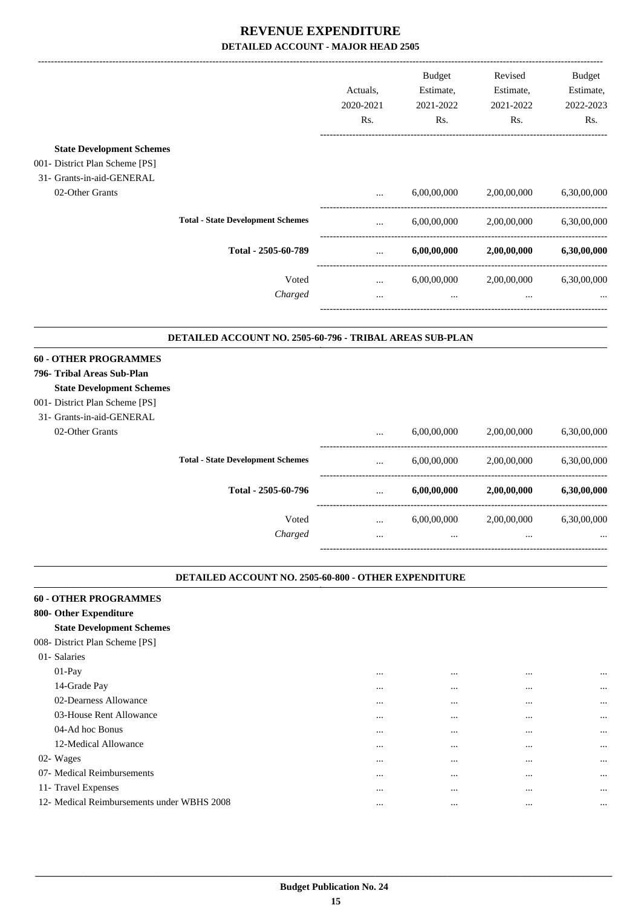# REVENUE EXPENDITURE

## DETAILED ACCOUNT - MAJOR HEAD 2505

| | Actuals, 2020-2021 Rs. | Budget Estimate, 2021-2022 Rs. | Revised Estimate, 2021-2022 Rs. | Budget Estimate, 2022-2023 Rs. |
|---|---|---|---|---|
| **State Development Schemes** | | | | |
| 001- District Plan Scheme [PS] | | | | |
| 31- Grants-in-aid-GENERAL | | | | |
| 02-Other Grants | ... | 6,00,00,000 | 2,00,00,000 | 6,30,00,000 |
| **Total - State Development Schemes** | ... | 6,00,00,000 | 2,00,00,000 | 6,30,00,000 |
| **Total - 2505-60-789** | ... | **6,00,00,000** | **2,00,00,000** | **6,30,00,000** |
| Voted | ... | 6,00,00,000 | 2,00,00,000 | 6,30,00,000 |
| *Charged* | ... | ... | ... | ... |

### DETAILED ACCOUNT NO. 2505-60-796 - TRIBAL AREAS SUB-PLAN

| | Actuals, 2020-2021 Rs. | Budget Estimate, 2021-2022 Rs. | Revised Estimate, 2021-2022 Rs. | Budget Estimate, 2022-2023 Rs. |
|---|---|---|---|---|
| **60 - OTHER PROGRAMMES** | | | | |
| **796- Tribal Areas Sub-Plan** | | | | |
| **State Development Schemes** | | | | |
| 001- District Plan Scheme [PS] | | | | |
| 31- Grants-in-aid-GENERAL | | | | |
| 02-Other Grants | ... | 6,00,00,000 | 2,00,00,000 | 6,30,00,000 |
| **Total - State Development Schemes** | ... | 6,00,00,000 | 2,00,00,000 | 6,30,00,000 |
| **Total - 2505-60-796** | ... | **6,00,00,000** | **2,00,00,000** | **6,30,00,000** |
| Voted | ... | 6,00,00,000 | 2,00,00,000 | 6,30,00,000 |
| *Charged* | ... | ... | ... | ... |

### DETAILED ACCOUNT NO. 2505-60-800 - OTHER EXPENDITURE

| | Actuals, 2020-2021 Rs. | Budget Estimate, 2021-2022 Rs. | Revised Estimate, 2021-2022 Rs. | Budget Estimate, 2022-2023 Rs. |
|---|---|---|---|---|
| **60 - OTHER PROGRAMMES** | | | | |
| **800- Other Expenditure** | | | | |
| **State Development Schemes** | | | | |
| 008- District Plan Scheme [PS] | | | | |
| 01- Salaries | | | | |
| 01-Pay | ... | ... | ... | ... |
| 14-Grade Pay | ... | ... | ... | ... |
| 02-Dearness Allowance | ... | ... | ... | ... |
| 03-House Rent Allowance | ... | ... | ... | ... |
| 04-Ad hoc Bonus | ... | ... | ... | ... |
| 12-Medical Allowance | ... | ... | ... | ... |
| 02- Wages | ... | ... | ... | ... |
| 07- Medical Reimbursements | ... | ... | ... | ... |
| 11- Travel Expenses | ... | ... | ... | ... |
| 12- Medical Reimbursements under WBHS 2008 | ... | ... | ... | ... |

**Budget Publication No. 24**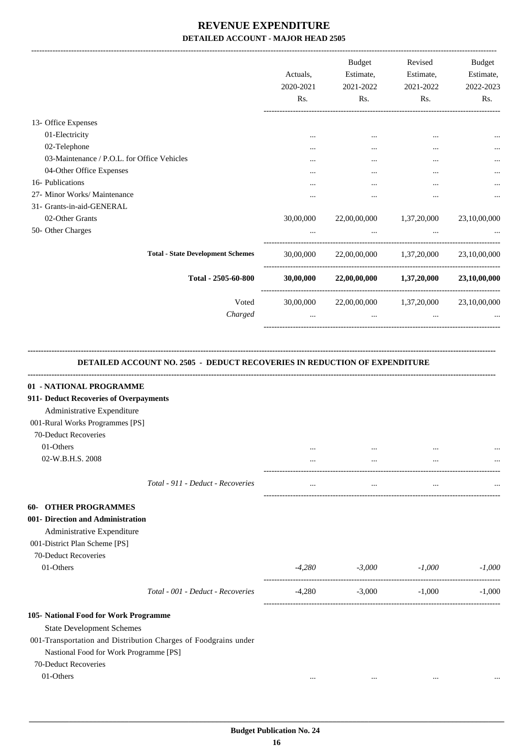# REVENUE EXPENDITURE

## DETAILED ACCOUNT - MAJOR HEAD 2505

| | Actuals, 2020-2021 Rs. | Budget Estimate, 2021-2022 Rs. | Revised Estimate, 2021-2022 Rs. | Budget Estimate, 2022-2023 Rs. |
|---|---|---|---|---|
| 13- Office Expenses | | | | |
| 01-Electricity | ... | ... | ... | ... |
| 02-Telephone | ... | ... | ... | ... |
| 03-Maintenance / P.O.L. for Office Vehicles | ... | ... | ... | ... |
| 04-Other Office Expenses | ... | ... | ... | ... |
| 16- Publications | ... | ... | ... | ... |
| 27- Minor Works/ Maintenance | ... | ... | ... | ... |
| 31- Grants-in-aid-GENERAL | | | | |
| 02-Other Grants | 30,00,000 | 22,00,00,000 | 1,37,20,000 | 23,10,00,000 |
| 50- Other Charges | ... | ... | ... | ... |
| **Total - State Development Schemes** | 30,00,000 | 22,00,00,000 | 1,37,20,000 | 23,10,00,000 |
| **Total - 2505-60-800** | **30,00,000** | **22,00,00,000** | **1,37,20,000** | **23,10,00,000** |
| Voted | 30,00,000 | 22,00,00,000 | 1,37,20,000 | 23,10,00,000 |
| *Charged* | ... | ... | ... | ... |

### DETAILED ACCOUNT NO. 2505 - DEDUCT RECOVERIES IN REDUCTION OF EXPENDITURE

| | Actuals, 2020-2021 Rs. | Budget Estimate, 2021-2022 Rs. | Revised Estimate, 2021-2022 Rs. | Budget Estimate, 2022-2023 Rs. |
|---|---|---|---|---|
| **01 - NATIONAL PROGRAMME** | | | | |
| **911- Deduct Recoveries of Overpayments** | | | | |
| Administrative Expenditure | | | | |
| 001-Rural Works Programmes [PS] | | | | |
| 70-Deduct Recoveries | | | | |
| 01-Others | ... | ... | ... | ... |
| 02-W.B.H.S. 2008 | ... | ... | ... | ... |
| *Total - 911 - Deduct - Recoveries* | ... | ... | ... | ... |
| **60- OTHER PROGRAMMES** | | | | |
| **001- Direction and Administration** | | | | |
| Administrative Expenditure | | | | |
| 001-District Plan Scheme [PS] | | | | |
| 70-Deduct Recoveries | | | | |
| 01-Others | *-4,280* | *-3,000* | *-1,000* | *-1,000* |
| *Total - 001 - Deduct - Recoveries* | -4,280 | -3,000 | -1,000 | -1,000 |
| **105- National Food for Work Programme** | | | | |
| State Development Schemes | | | | |
| 001-Transportation and Distribution Charges of Foodgrains under Nastional Food for Work Programme [PS] | | | | |
| 70-Deduct Recoveries | | | | |
| 01-Others | ... | ... | ... | ... |

**Budget Publication No. 24**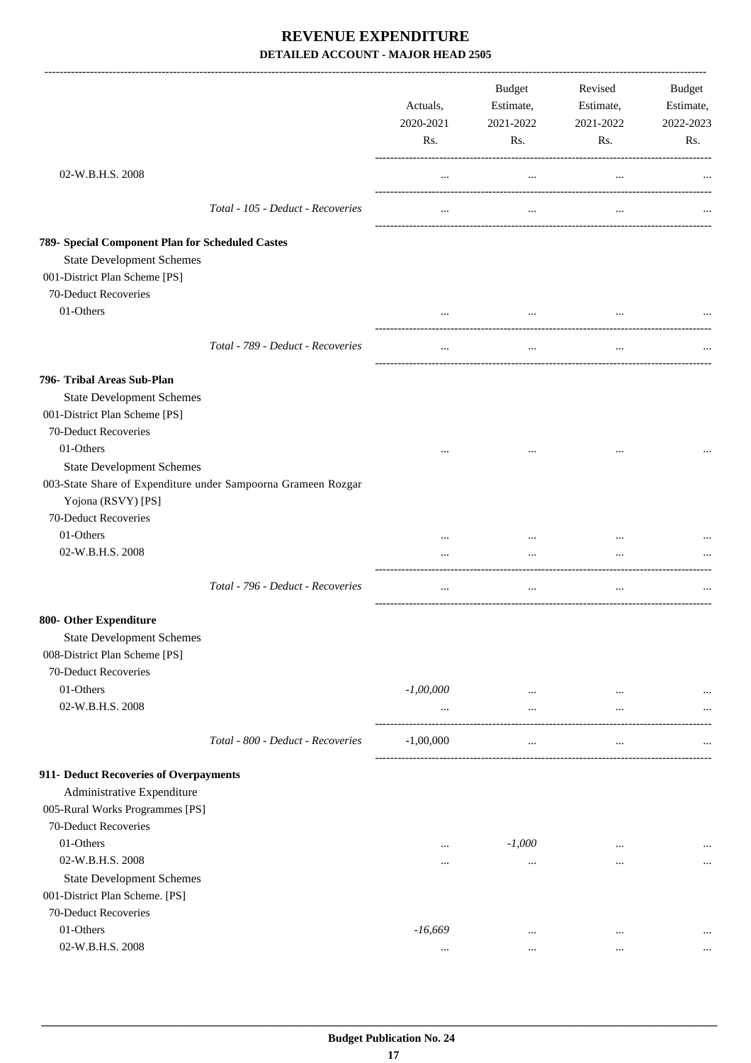# REVENUE EXPENDITURE

## DETAILED ACCOUNT - MAJOR HEAD 2505

| | Actuals, 2020-2021 Rs. | Budget Estimate, 2021-2022 Rs. | Revised Estimate, 2021-2022 Rs. | Budget Estimate, 2022-2023 Rs. |
|---|---|---|---|---|
| 02-W.B.H.S. 2008 | ... | ... | ... | ... |
| *Total - 105 - Deduct - Recoveries* | ... | ... | ... | ... |
| **789- Special Component Plan for Scheduled Castes** | | | | |
| State Development Schemes | | | | |
| 001-District Plan Scheme [PS] | | | | |
| 70-Deduct Recoveries | | | | |
| 01-Others | ... | ... | ... | ... |
| *Total - 789 - Deduct - Recoveries* | ... | ... | ... | ... |
| **796- Tribal Areas Sub-Plan** | | | | |
| State Development Schemes | | | | |
| 001-District Plan Scheme [PS] | | | | |
| 70-Deduct Recoveries | | | | |
| 01-Others | ... | ... | ... | ... |
| State Development Schemes | | | | |
| 003-State Share of Expenditure under Sampoorna Grameen Rozgar Yojona (RSVY) [PS] | | | | |
| 70-Deduct Recoveries | | | | |
| 01-Others | ... | ... | ... | ... |
| 02-W.B.H.S. 2008 | ... | ... | ... | ... |
| *Total - 796 - Deduct - Recoveries* | ... | ... | ... | ... |
| **800- Other Expenditure** | | | | |
| State Development Schemes | | | | |
| 008-District Plan Scheme [PS] | | | | |
| 70-Deduct Recoveries | | | | |
| 01-Others | *-1,00,000* | ... | ... | ... |
| 02-W.B.H.S. 2008 | ... | ... | ... | ... |
| *Total - 800 - Deduct - Recoveries* | -1,00,000 | ... | ... | ... |
| **911- Deduct Recoveries of Overpayments** | | | | |
| Administrative Expenditure | | | | |
| 005-Rural Works Programmes [PS] | | | | |
| 70-Deduct Recoveries | | | | |
| 01-Others | ... | *-1,000* | ... | ... |
| 02-W.B.H.S. 2008 | ... | ... | ... | ... |
| State Development Schemes | | | | |
| 001-District Plan Scheme. [PS] | | | | |
| 70-Deduct Recoveries | | | | |
| 01-Others | *-16,669* | ... | ... | ... |
| 02-W.B.H.S. 2008 | ... | ... | ... | ... |

**Budget Publication No. 24**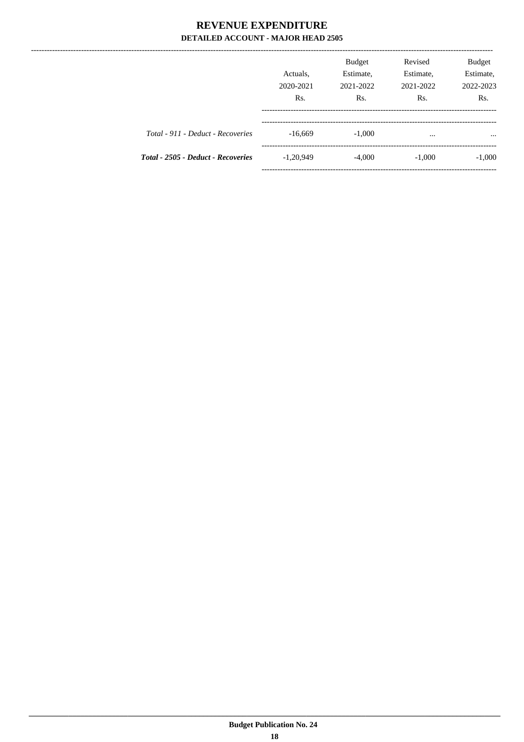# REVENUE EXPENDITURE

## DETAILED ACCOUNT - MAJOR HEAD 2505

| | Actuals, 2020-2021 Rs. | Budget Estimate, 2021-2022 Rs. | Revised Estimate, 2021-2022 Rs. | Budget Estimate, 2022-2023 Rs. |
|---|---|---|---|---|
| *Total - 911 - Deduct - Recoveries* | -16,669 | -1,000 | ... | ... |
| ***Total - 2505 - Deduct - Recoveries*** | -1,20,949 | -4,000 | -1,000 | -1,000 |

**Budget Publication No. 24**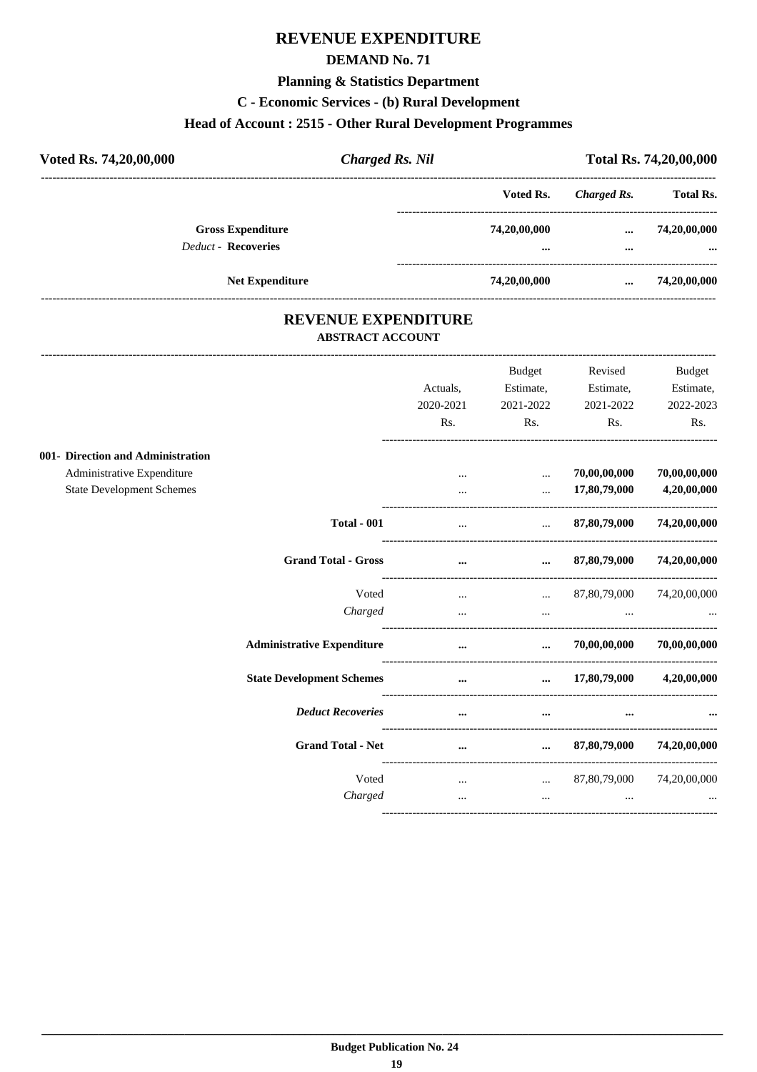# REVENUE EXPENDITURE

## DEMAND No. 71

### Planning & Statistics Department

### C - Economic Services - (b) Rural Development

### Head of Account : 2515 - Other Rural Development Programmes

**Voted Rs. 74,20,00,000** | ***Charged Rs. Nil*** | **Total Rs. 74,20,00,000**

| | Voted Rs. | *Charged Rs.* | Total Rs. |
|---|---|---|---|
| **Gross Expenditure** | 74,20,00,000 | ... | 74,20,00,000 |
| *Deduct* - **Recoveries** | ... | ... | ... |
| **Net Expenditure** | 74,20,00,000 | ... | 74,20,00,000 |

## REVENUE EXPENDITURE

### ABSTRACT ACCOUNT

| | Actuals, 2020-2021 Rs. | Budget Estimate, 2021-2022 Rs. | Revised Estimate, 2021-2022 Rs. | Budget Estimate, 2022-2023 Rs. |
|---|---|---|---|---|
| **001- Direction and Administration** | | | | |
| Administrative Expenditure | ... | ... | **70,00,00,000** | **70,00,00,000** |
| State Development Schemes | ... | ... | **17,80,79,000** | **4,20,00,000** |
| **Total - 001** | ... | ... | **87,80,79,000** | **74,20,00,000** |
| **Grand Total - Gross** | ... | ... | **87,80,79,000** | **74,20,00,000** |
| Voted | ... | ... | 87,80,79,000 | 74,20,00,000 |
| *Charged* | ... | ... | ... | ... |
| **Administrative Expenditure** | ... | ... | **70,00,00,000** | **70,00,00,000** |
| **State Development Schemes** | ... | ... | **17,80,79,000** | **4,20,00,000** |
| ***Deduct Recoveries*** | ... | ... | ... | ... |
| **Grand Total - Net** | ... | ... | **87,80,79,000** | **74,20,00,000** |
| Voted | ... | ... | 87,80,79,000 | 74,20,00,000 |
| *Charged* | ... | ... | ... | ... |

**Budget Publication No. 24**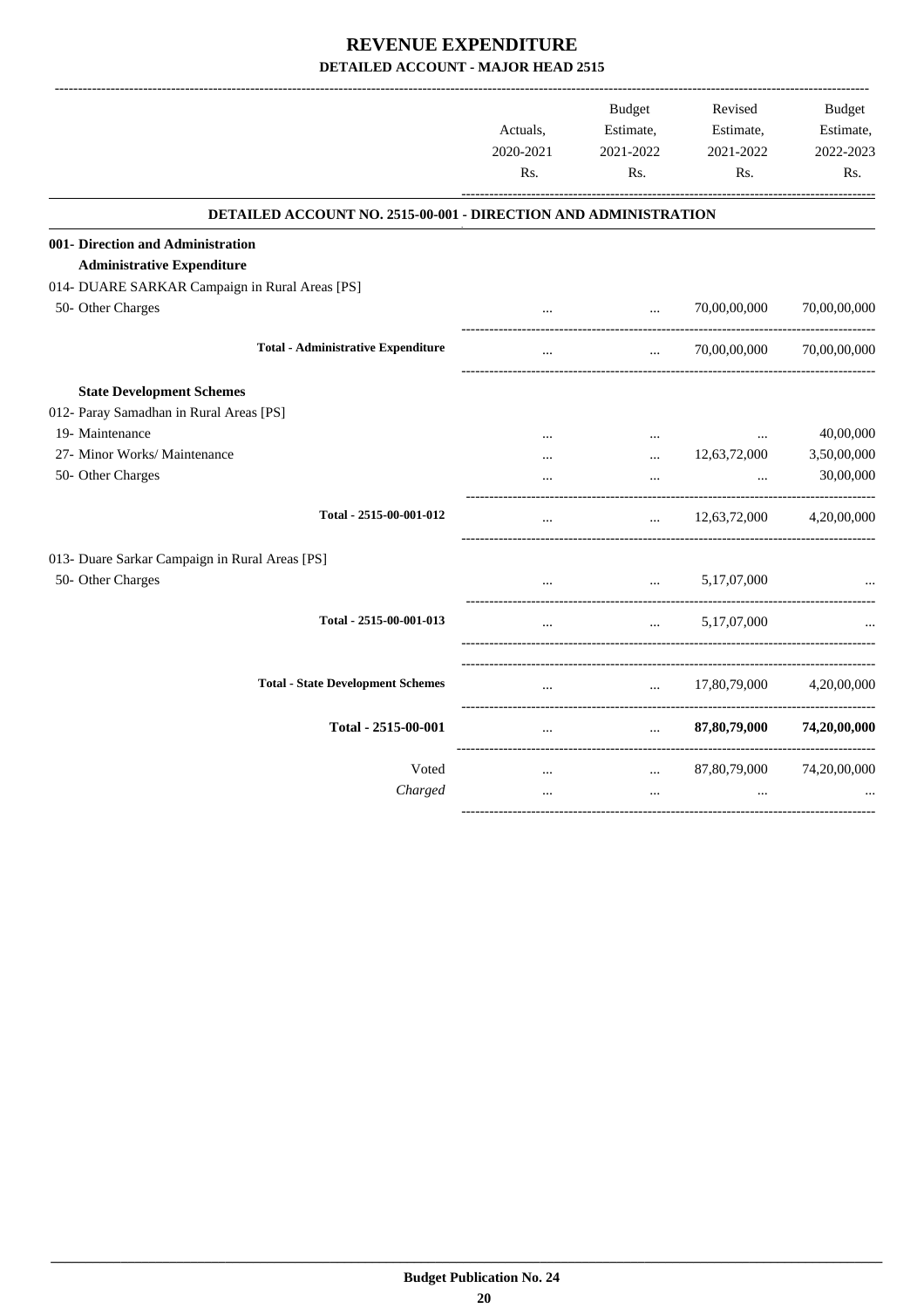# REVENUE EXPENDITURE

## DETAILED ACCOUNT - MAJOR HEAD 2515

| | Actuals, 2020-2021 Rs. | Budget Estimate, 2021-2022 Rs. | Revised Estimate, 2021-2022 Rs. | Budget Estimate, 2022-2023 Rs. |
|---|---|---|---|---|
| **DETAILED ACCOUNT NO. 2515-00-001 - DIRECTION AND ADMINISTRATION** | | | | |
| **001- Direction and Administration** | | | | |
| **Administrative Expenditure** | | | | |
| 014- DUARE SARKAR Campaign in Rural Areas [PS] | | | | |
| 50- Other Charges | ... | ... | 70,00,00,000 | 70,00,00,000 |
| **Total - Administrative Expenditure** | ... | ... | 70,00,00,000 | 70,00,00,000 |
| **State Development Schemes** | | | | |
| 012- Paray Samadhan in Rural Areas [PS] | | | | |
| 19- Maintenance | ... | ... | ... | 40,00,000 |
| 27- Minor Works/ Maintenance | ... | ... | 12,63,72,000 | 3,50,00,000 |
| 50- Other Charges | ... | ... | ... | 30,00,000 |
| Total - 2515-00-001-012 | ... | ... | 12,63,72,000 | 4,20,00,000 |
| 013- Duare Sarkar Campaign in Rural Areas [PS] | | | | |
| 50- Other Charges | ... | ... | 5,17,07,000 | ... |
| Total - 2515-00-001-013 | ... | ... | 5,17,07,000 | ... |
| **Total - State Development Schemes** | ... | ... | 17,80,79,000 | 4,20,00,000 |
| **Total - 2515-00-001** | ... | ... | **87,80,79,000** | **74,20,00,000** |
| Voted | ... | ... | 87,80,79,000 | 74,20,00,000 |
| *Charged* | ... | ... | ... | ... |

**Budget Publication No. 24**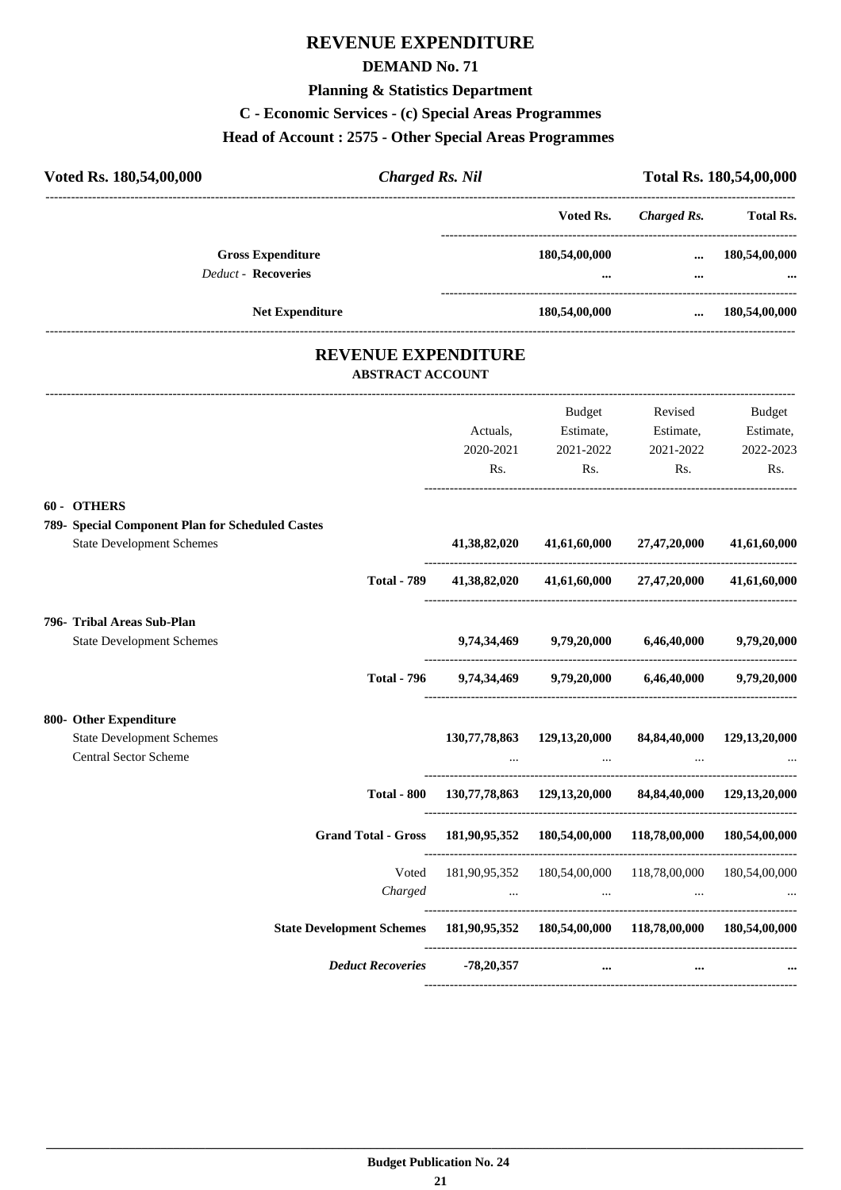# REVENUE EXPENDITURE

## DEMAND No. 71

### Planning & Statistics Department

### C - Economic Services - (c) Special Areas Programmes

### Head of Account : 2575 - Other Special Areas Programmes

| Voted Rs. 180,54,00,000 | *Charged Rs. Nil* | Total Rs. 180,54,00,000 |
|---|---|---|

| | Voted Rs. | *Charged Rs.* | Total Rs. |
|---|---|---|---|
| **Gross Expenditure** | 180,54,00,000 | ... | 180,54,00,000 |
| *Deduct* - **Recoveries** | ... | ... | ... |
| **Net Expenditure** | 180,54,00,000 | ... | 180,54,00,000 |

## REVENUE EXPENDITURE

### ABSTRACT ACCOUNT

| | Actuals, 2020-2021 Rs. | Budget Estimate, 2021-2022 Rs. | Revised Estimate, 2021-2022 Rs. | Budget Estimate, 2022-2023 Rs. |
|---|---|---|---|---|
| **60 - OTHERS** | | | | |
| **789- Special Component Plan for Scheduled Castes** | | | | |
| State Development Schemes | **41,38,82,020** | **41,61,60,000** | **27,47,20,000** | **41,61,60,000** |
| **Total - 789** | **41,38,82,020** | **41,61,60,000** | **27,47,20,000** | **41,61,60,000** |
| **796- Tribal Areas Sub-Plan** | | | | |
| State Development Schemes | **9,74,34,469** | **9,79,20,000** | **6,46,40,000** | **9,79,20,000** |
| **Total - 796** | **9,74,34,469** | **9,79,20,000** | **6,46,40,000** | **9,79,20,000** |
| **800- Other Expenditure** | | | | |
| State Development Schemes | **130,77,78,863** | **129,13,20,000** | **84,84,40,000** | **129,13,20,000** |
| Central Sector Scheme | ... | ... | ... | ... |
| **Total - 800** | **130,77,78,863** | **129,13,20,000** | **84,84,40,000** | **129,13,20,000** |
| **Grand Total - Gross** | **181,90,95,352** | **180,54,00,000** | **118,78,00,000** | **180,54,00,000** |
| Voted | 181,90,95,352 | 180,54,00,000 | 118,78,00,000 | 180,54,00,000 |
| *Charged* | ... | ... | ... | ... |
| **State Development Schemes** | **181,90,95,352** | **180,54,00,000** | **118,78,00,000** | **180,54,00,000** |
| ***Deduct Recoveries*** | **-78,20,357** | **...** | **...** | **...** |

**Budget Publication No. 24**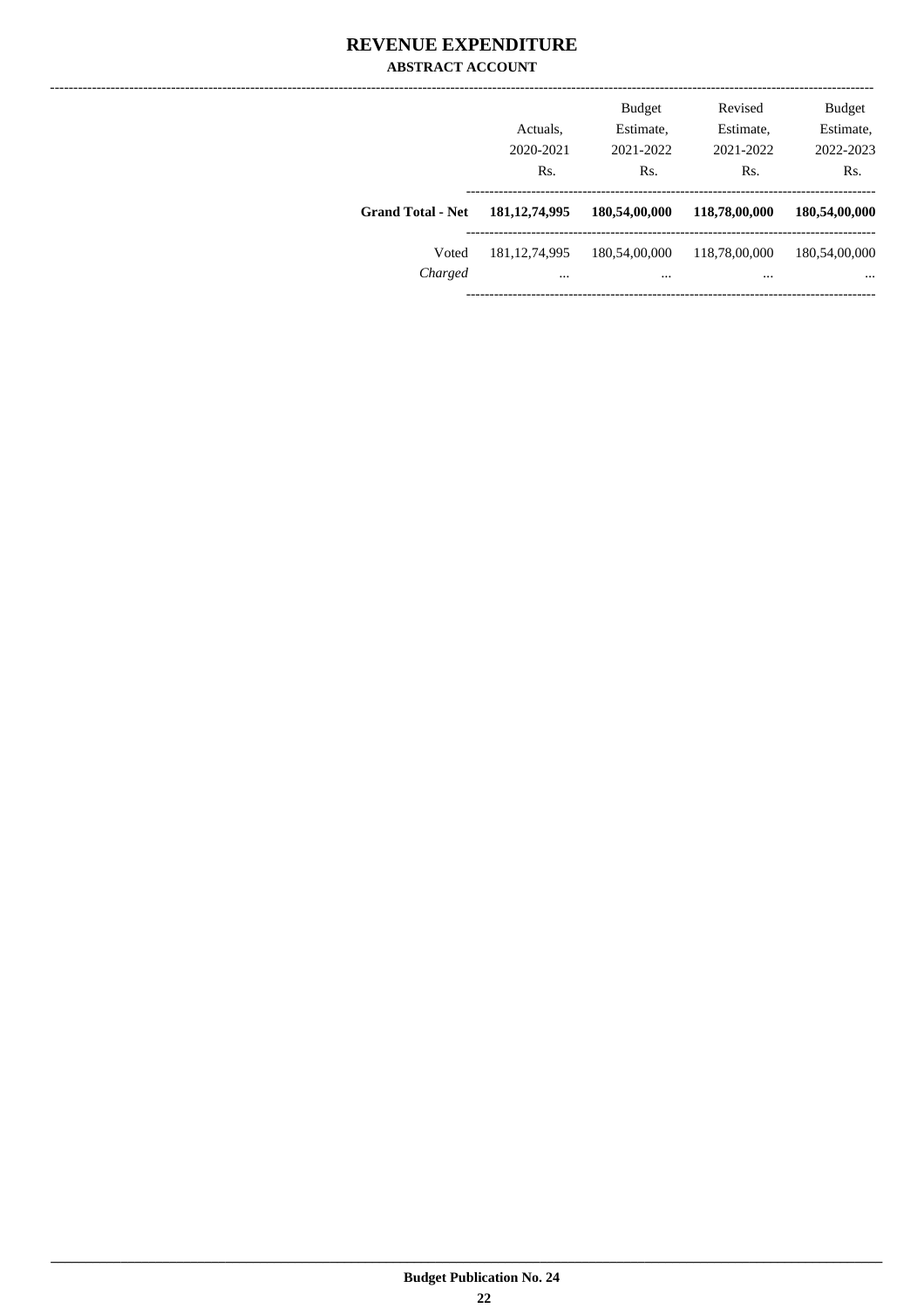# REVENUE EXPENDITURE

**ABSTRACT ACCOUNT**

| | Actuals, 2020-2021 Rs. | Budget Estimate, 2021-2022 Rs. | Revised Estimate, 2021-2022 Rs. | Budget Estimate, 2022-2023 Rs. |
|---|---|---|---|---|
| **Grand Total - Net** | **181,12,74,995** | **180,54,00,000** | **118,78,00,000** | **180,54,00,000** |
| Voted | 181,12,74,995 | 180,54,00,000 | 118,78,00,000 | 180,54,00,000 |
| *Charged* | ... | ... | ... | ... |

**Budget Publication No. 24**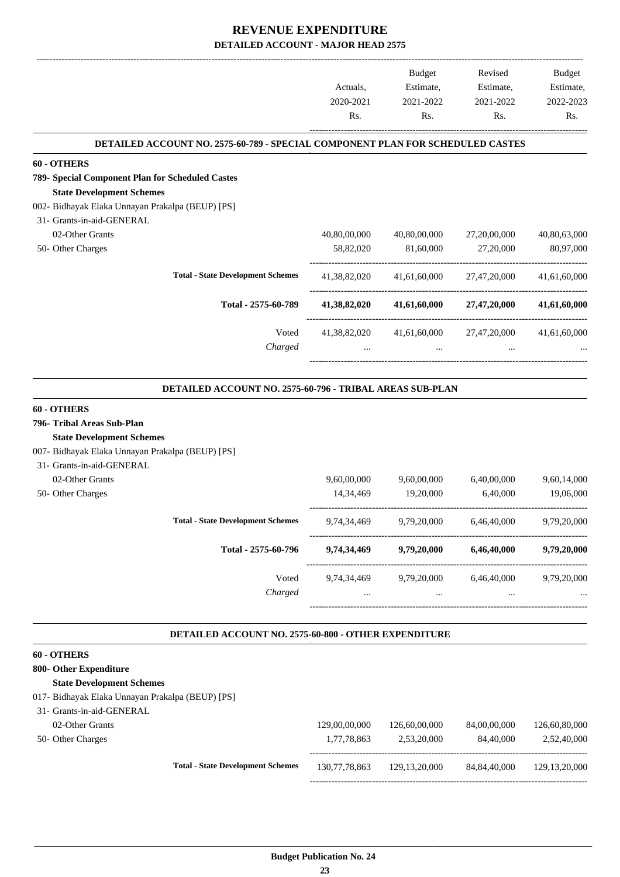# REVENUE EXPENDITURE

## DETAILED ACCOUNT - MAJOR HEAD 2575

| | Actuals, 2020-2021 Rs. | Budget Estimate, 2021-2022 Rs. | Revised Estimate, 2021-2022 Rs. | Budget Estimate, 2022-2023 Rs. |
|---|---|---|---|---|
| **DETAILED ACCOUNT NO. 2575-60-789 - SPECIAL COMPONENT PLAN FOR SCHEDULED CASTES** | | | | |
| **60 - OTHERS** | | | | |
| **789- Special Component Plan for Scheduled Castes** | | | | |
| **State Development Schemes** | | | | |
| 002- Bidhayak Elaka Unnayan Prakalpa (BEUP) [PS] | | | | |
| 31- Grants-in-aid-GENERAL | | | | |
| 02-Other Grants | 40,80,00,000 | 40,80,00,000 | 27,20,00,000 | 40,80,63,000 |
| 50- Other Charges | 58,82,020 | 81,60,000 | 27,20,000 | 80,97,000 |
| **Total - State Development Schemes** | 41,38,82,020 | 41,61,60,000 | 27,47,20,000 | 41,61,60,000 |
| **Total - 2575-60-789** | **41,38,82,020** | **41,61,60,000** | **27,47,20,000** | **41,61,60,000** |
| Voted | 41,38,82,020 | 41,61,60,000 | 27,47,20,000 | 41,61,60,000 |
| *Charged* | ... | ... | ... | ... |
| **DETAILED ACCOUNT NO. 2575-60-796 - TRIBAL AREAS SUB-PLAN** | | | | |
| **60 - OTHERS** | | | | |
| **796- Tribal Areas Sub-Plan** | | | | |
| **State Development Schemes** | | | | |
| 007- Bidhayak Elaka Unnayan Prakalpa (BEUP) [PS] | | | | |
| 31- Grants-in-aid-GENERAL | | | | |
| 02-Other Grants | 9,60,00,000 | 9,60,00,000 | 6,40,00,000 | 9,60,14,000 |
| 50- Other Charges | 14,34,469 | 19,20,000 | 6,40,000 | 19,06,000 |
| **Total - State Development Schemes** | 9,74,34,469 | 9,79,20,000 | 6,46,40,000 | 9,79,20,000 |
| **Total - 2575-60-796** | **9,74,34,469** | **9,79,20,000** | **6,46,40,000** | **9,79,20,000** |
| Voted | 9,74,34,469 | 9,79,20,000 | 6,46,40,000 | 9,79,20,000 |
| *Charged* | ... | ... | ... | ... |
| **DETAILED ACCOUNT NO. 2575-60-800 - OTHER EXPENDITURE** | | | | |
| **60 - OTHERS** | | | | |
| **800- Other Expenditure** | | | | |
| **State Development Schemes** | | | | |
| 017- Bidhayak Elaka Unnayan Prakalpa (BEUP) [PS] | | | | |
| 31- Grants-in-aid-GENERAL | | | | |
| 02-Other Grants | 129,00,00,000 | 126,60,00,000 | 84,00,00,000 | 126,60,80,000 |
| 50- Other Charges | 1,77,78,863 | 2,53,20,000 | 84,40,000 | 2,52,40,000 |
| **Total - State Development Schemes** | 130,77,78,863 | 129,13,20,000 | 84,84,40,000 | 129,13,20,000 |

Budget Publication No. 24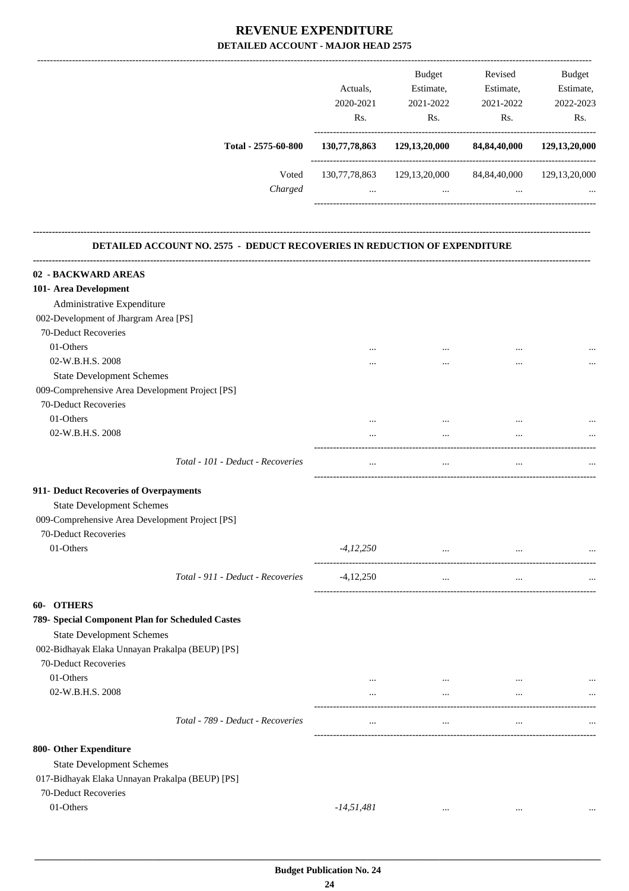# REVENUE EXPENDITURE

## DETAILED ACCOUNT - MAJOR HEAD 2575

| | Actuals, 2020-2021 Rs. | Budget Estimate, 2021-2022 Rs. | Revised Estimate, 2021-2022 Rs. | Budget Estimate, 2022-2023 Rs. |
|---|---|---|---|---|
| **Total - 2575-60-800** | **130,77,78,863** | **129,13,20,000** | **84,84,40,000** | **129,13,20,000** |
| Voted | 130,77,78,863 | 129,13,20,000 | 84,84,40,000 | 129,13,20,000 |
| *Charged* | ... | ... | ... | ... |

### DETAILED ACCOUNT NO. 2575 - DEDUCT RECOVERIES IN REDUCTION OF EXPENDITURE

| | Actuals, 2020-2021 Rs. | Budget Estimate, 2021-2022 Rs. | Revised Estimate, 2021-2022 Rs. | Budget Estimate, 2022-2023 Rs. |
|---|---|---|---|---|
| **02 - BACKWARD AREAS** | | | | |
| **101- Area Development** | | | | |
| Administrative Expenditure | | | | |
| 002-Development of Jhargram Area [PS] | | | | |
| 70-Deduct Recoveries | | | | |
| 01-Others | ... | ... | ... | ... |
| 02-W.B.H.S. 2008 | ... | ... | ... | ... |
| State Development Schemes | | | | |
| 009-Comprehensive Area Development Project [PS] | | | | |
| 70-Deduct Recoveries | | | | |
| 01-Others | ... | ... | ... | ... |
| 02-W.B.H.S. 2008 | ... | ... | ... | ... |
| *Total - 101 - Deduct - Recoveries* | ... | ... | ... | ... |
| **911- Deduct Recoveries of Overpayments** | | | | |
| State Development Schemes | | | | |
| 009-Comprehensive Area Development Project [PS] | | | | |
| 70-Deduct Recoveries | | | | |
| 01-Others | *-4,12,250* | ... | ... | ... |
| *Total - 911 - Deduct - Recoveries* | -4,12,250 | ... | ... | ... |
| **60- OTHERS** | | | | |
| **789- Special Component Plan for Scheduled Castes** | | | | |
| State Development Schemes | | | | |
| 002-Bidhayak Elaka Unnayan Prakalpa (BEUP) [PS] | | | | |
| 70-Deduct Recoveries | | | | |
| 01-Others | ... | ... | ... | ... |
| 02-W.B.H.S. 2008 | ... | ... | ... | ... |
| *Total - 789 - Deduct - Recoveries* | ... | ... | ... | ... |
| **800- Other Expenditure** | | | | |
| State Development Schemes | | | | |
| 017-Bidhayak Elaka Unnayan Prakalpa (BEUP) [PS] | | | | |
| 70-Deduct Recoveries | | | | |
| 01-Others | *-14,51,481* | ... | ... | ... |

**Budget Publication No. 24**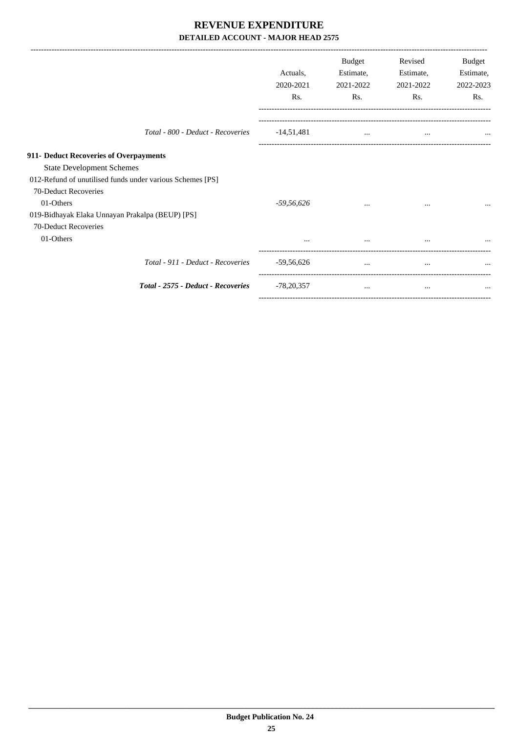# REVENUE EXPENDITURE

## DETAILED ACCOUNT - MAJOR HEAD 2575

| | Actuals, 2020-2021 Rs. | Budget Estimate, 2021-2022 Rs. | Revised Estimate, 2021-2022 Rs. | Budget Estimate, 2022-2023 Rs. |
|---|---|---|---|---|
| *Total - 800 - Deduct - Recoveries* | -14,51,481 | ... | ... | ... |
| **911- Deduct Recoveries of Overpayments** | | | | |
| State Development Schemes | | | | |
| 012-Refund of unutilised funds under various Schemes [PS] | | | | |
| 70-Deduct Recoveries | | | | |
| 01-Others | *-59,56,626* | ... | ... | ... |
| 019-Bidhayak Elaka Unnayan Prakalpa (BEUP) [PS] | | | | |
| 70-Deduct Recoveries | | | | |
| 01-Others | ... | ... | ... | ... |
| *Total - 911 - Deduct - Recoveries* | -59,56,626 | ... | ... | ... |
| ***Total - 2575 - Deduct - Recoveries*** | -78,20,357 | ... | ... | ... |

**Budget Publication No. 24**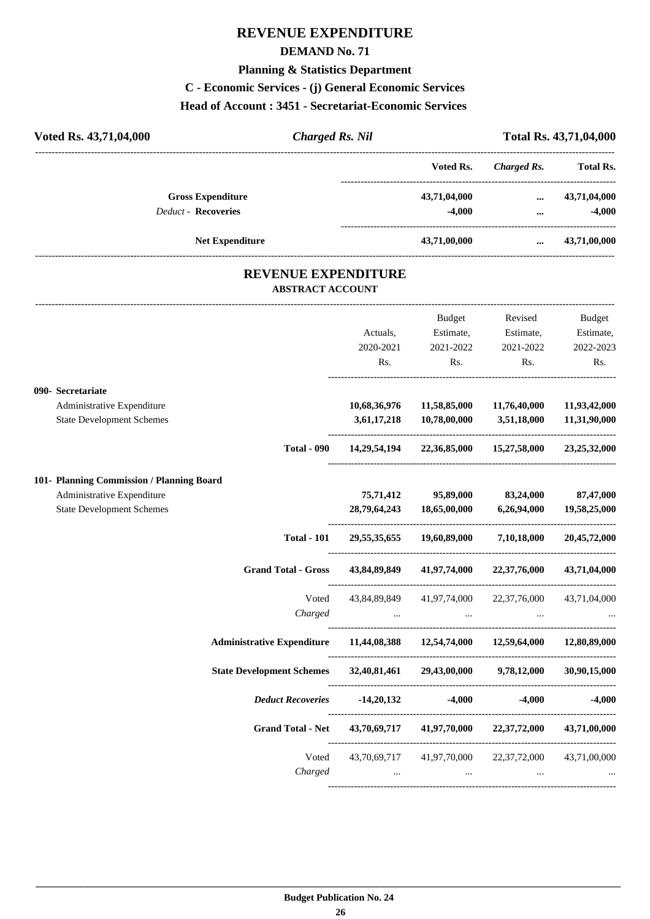# REVENUE EXPENDITURE

## DEMAND No. 71

### Planning & Statistics Department

### C - Economic Services - (j) General Economic Services

### Head of Account : 3451 - Secretariat-Economic Services

**Voted Rs. 43,71,04,000** *Charged Rs. Nil* **Total Rs. 43,71,04,000**

| | Voted Rs. | *Charged Rs.* | Total Rs. |
|---|---|---|---|
| **Gross Expenditure** | 43,71,04,000 | ... | 43,71,04,000 |
| *Deduct* - **Recoveries** | -4,000 | ... | -4,000 |
| **Net Expenditure** | 43,71,00,000 | ... | 43,71,00,000 |

## REVENUE EXPENDITURE

### ABSTRACT ACCOUNT

| | Actuals, 2020-2021 Rs. | Budget Estimate, 2021-2022 Rs. | Revised Estimate, 2021-2022 Rs. | Budget Estimate, 2022-2023 Rs. |
|---|---|---|---|---|
| **090- Secretariat** | | | | |
| Administrative Expenditure | 10,68,36,976 | 11,58,85,000 | 11,76,40,000 | 11,93,42,000 |
| State Development Schemes | 3,61,17,218 | 10,78,00,000 | 3,51,18,000 | 11,31,90,000 |
| **Total - 090** | 14,29,54,194 | 22,36,85,000 | 15,27,58,000 | 23,25,32,000 |
| **101- Planning Commission / Planning Board** | | | | |
| Administrative Expenditure | 75,71,412 | 95,89,000 | 83,24,000 | 87,47,000 |
| State Development Schemes | 28,79,64,243 | 18,65,00,000 | 6,26,94,000 | 19,58,25,000 |
| **Total - 101** | 29,55,35,655 | 19,60,89,000 | 7,10,18,000 | 20,45,72,000 |
| **Grand Total - Gross** | 43,84,89,849 | 41,97,74,000 | 22,37,76,000 | 43,71,04,000 |
| Voted | 43,84,89,849 | 41,97,74,000 | 22,37,76,000 | 43,71,04,000 |
| *Charged* | ... | ... | ... | ... |
| **Administrative Expenditure** | 11,44,08,388 | 12,54,74,000 | 12,59,64,000 | 12,80,89,000 |
| **State Development Schemes** | 32,40,81,461 | 29,43,00,000 | 9,78,12,000 | 30,90,15,000 |
| ***Deduct Recoveries*** | -14,20,132 | -4,000 | -4,000 | -4,000 |
| **Grand Total - Net** | 43,70,69,717 | 41,97,70,000 | 22,37,72,000 | 43,71,00,000 |
| Voted | 43,70,69,717 | 41,97,70,000 | 22,37,72,000 | 43,71,00,000 |
| *Charged* | ... | ... | ... | ... |

**Budget Publication No. 24**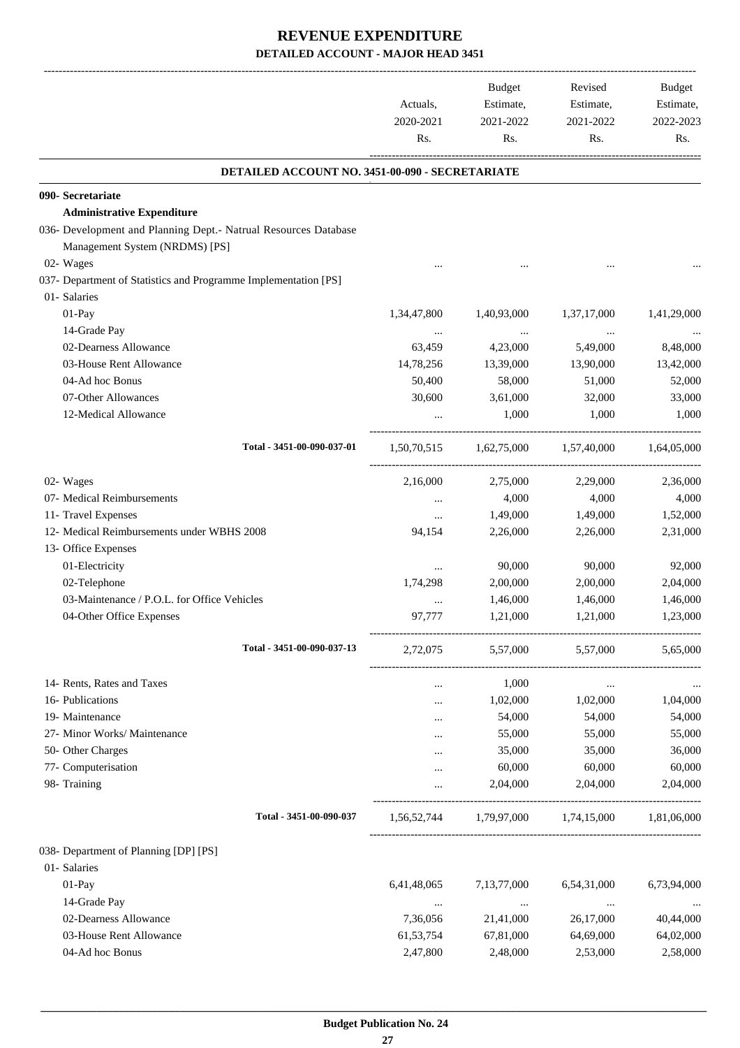# REVENUE EXPENDITURE

## DETAILED ACCOUNT - MAJOR HEAD 3451

| | Actuals, 2020-2021 Rs. | Budget Estimate, 2021-2022 Rs. | Revised Estimate, 2021-2022 Rs. | Budget Estimate, 2022-2023 Rs. |
|---|---|---|---|---|
| **DETAILED ACCOUNT NO. 3451-00-090 - SECRETARIATE** | | | | |
| **090- Secretariate** | | | | |
| **Administrative Expenditure** | | | | |
| 036- Development and Planning Dept.- Natrual Resources Database Management System (NRDMS) [PS] | | | | |
| 02- Wages | ... | ... | ... | ... |
| 037- Department of Statistics and Programme Implementation [PS] | | | | |
| 01- Salaries | | | | |
| 01-Pay | 1,34,47,800 | 1,40,93,000 | 1,37,17,000 | 1,41,29,000 |
| 14-Grade Pay | ... | ... | ... | ... |
| 02-Dearness Allowance | 63,459 | 4,23,000 | 5,49,000 | 8,48,000 |
| 03-House Rent Allowance | 14,78,256 | 13,39,000 | 13,90,000 | 13,42,000 |
| 04-Ad hoc Bonus | 50,400 | 58,000 | 51,000 | 52,000 |
| 07-Other Allowances | 30,600 | 3,61,000 | 32,000 | 33,000 |
| 12-Medical Allowance | ... | 1,000 | 1,000 | 1,000 |
| Total - 3451-00-090-037-01 | 1,50,70,515 | 1,62,75,000 | 1,57,40,000 | 1,64,05,000 |
| 02- Wages | 2,16,000 | 2,75,000 | 2,29,000 | 2,36,000 |
| 07- Medical Reimbursements | ... | 4,000 | 4,000 | 4,000 |
| 11- Travel Expenses | ... | 1,49,000 | 1,49,000 | 1,52,000 |
| 12- Medical Reimbursements under WBHS 2008 | 94,154 | 2,26,000 | 2,26,000 | 2,31,000 |
| 13- Office Expenses | | | | |
| 01-Electricity | ... | 90,000 | 90,000 | 92,000 |
| 02-Telephone | 1,74,298 | 2,00,000 | 2,00,000 | 2,04,000 |
| 03-Maintenance / P.O.L. for Office Vehicles | ... | 1,46,000 | 1,46,000 | 1,46,000 |
| 04-Other Office Expenses | 97,777 | 1,21,000 | 1,21,000 | 1,23,000 |
| Total - 3451-00-090-037-13 | 2,72,075 | 5,57,000 | 5,57,000 | 5,65,000 |
| 14- Rents, Rates and Taxes | ... | 1,000 | ... | ... |
| 16- Publications | ... | 1,02,000 | 1,02,000 | 1,04,000 |
| 19- Maintenance | ... | 54,000 | 54,000 | 54,000 |
| 27- Minor Works/ Maintenance | ... | 55,000 | 55,000 | 55,000 |
| 50- Other Charges | ... | 35,000 | 35,000 | 36,000 |
| 77- Computerisation | ... | 60,000 | 60,000 | 60,000 |
| 98- Training | ... | 2,04,000 | 2,04,000 | 2,04,000 |
| Total - 3451-00-090-037 | 1,56,52,744 | 1,79,97,000 | 1,74,15,000 | 1,81,06,000 |
| 038- Department of Planning [DP] [PS] | | | | |
| 01- Salaries | | | | |
| 01-Pay | 6,41,48,065 | 7,13,77,000 | 6,54,31,000 | 6,73,94,000 |
| 14-Grade Pay | ... | ... | ... | ... |
| 02-Dearness Allowance | 7,36,056 | 21,41,000 | 26,17,000 | 40,44,000 |
| 03-House Rent Allowance | 61,53,754 | 67,81,000 | 64,69,000 | 64,02,000 |
| 04-Ad hoc Bonus | 2,47,800 | 2,48,000 | 2,53,000 | 2,58,000 |

Budget Publication No. 24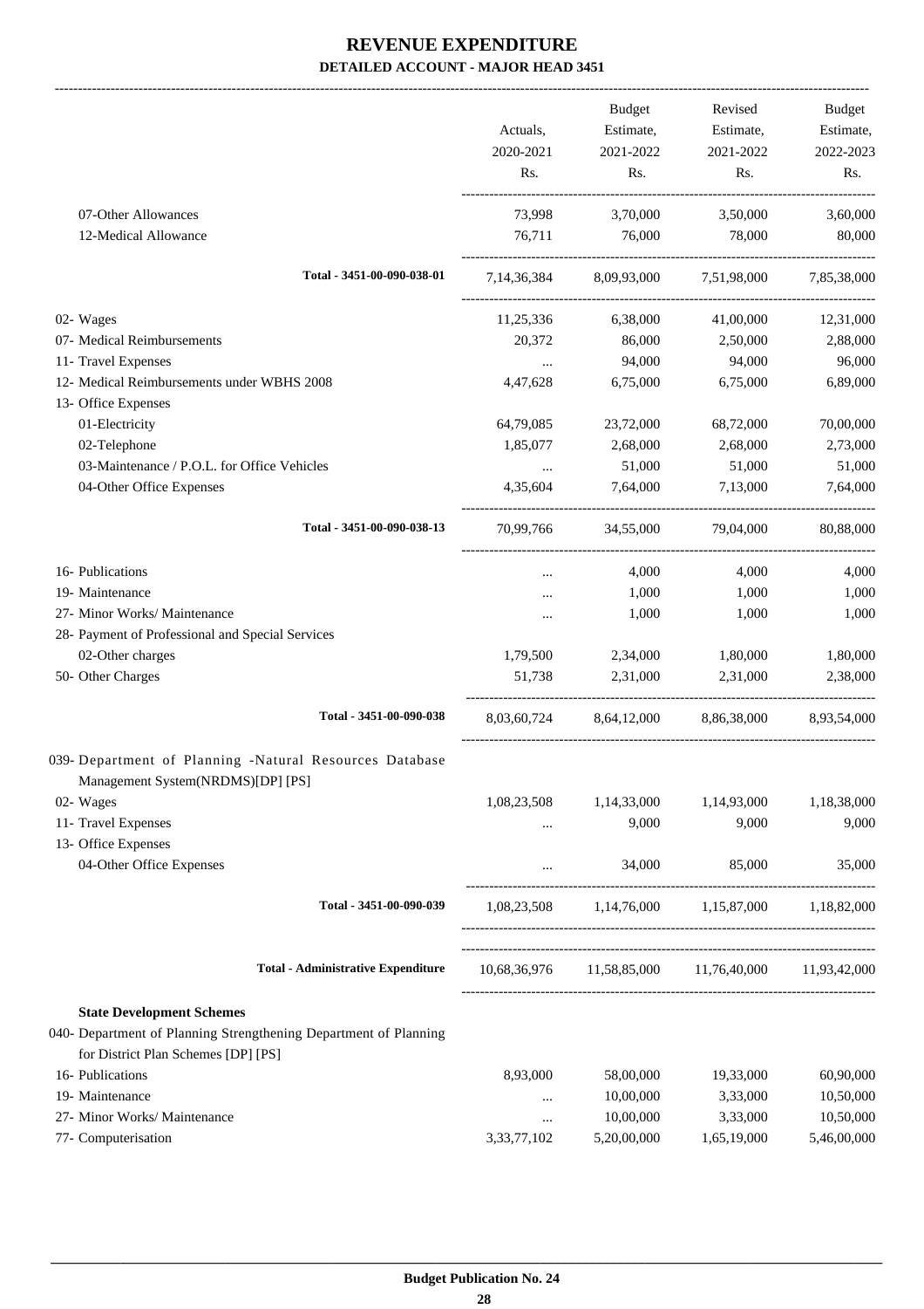# REVENUE EXPENDITURE

## DETAILED ACCOUNT - MAJOR HEAD 3451

| | Actuals, 2020-2021 Rs. | Budget Estimate, 2021-2022 Rs. | Revised Estimate, 2021-2022 Rs. | Budget Estimate, 2022-2023 Rs. |
|---|---|---|---|---|
| 07-Other Allowances | 73,998 | 3,70,000 | 3,50,000 | 3,60,000 |
| 12-Medical Allowance | 76,711 | 76,000 | 78,000 | 80,000 |
| **Total - 3451-00-090-038-01** | 7,14,36,384 | 8,09,93,000 | 7,51,98,000 | 7,85,38,000 |
| 02- Wages | 11,25,336 | 6,38,000 | 41,00,000 | 12,31,000 |
| 07- Medical Reimbursements | 20,372 | 86,000 | 2,50,000 | 2,88,000 |
| 11- Travel Expenses | ... | 94,000 | 94,000 | 96,000 |
| 12- Medical Reimbursements under WBHS 2008 | 4,47,628 | 6,75,000 | 6,75,000 | 6,89,000 |
| 13- Office Expenses | | | | |
| 01-Electricity | 64,79,085 | 23,72,000 | 68,72,000 | 70,00,000 |
| 02-Telephone | 1,85,077 | 2,68,000 | 2,68,000 | 2,73,000 |
| 03-Maintenance / P.O.L. for Office Vehicles | ... | 51,000 | 51,000 | 51,000 |
| 04-Other Office Expenses | 4,35,604 | 7,64,000 | 7,13,000 | 7,64,000 |
| **Total - 3451-00-090-038-13** | 70,99,766 | 34,55,000 | 79,04,000 | 80,88,000 |
| 16- Publications | ... | 4,000 | 4,000 | 4,000 |
| 19- Maintenance | ... | 1,000 | 1,000 | 1,000 |
| 27- Minor Works/ Maintenance | ... | 1,000 | 1,000 | 1,000 |
| 28- Payment of Professional and Special Services | | | | |
| 02-Other charges | 1,79,500 | 2,34,000 | 1,80,000 | 1,80,000 |
| 50- Other Charges | 51,738 | 2,31,000 | 2,31,000 | 2,38,000 |
| **Total - 3451-00-090-038** | 8,03,60,724 | 8,64,12,000 | 8,86,38,000 | 8,93,54,000 |
| 039- Department of Planning -Natural Resources Database Management System(NRDMS)[DP] [PS] | | | | |
| 02- Wages | 1,08,23,508 | 1,14,33,000 | 1,14,93,000 | 1,18,38,000 |
| 11- Travel Expenses | ... | 9,000 | 9,000 | 9,000 |
| 13- Office Expenses | | | | |
| 04-Other Office Expenses | ... | 34,000 | 85,000 | 35,000 |
| **Total - 3451-00-090-039** | 1,08,23,508 | 1,14,76,000 | 1,15,87,000 | 1,18,82,000 |
| **Total - Administrative Expenditure** | 10,68,36,976 | 11,58,85,000 | 11,76,40,000 | 11,93,42,000 |
| **State Development Schemes** | | | | |
| 040- Department of Planning Strengthening Department of Planning for District Plan Schemes [DP] [PS] | | | | |
| 16- Publications | 8,93,000 | 58,00,000 | 19,33,000 | 60,90,000 |
| 19- Maintenance | ... | 10,00,000 | 3,33,000 | 10,50,000 |
| 27- Minor Works/ Maintenance | ... | 10,00,000 | 3,33,000 | 10,50,000 |
| 77- Computerisation | 3,33,77,102 | 5,20,00,000 | 1,65,19,000 | 5,46,00,000 |

Budget Publication No. 24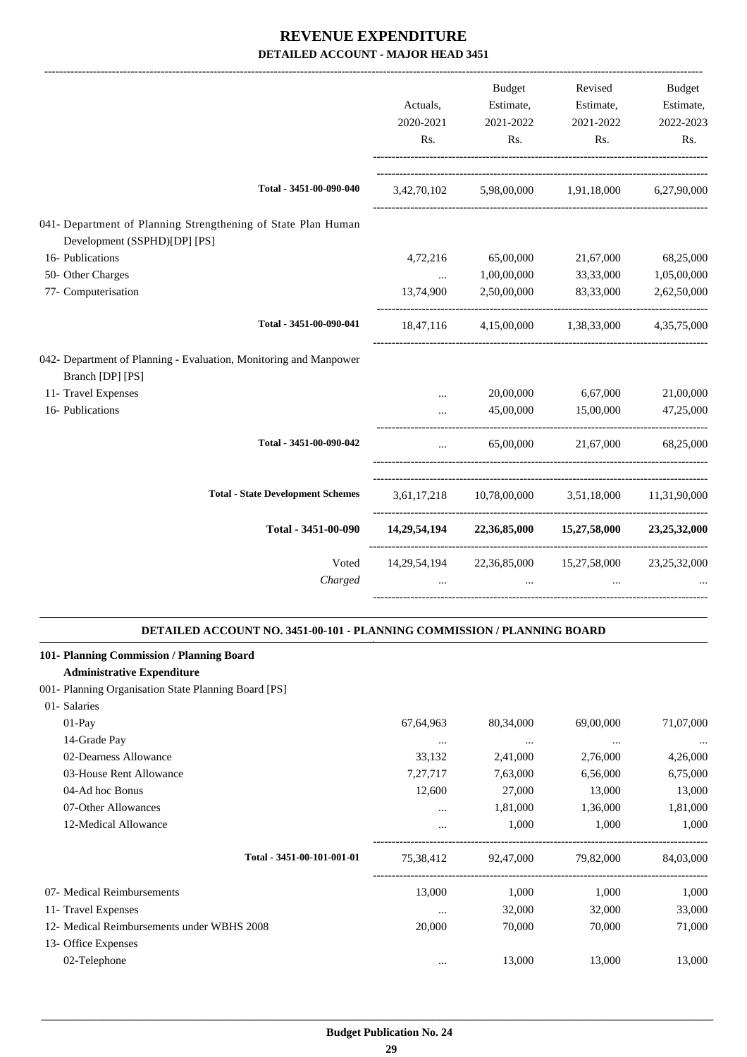# REVENUE EXPENDITURE

## DETAILED ACCOUNT - MAJOR HEAD 3451

| | Actuals, 2020-2021 Rs. | Budget Estimate, 2021-2022 Rs. | Revised Estimate, 2021-2022 Rs. | Budget Estimate, 2022-2023 Rs. |
|---|---|---|---|---|
| Total - 3451-00-090-040 | 3,42,70,102 | 5,98,00,000 | 1,91,18,000 | 6,27,90,000 |
| 041- Department of Planning Strengthening of State Plan Human Development (SSPHD)[DP] [PS] | | | | |
| 16- Publications | 4,72,216 | 65,00,000 | 21,67,000 | 68,25,000 |
| 50- Other Charges | ... | 1,00,00,000 | 33,33,000 | 1,05,00,000 |
| 77- Computerisation | 13,74,900 | 2,50,00,000 | 83,33,000 | 2,62,50,000 |
| Total - 3451-00-090-041 | 18,47,116 | 4,15,00,000 | 1,38,33,000 | 4,35,75,000 |
| 042- Department of Planning - Evaluation, Monitoring and Manpower Branch [DP] [PS] | | | | |
| 11- Travel Expenses | ... | 20,00,000 | 6,67,000 | 21,00,000 |
| 16- Publications | ... | 45,00,000 | 15,00,000 | 47,25,000 |
| Total - 3451-00-090-042 | ... | 65,00,000 | 21,67,000 | 68,25,000 |
| Total - State Development Schemes | 3,61,17,218 | 10,78,00,000 | 3,51,18,000 | 11,31,90,000 |
| **Total - 3451-00-090** | **14,29,54,194** | **22,36,85,000** | **15,27,58,000** | **23,25,32,000** |
| Voted | 14,29,54,194 | 22,36,85,000 | 15,27,58,000 | 23,25,32,000 |
| *Charged* | ... | ... | ... | ... |

### DETAILED ACCOUNT NO. 3451-00-101 - PLANNING COMMISSION / PLANNING BOARD

| | Actuals, 2020-2021 Rs. | Budget Estimate, 2021-2022 Rs. | Revised Estimate, 2021-2022 Rs. | Budget Estimate, 2022-2023 Rs. |
|---|---|---|---|---|
| **101- Planning Commission / Planning Board** | | | | |
| **Administrative Expenditure** | | | | |
| 001- Planning Organisation State Planning Board [PS] | | | | |
| 01- Salaries | | | | |
| 01-Pay | 67,64,963 | 80,34,000 | 69,00,000 | 71,07,000 |
| 14-Grade Pay | ... | ... | ... | ... |
| 02-Dearness Allowance | 33,132 | 2,41,000 | 2,76,000 | 4,26,000 |
| 03-House Rent Allowance | 7,27,717 | 7,63,000 | 6,56,000 | 6,75,000 |
| 04-Ad hoc Bonus | 12,600 | 27,000 | 13,000 | 13,000 |
| 07-Other Allowances | ... | 1,81,000 | 1,36,000 | 1,81,000 |
| 12-Medical Allowance | ... | 1,000 | 1,000 | 1,000 |
| Total - 3451-00-101-001-01 | 75,38,412 | 92,47,000 | 79,82,000 | 84,03,000 |
| 07- Medical Reimbursements | 13,000 | 1,000 | 1,000 | 1,000 |
| 11- Travel Expenses | ... | 32,000 | 32,000 | 33,000 |
| 12- Medical Reimbursements under WBHS 2008 | 20,000 | 70,000 | 70,000 | 71,000 |
| 13- Office Expenses | | | | |
| 02-Telephone | ... | 13,000 | 13,000 | 13,000 |

**Budget Publication No. 24**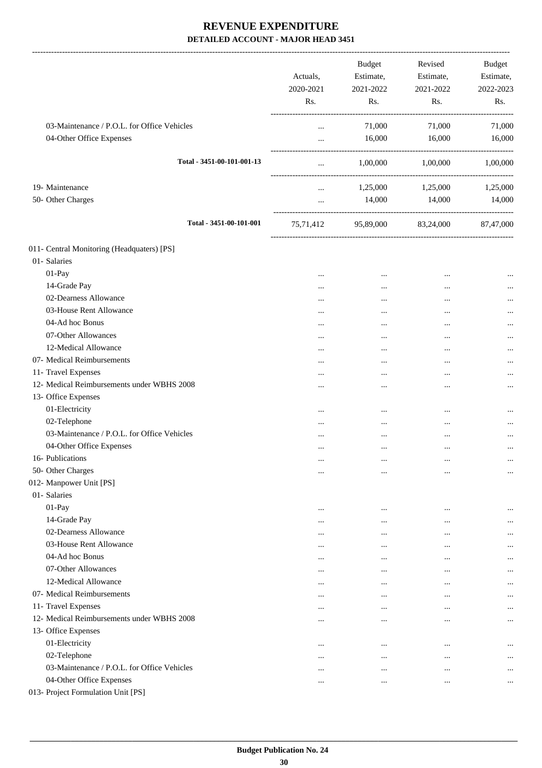# REVENUE EXPENDITURE

## DETAILED ACCOUNT - MAJOR HEAD 3451

| | Actuals, 2020-2021 Rs. | Budget Estimate, 2021-2022 Rs. | Revised Estimate, 2021-2022 Rs. | Budget Estimate, 2022-2023 Rs. |
|---|---|---|---|---|
| 03-Maintenance / P.O.L. for Office Vehicles | ... | 71,000 | 71,000 | 71,000 |
| 04-Other Office Expenses | ... | 16,000 | 16,000 | 16,000 |
| **Total - 3451-00-101-001-13** | ... | 1,00,000 | 1,00,000 | 1,00,000 |
| 19- Maintenance | ... | 1,25,000 | 1,25,000 | 1,25,000 |
| 50- Other Charges | ... | 14,000 | 14,000 | 14,000 |
| **Total - 3451-00-101-001** | 75,71,412 | 95,89,000 | 83,24,000 | 87,47,000 |
| 011- Central Monitoring (Headquaters) [PS] | | | | |
| 01- Salaries | | | | |
| 01-Pay | ... | ... | ... | ... |
| 14-Grade Pay | ... | ... | ... | ... |
| 02-Dearness Allowance | ... | ... | ... | ... |
| 03-House Rent Allowance | ... | ... | ... | ... |
| 04-Ad hoc Bonus | ... | ... | ... | ... |
| 07-Other Allowances | ... | ... | ... | ... |
| 12-Medical Allowance | ... | ... | ... | ... |
| 07- Medical Reimbursements | ... | ... | ... | ... |
| 11- Travel Expenses | ... | ... | ... | ... |
| 12- Medical Reimbursements under WBHS 2008 | ... | ... | ... | ... |
| 13- Office Expenses | | | | |
| 01-Electricity | ... | ... | ... | ... |
| 02-Telephone | ... | ... | ... | ... |
| 03-Maintenance / P.O.L. for Office Vehicles | ... | ... | ... | ... |
| 04-Other Office Expenses | ... | ... | ... | ... |
| 16- Publications | ... | ... | ... | ... |
| 50- Other Charges | ... | ... | ... | ... |
| 012- Manpower Unit [PS] | | | | |
| 01- Salaries | | | | |
| 01-Pay | ... | ... | ... | ... |
| 14-Grade Pay | ... | ... | ... | ... |
| 02-Dearness Allowance | ... | ... | ... | ... |
| 03-House Rent Allowance | ... | ... | ... | ... |
| 04-Ad hoc Bonus | ... | ... | ... | ... |
| 07-Other Allowances | ... | ... | ... | ... |
| 12-Medical Allowance | ... | ... | ... | ... |
| 07- Medical Reimbursements | ... | ... | ... | ... |
| 11- Travel Expenses | ... | ... | ... | ... |
| 12- Medical Reimbursements under WBHS 2008 | ... | ... | ... | ... |
| 13- Office Expenses | | | | |
| 01-Electricity | ... | ... | ... | ... |
| 02-Telephone | ... | ... | ... | ... |
| 03-Maintenance / P.O.L. for Office Vehicles | ... | ... | ... | ... |
| 04-Other Office Expenses | ... | ... | ... | ... |
| 013- Project Formulation Unit [PS] | | | | |

**Budget Publication No. 24**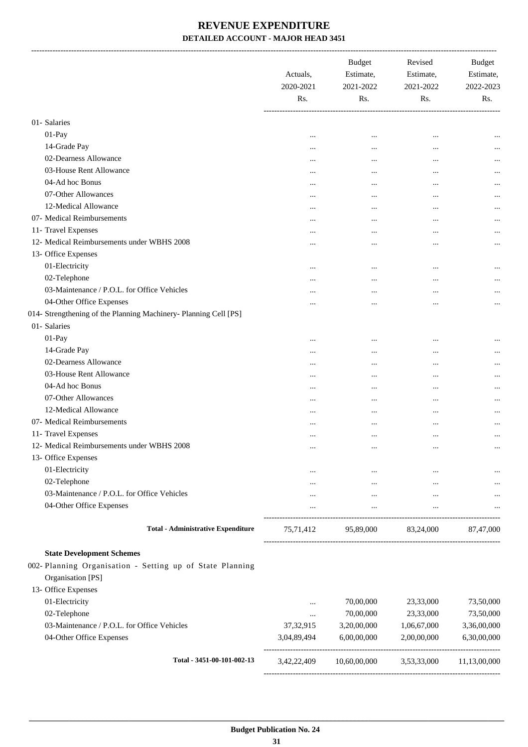# REVENUE EXPENDITURE

**DETAILED ACCOUNT - MAJOR HEAD 3451**

| | Actuals, 2020-2021 Rs. | Budget Estimate, 2021-2022 Rs. | Revised Estimate, 2021-2022 Rs. | Budget Estimate, 2022-2023 Rs. |
|---|---|---|---|---|
| 01- Salaries | | | | |
| 01-Pay | ... | ... | ... | ... |
| 14-Grade Pay | ... | ... | ... | ... |
| 02-Dearness Allowance | ... | ... | ... | ... |
| 03-House Rent Allowance | ... | ... | ... | ... |
| 04-Ad hoc Bonus | ... | ... | ... | ... |
| 07-Other Allowances | ... | ... | ... | ... |
| 12-Medical Allowance | ... | ... | ... | ... |
| 07- Medical Reimbursements | ... | ... | ... | ... |
| 11- Travel Expenses | ... | ... | ... | ... |
| 12- Medical Reimbursements under WBHS 2008 | ... | ... | ... | ... |
| 13- Office Expenses | | | | |
| 01-Electricity | ... | ... | ... | ... |
| 02-Telephone | ... | ... | ... | ... |
| 03-Maintenance / P.O.L. for Office Vehicles | ... | ... | ... | ... |
| 04-Other Office Expenses | ... | ... | ... | ... |
| 014- Strengthening of the Planning Machinery- Planning Cell [PS] | | | | |
| 01- Salaries | | | | |
| 01-Pay | ... | ... | ... | ... |
| 14-Grade Pay | ... | ... | ... | ... |
| 02-Dearness Allowance | ... | ... | ... | ... |
| 03-House Rent Allowance | ... | ... | ... | ... |
| 04-Ad hoc Bonus | ... | ... | ... | ... |
| 07-Other Allowances | ... | ... | ... | ... |
| 12-Medical Allowance | ... | ... | ... | ... |
| 07- Medical Reimbursements | ... | ... | ... | ... |
| 11- Travel Expenses | ... | ... | ... | ... |
| 12- Medical Reimbursements under WBHS 2008 | ... | ... | ... | ... |
| 13- Office Expenses | | | | |
| 01-Electricity | ... | ... | ... | ... |
| 02-Telephone | ... | ... | ... | ... |
| 03-Maintenance / P.O.L. for Office Vehicles | ... | ... | ... | ... |
| 04-Other Office Expenses | ... | ... | ... | ... |
| **Total - Administrative Expenditure** | 75,71,412 | 95,89,000 | 83,24,000 | 87,47,000 |
| **State Development Schemes** | | | | |
| 002- Planning Organisation - Setting up of State Planning Organisation [PS] | | | | |
| 13- Office Expenses | | | | |
| 01-Electricity | ... | 70,00,000 | 23,33,000 | 73,50,000 |
| 02-Telephone | ... | 70,00,000 | 23,33,000 | 73,50,000 |
| 03-Maintenance / P.O.L. for Office Vehicles | 37,32,915 | 3,20,00,000 | 1,06,67,000 | 3,36,00,000 |
| 04-Other Office Expenses | 3,04,89,494 | 6,00,00,000 | 2,00,00,000 | 6,30,00,000 |
| **Total - 3451-00-101-002-13** | 3,42,22,409 | 10,60,00,000 | 3,53,33,000 | 11,13,00,000 |

**Budget Publication No. 24**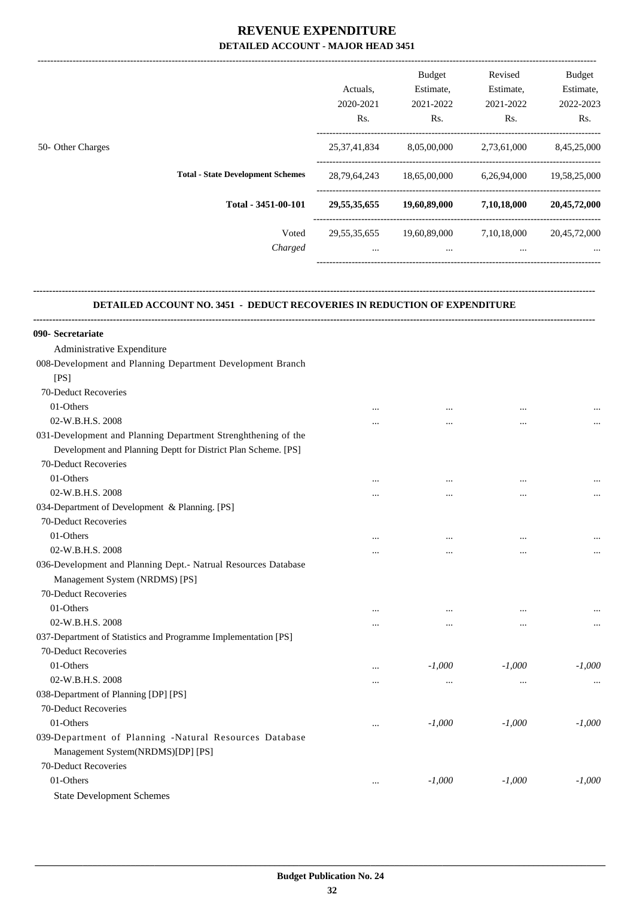# REVENUE EXPENDITURE

## DETAILED ACCOUNT - MAJOR HEAD 3451

| | Actuals, 2020-2021 Rs. | Budget Estimate, 2021-2022 Rs. | Revised Estimate, 2021-2022 Rs. | Budget Estimate, 2022-2023 Rs. |
|---|---|---|---|---|
| 50- Other Charges | 25,37,41,834 | 8,05,00,000 | 2,73,61,000 | 8,45,25,000 |
| **Total - State Development Schemes** | 28,79,64,243 | 18,65,00,000 | 6,26,94,000 | 19,58,25,000 |
| **Total - 3451-00-101** | **29,55,35,655** | **19,60,89,000** | **7,10,18,000** | **20,45,72,000** |
| Voted | 29,55,35,655 | 19,60,89,000 | 7,10,18,000 | 20,45,72,000 |
| *Charged* | ... | ... | ... | ... |

### DETAILED ACCOUNT NO. 3451 - DEDUCT RECOVERIES IN REDUCTION OF EXPENDITURE

| | Actuals, 2020-2021 Rs. | Budget Estimate, 2021-2022 Rs. | Revised Estimate, 2021-2022 Rs. | Budget Estimate, 2022-2023 Rs. |
|---|---|---|---|---|
| **090- Secretariat** | | | | |
| Administrative Expenditure | | | | |
| 008-Development and Planning Department Development Branch [PS] | | | | |
| 70-Deduct Recoveries | | | | |
| 01-Others | ... | ... | ... | ... |
| 02-W.B.H.S. 2008 | ... | ... | ... | ... |
| 031-Development and Planning Department Strenghthening of the Development and Planning Deptt for District Plan Scheme. [PS] | | | | |
| 70-Deduct Recoveries | | | | |
| 01-Others | ... | ... | ... | ... |
| 02-W.B.H.S. 2008 | ... | ... | ... | ... |
| 034-Department of Development & Planning. [PS] | | | | |
| 70-Deduct Recoveries | | | | |
| 01-Others | ... | ... | ... | ... |
| 02-W.B.H.S. 2008 | ... | ... | ... | ... |
| 036-Development and Planning Dept.- Natrual Resources Database Management System (NRDMS) [PS] | | | | |
| 70-Deduct Recoveries | | | | |
| 01-Others | ... | ... | ... | ... |
| 02-W.B.H.S. 2008 | ... | ... | ... | ... |
| 037-Department of Statistics and Programme Implementation [PS] | | | | |
| 70-Deduct Recoveries | | | | |
| 01-Others | ... | *-1,000* | *-1,000* | *-1,000* |
| 02-W.B.H.S. 2008 | ... | ... | ... | ... |
| 038-Department of Planning [DP] [PS] | | | | |
| 70-Deduct Recoveries | | | | |
| 01-Others | ... | *-1,000* | *-1,000* | *-1,000* |
| 039-Department of Planning -Natural Resources Database Management System(NRDMS)[DP] [PS] | | | | |
| 70-Deduct Recoveries | | | | |
| 01-Others | ... | *-1,000* | *-1,000* | *-1,000* |
| State Development Schemes | | | | |

**Budget Publication No. 24**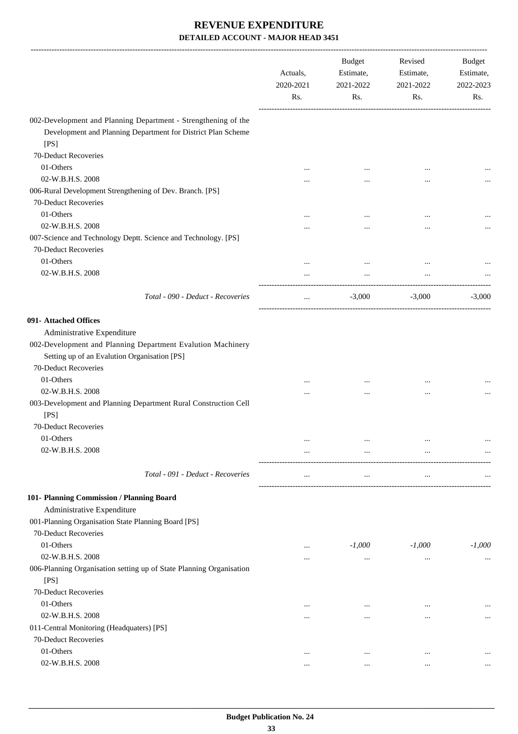# REVENUE EXPENDITURE

**DETAILED ACCOUNT - MAJOR HEAD 3451**

| | Actuals, 2020-2021 Rs. | Budget Estimate, 2021-2022 Rs. | Revised Estimate, 2021-2022 Rs. | Budget Estimate, 2022-2023 Rs. |
|---|---|---|---|---|
| 002-Development and Planning Department - Strengthening of the Development and Planning Department for District Plan Scheme [PS] | | | | |
| 70-Deduct Recoveries | | | | |
| 01-Others | ... | ... | ... | ... |
| 02-W.B.H.S. 2008 | ... | ... | ... | ... |
| 006-Rural Development Strengthening of Dev. Branch. [PS] | | | | |
| 70-Deduct Recoveries | | | | |
| 01-Others | ... | ... | ... | ... |
| 02-W.B.H.S. 2008 | ... | ... | ... | ... |
| 007-Science and Technology Deptt. Science and Technology. [PS] | | | | |
| 70-Deduct Recoveries | | | | |
| 01-Others | ... | ... | ... | ... |
| 02-W.B.H.S. 2008 | ... | ... | ... | ... |
| *Total - 090 - Deduct - Recoveries* | ... | -3,000 | -3,000 | -3,000 |
| **091- Attached Offices** | | | | |
| Administrative Expenditure | | | | |
| 002-Development and Planning Department Evalution Machinery Setting up of an Evalution Organisation [PS] | | | | |
| 70-Deduct Recoveries | | | | |
| 01-Others | ... | ... | ... | ... |
| 02-W.B.H.S. 2008 | ... | ... | ... | ... |
| 003-Development and Planning Department Rural Construction Cell [PS] | | | | |
| 70-Deduct Recoveries | | | | |
| 01-Others | ... | ... | ... | ... |
| 02-W.B.H.S. 2008 | ... | ... | ... | ... |
| *Total - 091 - Deduct - Recoveries* | ... | ... | ... | ... |
| **101- Planning Commission / Planning Board** | | | | |
| Administrative Expenditure | | | | |
| 001-Planning Organisation State Planning Board [PS] | | | | |
| 70-Deduct Recoveries | | | | |
| 01-Others | ... | *-1,000* | *-1,000* | *-1,000* |
| 02-W.B.H.S. 2008 | ... | ... | ... | ... |
| 006-Planning Organisation setting up of State Planning Organisation [PS] | | | | |
| 70-Deduct Recoveries | | | | |
| 01-Others | ... | ... | ... | ... |
| 02-W.B.H.S. 2008 | ... | ... | ... | ... |
| 011-Central Monitoring (Headquaters) [PS] | | | | |
| 70-Deduct Recoveries | | | | |
| 01-Others | ... | ... | ... | ... |
| 02-W.B.H.S. 2008 | ... | ... | ... | ... |

**Budget Publication No. 24**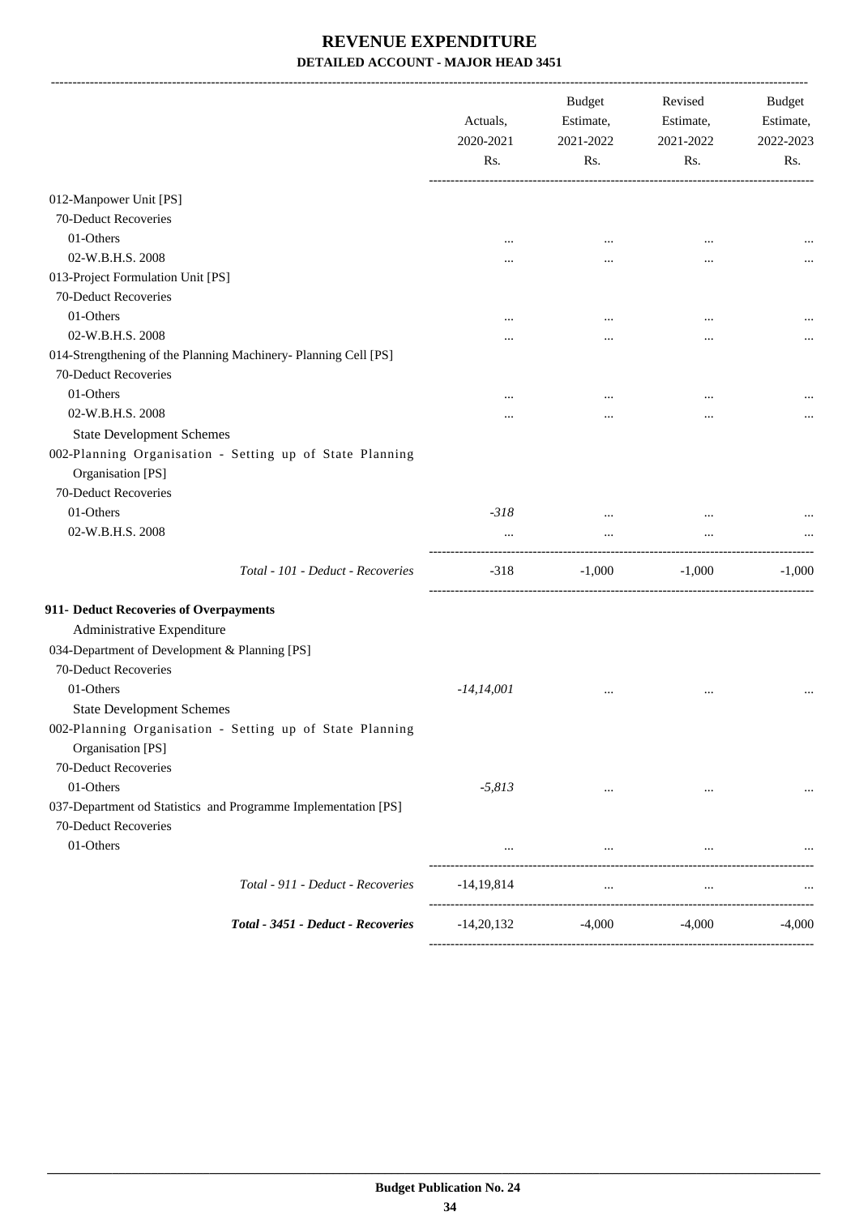# REVENUE EXPENDITURE

## DETAILED ACCOUNT - MAJOR HEAD 3451

| | Actuals, 2020-2021 Rs. | Budget Estimate, 2021-2022 Rs. | Revised Estimate, 2021-2022 Rs. | Budget Estimate, 2022-2023 Rs. |
|---|---|---|---|---|
| 012-Manpower Unit [PS] | | | | |
| 70-Deduct Recoveries | | | | |
| 01-Others | ... | ... | ... | ... |
| 02-W.B.H.S. 2008 | ... | ... | ... | ... |
| 013-Project Formulation Unit [PS] | | | | |
| 70-Deduct Recoveries | | | | |
| 01-Others | ... | ... | ... | ... |
| 02-W.B.H.S. 2008 | ... | ... | ... | ... |
| 014-Strengthening of the Planning Machinery- Planning Cell [PS] | | | | |
| 70-Deduct Recoveries | | | | |
| 01-Others | ... | ... | ... | ... |
| 02-W.B.H.S. 2008 | ... | ... | ... | ... |
| State Development Schemes | | | | |
| 002-Planning Organisation - Setting up of State Planning Organisation [PS] | | | | |
| 70-Deduct Recoveries | | | | |
| 01-Others | *-318* | ... | ... | ... |
| 02-W.B.H.S. 2008 | ... | ... | ... | ... |
| *Total - 101 - Deduct - Recoveries* | -318 | -1,000 | -1,000 | -1,000 |
| **911- Deduct Recoveries of Overpayments** | | | | |
| Administrative Expenditure | | | | |
| 034-Department of Development & Planning [PS] | | | | |
| 70-Deduct Recoveries | | | | |
| 01-Others | *-14,14,001* | ... | ... | ... |
| State Development Schemes | | | | |
| 002-Planning Organisation - Setting up of State Planning Organisation [PS] | | | | |
| 70-Deduct Recoveries | | | | |
| 01-Others | *-5,813* | ... | ... | ... |
| 037-Department od Statistics and Programme Implementation [PS] | | | | |
| 70-Deduct Recoveries | | | | |
| 01-Others | ... | ... | ... | ... |
| *Total - 911 - Deduct - Recoveries* | -14,19,814 | ... | ... | ... |
| ***Total - 3451 - Deduct - Recoveries*** | -14,20,132 | -4,000 | -4,000 | -4,000 |

**Budget Publication No. 24**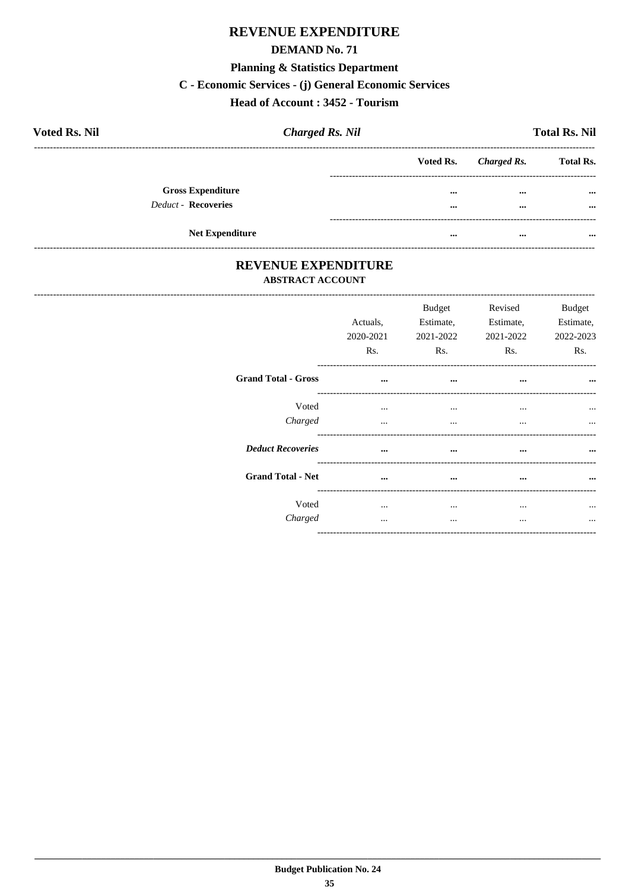# REVENUE EXPENDITURE

## DEMAND No. 71

### Planning & Statistics Department

### C - Economic Services - (j) General Economic Services

### Head of Account : 3452 - Tourism

**Voted Rs. Nil** | ***Charged Rs. Nil*** | **Total Rs. Nil**

| | Voted Rs. | Charged Rs. | Total Rs. |
|---|---|---|---|
| **Gross Expenditure** | ... | ... | ... |
| *Deduct* - **Recoveries** | ... | ... | ... |
| **Net Expenditure** | ... | ... | ... |

## REVENUE EXPENDITURE

### ABSTRACT ACCOUNT

| | Actuals, 2020-2021 Rs. | Budget Estimate, 2021-2022 Rs. | Revised Estimate, 2021-2022 Rs. | Budget Estimate, 2022-2023 Rs. |
|---|---|---|---|---|
| **Grand Total - Gross** | ... | ... | ... | ... |
| Voted | ... | ... | ... | ... |
| *Charged* | ... | ... | ... | ... |
| ***Deduct Recoveries*** | ... | ... | ... | ... |
| **Grand Total - Net** | ... | ... | ... | ... |
| Voted | ... | ... | ... | ... |
| *Charged* | ... | ... | ... | ... |

**Budget Publication No. 24**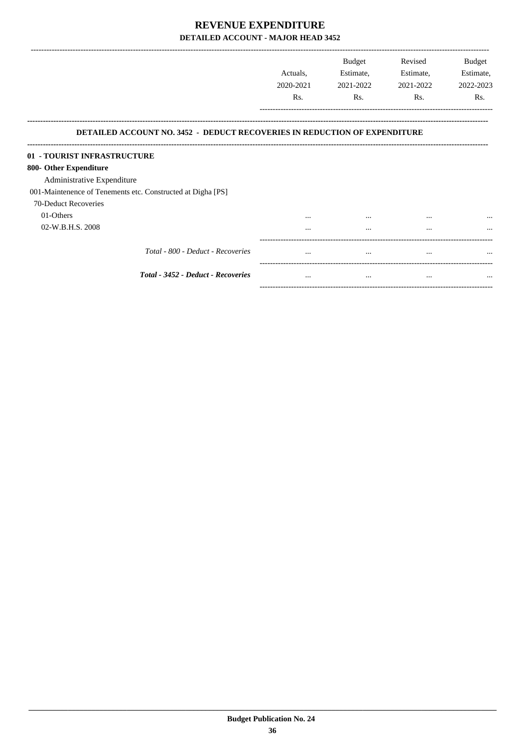# REVENUE EXPENDITURE

## DETAILED ACCOUNT - MAJOR HEAD 3452

| | Actuals, 2020-2021 Rs. | Budget Estimate, 2021-2022 Rs. | Revised Estimate, 2021-2022 Rs. | Budget Estimate, 2022-2023 Rs. |
|---|---|---|---|---|
| **DETAILED ACCOUNT NO. 3452 - DEDUCT RECOVERIES IN REDUCTION OF EXPENDITURE** | | | | |
| **01 - TOURIST INFRASTRUCTURE** | | | | |
| **800- Other Expenditure** | | | | |
| Administrative Expenditure | | | | |
| 001-Maintenence of Tenements etc. Constructed at Digha [PS] | | | | |
| 70-Deduct Recoveries | | | | |
| 01-Others | ... | ... | ... | ... |
| 02-W.B.H.S. 2008 | ... | ... | ... | ... |
| *Total - 800 - Deduct - Recoveries* | ... | ... | ... | ... |
| ***Total - 3452 - Deduct - Recoveries*** | ... | ... | ... | ... |

**Budget Publication No. 24**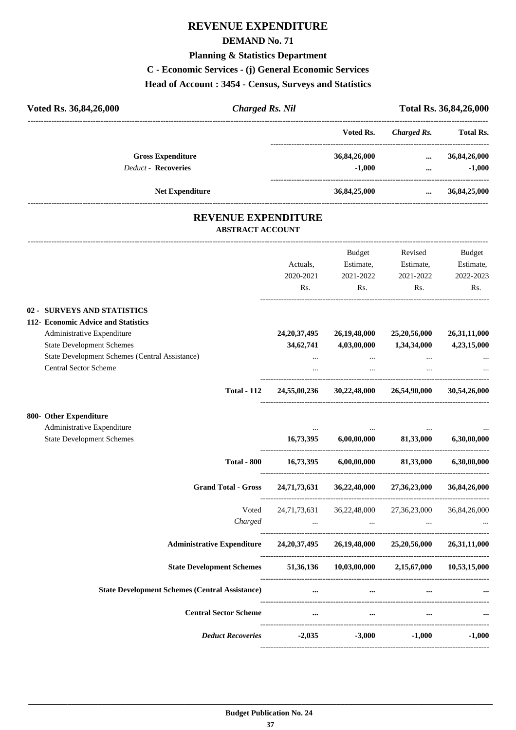# REVENUE EXPENDITURE

## DEMAND No. 71

### Planning & Statistics Department

### C - Economic Services - (j) General Economic Services

### Head of Account : 3454 - Census, Surveys and Statistics

| Voted Rs. 36,84,26,000 | *Charged Rs. Nil* | Total Rs. 36,84,26,000 |
|---|---|---|

| | Voted Rs. | *Charged Rs.* | Total Rs. |
|---|---|---|---|
| **Gross Expenditure** | 36,84,26,000 | ... | 36,84,26,000 |
| *Deduct -* **Recoveries** | -1,000 | ... | -1,000 |
| **Net Expenditure** | 36,84,25,000 | ... | 36,84,25,000 |

## REVENUE EXPENDITURE

### ABSTRACT ACCOUNT

| | Actuals, 2020-2021 Rs. | Budget Estimate, 2021-2022 Rs. | Revised Estimate, 2021-2022 Rs. | Budget Estimate, 2022-2023 Rs. |
|---|---|---|---|---|
| **02 - SURVEYS AND STATISTICS** | | | | |
| **112- Economic Advice and Statistics** | | | | |
| Administrative Expenditure | 24,20,37,495 | 26,19,48,000 | 25,20,56,000 | 26,31,11,000 |
| State Development Schemes | 34,62,741 | 4,03,00,000 | 1,34,34,000 | 4,23,15,000 |
| State Development Schemes (Central Assistance) | ... | ... | ... | ... |
| Central Sector Scheme | ... | ... | ... | ... |
| **Total - 112** | 24,55,00,236 | 30,22,48,000 | 26,54,90,000 | 30,54,26,000 |
| **800- Other Expenditure** | | | | |
| Administrative Expenditure | ... | ... | ... | ... |
| State Development Schemes | 16,73,395 | 6,00,00,000 | 81,33,000 | 6,30,00,000 |
| **Total - 800** | 16,73,395 | 6,00,00,000 | 81,33,000 | 6,30,00,000 |
| **Grand Total - Gross** | 24,71,73,631 | 36,22,48,000 | 27,36,23,000 | 36,84,26,000 |
| Voted | 24,71,73,631 | 36,22,48,000 | 27,36,23,000 | 36,84,26,000 |
| *Charged* | ... | ... | ... | ... |
| **Administrative Expenditure** | 24,20,37,495 | 26,19,48,000 | 25,20,56,000 | 26,31,11,000 |
| **State Development Schemes** | 51,36,136 | 10,03,00,000 | 2,15,67,000 | 10,53,15,000 |
| **State Development Schemes (Central Assistance)** | ... | ... | ... | ... |
| **Central Sector Scheme** | ... | ... | ... | ... |
| ***Deduct Recoveries*** | -2,035 | -3,000 | -1,000 | -1,000 |

**Budget Publication No. 24**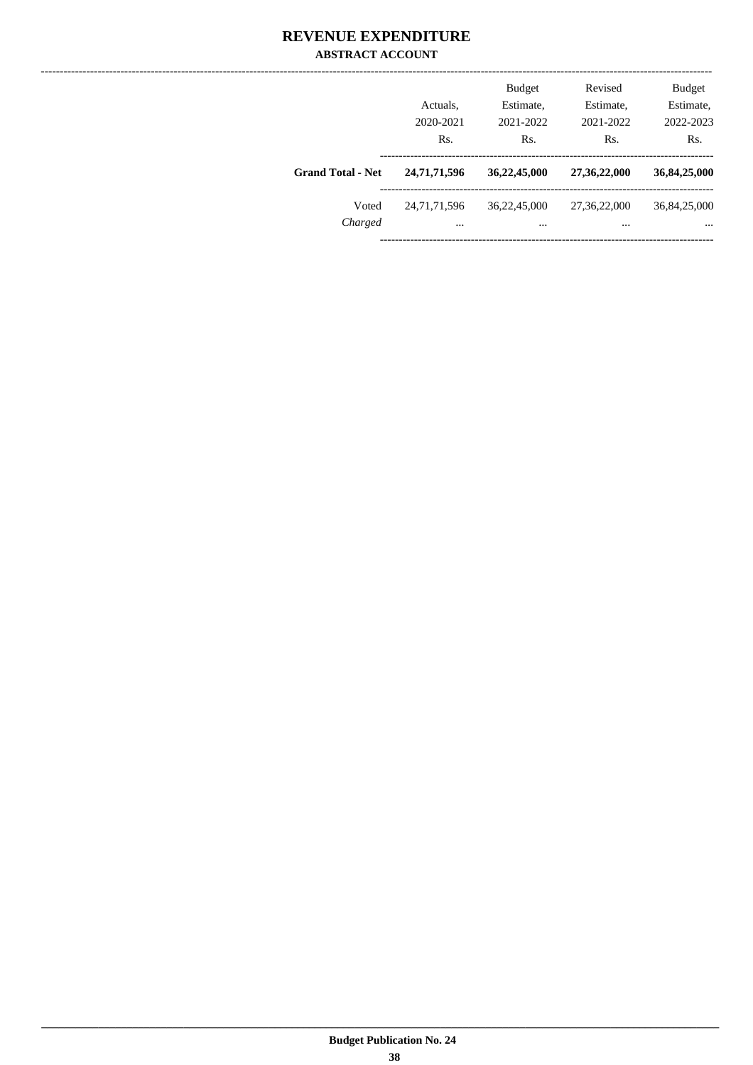# REVENUE EXPENDITURE

## ABSTRACT ACCOUNT

| | Actuals, 2020-2021 Rs. | Budget Estimate, 2021-2022 Rs. | Revised Estimate, 2021-2022 Rs. | Budget Estimate, 2022-2023 Rs. |
|---|---|---|---|---|
| **Grand Total - Net** | **24,71,71,596** | **36,22,45,000** | **27,36,22,000** | **36,84,25,000** |
| Voted | 24,71,71,596 | 36,22,45,000 | 27,36,22,000 | 36,84,25,000 |
| *Charged* | ... | ... | ... | ... |

Budget Publication No. 24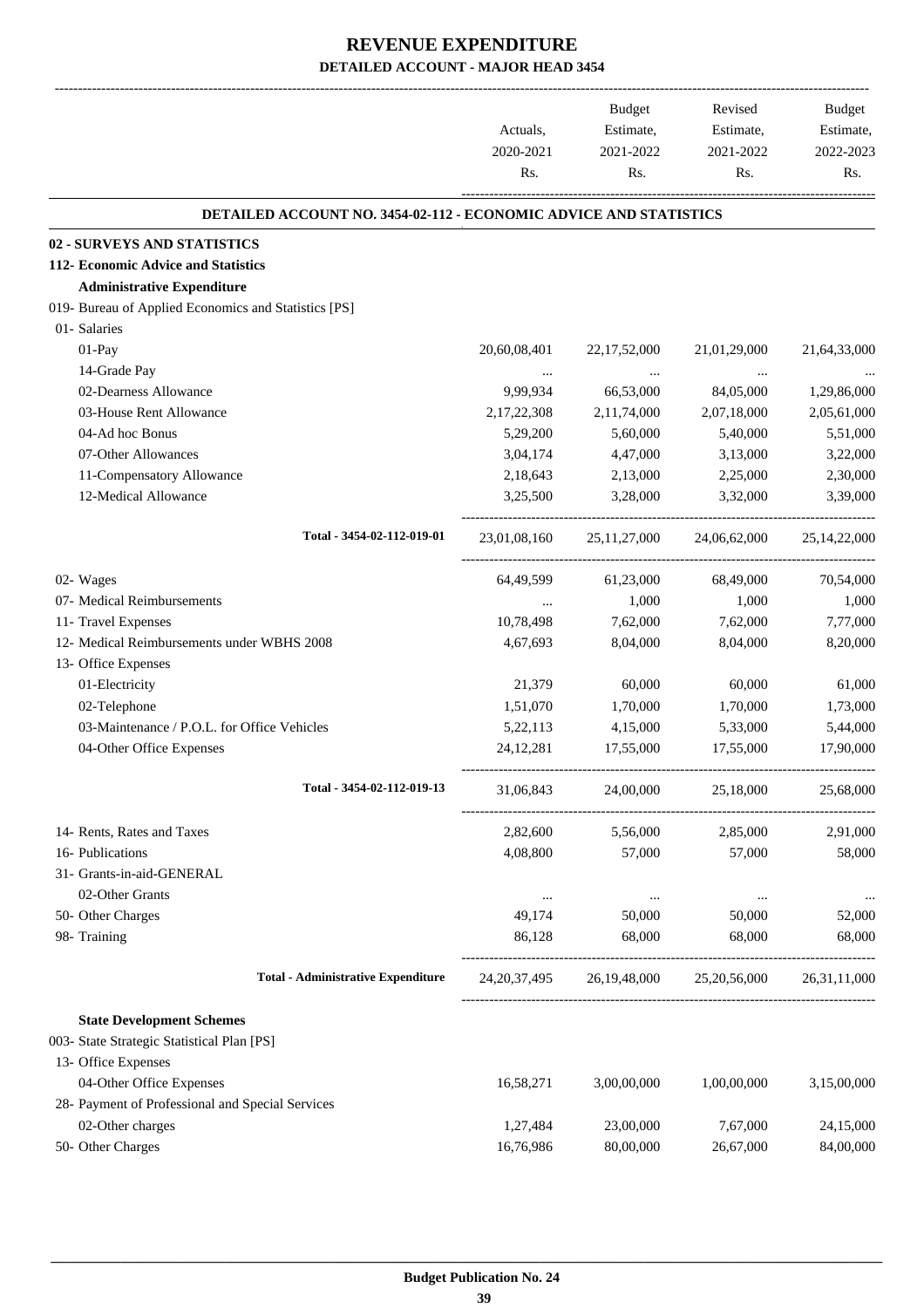# REVENUE EXPENDITURE

## DETAILED ACCOUNT - MAJOR HEAD 3454

| | Actuals, 2020-2021 Rs. | Budget Estimate, 2021-2022 Rs. | Revised Estimate, 2021-2022 Rs. | Budget Estimate, 2022-2023 Rs. |
|---|---|---|---|---|
| **DETAILED ACCOUNT NO. 3454-02-112 - ECONOMIC ADVICE AND STATISTICS** | | | | |
| **02 - SURVEYS AND STATISTICS** | | | | |
| **112- Economic Advice and Statistics** | | | | |
| **Administrative Expenditure** | | | | |
| 019- Bureau of Applied Economics and Statistics [PS] | | | | |
| 01- Salaries | | | | |
| 01-Pay | 20,60,08,401 | 22,17,52,000 | 21,01,29,000 | 21,64,33,000 |
| 14-Grade Pay | ... | ... | ... | ... |
| 02-Dearness Allowance | 9,99,934 | 66,53,000 | 84,05,000 | 1,29,86,000 |
| 03-House Rent Allowance | 2,17,22,308 | 2,11,74,000 | 2,07,18,000 | 2,05,61,000 |
| 04-Ad hoc Bonus | 5,29,200 | 5,60,000 | 5,40,000 | 5,51,000 |
| 07-Other Allowances | 3,04,174 | 4,47,000 | 3,13,000 | 3,22,000 |
| 11-Compensatory Allowance | 2,18,643 | 2,13,000 | 2,25,000 | 2,30,000 |
| 12-Medical Allowance | 3,25,500 | 3,28,000 | 3,32,000 | 3,39,000 |
| **Total - 3454-02-112-019-01** | 23,01,08,160 | 25,11,27,000 | 24,06,62,000 | 25,14,22,000 |
| 02- Wages | 64,49,599 | 61,23,000 | 68,49,000 | 70,54,000 |
| 07- Medical Reimbursements | ... | 1,000 | 1,000 | 1,000 |
| 11- Travel Expenses | 10,78,498 | 7,62,000 | 7,62,000 | 7,77,000 |
| 12- Medical Reimbursements under WBHS 2008 | 4,67,693 | 8,04,000 | 8,04,000 | 8,20,000 |
| 13- Office Expenses | | | | |
| 01-Electricity | 21,379 | 60,000 | 60,000 | 61,000 |
| 02-Telephone | 1,51,070 | 1,70,000 | 1,70,000 | 1,73,000 |
| 03-Maintenance / P.O.L. for Office Vehicles | 5,22,113 | 4,15,000 | 5,33,000 | 5,44,000 |
| 04-Other Office Expenses | 24,12,281 | 17,55,000 | 17,55,000 | 17,90,000 |
| **Total - 3454-02-112-019-13** | 31,06,843 | 24,00,000 | 25,18,000 | 25,68,000 |
| 14- Rents, Rates and Taxes | 2,82,600 | 5,56,000 | 2,85,000 | 2,91,000 |
| 16- Publications | 4,08,800 | 57,000 | 57,000 | 58,000 |
| 31- Grants-in-aid-GENERAL | | | | |
| 02-Other Grants | ... | ... | ... | ... |
| 50- Other Charges | 49,174 | 50,000 | 50,000 | 52,000 |
| 98- Training | 86,128 | 68,000 | 68,000 | 68,000 |
| **Total - Administrative Expenditure** | 24,20,37,495 | 26,19,48,000 | 25,20,56,000 | 26,31,11,000 |
| **State Development Schemes** | | | | |
| 003- State Strategic Statistical Plan [PS] | | | | |
| 13- Office Expenses | | | | |
| 04-Other Office Expenses | 16,58,271 | 3,00,00,000 | 1,00,00,000 | 3,15,00,000 |
| 28- Payment of Professional and Special Services | | | | |
| 02-Other charges | 1,27,484 | 23,00,000 | 7,67,000 | 24,15,000 |
| 50- Other Charges | 16,76,986 | 80,00,000 | 26,67,000 | 84,00,000 |

Budget Publication No. 24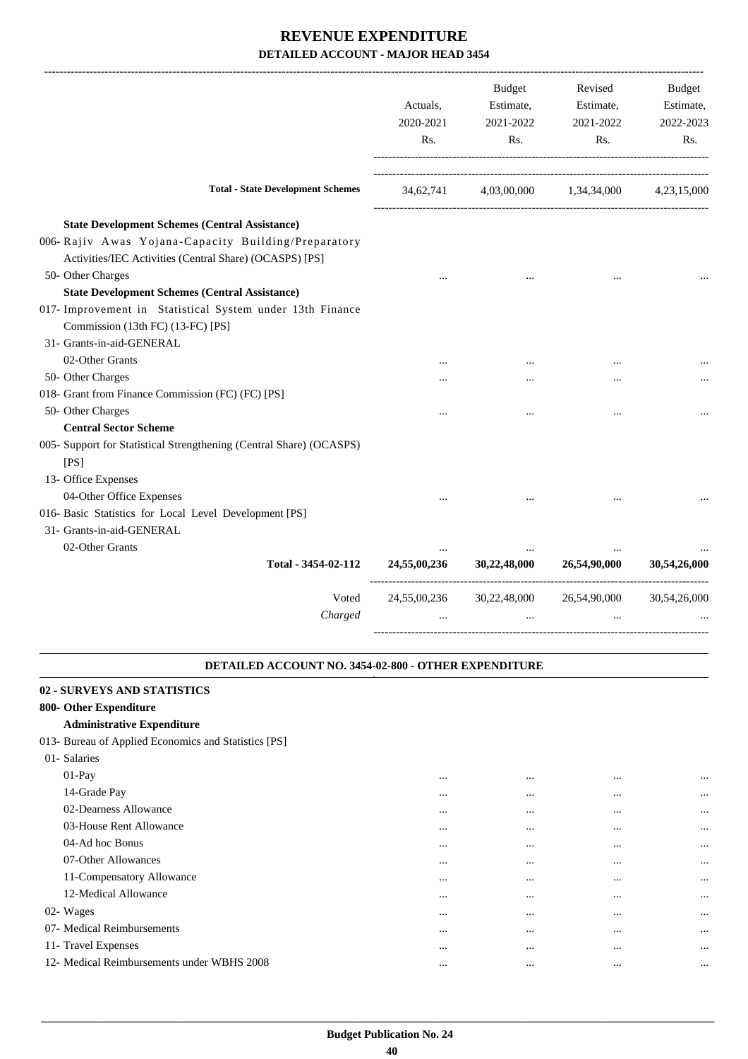# REVENUE EXPENDITURE

## DETAILED ACCOUNT - MAJOR HEAD 3454

| | Actuals, 2020-2021 Rs. | Budget Estimate, 2021-2022 Rs. | Revised Estimate, 2021-2022 Rs. | Budget Estimate, 2022-2023 Rs. |
|---|---|---|---|---|
| **Total - State Development Schemes** | 34,62,741 | 4,03,00,000 | 1,34,34,000 | 4,23,15,000 |
| **State Development Schemes (Central Assistance)** | | | | |
| 006- Rajiv Awas Yojana-Capacity Building/Preparatory Activities/IEC Activities (Central Share) (OCASPS) [PS] | | | | |
| 50- Other Charges | ... | ... | ... | ... |
| **State Development Schemes (Central Assistance)** | | | | |
| 017- Improvement in Statistical System under 13th Finance Commission (13th FC) (13-FC) [PS] | | | | |
| 31- Grants-in-aid-GENERAL | | | | |
| 02-Other Grants | ... | ... | ... | ... |
| 50- Other Charges | ... | ... | ... | ... |
| 018- Grant from Finance Commission (FC) (FC) [PS] | | | | |
| 50- Other Charges | ... | ... | ... | ... |
| **Central Sector Scheme** | | | | |
| 005- Support for Statistical Strengthening (Central Share) (OCASPS) [PS] | | | | |
| 13- Office Expenses | | | | |
| 04-Other Office Expenses | ... | ... | ... | ... |
| 016- Basic Statistics for Local Level Development [PS] | | | | |
| 31- Grants-in-aid-GENERAL | | | | |
| 02-Other Grants | ... | ... | ... | ... |
| **Total - 3454-02-112** | **24,55,00,236** | **30,22,48,000** | **26,54,90,000** | **30,54,26,000** |
| Voted | 24,55,00,236 | 30,22,48,000 | 26,54,90,000 | 30,54,26,000 |
| *Charged* | ... | ... | ... | ... |

### DETAILED ACCOUNT NO. 3454-02-800 - OTHER EXPENDITURE

| | | | | |
|---|---|---|---|---|
| **02 - SURVEYS AND STATISTICS** | | | | |
| **800- Other Expenditure** | | | | |
| **Administrative Expenditure** | | | | |
| 013- Bureau of Applied Economics and Statistics [PS] | | | | |
| 01- Salaries | | | | |
| 01-Pay | ... | ... | ... | ... |
| 14-Grade Pay | ... | ... | ... | ... |
| 02-Dearness Allowance | ... | ... | ... | ... |
| 03-House Rent Allowance | ... | ... | ... | ... |
| 04-Ad hoc Bonus | ... | ... | ... | ... |
| 07-Other Allowances | ... | ... | ... | ... |
| 11-Compensatory Allowance | ... | ... | ... | ... |
| 12-Medical Allowance | ... | ... | ... | ... |
| 02- Wages | ... | ... | ... | ... |
| 07- Medical Reimbursements | ... | ... | ... | ... |
| 11- Travel Expenses | ... | ... | ... | ... |
| 12- Medical Reimbursements under WBHS 2008 | ... | ... | ... | ... |

Budget Publication No. 24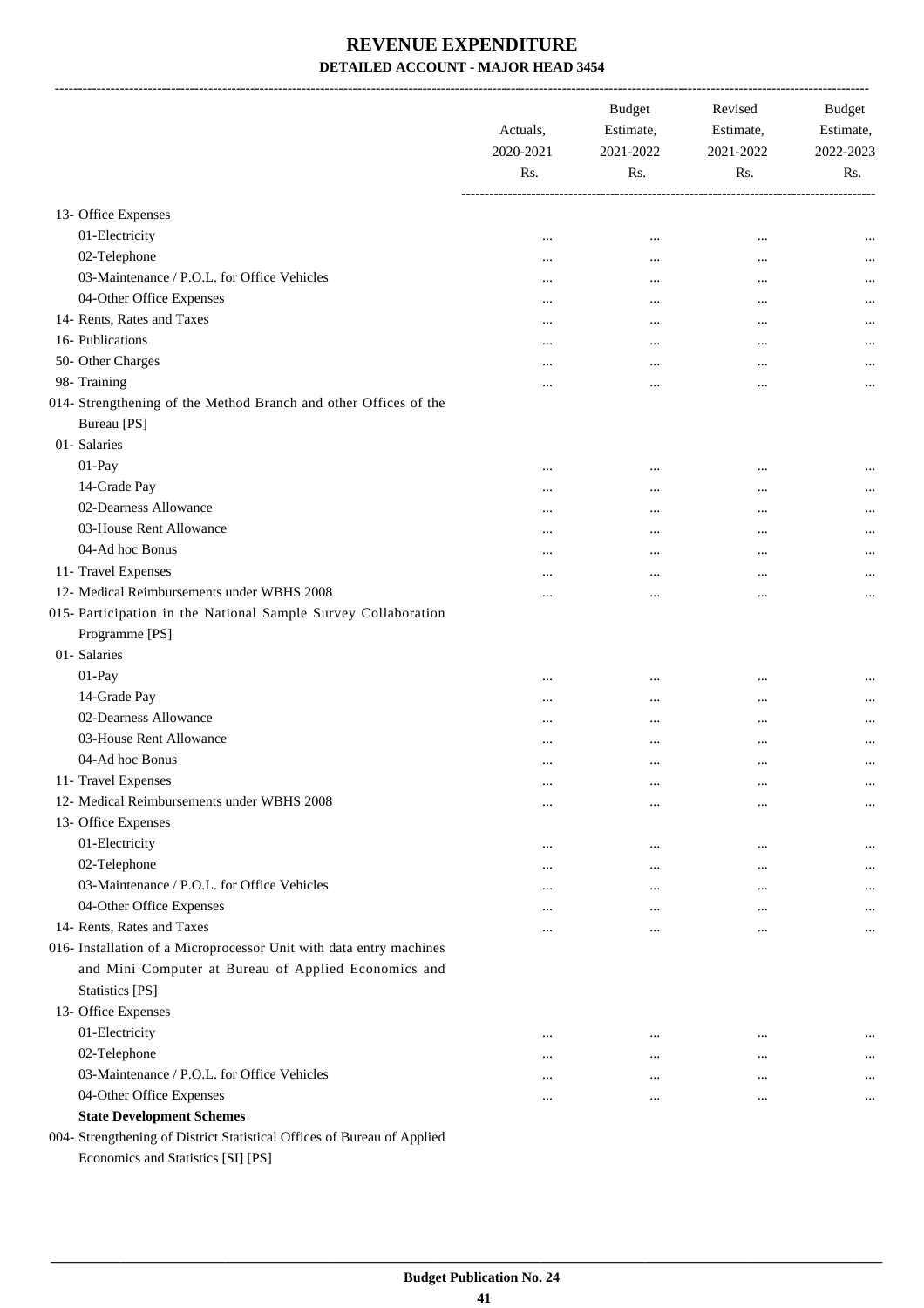# REVENUE EXPENDITURE

**DETAILED ACCOUNT - MAJOR HEAD 3454**

| | Actuals, 2020-2021 Rs. | Budget Estimate, 2021-2022 Rs. | Revised Estimate, 2021-2022 Rs. | Budget Estimate, 2022-2023 Rs. |
|---|---|---|---|---|
| 13- Office Expenses | | | | |
| 01-Electricity | ... | ... | ... | ... |
| 02-Telephone | ... | ... | ... | ... |
| 03-Maintenance / P.O.L. for Office Vehicles | ... | ... | ... | ... |
| 04-Other Office Expenses | ... | ... | ... | ... |
| 14- Rents, Rates and Taxes | ... | ... | ... | ... |
| 16- Publications | ... | ... | ... | ... |
| 50- Other Charges | ... | ... | ... | ... |
| 98- Training | ... | ... | ... | ... |
| 014- Strengthening of the Method Branch and other Offices of the Bureau [PS] | | | | |
| 01- Salaries | | | | |
| 01-Pay | ... | ... | ... | ... |
| 14-Grade Pay | ... | ... | ... | ... |
| 02-Dearness Allowance | ... | ... | ... | ... |
| 03-House Rent Allowance | ... | ... | ... | ... |
| 04-Ad hoc Bonus | ... | ... | ... | ... |
| 11- Travel Expenses | ... | ... | ... | ... |
| 12- Medical Reimbursements under WBHS 2008 | ... | ... | ... | ... |
| 015- Participation in the National Sample Survey Collaboration Programme [PS] | | | | |
| 01- Salaries | | | | |
| 01-Pay | ... | ... | ... | ... |
| 14-Grade Pay | ... | ... | ... | ... |
| 02-Dearness Allowance | ... | ... | ... | ... |
| 03-House Rent Allowance | ... | ... | ... | ... |
| 04-Ad hoc Bonus | ... | ... | ... | ... |
| 11- Travel Expenses | ... | ... | ... | ... |
| 12- Medical Reimbursements under WBHS 2008 | ... | ... | ... | ... |
| 13- Office Expenses | | | | |
| 01-Electricity | ... | ... | ... | ... |
| 02-Telephone | ... | ... | ... | ... |
| 03-Maintenance / P.O.L. for Office Vehicles | ... | ... | ... | ... |
| 04-Other Office Expenses | ... | ... | ... | ... |
| 14- Rents, Rates and Taxes | ... | ... | ... | ... |
| 016- Installation of a Microprocessor Unit with data entry machines and Mini Computer at Bureau of Applied Economics and Statistics [PS] | | | | |
| 13- Office Expenses | | | | |
| 01-Electricity | ... | ... | ... | ... |
| 02-Telephone | ... | ... | ... | ... |
| 03-Maintenance / P.O.L. for Office Vehicles | ... | ... | ... | ... |
| 04-Other Office Expenses | ... | ... | ... | ... |
| **State Development Schemes** | | | | |
| 004- Strengthening of District Statistical Offices of Bureau of Applied Economics and Statistics [SI] [PS] | | | | |

Budget Publication No. 24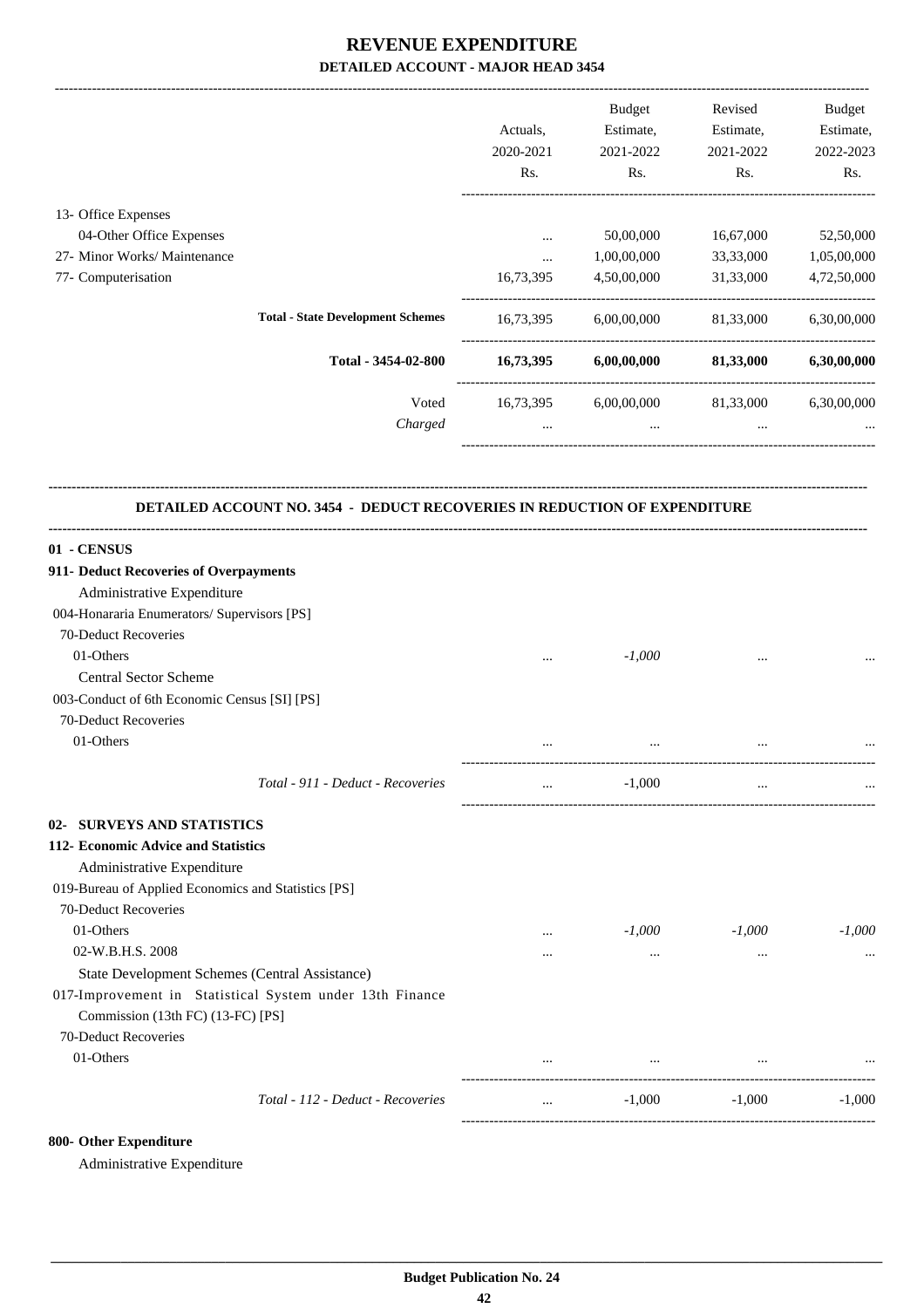# REVENUE EXPENDITURE

**DETAILED ACCOUNT - MAJOR HEAD 3454**

| | Actuals, 2020-2021 Rs. | Budget Estimate, 2021-2022 Rs. | Revised Estimate, 2021-2022 Rs. | Budget Estimate, 2022-2023 Rs. |
|---|---|---|---|---|
| 13- Office Expenses | | | | |
| 04-Other Office Expenses | ... | 50,00,000 | 16,67,000 | 52,50,000 |
| 27- Minor Works/ Maintenance | ... | 1,00,00,000 | 33,33,000 | 1,05,00,000 |
| 77- Computerisation | 16,73,395 | 4,50,00,000 | 31,33,000 | 4,72,50,000 |
| **Total - State Development Schemes** | 16,73,395 | 6,00,00,000 | 81,33,000 | 6,30,00,000 |
| **Total - 3454-02-800** | **16,73,395** | **6,00,00,000** | **81,33,000** | **6,30,00,000** |
| Voted | 16,73,395 | 6,00,00,000 | 81,33,000 | 6,30,00,000 |
| *Charged* | ... | ... | ... | ... |

**DETAILED ACCOUNT NO. 3454 - DEDUCT RECOVERIES IN REDUCTION OF EXPENDITURE**

| | Actuals, 2020-2021 Rs. | Budget Estimate, 2021-2022 Rs. | Revised Estimate, 2021-2022 Rs. | Budget Estimate, 2022-2023 Rs. |
|---|---|---|---|---|
| **01 - CENSUS** | | | | |
| **911- Deduct Recoveries of Overpayments** | | | | |
| Administrative Expenditure | | | | |
| 004-Honararia Enumerators/ Supervisors [PS] | | | | |
| 70-Deduct Recoveries | | | | |
| 01-Others | ... | *-1,000* | ... | ... |
| Central Sector Scheme | | | | |
| 003-Conduct of 6th Economic Census [SI] [PS] | | | | |
| 70-Deduct Recoveries | | | | |
| 01-Others | ... | ... | ... | ... |
| *Total - 911 - Deduct - Recoveries* | ... | -1,000 | ... | ... |
| **02- SURVEYS AND STATISTICS** | | | | |
| **112- Economic Advice and Statistics** | | | | |
| Administrative Expenditure | | | | |
| 019-Bureau of Applied Economics and Statistics [PS] | | | | |
| 70-Deduct Recoveries | | | | |
| 01-Others | ... | *-1,000* | *-1,000* | *-1,000* |
| 02-W.B.H.S. 2008 | ... | ... | ... | ... |
| State Development Schemes (Central Assistance) | | | | |
| 017-Improvement in Statistical System under 13th Finance Commission (13th FC) (13-FC) [PS] | | | | |
| 70-Deduct Recoveries | | | | |
| 01-Others | ... | ... | ... | ... |
| *Total - 112 - Deduct - Recoveries* | ... | -1,000 | -1,000 | -1,000 |
| **800- Other Expenditure** | | | | |
| Administrative Expenditure | | | | |

**Budget Publication No. 24**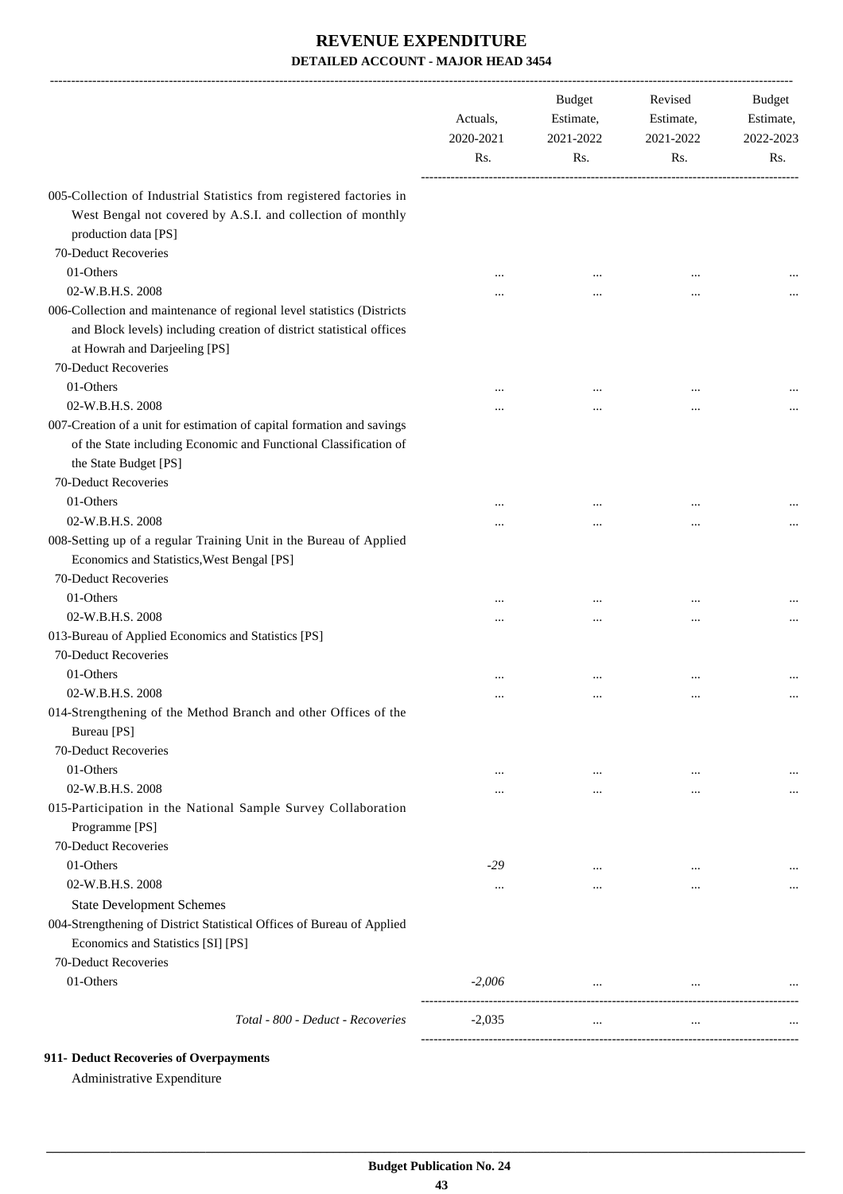# REVENUE EXPENDITURE

## DETAILED ACCOUNT - MAJOR HEAD 3454

| | Actuals, 2020-2021 Rs. | Budget Estimate, 2021-2022 Rs. | Revised Estimate, 2021-2022 Rs. | Budget Estimate, 2022-2023 Rs. |
|---|---|---|---|---|
| 005-Collection of Industrial Statistics from registered factories in West Bengal not covered by A.S.I. and collection of monthly production data [PS] | | | | |
| 70-Deduct Recoveries | | | | |
| 01-Others | ... | ... | ... | ... |
| 02-W.B.H.S. 2008 | ... | ... | ... | ... |
| 006-Collection and maintenance of regional level statistics (Districts and Block levels) including creation of district statistical offices at Howrah and Darjeeling [PS] | | | | |
| 70-Deduct Recoveries | | | | |
| 01-Others | ... | ... | ... | ... |
| 02-W.B.H.S. 2008 | ... | ... | ... | ... |
| 007-Creation of a unit for estimation of capital formation and savings of the State including Economic and Functional Classification of the State Budget [PS] | | | | |
| 70-Deduct Recoveries | | | | |
| 01-Others | ... | ... | ... | ... |
| 02-W.B.H.S. 2008 | ... | ... | ... | ... |
| 008-Setting up of a regular Training Unit in the Bureau of Applied Economics and Statistics,West Bengal [PS] | | | | |
| 70-Deduct Recoveries | | | | |
| 01-Others | ... | ... | ... | ... |
| 02-W.B.H.S. 2008 | ... | ... | ... | ... |
| 013-Bureau of Applied Economics and Statistics [PS] | | | | |
| 70-Deduct Recoveries | | | | |
| 01-Others | ... | ... | ... | ... |
| 02-W.B.H.S. 2008 | ... | ... | ... | ... |
| 014-Strengthening of the Method Branch and other Offices of the Bureau [PS] | | | | |
| 70-Deduct Recoveries | | | | |
| 01-Others | ... | ... | ... | ... |
| 02-W.B.H.S. 2008 | ... | ... | ... | ... |
| 015-Participation in the National Sample Survey Collaboration Programme [PS] | | | | |
| 70-Deduct Recoveries | | | | |
| 01-Others | *-29* | ... | ... | ... |
| 02-W.B.H.S. 2008 | ... | ... | ... | ... |
| State Development Schemes | | | | |
| 004-Strengthening of District Statistical Offices of Bureau of Applied Economics and Statistics [SI] [PS] | | | | |
| 70-Deduct Recoveries | | | | |
| 01-Others | *-2,006* | ... | ... | ... |
| *Total - 800 - Deduct - Recoveries* | -2,035 | ... | ... | ... |

**911- Deduct Recoveries of Overpayments**

Administrative Expenditure

Budget Publication No. 24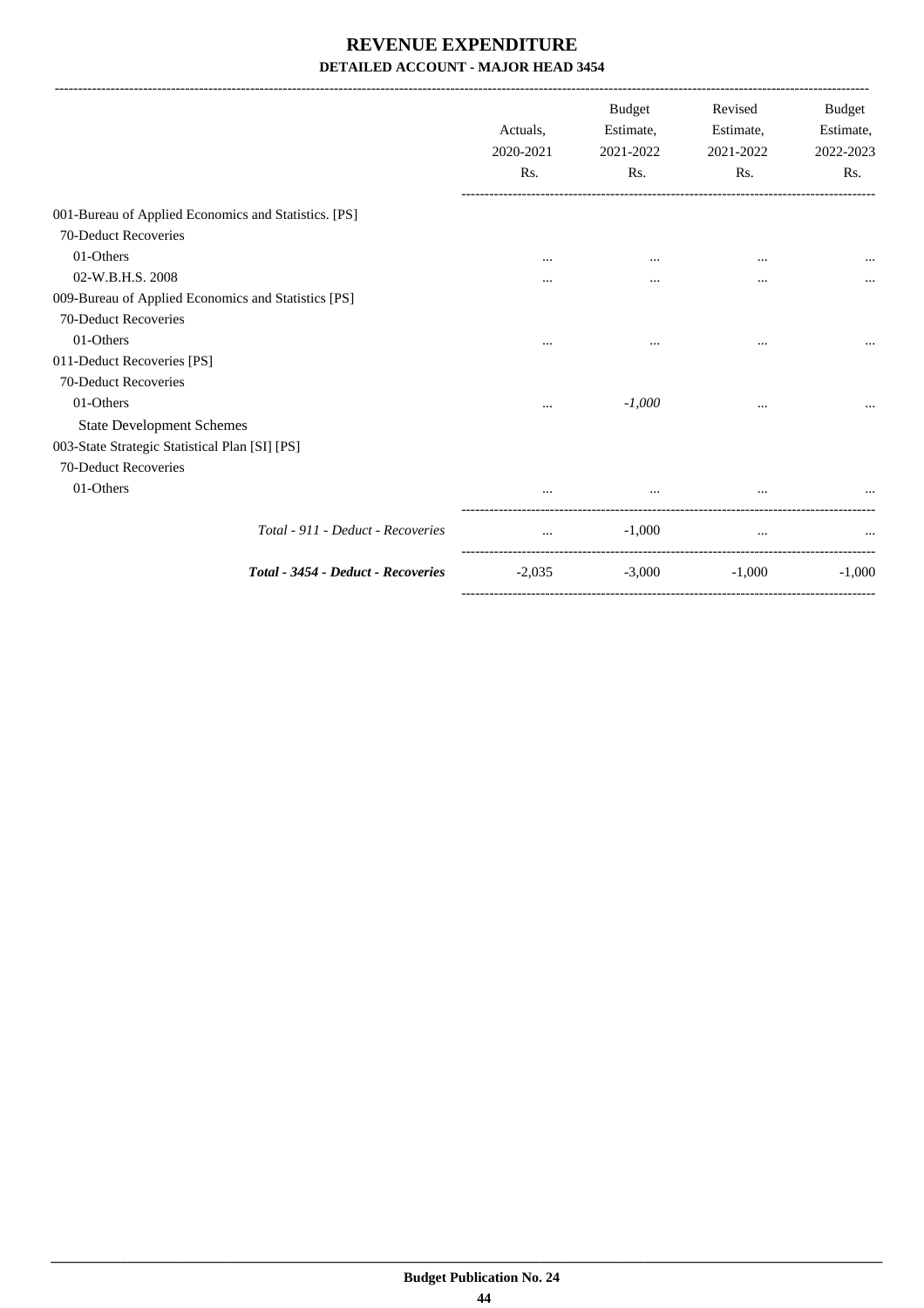# REVENUE EXPENDITURE

## DETAILED ACCOUNT - MAJOR HEAD 3454

| | Actuals, 2020-2021 Rs. | Budget Estimate, 2021-2022 Rs. | Revised Estimate, 2021-2022 Rs. | Budget Estimate, 2022-2023 Rs. |
|---|---|---|---|---|
| 001-Bureau of Applied Economics and Statistics. [PS] | | | | |
| 70-Deduct Recoveries | | | | |
| 01-Others | ... | ... | ... | ... |
| 02-W.B.H.S. 2008 | ... | ... | ... | ... |
| 009-Bureau of Applied Economics and Statistics [PS] | | | | |
| 70-Deduct Recoveries | | | | |
| 01-Others | ... | ... | ... | ... |
| 011-Deduct Recoveries [PS] | | | | |
| 70-Deduct Recoveries | | | | |
| 01-Others | ... | *-1,000* | ... | ... |
| State Development Schemes | | | | |
| 003-State Strategic Statistical Plan [SI] [PS] | | | | |
| 70-Deduct Recoveries | | | | |
| 01-Others | ... | ... | ... | ... |
| *Total - 911 - Deduct - Recoveries* | ... | -1,000 | ... | ... |
| ***Total - 3454 - Deduct - Recoveries*** | -2,035 | -3,000 | -1,000 | -1,000 |

**Budget Publication No. 24**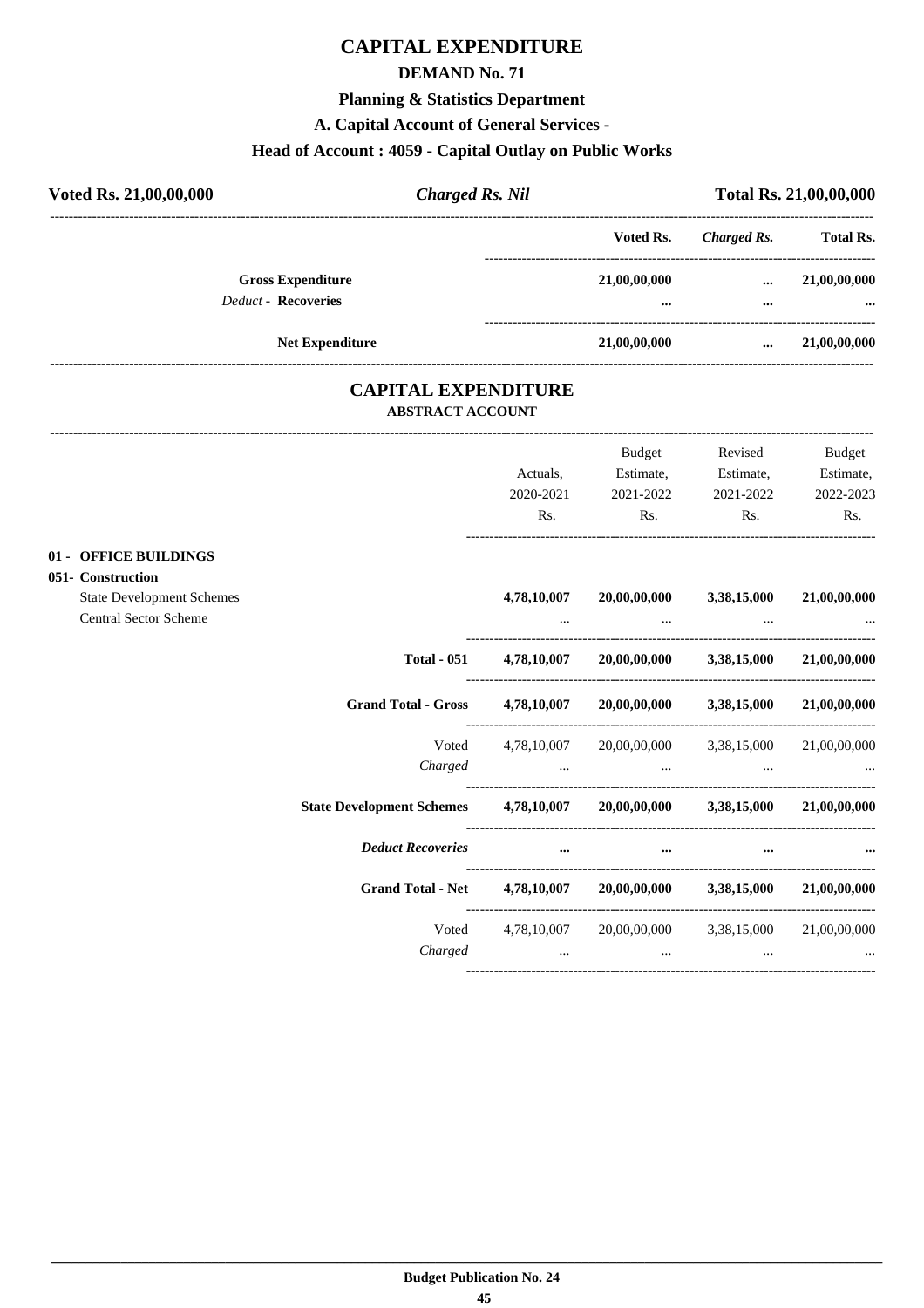# CAPITAL EXPENDITURE

## DEMAND No. 71

## Planning & Statistics Department

## A. Capital Account of General Services -

## Head of Account : 4059 - Capital Outlay on Public Works

| **Voted Rs. 21,00,00,000** | ***Charged Rs. Nil*** | **Total Rs. 21,00,00,000** |
|---|---|---|

| | Voted Rs. | *Charged Rs.* | Total Rs. |
|---|---|---|---|
| **Gross Expenditure** | **21,00,00,000** | **...** | **21,00,00,000** |
| *Deduct* - **Recoveries** | **...** | **...** | **...** |
| **Net Expenditure** | **21,00,00,000** | **...** | **21,00,00,000** |

# CAPITAL EXPENDITURE

### ABSTRACT ACCOUNT

| | Actuals, 2020-2021 Rs. | Budget Estimate, 2021-2022 Rs. | Revised Estimate, 2021-2022 Rs. | Budget Estimate, 2022-2023 Rs. |
|---|---|---|---|---|
| **01 - OFFICE BUILDINGS** | | | | |
| **051- Construction** | | | | |
| State Development Schemes | **4,78,10,007** | **20,00,00,000** | **3,38,15,000** | **21,00,00,000** |
| Central Sector Scheme | ... | ... | ... | ... |
| **Total - 051** | **4,78,10,007** | **20,00,00,000** | **3,38,15,000** | **21,00,00,000** |
| **Grand Total - Gross** | **4,78,10,007** | **20,00,00,000** | **3,38,15,000** | **21,00,00,000** |
| Voted | 4,78,10,007 | 20,00,00,000 | 3,38,15,000 | 21,00,00,000 |
| *Charged* | ... | ... | ... | ... |
| **State Development Schemes** | **4,78,10,007** | **20,00,00,000** | **3,38,15,000** | **21,00,00,000** |
| ***Deduct Recoveries*** | **...** | **...** | **...** | **...** |
| **Grand Total - Net** | **4,78,10,007** | **20,00,00,000** | **3,38,15,000** | **21,00,00,000** |
| Voted | 4,78,10,007 | 20,00,00,000 | 3,38,15,000 | 21,00,00,000 |
| *Charged* | ... | ... | ... | ... |

**Budget Publication No. 24**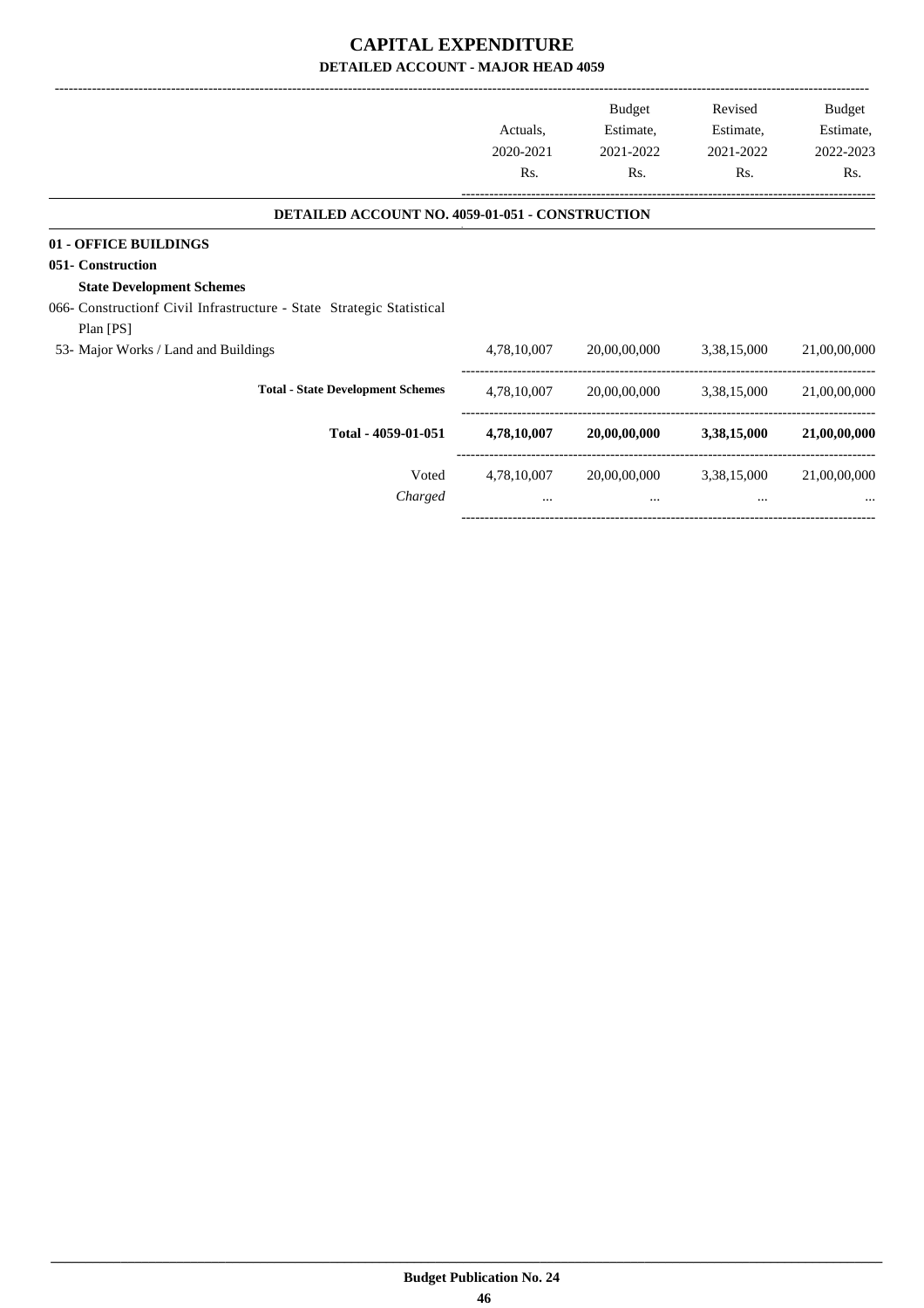# CAPITAL EXPENDITURE

## DETAILED ACCOUNT - MAJOR HEAD 4059

| | Actuals, 2020-2021 Rs. | Budget Estimate, 2021-2022 Rs. | Revised Estimate, 2021-2022 Rs. | Budget Estimate, 2022-2023 Rs. |
|---|---|---|---|---|
| **DETAILED ACCOUNT NO. 4059-01-051 - CONSTRUCTION** | | | | |
| **01 - OFFICE BUILDINGS** | | | | |
| **051- Construction** | | | | |
| **State Development Schemes** | | | | |
| 066- Constructionf Civil Infrastructure - State Strategic Statistical Plan [PS] | | | | |
| 53- Major Works / Land and Buildings | 4,78,10,007 | 20,00,00,000 | 3,38,15,000 | 21,00,00,000 |
| **Total - State Development Schemes** | 4,78,10,007 | 20,00,00,000 | 3,38,15,000 | 21,00,00,000 |
| **Total - 4059-01-051** | **4,78,10,007** | **20,00,00,000** | **3,38,15,000** | **21,00,00,000** |
| Voted | 4,78,10,007 | 20,00,00,000 | 3,38,15,000 | 21,00,00,000 |
| *Charged* | ... | ... | ... | ... |

**Budget Publication No. 24**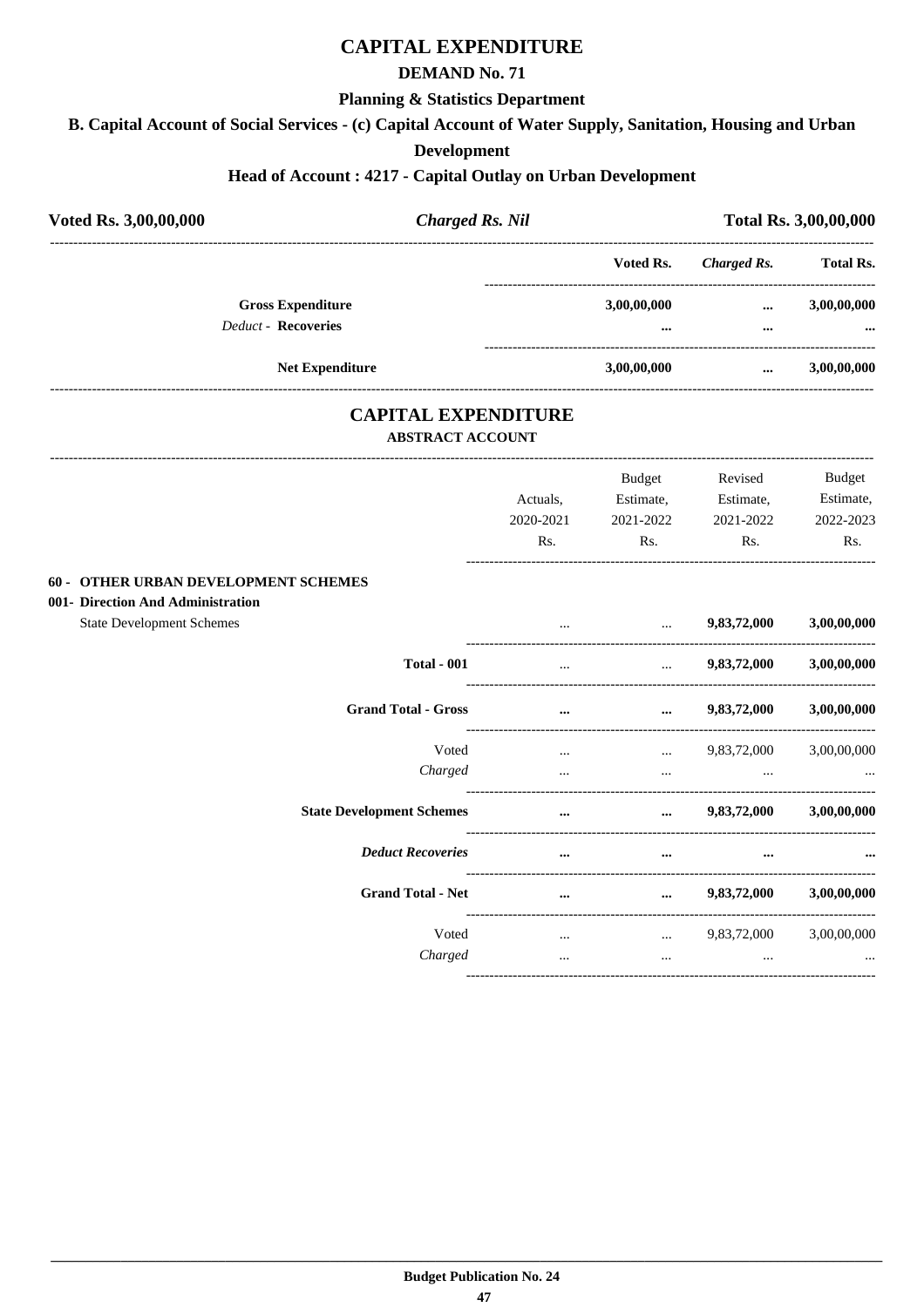# CAPITAL EXPENDITURE

## DEMAND No. 71

### Planning & Statistics Department

### B. Capital Account of Social Services - (c) Capital Account of Water Supply, Sanitation, Housing and Urban Development

### Head of Account : 4217 - Capital Outlay on Urban Development

| Voted Rs. 3,00,00,000 | *Charged Rs. Nil* | Total Rs. 3,00,00,000 |
|---|---|---|

| | Voted Rs. | *Charged Rs.* | Total Rs. |
|---|---|---|---|
| **Gross Expenditure** | 3,00,00,000 | ... | 3,00,00,000 |
| *Deduct* - **Recoveries** | ... | ... | ... |
| **Net Expenditure** | 3,00,00,000 | ... | 3,00,00,000 |

## CAPITAL EXPENDITURE

### ABSTRACT ACCOUNT

| | Actuals, 2020-2021 Rs. | Budget Estimate, 2021-2022 Rs. | Revised Estimate, 2021-2022 Rs. | Budget Estimate, 2022-2023 Rs. |
|---|---|---|---|---|
| **60 - OTHER URBAN DEVELOPMENT SCHEMES** | | | | |
| **001- Direction And Administration** | | | | |
| State Development Schemes | ... | ... | 9,83,72,000 | 3,00,00,000 |
| **Total - 001** | ... | ... | 9,83,72,000 | 3,00,00,000 |
| **Grand Total - Gross** | ... | ... | 9,83,72,000 | 3,00,00,000 |
| Voted | ... | ... | 9,83,72,000 | 3,00,00,000 |
| *Charged* | ... | ... | ... | ... |
| **State Development Schemes** | ... | ... | 9,83,72,000 | 3,00,00,000 |
| ***Deduct Recoveries*** | ... | ... | ... | ... |
| **Grand Total - Net** | ... | ... | 9,83,72,000 | 3,00,00,000 |
| Voted | ... | ... | 9,83,72,000 | 3,00,00,000 |
| *Charged* | ... | ... | ... | ... |

**Budget Publication No. 24**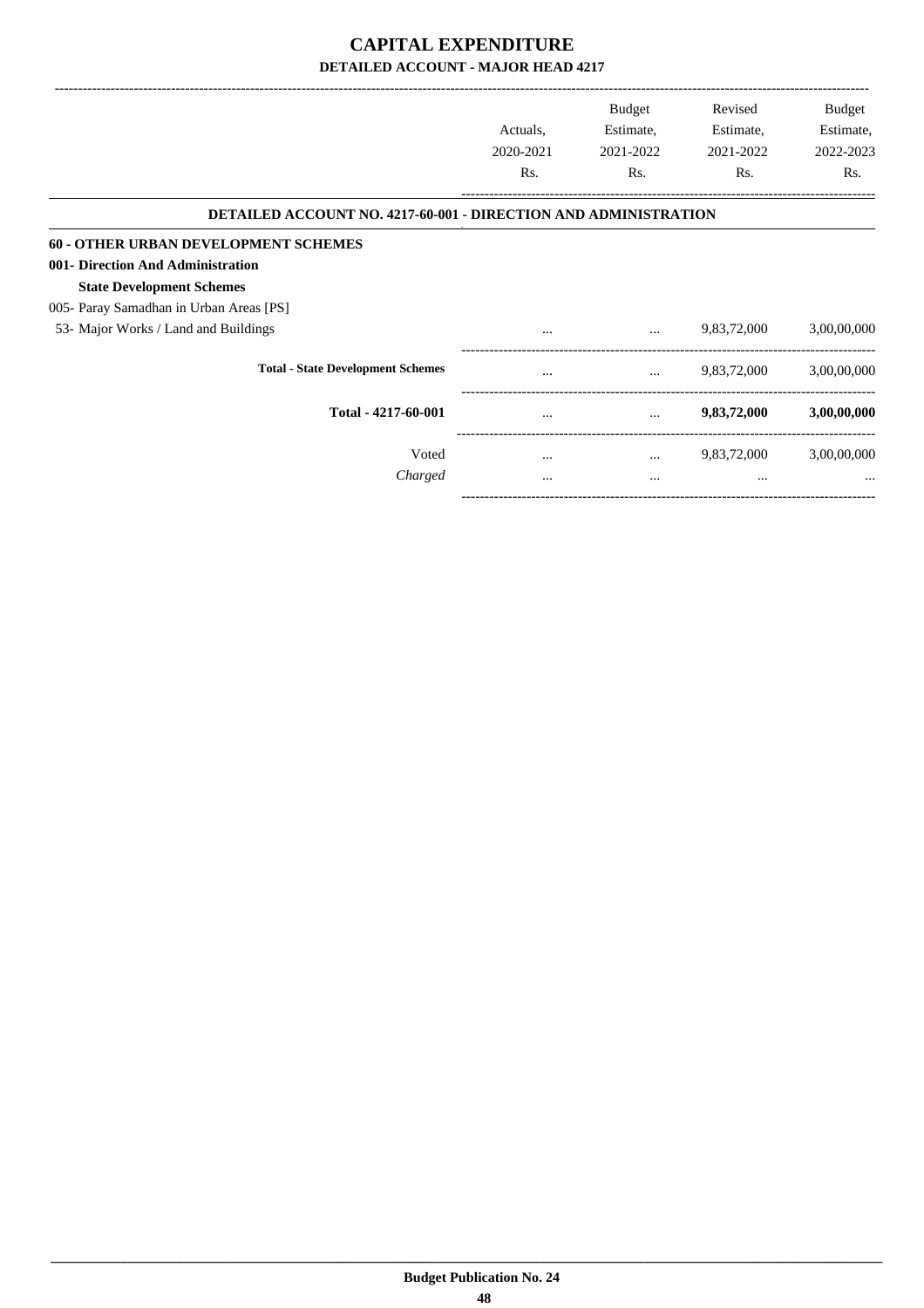# CAPITAL EXPENDITURE

## DETAILED ACCOUNT - MAJOR HEAD 4217

| | Actuals, 2020-2021 Rs. | Budget Estimate, 2021-2022 Rs. | Revised Estimate, 2021-2022 Rs. | Budget Estimate, 2022-2023 Rs. |
|---|---|---|---|---|
| **DETAILED ACCOUNT NO. 4217-60-001 - DIRECTION AND ADMINISTRATION** | | | | |
| **60 - OTHER URBAN DEVELOPMENT SCHEMES** | | | | |
| **001- Direction And Administration** | | | | |
| **State Development Schemes** | | | | |
| 005- Paray Samadhan in Urban Areas [PS] | | | | |
| 53- Major Works / Land and Buildings | ... | ... | 9,83,72,000 | 3,00,00,000 |
| **Total - State Development Schemes** | ... | ... | 9,83,72,000 | 3,00,00,000 |
| **Total - 4217-60-001** | ... | ... | **9,83,72,000** | **3,00,00,000** |
| Voted | ... | ... | 9,83,72,000 | 3,00,00,000 |
| *Charged* | ... | ... | ... | ... |

**Budget Publication No. 24**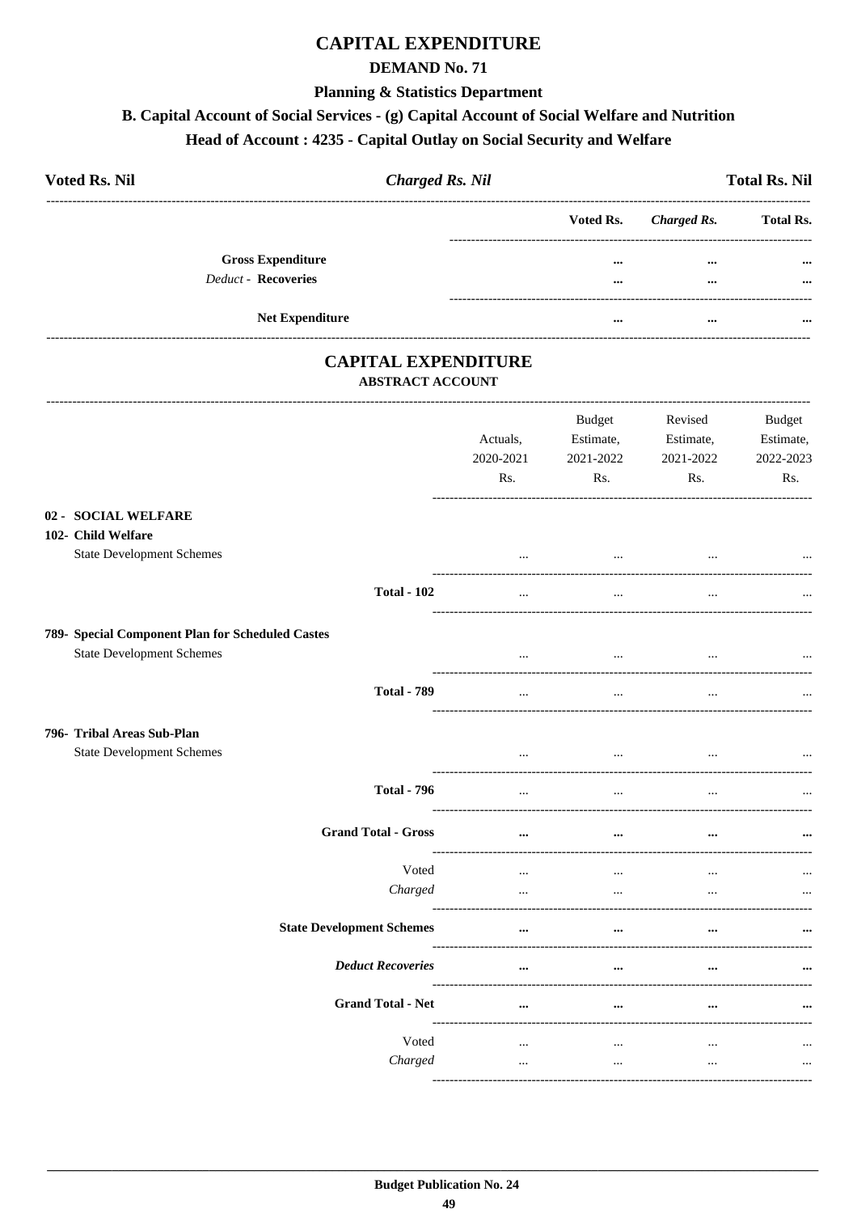# CAPITAL EXPENDITURE

## DEMAND No. 71

### Planning & Statistics Department

### B. Capital Account of Social Services - (g) Capital Account of Social Welfare and Nutrition

### Head of Account : 4235 - Capital Outlay on Social Security and Welfare

| **Voted Rs. Nil** | ***Charged Rs. Nil*** | **Total Rs. Nil** |
|---|---|---|

| | Voted Rs. | *Charged Rs.* | Total Rs. |
|---|---|---|---|
| **Gross Expenditure** | ... | ... | ... |
| *Deduct* - **Recoveries** | ... | ... | ... |
| **Net Expenditure** | ... | ... | ... |

## CAPITAL EXPENDITURE

### ABSTRACT ACCOUNT

| | Actuals, 2020-2021 Rs. | Budget Estimate, 2021-2022 Rs. | Revised Estimate, 2021-2022 Rs. | Budget Estimate, 2022-2023 Rs. |
|---|---|---|---|---|
| **02 - SOCIAL WELFARE** | | | | |
| **102- Child Welfare** | | | | |
| State Development Schemes | ... | ... | ... | ... |
| **Total - 102** | ... | ... | ... | ... |
| **789- Special Component Plan for Scheduled Castes** | | | | |
| State Development Schemes | ... | ... | ... | ... |
| **Total - 789** | ... | ... | ... | ... |
| **796- Tribal Areas Sub-Plan** | | | | |
| State Development Schemes | ... | ... | ... | ... |
| **Total - 796** | ... | ... | ... | ... |
| **Grand Total - Gross** | ... | ... | ... | ... |
| Voted | ... | ... | ... | ... |
| *Charged* | ... | ... | ... | ... |
| **State Development Schemes** | ... | ... | ... | ... |
| ***Deduct Recoveries*** | ... | ... | ... | ... |
| **Grand Total - Net** | ... | ... | ... | ... |
| Voted | ... | ... | ... | ... |
| *Charged* | ... | ... | ... | ... |

**Budget Publication No. 24**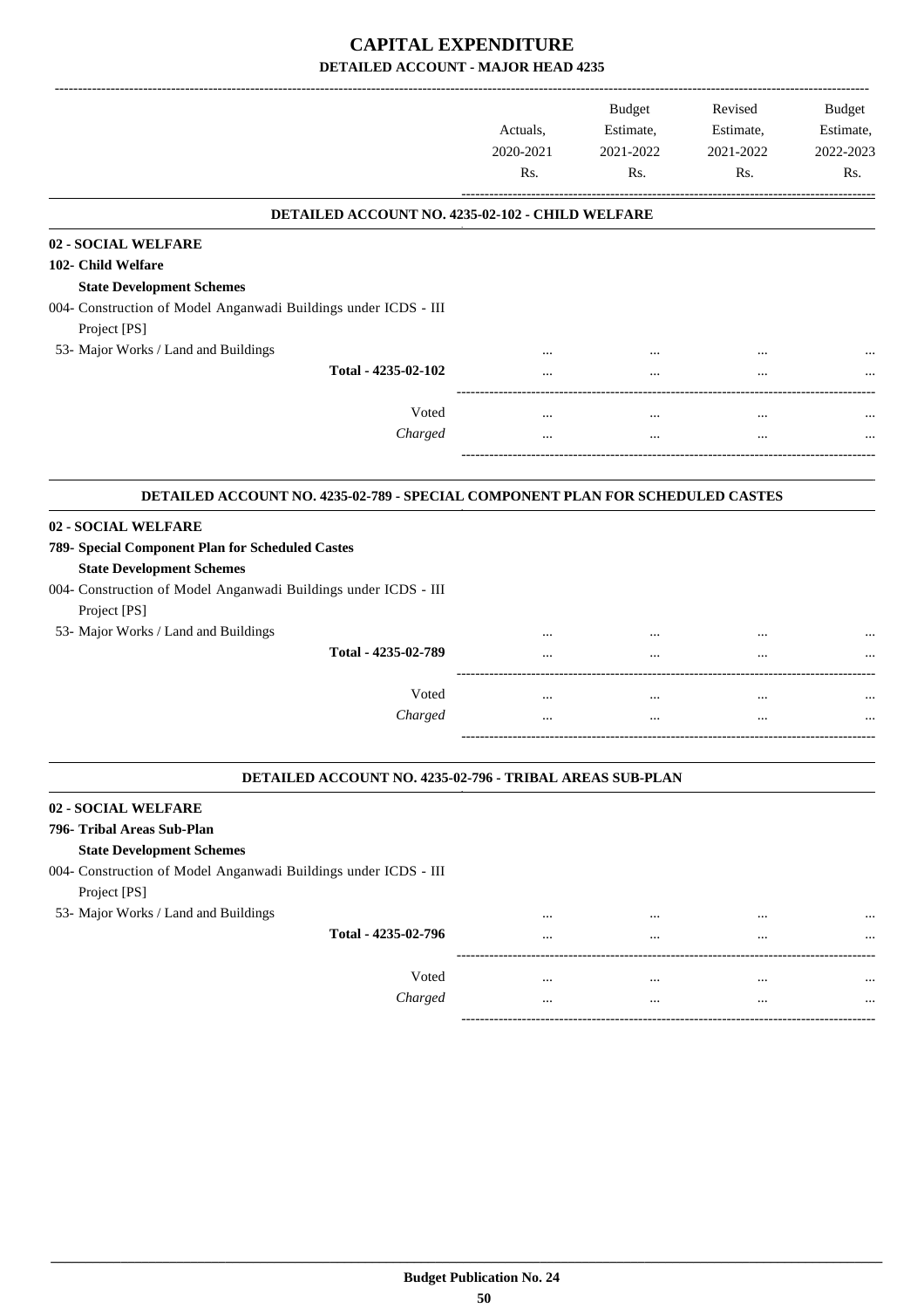# CAPITAL EXPENDITURE

## DETAILED ACCOUNT - MAJOR HEAD 4235

| | Actuals, 2020-2021 Rs. | Budget Estimate, 2021-2022 Rs. | Revised Estimate, 2021-2022 Rs. | Budget Estimate, 2022-2023 Rs. |
|---|---|---|---|---|
| **DETAILED ACCOUNT NO. 4235-02-102 - CHILD WELFARE** | | | | |
| **02 - SOCIAL WELFARE** | | | | |
| **102- Child Welfare** | | | | |
| **State Development Schemes** | | | | |
| 004- Construction of Model Anganwadi Buildings under ICDS - III Project [PS] | | | | |
| 53- Major Works / Land and Buildings | ... | ... | ... | ... |
| Total - 4235-02-102 | ... | ... | ... | ... |
| Voted | ... | ... | ... | ... |
| *Charged* | ... | ... | ... | ... |
| **DETAILED ACCOUNT NO. 4235-02-789 - SPECIAL COMPONENT PLAN FOR SCHEDULED CASTES** | | | | |
| **02 - SOCIAL WELFARE** | | | | |
| **789- Special Component Plan for Scheduled Castes** | | | | |
| **State Development Schemes** | | | | |
| 004- Construction of Model Anganwadi Buildings under ICDS - III Project [PS] | | | | |
| 53- Major Works / Land and Buildings | ... | ... | ... | ... |
| Total - 4235-02-789 | ... | ... | ... | ... |
| Voted | ... | ... | ... | ... |
| *Charged* | ... | ... | ... | ... |
| **DETAILED ACCOUNT NO. 4235-02-796 - TRIBAL AREAS SUB-PLAN** | | | | |
| **02 - SOCIAL WELFARE** | | | | |
| **796- Tribal Areas Sub-Plan** | | | | |
| **State Development Schemes** | | | | |
| 004- Construction of Model Anganwadi Buildings under ICDS - III Project [PS] | | | | |
| 53- Major Works / Land and Buildings | ... | ... | ... | ... |
| Total - 4235-02-796 | ... | ... | ... | ... |
| Voted | ... | ... | ... | ... |
| *Charged* | ... | ... | ... | ... |

**Budget Publication No. 24**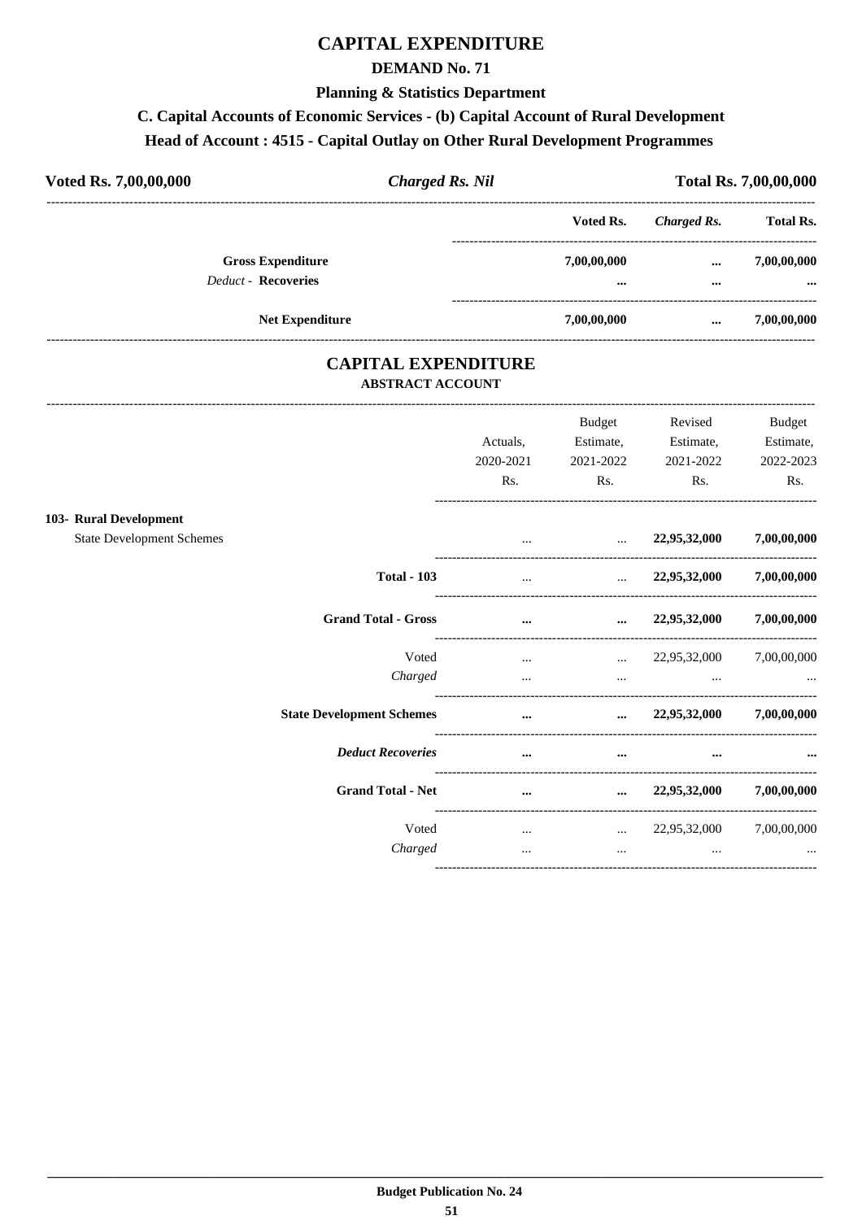# CAPITAL EXPENDITURE

## DEMAND No. 71

### Planning & Statistics Department

### C. Capital Accounts of Economic Services - (b) Capital Account of Rural Development

### Head of Account : 4515 - Capital Outlay on Other Rural Development Programmes

**Voted Rs. 7,00,00,000** | ***Charged Rs. Nil*** | **Total Rs. 7,00,00,000**

| | Voted Rs. | *Charged Rs.* | Total Rs. |
|---|---|---|---|
| **Gross Expenditure** | **7,00,00,000** | **...** | **7,00,00,000** |
| *Deduct -* **Recoveries** | **...** | **...** | **...** |
| **Net Expenditure** | **7,00,00,000** | **...** | **7,00,00,000** |

## CAPITAL EXPENDITURE

### ABSTRACT ACCOUNT

| | Actuals, 2020-2021 Rs. | Budget Estimate, 2021-2022 Rs. | Revised Estimate, 2021-2022 Rs. | Budget Estimate, 2022-2023 Rs. |
|---|---|---|---|---|
| **103- Rural Development** | | | | |
| State Development Schemes | ... | ... | **22,95,32,000** | **7,00,00,000** |
| **Total - 103** | ... | ... | **22,95,32,000** | **7,00,00,000** |
| **Grand Total - Gross** | **...** | **...** | **22,95,32,000** | **7,00,00,000** |
| Voted | ... | ... | 22,95,32,000 | 7,00,00,000 |
| *Charged* | ... | ... | ... | ... |
| **State Development Schemes** | **...** | **...** | **22,95,32,000** | **7,00,00,000** |
| ***Deduct Recoveries*** | **...** | **...** | **...** | **...** |
| **Grand Total - Net** | **...** | **...** | **22,95,32,000** | **7,00,00,000** |
| Voted | ... | ... | 22,95,32,000 | 7,00,00,000 |
| *Charged* | ... | ... | ... | ... |

**Budget Publication No. 24**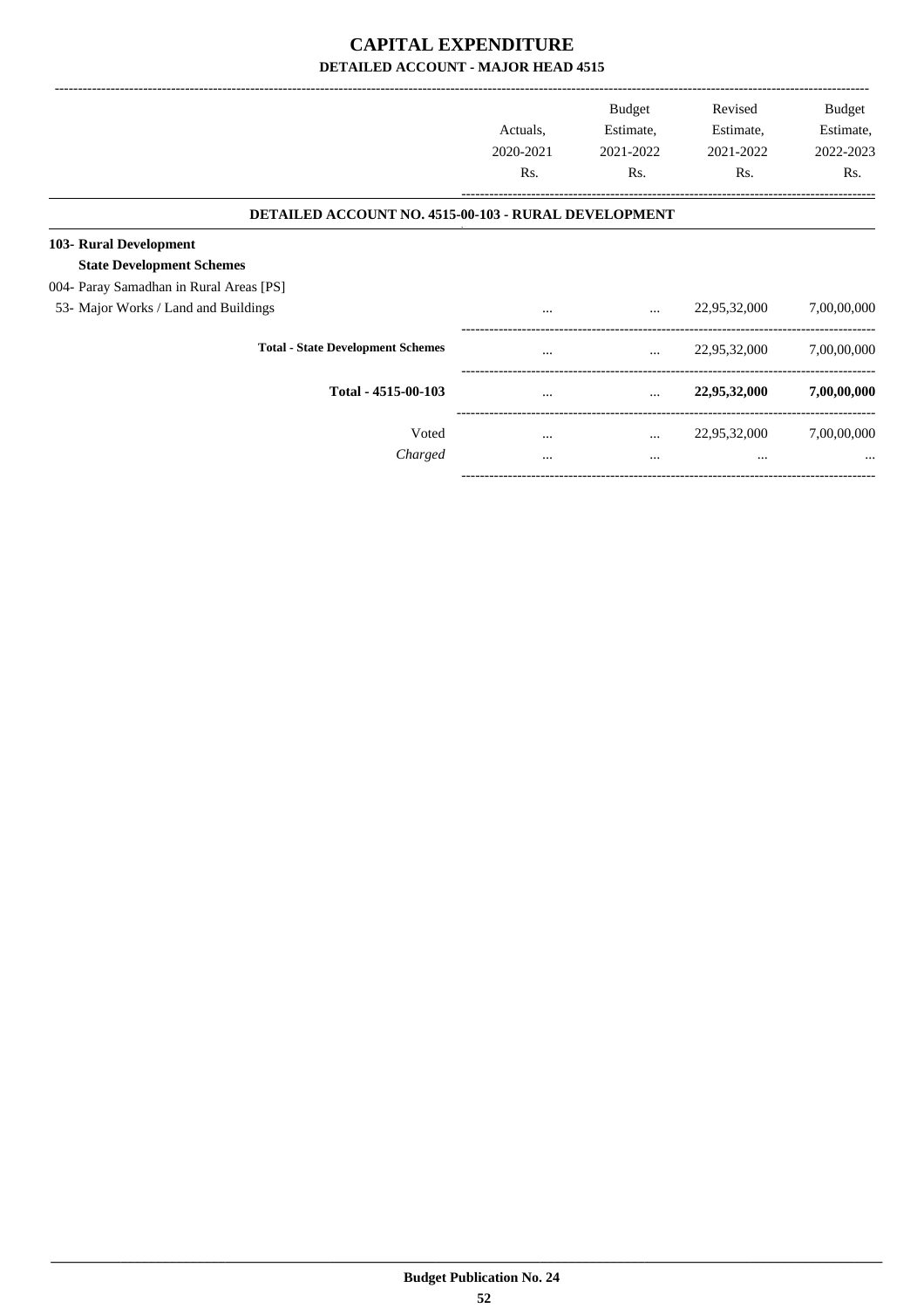# CAPITAL EXPENDITURE

## DETAILED ACCOUNT - MAJOR HEAD 4515

| | Actuals, 2020-2021 Rs. | Budget Estimate, 2021-2022 Rs. | Revised Estimate, 2021-2022 Rs. | Budget Estimate, 2022-2023 Rs. |
|---|---|---|---|---|
| **DETAILED ACCOUNT NO. 4515-00-103 - RURAL DEVELOPMENT** | | | | |
| **103- Rural Development** | | | | |
| **State Development Schemes** | | | | |
| 004- Paray Samadhan in Rural Areas [PS] | | | | |
| 53- Major Works / Land and Buildings | ... | ... | 22,95,32,000 | 7,00,00,000 |
| **Total - State Development Schemes** | ... | ... | 22,95,32,000 | 7,00,00,000 |
| **Total - 4515-00-103** | ... | ... | **22,95,32,000** | **7,00,00,000** |
| Voted | ... | ... | 22,95,32,000 | 7,00,00,000 |
| *Charged* | ... | ... | ... | ... |

**Budget Publication No. 24**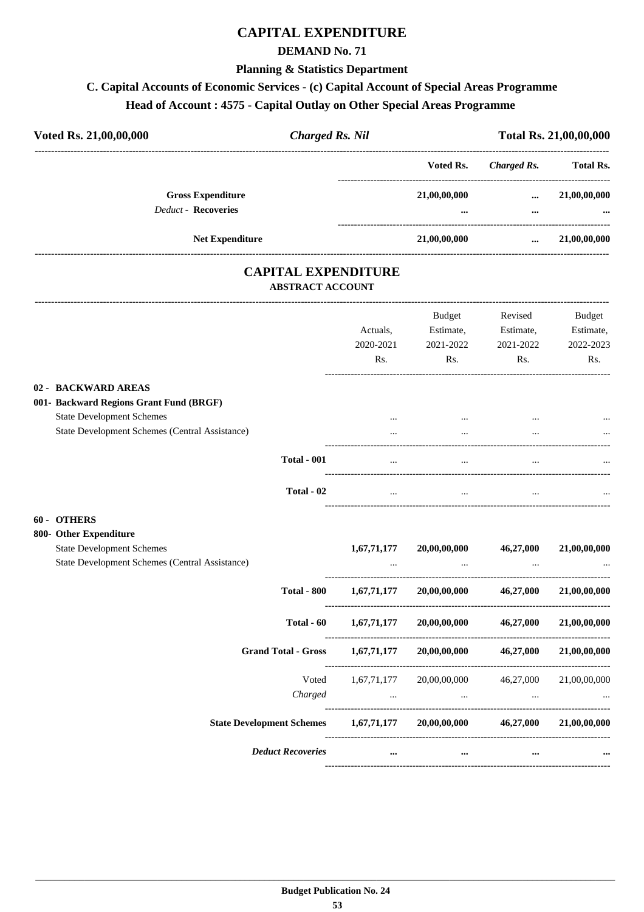# CAPITAL EXPENDITURE

## DEMAND No. 71

### Planning & Statistics Department

### C. Capital Accounts of Economic Services - (c) Capital Account of Special Areas Programme

### Head of Account : 4575 - Capital Outlay on Other Special Areas Programme

**Voted Rs. 21,00,00,000** | ***Charged Rs. Nil*** | **Total Rs. 21,00,00,000**

| | Voted Rs. | *Charged Rs.* | Total Rs. |
|---|---|---|---|
| **Gross Expenditure** | **21,00,00,000** | **...** | **21,00,00,000** |
| *Deduct* - **Recoveries** | **...** | **...** | **...** |
| **Net Expenditure** | **21,00,00,000** | **...** | **21,00,00,000** |

## CAPITAL EXPENDITURE

### ABSTRACT ACCOUNT

| | Actuals, 2020-2021 Rs. | Budget Estimate, 2021-2022 Rs. | Revised Estimate, 2021-2022 Rs. | Budget Estimate, 2022-2023 Rs. |
|---|---|---|---|---|
| **02 - BACKWARD AREAS** | | | | |
| **001- Backward Regions Grant Fund (BRGF)** | | | | |
| State Development Schemes | ... | ... | ... | ... |
| State Development Schemes (Central Assistance) | ... | ... | ... | ... |
| **Total - 001** | ... | ... | ... | ... |
| **Total - 02** | ... | ... | ... | ... |
| **60 - OTHERS** | | | | |
| **800- Other Expenditure** | | | | |
| State Development Schemes | 1,67,71,177 | 20,00,00,000 | 46,27,000 | 21,00,00,000 |
| State Development Schemes (Central Assistance) | ... | ... | ... | ... |
| **Total - 800** | **1,67,71,177** | **20,00,00,000** | **46,27,000** | **21,00,00,000** |
| **Total - 60** | **1,67,71,177** | **20,00,00,000** | **46,27,000** | **21,00,00,000** |
| **Grand Total - Gross** | **1,67,71,177** | **20,00,00,000** | **46,27,000** | **21,00,00,000** |
| Voted | 1,67,71,177 | 20,00,00,000 | 46,27,000 | 21,00,00,000 |
| *Charged* | ... | ... | ... | ... |
| **State Development Schemes** | **1,67,71,177** | **20,00,00,000** | **46,27,000** | **21,00,00,000** |
| ***Deduct Recoveries*** | **...** | **...** | **...** | **...** |

Budget Publication No. 24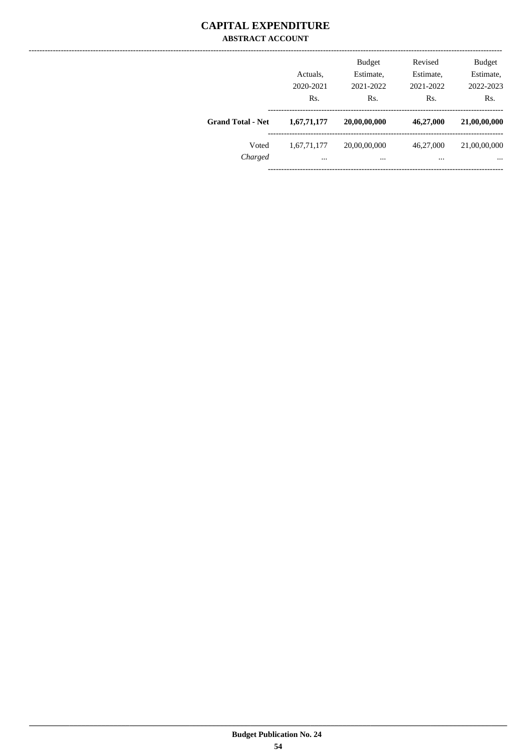# CAPITAL EXPENDITURE

## ABSTRACT ACCOUNT

| | Actuals, 2020-2021 Rs. | Budget Estimate, 2021-2022 Rs. | Revised Estimate, 2021-2022 Rs. | Budget Estimate, 2022-2023 Rs. |
|---|---|---|---|---|
| **Grand Total - Net** | **1,67,71,177** | **20,00,00,000** | **46,27,000** | **21,00,00,000** |
| Voted | 1,67,71,177 | 20,00,00,000 | 46,27,000 | 21,00,00,000 |
| *Charged* | ... | ... | ... | ... |

Budget Publication No. 24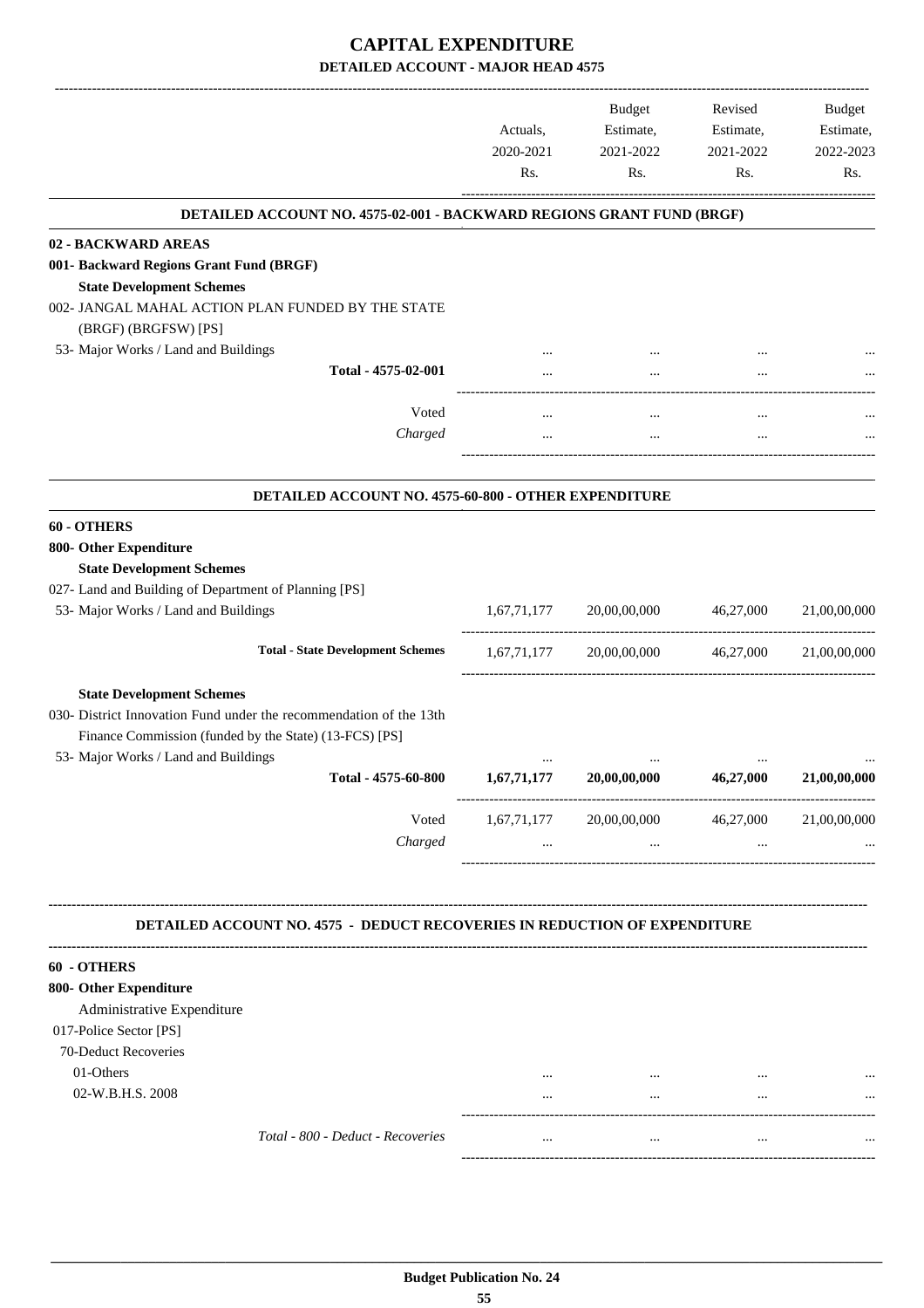# CAPITAL EXPENDITURE

## DETAILED ACCOUNT - MAJOR HEAD 4575

| | Actuals, 2020-2021 Rs. | Budget Estimate, 2021-2022 Rs. | Revised Estimate, 2021-2022 Rs. | Budget Estimate, 2022-2023 Rs. |
|---|---|---|---|---|
| **DETAILED ACCOUNT NO. 4575-02-001 - BACKWARD REGIONS GRANT FUND (BRGF)** | | | | |
| **02 - BACKWARD AREAS** | | | | |
| **001- Backward Regions Grant Fund (BRGF)** | | | | |
| **State Development Schemes** | | | | |
| 002- JANGAL MAHAL ACTION PLAN FUNDED BY THE STATE (BRGF) (BRGFSW) [PS] | | | | |
| 53- Major Works / Land and Buildings | ... | ... | ... | ... |
| **Total - 4575-02-001** | ... | ... | ... | ... |
| Voted | ... | ... | ... | ... |
| *Charged* | ... | ... | ... | ... |
| **DETAILED ACCOUNT NO. 4575-60-800 - OTHER EXPENDITURE** | | | | |
| **60 - OTHERS** | | | | |
| **800- Other Expenditure** | | | | |
| **State Development Schemes** | | | | |
| 027- Land and Building of Department of Planning [PS] | | | | |
| 53- Major Works / Land and Buildings | 1,67,71,177 | 20,00,00,000 | 46,27,000 | 21,00,00,000 |
| **Total - State Development Schemes** | 1,67,71,177 | 20,00,00,000 | 46,27,000 | 21,00,00,000 |
| **State Development Schemes** | | | | |
| 030- District Innovation Fund under the recommendation of the 13th Finance Commission (funded by the State) (13-FCS) [PS] | | | | |
| 53- Major Works / Land and Buildings | ... | ... | ... | ... |
| **Total - 4575-60-800** | **1,67,71,177** | **20,00,00,000** | **46,27,000** | **21,00,00,000** |
| Voted | 1,67,71,177 | 20,00,00,000 | 46,27,000 | 21,00,00,000 |
| *Charged* | ... | ... | ... | ... |
| **DETAILED ACCOUNT NO. 4575 - DEDUCT RECOVERIES IN REDUCTION OF EXPENDITURE** | | | | |
| **60 - OTHERS** | | | | |
| **800- Other Expenditure** | | | | |
| Administrative Expenditure | | | | |
| 017-Police Sector [PS] | | | | |
| 70-Deduct Recoveries | | | | |
| 01-Others | ... | ... | ... | ... |
| 02-W.B.H.S. 2008 | ... | ... | ... | ... |
| *Total - 800 - Deduct - Recoveries* | ... | ... | ... | ... |

**Budget Publication No. 24**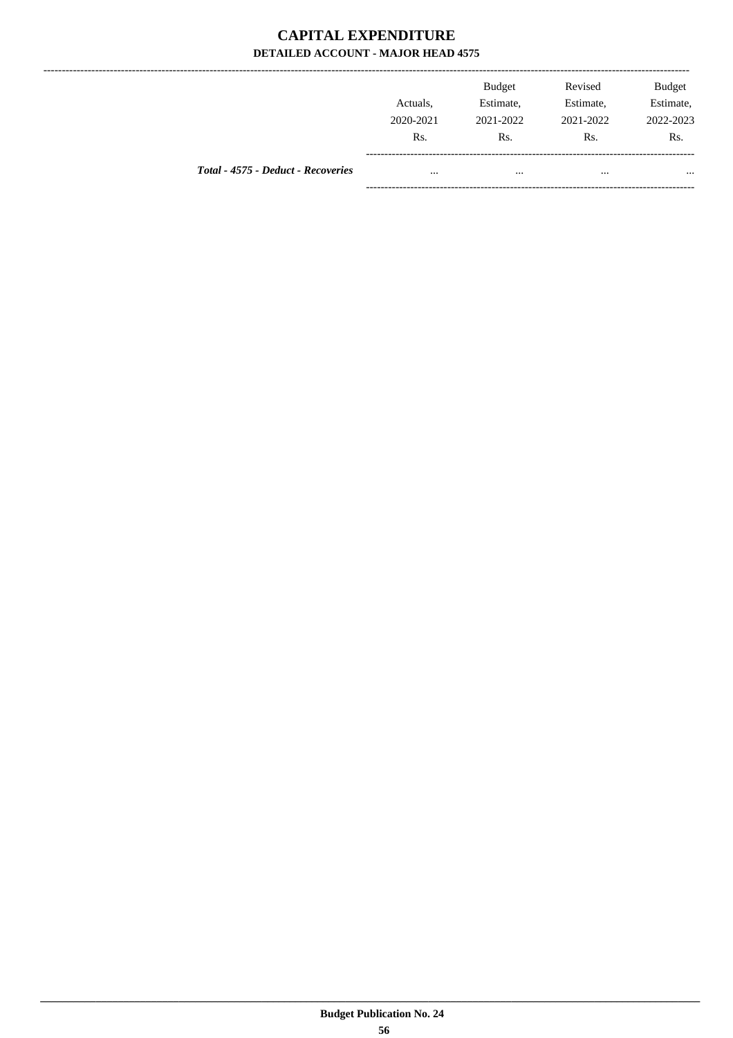# CAPITAL EXPENDITURE

## DETAILED ACCOUNT - MAJOR HEAD 4575

| | Actuals, 2020-2021 Rs. | Budget Estimate, 2021-2022 Rs. | Revised Estimate, 2021-2022 Rs. | Budget Estimate, 2022-2023 Rs. |
|---|---|---|---|---|
| ***Total - 4575 - Deduct - Recoveries*** | ... | ... | ... | ... |

**Budget Publication No. 24**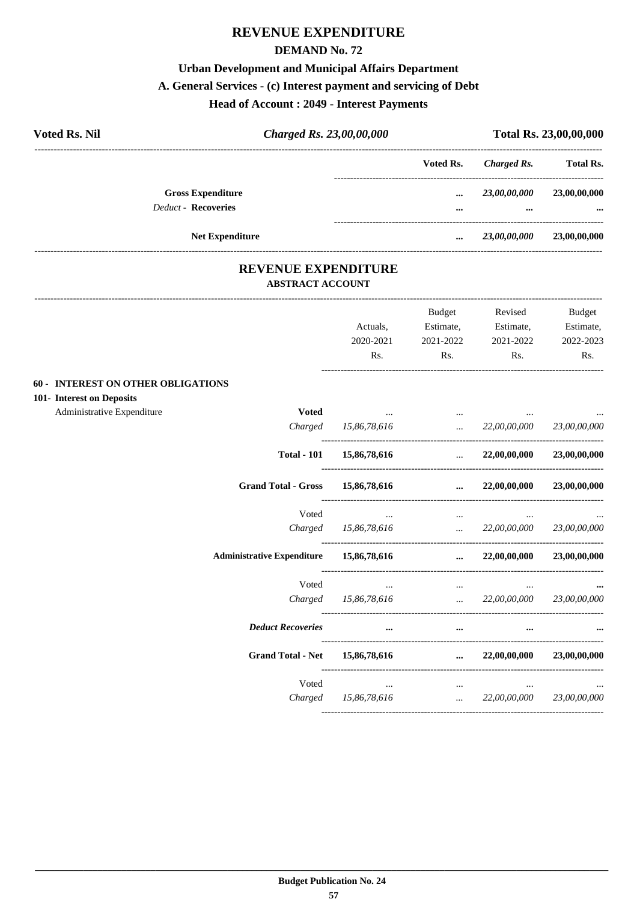# REVENUE EXPENDITURE

## DEMAND No. 72

### Urban Development and Municipal Affairs Department

### A. General Services - (c) Interest payment and servicing of Debt

### Head of Account : 2049 - Interest Payments

| Voted Rs. Nil | *Charged Rs. 23,00,00,000* | Total Rs. 23,00,00,000 |
|---|---|---|

| | Voted Rs. | *Charged Rs.* | Total Rs. |
|---|---|---|---|
| **Gross Expenditure** | ... | *23,00,00,000* | 23,00,00,000 |
| *Deduct* - **Recoveries** | ... | ... | ... |
| **Net Expenditure** | ... | *23,00,00,000* | 23,00,00,000 |

## REVENUE EXPENDITURE

### ABSTRACT ACCOUNT

| | | Actuals, 2020-2021 Rs. | Budget Estimate, 2021-2022 Rs. | Revised Estimate, 2021-2022 Rs. | Budget Estimate, 2022-2023 Rs. |
|---|---|---|---|---|---|
| **60 - INTEREST ON OTHER OBLIGATIONS** | | | | | |
| **101- Interest on Deposits** | | | | | |
| Administrative Expenditure | **Voted** | ... | ... | ... | ... |
| | *Charged* | *15,86,78,616* | ... | *22,00,00,000* | *23,00,00,000* |
| | **Total - 101** | **15,86,78,616** | ... | **22,00,00,000** | **23,00,00,000** |
| | **Grand Total - Gross** | **15,86,78,616** | ... | **22,00,00,000** | **23,00,00,000** |
| | Voted | ... | ... | ... | ... |
| | *Charged* | *15,86,78,616* | ... | *22,00,00,000* | *23,00,00,000* |
| | **Administrative Expenditure** | **15,86,78,616** | ... | **22,00,00,000** | **23,00,00,000** |
| | Voted | ... | ... | ... | ... |
| | *Charged* | *15,86,78,616* | ... | *22,00,00,000* | *23,00,00,000* |
| | ***Deduct Recoveries*** | ... | ... | ... | ... |
| | **Grand Total - Net** | **15,86,78,616** | ... | **22,00,00,000** | **23,00,00,000** |
| | Voted | ... | ... | ... | ... |
| | *Charged* | *15,86,78,616* | ... | *22,00,00,000* | *23,00,00,000* |

**Budget Publication No. 24**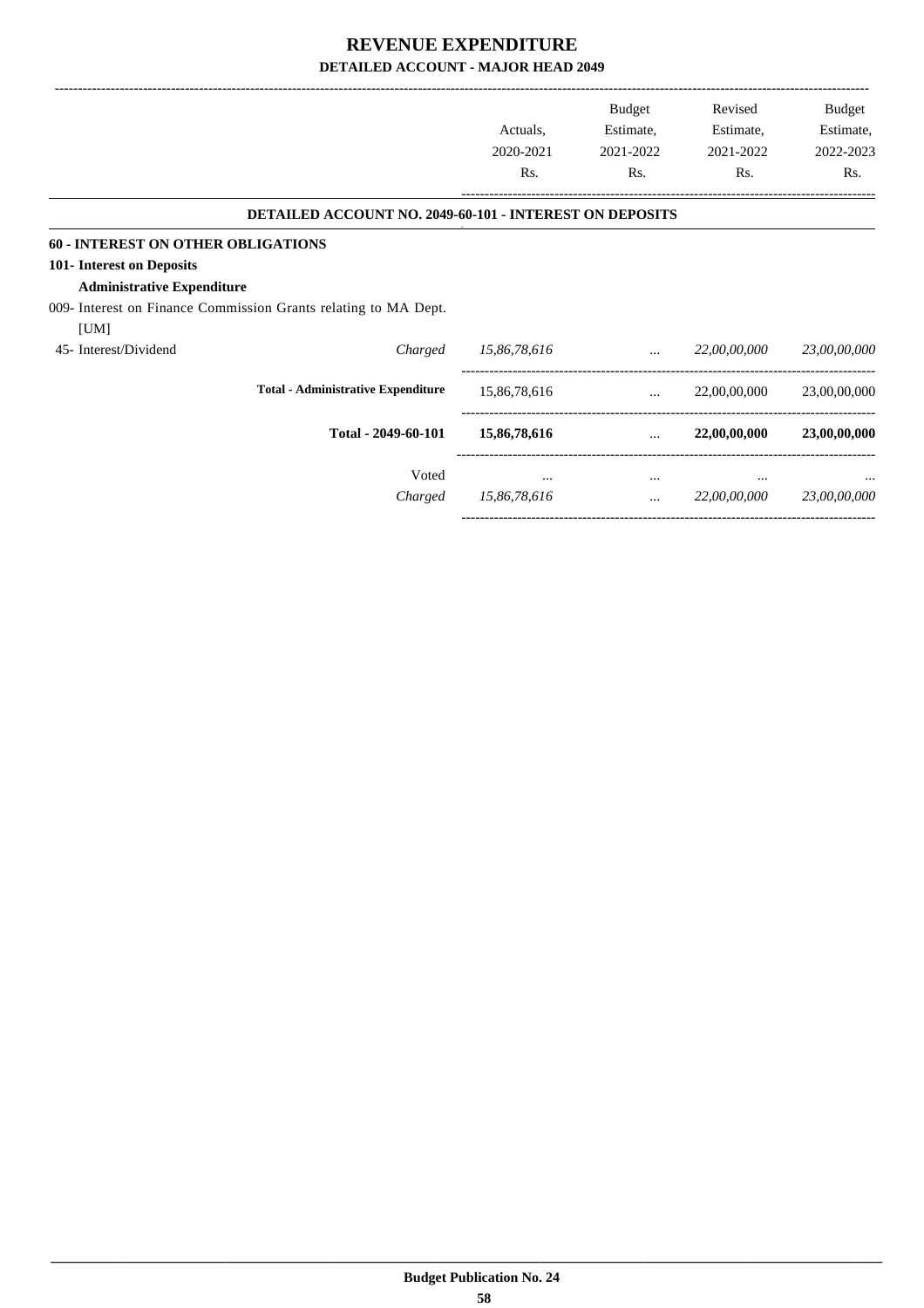# REVENUE EXPENDITURE

## DETAILED ACCOUNT - MAJOR HEAD 2049

| | | Actuals, 2020-2021 Rs. | Budget Estimate, 2021-2022 Rs. | Revised Estimate, 2021-2022 Rs. | Budget Estimate, 2022-2023 Rs. |
|---|---|---|---|---|---|
| **DETAILED ACCOUNT NO. 2049-60-101 - INTEREST ON DEPOSITS** | | | | | |
| **60 - INTEREST ON OTHER OBLIGATIONS** | | | | | |
| **101- Interest on Deposits** | | | | | |
| **Administrative Expenditure** | | | | | |
| 009- Interest on Finance Commission Grants relating to MA Dept. [UM] | | | | | |
| 45- Interest/Dividend | *Charged* | *15,86,78,616* | ... | *22,00,00,000* | *23,00,00,000* |
| | **Total - Administrative Expenditure** | 15,86,78,616 | ... | 22,00,00,000 | 23,00,00,000 |
| | **Total - 2049-60-101** | **15,86,78,616** | ... | **22,00,00,000** | **23,00,00,000** |
| | Voted | ... | ... | ... | ... |
| | *Charged* | *15,86,78,616* | ... | *22,00,00,000* | *23,00,00,000* |

**Budget Publication No. 24**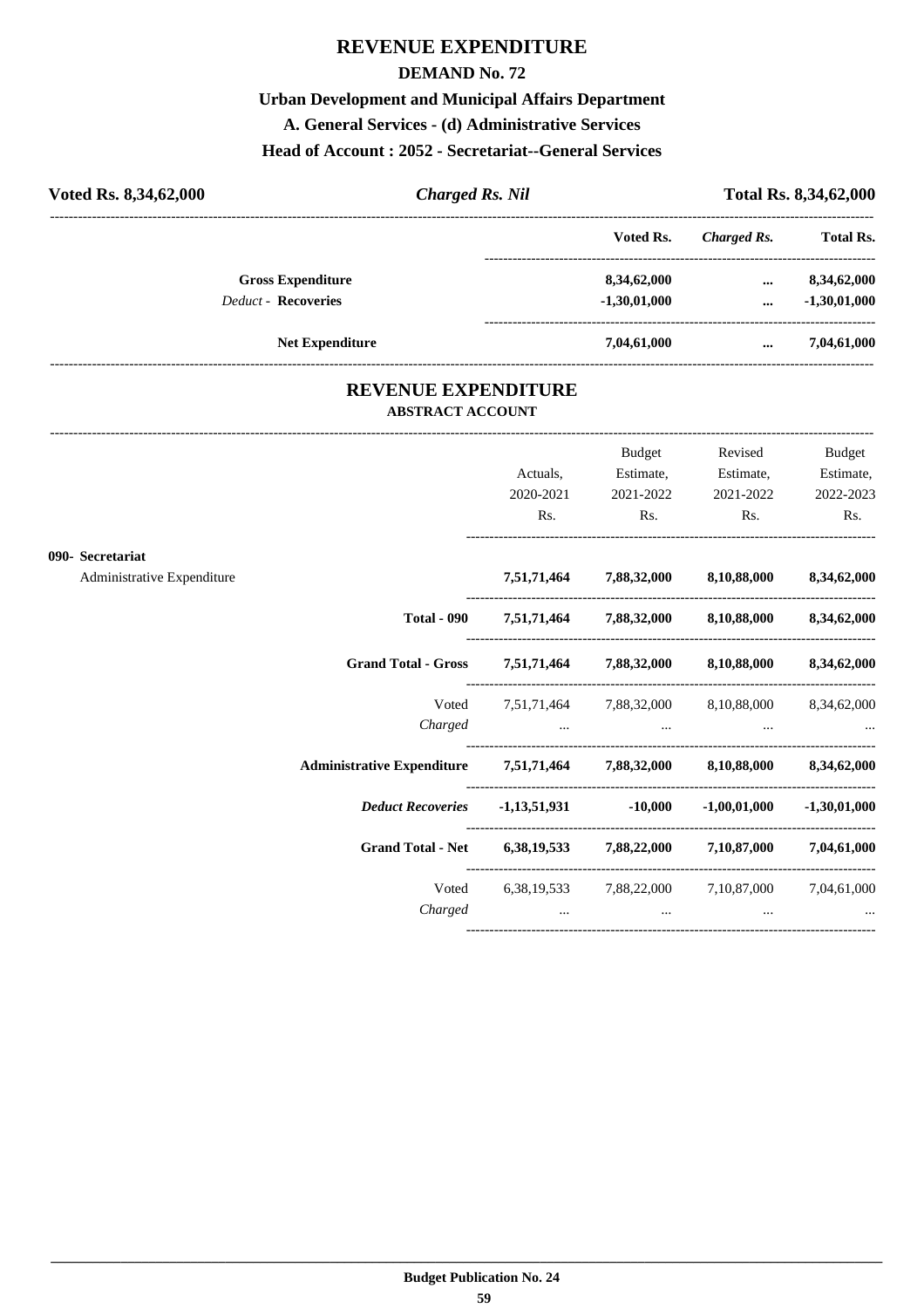# REVENUE EXPENDITURE

## DEMAND No. 72

### Urban Development and Municipal Affairs Department

### A. General Services - (d) Administrative Services

### Head of Account : 2052 - Secretariat--General Services

| Voted Rs. 8,34,62,000 | *Charged Rs. Nil* | Total Rs. 8,34,62,000 |
|---|---|---|

| | Voted Rs. | *Charged Rs.* | Total Rs. |
|---|---|---|---|
| **Gross Expenditure** | **8,34,62,000** | **...** | **8,34,62,000** |
| *Deduct* - **Recoveries** | **-1,30,01,000** | **...** | **-1,30,01,000** |
| **Net Expenditure** | **7,04,61,000** | **...** | **7,04,61,000** |

## REVENUE EXPENDITURE

### ABSTRACT ACCOUNT

| | Actuals, 2020-2021 Rs. | Budget Estimate, 2021-2022 Rs. | Revised Estimate, 2021-2022 Rs. | Budget Estimate, 2022-2023 Rs. |
|---|---|---|---|---|
| **090- Secretariat** | | | | |
| Administrative Expenditure | **7,51,71,464** | **7,88,32,000** | **8,10,88,000** | **8,34,62,000** |
| **Total - 090** | **7,51,71,464** | **7,88,32,000** | **8,10,88,000** | **8,34,62,000** |
| **Grand Total - Gross** | **7,51,71,464** | **7,88,32,000** | **8,10,88,000** | **8,34,62,000** |
| Voted | 7,51,71,464 | 7,88,32,000 | 8,10,88,000 | 8,34,62,000 |
| *Charged* | ... | ... | ... | ... |
| **Administrative Expenditure** | **7,51,71,464** | **7,88,32,000** | **8,10,88,000** | **8,34,62,000** |
| ***Deduct Recoveries*** | **-1,13,51,931** | **-10,000** | **-1,00,01,000** | **-1,30,01,000** |
| **Grand Total - Net** | **6,38,19,533** | **7,88,22,000** | **7,10,87,000** | **7,04,61,000** |
| Voted | 6,38,19,533 | 7,88,22,000 | 7,10,87,000 | 7,04,61,000 |
| *Charged* | ... | ... | ... | ... |

**Budget Publication No. 24**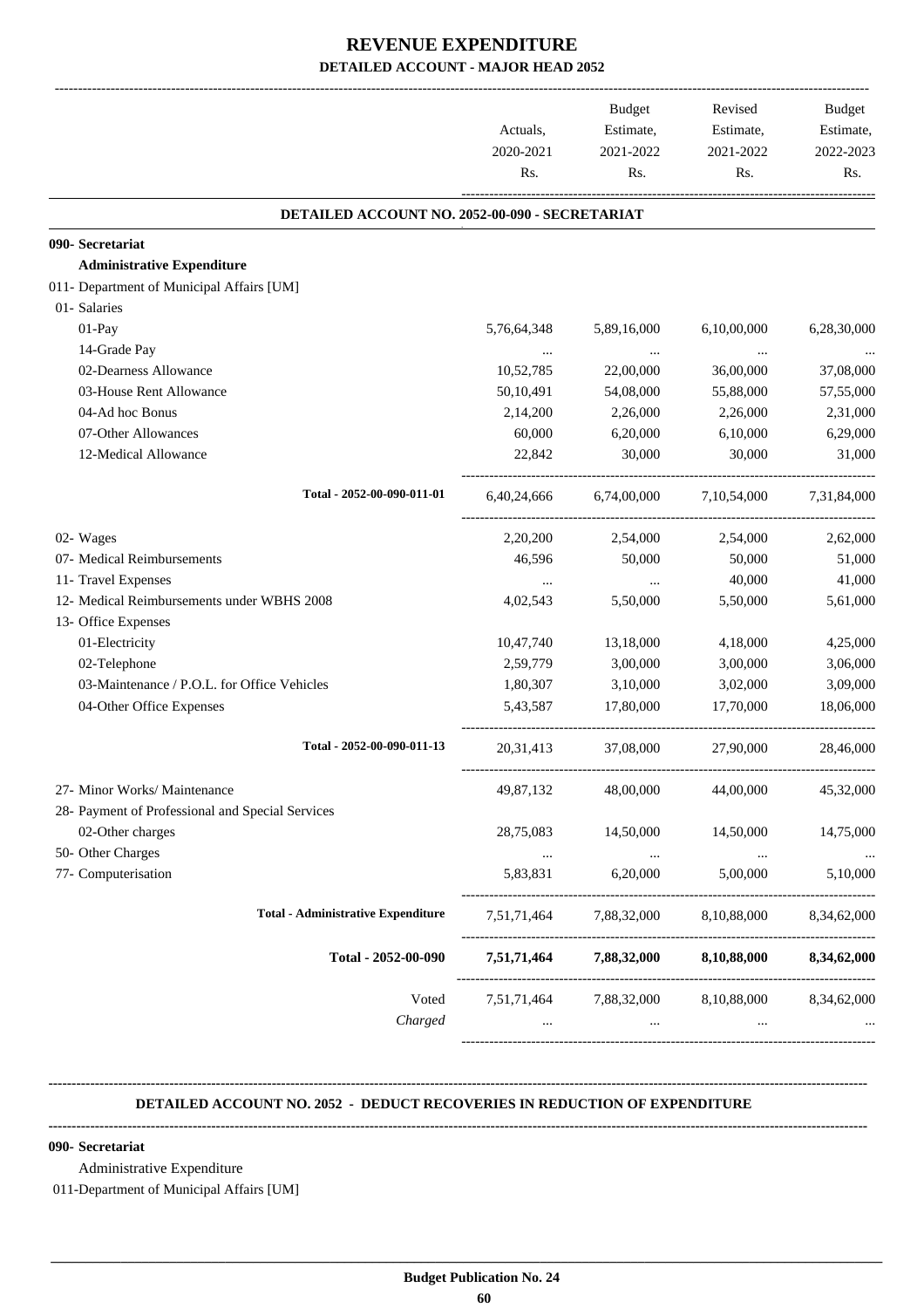# REVENUE EXPENDITURE

**DETAILED ACCOUNT - MAJOR HEAD 2052**

| | Actuals, 2020-2021 Rs. | Budget Estimate, 2021-2022 Rs. | Revised Estimate, 2021-2022 Rs. | Budget Estimate, 2022-2023 Rs. |
|---|---|---|---|---|
| **DETAILED ACCOUNT NO. 2052-00-090 - SECRETARIAT** | | | | |
| **090- Secretariat** | | | | |
| **Administrative Expenditure** | | | | |
| 011- Department of Municipal Affairs [UM] | | | | |
| 01- Salaries | | | | |
| 01-Pay | 5,76,64,348 | 5,89,16,000 | 6,10,00,000 | 6,28,30,000 |
| 14-Grade Pay | ... | ... | ... | ... |
| 02-Dearness Allowance | 10,52,785 | 22,00,000 | 36,00,000 | 37,08,000 |
| 03-House Rent Allowance | 50,10,491 | 54,08,000 | 55,88,000 | 57,55,000 |
| 04-Ad hoc Bonus | 2,14,200 | 2,26,000 | 2,26,000 | 2,31,000 |
| 07-Other Allowances | 60,000 | 6,20,000 | 6,10,000 | 6,29,000 |
| 12-Medical Allowance | 22,842 | 30,000 | 30,000 | 31,000 |
| **Total - 2052-00-090-011-01** | 6,40,24,666 | 6,74,00,000 | 7,10,54,000 | 7,31,84,000 |
| 02- Wages | 2,20,200 | 2,54,000 | 2,54,000 | 2,62,000 |
| 07- Medical Reimbursements | 46,596 | 50,000 | 50,000 | 51,000 |
| 11- Travel Expenses | ... | ... | 40,000 | 41,000 |
| 12- Medical Reimbursements under WBHS 2008 | 4,02,543 | 5,50,000 | 5,50,000 | 5,61,000 |
| 13- Office Expenses | | | | |
| 01-Electricity | 10,47,740 | 13,18,000 | 4,18,000 | 4,25,000 |
| 02-Telephone | 2,59,779 | 3,00,000 | 3,00,000 | 3,06,000 |
| 03-Maintenance / P.O.L. for Office Vehicles | 1,80,307 | 3,10,000 | 3,02,000 | 3,09,000 |
| 04-Other Office Expenses | 5,43,587 | 17,80,000 | 17,70,000 | 18,06,000 |
| **Total - 2052-00-090-011-13** | 20,31,413 | 37,08,000 | 27,90,000 | 28,46,000 |
| 27- Minor Works/ Maintenance | 49,87,132 | 48,00,000 | 44,00,000 | 45,32,000 |
| 28- Payment of Professional and Special Services | | | | |
| 02-Other charges | 28,75,083 | 14,50,000 | 14,50,000 | 14,75,000 |
| 50- Other Charges | ... | ... | ... | ... |
| 77- Computerisation | 5,83,831 | 6,20,000 | 5,00,000 | 5,10,000 |
| **Total - Administrative Expenditure** | 7,51,71,464 | 7,88,32,000 | 8,10,88,000 | 8,34,62,000 |
| **Total - 2052-00-090** | **7,51,71,464** | **7,88,32,000** | **8,10,88,000** | **8,34,62,000** |
| Voted | 7,51,71,464 | 7,88,32,000 | 8,10,88,000 | 8,34,62,000 |
| *Charged* | ... | ... | ... | ... |

**DETAILED ACCOUNT NO. 2052 - DEDUCT RECOVERIES IN REDUCTION OF EXPENDITURE**

**090- Secretariat**

Administrative Expenditure

011-Department of Municipal Affairs [UM]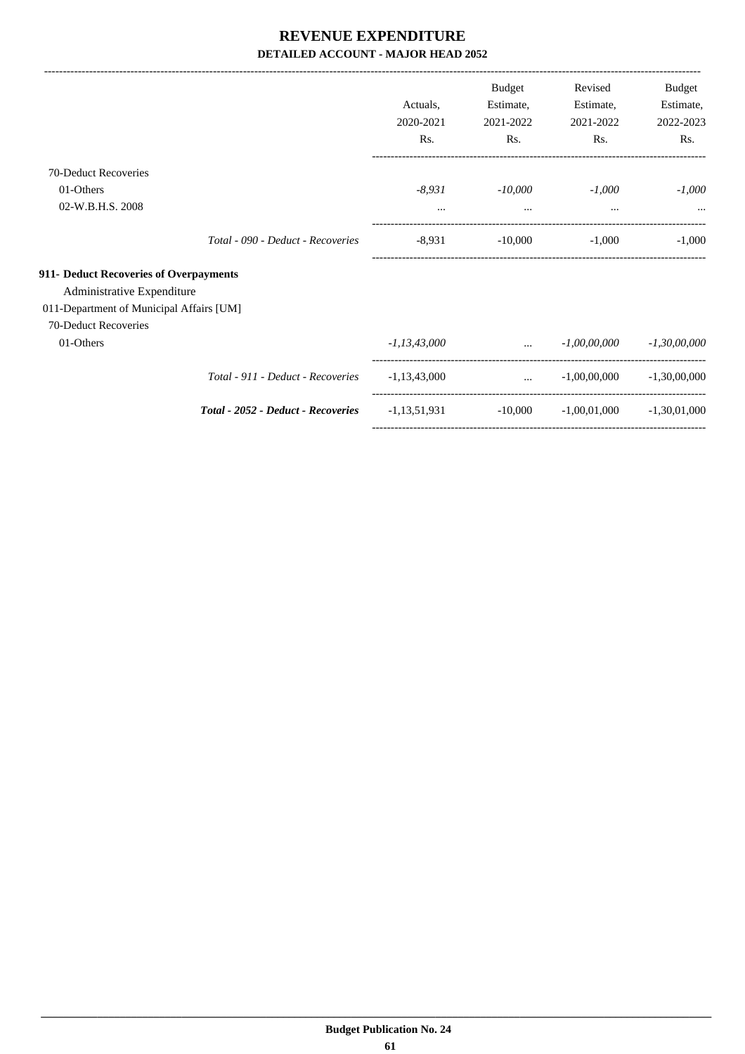# REVENUE EXPENDITURE

## DETAILED ACCOUNT - MAJOR HEAD 2052

| | Actuals, 2020-2021 Rs. | Budget Estimate, 2021-2022 Rs. | Revised Estimate, 2021-2022 Rs. | Budget Estimate, 2022-2023 Rs. |
|---|---|---|---|---|
| 70-Deduct Recoveries | | | | |
| 01-Others | *-8,931* | *-10,000* | *-1,000* | *-1,000* |
| 02-W.B.H.S. 2008 | ... | ... | ... | ... |
| *Total - 090 - Deduct - Recoveries* | -8,931 | -10,000 | -1,000 | -1,000 |
| **911- Deduct Recoveries of Overpayments** | | | | |
| Administrative Expenditure | | | | |
| 011-Department of Municipal Affairs [UM] | | | | |
| 70-Deduct Recoveries | | | | |
| 01-Others | *-1,13,43,000* | ... | *-1,00,00,000* | *-1,30,00,000* |
| *Total - 911 - Deduct - Recoveries* | -1,13,43,000 | ... | -1,00,00,000 | -1,30,00,000 |
| ***Total - 2052 - Deduct - Recoveries*** | -1,13,51,931 | -10,000 | -1,00,01,000 | -1,30,01,000 |

**Budget Publication No. 24**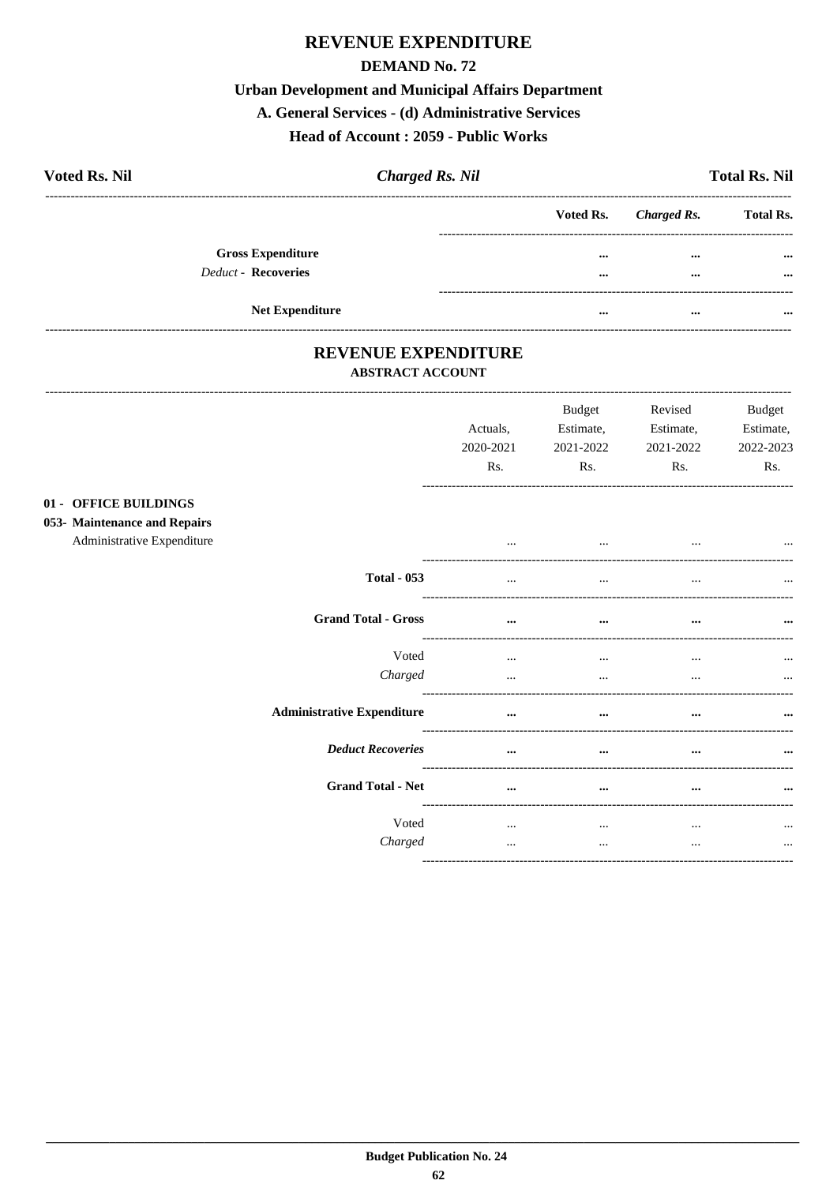# REVENUE EXPENDITURE

## DEMAND No. 72

## Urban Development and Municipal Affairs Department

## A. General Services - (d) Administrative Services

## Head of Account : 2059 - Public Works

| Voted Rs. Nil | *Charged Rs. Nil* | Total Rs. Nil |
|---|---|---|

| | Voted Rs. | *Charged Rs.* | Total Rs. |
|---|---|---|---|
| **Gross Expenditure** | ... | ... | ... |
| *Deduct* - **Recoveries** | ... | ... | ... |
| **Net Expenditure** | ... | ... | ... |

# REVENUE EXPENDITURE

### ABSTRACT ACCOUNT

| | Actuals, 2020-2021 Rs. | Budget Estimate, 2021-2022 Rs. | Revised Estimate, 2021-2022 Rs. | Budget Estimate, 2022-2023 Rs. |
|---|---|---|---|---|
| **01 - OFFICE BUILDINGS** | | | | |
| **053- Maintenance and Repairs** | | | | |
| Administrative Expenditure | ... | ... | ... | ... |
| **Total - 053** | ... | ... | ... | ... |
| **Grand Total - Gross** | ... | ... | ... | ... |
| Voted | ... | ... | ... | ... |
| *Charged* | ... | ... | ... | ... |
| **Administrative Expenditure** | ... | ... | ... | ... |
| ***Deduct Recoveries*** | ... | ... | ... | ... |
| **Grand Total - Net** | ... | ... | ... | ... |
| Voted | ... | ... | ... | ... |
| *Charged* | ... | ... | ... | ... |

Budget Publication No. 24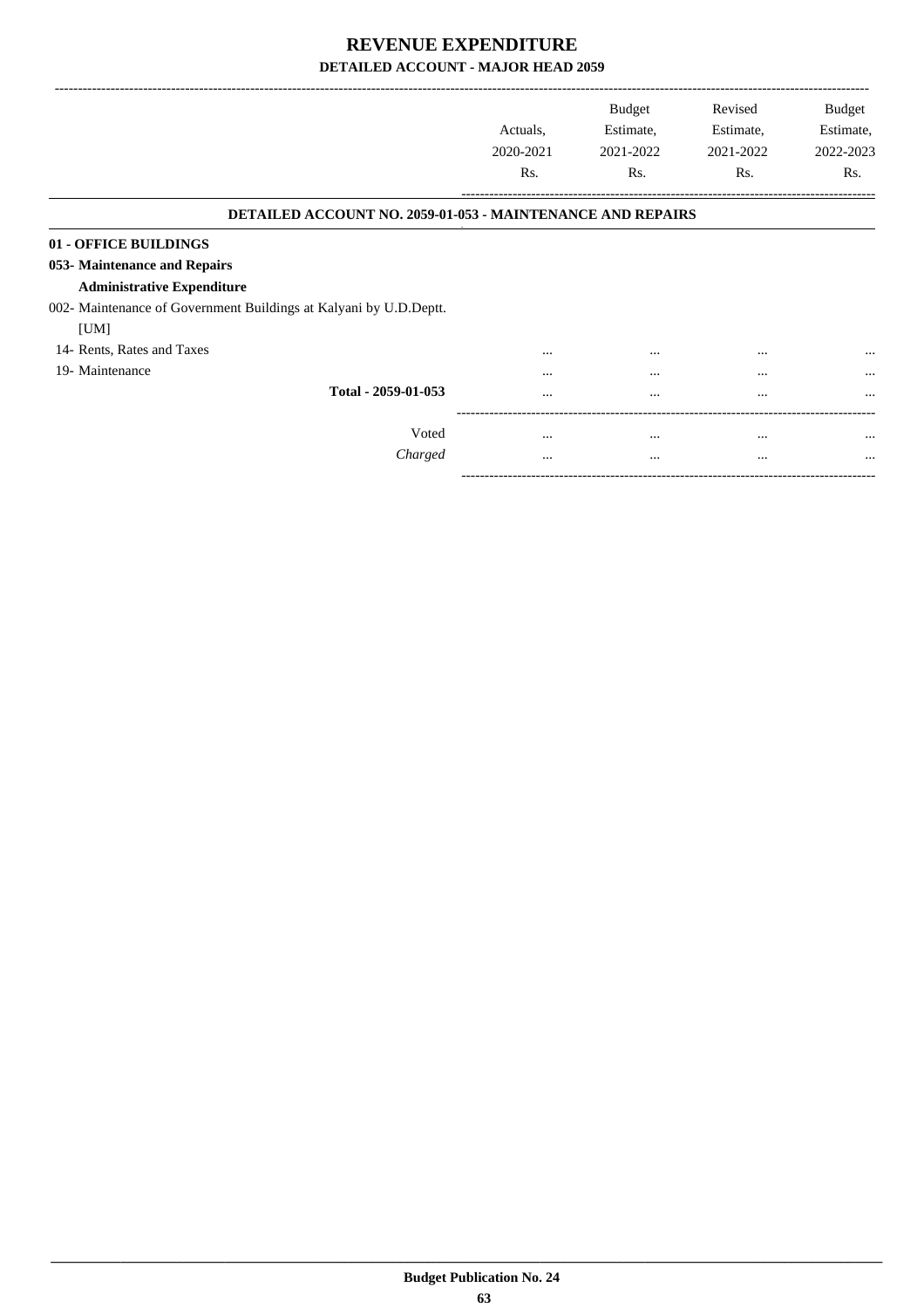# REVENUE EXPENDITURE
## DETAILED ACCOUNT - MAJOR HEAD 2059

| | Actuals, 2020-2021 Rs. | Budget Estimate, 2021-2022 Rs. | Revised Estimate, 2021-2022 Rs. | Budget Estimate, 2022-2023 Rs. |
|---|---|---|---|---|
| **DETAILED ACCOUNT NO. 2059-01-053 - MAINTENANCE AND REPAIRS** | | | | |
| **01 - OFFICE BUILDINGS** | | | | |
| **053- Maintenance and Repairs** | | | | |
| **Administrative Expenditure** | | | | |
| 002- Maintenance of Government Buildings at Kalyani by U.D.Deptt. [UM] | | | | |
| 14- Rents, Rates and Taxes | ... | ... | ... | ... |
| 19- Maintenance | ... | ... | ... | ... |
| **Total - 2059-01-053** | ... | ... | ... | ... |
| Voted | ... | ... | ... | ... |
| *Charged* | ... | ... | ... | ... |

**Budget Publication No. 24**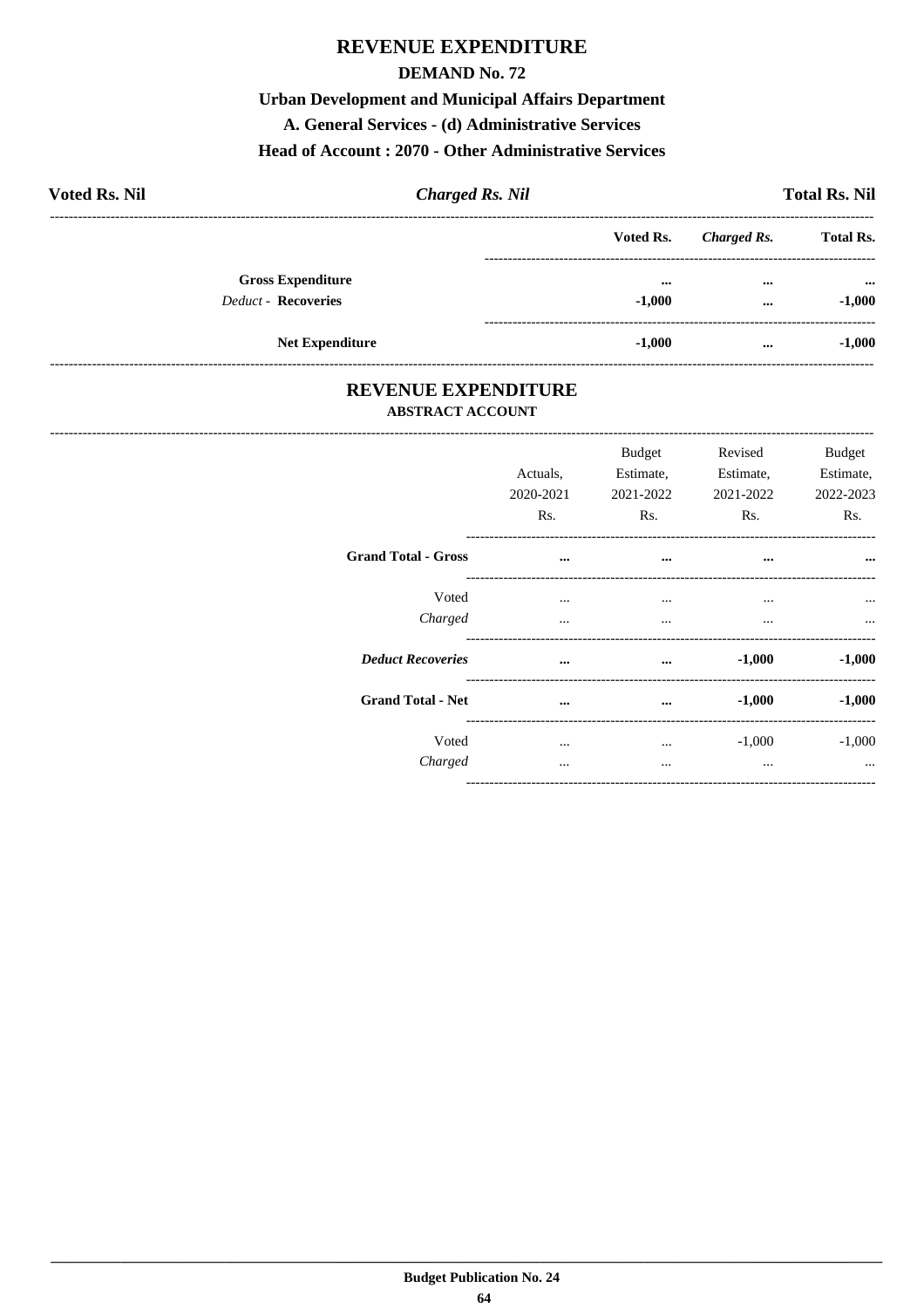# REVENUE EXPENDITURE

## DEMAND No. 72

### Urban Development and Municipal Affairs Department

### A. General Services - (d) Administrative Services

### Head of Account : 2070 - Other Administrative Services

| Voted Rs. Nil | *Charged Rs. Nil* | Total Rs. Nil |
|---|---|---|

| | Voted Rs. | *Charged Rs.* | Total Rs. |
|---|---|---|---|
| **Gross Expenditure** | ... | ... | ... |
| *Deduct* - **Recoveries** | -1,000 | ... | -1,000 |
| **Net Expenditure** | -1,000 | ... | -1,000 |

# REVENUE EXPENDITURE

### ABSTRACT ACCOUNT

| | Actuals, 2020-2021 Rs. | Budget Estimate, 2021-2022 Rs. | Revised Estimate, 2021-2022 Rs. | Budget Estimate, 2022-2023 Rs. |
|---|---|---|---|---|
| **Grand Total - Gross** | ... | ... | ... | ... |
| Voted | ... | ... | ... | ... |
| *Charged* | ... | ... | ... | ... |
| ***Deduct Recoveries*** | ... | ... | -1,000 | -1,000 |
| **Grand Total - Net** | ... | ... | -1,000 | -1,000 |
| Voted | ... | ... | -1,000 | -1,000 |
| *Charged* | ... | ... | ... | ... |

**Budget Publication No. 24**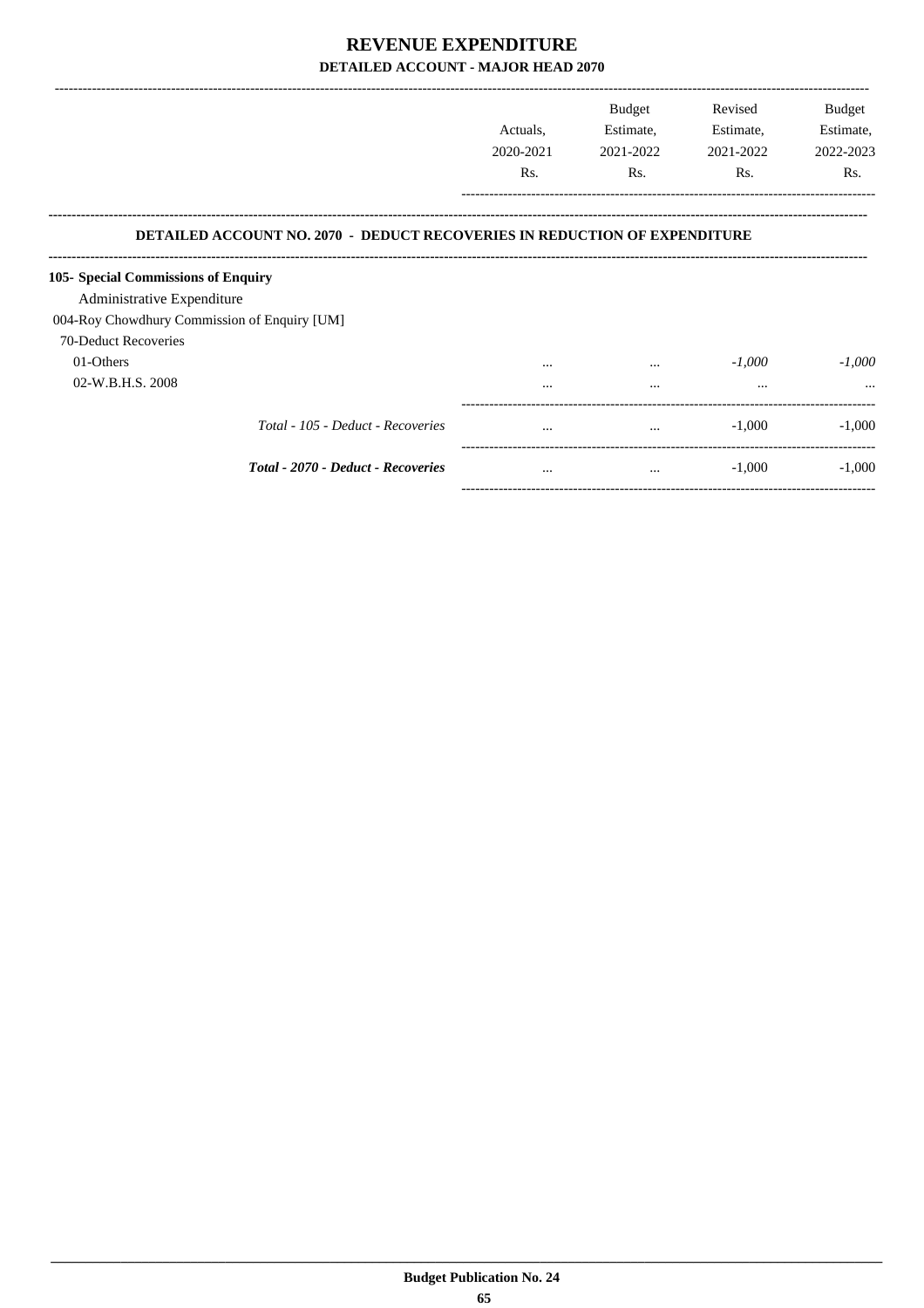# REVENUE EXPENDITURE

## DETAILED ACCOUNT - MAJOR HEAD 2070

| | Actuals, 2020-2021 Rs. | Budget Estimate, 2021-2022 Rs. | Revised Estimate, 2021-2022 Rs. | Budget Estimate, 2022-2023 Rs. |
|---|---|---|---|---|
| **DETAILED ACCOUNT NO. 2070 - DEDUCT RECOVERIES IN REDUCTION OF EXPENDITURE** | | | | |
| **105- Special Commissions of Enquiry** | | | | |
| Administrative Expenditure | | | | |
| 004-Roy Chowdhury Commission of Enquiry [UM] | | | | |
| 70-Deduct Recoveries | | | | |
| 01-Others | ... | ... | *-1,000* | *-1,000* |
| 02-W.B.H.S. 2008 | ... | ... | ... | ... |
| *Total - 105 - Deduct - Recoveries* | ... | ... | -1,000 | -1,000 |
| ***Total - 2070 - Deduct - Recoveries*** | ... | ... | -1,000 | -1,000 |

**Budget Publication No. 24**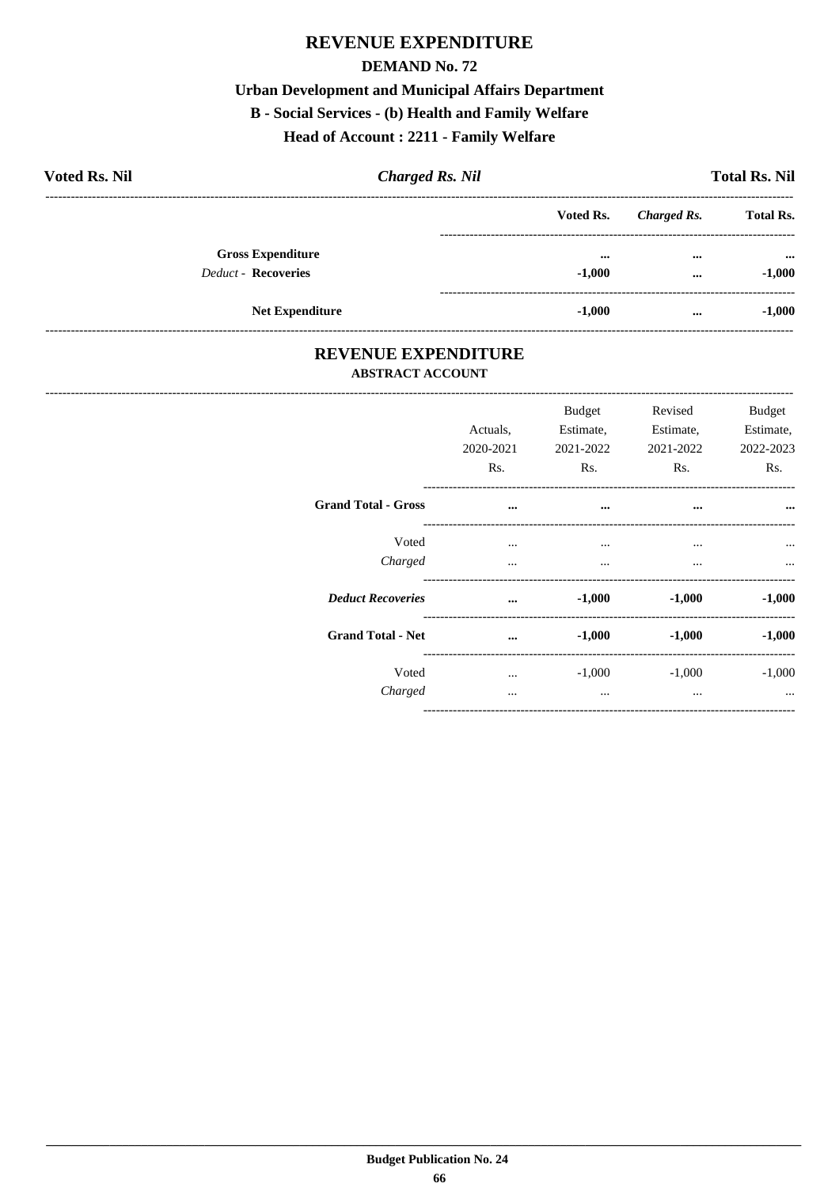# REVENUE EXPENDITURE

## DEMAND No. 72

## Urban Development and Municipal Affairs Department

### B - Social Services - (b) Health and Family Welfare

### Head of Account : 2211 - Family Welfare

**Voted Rs. Nil** | ***Charged Rs. Nil*** | **Total Rs. Nil**

| | Voted Rs. | *Charged Rs.* | Total Rs. |
|---|---|---|---|
| **Gross Expenditure** | ... | ... | ... |
| *Deduct* - **Recoveries** | -1,000 | ... | -1,000 |
| **Net Expenditure** | -1,000 | ... | -1,000 |

## REVENUE EXPENDITURE

### ABSTRACT ACCOUNT

| | Actuals, 2020-2021 Rs. | Budget Estimate, 2021-2022 Rs. | Revised Estimate, 2021-2022 Rs. | Budget Estimate, 2022-2023 Rs. |
|---|---|---|---|---|
| **Grand Total - Gross** | ... | ... | ... | ... |
| Voted | ... | ... | ... | ... |
| *Charged* | ... | ... | ... | ... |
| ***Deduct Recoveries*** | ... | -1,000 | -1,000 | -1,000 |
| **Grand Total - Net** | ... | -1,000 | -1,000 | -1,000 |
| Voted | ... | -1,000 | -1,000 | -1,000 |
| *Charged* | ... | ... | ... | ... |

**Budget Publication No. 24**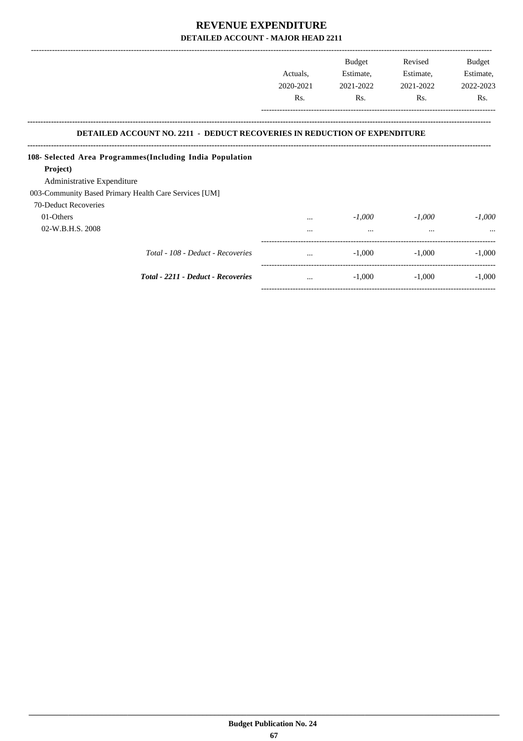# REVENUE EXPENDITURE

## DETAILED ACCOUNT - MAJOR HEAD 2211

| | Actuals, 2020-2021 Rs. | Budget Estimate, 2021-2022 Rs. | Revised Estimate, 2021-2022 Rs. | Budget Estimate, 2022-2023 Rs. |
|---|---|---|---|---|
| **DETAILED ACCOUNT NO. 2211 - DEDUCT RECOVERIES IN REDUCTION OF EXPENDITURE** | | | | |
| **108- Selected Area Programmes(Including India Population Project)** | | | | |
| Administrative Expenditure | | | | |
| 003-Community Based Primary Health Care Services [UM] | | | | |
| 70-Deduct Recoveries | | | | |
| 01-Others | ... | *-1,000* | *-1,000* | *-1,000* |
| 02-W.B.H.S. 2008 | ... | ... | ... | ... |
| *Total - 108 - Deduct - Recoveries* | ... | -1,000 | -1,000 | -1,000 |
| ***Total - 2211 - Deduct - Recoveries*** | ... | -1,000 | -1,000 | -1,000 |

**Budget Publication No. 24**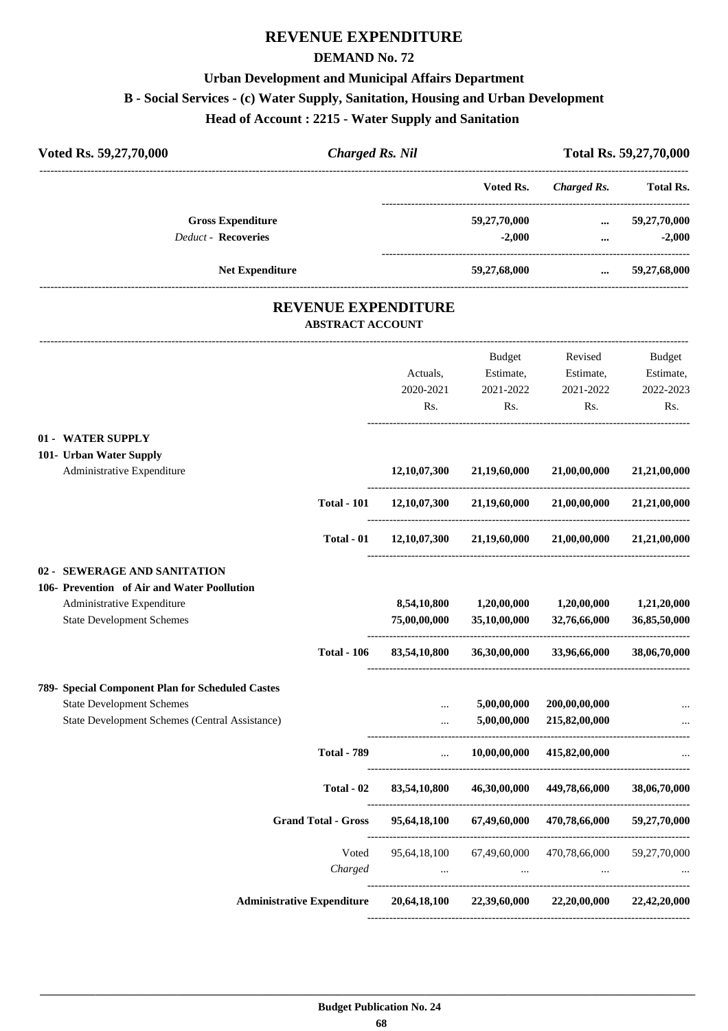# REVENUE EXPENDITURE

## DEMAND No. 72

### Urban Development and Municipal Affairs Department

### B - Social Services - (c) Water Supply, Sanitation, Housing and Urban Development

### Head of Account : 2215 - Water Supply and Sanitation

| Voted Rs. 59,27,70,000 | *Charged Rs. Nil* | | Total Rs. 59,27,70,000 |
|---|---|---|---|

| | Voted Rs. | *Charged Rs.* | Total Rs. |
|---|---|---|---|
| **Gross Expenditure** | 59,27,70,000 | ... | 59,27,70,000 |
| *Deduct* - **Recoveries** | -2,000 | ... | -2,000 |
| **Net Expenditure** | 59,27,68,000 | ... | 59,27,68,000 |

## REVENUE EXPENDITURE

### ABSTRACT ACCOUNT

| | Actuals, 2020-2021 Rs. | Budget Estimate, 2021-2022 Rs. | Revised Estimate, 2021-2022 Rs. | Budget Estimate, 2022-2023 Rs. |
|---|---|---|---|---|
| **01 - WATER SUPPLY** | | | | |
| **101- Urban Water Supply** | | | | |
| Administrative Expenditure | 12,10,07,300 | 21,19,60,000 | 21,00,00,000 | 21,21,00,000 |
| **Total - 101** | 12,10,07,300 | 21,19,60,000 | 21,00,00,000 | 21,21,00,000 |
| **Total - 01** | 12,10,07,300 | 21,19,60,000 | 21,00,00,000 | 21,21,00,000 |
| **02 - SEWERAGE AND SANITATION** | | | | |
| **106- Prevention of Air and Water Poollution** | | | | |
| Administrative Expenditure | 8,54,10,800 | 1,20,00,000 | 1,20,00,000 | 1,21,20,000 |
| State Development Schemes | 75,00,00,000 | 35,10,00,000 | 32,76,66,000 | 36,85,50,000 |
| **Total - 106** | 83,54,10,800 | 36,30,00,000 | 33,96,66,000 | 38,06,70,000 |
| **789- Special Component Plan for Scheduled Castes** | | | | |
| State Development Schemes | ... | 5,00,00,000 | 200,00,00,000 | ... |
| State Development Schemes (Central Assistance) | ... | 5,00,00,000 | 215,82,00,000 | ... |
| **Total - 789** | ... | 10,00,00,000 | 415,82,00,000 | ... |
| **Total - 02** | 83,54,10,800 | 46,30,00,000 | 449,78,66,000 | 38,06,70,000 |
| **Grand Total - Gross** | 95,64,18,100 | 67,49,60,000 | 470,78,66,000 | 59,27,70,000 |
| Voted | 95,64,18,100 | 67,49,60,000 | 470,78,66,000 | 59,27,70,000 |
| *Charged* | ... | ... | ... | ... |
| **Administrative Expenditure** | 20,64,18,100 | 22,39,60,000 | 22,20,00,000 | 22,42,20,000 |

Budget Publication No. 24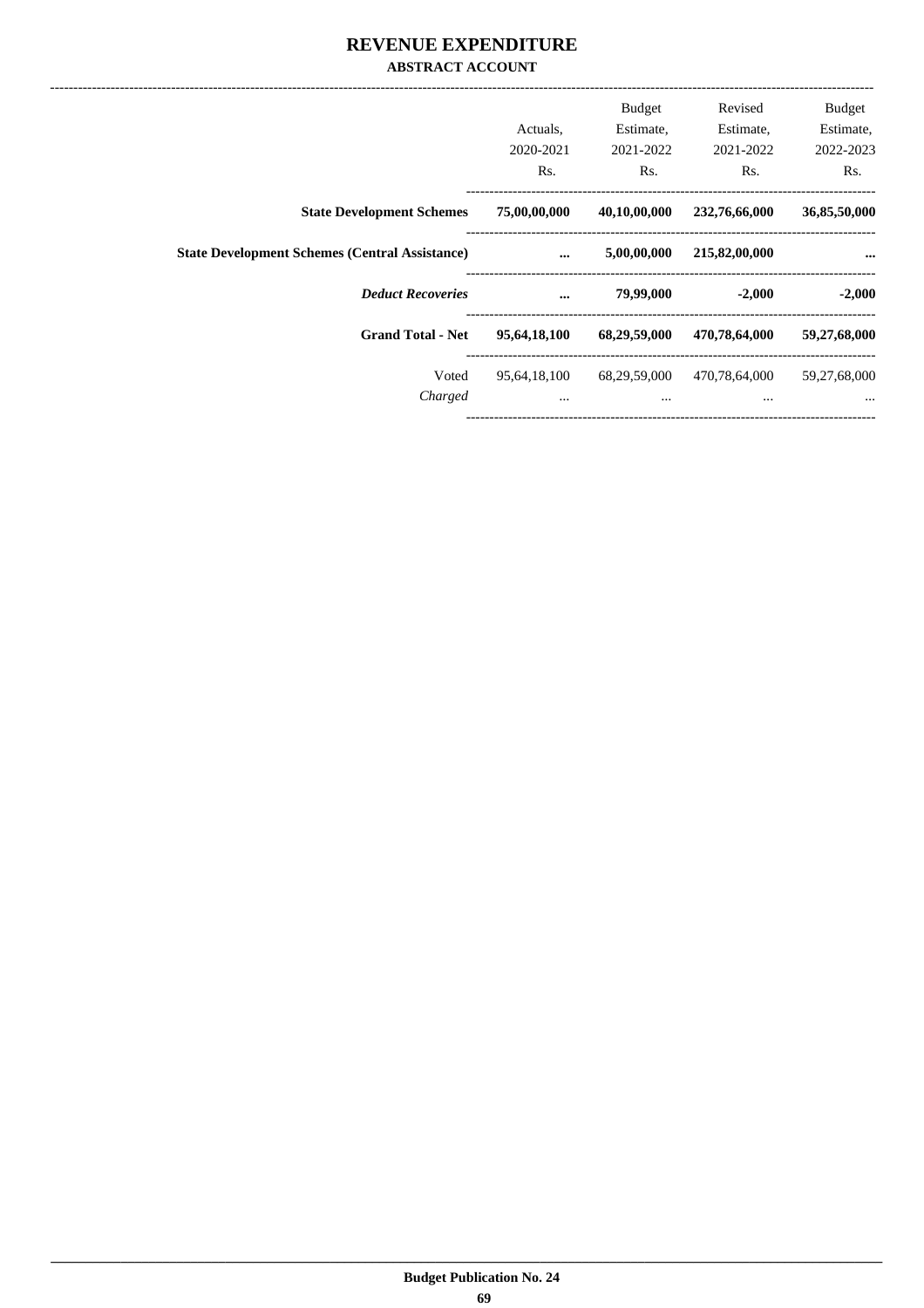# REVENUE EXPENDITURE

## ABSTRACT ACCOUNT

| | Actuals, 2020-2021 Rs. | Budget Estimate, 2021-2022 Rs. | Revised Estimate, 2021-2022 Rs. | Budget Estimate, 2022-2023 Rs. |
|---|---|---|---|---|
| **State Development Schemes** | **75,00,00,000** | **40,10,00,000** | **232,76,66,000** | **36,85,50,000** |
| **State Development Schemes (Central Assistance)** | **...** | **5,00,00,000** | **215,82,00,000** | **...** |
| ***Deduct Recoveries*** | **...** | **79,99,000** | **-2,000** | **-2,000** |
| **Grand Total - Net** | **95,64,18,100** | **68,29,59,000** | **470,78,64,000** | **59,27,68,000** |
| Voted | 95,64,18,100 | 68,29,59,000 | 470,78,64,000 | 59,27,68,000 |
| *Charged* | ... | ... | ... | ... |

**Budget Publication No. 24**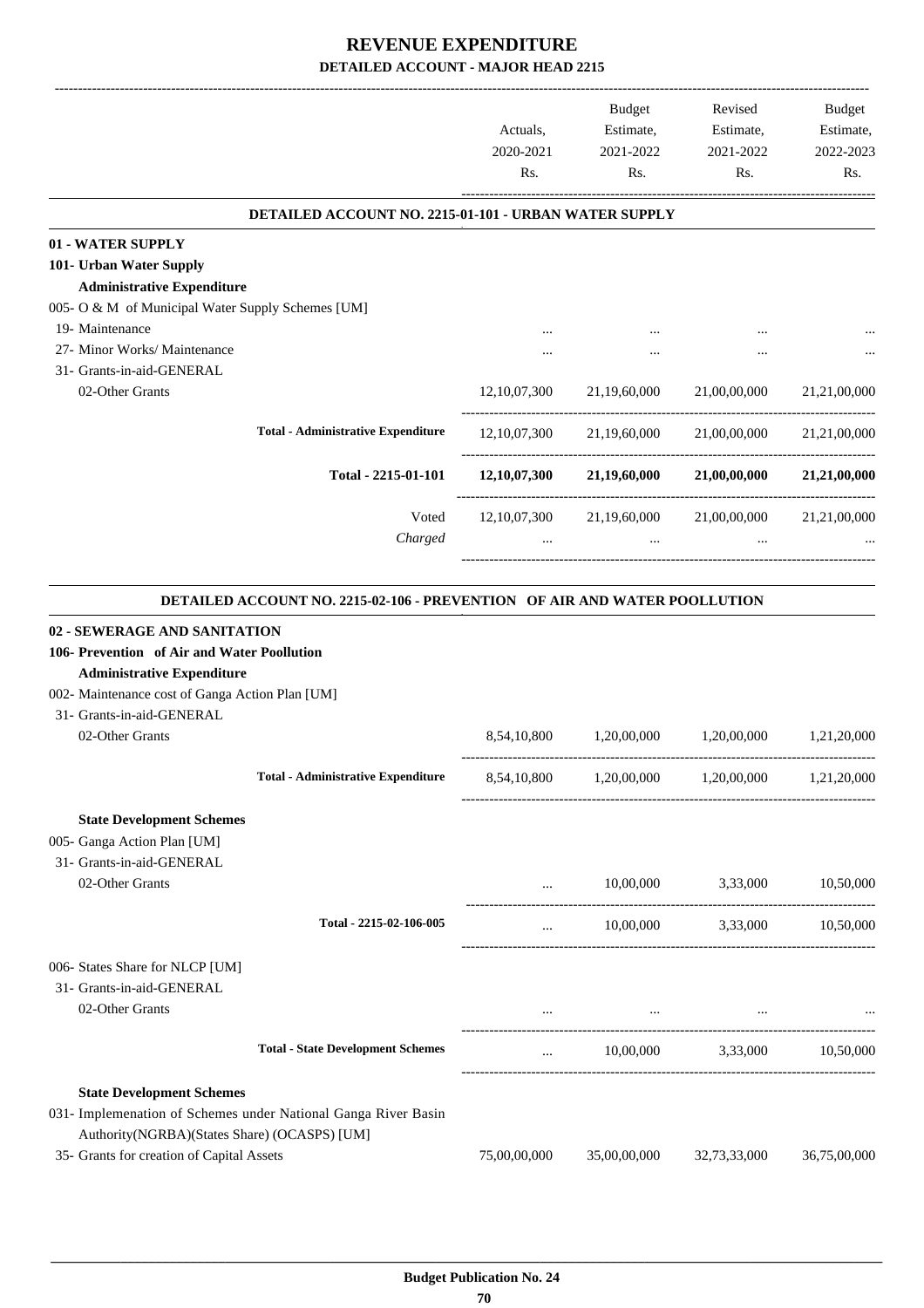# REVENUE EXPENDITURE

## DETAILED ACCOUNT - MAJOR HEAD 2215

| | Actuals, 2020-2021 Rs. | Budget Estimate, 2021-2022 Rs. | Revised Estimate, 2021-2022 Rs. | Budget Estimate, 2022-2023 Rs. |
|---|---|---|---|---|

### DETAILED ACCOUNT NO. 2215-01-101 - URBAN WATER SUPPLY

| | Actuals, 2020-2021 Rs. | Budget Estimate, 2021-2022 Rs. | Revised Estimate, 2021-2022 Rs. | Budget Estimate, 2022-2023 Rs. |
|---|---|---|---|---|
| **01 - WATER SUPPLY** | | | | |
| **101- Urban Water Supply** | | | | |
| **Administrative Expenditure** | | | | |
| 005- O & M of Municipal Water Supply Schemes [UM] | | | | |
| 19- Maintenance | ... | ... | ... | ... |
| 27- Minor Works/ Maintenance | ... | ... | ... | ... |
| 31- Grants-in-aid-GENERAL | | | | |
| 02-Other Grants | 12,10,07,300 | 21,19,60,000 | 21,00,00,000 | 21,21,00,000 |
| **Total - Administrative Expenditure** | 12,10,07,300 | 21,19,60,000 | 21,00,00,000 | 21,21,00,000 |
| **Total - 2215-01-101** | **12,10,07,300** | **21,19,60,000** | **21,00,00,000** | **21,21,00,000** |
| Voted | 12,10,07,300 | 21,19,60,000 | 21,00,00,000 | 21,21,00,000 |
| *Charged* | ... | ... | ... | ... |

### DETAILED ACCOUNT NO. 2215-02-106 - PREVENTION OF AIR AND WATER POOLLUTION

| | Actuals, 2020-2021 Rs. | Budget Estimate, 2021-2022 Rs. | Revised Estimate, 2021-2022 Rs. | Budget Estimate, 2022-2023 Rs. |
|---|---|---|---|---|
| **02 - SEWERAGE AND SANITATION** | | | | |
| **106- Prevention of Air and Water Poollution** | | | | |
| **Administrative Expenditure** | | | | |
| 002- Maintenance cost of Ganga Action Plan [UM] | | | | |
| 31- Grants-in-aid-GENERAL | | | | |
| 02-Other Grants | 8,54,10,800 | 1,20,00,000 | 1,20,00,000 | 1,21,20,000 |
| **Total - Administrative Expenditure** | 8,54,10,800 | 1,20,00,000 | 1,20,00,000 | 1,21,20,000 |
| **State Development Schemes** | | | | |
| 005- Ganga Action Plan [UM] | | | | |
| 31- Grants-in-aid-GENERAL | | | | |
| 02-Other Grants | ... | 10,00,000 | 3,33,000 | 10,50,000 |
| **Total - 2215-02-106-005** | ... | 10,00,000 | 3,33,000 | 10,50,000 |
| 006- States Share for NLCP [UM] | | | | |
| 31- Grants-in-aid-GENERAL | | | | |
| 02-Other Grants | ... | ... | ... | ... |
| **Total - State Development Schemes** | ... | 10,00,000 | 3,33,000 | 10,50,000 |
| **State Development Schemes** | | | | |
| 031- Implemenation of Schemes under National Ganga River Basin Authority(NGRBA)(States Share) (OCASPS) [UM] | | | | |
| 35- Grants for creation of Capital Assets | 75,00,00,000 | 35,00,00,000 | 32,73,33,000 | 36,75,00,000 |

**Budget Publication No. 24**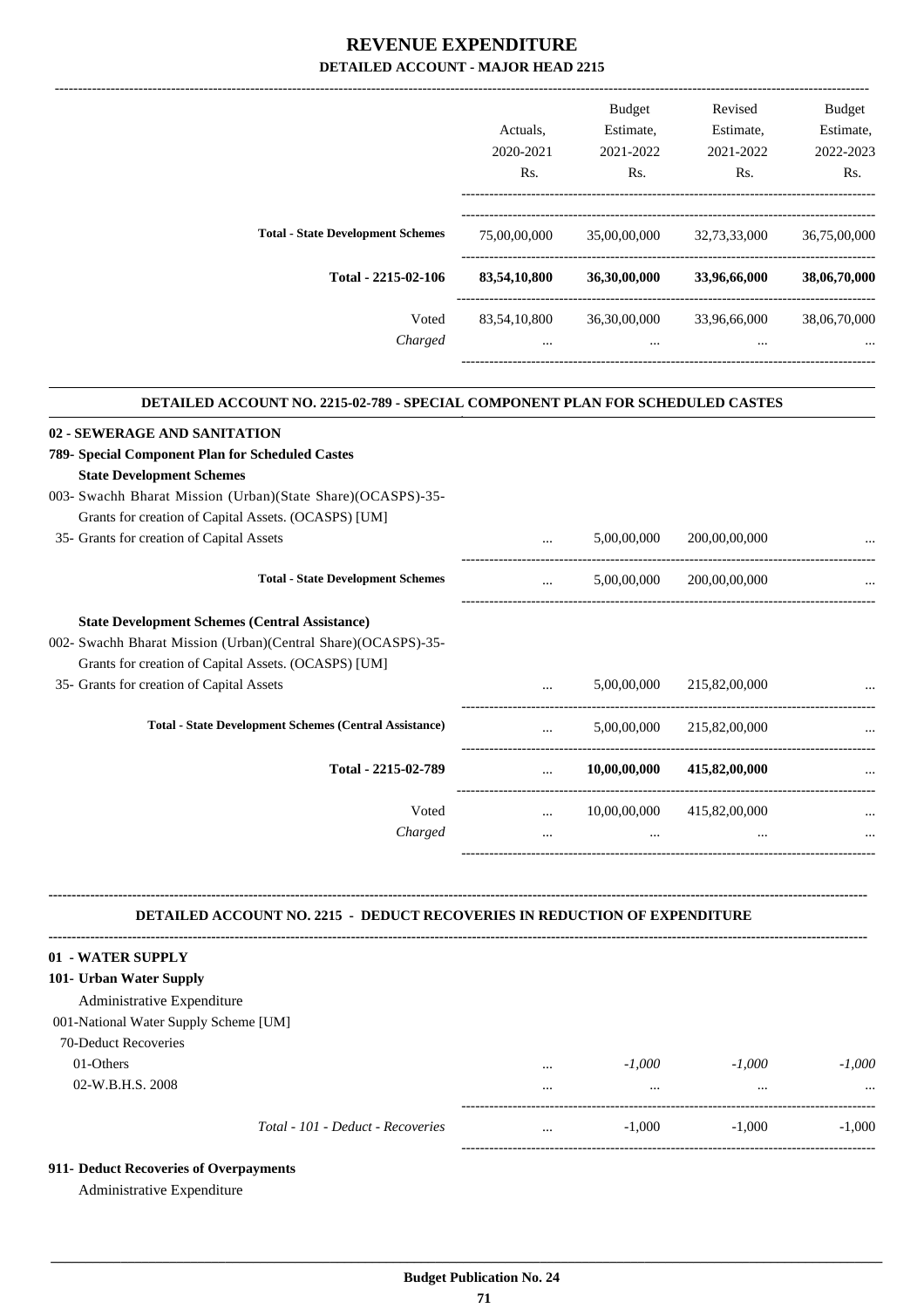# REVENUE EXPENDITURE

## DETAILED ACCOUNT - MAJOR HEAD 2215

| | Actuals, 2020-2021 Rs. | Budget Estimate, 2021-2022 Rs. | Revised Estimate, 2021-2022 Rs. | Budget Estimate, 2022-2023 Rs. |
|---|---|---|---|---|
| **Total - State Development Schemes** | 75,00,00,000 | 35,00,00,000 | 32,73,33,000 | 36,75,00,000 |
| **Total - 2215-02-106** | **83,54,10,800** | **36,30,00,000** | **33,96,66,000** | **38,06,70,000** |
| Voted | 83,54,10,800 | 36,30,00,000 | 33,96,66,000 | 38,06,70,000 |
| *Charged* | ... | ... | ... | ... |

### DETAILED ACCOUNT NO. 2215-02-789 - SPECIAL COMPONENT PLAN FOR SCHEDULED CASTES

| | Actuals, 2020-2021 Rs. | Budget Estimate, 2021-2022 Rs. | Revised Estimate, 2021-2022 Rs. | Budget Estimate, 2022-2023 Rs. |
|---|---|---|---|---|
| **02 - SEWERAGE AND SANITATION** | | | | |
| **789- Special Component Plan for Scheduled Castes** | | | | |
| **State Development Schemes** | | | | |
| 003- Swachh Bharat Mission (Urban)(State Share)(OCASPS)-35-Grants for creation of Capital Assets. (OCASPS) [UM] | | | | |
| 35- Grants for creation of Capital Assets | ... | 5,00,00,000 | 200,00,00,000 | ... |
| **Total - State Development Schemes** | ... | 5,00,00,000 | 200,00,00,000 | ... |
| **State Development Schemes (Central Assistance)** | | | | |
| 002- Swachh Bharat Mission (Urban)(Central Share)(OCASPS)-35-Grants for creation of Capital Assets. (OCASPS) [UM] | | | | |
| 35- Grants for creation of Capital Assets | ... | 5,00,00,000 | 215,82,00,000 | ... |
| **Total - State Development Schemes (Central Assistance)** | ... | 5,00,00,000 | 215,82,00,000 | ... |
| **Total - 2215-02-789** | ... | **10,00,00,000** | **415,82,00,000** | ... |
| Voted | ... | 10,00,00,000 | 415,82,00,000 | ... |
| *Charged* | ... | ... | ... | ... |

### DETAILED ACCOUNT NO. 2215 - DEDUCT RECOVERIES IN REDUCTION OF EXPENDITURE

| | Actuals, 2020-2021 Rs. | Budget Estimate, 2021-2022 Rs. | Revised Estimate, 2021-2022 Rs. | Budget Estimate, 2022-2023 Rs. |
|---|---|---|---|---|
| **01 - WATER SUPPLY** | | | | |
| **101- Urban Water Supply** | | | | |
| Administrative Expenditure | | | | |
| 001-National Water Supply Scheme [UM] | | | | |
| 70-Deduct Recoveries | | | | |
| 01-Others | ... | *-1,000* | *-1,000* | *-1,000* |
| 02-W.B.H.S. 2008 | ... | ... | ... | ... |
| *Total - 101 - Deduct - Recoveries* | ... | -1,000 | -1,000 | -1,000 |

**911- Deduct Recoveries of Overpayments**

Administrative Expenditure

**Budget Publication No. 24**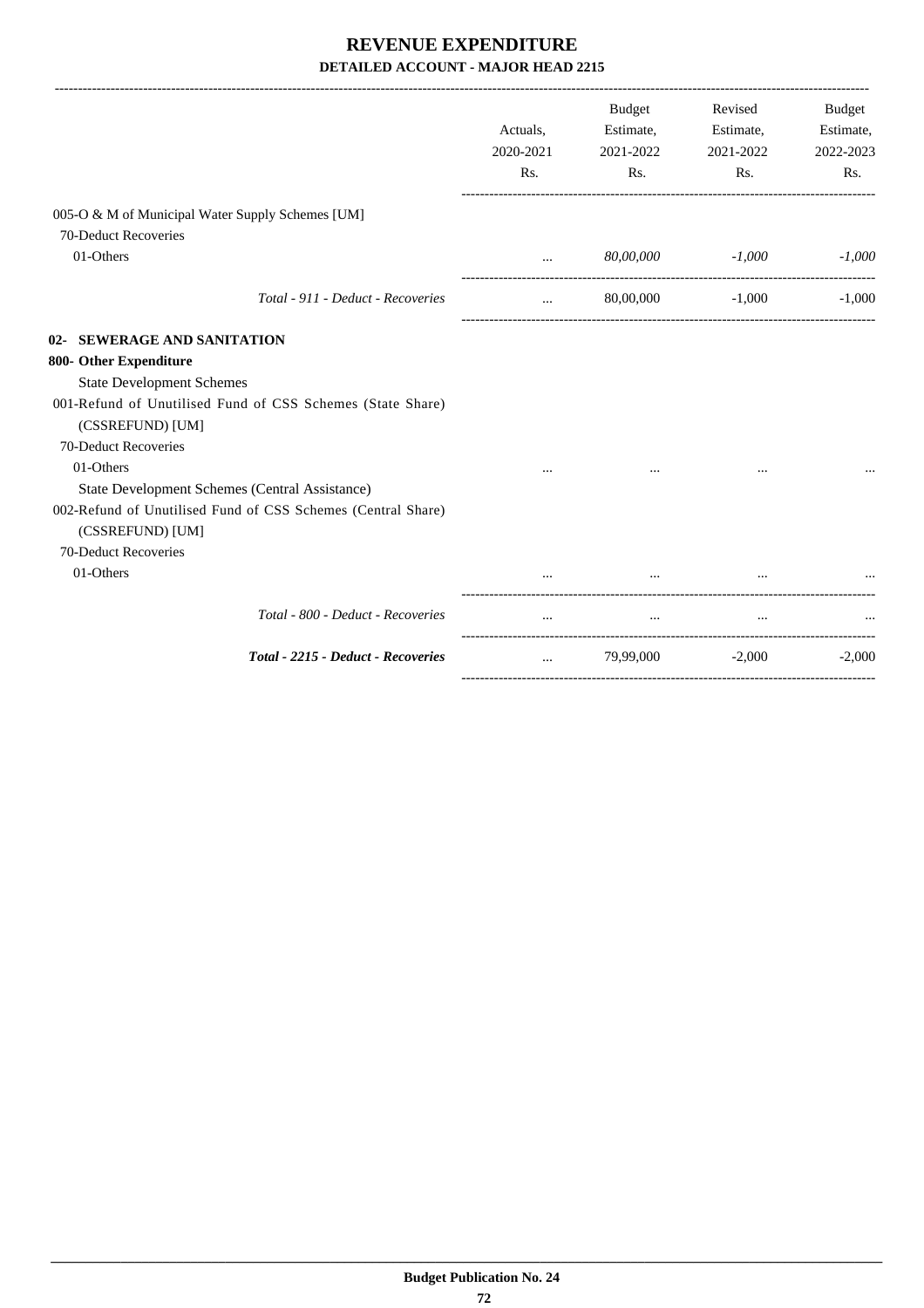# REVENUE EXPENDITURE

## DETAILED ACCOUNT - MAJOR HEAD 2215

| | Actuals, 2020-2021 Rs. | Budget Estimate, 2021-2022 Rs. | Revised Estimate, 2021-2022 Rs. | Budget Estimate, 2022-2023 Rs. |
|---|---|---|---|---|
| 005-O & M of Municipal Water Supply Schemes [UM] | | | | |
| 70-Deduct Recoveries | | | | |
| 01-Others | ... | *80,00,000* | *-1,000* | *-1,000* |
| *Total - 911 - Deduct - Recoveries* | ... | 80,00,000 | -1,000 | -1,000 |
| **02- SEWERAGE AND SANITATION** | | | | |
| **800- Other Expenditure** | | | | |
| State Development Schemes | | | | |
| 001-Refund of Unutilised Fund of CSS Schemes (State Share) (CSSREFUND) [UM] | | | | |
| 70-Deduct Recoveries | | | | |
| 01-Others | ... | ... | ... | ... |
| State Development Schemes (Central Assistance) | | | | |
| 002-Refund of Unutilised Fund of CSS Schemes (Central Share) (CSSREFUND) [UM] | | | | |
| 70-Deduct Recoveries | | | | |
| 01-Others | ... | ... | ... | ... |
| *Total - 800 - Deduct - Recoveries* | ... | ... | ... | ... |
| ***Total - 2215 - Deduct - Recoveries*** | ... | 79,99,000 | -2,000 | -2,000 |

**Budget Publication No. 24**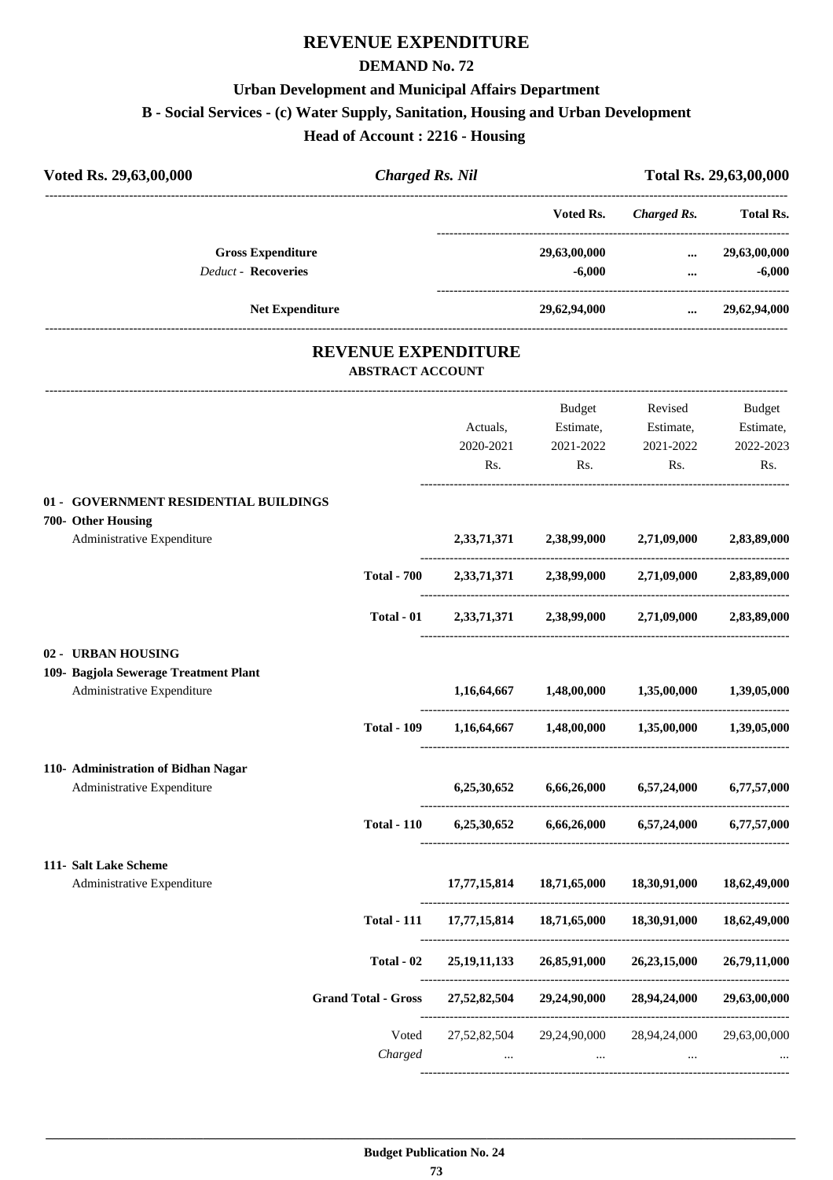# REVENUE EXPENDITURE

## DEMAND No. 72

### Urban Development and Municipal Affairs Department

### B - Social Services - (c) Water Supply, Sanitation, Housing and Urban Development

### Head of Account : 2216 - Housing

| Voted Rs. 29,63,00,000 | *Charged Rs. Nil* | Total Rs. 29,63,00,000 |
|---|---|---|

| | Voted Rs. | *Charged Rs.* | Total Rs. |
|---|---|---|---|
| **Gross Expenditure** | 29,63,00,000 | ... | 29,63,00,000 |
| *Deduct* - **Recoveries** | -6,000 | ... | -6,000 |
| **Net Expenditure** | 29,62,94,000 | ... | 29,62,94,000 |

## REVENUE EXPENDITURE

### ABSTRACT ACCOUNT

| | | Actuals, 2020-2021 Rs. | Budget Estimate, 2021-2022 Rs. | Revised Estimate, 2021-2022 Rs. | Budget Estimate, 2022-2023 Rs. |
|---|---|---|---|---|---|
| **01 - GOVERNMENT RESIDENTIAL BUILDINGS** | | | | | |
| **700- Other Housing** | | | | | |
| Administrative Expenditure | | 2,33,71,371 | 2,38,99,000 | 2,71,09,000 | 2,83,89,000 |
| | **Total - 700** | 2,33,71,371 | 2,38,99,000 | 2,71,09,000 | 2,83,89,000 |
| | **Total - 01** | 2,33,71,371 | 2,38,99,000 | 2,71,09,000 | 2,83,89,000 |
| **02 - URBAN HOUSING** | | | | | |
| **109- Bagjola Sewerage Treatment Plant** | | | | | |
| Administrative Expenditure | | 1,16,64,667 | 1,48,00,000 | 1,35,00,000 | 1,39,05,000 |
| | **Total - 109** | 1,16,64,667 | 1,48,00,000 | 1,35,00,000 | 1,39,05,000 |
| **110- Administration of Bidhan Nagar** | | | | | |
| Administrative Expenditure | | 6,25,30,652 | 6,66,26,000 | 6,57,24,000 | 6,77,57,000 |
| | **Total - 110** | 6,25,30,652 | 6,66,26,000 | 6,57,24,000 | 6,77,57,000 |
| **111- Salt Lake Scheme** | | | | | |
| Administrative Expenditure | | 17,77,15,814 | 18,71,65,000 | 18,30,91,000 | 18,62,49,000 |
| | **Total - 111** | 17,77,15,814 | 18,71,65,000 | 18,30,91,000 | 18,62,49,000 |
| | **Total - 02** | 25,19,11,133 | 26,85,91,000 | 26,23,15,000 | 26,79,11,000 |
| | **Grand Total - Gross** | 27,52,82,504 | 29,24,90,000 | 28,94,24,000 | 29,63,00,000 |
| | Voted | 27,52,82,504 | 29,24,90,000 | 28,94,24,000 | 29,63,00,000 |
| | *Charged* | ... | ... | ... | ... |

**Budget Publication No. 24**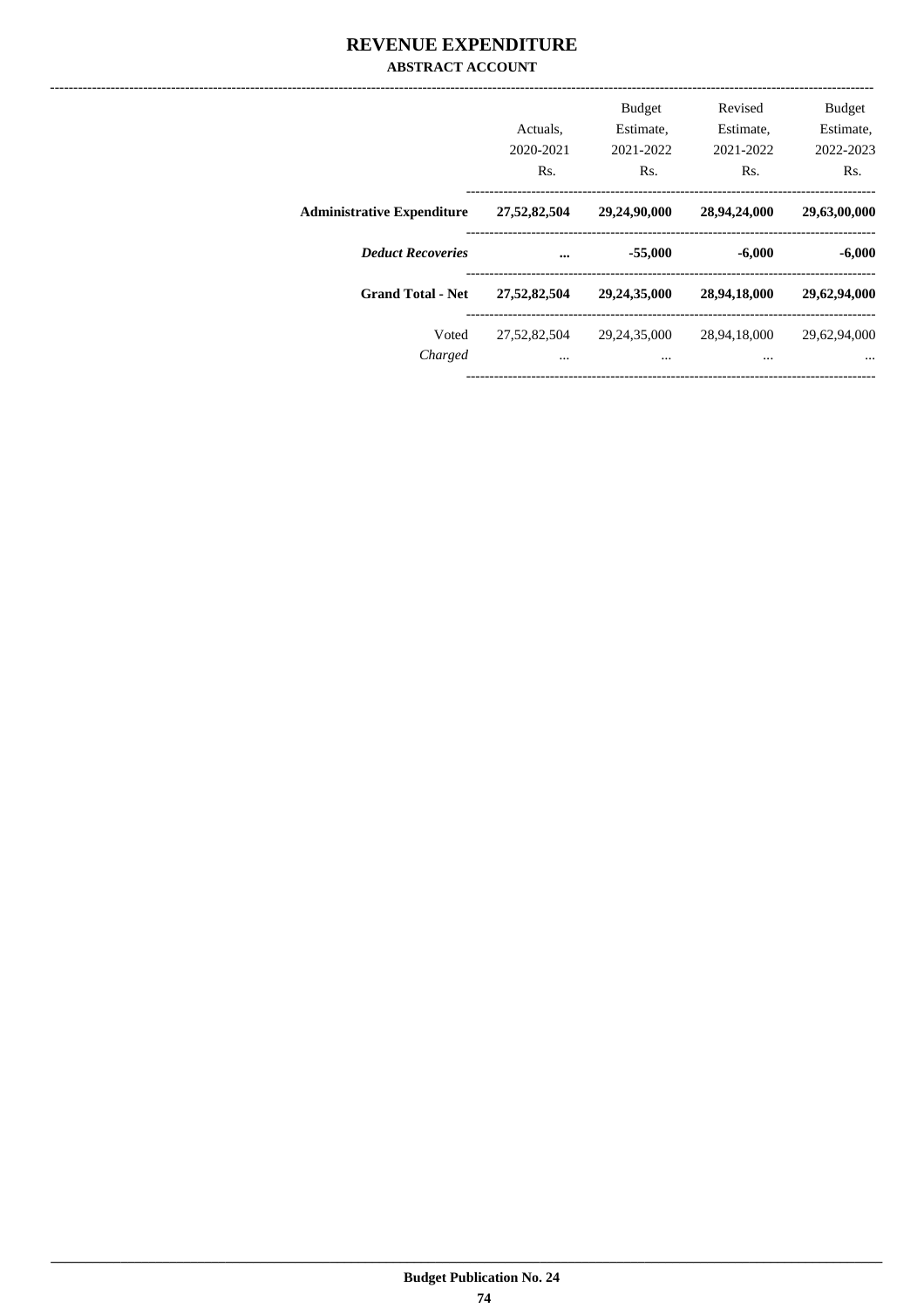# REVENUE EXPENDITURE

## ABSTRACT ACCOUNT

| | Actuals, 2020-2021 Rs. | Budget Estimate, 2021-2022 Rs. | Revised Estimate, 2021-2022 Rs. | Budget Estimate, 2022-2023 Rs. |
|---|---|---|---|---|
| **Administrative Expenditure** | **27,52,82,504** | **29,24,90,000** | **28,94,24,000** | **29,63,00,000** |
| ***Deduct Recoveries*** | **...** | **-55,000** | **-6,000** | **-6,000** |
| **Grand Total - Net** | **27,52,82,504** | **29,24,35,000** | **28,94,18,000** | **29,62,94,000** |
| Voted | 27,52,82,504 | 29,24,35,000 | 28,94,18,000 | 29,62,94,000 |
| *Charged* | ... | ... | ... | ... |

Budget Publication No. 24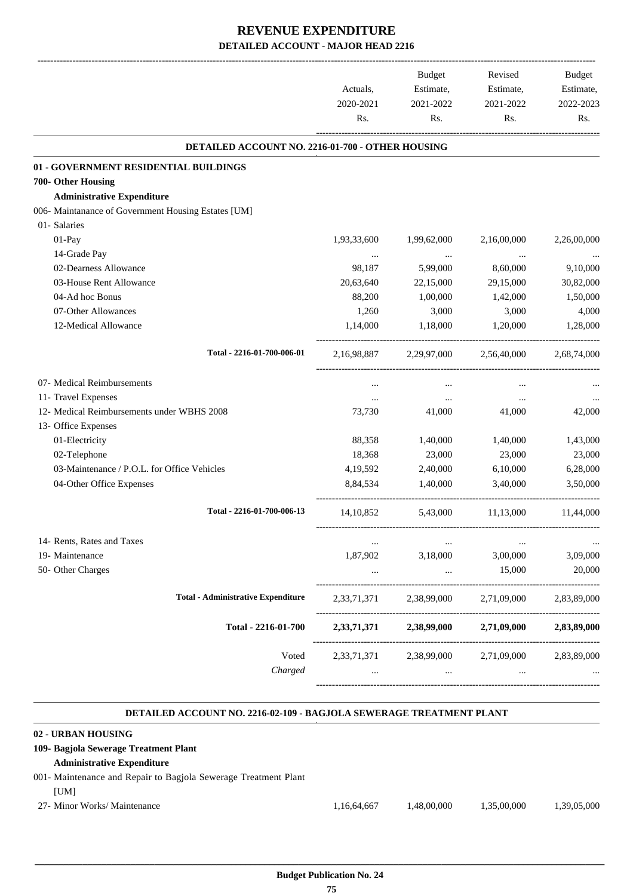# REVENUE EXPENDITURE

## DETAILED ACCOUNT - MAJOR HEAD 2216

| | Actuals, 2020-2021 Rs. | Budget Estimate, 2021-2022 Rs. | Revised Estimate, 2021-2022 Rs. | Budget Estimate, 2022-2023 Rs. |
|---|---|---|---|---|
| **DETAILED ACCOUNT NO. 2216-01-700 - OTHER HOUSING** | | | | |
| **01 - GOVERNMENT RESIDENTIAL BUILDINGS** | | | | |
| **700- Other Housing** | | | | |
| **Administrative Expenditure** | | | | |
| 006- Maintanance of Government Housing Estates [UM] | | | | |
| 01- Salaries | | | | |
| 01-Pay | 1,93,33,600 | 1,99,62,000 | 2,16,00,000 | 2,26,00,000 |
| 14-Grade Pay | ... | ... | ... | ... |
| 02-Dearness Allowance | 98,187 | 5,99,000 | 8,60,000 | 9,10,000 |
| 03-House Rent Allowance | 20,63,640 | 22,15,000 | 29,15,000 | 30,82,000 |
| 04-Ad hoc Bonus | 88,200 | 1,00,000 | 1,42,000 | 1,50,000 |
| 07-Other Allowances | 1,260 | 3,000 | 3,000 | 4,000 |
| 12-Medical Allowance | 1,14,000 | 1,18,000 | 1,20,000 | 1,28,000 |
| Total - 2216-01-700-006-01 | 2,16,98,887 | 2,29,97,000 | 2,56,40,000 | 2,68,74,000 |
| 07- Medical Reimbursements | ... | ... | ... | ... |
| 11- Travel Expenses | ... | ... | ... | ... |
| 12- Medical Reimbursements under WBHS 2008 | 73,730 | 41,000 | 41,000 | 42,000 |
| 13- Office Expenses | | | | |
| 01-Electricity | 88,358 | 1,40,000 | 1,40,000 | 1,43,000 |
| 02-Telephone | 18,368 | 23,000 | 23,000 | 23,000 |
| 03-Maintenance / P.O.L. for Office Vehicles | 4,19,592 | 2,40,000 | 6,10,000 | 6,28,000 |
| 04-Other Office Expenses | 8,84,534 | 1,40,000 | 3,40,000 | 3,50,000 |
| Total - 2216-01-700-006-13 | 14,10,852 | 5,43,000 | 11,13,000 | 11,44,000 |
| 14- Rents, Rates and Taxes | ... | ... | ... | ... |
| 19- Maintenance | 1,87,902 | 3,18,000 | 3,00,000 | 3,09,000 |
| 50- Other Charges | ... | ... | 15,000 | 20,000 |
| Total - Administrative Expenditure | 2,33,71,371 | 2,38,99,000 | 2,71,09,000 | 2,83,89,000 |
| **Total - 2216-01-700** | **2,33,71,371** | **2,38,99,000** | **2,71,09,000** | **2,83,89,000** |
| Voted | 2,33,71,371 | 2,38,99,000 | 2,71,09,000 | 2,83,89,000 |
| *Charged* | ... | ... | ... | ... |

| | Actuals, 2020-2021 Rs. | Budget Estimate, 2021-2022 Rs. | Revised Estimate, 2021-2022 Rs. | Budget Estimate, 2022-2023 Rs. |
|---|---|---|---|---|
| **DETAILED ACCOUNT NO. 2216-02-109 - BAGJOLA SEWERAGE TREATMENT PLANT** | | | | |
| **02 - URBAN HOUSING** | | | | |
| **109- Bagjola Sewerage Treatment Plant** | | | | |
| **Administrative Expenditure** | | | | |
| 001- Maintenance and Repair to Bagjola Sewerage Treatment Plant [UM] | | | | |
| 27- Minor Works/ Maintenance | 1,16,64,667 | 1,48,00,000 | 1,35,00,000 | 1,39,05,000 |

**Budget Publication No. 24**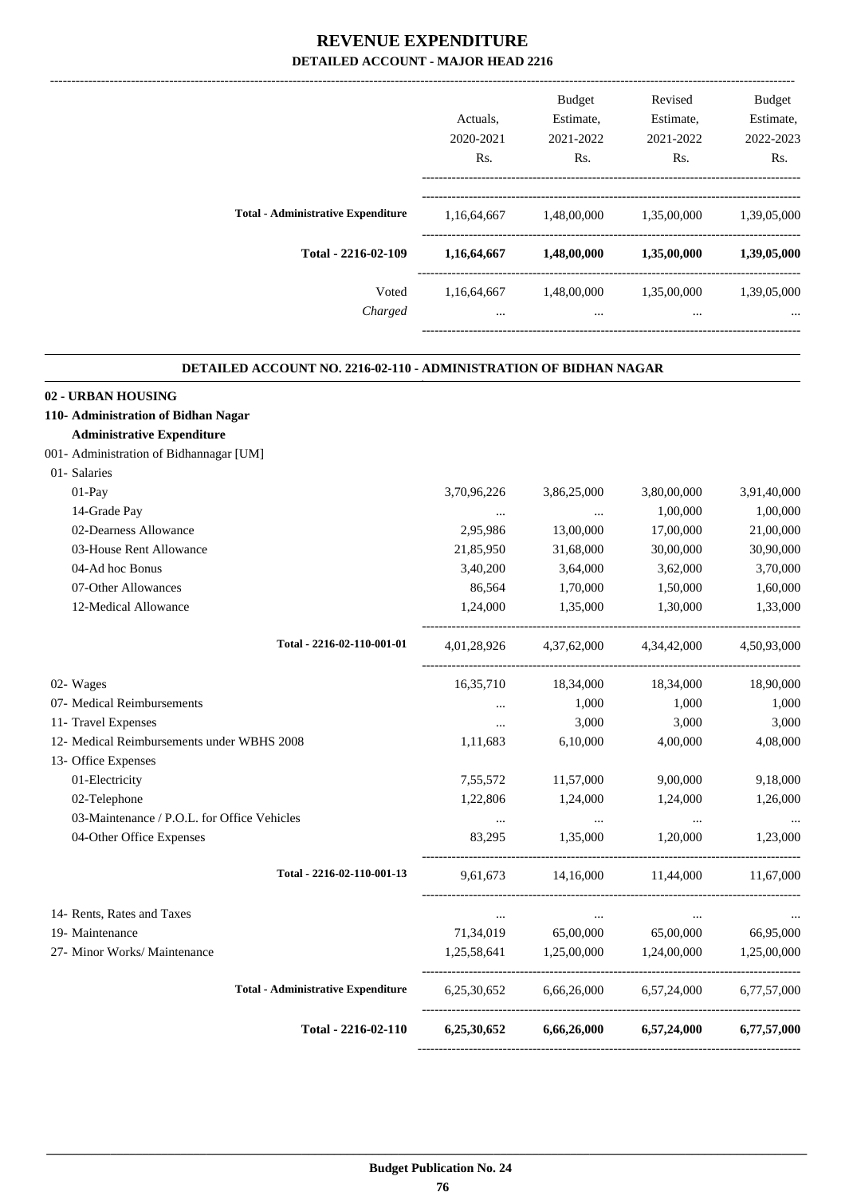# REVENUE EXPENDITURE

## DETAILED ACCOUNT - MAJOR HEAD 2216

| | Actuals, 2020-2021 Rs. | Budget Estimate, 2021-2022 Rs. | Revised Estimate, 2021-2022 Rs. | Budget Estimate, 2022-2023 Rs. |
|---|---|---|---|---|
| **Total - Administrative Expenditure** | 1,16,64,667 | 1,48,00,000 | 1,35,00,000 | 1,39,05,000 |
| **Total - 2216-02-109** | **1,16,64,667** | **1,48,00,000** | **1,35,00,000** | **1,39,05,000** |
| Voted | 1,16,64,667 | 1,48,00,000 | 1,35,00,000 | 1,39,05,000 |
| *Charged* | ... | ... | ... | ... |

### DETAILED ACCOUNT NO. 2216-02-110 - ADMINISTRATION OF BIDHAN NAGAR

| | Actuals, 2020-2021 Rs. | Budget Estimate, 2021-2022 Rs. | Revised Estimate, 2021-2022 Rs. | Budget Estimate, 2022-2023 Rs. |
|---|---|---|---|---|
| **02 - URBAN HOUSING** | | | | |
| **110- Administration of Bidhan Nagar** | | | | |
| **Administrative Expenditure** | | | | |
| 001- Administration of Bidhannagar [UM] | | | | |
| 01- Salaries | | | | |
| 01-Pay | 3,70,96,226 | 3,86,25,000 | 3,80,00,000 | 3,91,40,000 |
| 14-Grade Pay | ... | ... | 1,00,000 | 1,00,000 |
| 02-Dearness Allowance | 2,95,986 | 13,00,000 | 17,00,000 | 21,00,000 |
| 03-House Rent Allowance | 21,85,950 | 31,68,000 | 30,00,000 | 30,90,000 |
| 04-Ad hoc Bonus | 3,40,200 | 3,64,000 | 3,62,000 | 3,70,000 |
| 07-Other Allowances | 86,564 | 1,70,000 | 1,50,000 | 1,60,000 |
| 12-Medical Allowance | 1,24,000 | 1,35,000 | 1,30,000 | 1,33,000 |
| **Total - 2216-02-110-001-01** | 4,01,28,926 | 4,37,62,000 | 4,34,42,000 | 4,50,93,000 |
| 02- Wages | 16,35,710 | 18,34,000 | 18,34,000 | 18,90,000 |
| 07- Medical Reimbursements | ... | 1,000 | 1,000 | 1,000 |
| 11- Travel Expenses | ... | 3,000 | 3,000 | 3,000 |
| 12- Medical Reimbursements under WBHS 2008 | 1,11,683 | 6,10,000 | 4,00,000 | 4,08,000 |
| 13- Office Expenses | | | | |
| 01-Electricity | 7,55,572 | 11,57,000 | 9,00,000 | 9,18,000 |
| 02-Telephone | 1,22,806 | 1,24,000 | 1,24,000 | 1,26,000 |
| 03-Maintenance / P.O.L. for Office Vehicles | ... | ... | ... | ... |
| 04-Other Office Expenses | 83,295 | 1,35,000 | 1,20,000 | 1,23,000 |
| **Total - 2216-02-110-001-13** | 9,61,673 | 14,16,000 | 11,44,000 | 11,67,000 |
| 14- Rents, Rates and Taxes | ... | ... | ... | ... |
| 19- Maintenance | 71,34,019 | 65,00,000 | 65,00,000 | 66,95,000 |
| 27- Minor Works/ Maintenance | 1,25,58,641 | 1,25,00,000 | 1,24,00,000 | 1,25,00,000 |
| **Total - Administrative Expenditure** | 6,25,30,652 | 6,66,26,000 | 6,57,24,000 | 6,77,57,000 |
| **Total - 2216-02-110** | **6,25,30,652** | **6,66,26,000** | **6,57,24,000** | **6,77,57,000** |

**Budget Publication No. 24**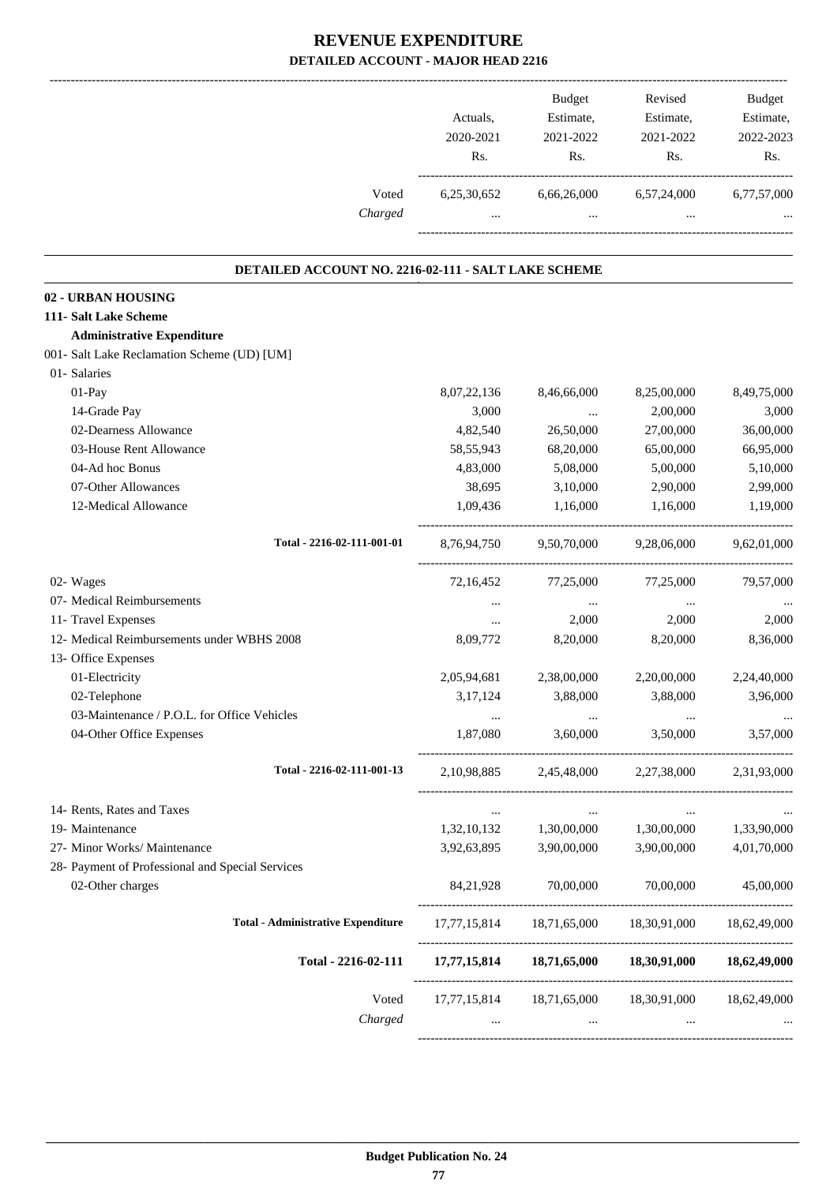# REVENUE EXPENDITURE

## DETAILED ACCOUNT - MAJOR HEAD 2216

| | Actuals, 2020-2021 Rs. | Budget Estimate, 2021-2022 Rs. | Revised Estimate, 2021-2022 Rs. | Budget Estimate, 2022-2023 Rs. |
|---|---|---|---|---|
| Voted | 6,25,30,652 | 6,66,26,000 | 6,57,24,000 | 6,77,57,000 |
| *Charged* | ... | ... | ... | ... |

### DETAILED ACCOUNT NO. 2216-02-111 - SALT LAKE SCHEME

| | Actuals, 2020-2021 Rs. | Budget Estimate, 2021-2022 Rs. | Revised Estimate, 2021-2022 Rs. | Budget Estimate, 2022-2023 Rs. |
|---|---|---|---|---|
| **02 - URBAN HOUSING** | | | | |
| **111- Salt Lake Scheme** | | | | |
| **Administrative Expenditure** | | | | |
| 001- Salt Lake Reclamation Scheme (UD) [UM] | | | | |
| 01- Salaries | | | | |
| 01-Pay | 8,07,22,136 | 8,46,66,000 | 8,25,00,000 | 8,49,75,000 |
| 14-Grade Pay | 3,000 | ... | 2,00,000 | 3,000 |
| 02-Dearness Allowance | 4,82,540 | 26,50,000 | 27,00,000 | 36,00,000 |
| 03-House Rent Allowance | 58,55,943 | 68,20,000 | 65,00,000 | 66,95,000 |
| 04-Ad hoc Bonus | 4,83,000 | 5,08,000 | 5,00,000 | 5,10,000 |
| 07-Other Allowances | 38,695 | 3,10,000 | 2,90,000 | 2,99,000 |
| 12-Medical Allowance | 1,09,436 | 1,16,000 | 1,16,000 | 1,19,000 |
| **Total - 2216-02-111-001-01** | 8,76,94,750 | 9,50,70,000 | 9,28,06,000 | 9,62,01,000 |
| 02- Wages | 72,16,452 | 77,25,000 | 77,25,000 | 79,57,000 |
| 07- Medical Reimbursements | ... | ... | ... | ... |
| 11- Travel Expenses | ... | 2,000 | 2,000 | 2,000 |
| 12- Medical Reimbursements under WBHS 2008 | 8,09,772 | 8,20,000 | 8,20,000 | 8,36,000 |
| 13- Office Expenses | | | | |
| 01-Electricity | 2,05,94,681 | 2,38,00,000 | 2,20,00,000 | 2,24,40,000 |
| 02-Telephone | 3,17,124 | 3,88,000 | 3,88,000 | 3,96,000 |
| 03-Maintenance / P.O.L. for Office Vehicles | ... | ... | ... | ... |
| 04-Other Office Expenses | 1,87,080 | 3,60,000 | 3,50,000 | 3,57,000 |
| **Total - 2216-02-111-001-13** | 2,10,98,885 | 2,45,48,000 | 2,27,38,000 | 2,31,93,000 |
| 14- Rents, Rates and Taxes | ... | ... | ... | ... |
| 19- Maintenance | 1,32,10,132 | 1,30,00,000 | 1,30,00,000 | 1,33,90,000 |
| 27- Minor Works/ Maintenance | 3,92,63,895 | 3,90,00,000 | 3,90,00,000 | 4,01,70,000 |
| 28- Payment of Professional and Special Services | | | | |
| 02-Other charges | 84,21,928 | 70,00,000 | 70,00,000 | 45,00,000 |
| **Total - Administrative Expenditure** | 17,77,15,814 | 18,71,65,000 | 18,30,91,000 | 18,62,49,000 |
| **Total - 2216-02-111** | **17,77,15,814** | **18,71,65,000** | **18,30,91,000** | **18,62,49,000** |
| Voted | 17,77,15,814 | 18,71,65,000 | 18,30,91,000 | 18,62,49,000 |
| *Charged* | ... | ... | ... | ... |

**Budget Publication No. 24**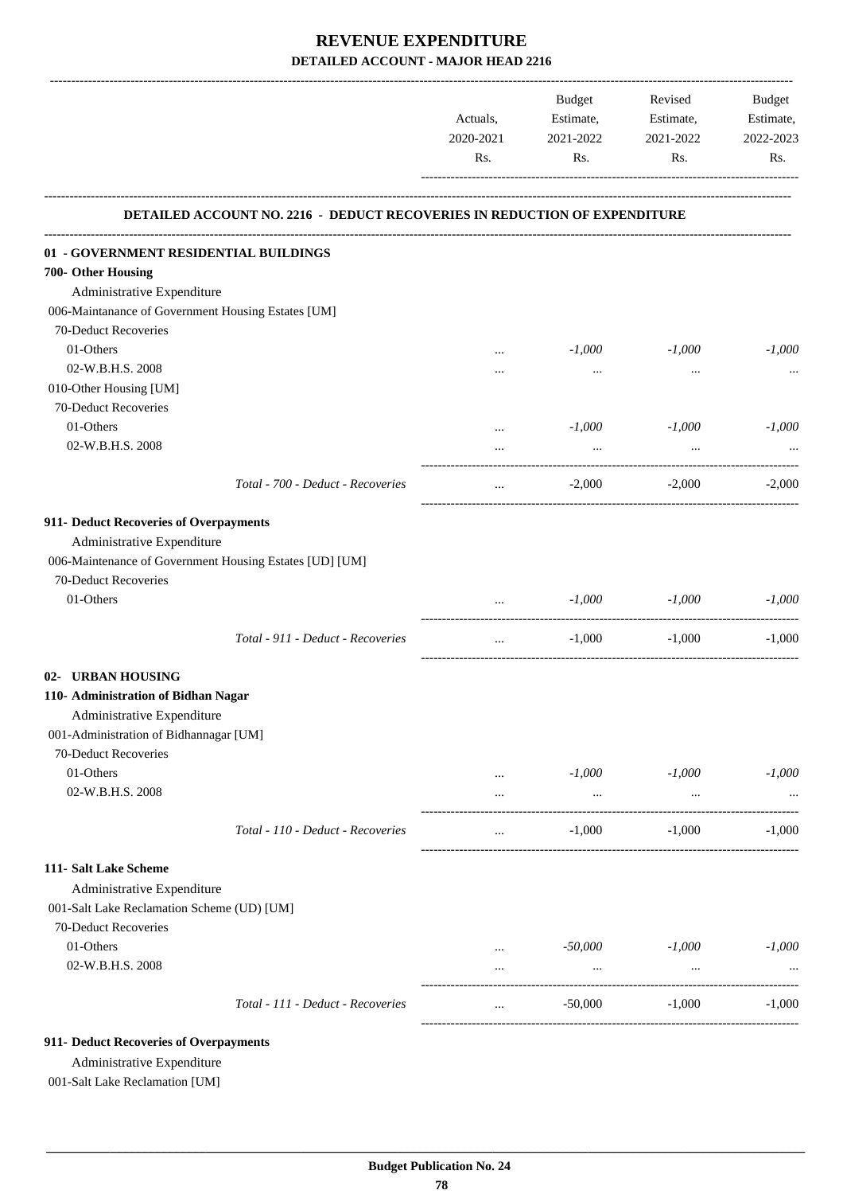# REVENUE EXPENDITURE

## DETAILED ACCOUNT - MAJOR HEAD 2216

| | Actuals, 2020-2021 Rs. | Budget Estimate, 2021-2022 Rs. | Revised Estimate, 2021-2022 Rs. | Budget Estimate, 2022-2023 Rs. |
|---|---|---|---|---|
| **DETAILED ACCOUNT NO. 2216 - DEDUCT RECOVERIES IN REDUCTION OF EXPENDITURE** | | | | |
| **01 - GOVERNMENT RESIDENTIAL BUILDINGS** | | | | |
| **700- Other Housing** | | | | |
| Administrative Expenditure | | | | |
| 006-Maintanance of Government Housing Estates [UM] | | | | |
| 70-Deduct Recoveries | | | | |
| 01-Others | ... | *-1,000* | *-1,000* | *-1,000* |
| 02-W.B.H.S. 2008 | ... | ... | ... | ... |
| 010-Other Housing [UM] | | | | |
| 70-Deduct Recoveries | | | | |
| 01-Others | ... | *-1,000* | *-1,000* | *-1,000* |
| 02-W.B.H.S. 2008 | ... | ... | ... | ... |
| *Total - 700 - Deduct - Recoveries* | ... | -2,000 | -2,000 | -2,000 |
| **911- Deduct Recoveries of Overpayments** | | | | |
| Administrative Expenditure | | | | |
| 006-Maintenance of Government Housing Estates [UD] [UM] | | | | |
| 70-Deduct Recoveries | | | | |
| 01-Others | ... | *-1,000* | *-1,000* | *-1,000* |
| *Total - 911 - Deduct - Recoveries* | ... | -1,000 | -1,000 | -1,000 |
| **02- URBAN HOUSING** | | | | |
| **110- Administration of Bidhan Nagar** | | | | |
| Administrative Expenditure | | | | |
| 001-Administration of Bidhannagar [UM] | | | | |
| 70-Deduct Recoveries | | | | |
| 01-Others | ... | *-1,000* | *-1,000* | *-1,000* |
| 02-W.B.H.S. 2008 | ... | ... | ... | ... |
| *Total - 110 - Deduct - Recoveries* | ... | -1,000 | -1,000 | -1,000 |
| **111- Salt Lake Scheme** | | | | |
| Administrative Expenditure | | | | |
| 001-Salt Lake Reclamation Scheme (UD) [UM] | | | | |
| 70-Deduct Recoveries | | | | |
| 01-Others | ... | *-50,000* | *-1,000* | *-1,000* |
| 02-W.B.H.S. 2008 | ... | ... | ... | ... |
| *Total - 111 - Deduct - Recoveries* | ... | -50,000 | -1,000 | -1,000 |
| **911- Deduct Recoveries of Overpayments** | | | | |
| Administrative Expenditure | | | | |
| 001-Salt Lake Reclamation [UM] | | | | |

**Budget Publication No. 24**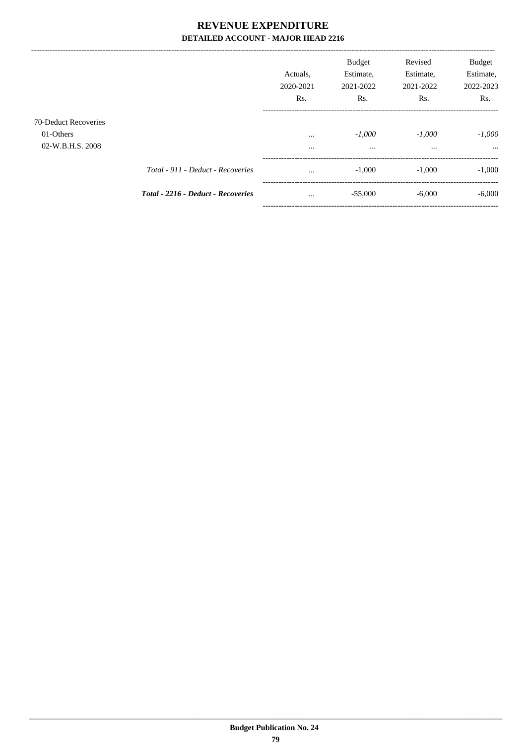# REVENUE EXPENDITURE

### DETAILED ACCOUNT - MAJOR HEAD 2216

| | Actuals, 2020-2021 Rs. | Budget Estimate, 2021-2022 Rs. | Revised Estimate, 2021-2022 Rs. | Budget Estimate, 2022-2023 Rs. |
|---|---|---|---|---|
| 70-Deduct Recoveries | | | | |
| 01-Others | ... | *-1,000* | *-1,000* | *-1,000* |
| 02-W.B.H.S. 2008 | ... | ... | ... | ... |
| *Total - 911 - Deduct - Recoveries* | ... | -1,000 | -1,000 | -1,000 |
| ***Total - 2216 - Deduct - Recoveries*** | ... | -55,000 | -6,000 | -6,000 |

**Budget Publication No. 24**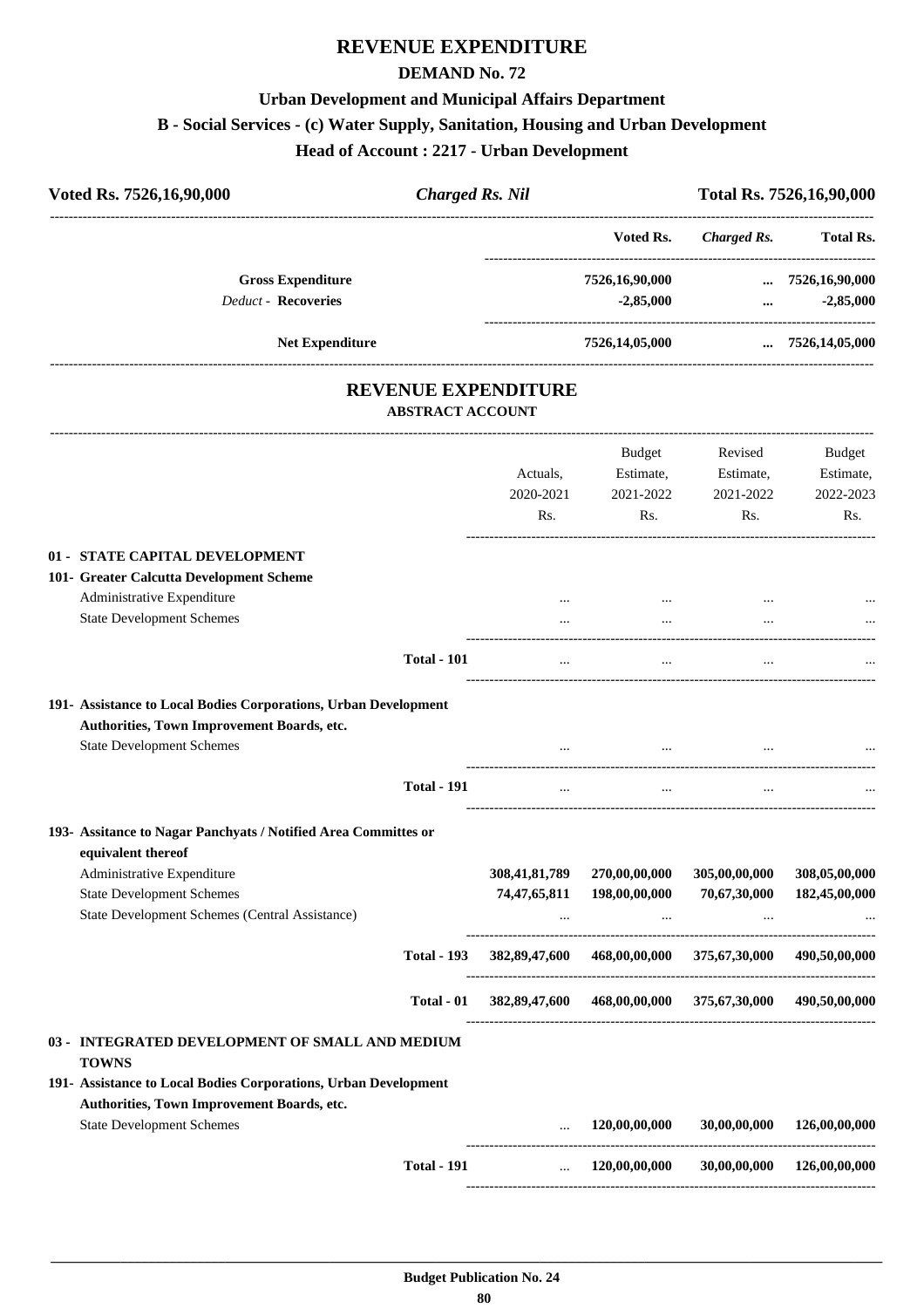# REVENUE EXPENDITURE

## DEMAND No. 72

### Urban Development and Municipal Affairs Department

### B - Social Services - (c) Water Supply, Sanitation, Housing and Urban Development

### Head of Account : 2217 - Urban Development

**Voted Rs. 7526,16,90,000** | ***Charged Rs. Nil*** | **Total Rs. 7526,16,90,000**

| | Voted Rs. | *Charged Rs.* | Total Rs. |
|---|---|---|---|
| **Gross Expenditure** | 7526,16,90,000 | ... | 7526,16,90,000 |
| *Deduct* - **Recoveries** | -2,85,000 | ... | -2,85,000 |
| **Net Expenditure** | 7526,14,05,000 | ... | 7526,14,05,000 |

## REVENUE EXPENDITURE

### ABSTRACT ACCOUNT

| | Actuals, 2020-2021 Rs. | Budget Estimate, 2021-2022 Rs. | Revised Estimate, 2021-2022 Rs. | Budget Estimate, 2022-2023 Rs. |
|---|---|---|---|---|
| **01 - STATE CAPITAL DEVELOPMENT** | | | | |
| **101- Greater Calcutta Development Scheme** | | | | |
| Administrative Expenditure | ... | ... | ... | ... |
| State Development Schemes | ... | ... | ... | ... |
| **Total - 101** | ... | ... | ... | ... |
| **191- Assistance to Local Bodies Corporations, Urban Development Authorities, Town Improvement Boards, etc.** | | | | |
| State Development Schemes | ... | ... | ... | ... |
| **Total - 191** | ... | ... | ... | ... |
| **193- Assitance to Nagar Panchyats / Notified Area Committes or equivalent thereof** | | | | |
| Administrative Expenditure | 308,41,81,789 | 270,00,00,000 | 305,00,00,000 | 308,05,00,000 |
| State Development Schemes | 74,47,65,811 | 198,00,00,000 | 70,67,30,000 | 182,45,00,000 |
| State Development Schemes (Central Assistance) | ... | ... | ... | ... |
| **Total - 193** | 382,89,47,600 | 468,00,00,000 | 375,67,30,000 | 490,50,00,000 |
| **Total - 01** | 382,89,47,600 | 468,00,00,000 | 375,67,30,000 | 490,50,00,000 |
| **03 - INTEGRATED DEVELOPMENT OF SMALL AND MEDIUM TOWNS** | | | | |
| **191- Assistance to Local Bodies Corporations, Urban Development Authorities, Town Improvement Boards, etc.** | | | | |
| State Development Schemes | ... | 120,00,00,000 | 30,00,00,000 | 126,00,00,000 |
| **Total - 191** | ... | 120,00,00,000 | 30,00,00,000 | 126,00,00,000 |

**Budget Publication No. 24**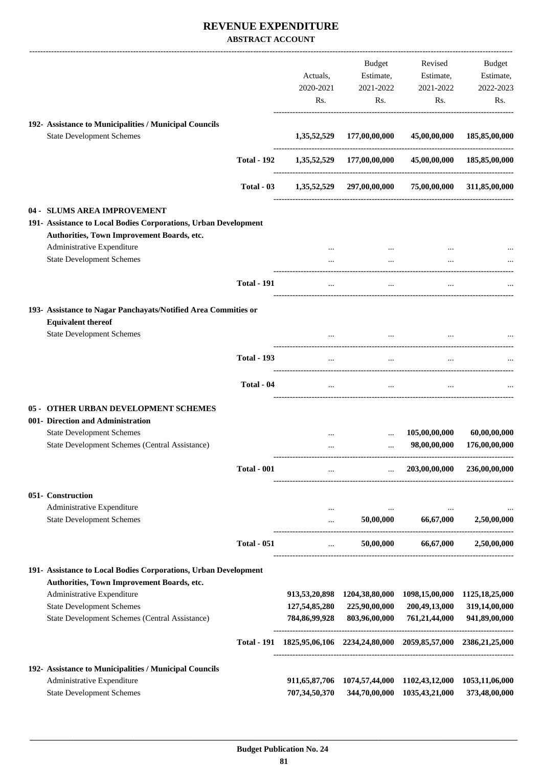# REVENUE EXPENDITURE

## ABSTRACT ACCOUNT

| | | Actuals, 2020-2021 Rs. | Budget Estimate, 2021-2022 Rs. | Revised Estimate, 2021-2022 Rs. | Budget Estimate, 2022-2023 Rs. |
|---|---|---|---|---|---|
| **192- Assistance to Municipalities / Municipal Councils** | | | | | |
| State Development Schemes | | **1,35,52,529** | **177,00,00,000** | **45,00,00,000** | **185,85,00,000** |
| | **Total - 192** | **1,35,52,529** | **177,00,00,000** | **45,00,00,000** | **185,85,00,000** |
| | **Total - 03** | **1,35,52,529** | **297,00,00,000** | **75,00,00,000** | **311,85,00,000** |
| **04 - SLUMS AREA IMPROVEMENT** | | | | | |
| **191- Assistance to Local Bodies Corporations, Urban Development Authorities, Town Improvement Boards, etc.** | | | | | |
| Administrative Expenditure | | ... | ... | ... | ... |
| State Development Schemes | | ... | ... | ... | ... |
| | **Total - 191** | ... | ... | ... | ... |
| **193- Assistance to Nagar Panchayats/Notified Area Commities or Equivalent thereof** | | | | | |
| State Development Schemes | | ... | ... | ... | ... |
| | **Total - 193** | ... | ... | ... | ... |
| | **Total - 04** | ... | ... | ... | ... |
| **05 - OTHER URBAN DEVELOPMENT SCHEMES** | | | | | |
| **001- Direction and Administration** | | | | | |
| State Development Schemes | | ... | ... | **105,00,00,000** | **60,00,00,000** |
| State Development Schemes (Central Assistance) | | ... | ... | **98,00,00,000** | **176,00,00,000** |
| | **Total - 001** | ... | ... | **203,00,00,000** | **236,00,00,000** |
| **051- Construction** | | | | | |
| Administrative Expenditure | | ... | ... | ... | ... |
| State Development Schemes | | ... | **50,00,000** | **66,67,000** | **2,50,00,000** |
| | **Total - 051** | ... | **50,00,000** | **66,67,000** | **2,50,00,000** |
| **191- Assistance to Local Bodies Corporations, Urban Development Authorities, Town Improvement Boards, etc.** | | | | | |
| Administrative Expenditure | | **913,53,20,898** | **1204,38,80,000** | **1098,15,00,000** | **1125,18,25,000** |
| State Development Schemes | | **127,54,85,280** | **225,90,00,000** | **200,49,13,000** | **319,14,00,000** |
| State Development Schemes (Central Assistance) | | **784,86,99,928** | **803,96,00,000** | **761,21,44,000** | **941,89,00,000** |
| | **Total - 191** | **1825,95,06,106** | **2234,24,80,000** | **2059,85,57,000** | **2386,21,25,000** |
| **192- Assistance to Municipalities / Municipal Councils** | | | | | |
| Administrative Expenditure | | **911,65,87,706** | **1074,57,44,000** | **1102,43,12,000** | **1053,11,06,000** |
| State Development Schemes | | **707,34,50,370** | **344,70,00,000** | **1035,43,21,000** | **373,48,00,000** |

**Budget Publication No. 24**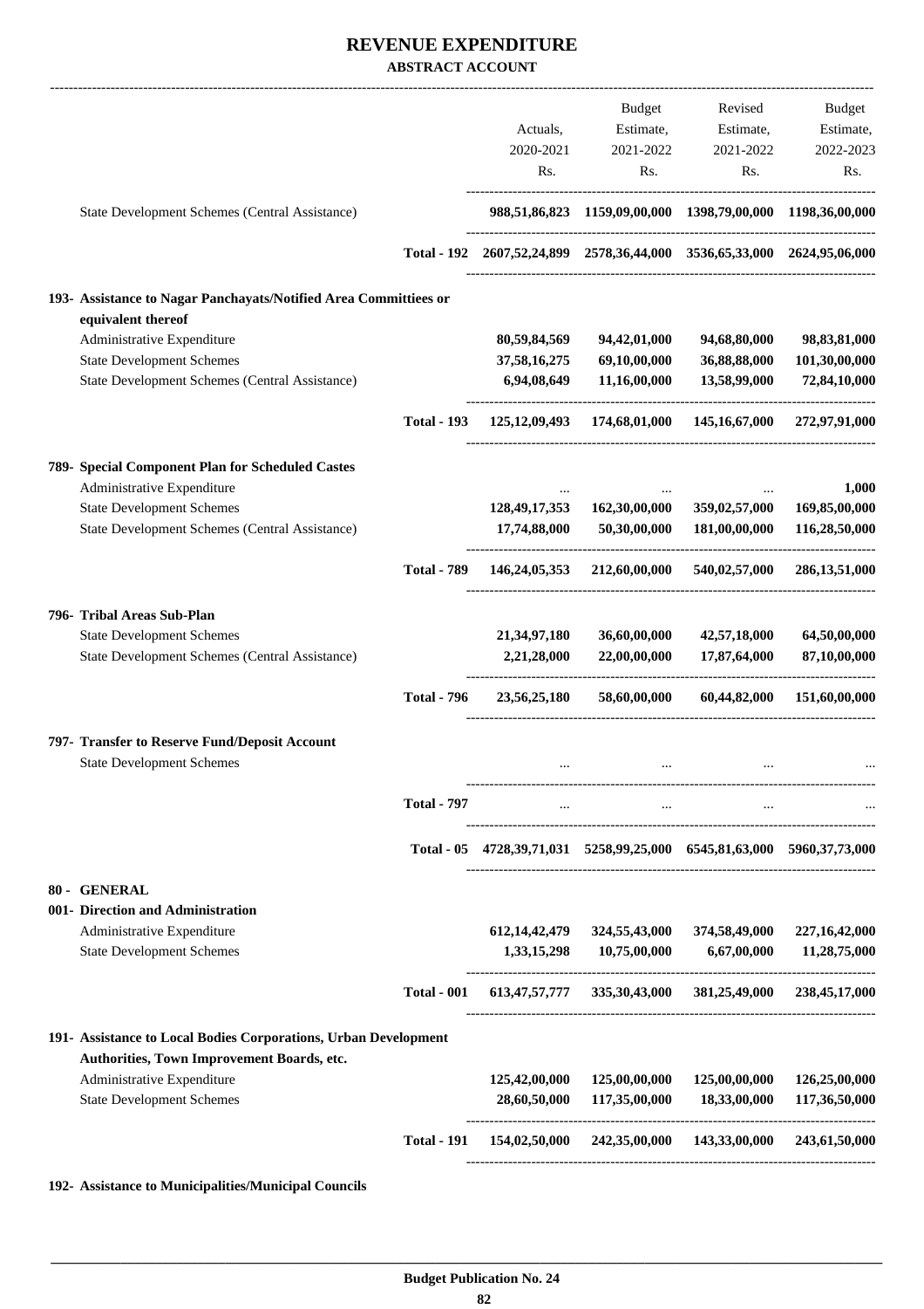# REVENUE EXPENDITURE

**ABSTRACT ACCOUNT**

| | | Actuals, 2020-2021 Rs. | Budget Estimate, 2021-2022 Rs. | Revised Estimate, 2021-2022 Rs. | Budget Estimate, 2022-2023 Rs. |
|---|---|---|---|---|---|
| State Development Schemes (Central Assistance) | | 988,51,86,823 | 1159,09,00,000 | 1398,79,00,000 | 1198,36,00,000 |
| | **Total - 192** | 2607,52,24,899 | 2578,36,44,000 | 3536,65,33,000 | 2624,95,06,000 |
| **193- Assistance to Nagar Panchayats/Notified Area Committiees or equivalent thereof** | | | | | |
| Administrative Expenditure | | 80,59,84,569 | 94,42,01,000 | 94,68,80,000 | 98,83,81,000 |
| State Development Schemes | | 37,58,16,275 | 69,10,00,000 | 36,88,88,000 | 101,30,00,000 |
| State Development Schemes (Central Assistance) | | 6,94,08,649 | 11,16,00,000 | 13,58,99,000 | 72,84,10,000 |
| | **Total - 193** | 125,12,09,493 | 174,68,01,000 | 145,16,67,000 | 272,97,91,000 |
| **789- Special Component Plan for Scheduled Castes** | | | | | |
| Administrative Expenditure | | ... | ... | ... | 1,000 |
| State Development Schemes | | 128,49,17,353 | 162,30,00,000 | 359,02,57,000 | 169,85,00,000 |
| State Development Schemes (Central Assistance) | | 17,74,88,000 | 50,30,00,000 | 181,00,00,000 | 116,28,50,000 |
| | **Total - 789** | 146,24,05,353 | 212,60,00,000 | 540,02,57,000 | 286,13,51,000 |
| **796- Tribal Areas Sub-Plan** | | | | | |
| State Development Schemes | | 21,34,97,180 | 36,60,00,000 | 42,57,18,000 | 64,50,00,000 |
| State Development Schemes (Central Assistance) | | 2,21,28,000 | 22,00,00,000 | 17,87,64,000 | 87,10,00,000 |
| | **Total - 796** | 23,56,25,180 | 58,60,00,000 | 60,44,82,000 | 151,60,00,000 |
| **797- Transfer to Reserve Fund/Deposit Account** | | | | | |
| State Development Schemes | | ... | ... | ... | ... |
| | **Total - 797** | ... | ... | ... | ... |
| | **Total - 05** | 4728,39,71,031 | 5258,99,25,000 | 6545,81,63,000 | 5960,37,73,000 |
| **80 - GENERAL** | | | | | |
| **001- Direction and Administration** | | | | | |
| Administrative Expenditure | | 612,14,42,479 | 324,55,43,000 | 374,58,49,000 | 227,16,42,000 |
| State Development Schemes | | 1,33,15,298 | 10,75,00,000 | 6,67,00,000 | 11,28,75,000 |
| | **Total - 001** | 613,47,57,777 | 335,30,43,000 | 381,25,49,000 | 238,45,17,000 |
| **191- Assistance to Local Bodies Corporations, Urban Development Authorities, Town Improvement Boards, etc.** | | | | | |
| Administrative Expenditure | | 125,42,00,000 | 125,00,00,000 | 125,00,00,000 | 126,25,00,000 |
| State Development Schemes | | 28,60,50,000 | 117,35,00,000 | 18,33,00,000 | 117,36,50,000 |
| | **Total - 191** | 154,02,50,000 | 242,35,00,000 | 143,33,00,000 | 243,61,50,000 |
| **192- Assistance to Municipalities/Municipal Councils** | | | | | |

**Budget Publication No. 24**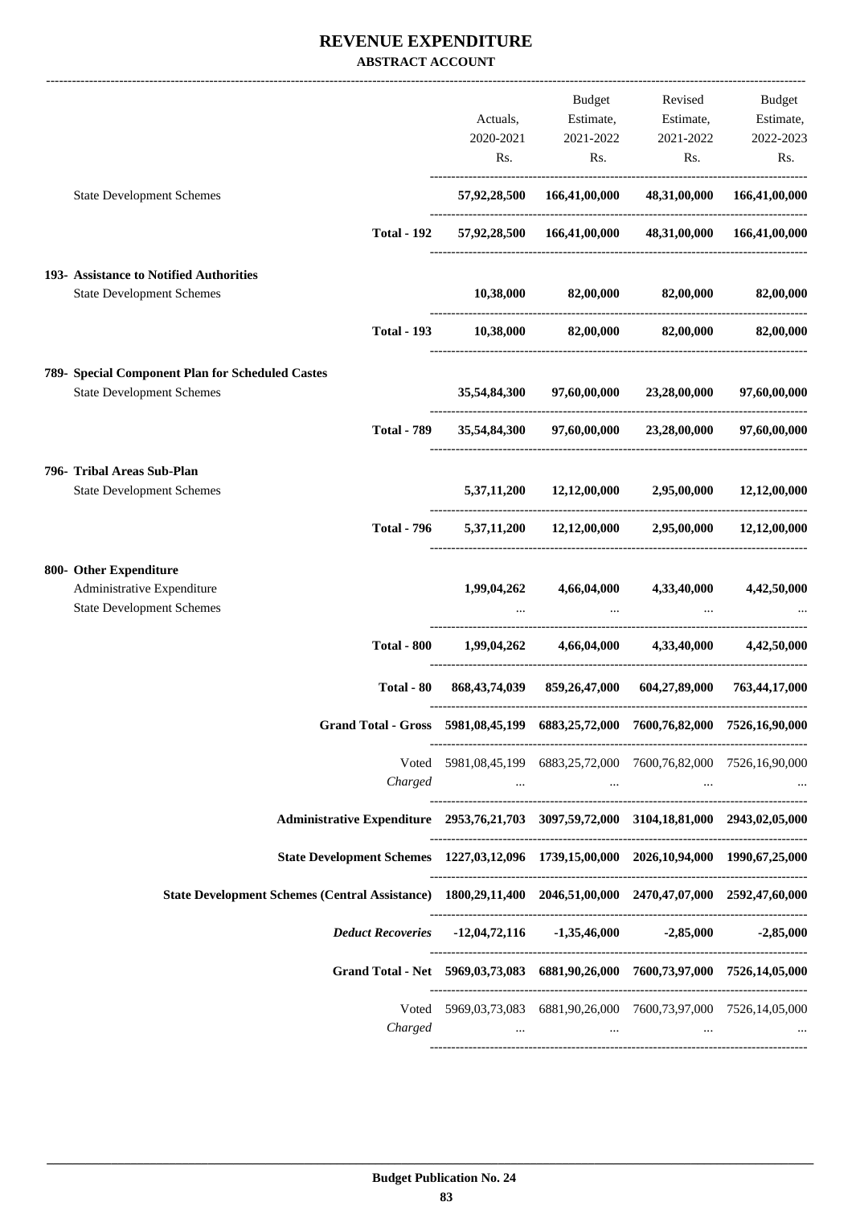# REVENUE EXPENDITURE

**ABSTRACT ACCOUNT**

| | Actuals, 2020-2021 Rs. | Budget Estimate, 2021-2022 Rs. | Revised Estimate, 2021-2022 Rs. | Budget Estimate, 2022-2023 Rs. |
|---|---|---|---|---|
| State Development Schemes | **57,92,28,500** | **166,41,00,000** | **48,31,00,000** | **166,41,00,000** |
| **Total - 192** | **57,92,28,500** | **166,41,00,000** | **48,31,00,000** | **166,41,00,000** |
| **193- Assistance to Notified Authorities** | | | | |
| State Development Schemes | **10,38,000** | **82,00,000** | **82,00,000** | **82,00,000** |
| **Total - 193** | **10,38,000** | **82,00,000** | **82,00,000** | **82,00,000** |
| **789- Special Component Plan for Scheduled Castes** | | | | |
| State Development Schemes | **35,54,84,300** | **97,60,00,000** | **23,28,00,000** | **97,60,00,000** |
| **Total - 789** | **35,54,84,300** | **97,60,00,000** | **23,28,00,000** | **97,60,00,000** |
| **796- Tribal Areas Sub-Plan** | | | | |
| State Development Schemes | **5,37,11,200** | **12,12,00,000** | **2,95,00,000** | **12,12,00,000** |
| **Total - 796** | **5,37,11,200** | **12,12,00,000** | **2,95,00,000** | **12,12,00,000** |
| **800- Other Expenditure** | | | | |
| Administrative Expenditure | **1,99,04,262** | **4,66,04,000** | **4,33,40,000** | **4,42,50,000** |
| State Development Schemes | ... | ... | ... | ... |
| **Total - 800** | **1,99,04,262** | **4,66,04,000** | **4,33,40,000** | **4,42,50,000** |
| **Total - 80** | **868,43,74,039** | **859,26,47,000** | **604,27,89,000** | **763,44,17,000** |
| **Grand Total - Gross** | **5981,08,45,199** | **6883,25,72,000** | **7600,76,82,000** | **7526,16,90,000** |
| Voted | 5981,08,45,199 | 6883,25,72,000 | 7600,76,82,000 | 7526,16,90,000 |
| *Charged* | ... | ... | ... | ... |
| **Administrative Expenditure** | **2953,76,21,703** | **3097,59,72,000** | **3104,18,81,000** | **2943,02,05,000** |
| **State Development Schemes** | **1227,03,12,096** | **1739,15,00,000** | **2026,10,94,000** | **1990,67,25,000** |
| **State Development Schemes (Central Assistance)** | **1800,29,11,400** | **2046,51,00,000** | **2470,47,07,000** | **2592,47,60,000** |
| ***Deduct Recoveries*** | **-12,04,72,116** | **-1,35,46,000** | **-2,85,000** | **-2,85,000** |
| **Grand Total - Net** | **5969,03,73,083** | **6881,90,26,000** | **7600,73,97,000** | **7526,14,05,000** |
| Voted | 5969,03,73,083 | 6881,90,26,000 | 7600,73,97,000 | 7526,14,05,000 |
| *Charged* | ... | ... | ... | ... |

**Budget Publication No. 24**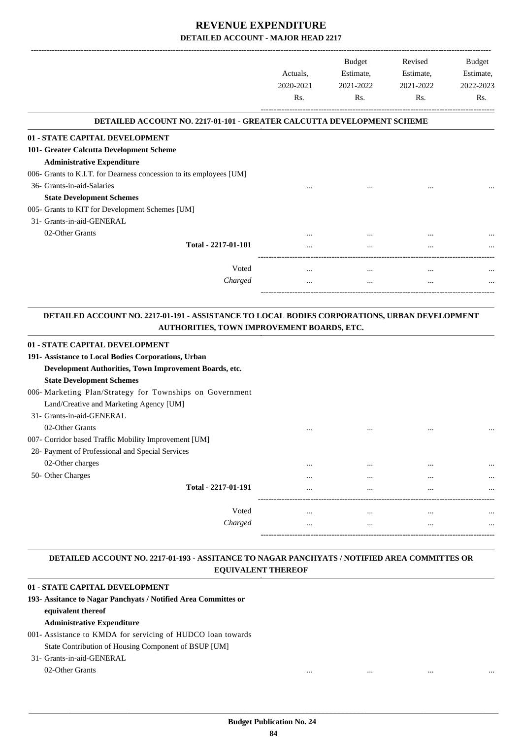# REVENUE EXPENDITURE

## DETAILED ACCOUNT - MAJOR HEAD 2217

| | Actuals, 2020-2021 Rs. | Budget Estimate, 2021-2022 Rs. | Revised Estimate, 2021-2022 Rs. | Budget Estimate, 2022-2023 Rs. |
|---|---|---|---|---|

### DETAILED ACCOUNT NO. 2217-01-101 - GREATER CALCUTTA DEVELOPMENT SCHEME

| | Actuals, 2020-2021 Rs. | Budget Estimate, 2021-2022 Rs. | Revised Estimate, 2021-2022 Rs. | Budget Estimate, 2022-2023 Rs. |
|---|---|---|---|---|
| **01 - STATE CAPITAL DEVELOPMENT** | | | | |
| **101- Greater Calcutta Development Scheme** | | | | |
| **Administrative Expenditure** | | | | |
| 006- Grants to K.I.T. for Dearness concession to its employees [UM] | | | | |
| 36- Grants-in-aid-Salaries | ... | ... | ... | ... |
| **State Development Schemes** | | | | |
| 005- Grants to KIT for Development Schemes [UM] | | | | |
| 31- Grants-in-aid-GENERAL | | | | |
| 02-Other Grants | ... | ... | ... | ... |
| **Total - 2217-01-101** | ... | ... | ... | ... |
| Voted | ... | ... | ... | ... |
| *Charged* | ... | ... | ... | ... |

### DETAILED ACCOUNT NO. 2217-01-191 - ASSISTANCE TO LOCAL BODIES CORPORATIONS, URBAN DEVELOPMENT AUTHORITIES, TOWN IMPROVEMENT BOARDS, ETC.

| | Actuals, 2020-2021 Rs. | Budget Estimate, 2021-2022 Rs. | Revised Estimate, 2021-2022 Rs. | Budget Estimate, 2022-2023 Rs. |
|---|---|---|---|---|
| **01 - STATE CAPITAL DEVELOPMENT** | | | | |
| **191- Assistance to Local Bodies Corporations, Urban Development Authorities, Town Improvement Boards, etc.** | | | | |
| **State Development Schemes** | | | | |
| 006- Marketing Plan/Strategy for Townships on Government Land/Creative and Marketing Agency [UM] | | | | |
| 31- Grants-in-aid-GENERAL | | | | |
| 02-Other Grants | ... | ... | ... | ... |
| 007- Corridor based Traffic Mobility Improvement [UM] | | | | |
| 28- Payment of Professional and Special Services | | | | |
| 02-Other charges | ... | ... | ... | ... |
| 50- Other Charges | ... | ... | ... | ... |
| **Total - 2217-01-191** | ... | ... | ... | ... |
| Voted | ... | ... | ... | ... |
| *Charged* | ... | ... | ... | ... |

### DETAILED ACCOUNT NO. 2217-01-193 - ASSITANCE TO NAGAR PANCHYATS / NOTIFIED AREA COMMITTES OR EQUIVALENT THEREOF

| | Actuals, 2020-2021 Rs. | Budget Estimate, 2021-2022 Rs. | Revised Estimate, 2021-2022 Rs. | Budget Estimate, 2022-2023 Rs. |
|---|---|---|---|---|
| **01 - STATE CAPITAL DEVELOPMENT** | | | | |
| **193- Assitance to Nagar Panchyats / Notified Area Committes or equivalent thereof** | | | | |
| **Administrative Expenditure** | | | | |
| 001- Assistance to KMDA for servicing of HUDCO loan towards State Contribution of Housing Component of BSUP [UM] | | | | |
| 31- Grants-in-aid-GENERAL | | | | |
| 02-Other Grants | ... | ... | ... | ... |

**Budget Publication No. 24**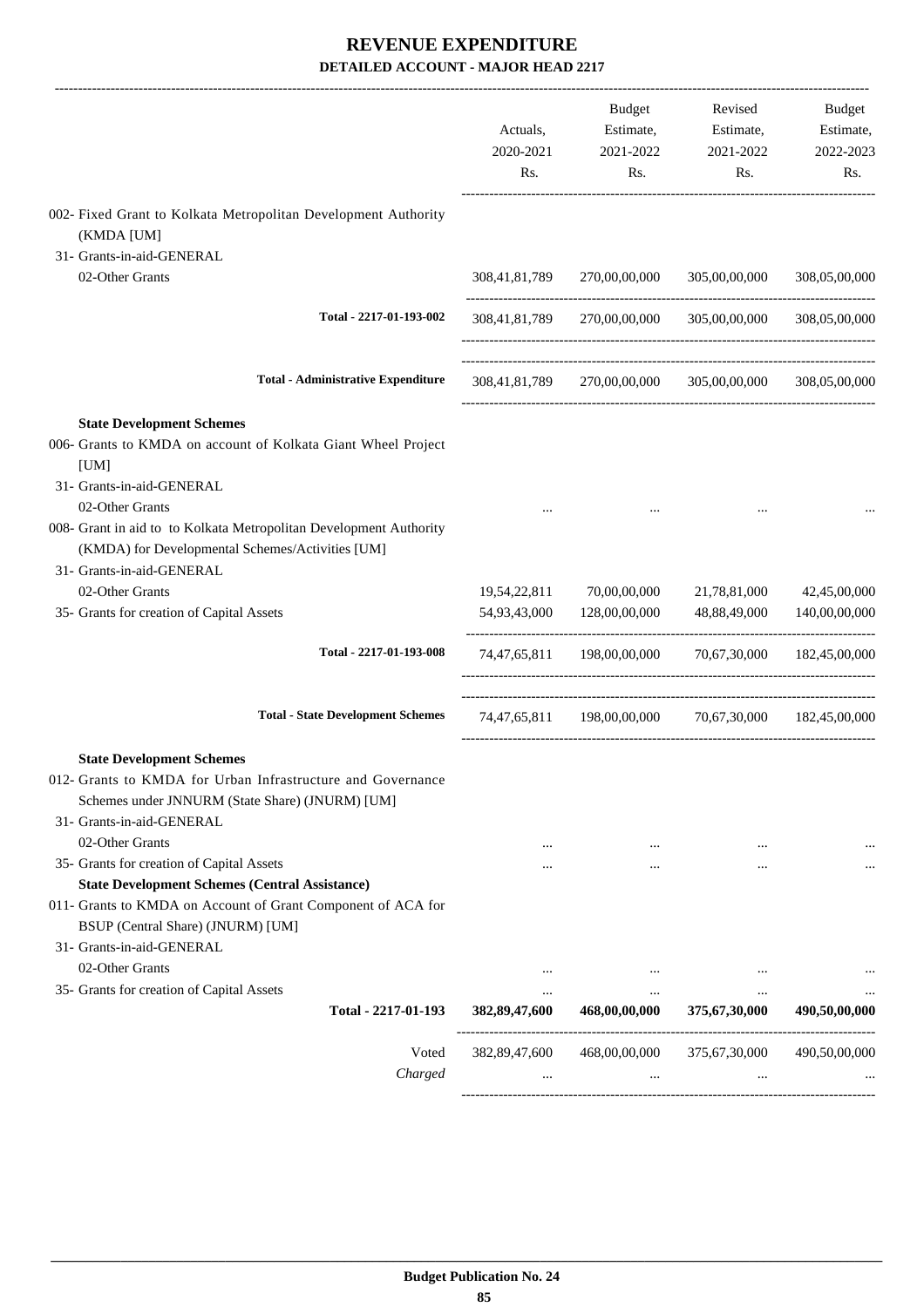# REVENUE EXPENDITURE

## DETAILED ACCOUNT - MAJOR HEAD 2217

| | Actuals, 2020-2021 Rs. | Budget Estimate, 2021-2022 Rs. | Revised Estimate, 2021-2022 Rs. | Budget Estimate, 2022-2023 Rs. |
|---|---|---|---|---|
| 002- Fixed Grant to Kolkata Metropolitan Development Authority (KMDA [UM] | | | | |
| 31- Grants-in-aid-GENERAL | | | | |
| 02-Other Grants | 308,41,81,789 | 270,00,00,000 | 305,00,00,000 | 308,05,00,000 |
| Total - 2217-01-193-002 | 308,41,81,789 | 270,00,00,000 | 305,00,00,000 | 308,05,00,000 |
| **Total - Administrative Expenditure** | 308,41,81,789 | 270,00,00,000 | 305,00,00,000 | 308,05,00,000 |
| **State Development Schemes** | | | | |
| 006- Grants to KMDA on account of Kolkata Giant Wheel Project [UM] | | | | |
| 31- Grants-in-aid-GENERAL | | | | |
| 02-Other Grants | ... | ... | ... | ... |
| 008- Grant in aid to to Kolkata Metropolitan Development Authority (KMDA) for Developmental Schemes/Activities [UM] | | | | |
| 31- Grants-in-aid-GENERAL | | | | |
| 02-Other Grants | 19,54,22,811 | 70,00,00,000 | 21,78,81,000 | 42,45,00,000 |
| 35- Grants for creation of Capital Assets | 54,93,43,000 | 128,00,00,000 | 48,88,49,000 | 140,00,00,000 |
| Total - 2217-01-193-008 | 74,47,65,811 | 198,00,00,000 | 70,67,30,000 | 182,45,00,000 |
| **Total - State Development Schemes** | 74,47,65,811 | 198,00,00,000 | 70,67,30,000 | 182,45,00,000 |
| **State Development Schemes** | | | | |
| 012- Grants to KMDA for Urban Infrastructure and Governance Schemes under JNNURM (State Share) (JNURM) [UM] | | | | |
| 31- Grants-in-aid-GENERAL | | | | |
| 02-Other Grants | ... | ... | ... | ... |
| 35- Grants for creation of Capital Assets | ... | ... | ... | ... |
| **State Development Schemes (Central Assistance)** | | | | |
| 011- Grants to KMDA on Account of Grant Component of ACA for BSUP (Central Share) (JNURM) [UM] | | | | |
| 31- Grants-in-aid-GENERAL | | | | |
| 02-Other Grants | ... | ... | ... | ... |
| 35- Grants for creation of Capital Assets | ... | ... | ... | ... |
| **Total - 2217-01-193** | **382,89,47,600** | **468,00,00,000** | **375,67,30,000** | **490,50,00,000** |
| Voted | 382,89,47,600 | 468,00,00,000 | 375,67,30,000 | 490,50,00,000 |
| *Charged* | ... | ... | ... | ... |

**Budget Publication No. 24**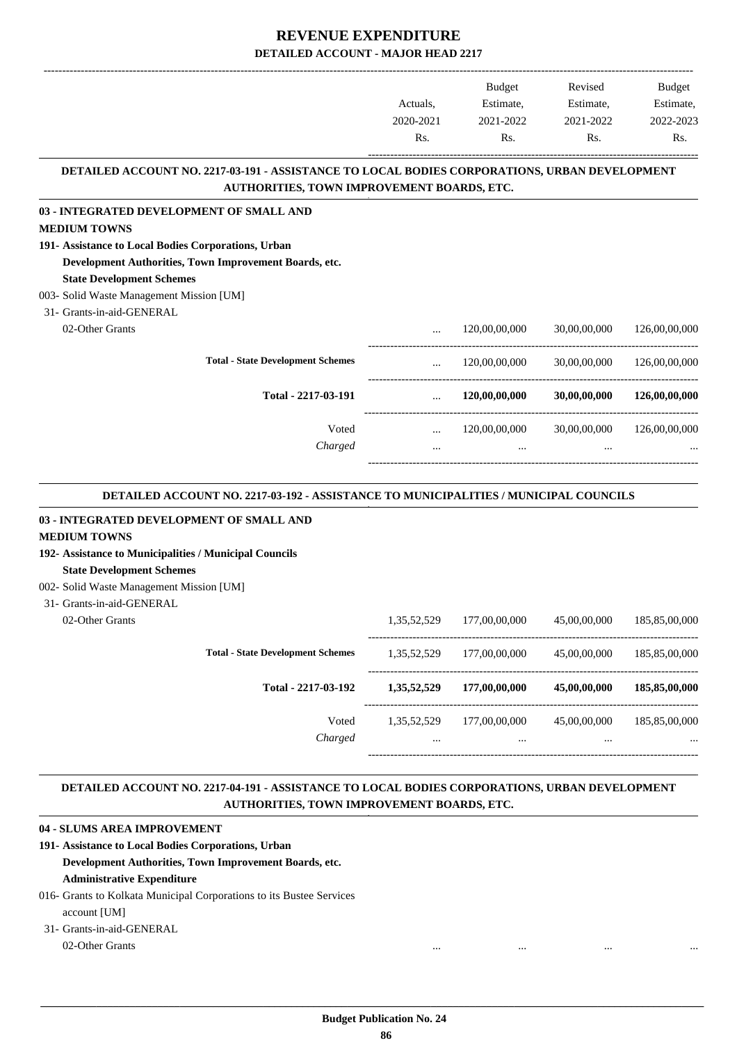# REVENUE EXPENDITURE

## DETAILED ACCOUNT - MAJOR HEAD 2217

| | Actuals, 2020-2021 Rs. | Budget Estimate, 2021-2022 Rs. | Revised Estimate, 2021-2022 Rs. | Budget Estimate, 2022-2023 Rs. |
|---|---|---|---|---|

### DETAILED ACCOUNT NO. 2217-03-191 - ASSISTANCE TO LOCAL BODIES CORPORATIONS, URBAN DEVELOPMENT AUTHORITIES, TOWN IMPROVEMENT BOARDS, ETC.

| | Actuals, 2020-2021 Rs. | Budget Estimate, 2021-2022 Rs. | Revised Estimate, 2021-2022 Rs. | Budget Estimate, 2022-2023 Rs. |
|---|---|---|---|---|
| **03 - INTEGRATED DEVELOPMENT OF SMALL AND MEDIUM TOWNS** | | | | |
| **191- Assistance to Local Bodies Corporations, Urban Development Authorities, Town Improvement Boards, etc.** | | | | |
| **State Development Schemes** | | | | |
| 003- Solid Waste Management Mission [UM] | | | | |
| 31- Grants-in-aid-GENERAL | | | | |
| 02-Other Grants | ... | 120,00,00,000 | 30,00,00,000 | 126,00,00,000 |
| **Total - State Development Schemes** | ... | 120,00,00,000 | 30,00,00,000 | 126,00,00,000 |
| **Total - 2217-03-191** | ... | **120,00,00,000** | **30,00,00,000** | **126,00,00,000** |
| Voted | ... | 120,00,00,000 | 30,00,00,000 | 126,00,00,000 |
| *Charged* | ... | ... | ... | ... |

### DETAILED ACCOUNT NO. 2217-03-192 - ASSISTANCE TO MUNICIPALITIES / MUNICIPAL COUNCILS

| | Actuals, 2020-2021 Rs. | Budget Estimate, 2021-2022 Rs. | Revised Estimate, 2021-2022 Rs. | Budget Estimate, 2022-2023 Rs. |
|---|---|---|---|---|
| **03 - INTEGRATED DEVELOPMENT OF SMALL AND MEDIUM TOWNS** | | | | |
| **192- Assistance to Municipalities / Municipal Councils** | | | | |
| **State Development Schemes** | | | | |
| 002- Solid Waste Management Mission [UM] | | | | |
| 31- Grants-in-aid-GENERAL | | | | |
| 02-Other Grants | 1,35,52,529 | 177,00,00,000 | 45,00,00,000 | 185,85,00,000 |
| **Total - State Development Schemes** | 1,35,52,529 | 177,00,00,000 | 45,00,00,000 | 185,85,00,000 |
| **Total - 2217-03-192** | **1,35,52,529** | **177,00,00,000** | **45,00,00,000** | **185,85,00,000** |
| Voted | 1,35,52,529 | 177,00,00,000 | 45,00,00,000 | 185,85,00,000 |
| *Charged* | ... | ... | ... | ... |

### DETAILED ACCOUNT NO. 2217-04-191 - ASSISTANCE TO LOCAL BODIES CORPORATIONS, URBAN DEVELOPMENT AUTHORITIES, TOWN IMPROVEMENT BOARDS, ETC.

| | Actuals, 2020-2021 Rs. | Budget Estimate, 2021-2022 Rs. | Revised Estimate, 2021-2022 Rs. | Budget Estimate, 2022-2023 Rs. |
|---|---|---|---|---|
| **04 - SLUMS AREA IMPROVEMENT** | | | | |
| **191- Assistance to Local Bodies Corporations, Urban Development Authorities, Town Improvement Boards, etc.** | | | | |
| **Administrative Expenditure** | | | | |
| 016- Grants to Kolkata Municipal Corporations to its Bustee Services account [UM] | | | | |
| 31- Grants-in-aid-GENERAL | | | | |
| 02-Other Grants | ... | ... | ... | ... |

**Budget Publication No. 24**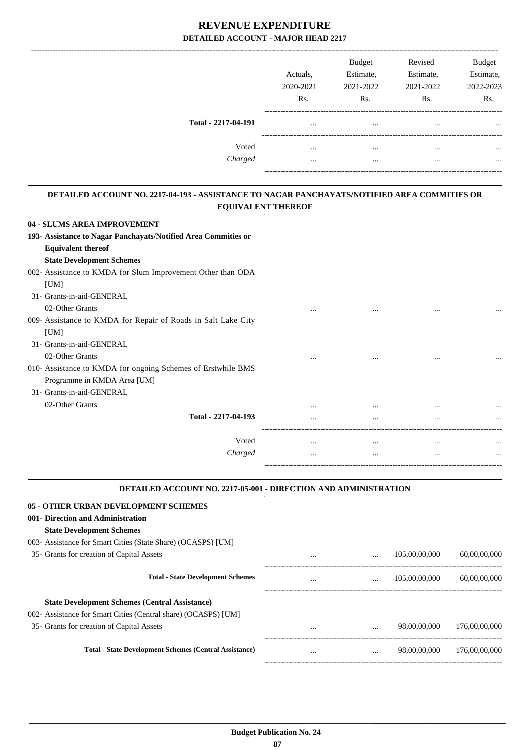# REVENUE EXPENDITURE

## DETAILED ACCOUNT - MAJOR HEAD 2217

| | Actuals, 2020-2021 Rs. | Budget Estimate, 2021-2022 Rs. | Revised Estimate, 2021-2022 Rs. | Budget Estimate, 2022-2023 Rs. |
|---|---|---|---|---|
| **Total - 2217-04-191** | ... | ... | ... | ... |
| Voted | ... | ... | ... | ... |
| *Charged* | ... | ... | ... | ... |

### DETAILED ACCOUNT NO. 2217-04-193 - ASSISTANCE TO NAGAR PANCHAYATS/NOTIFIED AREA COMMITIES OR EQUIVALENT THEREOF

| | Actuals, 2020-2021 Rs. | Budget Estimate, 2021-2022 Rs. | Revised Estimate, 2021-2022 Rs. | Budget Estimate, 2022-2023 Rs. |
|---|---|---|---|---|
| **04 - SLUMS AREA IMPROVEMENT** | | | | |
| **193- Assistance to Nagar Panchayats/Notified Area Commities or Equivalent thereof** | | | | |
| **State Development Schemes** | | | | |
| 002- Assistance to KMDA for Slum Improvement Other than ODA [UM] | | | | |
| 31- Grants-in-aid-GENERAL | | | | |
| 02-Other Grants | ... | ... | ... | ... |
| 009- Assistance to KMDA for Repair of Roads in Salt Lake City [UM] | | | | |
| 31- Grants-in-aid-GENERAL | | | | |
| 02-Other Grants | ... | ... | ... | ... |
| 010- Assistance to KMDA for ongoing Schemes of Erstwhile BMS Programme in KMDA Area [UM] | | | | |
| 31- Grants-in-aid-GENERAL | | | | |
| 02-Other Grants | ... | ... | ... | ... |
| **Total - 2217-04-193** | ... | ... | ... | ... |
| Voted | ... | ... | ... | ... |
| *Charged* | ... | ... | ... | ... |

### DETAILED ACCOUNT NO. 2217-05-001 - DIRECTION AND ADMINISTRATION

| | Actuals, 2020-2021 Rs. | Budget Estimate, 2021-2022 Rs. | Revised Estimate, 2021-2022 Rs. | Budget Estimate, 2022-2023 Rs. |
|---|---|---|---|---|
| **05 - OTHER URBAN DEVELOPMENT SCHEMES** | | | | |
| **001- Direction and Administration** | | | | |
| **State Development Schemes** | | | | |
| 003- Assistance for Smart Cities (State Share) (OCASPS) [UM] | | | | |
| 35- Grants for creation of Capital Assets | ... | ... | 105,00,00,000 | 60,00,00,000 |
| **Total - State Development Schemes** | ... | ... | 105,00,00,000 | 60,00,00,000 |
| **State Development Schemes (Central Assistance)** | | | | |
| 002- Assistance for Smart Cities (Central share) (OCASPS) [UM] | | | | |
| 35- Grants for creation of Capital Assets | ... | ... | 98,00,00,000 | 176,00,00,000 |
| **Total - State Development Schemes (Central Assistance)** | ... | ... | 98,00,00,000 | 176,00,00,000 |

**Budget Publication No. 24**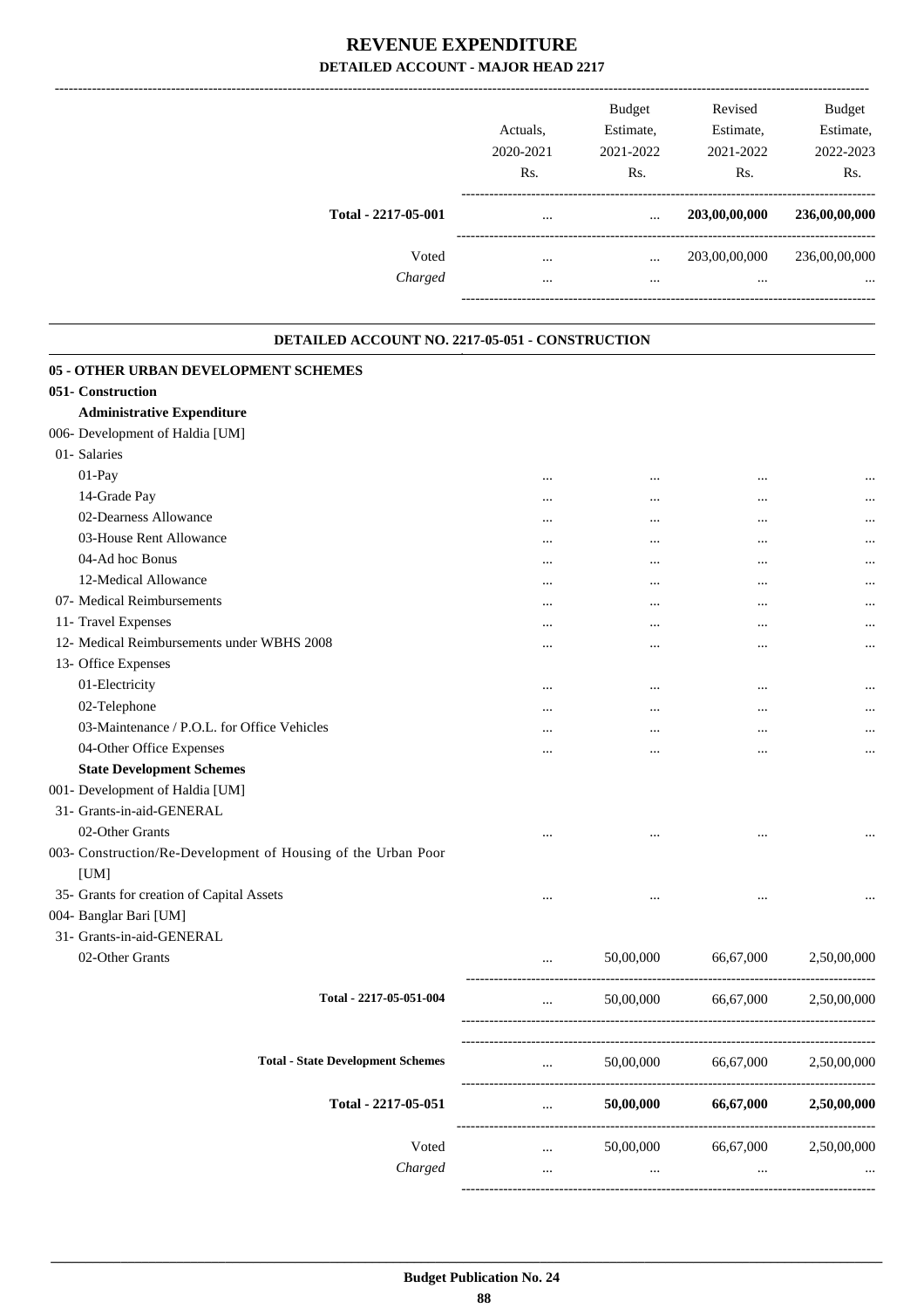# REVENUE EXPENDITURE

## DETAILED ACCOUNT - MAJOR HEAD 2217

| | Actuals, 2020-2021 Rs. | Budget Estimate, 2021-2022 Rs. | Revised Estimate, 2021-2022 Rs. | Budget Estimate, 2022-2023 Rs. |
|---|---|---|---|---|
| **Total - 2217-05-001** | ... | ... | **203,00,00,000** | **236,00,00,000** |
| Voted | ... | ... | 203,00,00,000 | 236,00,00,000 |
| *Charged* | ... | ... | ... | ... |

### DETAILED ACCOUNT NO. 2217-05-051 - CONSTRUCTION

| | Actuals, 2020-2021 Rs. | Budget Estimate, 2021-2022 Rs. | Revised Estimate, 2021-2022 Rs. | Budget Estimate, 2022-2023 Rs. |
|---|---|---|---|---|
| **05 - OTHER URBAN DEVELOPMENT SCHEMES** | | | | |
| **051- Construction** | | | | |
| **Administrative Expenditure** | | | | |
| 006- Development of Haldia [UM] | | | | |
| 01- Salaries | | | | |
| 01-Pay | ... | ... | ... | ... |
| 14-Grade Pay | ... | ... | ... | ... |
| 02-Dearness Allowance | ... | ... | ... | ... |
| 03-House Rent Allowance | ... | ... | ... | ... |
| 04-Ad hoc Bonus | ... | ... | ... | ... |
| 12-Medical Allowance | ... | ... | ... | ... |
| 07- Medical Reimbursements | ... | ... | ... | ... |
| 11- Travel Expenses | ... | ... | ... | ... |
| 12- Medical Reimbursements under WBHS 2008 | ... | ... | ... | ... |
| 13- Office Expenses | | | | |
| 01-Electricity | ... | ... | ... | ... |
| 02-Telephone | ... | ... | ... | ... |
| 03-Maintenance / P.O.L. for Office Vehicles | ... | ... | ... | ... |
| 04-Other Office Expenses | ... | ... | ... | ... |
| **State Development Schemes** | | | | |
| 001- Development of Haldia [UM] | | | | |
| 31- Grants-in-aid-GENERAL | | | | |
| 02-Other Grants | ... | ... | ... | ... |
| 003- Construction/Re-Development of Housing of the Urban Poor [UM] | | | | |
| 35- Grants for creation of Capital Assets | ... | ... | ... | ... |
| 004- Banglar Bari [UM] | | | | |
| 31- Grants-in-aid-GENERAL | | | | |
| 02-Other Grants | ... | 50,00,000 | 66,67,000 | 2,50,00,000 |
| **Total - 2217-05-051-004** | ... | 50,00,000 | 66,67,000 | 2,50,00,000 |
| **Total - State Development Schemes** | ... | 50,00,000 | 66,67,000 | 2,50,00,000 |
| **Total - 2217-05-051** | ... | **50,00,000** | **66,67,000** | **2,50,00,000** |
| Voted | ... | 50,00,000 | 66,67,000 | 2,50,00,000 |
| *Charged* | ... | ... | ... | ... |

Budget Publication No. 24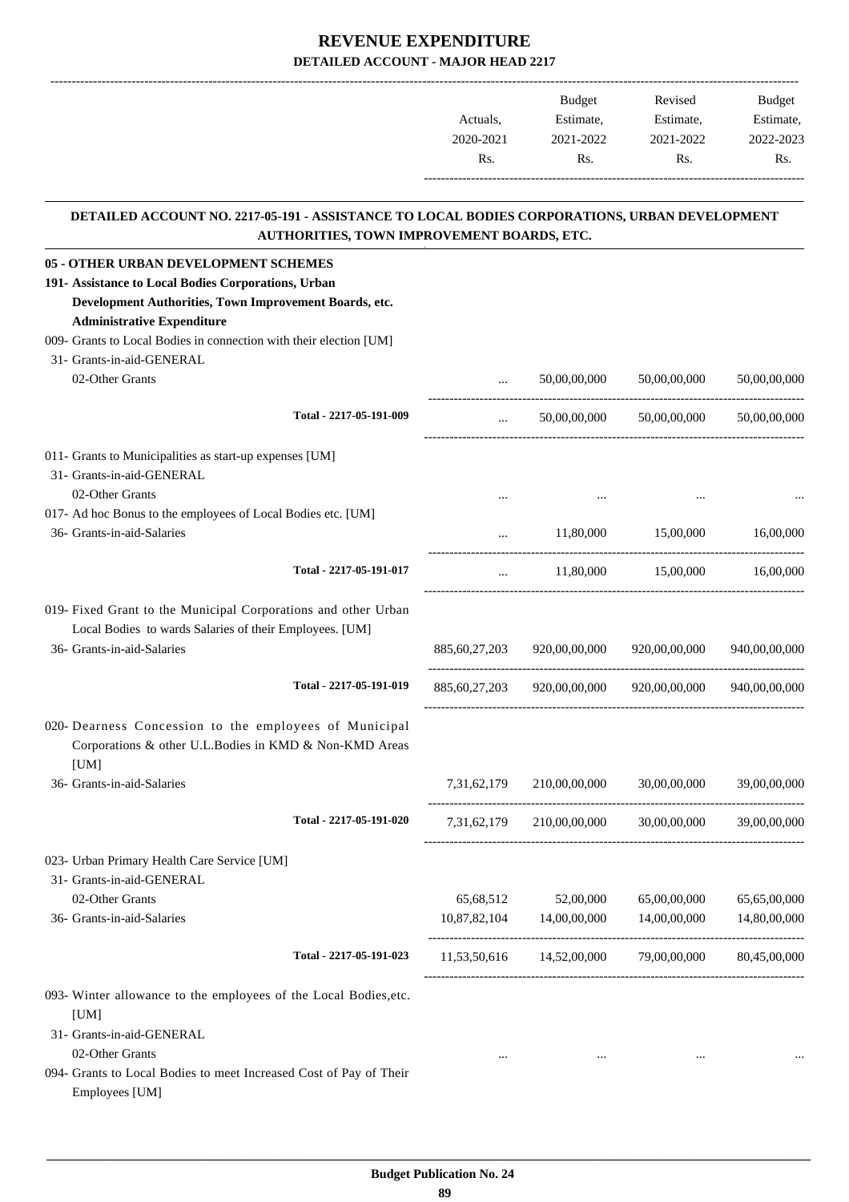# REVENUE EXPENDITURE

## DETAILED ACCOUNT - MAJOR HEAD 2217

| | Actuals, 2020-2021 Rs. | Budget Estimate, 2021-2022 Rs. | Revised Estimate, 2021-2022 Rs. | Budget Estimate, 2022-2023 Rs. |
|---|---|---|---|---|

### DETAILED ACCOUNT NO. 2217-05-191 - ASSISTANCE TO LOCAL BODIES CORPORATIONS, URBAN DEVELOPMENT AUTHORITIES, TOWN IMPROVEMENT BOARDS, ETC.

| | Actuals, 2020-2021 Rs. | Budget Estimate, 2021-2022 Rs. | Revised Estimate, 2021-2022 Rs. | Budget Estimate, 2022-2023 Rs. |
|---|---|---|---|---|
| **05 - OTHER URBAN DEVELOPMENT SCHEMES** | | | | |
| **191- Assistance to Local Bodies Corporations, Urban Development Authorities, Town Improvement Boards, etc.** | | | | |
| **Administrative Expenditure** | | | | |
| 009- Grants to Local Bodies in connection with their election [UM] | | | | |
| 31- Grants-in-aid-GENERAL | | | | |
| 02-Other Grants | ... | 50,00,00,000 | 50,00,00,000 | 50,00,00,000 |
| **Total - 2217-05-191-009** | ... | 50,00,00,000 | 50,00,00,000 | 50,00,00,000 |
| 011- Grants to Municipalities as start-up expenses [UM] | | | | |
| 31- Grants-in-aid-GENERAL | | | | |
| 02-Other Grants | ... | ... | ... | ... |
| 017- Ad hoc Bonus to the employees of Local Bodies etc. [UM] | | | | |
| 36- Grants-in-aid-Salaries | ... | 11,80,000 | 15,00,000 | 16,00,000 |
| **Total - 2217-05-191-017** | ... | 11,80,000 | 15,00,000 | 16,00,000 |
| 019- Fixed Grant to the Municipal Corporations and other Urban Local Bodies to wards Salaries of their Employees. [UM] | | | | |
| 36- Grants-in-aid-Salaries | 885,60,27,203 | 920,00,00,000 | 920,00,00,000 | 940,00,00,000 |
| **Total - 2217-05-191-019** | 885,60,27,203 | 920,00,00,000 | 920,00,00,000 | 940,00,00,000 |
| 020- Dearness Concession to the employees of Municipal Corporations & other U.L.Bodies in KMD & Non-KMD Areas [UM] | | | | |
| 36- Grants-in-aid-Salaries | 7,31,62,179 | 210,00,00,000 | 30,00,00,000 | 39,00,00,000 |
| **Total - 2217-05-191-020** | 7,31,62,179 | 210,00,00,000 | 30,00,00,000 | 39,00,00,000 |
| 023- Urban Primary Health Care Service [UM] | | | | |
| 31- Grants-in-aid-GENERAL | | | | |
| 02-Other Grants | 65,68,512 | 52,00,000 | 65,00,00,000 | 65,65,00,000 |
| 36- Grants-in-aid-Salaries | 10,87,82,104 | 14,00,00,000 | 14,00,00,000 | 14,80,00,000 |
| **Total - 2217-05-191-023** | 11,53,50,616 | 14,52,00,000 | 79,00,00,000 | 80,45,00,000 |
| 093- Winter allowance to the employees of the Local Bodies,etc. [UM] | | | | |
| 31- Grants-in-aid-GENERAL | | | | |
| 02-Other Grants | ... | ... | ... | ... |
| 094- Grants to Local Bodies to meet Increased Cost of Pay of Their Employees [UM] | | | | |

Budget Publication No. 24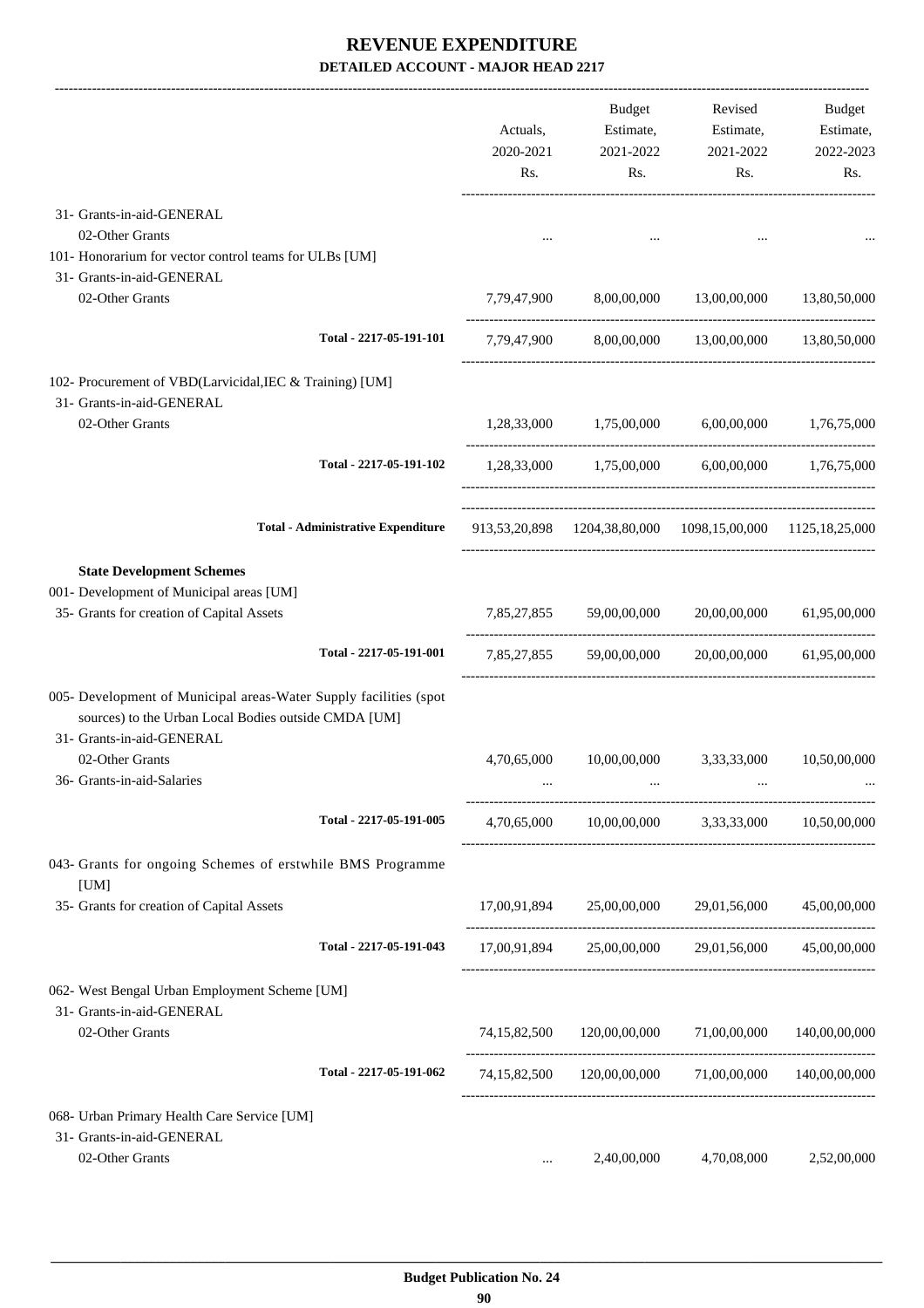# REVENUE EXPENDITURE

**DETAILED ACCOUNT - MAJOR HEAD 2217**

| | Actuals, 2020-2021 Rs. | Budget Estimate, 2021-2022 Rs. | Revised Estimate, 2021-2022 Rs. | Budget Estimate, 2022-2023 Rs. |
|---|---|---|---|---|
| 31- Grants-in-aid-GENERAL | | | | |
| 02-Other Grants | ... | ... | ... | ... |
| 101- Honorarium for vector control teams for ULBs [UM] | | | | |
| 31- Grants-in-aid-GENERAL | | | | |
| 02-Other Grants | 7,79,47,900 | 8,00,00,000 | 13,00,00,000 | 13,80,50,000 |
| Total - 2217-05-191-101 | 7,79,47,900 | 8,00,00,000 | 13,00,00,000 | 13,80,50,000 |
| 102- Procurement of VBD(Larvicidal,IEC & Training) [UM] | | | | |
| 31- Grants-in-aid-GENERAL | | | | |
| 02-Other Grants | 1,28,33,000 | 1,75,00,000 | 6,00,00,000 | 1,76,75,000 |
| Total - 2217-05-191-102 | 1,28,33,000 | 1,75,00,000 | 6,00,00,000 | 1,76,75,000 |
| Total - Administrative Expenditure | 913,53,20,898 | 1204,38,80,000 | 1098,15,00,000 | 1125,18,25,000 |
| **State Development Schemes** | | | | |
| 001- Development of Municipal areas [UM] | | | | |
| 35- Grants for creation of Capital Assets | 7,85,27,855 | 59,00,00,000 | 20,00,00,000 | 61,95,00,000 |
| Total - 2217-05-191-001 | 7,85,27,855 | 59,00,00,000 | 20,00,00,000 | 61,95,00,000 |
| 005- Development of Municipal areas-Water Supply facilities (spot sources) to the Urban Local Bodies outside CMDA [UM] | | | | |
| 31- Grants-in-aid-GENERAL | | | | |
| 02-Other Grants | 4,70,65,000 | 10,00,00,000 | 3,33,33,000 | 10,50,00,000 |
| 36- Grants-in-aid-Salaries | ... | ... | ... | ... |
| Total - 2217-05-191-005 | 4,70,65,000 | 10,00,00,000 | 3,33,33,000 | 10,50,00,000 |
| 043- Grants for ongoing Schemes of erstwhile BMS Programme [UM] | | | | |
| 35- Grants for creation of Capital Assets | 17,00,91,894 | 25,00,00,000 | 29,01,56,000 | 45,00,00,000 |
| Total - 2217-05-191-043 | 17,00,91,894 | 25,00,00,000 | 29,01,56,000 | 45,00,00,000 |
| 062- West Bengal Urban Employment Scheme [UM] | | | | |
| 31- Grants-in-aid-GENERAL | | | | |
| 02-Other Grants | 74,15,82,500 | 120,00,00,000 | 71,00,00,000 | 140,00,00,000 |
| Total - 2217-05-191-062 | 74,15,82,500 | 120,00,00,000 | 71,00,00,000 | 140,00,00,000 |
| 068- Urban Primary Health Care Service [UM] | | | | |
| 31- Grants-in-aid-GENERAL | | | | |
| 02-Other Grants | ... | 2,40,00,000 | 4,70,08,000 | 2,52,00,000 |

**Budget Publication No. 24**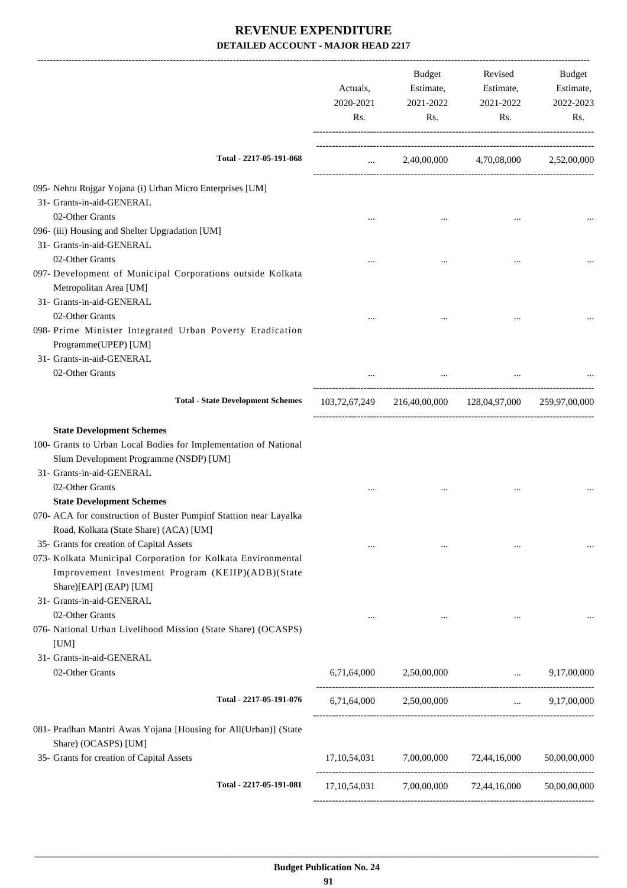# REVENUE EXPENDITURE

**DETAILED ACCOUNT - MAJOR HEAD 2217**

| | Actuals, 2020-2021 Rs. | Budget Estimate, 2021-2022 Rs. | Revised Estimate, 2021-2022 Rs. | Budget Estimate, 2022-2023 Rs. |
|---|---|---|---|---|
| **Total - 2217-05-191-068** | ... | 2,40,00,000 | 4,70,08,000 | 2,52,00,000 |
| 095- Nehru Rojgar Yojana (i) Urban Micro Enterprises [UM] | | | | |
| 31- Grants-in-aid-GENERAL | | | | |
| 02-Other Grants | ... | ... | ... | ... |
| 096- (iii) Housing and Shelter Upgradation [UM] | | | | |
| 31- Grants-in-aid-GENERAL | | | | |
| 02-Other Grants | ... | ... | ... | ... |
| 097- Development of Municipal Corporations outside Kolkata Metropolitan Area [UM] | | | | |
| 31- Grants-in-aid-GENERAL | | | | |
| 02-Other Grants | ... | ... | ... | ... |
| 098- Prime Minister Integrated Urban Poverty Eradication Programme(UPEP) [UM] | | | | |
| 31- Grants-in-aid-GENERAL | | | | |
| 02-Other Grants | ... | ... | ... | ... |
| **Total - State Development Schemes** | 103,72,67,249 | 216,40,00,000 | 128,04,97,000 | 259,97,00,000 |
| **State Development Schemes** | | | | |
| 100- Grants to Urban Local Bodies for Implementation of National Slum Development Programme (NSDP) [UM] | | | | |
| 31- Grants-in-aid-GENERAL | | | | |
| 02-Other Grants | ... | ... | ... | ... |
| **State Development Schemes** | | | | |
| 070- ACA for construction of Buster Pumpinf Stattion near Layalka Road, Kolkata (State Share) (ACA) [UM] | | | | |
| 35- Grants for creation of Capital Assets | ... | ... | ... | ... |
| 073- Kolkata Municipal Corporation for Kolkata Environmental Improvement Investment Program (KEIIP)(ADB)(State Share)[EAP] (EAP) [UM] | | | | |
| 31- Grants-in-aid-GENERAL | | | | |
| 02-Other Grants | ... | ... | ... | ... |
| 076- National Urban Livelihood Mission (State Share) (OCASPS) [UM] | | | | |
| 31- Grants-in-aid-GENERAL | | | | |
| 02-Other Grants | 6,71,64,000 | 2,50,00,000 | ... | 9,17,00,000 |
| **Total - 2217-05-191-076** | 6,71,64,000 | 2,50,00,000 | ... | 9,17,00,000 |
| 081- Pradhan Mantri Awas Yojana [Housing for All(Urban)] (State Share) (OCASPS) [UM] | | | | |
| 35- Grants for creation of Capital Assets | 17,10,54,031 | 7,00,00,000 | 72,44,16,000 | 50,00,00,000 |
| **Total - 2217-05-191-081** | 17,10,54,031 | 7,00,00,000 | 72,44,16,000 | 50,00,00,000 |

**Budget Publication No. 24**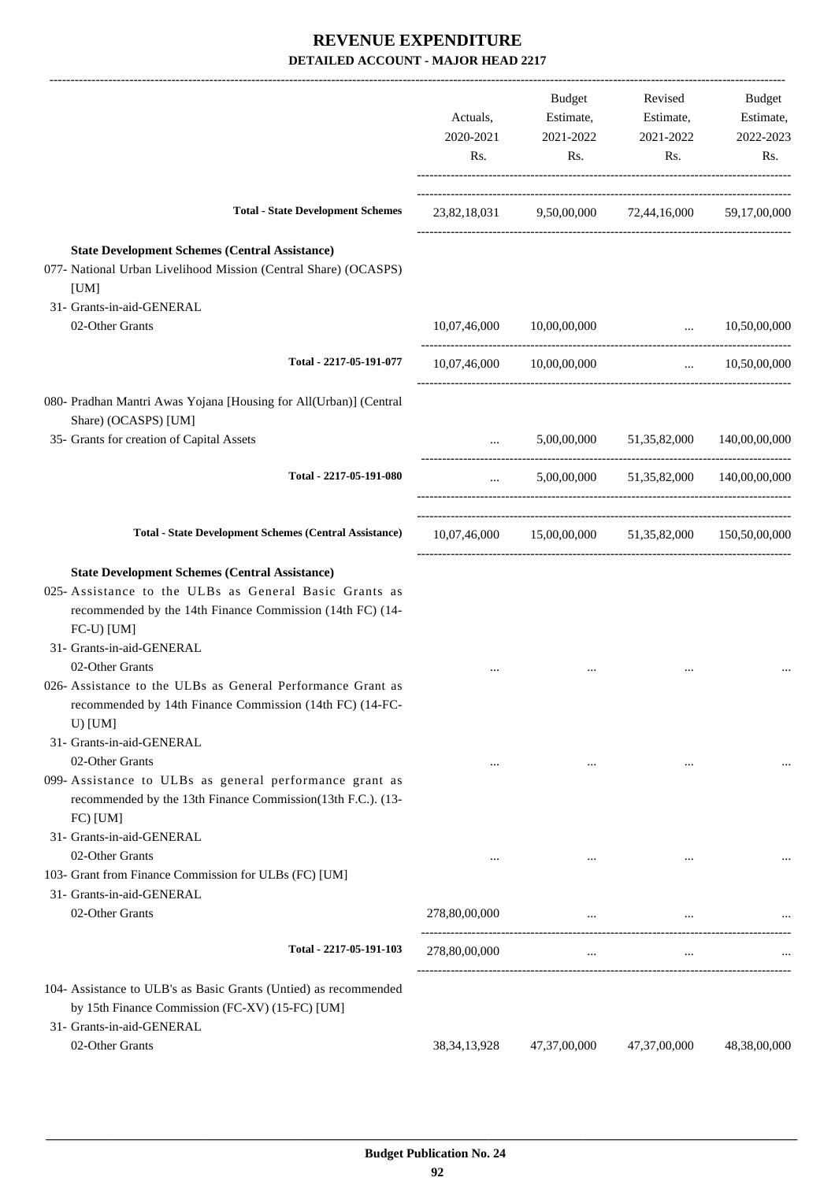# REVENUE EXPENDITURE

## DETAILED ACCOUNT - MAJOR HEAD 2217

| | Actuals, 2020-2021 Rs. | Budget Estimate, 2021-2022 Rs. | Revised Estimate, 2021-2022 Rs. | Budget Estimate, 2022-2023 Rs. |
|---|---|---|---|---|
| **Total - State Development Schemes** | 23,82,18,031 | 9,50,00,000 | 72,44,16,000 | 59,17,00,000 |
| **State Development Schemes (Central Assistance)** | | | | |
| 077- National Urban Livelihood Mission (Central Share) (OCASPS) [UM] | | | | |
| 31- Grants-in-aid-GENERAL | | | | |
| 02-Other Grants | 10,07,46,000 | 10,00,00,000 | ... | 10,50,00,000 |
| **Total - 2217-05-191-077** | 10,07,46,000 | 10,00,00,000 | ... | 10,50,00,000 |
| 080- Pradhan Mantri Awas Yojana [Housing for All(Urban)] (Central Share) (OCASPS) [UM] | | | | |
| 35- Grants for creation of Capital Assets | ... | 5,00,00,000 | 51,35,82,000 | 140,00,00,000 |
| **Total - 2217-05-191-080** | ... | 5,00,00,000 | 51,35,82,000 | 140,00,00,000 |
| **Total - State Development Schemes (Central Assistance)** | 10,07,46,000 | 15,00,00,000 | 51,35,82,000 | 150,50,00,000 |
| **State Development Schemes (Central Assistance)** | | | | |
| 025- Assistance to the ULBs as General Basic Grants as recommended by the 14th Finance Commission (14th FC) (14-FC-U) [UM] | | | | |
| 31- Grants-in-aid-GENERAL | | | | |
| 02-Other Grants | ... | ... | ... | ... |
| 026- Assistance to the ULBs as General Performance Grant as recommended by 14th Finance Commission (14th FC) (14-FC-U) [UM] | | | | |
| 31- Grants-in-aid-GENERAL | | | | |
| 02-Other Grants | ... | ... | ... | ... |
| 099- Assistance to ULBs as general performance grant as recommended by the 13th Finance Commission(13th F.C.). (13-FC) [UM] | | | | |
| 31- Grants-in-aid-GENERAL | | | | |
| 02-Other Grants | ... | ... | ... | ... |
| 103- Grant from Finance Commission for ULBs (FC) [UM] | | | | |
| 31- Grants-in-aid-GENERAL | | | | |
| 02-Other Grants | 278,80,00,000 | ... | ... | ... |
| **Total - 2217-05-191-103** | 278,80,00,000 | ... | ... | ... |
| 104- Assistance to ULB's as Basic Grants (Untied) as recommended by 15th Finance Commission (FC-XV) (15-FC) [UM] | | | | |
| 31- Grants-in-aid-GENERAL | | | | |
| 02-Other Grants | 38,34,13,928 | 47,37,00,000 | 47,37,00,000 | 48,38,00,000 |

Budget Publication No. 24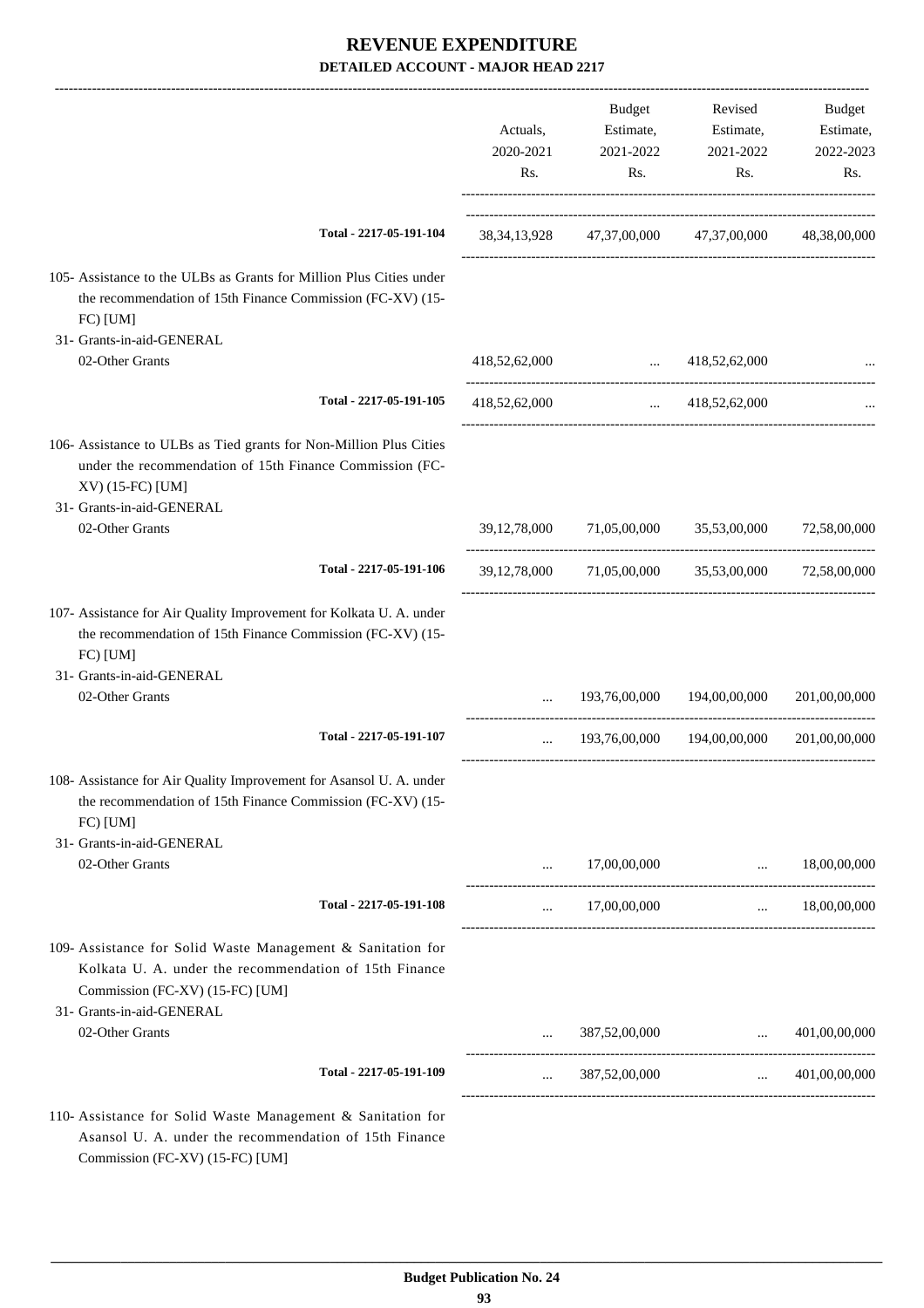# REVENUE EXPENDITURE

**DETAILED ACCOUNT - MAJOR HEAD 2217**

| | Actuals, 2020-2021 Rs. | Budget Estimate, 2021-2022 Rs. | Revised Estimate, 2021-2022 Rs. | Budget Estimate, 2022-2023 Rs. |
|---|---|---|---|---|
| Total - 2217-05-191-104 | 38,34,13,928 | 47,37,00,000 | 47,37,00,000 | 48,38,00,000 |
| 105- Assistance to the ULBs as Grants for Million Plus Cities under the recommendation of 15th Finance Commission (FC-XV) (15-FC) [UM] | | | | |
| 31- Grants-in-aid-GENERAL | | | | |
| 02-Other Grants | 418,52,62,000 | ... | 418,52,62,000 | ... |
| Total - 2217-05-191-105 | 418,52,62,000 | ... | 418,52,62,000 | ... |
| 106- Assistance to ULBs as Tied grants for Non-Million Plus Cities under the recommendation of 15th Finance Commission (FC-XV) (15-FC) [UM] | | | | |
| 31- Grants-in-aid-GENERAL | | | | |
| 02-Other Grants | 39,12,78,000 | 71,05,00,000 | 35,53,00,000 | 72,58,00,000 |
| Total - 2217-05-191-106 | 39,12,78,000 | 71,05,00,000 | 35,53,00,000 | 72,58,00,000 |
| 107- Assistance for Air Quality Improvement for Kolkata U. A. under the recommendation of 15th Finance Commission (FC-XV) (15-FC) [UM] | | | | |
| 31- Grants-in-aid-GENERAL | | | | |
| 02-Other Grants | ... | 193,76,00,000 | 194,00,00,000 | 201,00,00,000 |
| Total - 2217-05-191-107 | ... | 193,76,00,000 | 194,00,00,000 | 201,00,00,000 |
| 108- Assistance for Air Quality Improvement for Asansol U. A. under the recommendation of 15th Finance Commission (FC-XV) (15-FC) [UM] | | | | |
| 31- Grants-in-aid-GENERAL | | | | |
| 02-Other Grants | ... | 17,00,00,000 | ... | 18,00,00,000 |
| Total - 2217-05-191-108 | ... | 17,00,00,000 | ... | 18,00,00,000 |
| 109- Assistance for Solid Waste Management & Sanitation for Kolkata U. A. under the recommendation of 15th Finance Commission (FC-XV) (15-FC) [UM] | | | | |
| 31- Grants-in-aid-GENERAL | | | | |
| 02-Other Grants | ... | 387,52,00,000 | ... | 401,00,00,000 |
| Total - 2217-05-191-109 | ... | 387,52,00,000 | ... | 401,00,00,000 |
| 110- Assistance for Solid Waste Management & Sanitation for Asansol U. A. under the recommendation of 15th Finance Commission (FC-XV) (15-FC) [UM] | | | | |

Budget Publication No. 24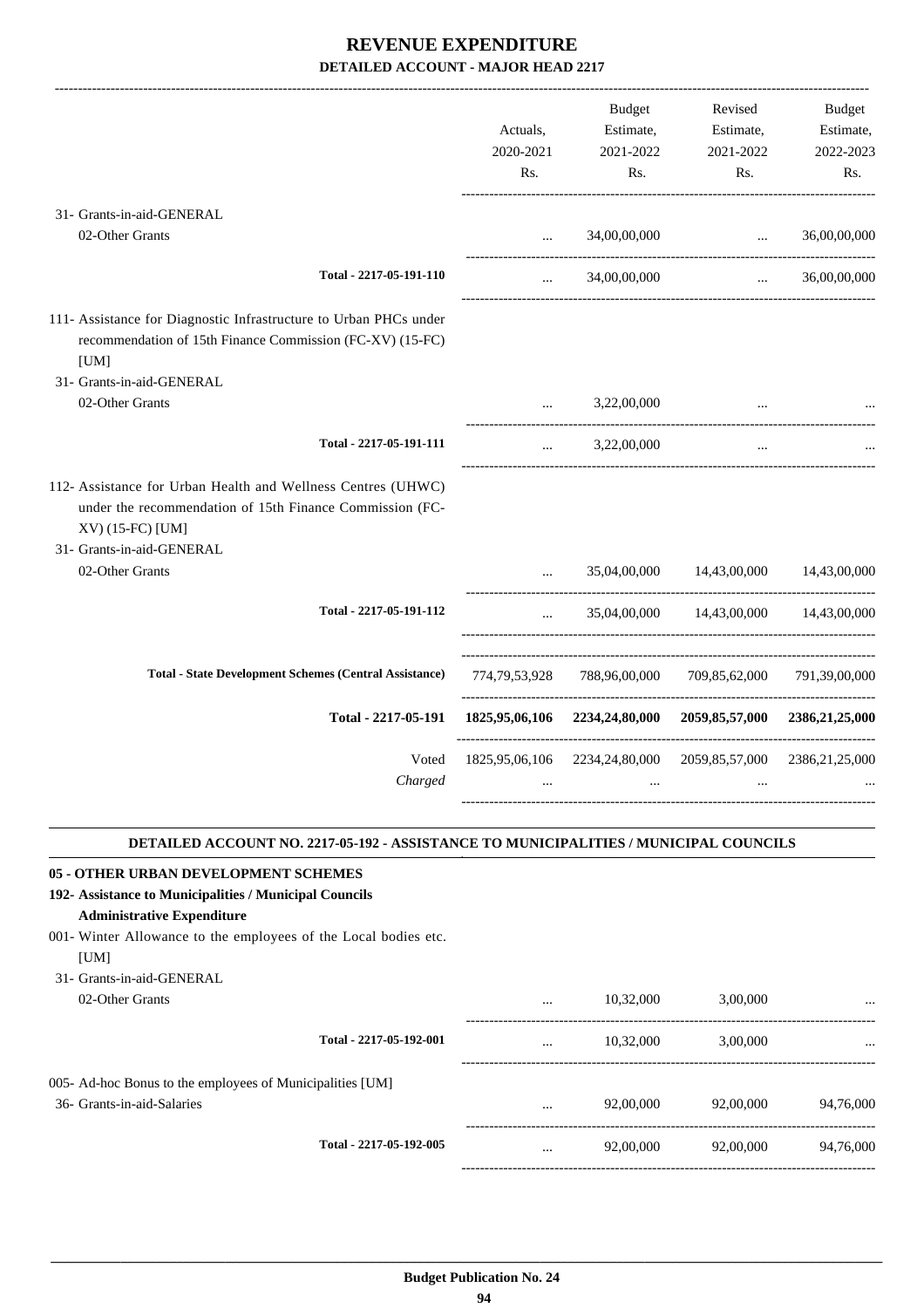# REVENUE EXPENDITURE

## DETAILED ACCOUNT - MAJOR HEAD 2217

| | Actuals, 2020-2021 Rs. | Budget Estimate, 2021-2022 Rs. | Revised Estimate, 2021-2022 Rs. | Budget Estimate, 2022-2023 Rs. |
|---|---|---|---|---|
| 31- Grants-in-aid-GENERAL | | | | |
| 02-Other Grants | ... | 34,00,00,000 | ... | 36,00,00,000 |
| Total - 2217-05-191-110 | ... | 34,00,00,000 | ... | 36,00,00,000 |
| 111- Assistance for Diagnostic Infrastructure to Urban PHCs under recommendation of 15th Finance Commission (FC-XV) (15-FC) [UM] | | | | |
| 31- Grants-in-aid-GENERAL | | | | |
| 02-Other Grants | ... | 3,22,00,000 | ... | ... |
| Total - 2217-05-191-111 | ... | 3,22,00,000 | ... | ... |
| 112- Assistance for Urban Health and Wellness Centres (UHWC) under the recommendation of 15th Finance Commission (FC-XV) (15-FC) [UM] | | | | |
| 31- Grants-in-aid-GENERAL | | | | |
| 02-Other Grants | ... | 35,04,00,000 | 14,43,00,000 | 14,43,00,000 |
| Total - 2217-05-191-112 | ... | 35,04,00,000 | 14,43,00,000 | 14,43,00,000 |
| Total - State Development Schemes (Central Assistance) | 774,79,53,928 | 788,96,00,000 | 709,85,62,000 | 791,39,00,000 |
| **Total - 2217-05-191** | **1825,95,06,106** | **2234,24,80,000** | **2059,85,57,000** | **2386,21,25,000** |
| Voted | 1825,95,06,106 | 2234,24,80,000 | 2059,85,57,000 | 2386,21,25,000 |
| *Charged* | ... | ... | ... | ... |

### DETAILED ACCOUNT NO. 2217-05-192 - ASSISTANCE TO MUNICIPALITIES / MUNICIPAL COUNCILS

**05 - OTHER URBAN DEVELOPMENT SCHEMES**

**192- Assistance to Municipalities / Municipal Councils**

**Administrative Expenditure**

| | Actuals, 2020-2021 Rs. | Budget Estimate, 2021-2022 Rs. | Revised Estimate, 2021-2022 Rs. | Budget Estimate, 2022-2023 Rs. |
|---|---|---|---|---|
| 001- Winter Allowance to the employees of the Local bodies etc. [UM] | | | | |
| 31- Grants-in-aid-GENERAL | | | | |
| 02-Other Grants | ... | 10,32,000 | 3,00,000 | ... |
| Total - 2217-05-192-001 | ... | 10,32,000 | 3,00,000 | ... |
| 005- Ad-hoc Bonus to the employees of Municipalities [UM] | | | | |
| 36- Grants-in-aid-Salaries | ... | 92,00,000 | 92,00,000 | 94,76,000 |
| Total - 2217-05-192-005 | ... | 92,00,000 | 92,00,000 | 94,76,000 |

Budget Publication No. 24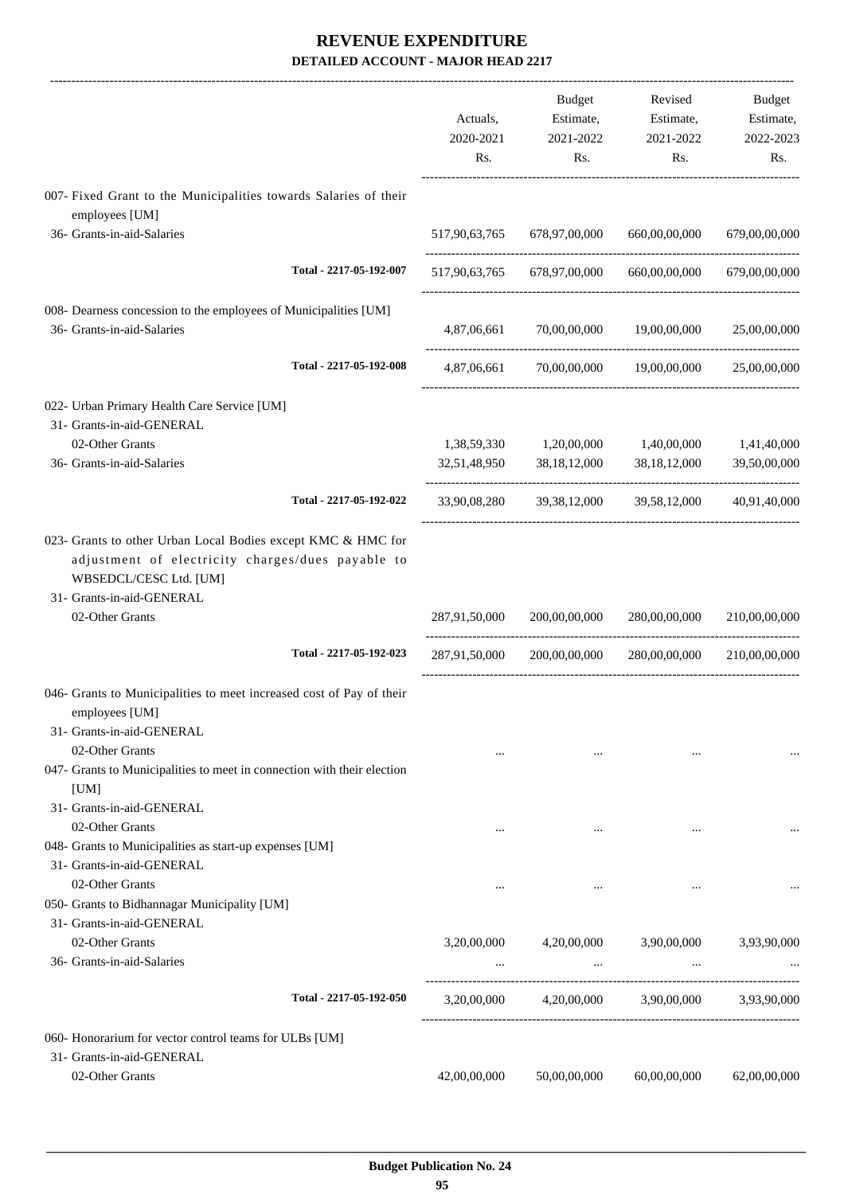# REVENUE EXPENDITURE
## DETAILED ACCOUNT - MAJOR HEAD 2217

| | Actuals, 2020-2021 Rs. | Budget Estimate, 2021-2022 Rs. | Revised Estimate, 2021-2022 Rs. | Budget Estimate, 2022-2023 Rs. |
|---|---|---|---|---|
| 007- Fixed Grant to the Municipalities towards Salaries of their employees [UM] | | | | |
| 36- Grants-in-aid-Salaries | 517,90,63,765 | 678,97,00,000 | 660,00,00,000 | 679,00,00,000 |
| Total - 2217-05-192-007 | 517,90,63,765 | 678,97,00,000 | 660,00,00,000 | 679,00,00,000 |
| 008- Dearness concession to the employees of Municipalities [UM] | | | | |
| 36- Grants-in-aid-Salaries | 4,87,06,661 | 70,00,00,000 | 19,00,00,000 | 25,00,00,000 |
| Total - 2217-05-192-008 | 4,87,06,661 | 70,00,00,000 | 19,00,00,000 | 25,00,00,000 |
| 022- Urban Primary Health Care Service [UM] | | | | |
| 31- Grants-in-aid-GENERAL | | | | |
| 02-Other Grants | 1,38,59,330 | 1,20,00,000 | 1,40,00,000 | 1,41,40,000 |
| 36- Grants-in-aid-Salaries | 32,51,48,950 | 38,18,12,000 | 38,18,12,000 | 39,50,00,000 |
| Total - 2217-05-192-022 | 33,90,08,280 | 39,38,12,000 | 39,58,12,000 | 40,91,40,000 |
| 023- Grants to other Urban Local Bodies except KMC & HMC for adjustment of electricity charges/dues payable to WBSEDCL/CESC Ltd. [UM] | | | | |
| 31- Grants-in-aid-GENERAL | | | | |
| 02-Other Grants | 287,91,50,000 | 200,00,00,000 | 280,00,00,000 | 210,00,00,000 |
| Total - 2217-05-192-023 | 287,91,50,000 | 200,00,00,000 | 280,00,00,000 | 210,00,00,000 |
| 046- Grants to Municipalities to meet increased cost of Pay of their employees [UM] | | | | |
| 31- Grants-in-aid-GENERAL | | | | |
| 02-Other Grants | ... | ... | ... | ... |
| 047- Grants to Municipalities to meet in connection with their election [UM] | | | | |
| 31- Grants-in-aid-GENERAL | | | | |
| 02-Other Grants | ... | ... | ... | ... |
| 048- Grants to Municipalities as start-up expenses [UM] | | | | |
| 31- Grants-in-aid-GENERAL | | | | |
| 02-Other Grants | ... | ... | ... | ... |
| 050- Grants to Bidhannagar Municipality [UM] | | | | |
| 31- Grants-in-aid-GENERAL | | | | |
| 02-Other Grants | 3,20,00,000 | 4,20,00,000 | 3,90,00,000 | 3,93,90,000 |
| 36- Grants-in-aid-Salaries | ... | ... | ... | ... |
| Total - 2217-05-192-050 | 3,20,00,000 | 4,20,00,000 | 3,90,00,000 | 3,93,90,000 |
| 060- Honorarium for vector control teams for ULBs [UM] | | | | |
| 31- Grants-in-aid-GENERAL | | | | |
| 02-Other Grants | 42,00,00,000 | 50,00,00,000 | 60,00,00,000 | 62,00,00,000 |

Budget Publication No. 24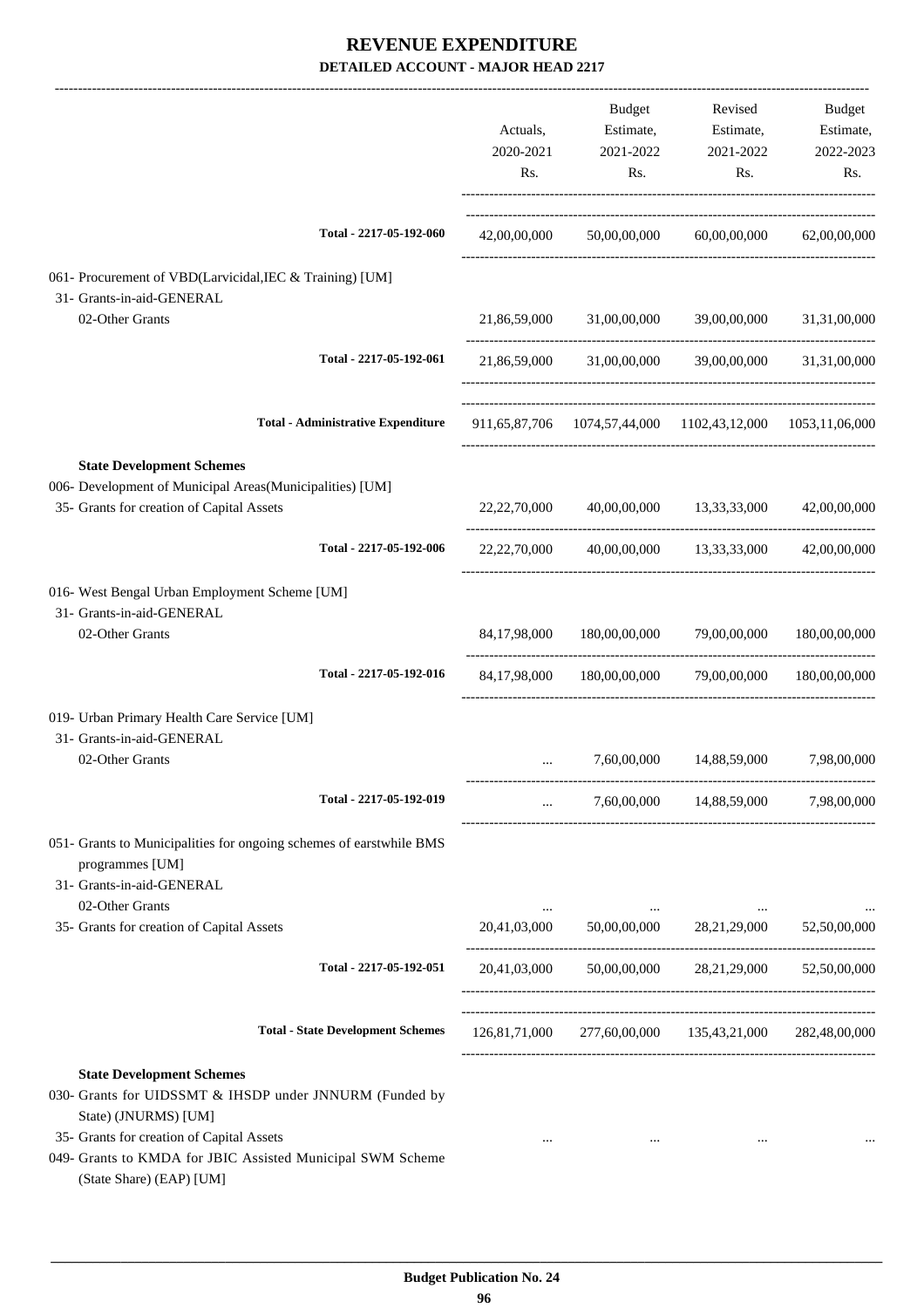# REVENUE EXPENDITURE

## DETAILED ACCOUNT - MAJOR HEAD 2217

| | Actuals, 2020-2021 Rs. | Budget Estimate, 2021-2022 Rs. | Revised Estimate, 2021-2022 Rs. | Budget Estimate, 2022-2023 Rs. |
|---|---|---|---|---|
| Total - 2217-05-192-060 | 42,00,00,000 | 50,00,00,000 | 60,00,00,000 | 62,00,00,000 |
| 061- Procurement of VBD(Larvicidal,IEC & Training) [UM] | | | | |
| 31- Grants-in-aid-GENERAL | | | | |
| 02-Other Grants | 21,86,59,000 | 31,00,00,000 | 39,00,00,000 | 31,31,00,000 |
| Total - 2217-05-192-061 | 21,86,59,000 | 31,00,00,000 | 39,00,00,000 | 31,31,00,000 |
| **Total - Administrative Expenditure** | 911,65,87,706 | 1074,57,44,000 | 1102,43,12,000 | 1053,11,06,000 |
| **State Development Schemes** | | | | |
| 006- Development of Municipal Areas(Municipalities) [UM] | | | | |
| 35- Grants for creation of Capital Assets | 22,22,70,000 | 40,00,00,000 | 13,33,33,000 | 42,00,00,000 |
| Total - 2217-05-192-006 | 22,22,70,000 | 40,00,00,000 | 13,33,33,000 | 42,00,00,000 |
| 016- West Bengal Urban Employment Scheme [UM] | | | | |
| 31- Grants-in-aid-GENERAL | | | | |
| 02-Other Grants | 84,17,98,000 | 180,00,00,000 | 79,00,00,000 | 180,00,00,000 |
| Total - 2217-05-192-016 | 84,17,98,000 | 180,00,00,000 | 79,00,00,000 | 180,00,00,000 |
| 019- Urban Primary Health Care Service [UM] | | | | |
| 31- Grants-in-aid-GENERAL | | | | |
| 02-Other Grants | ... | 7,60,00,000 | 14,88,59,000 | 7,98,00,000 |
| Total - 2217-05-192-019 | ... | 7,60,00,000 | 14,88,59,000 | 7,98,00,000 |
| 051- Grants to Municipalities for ongoing schemes of earstwhile BMS programmes [UM] | | | | |
| 31- Grants-in-aid-GENERAL | | | | |
| 02-Other Grants | ... | ... | ... | ... |
| 35- Grants for creation of Capital Assets | 20,41,03,000 | 50,00,00,000 | 28,21,29,000 | 52,50,00,000 |
| Total - 2217-05-192-051 | 20,41,03,000 | 50,00,00,000 | 28,21,29,000 | 52,50,00,000 |
| **Total - State Development Schemes** | 126,81,71,000 | 277,60,00,000 | 135,43,21,000 | 282,48,00,000 |
| **State Development Schemes** | | | | |
| 030- Grants for UIDSSMT & IHSDP under JNNURM (Funded by State) (JNNURMS) [UM] | | | | |
| 35- Grants for creation of Capital Assets | ... | ... | ... | ... |
| 049- Grants to KMDA for JBIC Assisted Municipal SWM Scheme (State Share) (EAP) [UM] | | | | |

Budget Publication No. 24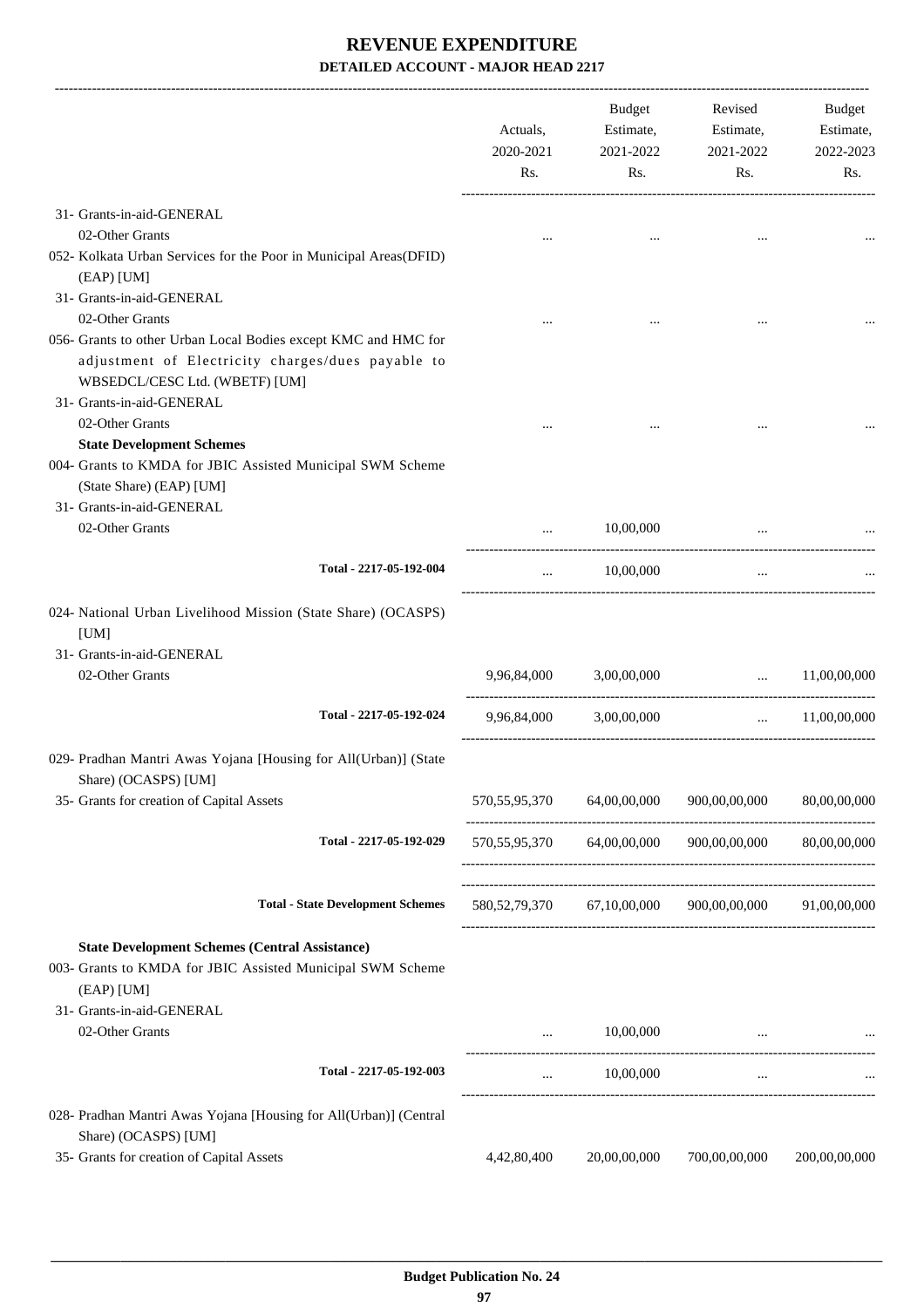# REVENUE EXPENDITURE

**DETAILED ACCOUNT - MAJOR HEAD 2217**

| | Actuals, 2020-2021 Rs. | Budget Estimate, 2021-2022 Rs. | Revised Estimate, 2021-2022 Rs. | Budget Estimate, 2022-2023 Rs. |
|---|---|---|---|---|
| 31- Grants-in-aid-GENERAL | | | | |
| 02-Other Grants | ... | ... | ... | ... |
| 052- Kolkata Urban Services for the Poor in Municipal Areas(DFID) (EAP) [UM] | | | | |
| 31- Grants-in-aid-GENERAL | | | | |
| 02-Other Grants | ... | ... | ... | ... |
| 056- Grants to other Urban Local Bodies except KMC and HMC for adjustment of Electricity charges/dues payable to WBSEDCL/CESC Ltd. (WBETF) [UM] | | | | |
| 31- Grants-in-aid-GENERAL | | | | |
| 02-Other Grants | ... | ... | ... | ... |
| **State Development Schemes** | | | | |
| 004- Grants to KMDA for JBIC Assisted Municipal SWM Scheme (State Share) (EAP) [UM] | | | | |
| 31- Grants-in-aid-GENERAL | | | | |
| 02-Other Grants | ... | 10,00,000 | ... | ... |
| **Total - 2217-05-192-004** | ... | 10,00,000 | ... | ... |
| 024- National Urban Livelihood Mission (State Share) (OCASPS) [UM] | | | | |
| 31- Grants-in-aid-GENERAL | | | | |
| 02-Other Grants | 9,96,84,000 | 3,00,00,000 | ... | 11,00,00,000 |
| **Total - 2217-05-192-024** | 9,96,84,000 | 3,00,00,000 | ... | 11,00,00,000 |
| 029- Pradhan Mantri Awas Yojana [Housing for All(Urban)] (State Share) (OCASPS) [UM] | | | | |
| 35- Grants for creation of Capital Assets | 570,55,95,370 | 64,00,00,000 | 900,00,00,000 | 80,00,00,000 |
| **Total - 2217-05-192-029** | 570,55,95,370 | 64,00,00,000 | 900,00,00,000 | 80,00,00,000 |
| **Total - State Development Schemes** | 580,52,79,370 | 67,10,00,000 | 900,00,00,000 | 91,00,00,000 |
| **State Development Schemes (Central Assistance)** | | | | |
| 003- Grants to KMDA for JBIC Assisted Municipal SWM Scheme (EAP) [UM] | | | | |
| 31- Grants-in-aid-GENERAL | | | | |
| 02-Other Grants | ... | 10,00,000 | ... | ... |
| **Total - 2217-05-192-003** | ... | 10,00,000 | ... | ... |
| 028- Pradhan Mantri Awas Yojana [Housing for All(Urban)] (Central Share) (OCASPS) [UM] | | | | |
| 35- Grants for creation of Capital Assets | 4,42,80,400 | 20,00,00,000 | 700,00,00,000 | 200,00,00,000 |

**Budget Publication No. 24**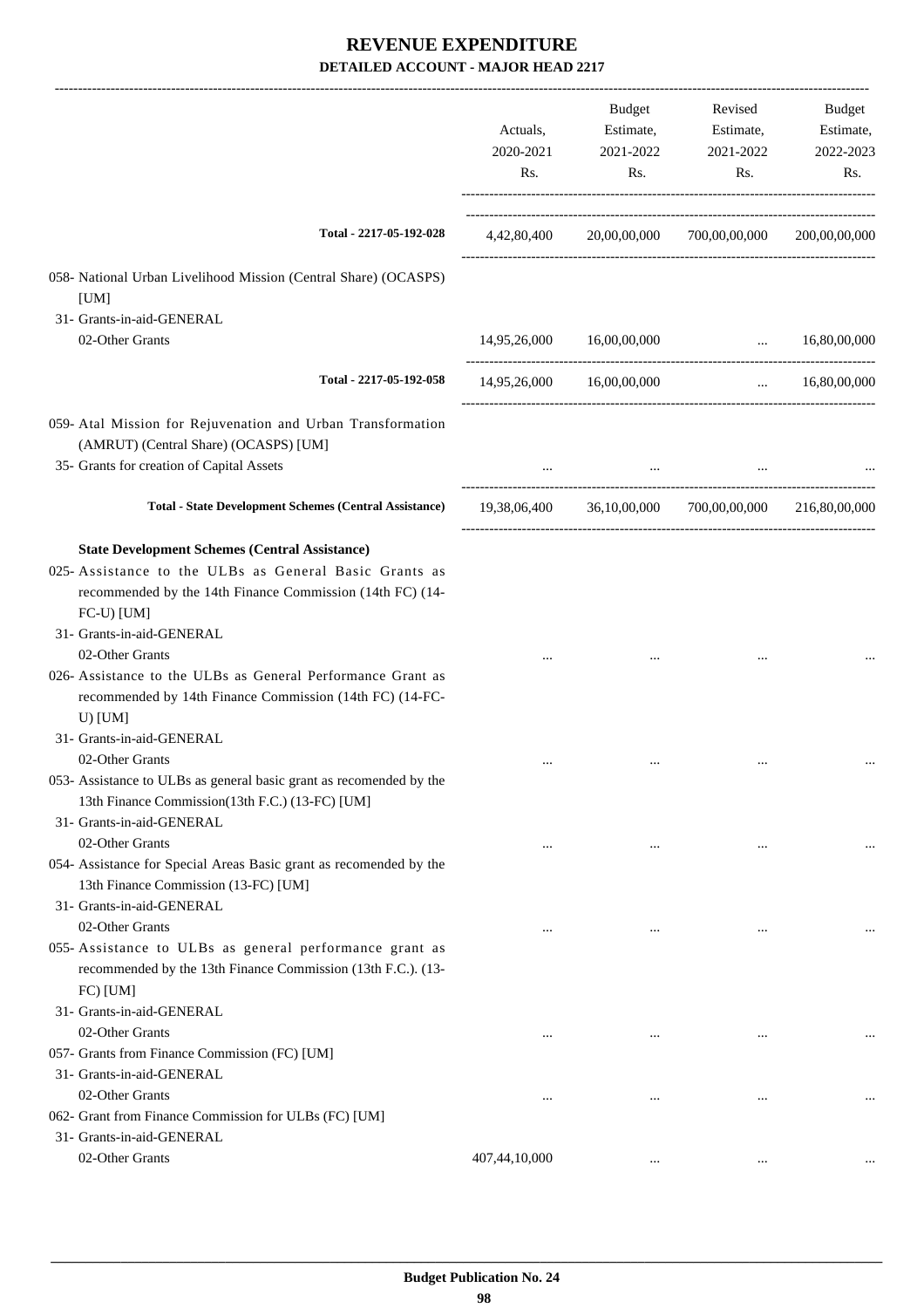# REVENUE EXPENDITURE

## DETAILED ACCOUNT - MAJOR HEAD 2217

| | Actuals, 2020-2021 Rs. | Budget Estimate, 2021-2022 Rs. | Revised Estimate, 2021-2022 Rs. | Budget Estimate, 2022-2023 Rs. |
|---|---|---|---|---|
| **Total - 2217-05-192-028** | 4,42,80,400 | 20,00,00,000 | 700,00,00,000 | 200,00,00,000 |
| 058- National Urban Livelihood Mission (Central Share) (OCASPS) [UM] | | | | |
| 31- Grants-in-aid-GENERAL | | | | |
| 02-Other Grants | 14,95,26,000 | 16,00,00,000 | ... | 16,80,00,000 |
| **Total - 2217-05-192-058** | 14,95,26,000 | 16,00,00,000 | ... | 16,80,00,000 |
| 059- Atal Mission for Rejuvenation and Urban Transformation (AMRUT) (Central Share) (OCASPS) [UM] | | | | |
| 35- Grants for creation of Capital Assets | ... | ... | ... | ... |
| **Total - State Development Schemes (Central Assistance)** | 19,38,06,400 | 36,10,00,000 | 700,00,00,000 | 216,80,00,000 |
| **State Development Schemes (Central Assistance)** | | | | |
| 025- Assistance to the ULBs as General Basic Grants as recommended by the 14th Finance Commission (14th FC) (14-FC-U) [UM] | | | | |
| 31- Grants-in-aid-GENERAL | | | | |
| 02-Other Grants | ... | ... | ... | ... |
| 026- Assistance to the ULBs as General Performance Grant as recommended by 14th Finance Commission (14th FC) (14-FC-U) [UM] | | | | |
| 31- Grants-in-aid-GENERAL | | | | |
| 02-Other Grants | ... | ... | ... | ... |
| 053- Assistance to ULBs as general basic grant as recomended by the 13th Finance Commission(13th F.C.) (13-FC) [UM] | | | | |
| 31- Grants-in-aid-GENERAL | | | | |
| 02-Other Grants | ... | ... | ... | ... |
| 054- Assistance for Special Areas Basic grant as recomended by the 13th Finance Commission (13-FC) [UM] | | | | |
| 31- Grants-in-aid-GENERAL | | | | |
| 02-Other Grants | ... | ... | ... | ... |
| 055- Assistance to ULBs as general performance grant as recommended by the 13th Finance Commission (13th F.C.). (13-FC) [UM] | | | | |
| 31- Grants-in-aid-GENERAL | | | | |
| 02-Other Grants | ... | ... | ... | ... |
| 057- Grants from Finance Commission (FC) [UM] | | | | |
| 31- Grants-in-aid-GENERAL | | | | |
| 02-Other Grants | ... | ... | ... | ... |
| 062- Grant from Finance Commission for ULBs (FC) [UM] | | | | |
| 31- Grants-in-aid-GENERAL | | | | |
| 02-Other Grants | 407,44,10,000 | ... | ... | ... |

Budget Publication No. 24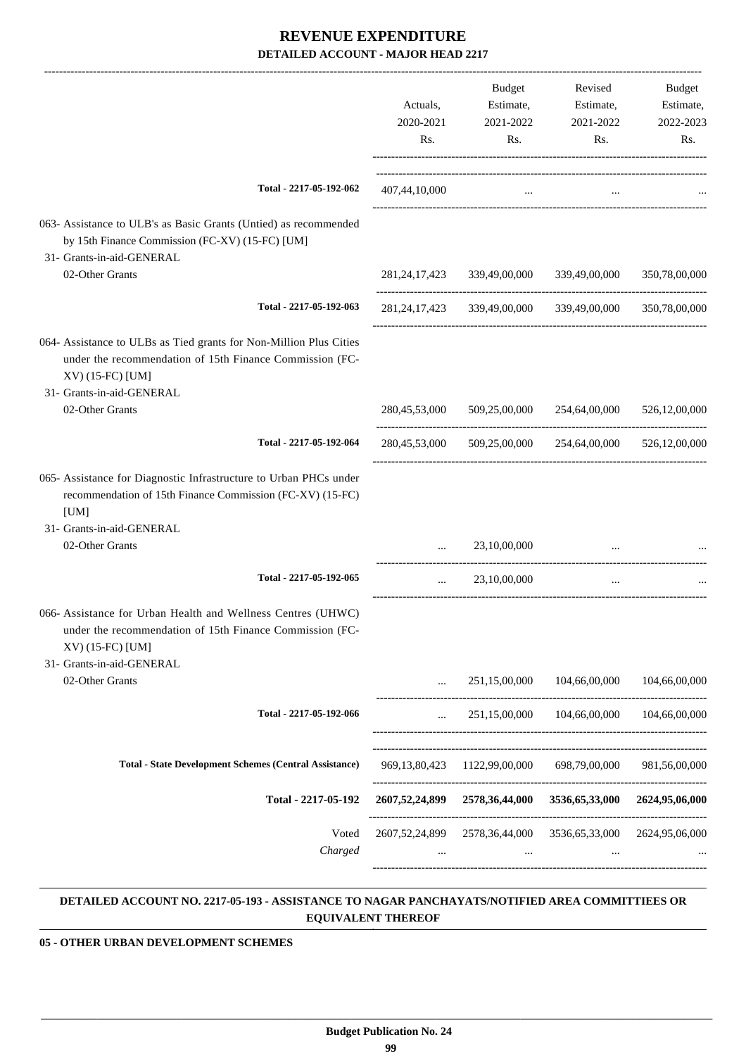# REVENUE EXPENDITURE

**DETAILED ACCOUNT - MAJOR HEAD 2217**

| | Actuals, 2020-2021 Rs. | Budget Estimate, 2021-2022 Rs. | Revised Estimate, 2021-2022 Rs. | Budget Estimate, 2022-2023 Rs. |
|---|---|---|---|---|
| Total - 2217-05-192-062 | 407,44,10,000 | ... | ... | ... |
| 063- Assistance to ULB's as Basic Grants (Untied) as recommended by 15th Finance Commission (FC-XV) (15-FC) [UM] | | | | |
| 31- Grants-in-aid-GENERAL | | | | |
| 02-Other Grants | 281,24,17,423 | 339,49,00,000 | 339,49,00,000 | 350,78,00,000 |
| Total - 2217-05-192-063 | 281,24,17,423 | 339,49,00,000 | 339,49,00,000 | 350,78,00,000 |
| 064- Assistance to ULBs as Tied grants for Non-Million Plus Cities under the recommendation of 15th Finance Commission (FC-XV) (15-FC) [UM] | | | | |
| 31- Grants-in-aid-GENERAL | | | | |
| 02-Other Grants | 280,45,53,000 | 509,25,00,000 | 254,64,00,000 | 526,12,00,000 |
| Total - 2217-05-192-064 | 280,45,53,000 | 509,25,00,000 | 254,64,00,000 | 526,12,00,000 |
| 065- Assistance for Diagnostic Infrastructure to Urban PHCs under recommendation of 15th Finance Commission (FC-XV) (15-FC) [UM] | | | | |
| 31- Grants-in-aid-GENERAL | | | | |
| 02-Other Grants | ... | 23,10,00,000 | ... | ... |
| Total - 2217-05-192-065 | ... | 23,10,00,000 | ... | ... |
| 066- Assistance for Urban Health and Wellness Centres (UHWC) under the recommendation of 15th Finance Commission (FC-XV) (15-FC) [UM] | | | | |
| 31- Grants-in-aid-GENERAL | | | | |
| 02-Other Grants | ... | 251,15,00,000 | 104,66,00,000 | 104,66,00,000 |
| Total - 2217-05-192-066 | ... | 251,15,00,000 | 104,66,00,000 | 104,66,00,000 |
| Total - State Development Schemes (Central Assistance) | 969,13,80,423 | 1122,99,00,000 | 698,79,00,000 | 981,56,00,000 |
| **Total - 2217-05-192** | **2607,52,24,899** | **2578,36,44,000** | **3536,65,33,000** | **2624,95,06,000** |
| Voted | 2607,52,24,899 | 2578,36,44,000 | 3536,65,33,000 | 2624,95,06,000 |
| *Charged* | ... | ... | ... | ... |

**DETAILED ACCOUNT NO. 2217-05-193 - ASSISTANCE TO NAGAR PANCHAYATS/NOTIFIED AREA COMMITTIEES OR EQUIVALENT THEREOF**

**05 - OTHER URBAN DEVELOPMENT SCHEMES**

Budget Publication No. 24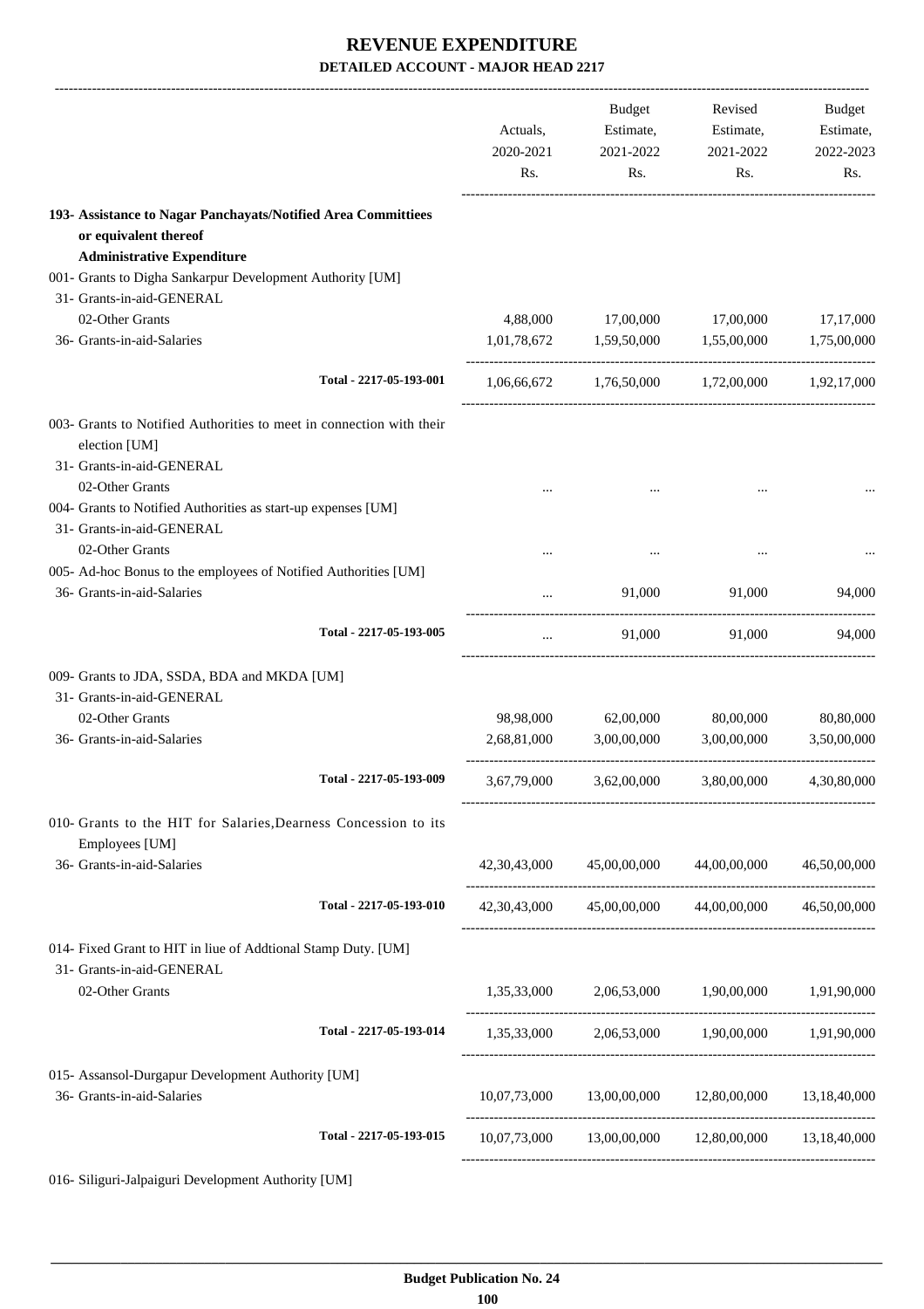# REVENUE EXPENDITURE

## DETAILED ACCOUNT - MAJOR HEAD 2217

| | Actuals, 2020-2021 Rs. | Budget Estimate, 2021-2022 Rs. | Revised Estimate, 2021-2022 Rs. | Budget Estimate, 2022-2023 Rs. |
|---|---|---|---|---|
| **193- Assistance to Nagar Panchayats/Notified Area Committiees or equivalent thereof** | | | | |
| **Administrative Expenditure** | | | | |
| 001- Grants to Digha Sankarpur Development Authority [UM] | | | | |
| 31- Grants-in-aid-GENERAL | | | | |
| 02-Other Grants | 4,88,000 | 17,00,000 | 17,00,000 | 17,17,000 |
| 36- Grants-in-aid-Salaries | 1,01,78,672 | 1,59,50,000 | 1,55,00,000 | 1,75,00,000 |
| Total - 2217-05-193-001 | 1,06,66,672 | 1,76,50,000 | 1,72,00,000 | 1,92,17,000 |
| 003- Grants to Notified Authorities to meet in connection with their election [UM] | | | | |
| 31- Grants-in-aid-GENERAL | | | | |
| 02-Other Grants | ... | ... | ... | ... |
| 004- Grants to Notified Authorities as start-up expenses [UM] | | | | |
| 31- Grants-in-aid-GENERAL | | | | |
| 02-Other Grants | ... | ... | ... | ... |
| 005- Ad-hoc Bonus to the employees of Notified Authorities [UM] | | | | |
| 36- Grants-in-aid-Salaries | ... | 91,000 | 91,000 | 94,000 |
| Total - 2217-05-193-005 | ... | 91,000 | 91,000 | 94,000 |
| 009- Grants to JDA, SSDA, BDA and MKDA [UM] | | | | |
| 31- Grants-in-aid-GENERAL | | | | |
| 02-Other Grants | 98,98,000 | 62,00,000 | 80,00,000 | 80,80,000 |
| 36- Grants-in-aid-Salaries | 2,68,81,000 | 3,00,00,000 | 3,00,00,000 | 3,50,00,000 |
| Total - 2217-05-193-009 | 3,67,79,000 | 3,62,00,000 | 3,80,00,000 | 4,30,80,000 |
| 010- Grants to the HIT for Salaries,Dearness Concession to its Employees [UM] | | | | |
| 36- Grants-in-aid-Salaries | 42,30,43,000 | 45,00,00,000 | 44,00,00,000 | 46,50,00,000 |
| Total - 2217-05-193-010 | 42,30,43,000 | 45,00,00,000 | 44,00,00,000 | 46,50,00,000 |
| 014- Fixed Grant to HIT in liue of Addtional Stamp Duty. [UM] | | | | |
| 31- Grants-in-aid-GENERAL | | | | |
| 02-Other Grants | 1,35,33,000 | 2,06,53,000 | 1,90,00,000 | 1,91,90,000 |
| Total - 2217-05-193-014 | 1,35,33,000 | 2,06,53,000 | 1,90,00,000 | 1,91,90,000 |
| 015- Assansol-Durgapur Development Authority [UM] | | | | |
| 36- Grants-in-aid-Salaries | 10,07,73,000 | 13,00,00,000 | 12,80,00,000 | 13,18,40,000 |
| Total - 2217-05-193-015 | 10,07,73,000 | 13,00,00,000 | 12,80,00,000 | 13,18,40,000 |
| 016- Siliguri-Jalpaiguri Development Authority [UM] | | | | |

Budget Publication No. 24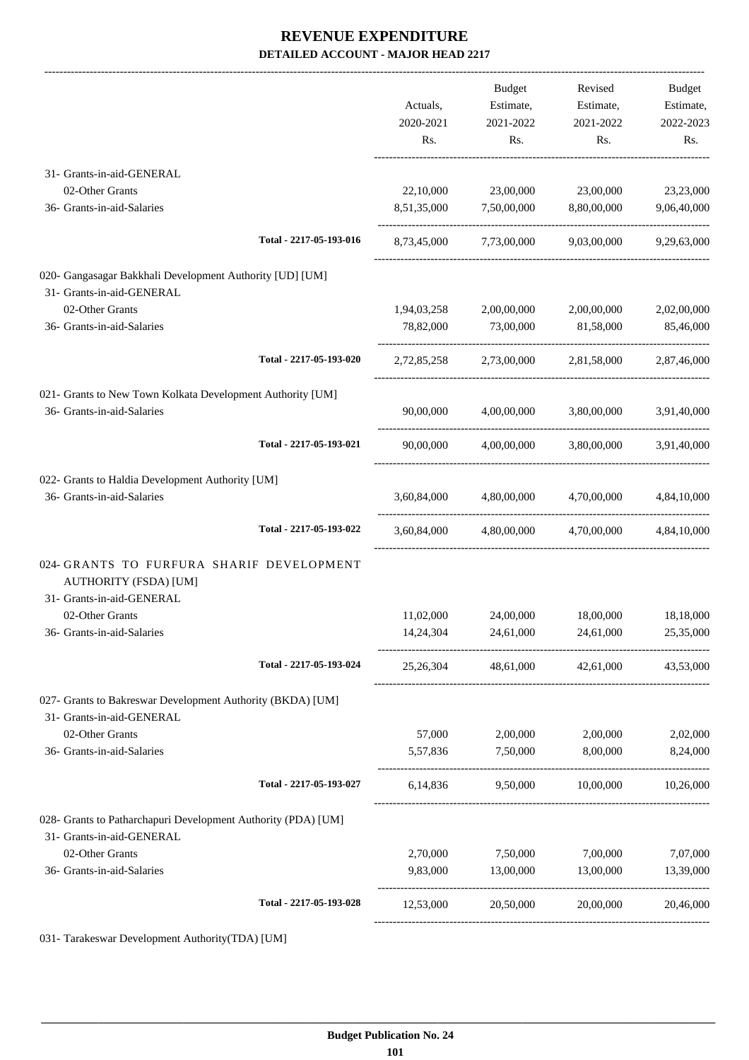# REVENUE EXPENDITURE

**DETAILED ACCOUNT - MAJOR HEAD 2217**

| | Actuals, 2020-2021 Rs. | Budget Estimate, 2021-2022 Rs. | Revised Estimate, 2021-2022 Rs. | Budget Estimate, 2022-2023 Rs. |
|---|---|---|---|---|
| 31- Grants-in-aid-GENERAL | | | | |
| 02-Other Grants | 22,10,000 | 23,00,000 | 23,00,000 | 23,23,000 |
| 36- Grants-in-aid-Salaries | 8,51,35,000 | 7,50,00,000 | 8,80,00,000 | 9,06,40,000 |
| Total - 2217-05-193-016 | 8,73,45,000 | 7,73,00,000 | 9,03,00,000 | 9,29,63,000 |
| 020- Gangasagar Bakkhali Development Authority [UD] [UM] | | | | |
| 31- Grants-in-aid-GENERAL | | | | |
| 02-Other Grants | 1,94,03,258 | 2,00,00,000 | 2,00,00,000 | 2,02,00,000 |
| 36- Grants-in-aid-Salaries | 78,82,000 | 73,00,000 | 81,58,000 | 85,46,000 |
| Total - 2217-05-193-020 | 2,72,85,258 | 2,73,00,000 | 2,81,58,000 | 2,87,46,000 |
| 021- Grants to New Town Kolkata Development Authority [UM] | | | | |
| 36- Grants-in-aid-Salaries | 90,00,000 | 4,00,00,000 | 3,80,00,000 | 3,91,40,000 |
| Total - 2217-05-193-021 | 90,00,000 | 4,00,00,000 | 3,80,00,000 | 3,91,40,000 |
| 022- Grants to Haldia Development Authority [UM] | | | | |
| 36- Grants-in-aid-Salaries | 3,60,84,000 | 4,80,00,000 | 4,70,00,000 | 4,84,10,000 |
| Total - 2217-05-193-022 | 3,60,84,000 | 4,80,00,000 | 4,70,00,000 | 4,84,10,000 |
| 024- GRANTS TO FURFURA SHARIF DEVELOPMENT AUTHORITY (FSDA) [UM] | | | | |
| 31- Grants-in-aid-GENERAL | | | | |
| 02-Other Grants | 11,02,000 | 24,00,000 | 18,00,000 | 18,18,000 |
| 36- Grants-in-aid-Salaries | 14,24,304 | 24,61,000 | 24,61,000 | 25,35,000 |
| Total - 2217-05-193-024 | 25,26,304 | 48,61,000 | 42,61,000 | 43,53,000 |
| 027- Grants to Bakreswar Development Authority (BKDA) [UM] | | | | |
| 31- Grants-in-aid-GENERAL | | | | |
| 02-Other Grants | 57,000 | 2,00,000 | 2,00,000 | 2,02,000 |
| 36- Grants-in-aid-Salaries | 5,57,836 | 7,50,000 | 8,00,000 | 8,24,000 |
| Total - 2217-05-193-027 | 6,14,836 | 9,50,000 | 10,00,000 | 10,26,000 |
| 028- Grants to Patharchapuri Development Authority (PDA) [UM] | | | | |
| 31- Grants-in-aid-GENERAL | | | | |
| 02-Other Grants | 2,70,000 | 7,50,000 | 7,00,000 | 7,07,000 |
| 36- Grants-in-aid-Salaries | 9,83,000 | 13,00,000 | 13,00,000 | 13,39,000 |
| Total - 2217-05-193-028 | 12,53,000 | 20,50,000 | 20,00,000 | 20,46,000 |
| 031- Tarakeswar Development Authority(TDA) [UM] | | | | |

**Budget Publication No. 24**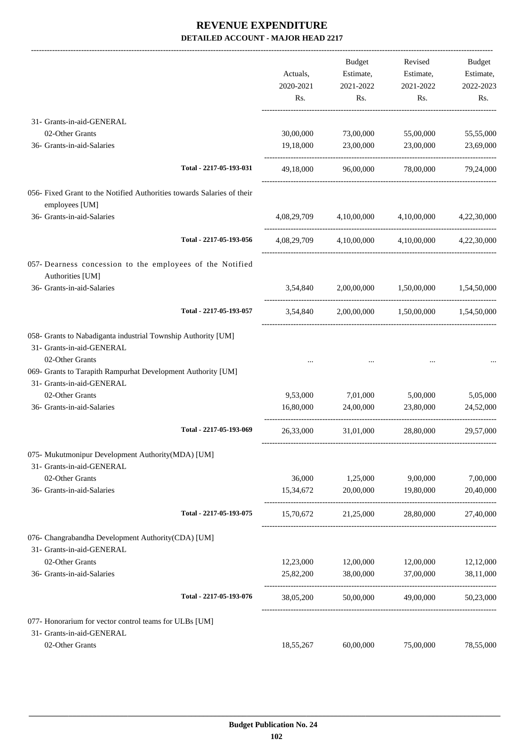# REVENUE EXPENDITURE

**DETAILED ACCOUNT - MAJOR HEAD 2217**

| | Actuals, 2020-2021 Rs. | Budget Estimate, 2021-2022 Rs. | Revised Estimate, 2021-2022 Rs. | Budget Estimate, 2022-2023 Rs. |
|---|---|---|---|---|
| 31- Grants-in-aid-GENERAL | | | | |
| 02-Other Grants | 30,00,000 | 73,00,000 | 55,00,000 | 55,55,000 |
| 36- Grants-in-aid-Salaries | 19,18,000 | 23,00,000 | 23,00,000 | 23,69,000 |
| Total - 2217-05-193-031 | 49,18,000 | 96,00,000 | 78,00,000 | 79,24,000 |
| 056- Fixed Grant to the Notified Authorities towards Salaries of their employees [UM] | | | | |
| 36- Grants-in-aid-Salaries | 4,08,29,709 | 4,10,00,000 | 4,10,00,000 | 4,22,30,000 |
| Total - 2217-05-193-056 | 4,08,29,709 | 4,10,00,000 | 4,10,00,000 | 4,22,30,000 |
| 057- Dearness concession to the employees of the Notified Authorities [UM] | | | | |
| 36- Grants-in-aid-Salaries | 3,54,840 | 2,00,00,000 | 1,50,00,000 | 1,54,50,000 |
| Total - 2217-05-193-057 | 3,54,840 | 2,00,00,000 | 1,50,00,000 | 1,54,50,000 |
| 058- Grants to Nabadiganta industrial Township Authority [UM] | | | | |
| 31- Grants-in-aid-GENERAL | | | | |
| 02-Other Grants | ... | ... | ... | ... |
| 069- Grants to Tarapith Rampurhat Development Authority [UM] | | | | |
| 31- Grants-in-aid-GENERAL | | | | |
| 02-Other Grants | 9,53,000 | 7,01,000 | 5,00,000 | 5,05,000 |
| 36- Grants-in-aid-Salaries | 16,80,000 | 24,00,000 | 23,80,000 | 24,52,000 |
| Total - 2217-05-193-069 | 26,33,000 | 31,01,000 | 28,80,000 | 29,57,000 |
| 075- Mukutmonipur Development Authority(MDA) [UM] | | | | |
| 31- Grants-in-aid-GENERAL | | | | |
| 02-Other Grants | 36,000 | 1,25,000 | 9,00,000 | 7,00,000 |
| 36- Grants-in-aid-Salaries | 15,34,672 | 20,00,000 | 19,80,000 | 20,40,000 |
| Total - 2217-05-193-075 | 15,70,672 | 21,25,000 | 28,80,000 | 27,40,000 |
| 076- Changrabandha Development Authority(CDA) [UM] | | | | |
| 31- Grants-in-aid-GENERAL | | | | |
| 02-Other Grants | 12,23,000 | 12,00,000 | 12,00,000 | 12,12,000 |
| 36- Grants-in-aid-Salaries | 25,82,200 | 38,00,000 | 37,00,000 | 38,11,000 |
| Total - 2217-05-193-076 | 38,05,200 | 50,00,000 | 49,00,000 | 50,23,000 |
| 077- Honorarium for vector control teams for ULBs [UM] | | | | |
| 31- Grants-in-aid-GENERAL | | | | |
| 02-Other Grants | 18,55,267 | 60,00,000 | 75,00,000 | 78,55,000 |

**Budget Publication No. 24**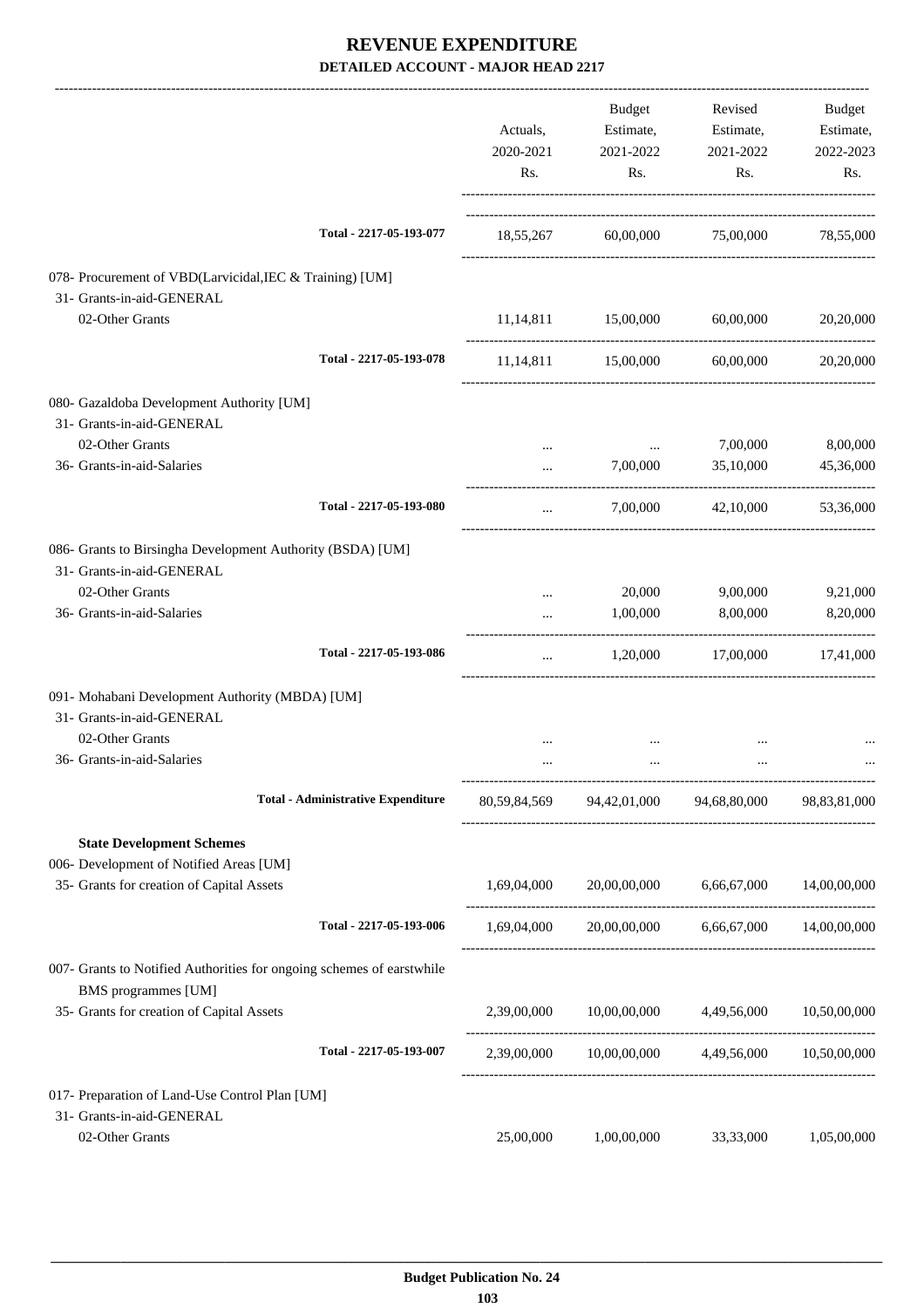# REVENUE EXPENDITURE

## DETAILED ACCOUNT - MAJOR HEAD 2217

| | Actuals, 2020-2021 Rs. | Budget Estimate, 2021-2022 Rs. | Revised Estimate, 2021-2022 Rs. | Budget Estimate, 2022-2023 Rs. |
|---|---|---|---|---|
| Total - 2217-05-193-077 | 18,55,267 | 60,00,000 | 75,00,000 | 78,55,000 |
| 078- Procurement of VBD(Larvicidal,IEC & Training) [UM] | | | | |
| 31- Grants-in-aid-GENERAL | | | | |
| 02-Other Grants | 11,14,811 | 15,00,000 | 60,00,000 | 20,20,000 |
| Total - 2217-05-193-078 | 11,14,811 | 15,00,000 | 60,00,000 | 20,20,000 |
| 080- Gazaldoba Development Authority [UM] | | | | |
| 31- Grants-in-aid-GENERAL | | | | |
| 02-Other Grants | ... | ... | 7,00,000 | 8,00,000 |
| 36- Grants-in-aid-Salaries | ... | 7,00,000 | 35,10,000 | 45,36,000 |
| Total - 2217-05-193-080 | ... | 7,00,000 | 42,10,000 | 53,36,000 |
| 086- Grants to Birsingha Development Authority (BSDA) [UM] | | | | |
| 31- Grants-in-aid-GENERAL | | | | |
| 02-Other Grants | ... | 20,000 | 9,00,000 | 9,21,000 |
| 36- Grants-in-aid-Salaries | ... | 1,00,000 | 8,00,000 | 8,20,000 |
| Total - 2217-05-193-086 | ... | 1,20,000 | 17,00,000 | 17,41,000 |
| 091- Mohabani Development Authority (MBDA) [UM] | | | | |
| 31- Grants-in-aid-GENERAL | | | | |
| 02-Other Grants | ... | ... | ... | ... |
| 36- Grants-in-aid-Salaries | ... | ... | ... | ... |
| Total - Administrative Expenditure | 80,59,84,569 | 94,42,01,000 | 94,68,80,000 | 98,83,81,000 |
| **State Development Schemes** | | | | |
| 006- Development of Notified Areas [UM] | | | | |
| 35- Grants for creation of Capital Assets | 1,69,04,000 | 20,00,00,000 | 6,66,67,000 | 14,00,00,000 |
| Total - 2217-05-193-006 | 1,69,04,000 | 20,00,00,000 | 6,66,67,000 | 14,00,00,000 |
| 007- Grants to Notified Authorities for ongoing schemes of earstwhile BMS programmes [UM] | | | | |
| 35- Grants for creation of Capital Assets | 2,39,00,000 | 10,00,00,000 | 4,49,56,000 | 10,50,00,000 |
| Total - 2217-05-193-007 | 2,39,00,000 | 10,00,00,000 | 4,49,56,000 | 10,50,00,000 |
| 017- Preparation of Land-Use Control Plan [UM] | | | | |
| 31- Grants-in-aid-GENERAL | | | | |
| 02-Other Grants | 25,00,000 | 1,00,00,000 | 33,33,000 | 1,05,00,000 |

**Budget Publication No. 24**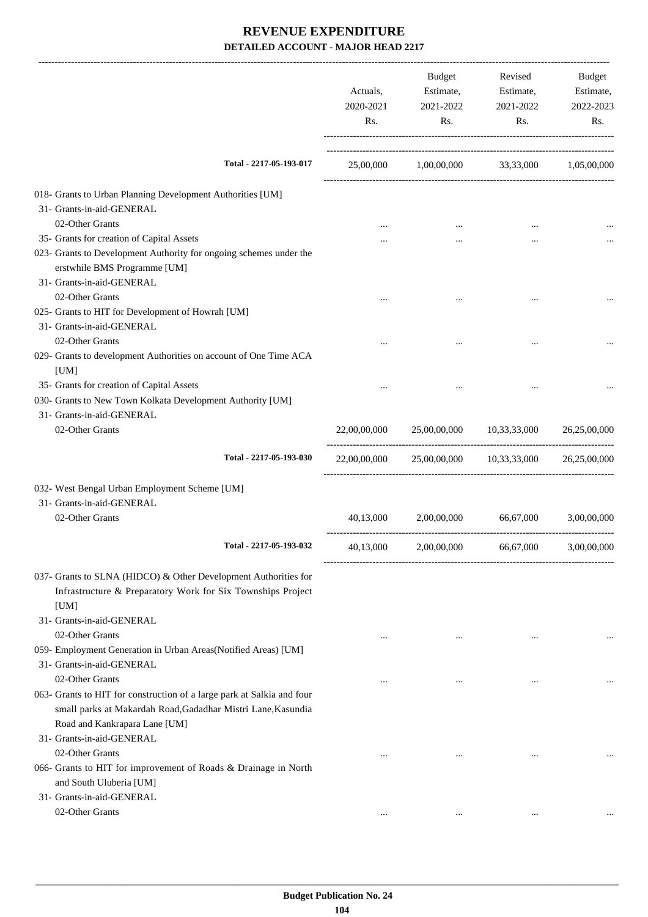# REVENUE EXPENDITURE

**DETAILED ACCOUNT - MAJOR HEAD 2217**

| | Actuals, 2020-2021 Rs. | Budget Estimate, 2021-2022 Rs. | Revised Estimate, 2021-2022 Rs. | Budget Estimate, 2022-2023 Rs. |
|---|---|---|---|---|
| **Total - 2217-05-193-017** | 25,00,000 | 1,00,00,000 | 33,33,000 | 1,05,00,000 |
| 018- Grants to Urban Planning Development Authorities [UM] | | | | |
| 31- Grants-in-aid-GENERAL | | | | |
| 02-Other Grants | ... | ... | ... | ... |
| 35- Grants for creation of Capital Assets | ... | ... | ... | ... |
| 023- Grants to Development Authority for ongoing schemes under the erstwhile BMS Programme [UM] | | | | |
| 31- Grants-in-aid-GENERAL | | | | |
| 02-Other Grants | ... | ... | ... | ... |
| 025- Grants to HIT for Development of Howrah [UM] | | | | |
| 31- Grants-in-aid-GENERAL | | | | |
| 02-Other Grants | ... | ... | ... | ... |
| 029- Grants to development Authorities on account of One Time ACA [UM] | | | | |
| 35- Grants for creation of Capital Assets | ... | ... | ... | ... |
| 030- Grants to New Town Kolkata Development Authority [UM] | | | | |
| 31- Grants-in-aid-GENERAL | | | | |
| 02-Other Grants | 22,00,00,000 | 25,00,00,000 | 10,33,33,000 | 26,25,00,000 |
| **Total - 2217-05-193-030** | 22,00,00,000 | 25,00,00,000 | 10,33,33,000 | 26,25,00,000 |
| 032- West Bengal Urban Employment Scheme [UM] | | | | |
| 31- Grants-in-aid-GENERAL | | | | |
| 02-Other Grants | 40,13,000 | 2,00,00,000 | 66,67,000 | 3,00,00,000 |
| **Total - 2217-05-193-032** | 40,13,000 | 2,00,00,000 | 66,67,000 | 3,00,00,000 |
| 037- Grants to SLNA (HIDCO) & Other Development Authorities for Infrastructure & Preparatory Work for Six Townships Project [UM] | | | | |
| 31- Grants-in-aid-GENERAL | | | | |
| 02-Other Grants | ... | ... | ... | ... |
| 059- Employment Generation in Urban Areas(Notified Areas) [UM] | | | | |
| 31- Grants-in-aid-GENERAL | | | | |
| 02-Other Grants | ... | ... | ... | ... |
| 063- Grants to HIT for construction of a large park at Salkia and four small parks at Makardah Road,Gadadhar Mistri Lane,Kasundia Road and Kankrapara Lane [UM] | | | | |
| 31- Grants-in-aid-GENERAL | | | | |
| 02-Other Grants | ... | ... | ... | ... |
| 066- Grants to HIT for improvement of Roads & Drainage in North and South Uluberia [UM] | | | | |
| 31- Grants-in-aid-GENERAL | | | | |
| 02-Other Grants | ... | ... | ... | ... |

**Budget Publication No. 24**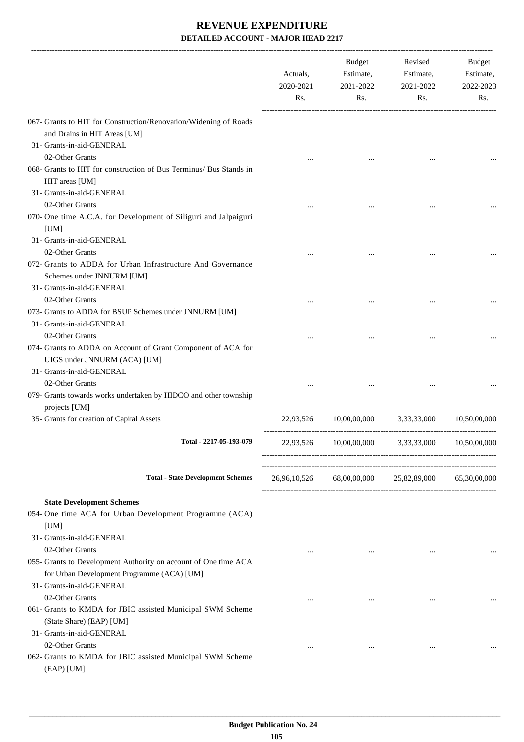# REVENUE EXPENDITURE

## DETAILED ACCOUNT - MAJOR HEAD 2217

| | Actuals, 2020-2021 Rs. | Budget Estimate, 2021-2022 Rs. | Revised Estimate, 2021-2022 Rs. | Budget Estimate, 2022-2023 Rs. |
|---|---|---|---|---|
| 067- Grants to HIT for Construction/Renovation/Widening of Roads and Drains in HIT Areas [UM] | | | | |
| 31- Grants-in-aid-GENERAL | | | | |
| 02-Other Grants | ... | ... | ... | ... |
| 068- Grants to HIT for construction of Bus Terminus/ Bus Stands in HIT areas [UM] | | | | |
| 31- Grants-in-aid-GENERAL | | | | |
| 02-Other Grants | ... | ... | ... | ... |
| 070- One time A.C.A. for Development of Siliguri and Jalpaiguri [UM] | | | | |
| 31- Grants-in-aid-GENERAL | | | | |
| 02-Other Grants | ... | ... | ... | ... |
| 072- Grants to ADDA for Urban Infrastructure And Governance Schemes under JNNURM [UM] | | | | |
| 31- Grants-in-aid-GENERAL | | | | |
| 02-Other Grants | ... | ... | ... | ... |
| 073- Grants to ADDA for BSUP Schemes under JNNURM [UM] | | | | |
| 31- Grants-in-aid-GENERAL | | | | |
| 02-Other Grants | ... | ... | ... | ... |
| 074- Grants to ADDA on Account of Grant Component of ACA for UIGS under JNNURM (ACA) [UM] | | | | |
| 31- Grants-in-aid-GENERAL | | | | |
| 02-Other Grants | ... | ... | ... | ... |
| 079- Grants towards works undertaken by HIDCO and other township projects [UM] | | | | |
| 35- Grants for creation of Capital Assets | 22,93,526 | 10,00,00,000 | 3,33,33,000 | 10,50,00,000 |
| **Total - 2217-05-193-079** | 22,93,526 | 10,00,00,000 | 3,33,33,000 | 10,50,00,000 |
| **Total - State Development Schemes** | 26,96,10,526 | 68,00,00,000 | 25,82,89,000 | 65,30,00,000 |
| **State Development Schemes** | | | | |
| 054- One time ACA for Urban Development Programme (ACA) [UM] | | | | |
| 31- Grants-in-aid-GENERAL | | | | |
| 02-Other Grants | ... | ... | ... | ... |
| 055- Grants to Development Authority on account of One time ACA for Urban Development Programme (ACA) [UM] | | | | |
| 31- Grants-in-aid-GENERAL | | | | |
| 02-Other Grants | ... | ... | ... | ... |
| 061- Grants to KMDA for JBIC assisted Municipal SWM Scheme (State Share) (EAP) [UM] | | | | |
| 31- Grants-in-aid-GENERAL | | | | |
| 02-Other Grants | ... | ... | ... | ... |
| 062- Grants to KMDA for JBIC assisted Municipal SWM Scheme (EAP) [UM] | | | | |

**Budget Publication No. 24**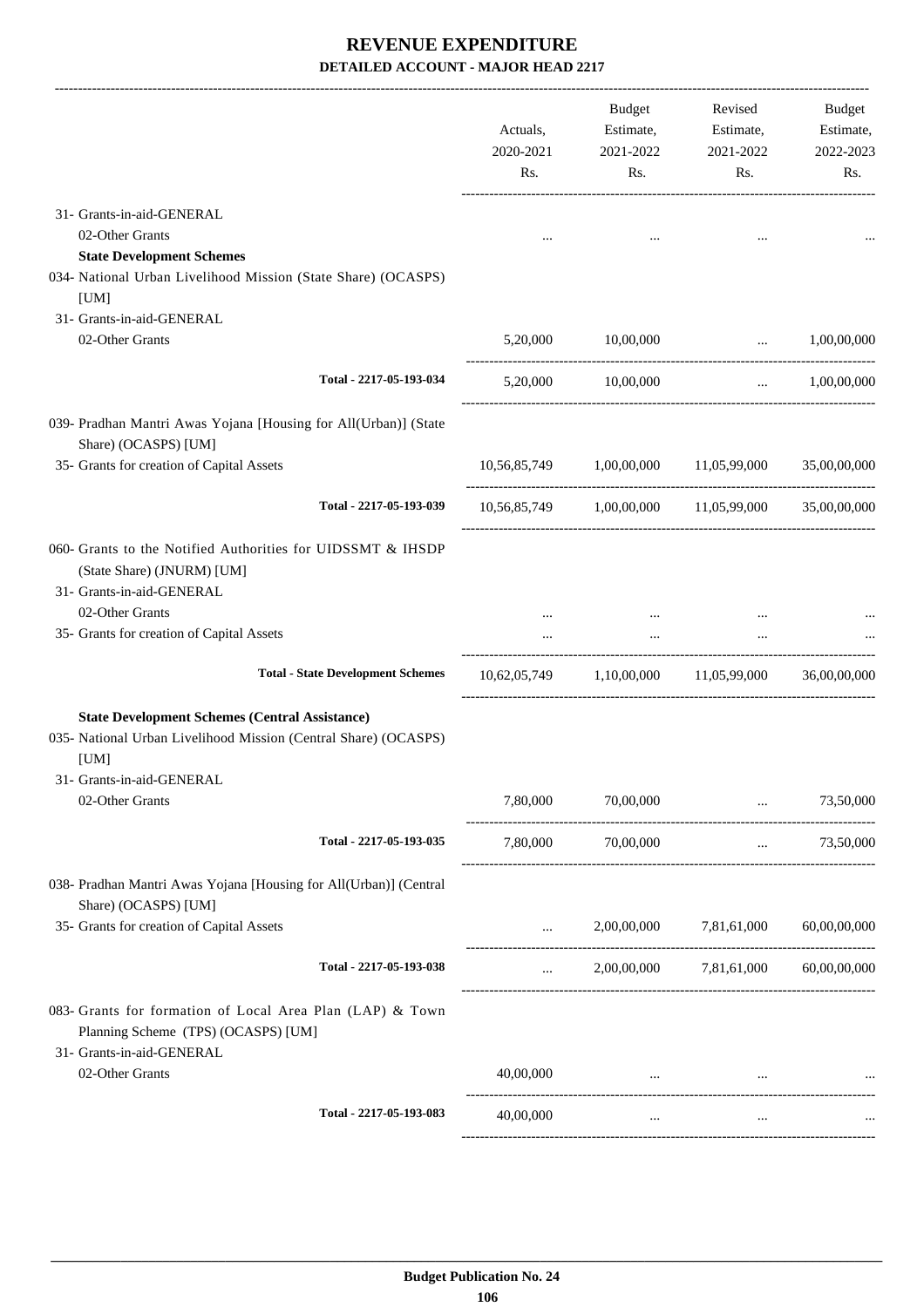# REVENUE EXPENDITURE

## DETAILED ACCOUNT - MAJOR HEAD 2217

| | Actuals, 2020-2021 Rs. | Budget Estimate, 2021-2022 Rs. | Revised Estimate, 2021-2022 Rs. | Budget Estimate, 2022-2023 Rs. |
|---|---|---|---|---|
| 31- Grants-in-aid-GENERAL | | | | |
| 02-Other Grants | ... | ... | ... | ... |
| **State Development Schemes** | | | | |
| 034- National Urban Livelihood Mission (State Share) (OCASPS) [UM] | | | | |
| 31- Grants-in-aid-GENERAL | | | | |
| 02-Other Grants | 5,20,000 | 10,00,000 | ... | 1,00,00,000 |
| Total - 2217-05-193-034 | 5,20,000 | 10,00,000 | ... | 1,00,00,000 |
| 039- Pradhan Mantri Awas Yojana [Housing for All(Urban)] (State Share) (OCASPS) [UM] | | | | |
| 35- Grants for creation of Capital Assets | 10,56,85,749 | 1,00,00,000 | 11,05,99,000 | 35,00,00,000 |
| Total - 2217-05-193-039 | 10,56,85,749 | 1,00,00,000 | 11,05,99,000 | 35,00,00,000 |
| 060- Grants to the Notified Authorities for UIDSSMT & IHSDP (State Share) (JNURM) [UM] | | | | |
| 31- Grants-in-aid-GENERAL | | | | |
| 02-Other Grants | ... | ... | ... | ... |
| 35- Grants for creation of Capital Assets | ... | ... | ... | ... |
| **Total - State Development Schemes** | 10,62,05,749 | 1,10,00,000 | 11,05,99,000 | 36,00,00,000 |
| **State Development Schemes (Central Assistance)** | | | | |
| 035- National Urban Livelihood Mission (Central Share) (OCASPS) [UM] | | | | |
| 31- Grants-in-aid-GENERAL | | | | |
| 02-Other Grants | 7,80,000 | 70,00,000 | ... | 73,50,000 |
| Total - 2217-05-193-035 | 7,80,000 | 70,00,000 | ... | 73,50,000 |
| 038- Pradhan Mantri Awas Yojana [Housing for All(Urban)] (Central Share) (OCASPS) [UM] | | | | |
| 35- Grants for creation of Capital Assets | ... | 2,00,00,000 | 7,81,61,000 | 60,00,00,000 |
| Total - 2217-05-193-038 | ... | 2,00,00,000 | 7,81,61,000 | 60,00,00,000 |
| 083- Grants for formation of Local Area Plan (LAP) & Town Planning Scheme (TPS) (OCASPS) [UM] | | | | |
| 31- Grants-in-aid-GENERAL | | | | |
| 02-Other Grants | 40,00,000 | ... | ... | ... |
| Total - 2217-05-193-083 | 40,00,000 | ... | ... | ... |

**Budget Publication No. 24**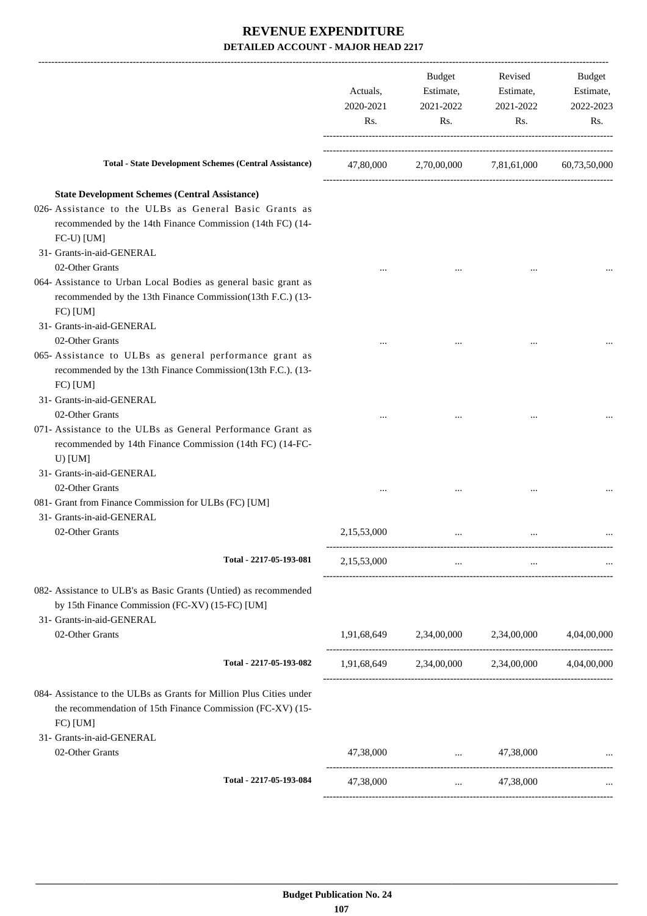# REVENUE EXPENDITURE

## DETAILED ACCOUNT - MAJOR HEAD 2217

| | Actuals, 2020-2021 Rs. | Budget Estimate, 2021-2022 Rs. | Revised Estimate, 2021-2022 Rs. | Budget Estimate, 2022-2023 Rs. |
|---|---|---|---|---|
| **Total - State Development Schemes (Central Assistance)** | 47,80,000 | 2,70,00,000 | 7,81,61,000 | 60,73,50,000 |
| **State Development Schemes (Central Assistance)** | | | | |
| 026- Assistance to the ULBs as General Basic Grants as recommended by the 14th Finance Commission (14th FC) (14-FC-U) [UM] | | | | |
| 31- Grants-in-aid-GENERAL | | | | |
| 02-Other Grants | ... | ... | ... | ... |
| 064- Assistance to Urban Local Bodies as general basic grant as recommended by the 13th Finance Commission(13th F.C.) (13-FC) [UM] | | | | |
| 31- Grants-in-aid-GENERAL | | | | |
| 02-Other Grants | ... | ... | ... | ... |
| 065- Assistance to ULBs as general performance grant as recommended by the 13th Finance Commission(13th F.C.). (13-FC) [UM] | | | | |
| 31- Grants-in-aid-GENERAL | | | | |
| 02-Other Grants | ... | ... | ... | ... |
| 071- Assistance to the ULBs as General Performance Grant as recommended by 14th Finance Commission (14th FC) (14-FC-U) [UM] | | | | |
| 31- Grants-in-aid-GENERAL | | | | |
| 02-Other Grants | ... | ... | ... | ... |
| 081- Grant from Finance Commission for ULBs (FC) [UM] | | | | |
| 31- Grants-in-aid-GENERAL | | | | |
| 02-Other Grants | 2,15,53,000 | ... | ... | ... |
| **Total - 2217-05-193-081** | 2,15,53,000 | ... | ... | ... |
| 082- Assistance to ULB's as Basic Grants (Untied) as recommended by 15th Finance Commission (FC-XV) (15-FC) [UM] | | | | |
| 31- Grants-in-aid-GENERAL | | | | |
| 02-Other Grants | 1,91,68,649 | 2,34,00,000 | 2,34,00,000 | 4,04,00,000 |
| **Total - 2217-05-193-082** | 1,91,68,649 | 2,34,00,000 | 2,34,00,000 | 4,04,00,000 |
| 084- Assistance to the ULBs as Grants for Million Plus Cities under the recommendation of 15th Finance Commission (FC-XV) (15-FC) [UM] | | | | |
| 31- Grants-in-aid-GENERAL | | | | |
| 02-Other Grants | 47,38,000 | ... | 47,38,000 | ... |
| **Total - 2217-05-193-084** | 47,38,000 | ... | 47,38,000 | ... |

Budget Publication No. 24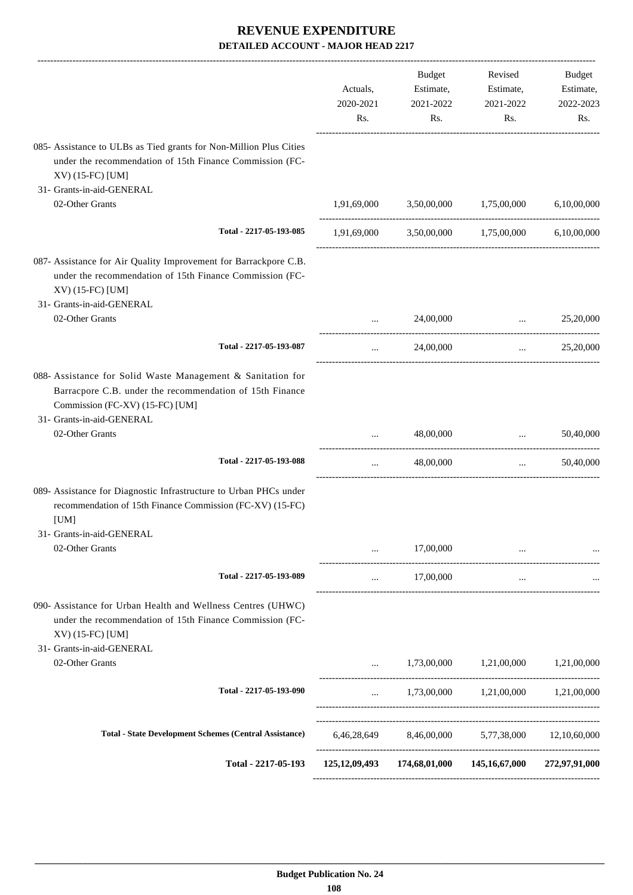# REVENUE EXPENDITURE

## DETAILED ACCOUNT - MAJOR HEAD 2217

| | Actuals, 2020-2021 Rs. | Budget Estimate, 2021-2022 Rs. | Revised Estimate, 2021-2022 Rs. | Budget Estimate, 2022-2023 Rs. |
|---|---|---|---|---|
| 085- Assistance to ULBs as Tied grants for Non-Million Plus Cities under the recommendation of 15th Finance Commission (FC-XV) (15-FC) [UM] | | | | |
| 31- Grants-in-aid-GENERAL | | | | |
| 02-Other Grants | 1,91,69,000 | 3,50,00,000 | 1,75,00,000 | 6,10,00,000 |
| **Total - 2217-05-193-085** | 1,91,69,000 | 3,50,00,000 | 1,75,00,000 | 6,10,00,000 |
| 087- Assistance for Air Quality Improvement for Barrackpore C.B. under the recommendation of 15th Finance Commission (FC-XV) (15-FC) [UM] | | | | |
| 31- Grants-in-aid-GENERAL | | | | |
| 02-Other Grants | ... | 24,00,000 | ... | 25,20,000 |
| **Total - 2217-05-193-087** | ... | 24,00,000 | ... | 25,20,000 |
| 088- Assistance for Solid Waste Management & Sanitation for Barracpore C.B. under the recommendation of 15th Finance Commission (FC-XV) (15-FC) [UM] | | | | |
| 31- Grants-in-aid-GENERAL | | | | |
| 02-Other Grants | ... | 48,00,000 | ... | 50,40,000 |
| **Total - 2217-05-193-088** | ... | 48,00,000 | ... | 50,40,000 |
| 089- Assistance for Diagnostic Infrastructure to Urban PHCs under recommendation of 15th Finance Commission (FC-XV) (15-FC) [UM] | | | | |
| 31- Grants-in-aid-GENERAL | | | | |
| 02-Other Grants | ... | 17,00,000 | ... | ... |
| **Total - 2217-05-193-089** | ... | 17,00,000 | ... | ... |
| 090- Assistance for Urban Health and Wellness Centres (UHWC) under the recommendation of 15th Finance Commission (FC-XV) (15-FC) [UM] | | | | |
| 31- Grants-in-aid-GENERAL | | | | |
| 02-Other Grants | ... | 1,73,00,000 | 1,21,00,000 | 1,21,00,000 |
| **Total - 2217-05-193-090** | ... | 1,73,00,000 | 1,21,00,000 | 1,21,00,000 |
| **Total - State Development Schemes (Central Assistance)** | 6,46,28,649 | 8,46,00,000 | 5,77,38,000 | 12,10,60,000 |
| **Total - 2217-05-193** | **125,12,09,493** | **174,68,01,000** | **145,16,67,000** | **272,97,91,000** |

Budget Publication No. 24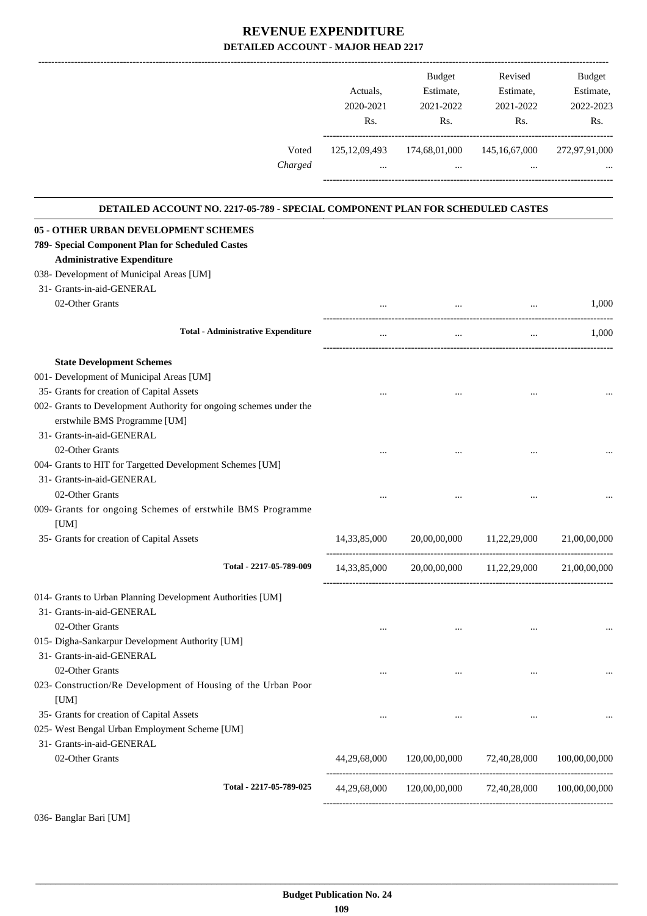# REVENUE EXPENDITURE

## DETAILED ACCOUNT - MAJOR HEAD 2217

| | Actuals, 2020-2021 Rs. | Budget Estimate, 2021-2022 Rs. | Revised Estimate, 2021-2022 Rs. | Budget Estimate, 2022-2023 Rs. |
|---|---|---|---|---|
| Voted | 125,12,09,493 | 174,68,01,000 | 145,16,67,000 | 272,97,91,000 |
| *Charged* | ... | ... | ... | ... |

### DETAILED ACCOUNT NO. 2217-05-789 - SPECIAL COMPONENT PLAN FOR SCHEDULED CASTES

| | Actuals, 2020-2021 Rs. | Budget Estimate, 2021-2022 Rs. | Revised Estimate, 2021-2022 Rs. | Budget Estimate, 2022-2023 Rs. |
|---|---|---|---|---|
| **05 - OTHER URBAN DEVELOPMENT SCHEMES** | | | | |
| **789- Special Component Plan for Scheduled Castes** | | | | |
| **Administrative Expenditure** | | | | |
| 038- Development of Municipal Areas [UM] | | | | |
| 31- Grants-in-aid-GENERAL | | | | |
| 02-Other Grants | ... | ... | ... | 1,000 |
| **Total - Administrative Expenditure** | ... | ... | ... | 1,000 |
| **State Development Schemes** | | | | |
| 001- Development of Municipal Areas [UM] | | | | |
| 35- Grants for creation of Capital Assets | ... | ... | ... | ... |
| 002- Grants to Development Authority for ongoing schemes under the erstwhile BMS Programme [UM] | | | | |
| 31- Grants-in-aid-GENERAL | | | | |
| 02-Other Grants | ... | ... | ... | ... |
| 004- Grants to HIT for Targetted Development Schemes [UM] | | | | |
| 31- Grants-in-aid-GENERAL | | | | |
| 02-Other Grants | ... | ... | ... | ... |
| 009- Grants for ongoing Schemes of erstwhile BMS Programme [UM] | | | | |
| 35- Grants for creation of Capital Assets | 14,33,85,000 | 20,00,00,000 | 11,22,29,000 | 21,00,00,000 |
| **Total - 2217-05-789-009** | 14,33,85,000 | 20,00,00,000 | 11,22,29,000 | 21,00,00,000 |
| 014- Grants to Urban Planning Development Authorities [UM] | | | | |
| 31- Grants-in-aid-GENERAL | | | | |
| 02-Other Grants | ... | ... | ... | ... |
| 015- Digha-Sankarpur Development Authority [UM] | | | | |
| 31- Grants-in-aid-GENERAL | | | | |
| 02-Other Grants | ... | ... | ... | ... |
| 023- Construction/Re Development of Housing of the Urban Poor [UM] | | | | |
| 35- Grants for creation of Capital Assets | ... | ... | ... | ... |
| 025- West Bengal Urban Employment Scheme [UM] | | | | |
| 31- Grants-in-aid-GENERAL | | | | |
| 02-Other Grants | 44,29,68,000 | 120,00,00,000 | 72,40,28,000 | 100,00,00,000 |
| **Total - 2217-05-789-025** | 44,29,68,000 | 120,00,00,000 | 72,40,28,000 | 100,00,00,000 |
| 036- Banglar Bari [UM] | | | | |

**Budget Publication No. 24**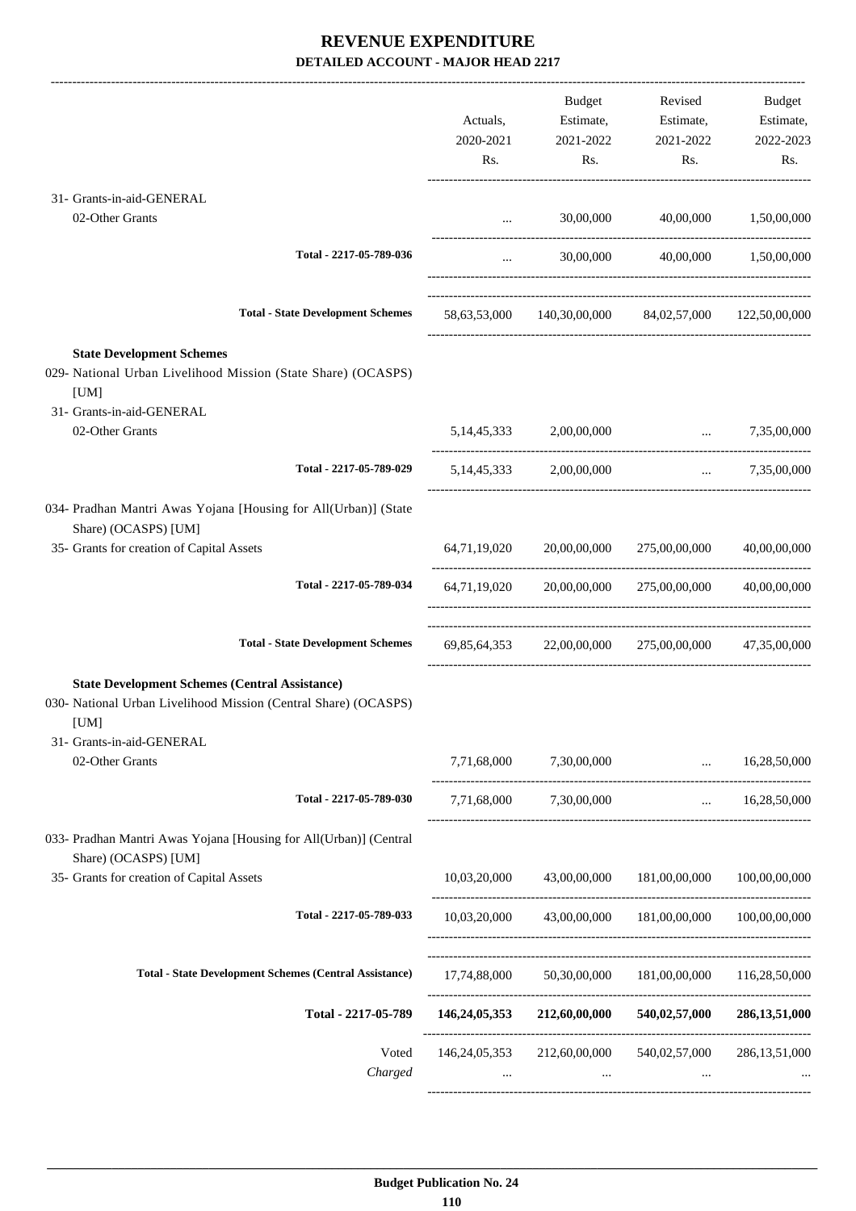# REVENUE EXPENDITURE

**DETAILED ACCOUNT - MAJOR HEAD 2217**

| | Actuals, 2020-2021 Rs. | Budget Estimate, 2021-2022 Rs. | Revised Estimate, 2021-2022 Rs. | Budget Estimate, 2022-2023 Rs. |
|---|---|---|---|---|
| 31- Grants-in-aid-GENERAL | | | | |
| 02-Other Grants | ... | 30,00,000 | 40,00,000 | 1,50,00,000 |
| Total - 2217-05-789-036 | ... | 30,00,000 | 40,00,000 | 1,50,00,000 |
| Total - State Development Schemes | 58,63,53,000 | 140,30,00,000 | 84,02,57,000 | 122,50,00,000 |
| **State Development Schemes** | | | | |
| 029- National Urban Livelihood Mission (State Share) (OCASPS) [UM] | | | | |
| 31- Grants-in-aid-GENERAL | | | | |
| 02-Other Grants | 5,14,45,333 | 2,00,00,000 | ... | 7,35,00,000 |
| Total - 2217-05-789-029 | 5,14,45,333 | 2,00,00,000 | ... | 7,35,00,000 |
| 034- Pradhan Mantri Awas Yojana [Housing for All(Urban)] (State Share) (OCASPS) [UM] | | | | |
| 35- Grants for creation of Capital Assets | 64,71,19,020 | 20,00,00,000 | 275,00,00,000 | 40,00,00,000 |
| Total - 2217-05-789-034 | 64,71,19,020 | 20,00,00,000 | 275,00,00,000 | 40,00,00,000 |
| Total - State Development Schemes | 69,85,64,353 | 22,00,00,000 | 275,00,00,000 | 47,35,00,000 |
| **State Development Schemes (Central Assistance)** | | | | |
| 030- National Urban Livelihood Mission (Central Share) (OCASPS) [UM] | | | | |
| 31- Grants-in-aid-GENERAL | | | | |
| 02-Other Grants | 7,71,68,000 | 7,30,00,000 | ... | 16,28,50,000 |
| Total - 2217-05-789-030 | 7,71,68,000 | 7,30,00,000 | ... | 16,28,50,000 |
| 033- Pradhan Mantri Awas Yojana [Housing for All(Urban)] (Central Share) (OCASPS) [UM] | | | | |
| 35- Grants for creation of Capital Assets | 10,03,20,000 | 43,00,00,000 | 181,00,00,000 | 100,00,00,000 |
| Total - 2217-05-789-033 | 10,03,20,000 | 43,00,00,000 | 181,00,00,000 | 100,00,00,000 |
| Total - State Development Schemes (Central Assistance) | 17,74,88,000 | 50,30,00,000 | 181,00,00,000 | 116,28,50,000 |
| **Total - 2217-05-789** | **146,24,05,353** | **212,60,00,000** | **540,02,57,000** | **286,13,51,000** |
| Voted | 146,24,05,353 | 212,60,00,000 | 540,02,57,000 | 286,13,51,000 |
| *Charged* | ... | ... | ... | ... |

**Budget Publication No. 24**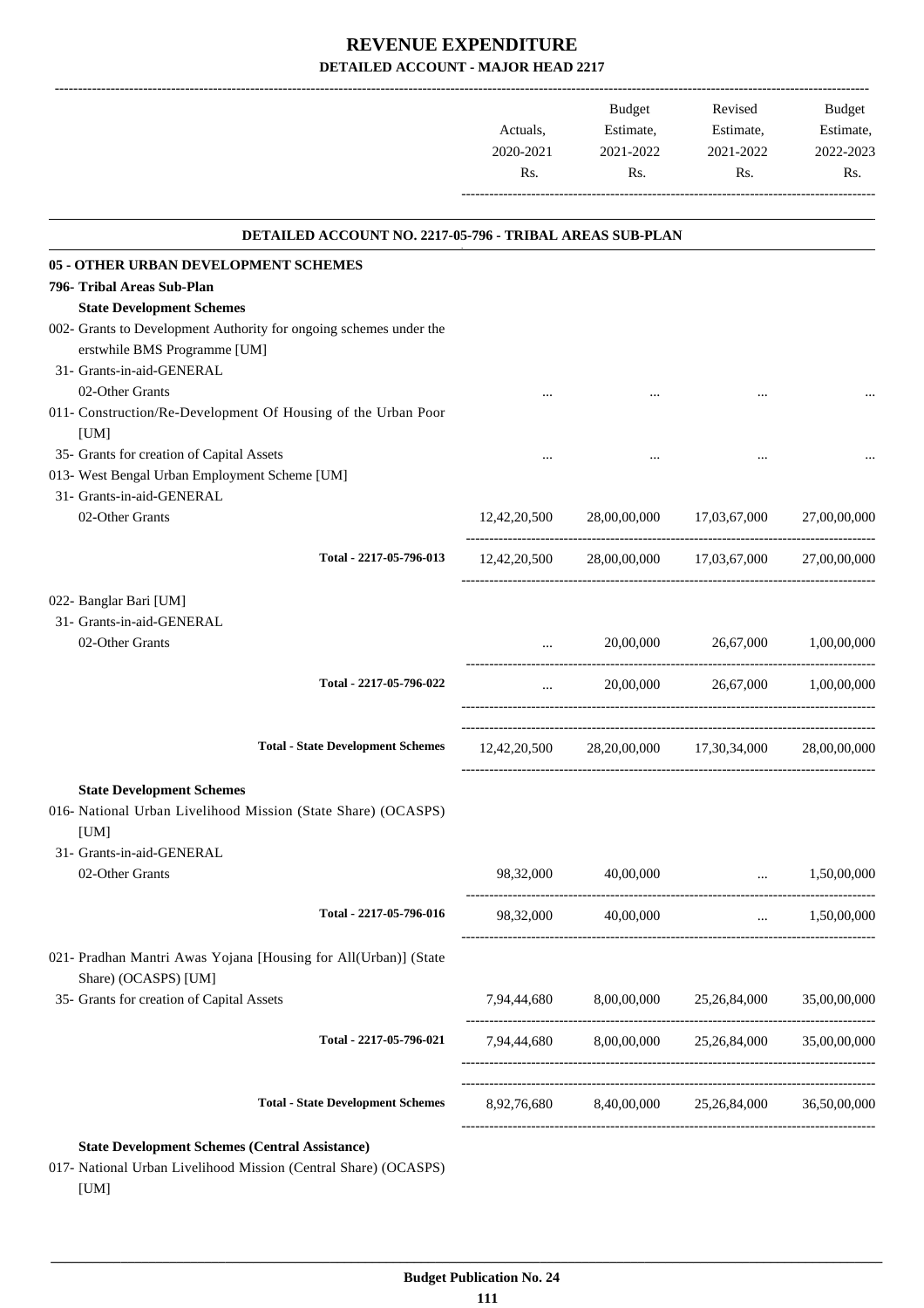# REVENUE EXPENDITURE

## DETAILED ACCOUNT - MAJOR HEAD 2217

| | Actuals, 2020-2021 Rs. | Budget Estimate, 2021-2022 Rs. | Revised Estimate, 2021-2022 Rs. | Budget Estimate, 2022-2023 Rs. |
|---|---|---|---|---|
| **DETAILED ACCOUNT NO. 2217-05-796 - TRIBAL AREAS SUB-PLAN** | | | | |
| **05 - OTHER URBAN DEVELOPMENT SCHEMES** | | | | |
| **796- Tribal Areas Sub-Plan** | | | | |
| **State Development Schemes** | | | | |
| 002- Grants to Development Authority for ongoing schemes under the erstwhile BMS Programme [UM] | | | | |
| 31- Grants-in-aid-GENERAL | | | | |
| 02-Other Grants | ... | ... | ... | ... |
| 011- Construction/Re-Development Of Housing of the Urban Poor [UM] | | | | |
| 35- Grants for creation of Capital Assets | ... | ... | ... | ... |
| 013- West Bengal Urban Employment Scheme [UM] | | | | |
| 31- Grants-in-aid-GENERAL | | | | |
| 02-Other Grants | 12,42,20,500 | 28,00,00,000 | 17,03,67,000 | 27,00,00,000 |
| Total - 2217-05-796-013 | 12,42,20,500 | 28,00,00,000 | 17,03,67,000 | 27,00,00,000 |
| 022- Banglar Bari [UM] | | | | |
| 31- Grants-in-aid-GENERAL | | | | |
| 02-Other Grants | ... | 20,00,000 | 26,67,000 | 1,00,00,000 |
| Total - 2217-05-796-022 | ... | 20,00,000 | 26,67,000 | 1,00,00,000 |
| Total - State Development Schemes | 12,42,20,500 | 28,20,00,000 | 17,30,34,000 | 28,00,00,000 |
| **State Development Schemes** | | | | |
| 016- National Urban Livelihood Mission (State Share) (OCASPS) [UM] | | | | |
| 31- Grants-in-aid-GENERAL | | | | |
| 02-Other Grants | 98,32,000 | 40,00,000 | ... | 1,50,00,000 |
| Total - 2217-05-796-016 | 98,32,000 | 40,00,000 | ... | 1,50,00,000 |
| 021- Pradhan Mantri Awas Yojana [Housing for All(Urban)] (State Share) (OCASPS) [UM] | | | | |
| 35- Grants for creation of Capital Assets | 7,94,44,680 | 8,00,00,000 | 25,26,84,000 | 35,00,00,000 |
| Total - 2217-05-796-021 | 7,94,44,680 | 8,00,00,000 | 25,26,84,000 | 35,00,00,000 |
| Total - State Development Schemes | 8,92,76,680 | 8,40,00,000 | 25,26,84,000 | 36,50,00,000 |
| **State Development Schemes (Central Assistance)** | | | | |
| 017- National Urban Livelihood Mission (Central Share) (OCASPS) [UM] | | | | |

**Budget Publication No. 24**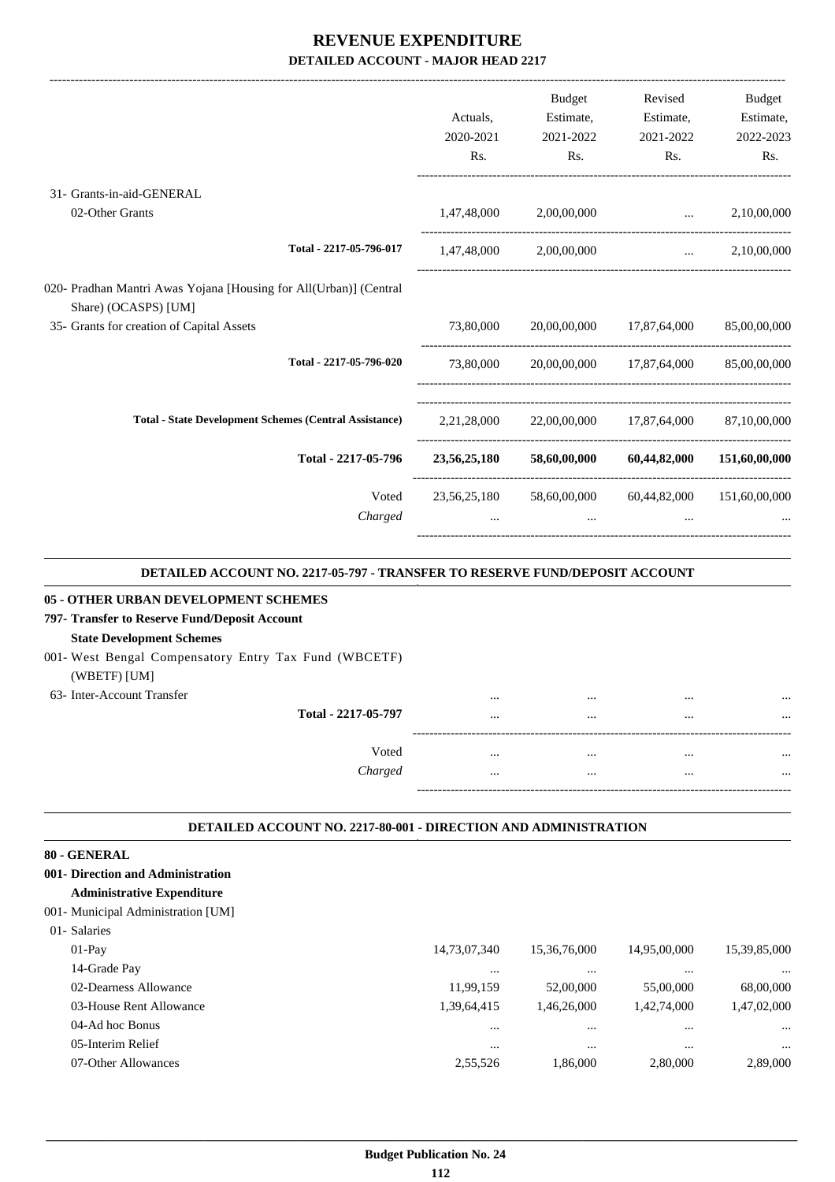# REVENUE EXPENDITURE

## DETAILED ACCOUNT - MAJOR HEAD 2217

| | Actuals, 2020-2021 Rs. | Budget Estimate, 2021-2022 Rs. | Revised Estimate, 2021-2022 Rs. | Budget Estimate, 2022-2023 Rs. |
|---|---|---|---|---|
| 31- Grants-in-aid-GENERAL | | | | |
| 02-Other Grants | 1,47,48,000 | 2,00,00,000 | ... | 2,10,00,000 |
| Total - 2217-05-796-017 | 1,47,48,000 | 2,00,00,000 | ... | 2,10,00,000 |
| 020- Pradhan Mantri Awas Yojana [Housing for All(Urban)] (Central Share) (OCASPS) [UM] | | | | |
| 35- Grants for creation of Capital Assets | 73,80,000 | 20,00,00,000 | 17,87,64,000 | 85,00,00,000 |
| Total - 2217-05-796-020 | 73,80,000 | 20,00,00,000 | 17,87,64,000 | 85,00,00,000 |
| Total - State Development Schemes (Central Assistance) | 2,21,28,000 | 22,00,00,000 | 17,87,64,000 | 87,10,00,000 |
| **Total - 2217-05-796** | **23,56,25,180** | **58,60,00,000** | **60,44,82,000** | **151,60,00,000** |
| Voted | 23,56,25,180 | 58,60,00,000 | 60,44,82,000 | 151,60,00,000 |
| *Charged* | ... | ... | ... | ... |

### DETAILED ACCOUNT NO. 2217-05-797 - TRANSFER TO RESERVE FUND/DEPOSIT ACCOUNT

**05 - OTHER URBAN DEVELOPMENT SCHEMES**

**797- Transfer to Reserve Fund/Deposit Account**

**State Development Schemes**

| | Actuals, 2020-2021 Rs. | Budget Estimate, 2021-2022 Rs. | Revised Estimate, 2021-2022 Rs. | Budget Estimate, 2022-2023 Rs. |
|---|---|---|---|---|
| 001- West Bengal Compensatory Entry Tax Fund (WBCETF) (WBETF) [UM] | | | | |
| 63- Inter-Account Transfer | ... | ... | ... | ... |
| Total - 2217-05-797 | ... | ... | ... | ... |
| Voted | ... | ... | ... | ... |
| *Charged* | ... | ... | ... | ... |

### DETAILED ACCOUNT NO. 2217-80-001 - DIRECTION AND ADMINISTRATION

**80 - GENERAL**

**001- Direction and Administration**

**Administrative Expenditure**

| | Actuals, 2020-2021 Rs. | Budget Estimate, 2021-2022 Rs. | Revised Estimate, 2021-2022 Rs. | Budget Estimate, 2022-2023 Rs. |
|---|---|---|---|---|
| 001- Municipal Administration [UM] | | | | |
| 01- Salaries | | | | |
| 01-Pay | 14,73,07,340 | 15,36,76,000 | 14,95,00,000 | 15,39,85,000 |
| 14-Grade Pay | ... | ... | ... | ... |
| 02-Dearness Allowance | 11,99,159 | 52,00,000 | 55,00,000 | 68,00,000 |
| 03-House Rent Allowance | 1,39,64,415 | 1,46,26,000 | 1,42,74,000 | 1,47,02,000 |
| 04-Ad hoc Bonus | ... | ... | ... | ... |
| 05-Interim Relief | ... | ... | ... | ... |
| 07-Other Allowances | 2,55,526 | 1,86,000 | 2,80,000 | 2,89,000 |

**Budget Publication No. 24**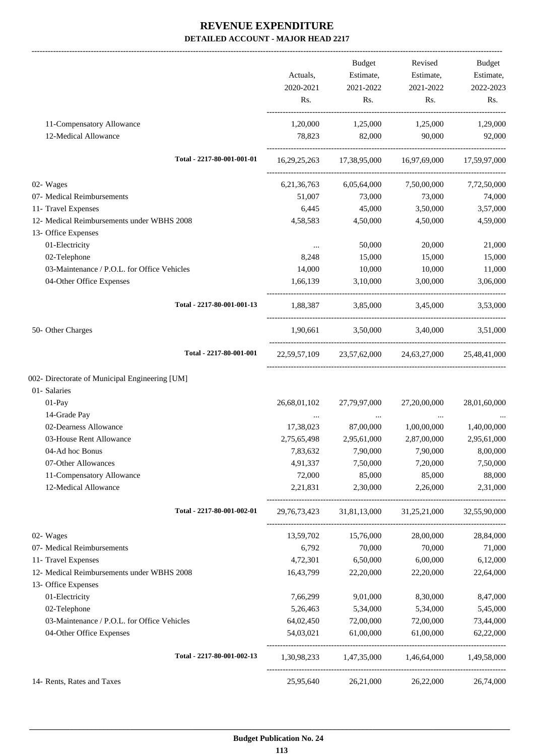# REVENUE EXPENDITURE

**DETAILED ACCOUNT - MAJOR HEAD 2217**

| | Actuals, 2020-2021 Rs. | Budget Estimate, 2021-2022 Rs. | Revised Estimate, 2021-2022 Rs. | Budget Estimate, 2022-2023 Rs. |
|---|---|---|---|---|
| 11-Compensatory Allowance | 1,20,000 | 1,25,000 | 1,25,000 | 1,29,000 |
| 12-Medical Allowance | 78,823 | 82,000 | 90,000 | 92,000 |
| **Total - 2217-80-001-001-01** | 16,29,25,263 | 17,38,95,000 | 16,97,69,000 | 17,59,97,000 |
| 02- Wages | 6,21,36,763 | 6,05,64,000 | 7,50,00,000 | 7,72,50,000 |
| 07- Medical Reimbursements | 51,007 | 73,000 | 73,000 | 74,000 |
| 11- Travel Expenses | 6,445 | 45,000 | 3,50,000 | 3,57,000 |
| 12- Medical Reimbursements under WBHS 2008 | 4,58,583 | 4,50,000 | 4,50,000 | 4,59,000 |
| 13- Office Expenses | | | | |
| 01-Electricity | ... | 50,000 | 20,000 | 21,000 |
| 02-Telephone | 8,248 | 15,000 | 15,000 | 15,000 |
| 03-Maintenance / P.O.L. for Office Vehicles | 14,000 | 10,000 | 10,000 | 11,000 |
| 04-Other Office Expenses | 1,66,139 | 3,10,000 | 3,00,000 | 3,06,000 |
| **Total - 2217-80-001-001-13** | 1,88,387 | 3,85,000 | 3,45,000 | 3,53,000 |
| 50- Other Charges | 1,90,661 | 3,50,000 | 3,40,000 | 3,51,000 |
| **Total - 2217-80-001-001** | 22,59,57,109 | 23,57,62,000 | 24,63,27,000 | 25,48,41,000 |
| 002- Directorate of Municipal Engineering [UM] | | | | |
| 01- Salaries | | | | |
| 01-Pay | 26,68,01,102 | 27,79,97,000 | 27,20,00,000 | 28,01,60,000 |
| 14-Grade Pay | ... | ... | ... | ... |
| 02-Dearness Allowance | 17,38,023 | 87,00,000 | 1,00,00,000 | 1,40,00,000 |
| 03-House Rent Allowance | 2,75,65,498 | 2,95,61,000 | 2,87,00,000 | 2,95,61,000 |
| 04-Ad hoc Bonus | 7,83,632 | 7,90,000 | 7,90,000 | 8,00,000 |
| 07-Other Allowances | 4,91,337 | 7,50,000 | 7,20,000 | 7,50,000 |
| 11-Compensatory Allowance | 72,000 | 85,000 | 85,000 | 88,000 |
| 12-Medical Allowance | 2,21,831 | 2,30,000 | 2,26,000 | 2,31,000 |
| **Total - 2217-80-001-002-01** | 29,76,73,423 | 31,81,13,000 | 31,25,21,000 | 32,55,90,000 |
| 02- Wages | 13,59,702 | 15,76,000 | 28,00,000 | 28,84,000 |
| 07- Medical Reimbursements | 6,792 | 70,000 | 70,000 | 71,000 |
| 11- Travel Expenses | 4,72,301 | 6,50,000 | 6,00,000 | 6,12,000 |
| 12- Medical Reimbursements under WBHS 2008 | 16,43,799 | 22,20,000 | 22,20,000 | 22,64,000 |
| 13- Office Expenses | | | | |
| 01-Electricity | 7,66,299 | 9,01,000 | 8,30,000 | 8,47,000 |
| 02-Telephone | 5,26,463 | 5,34,000 | 5,34,000 | 5,45,000 |
| 03-Maintenance / P.O.L. for Office Vehicles | 64,02,450 | 72,00,000 | 72,00,000 | 73,44,000 |
| 04-Other Office Expenses | 54,03,021 | 61,00,000 | 61,00,000 | 62,22,000 |
| **Total - 2217-80-001-002-13** | 1,30,98,233 | 1,47,35,000 | 1,46,64,000 | 1,49,58,000 |
| 14- Rents, Rates and Taxes | 25,95,640 | 26,21,000 | 26,22,000 | 26,74,000 |

**Budget Publication No. 24**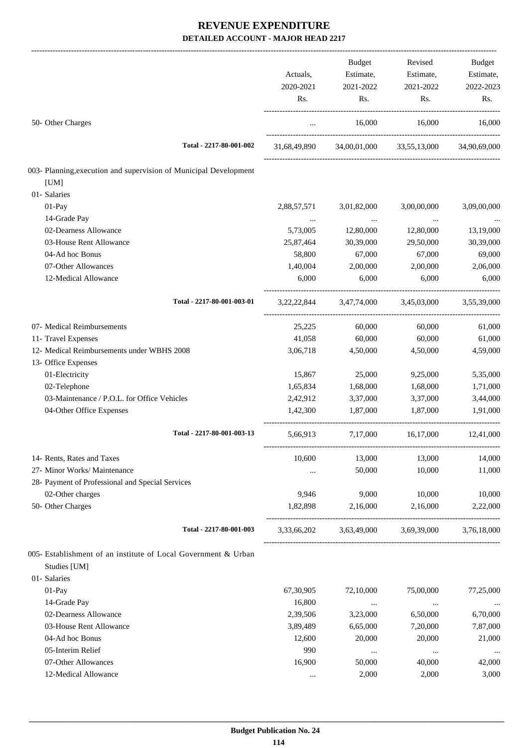# REVENUE EXPENDITURE

## DETAILED ACCOUNT - MAJOR HEAD 2217

| | Actuals, 2020-2021 Rs. | Budget Estimate, 2021-2022 Rs. | Revised Estimate, 2021-2022 Rs. | Budget Estimate, 2022-2023 Rs. |
|---|---|---|---|---|
| 50- Other Charges | ... | 16,000 | 16,000 | 16,000 |
| Total - 2217-80-001-002 | 31,68,49,890 | 34,00,01,000 | 33,55,13,000 | 34,90,69,000 |
| 003- Planning,execution and supervision of Municipal Development [UM] | | | | |
| 01- Salaries | | | | |
| 01-Pay | 2,88,57,571 | 3,01,82,000 | 3,00,00,000 | 3,09,00,000 |
| 14-Grade Pay | ... | ... | ... | ... |
| 02-Dearness Allowance | 5,73,005 | 12,80,000 | 12,80,000 | 13,19,000 |
| 03-House Rent Allowance | 25,87,464 | 30,39,000 | 29,50,000 | 30,39,000 |
| 04-Ad hoc Bonus | 58,800 | 67,000 | 67,000 | 69,000 |
| 07-Other Allowances | 1,40,004 | 2,00,000 | 2,00,000 | 2,06,000 |
| 12-Medical Allowance | 6,000 | 6,000 | 6,000 | 6,000 |
| Total - 2217-80-001-003-01 | 3,22,22,844 | 3,47,74,000 | 3,45,03,000 | 3,55,39,000 |
| 07- Medical Reimbursements | 25,225 | 60,000 | 60,000 | 61,000 |
| 11- Travel Expenses | 41,058 | 60,000 | 60,000 | 61,000 |
| 12- Medical Reimbursements under WBHS 2008 | 3,06,718 | 4,50,000 | 4,50,000 | 4,59,000 |
| 13- Office Expenses | | | | |
| 01-Electricity | 15,867 | 25,000 | 9,25,000 | 5,35,000 |
| 02-Telephone | 1,65,834 | 1,68,000 | 1,68,000 | 1,71,000 |
| 03-Maintenance / P.O.L. for Office Vehicles | 2,42,912 | 3,37,000 | 3,37,000 | 3,44,000 |
| 04-Other Office Expenses | 1,42,300 | 1,87,000 | 1,87,000 | 1,91,000 |
| Total - 2217-80-001-003-13 | 5,66,913 | 7,17,000 | 16,17,000 | 12,41,000 |
| 14- Rents, Rates and Taxes | 10,600 | 13,000 | 13,000 | 14,000 |
| 27- Minor Works/ Maintenance | ... | 50,000 | 10,000 | 11,000 |
| 28- Payment of Professional and Special Services | | | | |
| 02-Other charges | 9,946 | 9,000 | 10,000 | 10,000 |
| 50- Other Charges | 1,82,898 | 2,16,000 | 2,16,000 | 2,22,000 |
| Total - 2217-80-001-003 | 3,33,66,202 | 3,63,49,000 | 3,69,39,000 | 3,76,18,000 |
| 005- Establishment of an institute of Local Government & Urban Studies [UM] | | | | |
| 01- Salaries | | | | |
| 01-Pay | 67,30,905 | 72,10,000 | 75,00,000 | 77,25,000 |
| 14-Grade Pay | 16,800 | ... | ... | ... |
| 02-Dearness Allowance | 2,39,506 | 3,23,000 | 6,50,000 | 6,70,000 |
| 03-House Rent Allowance | 3,89,489 | 6,65,000 | 7,20,000 | 7,87,000 |
| 04-Ad hoc Bonus | 12,600 | 20,000 | 20,000 | 21,000 |
| 05-Interim Relief | 990 | ... | ... | ... |
| 07-Other Allowances | 16,900 | 50,000 | 40,000 | 42,000 |
| 12-Medical Allowance | ... | 2,000 | 2,000 | 3,000 |

Budget Publication No. 24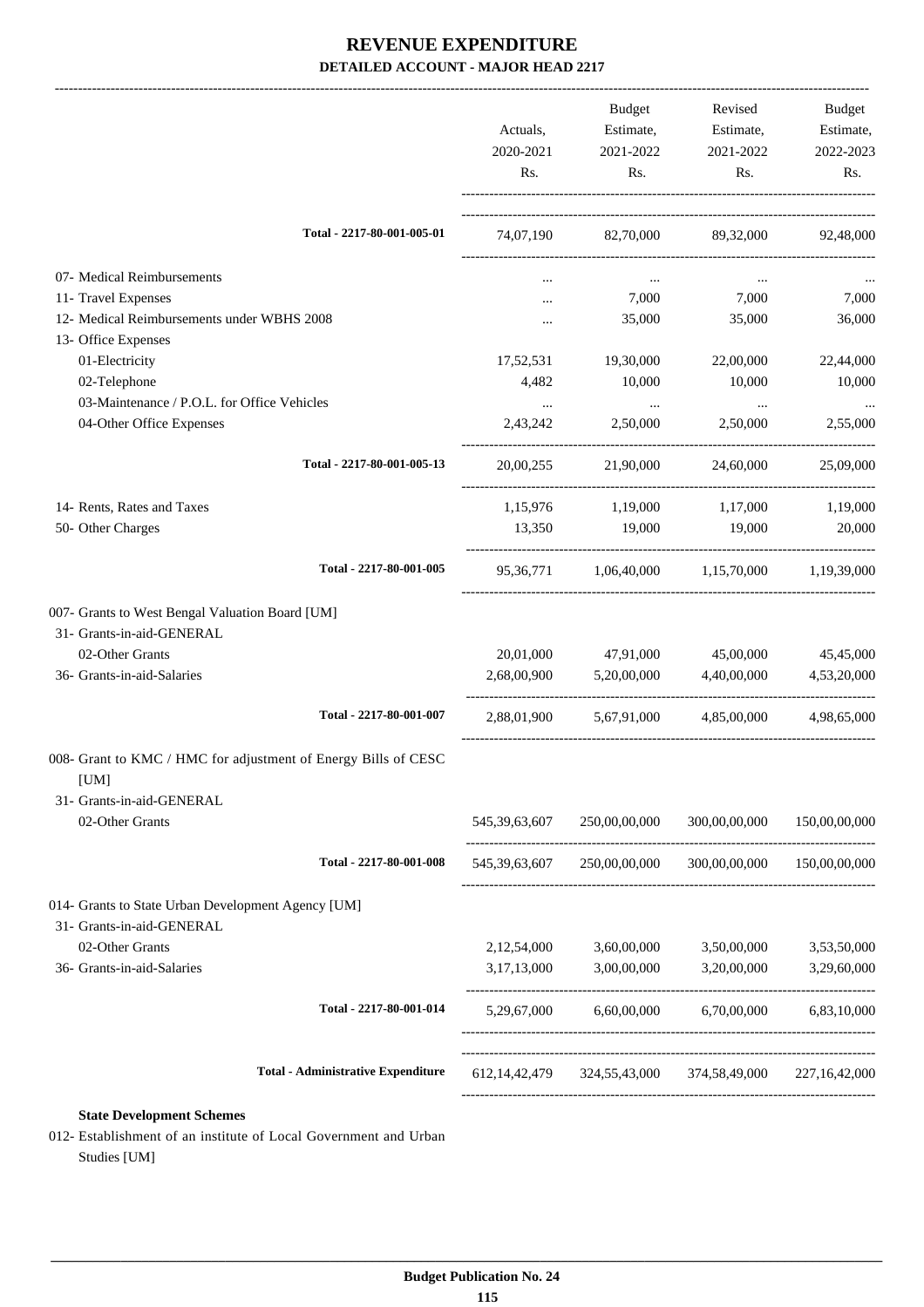# REVENUE EXPENDITURE
## DETAILED ACCOUNT - MAJOR HEAD 2217

| | Actuals, 2020-2021 Rs. | Budget Estimate, 2021-2022 Rs. | Revised Estimate, 2021-2022 Rs. | Budget Estimate, 2022-2023 Rs. |
|---|---|---|---|---|
| **Total - 2217-80-001-005-01** | 74,07,190 | 82,70,000 | 89,32,000 | 92,48,000 |
| 07- Medical Reimbursements | ... | ... | ... | ... |
| 11- Travel Expenses | ... | 7,000 | 7,000 | 7,000 |
| 12- Medical Reimbursements under WBHS 2008 | ... | 35,000 | 35,000 | 36,000 |
| 13- Office Expenses | | | | |
| 01-Electricity | 17,52,531 | 19,30,000 | 22,00,000 | 22,44,000 |
| 02-Telephone | 4,482 | 10,000 | 10,000 | 10,000 |
| 03-Maintenance / P.O.L. for Office Vehicles | ... | ... | ... | ... |
| 04-Other Office Expenses | 2,43,242 | 2,50,000 | 2,50,000 | 2,55,000 |
| **Total - 2217-80-001-005-13** | 20,00,255 | 21,90,000 | 24,60,000 | 25,09,000 |
| 14- Rents, Rates and Taxes | 1,15,976 | 1,19,000 | 1,17,000 | 1,19,000 |
| 50- Other Charges | 13,350 | 19,000 | 19,000 | 20,000 |
| **Total - 2217-80-001-005** | 95,36,771 | 1,06,40,000 | 1,15,70,000 | 1,19,39,000 |
| 007- Grants to West Bengal Valuation Board [UM] | | | | |
| 31- Grants-in-aid-GENERAL | | | | |
| 02-Other Grants | 20,01,000 | 47,91,000 | 45,00,000 | 45,45,000 |
| 36- Grants-in-aid-Salaries | 2,68,00,900 | 5,20,00,000 | 4,40,00,000 | 4,53,20,000 |
| **Total - 2217-80-001-007** | 2,88,01,900 | 5,67,91,000 | 4,85,00,000 | 4,98,65,000 |
| 008- Grant to KMC / HMC for adjustment of Energy Bills of CESC [UM] | | | | |
| 31- Grants-in-aid-GENERAL | | | | |
| 02-Other Grants | 545,39,63,607 | 250,00,00,000 | 300,00,00,000 | 150,00,00,000 |
| **Total - 2217-80-001-008** | 545,39,63,607 | 250,00,00,000 | 300,00,00,000 | 150,00,00,000 |
| 014- Grants to State Urban Development Agency [UM] | | | | |
| 31- Grants-in-aid-GENERAL | | | | |
| 02-Other Grants | 2,12,54,000 | 3,60,00,000 | 3,50,00,000 | 3,53,50,000 |
| 36- Grants-in-aid-Salaries | 3,17,13,000 | 3,00,00,000 | 3,20,00,000 | 3,29,60,000 |
| **Total - 2217-80-001-014** | 5,29,67,000 | 6,60,00,000 | 6,70,00,000 | 6,83,10,000 |
| **Total - Administrative Expenditure** | 612,14,42,479 | 324,55,43,000 | 374,58,49,000 | 227,16,42,000 |

**State Development Schemes**

012- Establishment of an institute of Local Government and Urban Studies [UM]

Budget Publication No. 24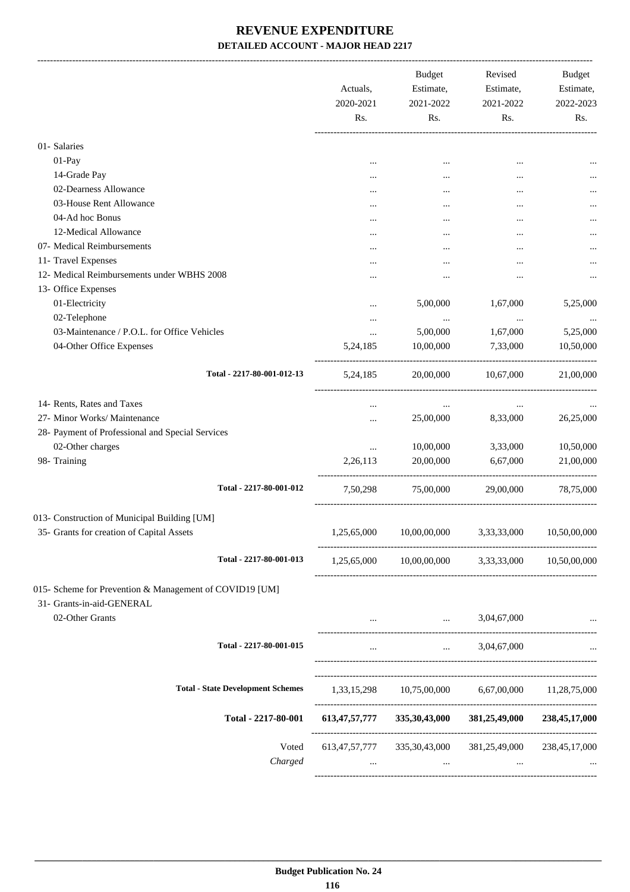# REVENUE EXPENDITURE

**DETAILED ACCOUNT - MAJOR HEAD 2217**

| | Actuals, 2020-2021 Rs. | Budget Estimate, 2021-2022 Rs. | Revised Estimate, 2021-2022 Rs. | Budget Estimate, 2022-2023 Rs. |
|---|---|---|---|---|
| 01- Salaries | | | | |
| 01-Pay | ... | ... | ... | ... |
| 14-Grade Pay | ... | ... | ... | ... |
| 02-Dearness Allowance | ... | ... | ... | ... |
| 03-House Rent Allowance | ... | ... | ... | ... |
| 04-Ad hoc Bonus | ... | ... | ... | ... |
| 12-Medical Allowance | ... | ... | ... | ... |
| 07- Medical Reimbursements | ... | ... | ... | ... |
| 11- Travel Expenses | ... | ... | ... | ... |
| 12- Medical Reimbursements under WBHS 2008 | ... | ... | ... | ... |
| 13- Office Expenses | | | | |
| 01-Electricity | ... | 5,00,000 | 1,67,000 | 5,25,000 |
| 02-Telephone | ... | ... | ... | ... |
| 03-Maintenance / P.O.L. for Office Vehicles | ... | 5,00,000 | 1,67,000 | 5,25,000 |
| 04-Other Office Expenses | 5,24,185 | 10,00,000 | 7,33,000 | 10,50,000 |
| **Total - 2217-80-001-012-13** | 5,24,185 | 20,00,000 | 10,67,000 | 21,00,000 |
| 14- Rents, Rates and Taxes | ... | ... | ... | ... |
| 27- Minor Works/ Maintenance | ... | 25,00,000 | 8,33,000 | 26,25,000 |
| 28- Payment of Professional and Special Services | | | | |
| 02-Other charges | ... | 10,00,000 | 3,33,000 | 10,50,000 |
| 98- Training | 2,26,113 | 20,00,000 | 6,67,000 | 21,00,000 |
| **Total - 2217-80-001-012** | 7,50,298 | 75,00,000 | 29,00,000 | 78,75,000 |
| 013- Construction of Municipal Building [UM] | | | | |
| 35- Grants for creation of Capital Assets | 1,25,65,000 | 10,00,00,000 | 3,33,33,000 | 10,50,00,000 |
| **Total - 2217-80-001-013** | 1,25,65,000 | 10,00,00,000 | 3,33,33,000 | 10,50,00,000 |
| 015- Scheme for Prevention & Management of COVID19 [UM] | | | | |
| 31- Grants-in-aid-GENERAL | | | | |
| 02-Other Grants | ... | ... | 3,04,67,000 | ... |
| **Total - 2217-80-001-015** | ... | ... | 3,04,67,000 | ... |
| **Total - State Development Schemes** | 1,33,15,298 | 10,75,00,000 | 6,67,00,000 | 11,28,75,000 |
| **Total - 2217-80-001** | **613,47,57,777** | **335,30,43,000** | **381,25,49,000** | **238,45,17,000** |
| Voted | 613,47,57,777 | 335,30,43,000 | 381,25,49,000 | 238,45,17,000 |
| *Charged* | ... | ... | ... | ... |

**Budget Publication No. 24**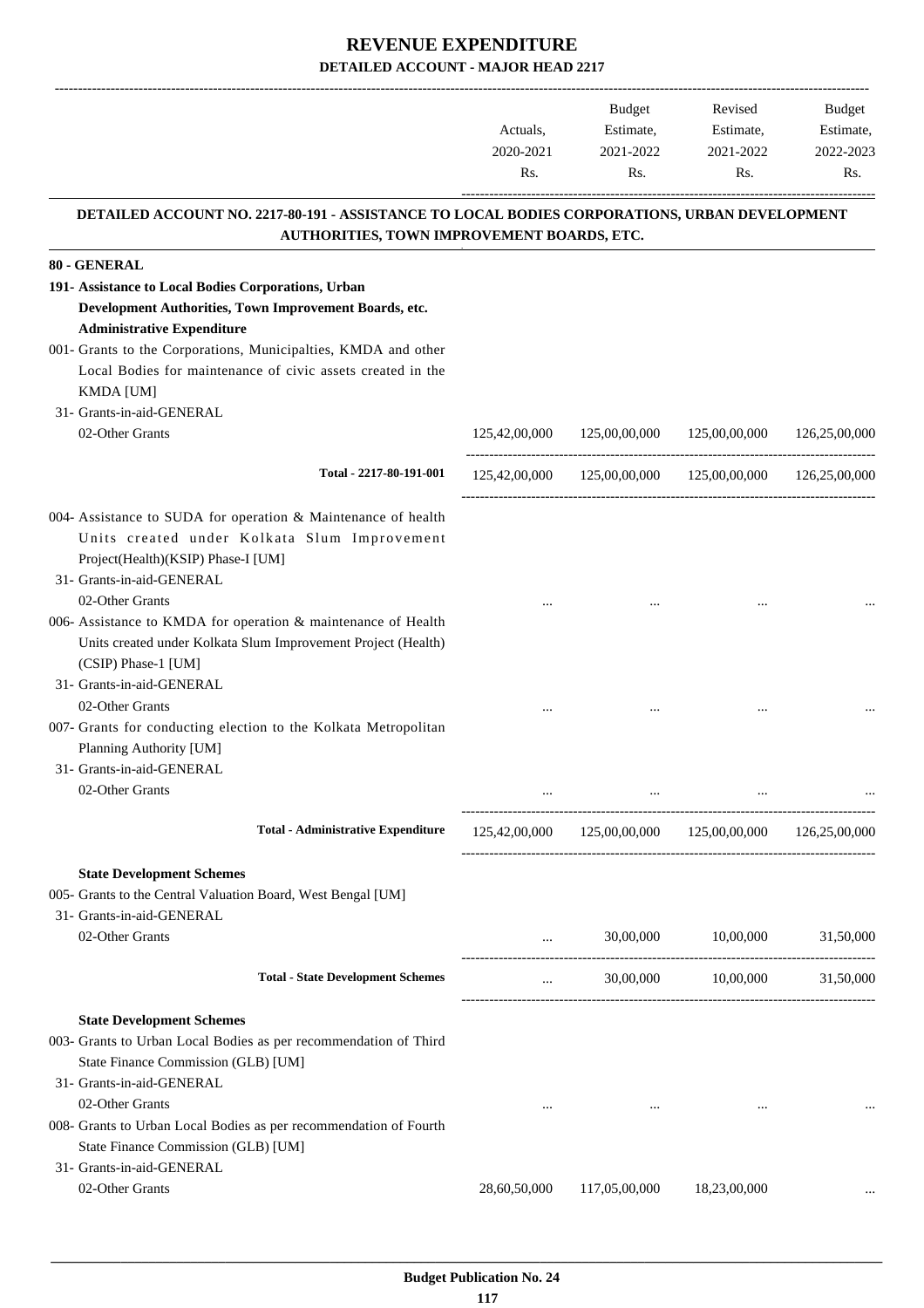# REVENUE EXPENDITURE

**DETAILED ACCOUNT - MAJOR HEAD 2217**

| | Actuals, 2020-2021 Rs. | Budget Estimate, 2021-2022 Rs. | Revised Estimate, 2021-2022 Rs. | Budget Estimate, 2022-2023 Rs. |
|---|---|---|---|---|
| **DETAILED ACCOUNT NO. 2217-80-191 - ASSISTANCE TO LOCAL BODIES CORPORATIONS, URBAN DEVELOPMENT AUTHORITIES, TOWN IMPROVEMENT BOARDS, ETC.** | | | | |
| **80 - GENERAL** | | | | |
| **191- Assistance to Local Bodies Corporations, Urban Development Authorities, Town Improvement Boards, etc.** | | | | |
| **Administrative Expenditure** | | | | |
| 001- Grants to the Corporations, Municipalties, KMDA and other Local Bodies for maintenance of civic assets created in the KMDA [UM] | | | | |
| 31- Grants-in-aid-GENERAL | | | | |
| 02-Other Grants | 125,42,00,000 | 125,00,00,000 | 125,00,00,000 | 126,25,00,000 |
| **Total - 2217-80-191-001** | 125,42,00,000 | 125,00,00,000 | 125,00,00,000 | 126,25,00,000 |
| 004- Assistance to SUDA for operation & Maintenance of health Units created under Kolkata Slum Improvement Project(Health)(KSIP) Phase-I [UM] | | | | |
| 31- Grants-in-aid-GENERAL | | | | |
| 02-Other Grants | ... | ... | ... | ... |
| 006- Assistance to KMDA for operation & maintenance of Health Units created under Kolkata Slum Improvement Project (Health) (CSIP) Phase-1 [UM] | | | | |
| 31- Grants-in-aid-GENERAL | | | | |
| 02-Other Grants | ... | ... | ... | ... |
| 007- Grants for conducting election to the Kolkata Metropolitan Planning Authority [UM] | | | | |
| 31- Grants-in-aid-GENERAL | | | | |
| 02-Other Grants | ... | ... | ... | ... |
| **Total - Administrative Expenditure** | 125,42,00,000 | 125,00,00,000 | 125,00,00,000 | 126,25,00,000 |
| **State Development Schemes** | | | | |
| 005- Grants to the Central Valuation Board, West Bengal [UM] | | | | |
| 31- Grants-in-aid-GENERAL | | | | |
| 02-Other Grants | ... | 30,00,000 | 10,00,000 | 31,50,000 |
| **Total - State Development Schemes** | ... | 30,00,000 | 10,00,000 | 31,50,000 |
| **State Development Schemes** | | | | |
| 003- Grants to Urban Local Bodies as per recommendation of Third State Finance Commission (GLB) [UM] | | | | |
| 31- Grants-in-aid-GENERAL | | | | |
| 02-Other Grants | ... | ... | ... | ... |
| 008- Grants to Urban Local Bodies as per recommendation of Fourth State Finance Commission (GLB) [UM] | | | | |
| 31- Grants-in-aid-GENERAL | | | | |
| 02-Other Grants | 28,60,50,000 | 117,05,00,000 | 18,23,00,000 | ... |

**Budget Publication No. 24**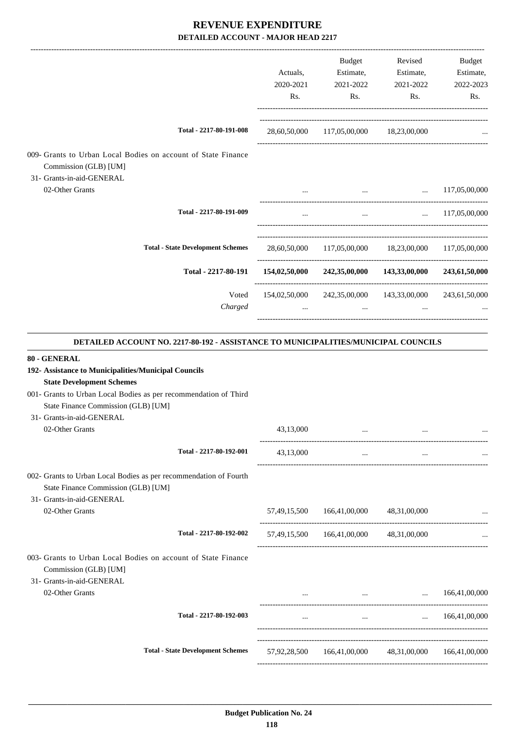# REVENUE EXPENDITURE

**DETAILED ACCOUNT - MAJOR HEAD 2217**

| | Actuals, 2020-2021 Rs. | Budget Estimate, 2021-2022 Rs. | Revised Estimate, 2021-2022 Rs. | Budget Estimate, 2022-2023 Rs. |
|---|---|---|---|---|
| **Total - 2217-80-191-008** | 28,60,50,000 | 117,05,00,000 | 18,23,00,000 | ... |
| 009- Grants to Urban Local Bodies on account of State Finance Commission (GLB) [UM] | | | | |
| 31- Grants-in-aid-GENERAL | | | | |
| 02-Other Grants | ... | ... | ... | 117,05,00,000 |
| **Total - 2217-80-191-009** | ... | ... | ... | 117,05,00,000 |
| **Total - State Development Schemes** | 28,60,50,000 | 117,05,00,000 | 18,23,00,000 | 117,05,00,000 |
| **Total - 2217-80-191** | **154,02,50,000** | **242,35,00,000** | **143,33,00,000** | **243,61,50,000** |
| Voted | 154,02,50,000 | 242,35,00,000 | 143,33,00,000 | 243,61,50,000 |
| *Charged* | ... | ... | ... | ... |

**DETAILED ACCOUNT NO. 2217-80-192 - ASSISTANCE TO MUNICIPALITIES/MUNICIPAL COUNCILS**

| | Actuals, 2020-2021 Rs. | Budget Estimate, 2021-2022 Rs. | Revised Estimate, 2021-2022 Rs. | Budget Estimate, 2022-2023 Rs. |
|---|---|---|---|---|
| **80 - GENERAL** | | | | |
| **192- Assistance to Municipalities/Municipal Councils** | | | | |
| **State Development Schemes** | | | | |
| 001- Grants to Urban Local Bodies as per recommendation of Third State Finance Commission (GLB) [UM] | | | | |
| 31- Grants-in-aid-GENERAL | | | | |
| 02-Other Grants | 43,13,000 | ... | ... | ... |
| **Total - 2217-80-192-001** | 43,13,000 | ... | ... | ... |
| 002- Grants to Urban Local Bodies as per recommendation of Fourth State Finance Commission (GLB) [UM] | | | | |
| 31- Grants-in-aid-GENERAL | | | | |
| 02-Other Grants | 57,49,15,500 | 166,41,00,000 | 48,31,00,000 | ... |
| **Total - 2217-80-192-002** | 57,49,15,500 | 166,41,00,000 | 48,31,00,000 | ... |
| 003- Grants to Urban Local Bodies on account of State Finance Commission (GLB) [UM] | | | | |
| 31- Grants-in-aid-GENERAL | | | | |
| 02-Other Grants | ... | ... | ... | 166,41,00,000 |
| **Total - 2217-80-192-003** | ... | ... | ... | 166,41,00,000 |
| **Total - State Development Schemes** | 57,92,28,500 | 166,41,00,000 | 48,31,00,000 | 166,41,00,000 |

**Budget Publication No. 24**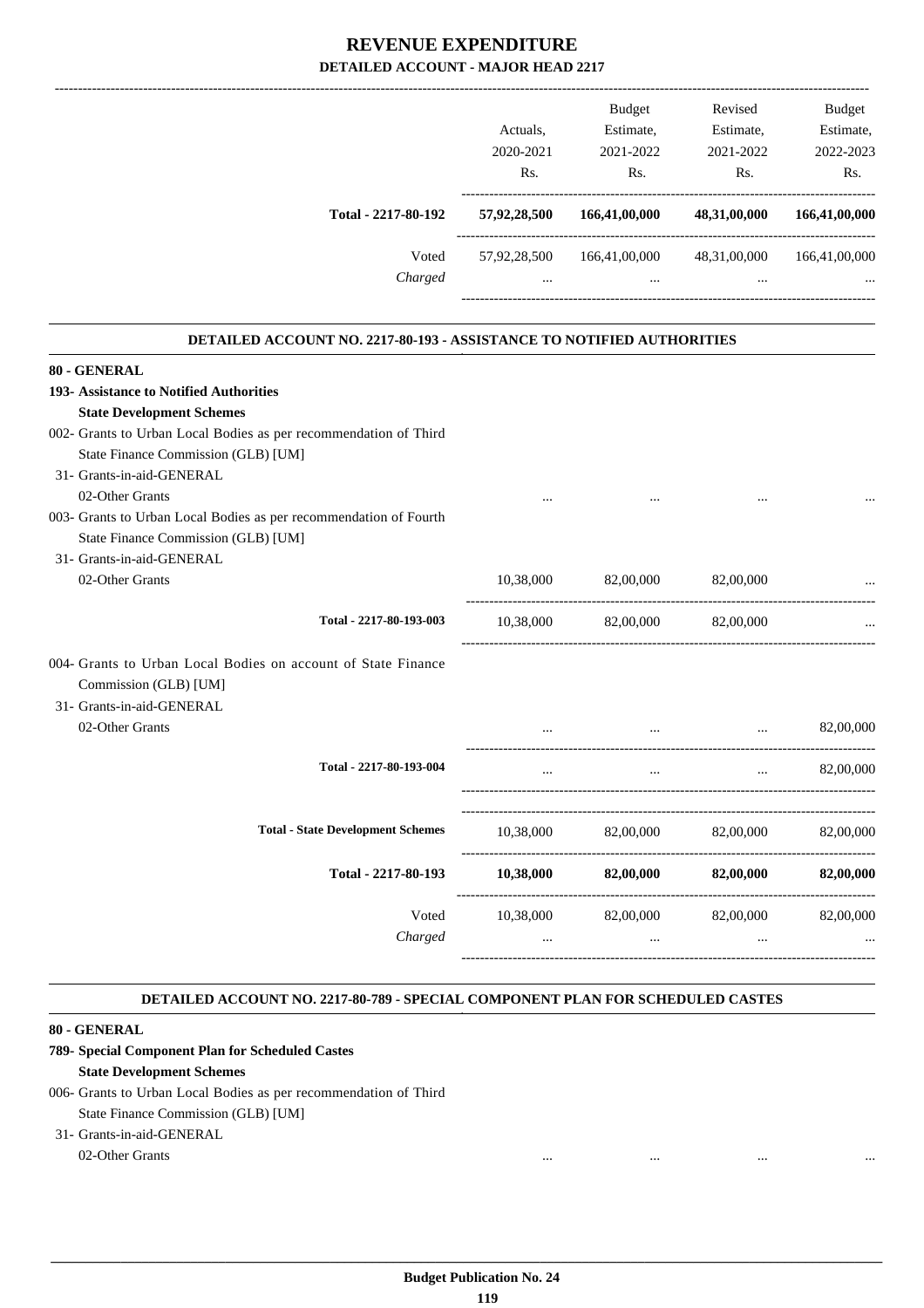# REVENUE EXPENDITURE

**DETAILED ACCOUNT - MAJOR HEAD 2217**

| | Actuals, 2020-2021 Rs. | Budget Estimate, 2021-2022 Rs. | Revised Estimate, 2021-2022 Rs. | Budget Estimate, 2022-2023 Rs. |
|---|---|---|---|---|
| **Total - 2217-80-192** | **57,92,28,500** | **166,41,00,000** | **48,31,00,000** | **166,41,00,000** |
| Voted | 57,92,28,500 | 166,41,00,000 | 48,31,00,000 | 166,41,00,000 |
| *Charged* | ... | ... | ... | ... |

**DETAILED ACCOUNT NO. 2217-80-193 - ASSISTANCE TO NOTIFIED AUTHORITIES**

| | Actuals, 2020-2021 Rs. | Budget Estimate, 2021-2022 Rs. | Revised Estimate, 2021-2022 Rs. | Budget Estimate, 2022-2023 Rs. |
|---|---|---|---|---|
| **80 - GENERAL** | | | | |
| **193- Assistance to Notified Authorities** | | | | |
| **State Development Schemes** | | | | |
| 002- Grants to Urban Local Bodies as per recommendation of Third State Finance Commission (GLB) [UM] | | | | |
| 31- Grants-in-aid-GENERAL | | | | |
| 02-Other Grants | ... | ... | ... | ... |
| 003- Grants to Urban Local Bodies as per recommendation of Fourth State Finance Commission (GLB) [UM] | | | | |
| 31- Grants-in-aid-GENERAL | | | | |
| 02-Other Grants | 10,38,000 | 82,00,000 | 82,00,000 | ... |
| Total - 2217-80-193-003 | 10,38,000 | 82,00,000 | 82,00,000 | ... |
| 004- Grants to Urban Local Bodies on account of State Finance Commission (GLB) [UM] | | | | |
| 31- Grants-in-aid-GENERAL | | | | |
| 02-Other Grants | ... | ... | ... | 82,00,000 |
| Total - 2217-80-193-004 | ... | ... | ... | 82,00,000 |
| Total - State Development Schemes | 10,38,000 | 82,00,000 | 82,00,000 | 82,00,000 |
| **Total - 2217-80-193** | **10,38,000** | **82,00,000** | **82,00,000** | **82,00,000** |
| Voted | 10,38,000 | 82,00,000 | 82,00,000 | 82,00,000 |
| *Charged* | ... | ... | ... | ... |

**DETAILED ACCOUNT NO. 2217-80-789 - SPECIAL COMPONENT PLAN FOR SCHEDULED CASTES**

| | Actuals, 2020-2021 Rs. | Budget Estimate, 2021-2022 Rs. | Revised Estimate, 2021-2022 Rs. | Budget Estimate, 2022-2023 Rs. |
|---|---|---|---|---|
| **80 - GENERAL** | | | | |
| **789- Special Component Plan for Scheduled Castes** | | | | |
| **State Development Schemes** | | | | |
| 006- Grants to Urban Local Bodies as per recommendation of Third State Finance Commission (GLB) [UM] | | | | |
| 31- Grants-in-aid-GENERAL | | | | |
| 02-Other Grants | ... | ... | ... | ... |

**Budget Publication No. 24**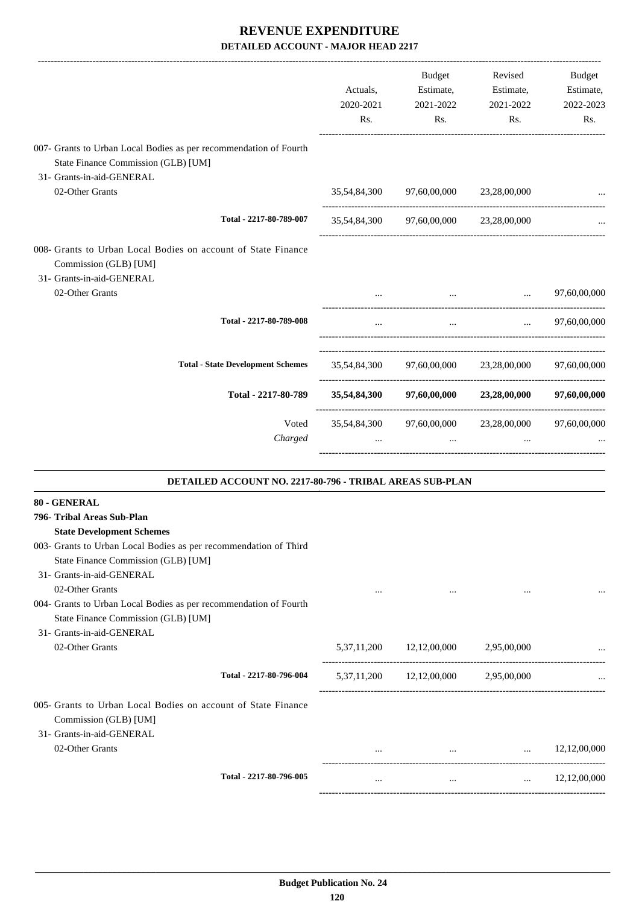# REVENUE EXPENDITURE

## DETAILED ACCOUNT - MAJOR HEAD 2217

| | Actuals, 2020-2021 Rs. | Budget Estimate, 2021-2022 Rs. | Revised Estimate, 2021-2022 Rs. | Budget Estimate, 2022-2023 Rs. |
|---|---|---|---|---|
| 007- Grants to Urban Local Bodies as per recommendation of Fourth State Finance Commission (GLB) [UM] | | | | |
| 31- Grants-in-aid-GENERAL | | | | |
| 02-Other Grants | 35,54,84,300 | 97,60,00,000 | 23,28,00,000 | ... |
| Total - 2217-80-789-007 | 35,54,84,300 | 97,60,00,000 | 23,28,00,000 | ... |
| 008- Grants to Urban Local Bodies on account of State Finance Commission (GLB) [UM] | | | | |
| 31- Grants-in-aid-GENERAL | | | | |
| 02-Other Grants | ... | ... | ... | 97,60,00,000 |
| Total - 2217-80-789-008 | ... | ... | ... | 97,60,00,000 |
| Total - State Development Schemes | 35,54,84,300 | 97,60,00,000 | 23,28,00,000 | 97,60,00,000 |
| **Total - 2217-80-789** | **35,54,84,300** | **97,60,00,000** | **23,28,00,000** | **97,60,00,000** |
| Voted | 35,54,84,300 | 97,60,00,000 | 23,28,00,000 | 97,60,00,000 |
| *Charged* | ... | ... | ... | ... |

### DETAILED ACCOUNT NO. 2217-80-796 - TRIBAL AREAS SUB-PLAN

**80 - GENERAL**

**796- Tribal Areas Sub-Plan**

**State Development Schemes**

| | Actuals, 2020-2021 Rs. | Budget Estimate, 2021-2022 Rs. | Revised Estimate, 2021-2022 Rs. | Budget Estimate, 2022-2023 Rs. |
|---|---|---|---|---|
| 003- Grants to Urban Local Bodies as per recommendation of Third State Finance Commission (GLB) [UM] | | | | |
| 31- Grants-in-aid-GENERAL | | | | |
| 02-Other Grants | ... | ... | ... | ... |
| 004- Grants to Urban Local Bodies as per recommendation of Fourth State Finance Commission (GLB) [UM] | | | | |
| 31- Grants-in-aid-GENERAL | | | | |
| 02-Other Grants | 5,37,11,200 | 12,12,00,000 | 2,95,00,000 | ... |
| Total - 2217-80-796-004 | 5,37,11,200 | 12,12,00,000 | 2,95,00,000 | ... |
| 005- Grants to Urban Local Bodies on account of State Finance Commission (GLB) [UM] | | | | |
| 31- Grants-in-aid-GENERAL | | | | |
| 02-Other Grants | ... | ... | ... | 12,12,00,000 |
| Total - 2217-80-796-005 | ... | ... | ... | 12,12,00,000 |

**Budget Publication No. 24**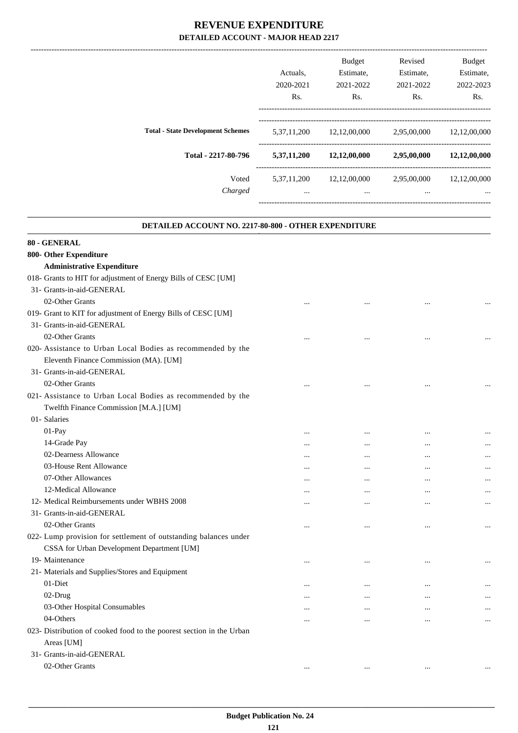# REVENUE EXPENDITURE

## DETAILED ACCOUNT - MAJOR HEAD 2217

| | Actuals, 2020-2021 Rs. | Budget Estimate, 2021-2022 Rs. | Revised Estimate, 2021-2022 Rs. | Budget Estimate, 2022-2023 Rs. |
|---|---|---|---|---|
| **Total - State Development Schemes** | 5,37,11,200 | 12,12,00,000 | 2,95,00,000 | 12,12,00,000 |
| **Total - 2217-80-796** | **5,37,11,200** | **12,12,00,000** | **2,95,00,000** | **12,12,00,000** |
| Voted | 5,37,11,200 | 12,12,00,000 | 2,95,00,000 | 12,12,00,000 |
| *Charged* | ... | ... | ... | ... |

### DETAILED ACCOUNT NO. 2217-80-800 - OTHER EXPENDITURE

| | Actuals, 2020-2021 Rs. | Budget Estimate, 2021-2022 Rs. | Revised Estimate, 2021-2022 Rs. | Budget Estimate, 2022-2023 Rs. |
|---|---|---|---|---|
| **80 - GENERAL** | | | | |
| **800- Other Expenditure** | | | | |
| **Administrative Expenditure** | | | | |
| 018- Grants to HIT for adjustment of Energy Bills of CESC [UM] | | | | |
| 31- Grants-in-aid-GENERAL | | | | |
| 02-Other Grants | ... | ... | ... | ... |
| 019- Grant to KIT for adjustment of Energy Bills of CESC [UM] | | | | |
| 31- Grants-in-aid-GENERAL | | | | |
| 02-Other Grants | ... | ... | ... | ... |
| 020- Assistance to Urban Local Bodies as recommended by the Eleventh Finance Commission (MA). [UM] | | | | |
| 31- Grants-in-aid-GENERAL | | | | |
| 02-Other Grants | ... | ... | ... | ... |
| 021- Assistance to Urban Local Bodies as recommended by the Twelfth Finance Commission [M.A.] [UM] | | | | |
| 01- Salaries | | | | |
| 01-Pay | ... | ... | ... | ... |
| 14-Grade Pay | ... | ... | ... | ... |
| 02-Dearness Allowance | ... | ... | ... | ... |
| 03-House Rent Allowance | ... | ... | ... | ... |
| 07-Other Allowances | ... | ... | ... | ... |
| 12-Medical Allowance | ... | ... | ... | ... |
| 12- Medical Reimbursements under WBHS 2008 | ... | ... | ... | ... |
| 31- Grants-in-aid-GENERAL | | | | |
| 02-Other Grants | ... | ... | ... | ... |
| 022- Lump provision for settlement of outstanding balances under CSSA for Urban Development Department [UM] | | | | |
| 19- Maintenance | ... | ... | ... | ... |
| 21- Materials and Supplies/Stores and Equipment | | | | |
| 01-Diet | ... | ... | ... | ... |
| 02-Drug | ... | ... | ... | ... |
| 03-Other Hospital Consumables | ... | ... | ... | ... |
| 04-Others | ... | ... | ... | ... |
| 023- Distribution of cooked food to the poorest section in the Urban Areas [UM] | | | | |
| 31- Grants-in-aid-GENERAL | | | | |
| 02-Other Grants | ... | ... | ... | ... |

**Budget Publication No. 24**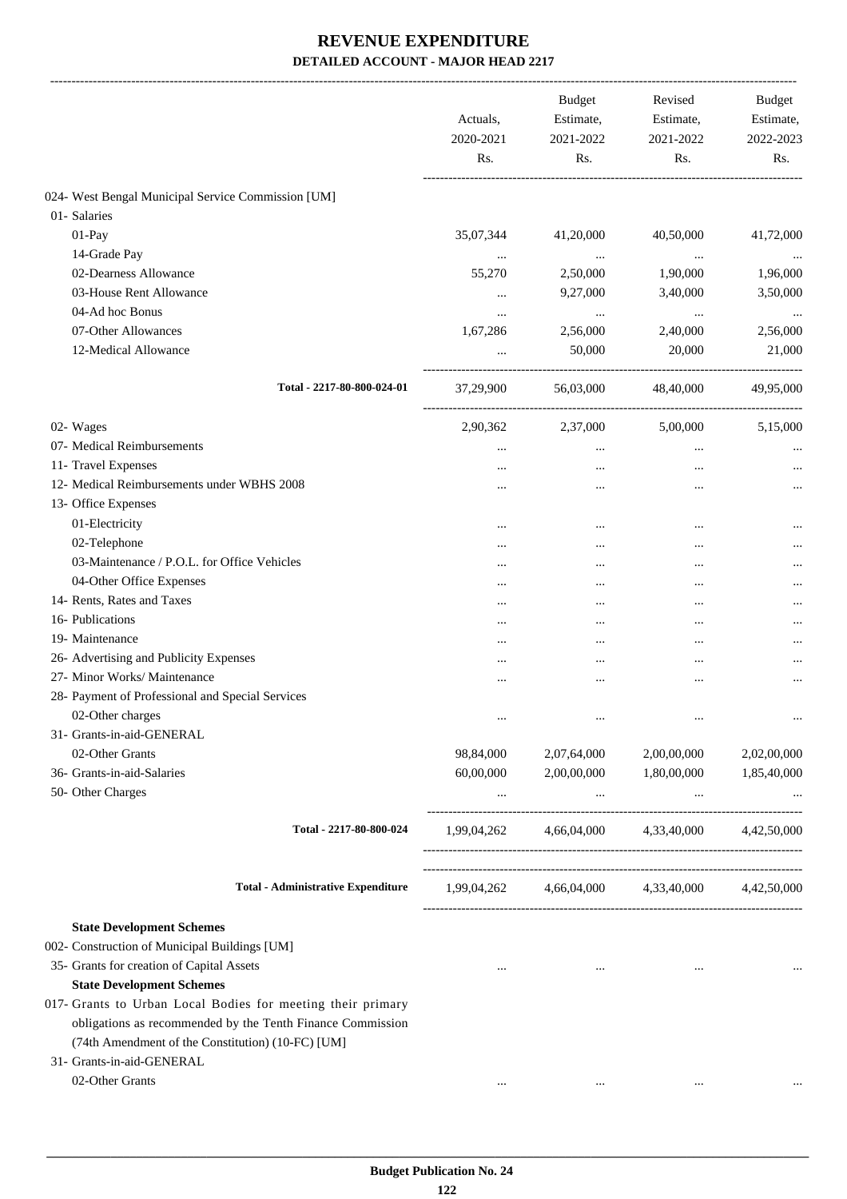# REVENUE EXPENDITURE

## DETAILED ACCOUNT - MAJOR HEAD 2217

| | Actuals, 2020-2021 Rs. | Budget Estimate, 2021-2022 Rs. | Revised Estimate, 2021-2022 Rs. | Budget Estimate, 2022-2023 Rs. |
|---|---|---|---|---|
| 024- West Bengal Municipal Service Commission [UM] | | | | |
| 01- Salaries | | | | |
| 01-Pay | 35,07,344 | 41,20,000 | 40,50,000 | 41,72,000 |
| 14-Grade Pay | ... | ... | ... | ... |
| 02-Dearness Allowance | 55,270 | 2,50,000 | 1,90,000 | 1,96,000 |
| 03-House Rent Allowance | ... | 9,27,000 | 3,40,000 | 3,50,000 |
| 04-Ad hoc Bonus | ... | ... | ... | ... |
| 07-Other Allowances | 1,67,286 | 2,56,000 | 2,40,000 | 2,56,000 |
| 12-Medical Allowance | ... | 50,000 | 20,000 | 21,000 |
| **Total - 2217-80-800-024-01** | 37,29,900 | 56,03,000 | 48,40,000 | 49,95,000 |
| 02- Wages | 2,90,362 | 2,37,000 | 5,00,000 | 5,15,000 |
| 07- Medical Reimbursements | ... | ... | ... | ... |
| 11- Travel Expenses | ... | ... | ... | ... |
| 12- Medical Reimbursements under WBHS 2008 | ... | ... | ... | ... |
| 13- Office Expenses | | | | |
| 01-Electricity | ... | ... | ... | ... |
| 02-Telephone | ... | ... | ... | ... |
| 03-Maintenance / P.O.L. for Office Vehicles | ... | ... | ... | ... |
| 04-Other Office Expenses | ... | ... | ... | ... |
| 14- Rents, Rates and Taxes | ... | ... | ... | ... |
| 16- Publications | ... | ... | ... | ... |
| 19- Maintenance | ... | ... | ... | ... |
| 26- Advertising and Publicity Expenses | ... | ... | ... | ... |
| 27- Minor Works/ Maintenance | ... | ... | ... | ... |
| 28- Payment of Professional and Special Services | | | | |
| 02-Other charges | ... | ... | ... | ... |
| 31- Grants-in-aid-GENERAL | | | | |
| 02-Other Grants | 98,84,000 | 2,07,64,000 | 2,00,00,000 | 2,02,00,000 |
| 36- Grants-in-aid-Salaries | 60,00,000 | 2,00,00,000 | 1,80,00,000 | 1,85,40,000 |
| 50- Other Charges | ... | ... | ... | ... |
| **Total - 2217-80-800-024** | 1,99,04,262 | 4,66,04,000 | 4,33,40,000 | 4,42,50,000 |
| **Total - Administrative Expenditure** | 1,99,04,262 | 4,66,04,000 | 4,33,40,000 | 4,42,50,000 |
| **State Development Schemes** | | | | |
| 002- Construction of Municipal Buildings [UM] | | | | |
| 35- Grants for creation of Capital Assets | ... | ... | ... | ... |
| **State Development Schemes** | | | | |
| 017- Grants to Urban Local Bodies for meeting their primary obligations as recommended by the Tenth Finance Commission (74th Amendment of the Constitution) (10-FC) [UM] | | | | |
| 31- Grants-in-aid-GENERAL | | | | |
| 02-Other Grants | ... | ... | ... | ... |

**Budget Publication No. 24**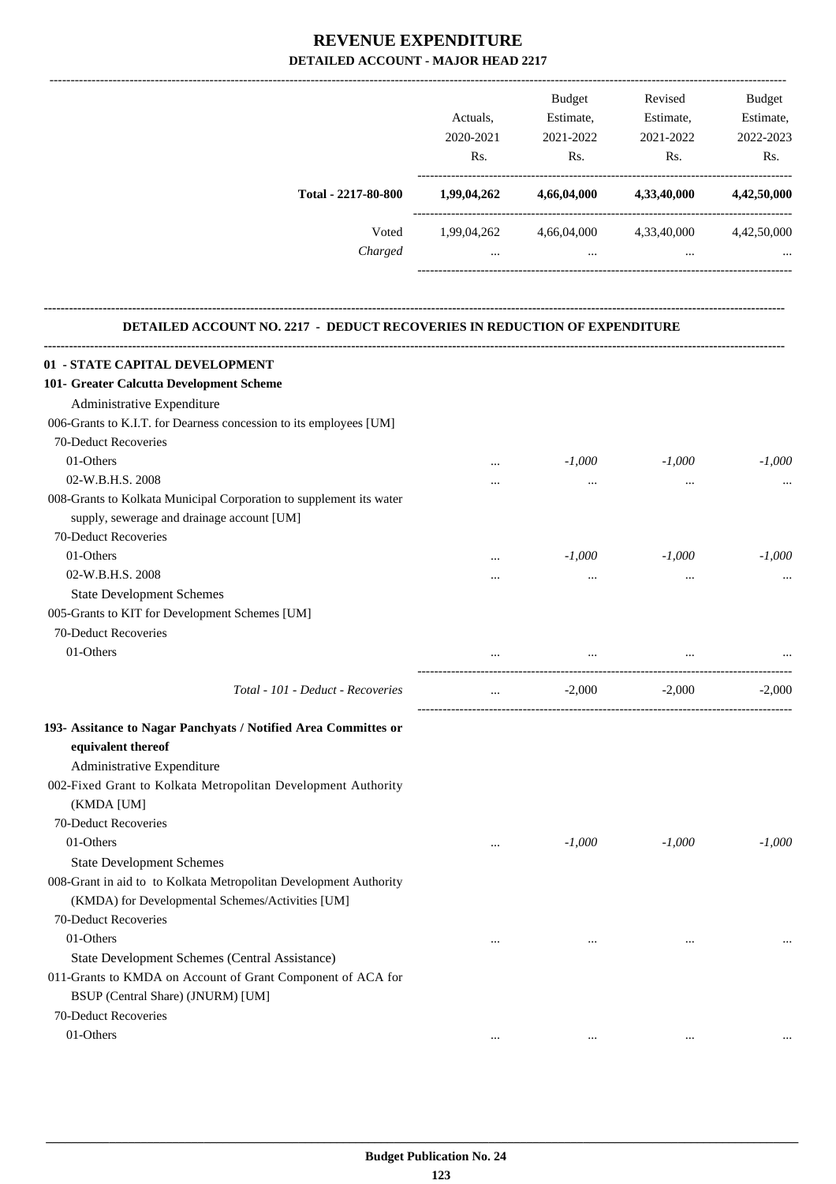# REVENUE EXPENDITURE

## DETAILED ACCOUNT - MAJOR HEAD 2217

| | Actuals, 2020-2021 Rs. | Budget Estimate, 2021-2022 Rs. | Revised Estimate, 2021-2022 Rs. | Budget Estimate, 2022-2023 Rs. |
|---|---|---|---|---|
| **Total - 2217-80-800** | **1,99,04,262** | **4,66,04,000** | **4,33,40,000** | **4,42,50,000** |
| Voted | 1,99,04,262 | 4,66,04,000 | 4,33,40,000 | 4,42,50,000 |
| *Charged* | ... | ... | ... | ... |

### DETAILED ACCOUNT NO. 2217 - DEDUCT RECOVERIES IN REDUCTION OF EXPENDITURE

| | Actuals, 2020-2021 Rs. | Budget Estimate, 2021-2022 Rs. | Revised Estimate, 2021-2022 Rs. | Budget Estimate, 2022-2023 Rs. |
|---|---|---|---|---|
| **01 - STATE CAPITAL DEVELOPMENT** | | | | |
| **101- Greater Calcutta Development Scheme** | | | | |
| Administrative Expenditure | | | | |
| 006-Grants to K.I.T. for Dearness concession to its employees [UM] | | | | |
| 70-Deduct Recoveries | | | | |
| 01-Others | ... | *-1,000* | *-1,000* | *-1,000* |
| 02-W.B.H.S. 2008 | ... | ... | ... | ... |
| 008-Grants to Kolkata Municipal Corporation to supplement its water supply, sewerage and drainage account [UM] | | | | |
| 70-Deduct Recoveries | | | | |
| 01-Others | ... | *-1,000* | *-1,000* | *-1,000* |
| 02-W.B.H.S. 2008 | ... | ... | ... | ... |
| State Development Schemes | | | | |
| 005-Grants to KIT for Development Schemes [UM] | | | | |
| 70-Deduct Recoveries | | | | |
| 01-Others | ... | ... | ... | ... |
| *Total - 101 - Deduct - Recoveries* | ... | -2,000 | -2,000 | -2,000 |
| **193- Assitance to Nagar Panchyats / Notified Area Committes or equivalent thereof** | | | | |
| Administrative Expenditure | | | | |
| 002-Fixed Grant to Kolkata Metropolitan Development Authority (KMDA [UM] | | | | |
| 70-Deduct Recoveries | | | | |
| 01-Others | ... | *-1,000* | *-1,000* | *-1,000* |
| State Development Schemes | | | | |
| 008-Grant in aid to to Kolkata Metropolitan Development Authority (KMDA) for Developmental Schemes/Activities [UM] | | | | |
| 70-Deduct Recoveries | | | | |
| 01-Others | ... | ... | ... | ... |
| State Development Schemes (Central Assistance) | | | | |
| 011-Grants to KMDA on Account of Grant Component of ACA for BSUP (Central Share) (JNURM) [UM] | | | | |
| 70-Deduct Recoveries | | | | |
| 01-Others | ... | ... | ... | ... |

Budget Publication No. 24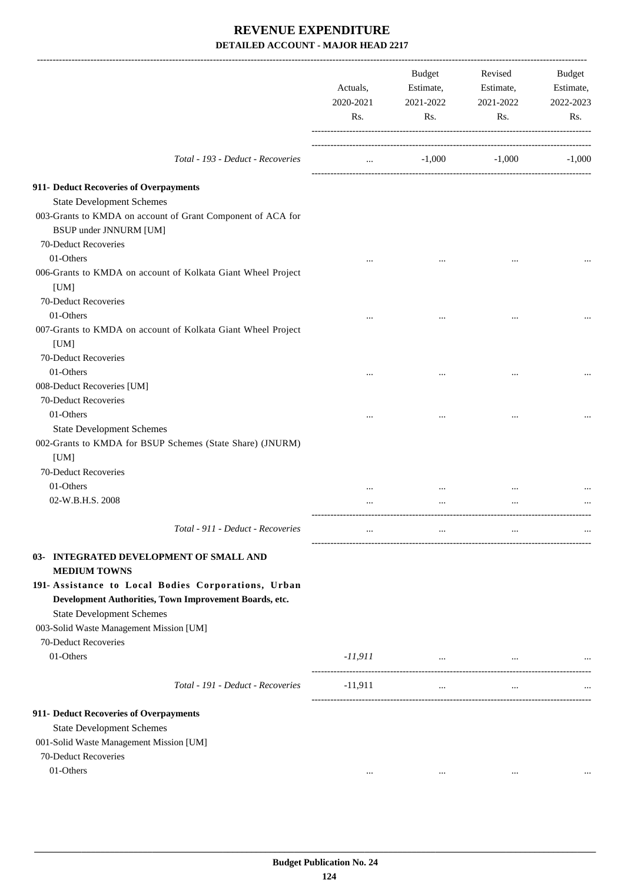# REVENUE EXPENDITURE

## DETAILED ACCOUNT - MAJOR HEAD 2217

| | Actuals, 2020-2021 Rs. | Budget Estimate, 2021-2022 Rs. | Revised Estimate, 2021-2022 Rs. | Budget Estimate, 2022-2023 Rs. |
|---|---|---|---|---|
| *Total - 193 - Deduct - Recoveries* | ... | -1,000 | -1,000 | -1,000 |
| **911- Deduct Recoveries of Overpayments** | | | | |
| State Development Schemes | | | | |
| 003-Grants to KMDA on account of Grant Component of ACA for BSUP under JNNURM [UM] | | | | |
| 70-Deduct Recoveries | | | | |
| 01-Others | ... | ... | ... | ... |
| 006-Grants to KMDA on account of Kolkata Giant Wheel Project [UM] | | | | |
| 70-Deduct Recoveries | | | | |
| 01-Others | ... | ... | ... | ... |
| 007-Grants to KMDA on account of Kolkata Giant Wheel Project [UM] | | | | |
| 70-Deduct Recoveries | | | | |
| 01-Others | ... | ... | ... | ... |
| 008-Deduct Recoveries [UM] | | | | |
| 70-Deduct Recoveries | | | | |
| 01-Others | ... | ... | ... | ... |
| State Development Schemes | | | | |
| 002-Grants to KMDA for BSUP Schemes (State Share) (JNURM) [UM] | | | | |
| 70-Deduct Recoveries | | | | |
| 01-Others | ... | ... | ... | ... |
| 02-W.B.H.S. 2008 | ... | ... | ... | ... |
| *Total - 911 - Deduct - Recoveries* | ... | ... | ... | ... |
| **03- INTEGRATED DEVELOPMENT OF SMALL AND MEDIUM TOWNS** | | | | |
| **191- Assistance to Local Bodies Corporations, Urban Development Authorities, Town Improvement Boards, etc.** | | | | |
| State Development Schemes | | | | |
| 003-Solid Waste Management Mission [UM] | | | | |
| 70-Deduct Recoveries | | | | |
| 01-Others | *-11,911* | ... | ... | ... |
| *Total - 191 - Deduct - Recoveries* | -11,911 | ... | ... | ... |
| **911- Deduct Recoveries of Overpayments** | | | | |
| State Development Schemes | | | | |
| 001-Solid Waste Management Mission [UM] | | | | |
| 70-Deduct Recoveries | | | | |
| 01-Others | ... | ... | ... | ... |

**Budget Publication No. 24**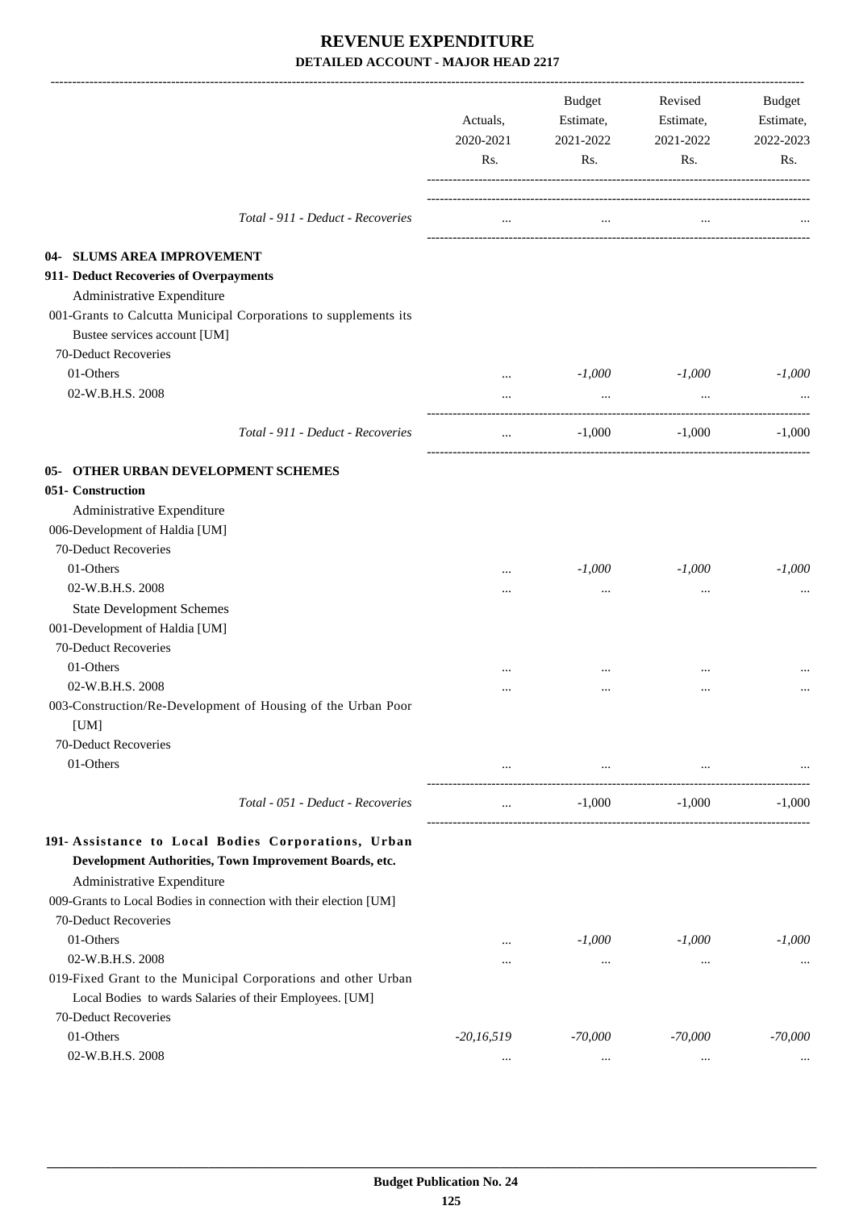# REVENUE EXPENDITURE

**DETAILED ACCOUNT - MAJOR HEAD 2217**

| | Actuals, 2020-2021 Rs. | Budget Estimate, 2021-2022 Rs. | Revised Estimate, 2021-2022 Rs. | Budget Estimate, 2022-2023 Rs. |
|---|---|---|---|---|
| *Total - 911 - Deduct - Recoveries* | ... | ... | ... | ... |
| **04- SLUMS AREA IMPROVEMENT** | | | | |
| **911- Deduct Recoveries of Overpayments** | | | | |
| Administrative Expenditure | | | | |
| 001-Grants to Calcutta Municipal Corporations to supplements its Bustee services account [UM] | | | | |
| 70-Deduct Recoveries | | | | |
| 01-Others | ... | *-1,000* | *-1,000* | *-1,000* |
| 02-W.B.H.S. 2008 | ... | ... | ... | ... |
| *Total - 911 - Deduct - Recoveries* | ... | -1,000 | -1,000 | -1,000 |
| **05- OTHER URBAN DEVELOPMENT SCHEMES** | | | | |
| **051- Construction** | | | | |
| Administrative Expenditure | | | | |
| 006-Development of Haldia [UM] | | | | |
| 70-Deduct Recoveries | | | | |
| 01-Others | ... | *-1,000* | *-1,000* | *-1,000* |
| 02-W.B.H.S. 2008 | ... | ... | ... | ... |
| State Development Schemes | | | | |
| 001-Development of Haldia [UM] | | | | |
| 70-Deduct Recoveries | | | | |
| 01-Others | ... | ... | ... | ... |
| 02-W.B.H.S. 2008 | ... | ... | ... | ... |
| 003-Construction/Re-Development of Housing of the Urban Poor [UM] | | | | |
| 70-Deduct Recoveries | | | | |
| 01-Others | ... | ... | ... | ... |
| *Total - 051 - Deduct - Recoveries* | ... | -1,000 | -1,000 | -1,000 |
| **191- Assistance to Local Bodies Corporations, Urban Development Authorities, Town Improvement Boards, etc.** | | | | |
| Administrative Expenditure | | | | |
| 009-Grants to Local Bodies in connection with their election [UM] | | | | |
| 70-Deduct Recoveries | | | | |
| 01-Others | ... | *-1,000* | *-1,000* | *-1,000* |
| 02-W.B.H.S. 2008 | ... | ... | ... | ... |
| 019-Fixed Grant to the Municipal Corporations and other Urban Local Bodies to wards Salaries of their Employees. [UM] | | | | |
| 70-Deduct Recoveries | | | | |
| 01-Others | *-20,16,519* | *-70,000* | *-70,000* | *-70,000* |
| 02-W.B.H.S. 2008 | ... | ... | ... | ... |

**Budget Publication No. 24**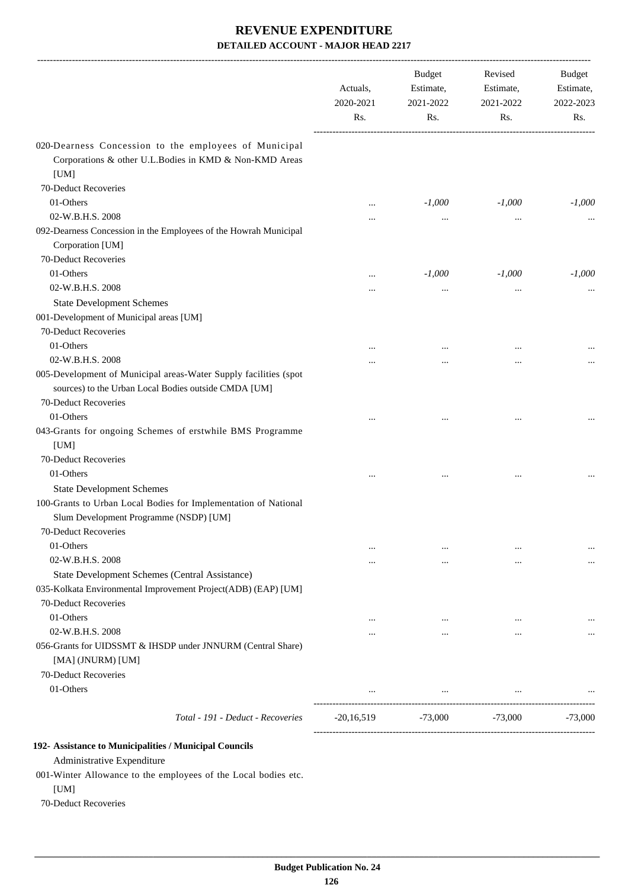# REVENUE EXPENDITURE

## DETAILED ACCOUNT - MAJOR HEAD 2217

| | Actuals, 2020-2021 Rs. | Budget Estimate, 2021-2022 Rs. | Revised Estimate, 2021-2022 Rs. | Budget Estimate, 2022-2023 Rs. |
|---|---|---|---|---|
| 020-Dearness Concession to the employees of Municipal Corporations & other U.L.Bodies in KMD & Non-KMD Areas [UM] | | | | |
| 70-Deduct Recoveries | | | | |
| 01-Others | ... | *-1,000* | *-1,000* | *-1,000* |
| 02-W.B.H.S. 2008 | ... | ... | ... | ... |
| 092-Dearness Concession in the Employees of the Howrah Municipal Corporation [UM] | | | | |
| 70-Deduct Recoveries | | | | |
| 01-Others | ... | *-1,000* | *-1,000* | *-1,000* |
| 02-W.B.H.S. 2008 | ... | ... | ... | ... |
| State Development Schemes | | | | |
| 001-Development of Municipal areas [UM] | | | | |
| 70-Deduct Recoveries | | | | |
| 01-Others | ... | ... | ... | ... |
| 02-W.B.H.S. 2008 | ... | ... | ... | ... |
| 005-Development of Municipal areas-Water Supply facilities (spot sources) to the Urban Local Bodies outside CMDA [UM] | | | | |
| 70-Deduct Recoveries | | | | |
| 01-Others | ... | ... | ... | ... |
| 043-Grants for ongoing Schemes of erstwhile BMS Programme [UM] | | | | |
| 70-Deduct Recoveries | | | | |
| 01-Others | ... | ... | ... | ... |
| State Development Schemes | | | | |
| 100-Grants to Urban Local Bodies for Implementation of National Slum Development Programme (NSDP) [UM] | | | | |
| 70-Deduct Recoveries | | | | |
| 01-Others | ... | ... | ... | ... |
| 02-W.B.H.S. 2008 | ... | ... | ... | ... |
| State Development Schemes (Central Assistance) | | | | |
| 035-Kolkata Environmental Improvement Project(ADB) (EAP) [UM] | | | | |
| 70-Deduct Recoveries | | | | |
| 01-Others | ... | ... | ... | ... |
| 02-W.B.H.S. 2008 | ... | ... | ... | ... |
| 056-Grants for UIDSSMT & IHSDP under JNNURM (Central Share) [MA] (JNURM) [UM] | | | | |
| 70-Deduct Recoveries | | | | |
| 01-Others | ... | ... | ... | ... |
| *Total - 191 - Deduct - Recoveries* | -20,16,519 | -73,000 | -73,000 | -73,000 |

**192- Assistance to Municipalities / Municipal Councils**

Administrative Expenditure

001-Winter Allowance to the employees of the Local bodies etc. [UM]

70-Deduct Recoveries

Budget Publication No. 24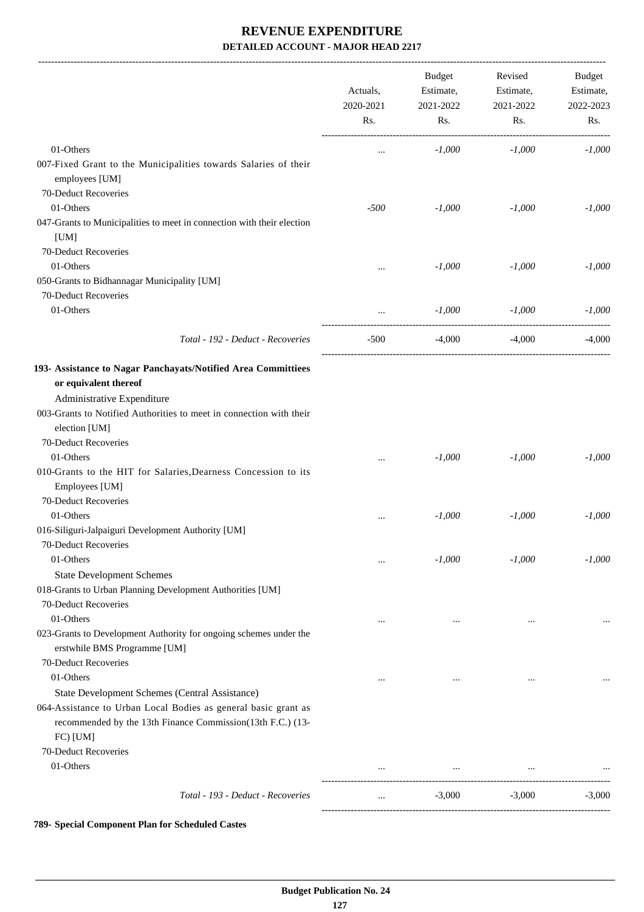# REVENUE EXPENDITURE

## DETAILED ACCOUNT - MAJOR HEAD 2217

| | Actuals, 2020-2021 Rs. | Budget Estimate, 2021-2022 Rs. | Revised Estimate, 2021-2022 Rs. | Budget Estimate, 2022-2023 Rs. |
|---|---|---|---|---|
| 01-Others | ... | -1,000 | -1,000 | -1,000 |
| 007-Fixed Grant to the Municipalities towards Salaries of their employees [UM] | | | | |
| 70-Deduct Recoveries | | | | |
| 01-Others | -500 | -1,000 | -1,000 | -1,000 |
| 047-Grants to Municipalities to meet in connection with their election [UM] | | | | |
| 70-Deduct Recoveries | | | | |
| 01-Others | ... | -1,000 | -1,000 | -1,000 |
| 050-Grants to Bidhannagar Municipality [UM] | | | | |
| 70-Deduct Recoveries | | | | |
| 01-Others | ... | -1,000 | -1,000 | -1,000 |
| *Total - 192 - Deduct - Recoveries* | -500 | -4,000 | -4,000 | -4,000 |
| **193- Assistance to Nagar Panchayats/Notified Area Committiees or equivalent thereof** | | | | |
| Administrative Expenditure | | | | |
| 003-Grants to Notified Authorities to meet in connection with their election [UM] | | | | |
| 70-Deduct Recoveries | | | | |
| 01-Others | ... | -1,000 | -1,000 | -1,000 |
| 010-Grants to the HIT for Salaries,Dearness Concession to its Employees [UM] | | | | |
| 70-Deduct Recoveries | | | | |
| 01-Others | ... | -1,000 | -1,000 | -1,000 |
| 016-Siliguri-Jalpaiguri Development Authority [UM] | | | | |
| 70-Deduct Recoveries | | | | |
| 01-Others | ... | -1,000 | -1,000 | -1,000 |
| State Development Schemes | | | | |
| 018-Grants to Urban Planning Development Authorities [UM] | | | | |
| 70-Deduct Recoveries | | | | |
| 01-Others | ... | ... | ... | ... |
| 023-Grants to Development Authority for ongoing schemes under the erstwhile BMS Programme [UM] | | | | |
| 70-Deduct Recoveries | | | | |
| 01-Others | ... | ... | ... | ... |
| State Development Schemes (Central Assistance) | | | | |
| 064-Assistance to Urban Local Bodies as general basic grant as recommended by the 13th Finance Commission(13th F.C.) (13-FC) [UM] | | | | |
| 70-Deduct Recoveries | | | | |
| 01-Others | ... | ... | ... | ... |
| *Total - 193 - Deduct - Recoveries* | ... | -3,000 | -3,000 | -3,000 |

**789- Special Component Plan for Scheduled Castes**

Budget Publication No. 24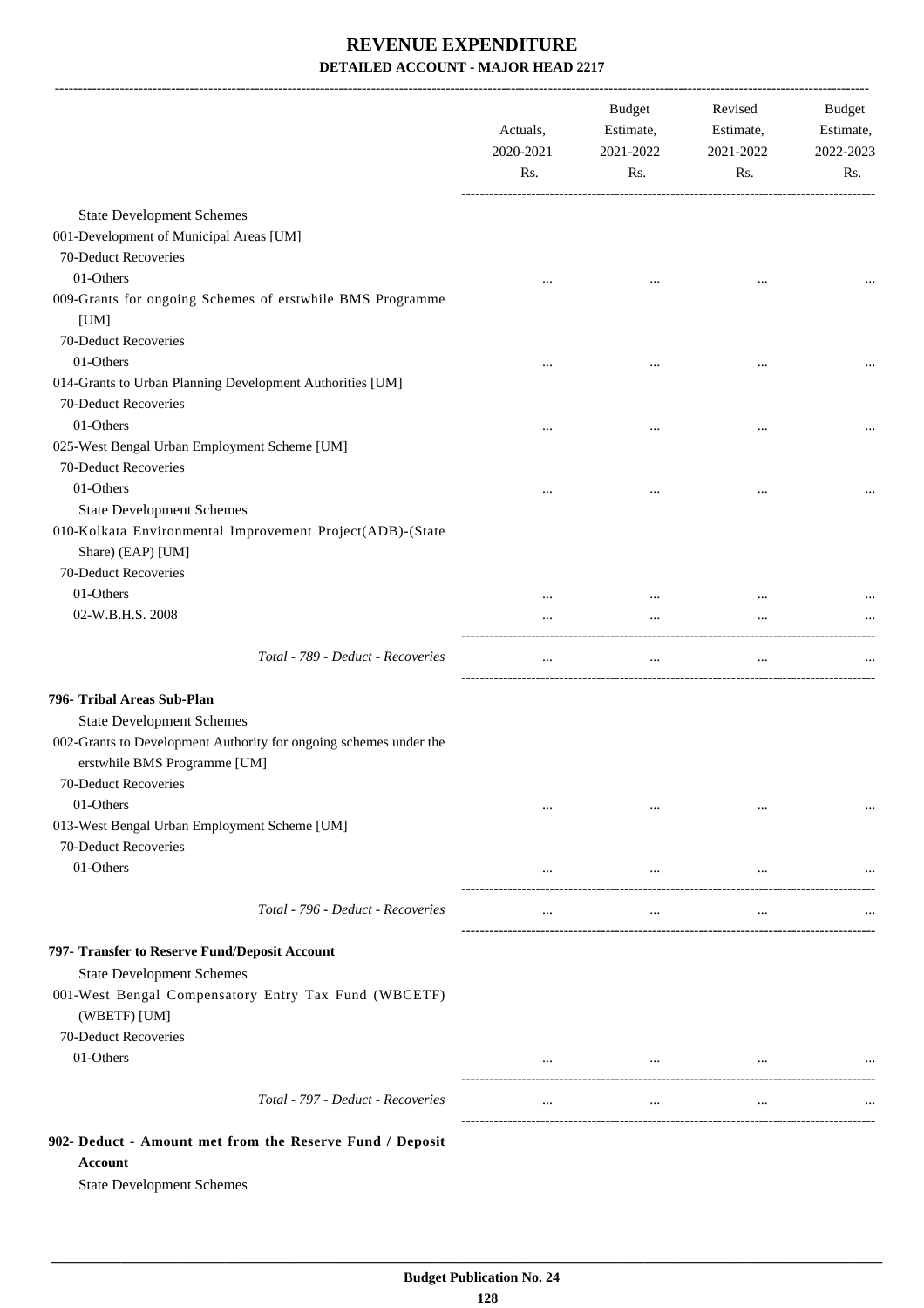# REVENUE EXPENDITURE

## DETAILED ACCOUNT - MAJOR HEAD 2217

| | Actuals, 2020-2021 Rs. | Budget Estimate, 2021-2022 Rs. | Revised Estimate, 2021-2022 Rs. | Budget Estimate, 2022-2023 Rs. |
|---|---|---|---|---|
| State Development Schemes | | | | |
| 001-Development of Municipal Areas [UM] | | | | |
| 70-Deduct Recoveries | | | | |
| 01-Others | ... | ... | ... | ... |
| 009-Grants for ongoing Schemes of erstwhile BMS Programme [UM] | | | | |
| 70-Deduct Recoveries | | | | |
| 01-Others | ... | ... | ... | ... |
| 014-Grants to Urban Planning Development Authorities [UM] | | | | |
| 70-Deduct Recoveries | | | | |
| 01-Others | ... | ... | ... | ... |
| 025-West Bengal Urban Employment Scheme [UM] | | | | |
| 70-Deduct Recoveries | | | | |
| 01-Others | ... | ... | ... | ... |
| State Development Schemes | | | | |
| 010-Kolkata Environmental Improvement Project(ADB)-(State Share) (EAP) [UM] | | | | |
| 70-Deduct Recoveries | | | | |
| 01-Others | ... | ... | ... | ... |
| 02-W.B.H.S. 2008 | ... | ... | ... | ... |
| *Total - 789 - Deduct - Recoveries* | ... | ... | ... | ... |
| **796- Tribal Areas Sub-Plan** | | | | |
| State Development Schemes | | | | |
| 002-Grants to Development Authority for ongoing schemes under the erstwhile BMS Programme [UM] | | | | |
| 70-Deduct Recoveries | | | | |
| 01-Others | ... | ... | ... | ... |
| 013-West Bengal Urban Employment Scheme [UM] | | | | |
| 70-Deduct Recoveries | | | | |
| 01-Others | ... | ... | ... | ... |
| *Total - 796 - Deduct - Recoveries* | ... | ... | ... | ... |
| **797- Transfer to Reserve Fund/Deposit Account** | | | | |
| State Development Schemes | | | | |
| 001-West Bengal Compensatory Entry Tax Fund (WBCETF) (WBETF) [UM] | | | | |
| 70-Deduct Recoveries | | | | |
| 01-Others | ... | ... | ... | ... |
| *Total - 797 - Deduct - Recoveries* | ... | ... | ... | ... |
| **902- Deduct - Amount met from the Reserve Fund / Deposit Account** | | | | |
| State Development Schemes | | | | |

Budget Publication No. 24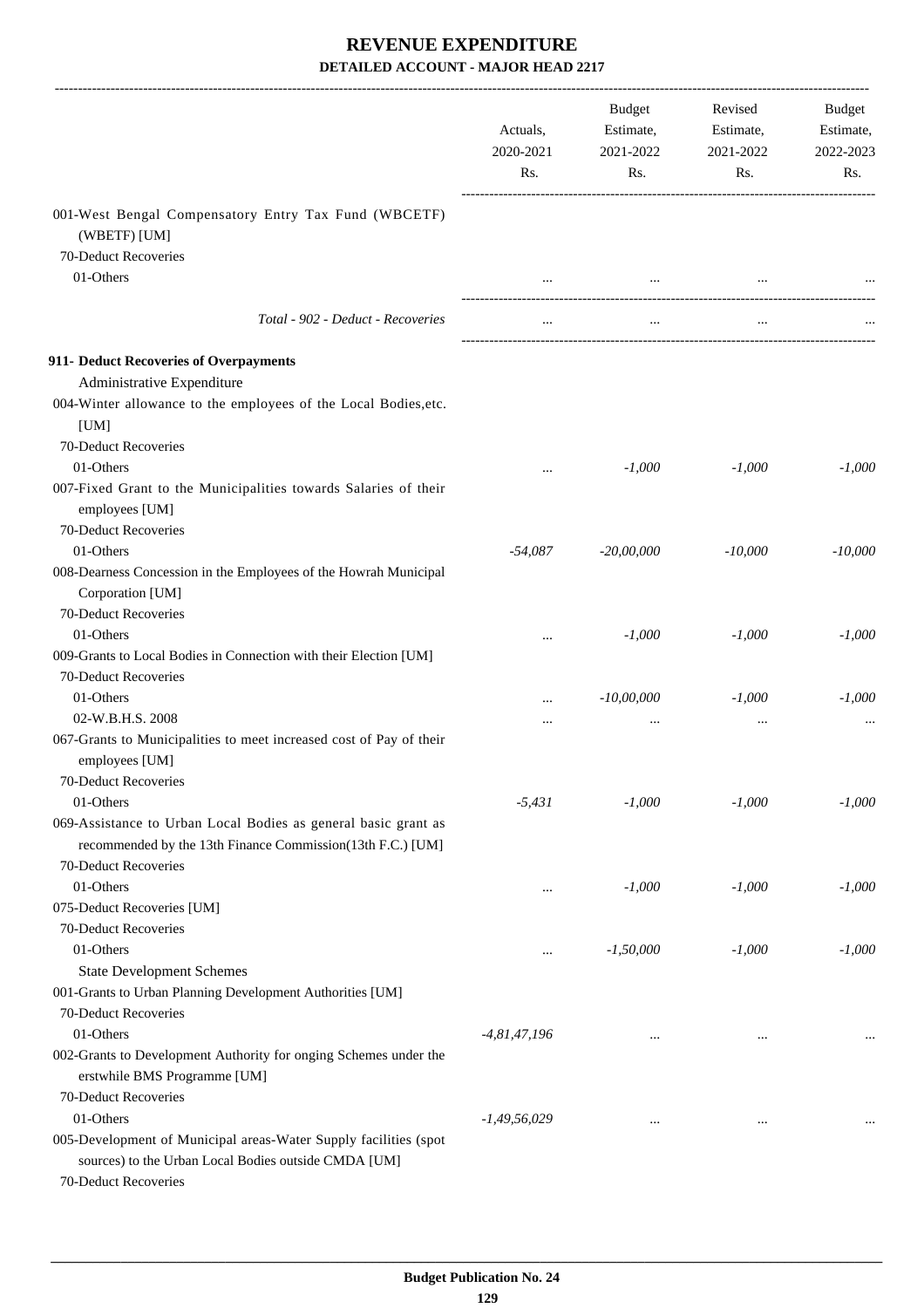# REVENUE EXPENDITURE

## DETAILED ACCOUNT - MAJOR HEAD 2217

| | Actuals, 2020-2021 Rs. | Budget Estimate, 2021-2022 Rs. | Revised Estimate, 2021-2022 Rs. | Budget Estimate, 2022-2023 Rs. |
|---|---|---|---|---|
| 001-West Bengal Compensatory Entry Tax Fund (WBCETF) (WBETF) [UM] | | | | |
| 70-Deduct Recoveries | | | | |
| 01-Others | ... | ... | ... | ... |
| *Total - 902 - Deduct - Recoveries* | ... | ... | ... | ... |
| **911- Deduct Recoveries of Overpayments** | | | | |
| Administrative Expenditure | | | | |
| 004-Winter allowance to the employees of the Local Bodies,etc. [UM] | | | | |
| 70-Deduct Recoveries | | | | |
| 01-Others | ... | *-1,000* | *-1,000* | *-1,000* |
| 007-Fixed Grant to the Municipalities towards Salaries of their employees [UM] | | | | |
| 70-Deduct Recoveries | | | | |
| 01-Others | *-54,087* | *-20,00,000* | *-10,000* | *-10,000* |
| 008-Dearness Concession in the Employees of the Howrah Municipal Corporation [UM] | | | | |
| 70-Deduct Recoveries | | | | |
| 01-Others | ... | *-1,000* | *-1,000* | *-1,000* |
| 009-Grants to Local Bodies in Connection with their Election [UM] | | | | |
| 70-Deduct Recoveries | | | | |
| 01-Others | ... | *-10,00,000* | *-1,000* | *-1,000* |
| 02-W.B.H.S. 2008 | ... | ... | ... | ... |
| 067-Grants to Municipalities to meet increased cost of Pay of their employees [UM] | | | | |
| 70-Deduct Recoveries | | | | |
| 01-Others | *-5,431* | *-1,000* | *-1,000* | *-1,000* |
| 069-Assistance to Urban Local Bodies as general basic grant as recommended by the 13th Finance Commission(13th F.C.) [UM] | | | | |
| 70-Deduct Recoveries | | | | |
| 01-Others | ... | *-1,000* | *-1,000* | *-1,000* |
| 075-Deduct Recoveries [UM] | | | | |
| 70-Deduct Recoveries | | | | |
| 01-Others | ... | *-1,50,000* | *-1,000* | *-1,000* |
| State Development Schemes | | | | |
| 001-Grants to Urban Planning Development Authorities [UM] | | | | |
| 70-Deduct Recoveries | | | | |
| 01-Others | *-4,81,47,196* | ... | ... | ... |
| 002-Grants to Development Authority for onging Schemes under the erstwhile BMS Programme [UM] | | | | |
| 70-Deduct Recoveries | | | | |
| 01-Others | *-1,49,56,029* | ... | ... | ... |
| 005-Development of Municipal areas-Water Supply facilities (spot sources) to the Urban Local Bodies outside CMDA [UM] | | | | |
| 70-Deduct Recoveries | | | | |

**Budget Publication No. 24**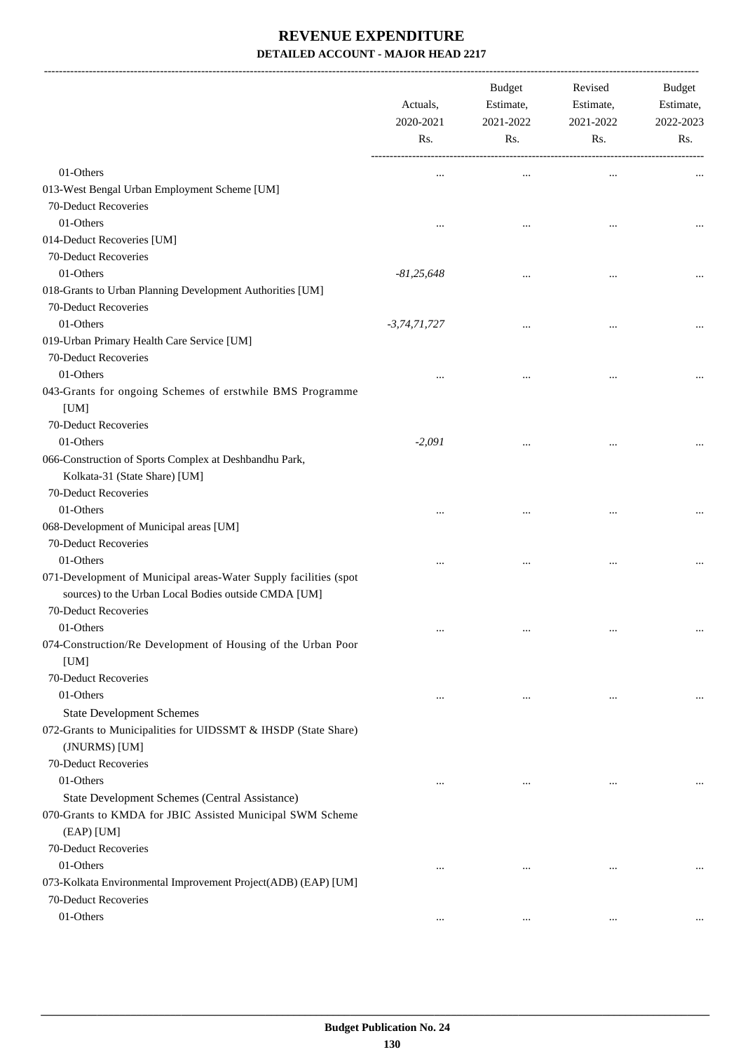# REVENUE EXPENDITURE

## DETAILED ACCOUNT - MAJOR HEAD 2217

| | Actuals, 2020-2021 Rs. | Budget Estimate, 2021-2022 Rs. | Revised Estimate, 2021-2022 Rs. | Budget Estimate, 2022-2023 Rs. |
|---|---|---|---|---|
| 01-Others | ... | ... | ... | ... |
| 013-West Bengal Urban Employment Scheme [UM] | | | | |
| 70-Deduct Recoveries | | | | |
| 01-Others | ... | ... | ... | ... |
| 014-Deduct Recoveries [UM] | | | | |
| 70-Deduct Recoveries | | | | |
| 01-Others | *-81,25,648* | ... | ... | ... |
| 018-Grants to Urban Planning Development Authorities [UM] | | | | |
| 70-Deduct Recoveries | | | | |
| 01-Others | *-3,74,71,727* | ... | ... | ... |
| 019-Urban Primary Health Care Service [UM] | | | | |
| 70-Deduct Recoveries | | | | |
| 01-Others | ... | ... | ... | ... |
| 043-Grants for ongoing Schemes of erstwhile BMS Programme [UM] | | | | |
| 70-Deduct Recoveries | | | | |
| 01-Others | *-2,091* | ... | ... | ... |
| 066-Construction of Sports Complex at Deshbandhu Park, Kolkata-31 (State Share) [UM] | | | | |
| 70-Deduct Recoveries | | | | |
| 01-Others | ... | ... | ... | ... |
| 068-Development of Municipal areas [UM] | | | | |
| 70-Deduct Recoveries | | | | |
| 01-Others | ... | ... | ... | ... |
| 071-Development of Municipal areas-Water Supply facilities (spot sources) to the Urban Local Bodies outside CMDA [UM] | | | | |
| 70-Deduct Recoveries | | | | |
| 01-Others | ... | ... | ... | ... |
| 074-Construction/Re Development of Housing of the Urban Poor [UM] | | | | |
| 70-Deduct Recoveries | | | | |
| 01-Others | ... | ... | ... | ... |
| State Development Schemes | | | | |
| 072-Grants to Municipalities for UIDSSMT & IHSDP (State Share) (JNURMS) [UM] | | | | |
| 70-Deduct Recoveries | | | | |
| 01-Others | ... | ... | ... | ... |
| State Development Schemes (Central Assistance) | | | | |
| 070-Grants to KMDA for JBIC Assisted Municipal SWM Scheme (EAP) [UM] | | | | |
| 70-Deduct Recoveries | | | | |
| 01-Others | ... | ... | ... | ... |
| 073-Kolkata Environmental Improvement Project(ADB) (EAP) [UM] | | | | |
| 70-Deduct Recoveries | | | | |
| 01-Others | ... | ... | ... | ... |

**Budget Publication No. 24**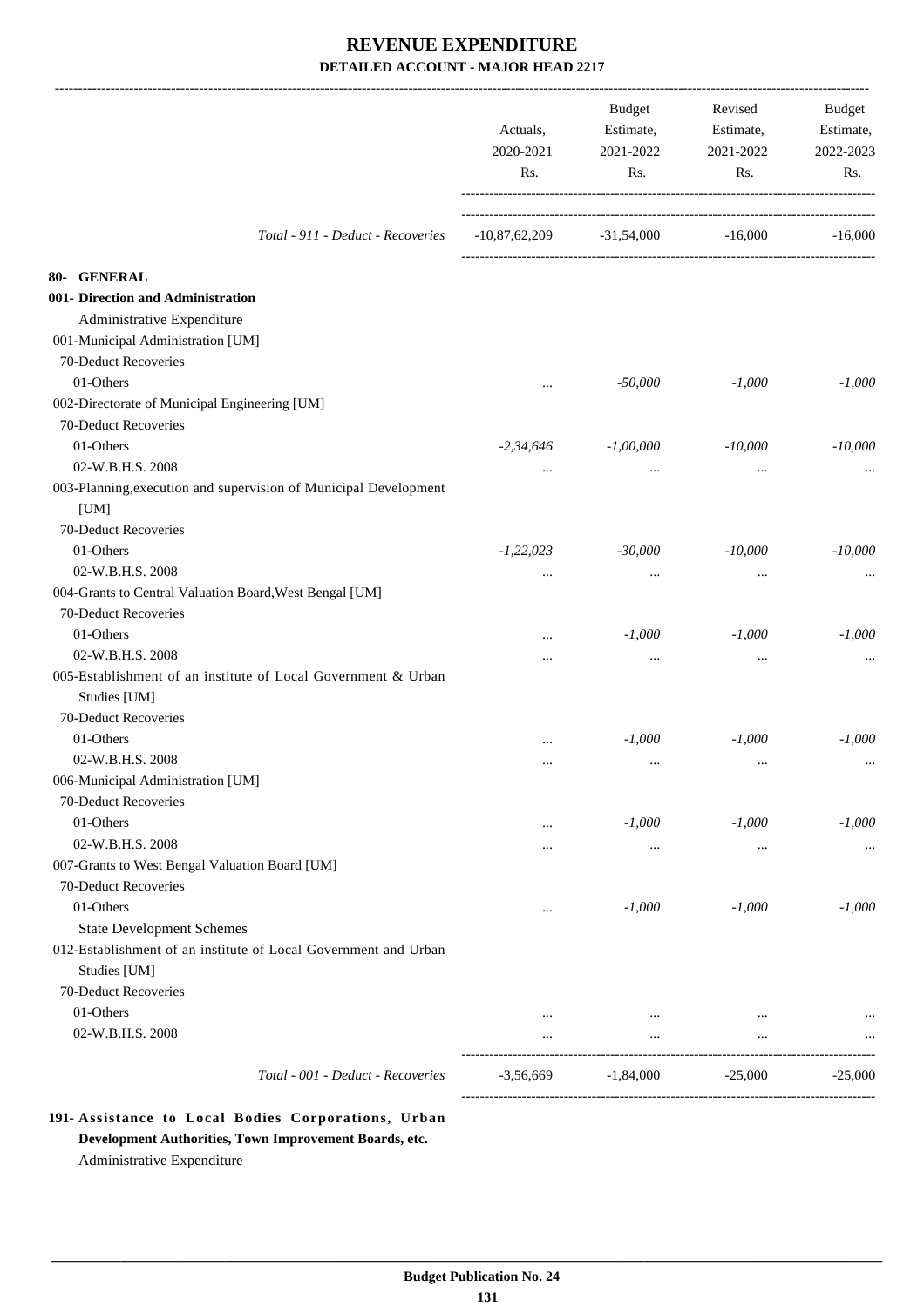# REVENUE EXPENDITURE

## DETAILED ACCOUNT - MAJOR HEAD 2217

| | Actuals, 2020-2021 Rs. | Budget Estimate, 2021-2022 Rs. | Revised Estimate, 2021-2022 Rs. | Budget Estimate, 2022-2023 Rs. |
|---|---|---|---|---|
| *Total - 911 - Deduct - Recoveries* | -10,87,62,209 | -31,54,000 | -16,000 | -16,000 |
| **80- GENERAL** | | | | |
| **001- Direction and Administration** | | | | |
| Administrative Expenditure | | | | |
| 001-Municipal Administration [UM] | | | | |
| 70-Deduct Recoveries | | | | |
| 01-Others | ... | *-50,000* | *-1,000* | *-1,000* |
| 002-Directorate of Municipal Engineering [UM] | | | | |
| 70-Deduct Recoveries | | | | |
| 01-Others | *-2,34,646* | *-1,00,000* | *-10,000* | *-10,000* |
| 02-W.B.H.S. 2008 | ... | ... | ... | ... |
| 003-Planning,execution and supervision of Municipal Development [UM] | | | | |
| 70-Deduct Recoveries | | | | |
| 01-Others | *-1,22,023* | *-30,000* | *-10,000* | *-10,000* |
| 02-W.B.H.S. 2008 | ... | ... | ... | ... |
| 004-Grants to Central Valuation Board,West Bengal [UM] | | | | |
| 70-Deduct Recoveries | | | | |
| 01-Others | ... | *-1,000* | *-1,000* | *-1,000* |
| 02-W.B.H.S. 2008 | ... | ... | ... | ... |
| 005-Establishment of an institute of Local Government & Urban Studies [UM] | | | | |
| 70-Deduct Recoveries | | | | |
| 01-Others | ... | *-1,000* | *-1,000* | *-1,000* |
| 02-W.B.H.S. 2008 | ... | ... | ... | ... |
| 006-Municipal Administration [UM] | | | | |
| 70-Deduct Recoveries | | | | |
| 01-Others | ... | *-1,000* | *-1,000* | *-1,000* |
| 02-W.B.H.S. 2008 | ... | ... | ... | ... |
| 007-Grants to West Bengal Valuation Board [UM] | | | | |
| 70-Deduct Recoveries | | | | |
| 01-Others | ... | *-1,000* | *-1,000* | *-1,000* |
| State Development Schemes | | | | |
| 012-Establishment of an institute of Local Government and Urban Studies [UM] | | | | |
| 70-Deduct Recoveries | | | | |
| 01-Others | ... | ... | ... | ... |
| 02-W.B.H.S. 2008 | ... | ... | ... | ... |
| *Total - 001 - Deduct - Recoveries* | -3,56,669 | -1,84,000 | -25,000 | -25,000 |

**191- Assistance to Local Bodies Corporations, Urban Development Authorities, Town Improvement Boards, etc.**

Administrative Expenditure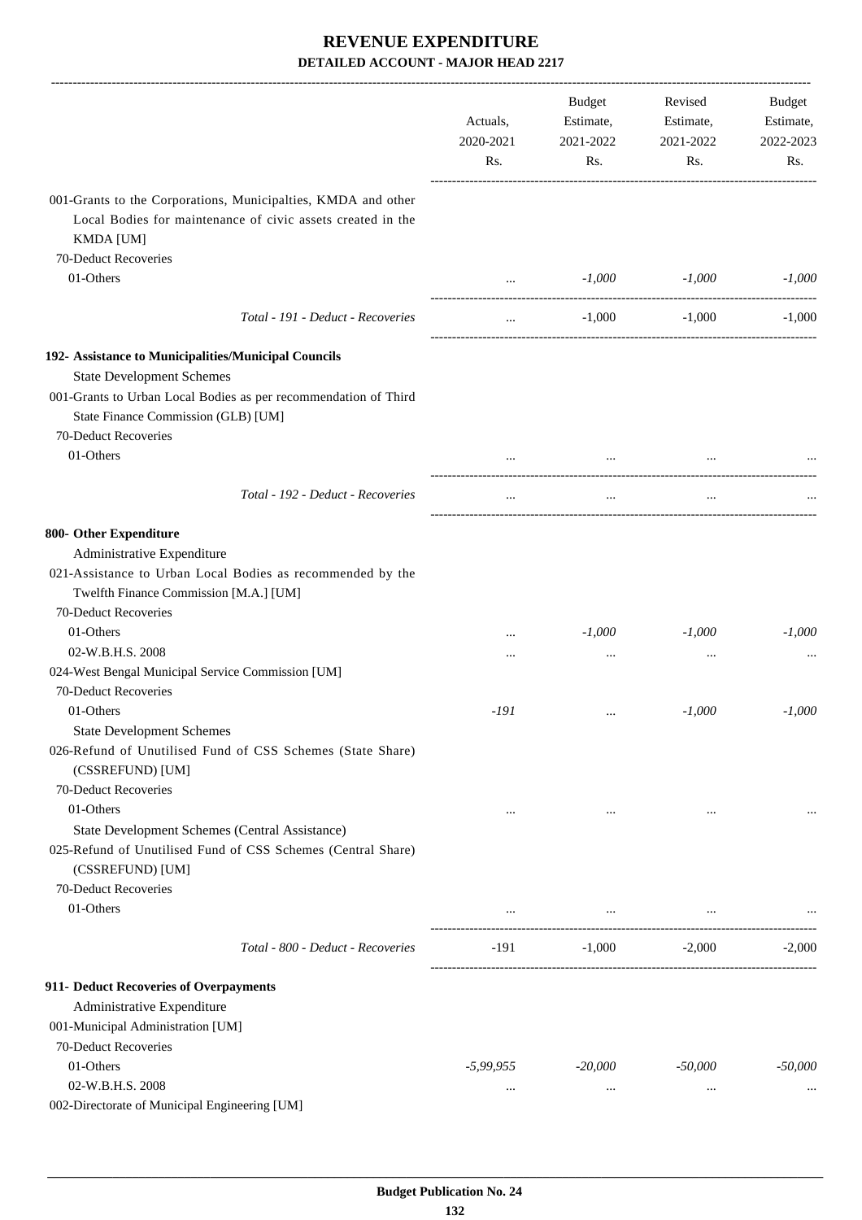# REVENUE EXPENDITURE

## DETAILED ACCOUNT - MAJOR HEAD 2217

| | Actuals, 2020-2021 Rs. | Budget Estimate, 2021-2022 Rs. | Revised Estimate, 2021-2022 Rs. | Budget Estimate, 2022-2023 Rs. |
|---|---|---|---|---|
| 001-Grants to the Corporations, Municipalties, KMDA and other Local Bodies for maintenance of civic assets created in the KMDA [UM] | | | | |
| 70-Deduct Recoveries | | | | |
| 01-Others | ... | *-1,000* | *-1,000* | *-1,000* |
| *Total - 191 - Deduct - Recoveries* | ... | -1,000 | -1,000 | -1,000 |
| **192- Assistance to Municipalities/Municipal Councils** | | | | |
| State Development Schemes | | | | |
| 001-Grants to Urban Local Bodies as per recommendation of Third State Finance Commission (GLB) [UM] | | | | |
| 70-Deduct Recoveries | | | | |
| 01-Others | ... | ... | ... | ... |
| *Total - 192 - Deduct - Recoveries* | ... | ... | ... | ... |
| **800- Other Expenditure** | | | | |
| Administrative Expenditure | | | | |
| 021-Assistance to Urban Local Bodies as recommended by the Twelfth Finance Commission [M.A.] [UM] | | | | |
| 70-Deduct Recoveries | | | | |
| 01-Others | ... | *-1,000* | *-1,000* | *-1,000* |
| 02-W.B.H.S. 2008 | ... | ... | ... | ... |
| 024-West Bengal Municipal Service Commission [UM] | | | | |
| 70-Deduct Recoveries | | | | |
| 01-Others | *-191* | ... | *-1,000* | *-1,000* |
| State Development Schemes | | | | |
| 026-Refund of Unutilised Fund of CSS Schemes (State Share) (CSSREFUND) [UM] | | | | |
| 70-Deduct Recoveries | | | | |
| 01-Others | ... | ... | ... | ... |
| State Development Schemes (Central Assistance) | | | | |
| 025-Refund of Unutilised Fund of CSS Schemes (Central Share) (CSSREFUND) [UM] | | | | |
| 70-Deduct Recoveries | | | | |
| 01-Others | ... | ... | ... | ... |
| *Total - 800 - Deduct - Recoveries* | -191 | -1,000 | -2,000 | -2,000 |
| **911- Deduct Recoveries of Overpayments** | | | | |
| Administrative Expenditure | | | | |
| 001-Municipal Administration [UM] | | | | |
| 70-Deduct Recoveries | | | | |
| 01-Others | *-5,99,955* | *-20,000* | *-50,000* | *-50,000* |
| 02-W.B.H.S. 2008 | ... | ... | ... | ... |
| 002-Directorate of Municipal Engineering [UM] | | | | |

Budget Publication No. 24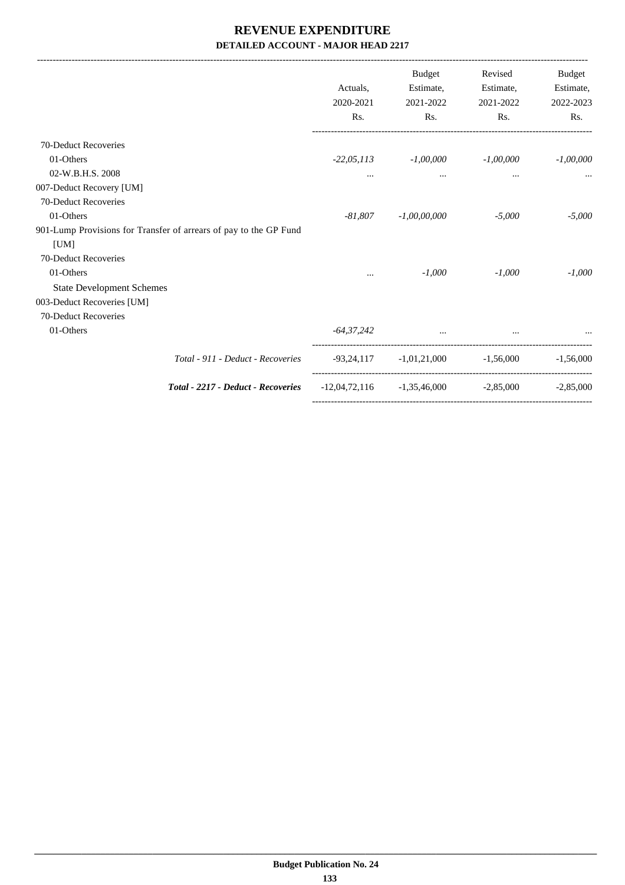# REVENUE EXPENDITURE

**DETAILED ACCOUNT - MAJOR HEAD 2217**

| | Actuals, 2020-2021 Rs. | Budget Estimate, 2021-2022 Rs. | Revised Estimate, 2021-2022 Rs. | Budget Estimate, 2022-2023 Rs. |
|---|---|---|---|---|
| 70-Deduct Recoveries | | | | |
| 01-Others | *-22,05,113* | *-1,00,000* | *-1,00,000* | *-1,00,000* |
| 02-W.B.H.S. 2008 | ... | ... | ... | ... |
| 007-Deduct Recovery [UM] | | | | |
| 70-Deduct Recoveries | | | | |
| 01-Others | *-81,807* | *-1,00,00,000* | *-5,000* | *-5,000* |
| 901-Lump Provisions for Transfer of arrears of pay to the GP Fund [UM] | | | | |
| 70-Deduct Recoveries | | | | |
| 01-Others | ... | *-1,000* | *-1,000* | *-1,000* |
| State Development Schemes | | | | |
| 003-Deduct Recoveries [UM] | | | | |
| 70-Deduct Recoveries | | | | |
| 01-Others | *-64,37,242* | ... | ... | ... |
| *Total - 911 - Deduct - Recoveries* | -93,24,117 | -1,01,21,000 | -1,56,000 | -1,56,000 |
| ***Total - 2217 - Deduct - Recoveries*** | -12,04,72,116 | -1,35,46,000 | -2,85,000 | -2,85,000 |

**Budget Publication No. 24**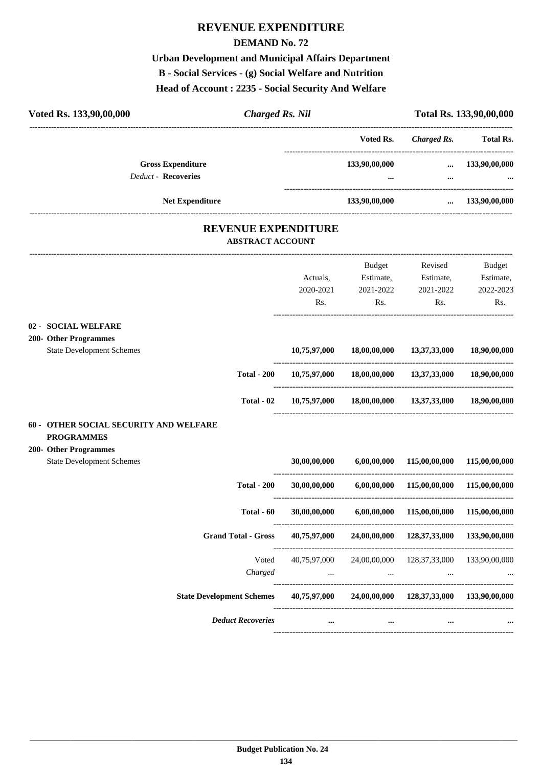# REVENUE EXPENDITURE

## DEMAND No. 72

### Urban Development and Municipal Affairs Department

### B - Social Services - (g) Social Welfare and Nutrition

### Head of Account : 2235 - Social Security And Welfare

| Voted Rs. 133,90,00,000 | *Charged Rs. Nil* | Total Rs. 133,90,00,000 |
|---|---|---|

| | Voted Rs. | *Charged Rs.* | Total Rs. |
|---|---|---|---|
| **Gross Expenditure** | **133,90,00,000** | **...** | **133,90,00,000** |
| *Deduct* - **Recoveries** | **...** | **...** | **...** |
| **Net Expenditure** | **133,90,00,000** | **...** | **133,90,00,000** |

## REVENUE EXPENDITURE

### ABSTRACT ACCOUNT

| | Actuals, 2020-2021 Rs. | Budget Estimate, 2021-2022 Rs. | Revised Estimate, 2021-2022 Rs. | Budget Estimate, 2022-2023 Rs. |
|---|---|---|---|---|
| **02 - SOCIAL WELFARE** | | | | |
| **200- Other Programmes** | | | | |
| State Development Schemes | **10,75,97,000** | **18,00,00,000** | **13,37,33,000** | **18,90,00,000** |
| **Total - 200** | **10,75,97,000** | **18,00,00,000** | **13,37,33,000** | **18,90,00,000** |
| **Total - 02** | **10,75,97,000** | **18,00,00,000** | **13,37,33,000** | **18,90,00,000** |
| **60 - OTHER SOCIAL SECURITY AND WELFARE PROGRAMMES** | | | | |
| **200- Other Programmes** | | | | |
| State Development Schemes | **30,00,00,000** | **6,00,00,000** | **115,00,00,000** | **115,00,00,000** |
| **Total - 200** | **30,00,00,000** | **6,00,00,000** | **115,00,00,000** | **115,00,00,000** |
| **Total - 60** | **30,00,00,000** | **6,00,00,000** | **115,00,00,000** | **115,00,00,000** |
| **Grand Total - Gross** | **40,75,97,000** | **24,00,00,000** | **128,37,33,000** | **133,90,00,000** |
| Voted | 40,75,97,000 | 24,00,00,000 | 128,37,33,000 | 133,90,00,000 |
| *Charged* | ... | ... | ... | ... |
| **State Development Schemes** | **40,75,97,000** | **24,00,00,000** | **128,37,33,000** | **133,90,00,000** |
| ***Deduct Recoveries*** | **...** | **...** | **...** | **...** |

**Budget Publication No. 24**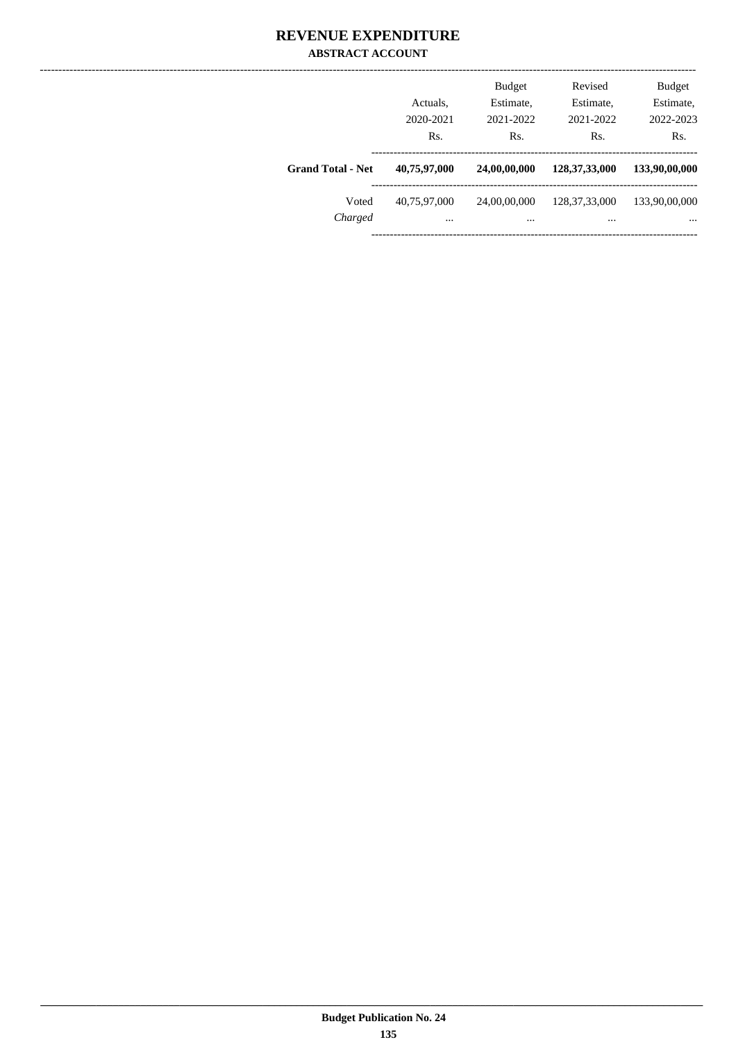# REVENUE EXPENDITURE

### ABSTRACT ACCOUNT

| | Actuals, 2020-2021 Rs. | Budget Estimate, 2021-2022 Rs. | Revised Estimate, 2021-2022 Rs. | Budget Estimate, 2022-2023 Rs. |
|---|---|---|---|---|
| **Grand Total - Net** | **40,75,97,000** | **24,00,00,000** | **128,37,33,000** | **133,90,00,000** |
| Voted | 40,75,97,000 | 24,00,00,000 | 128,37,33,000 | 133,90,00,000 |
| *Charged* | ... | ... | ... | ... |

Budget Publication No. 24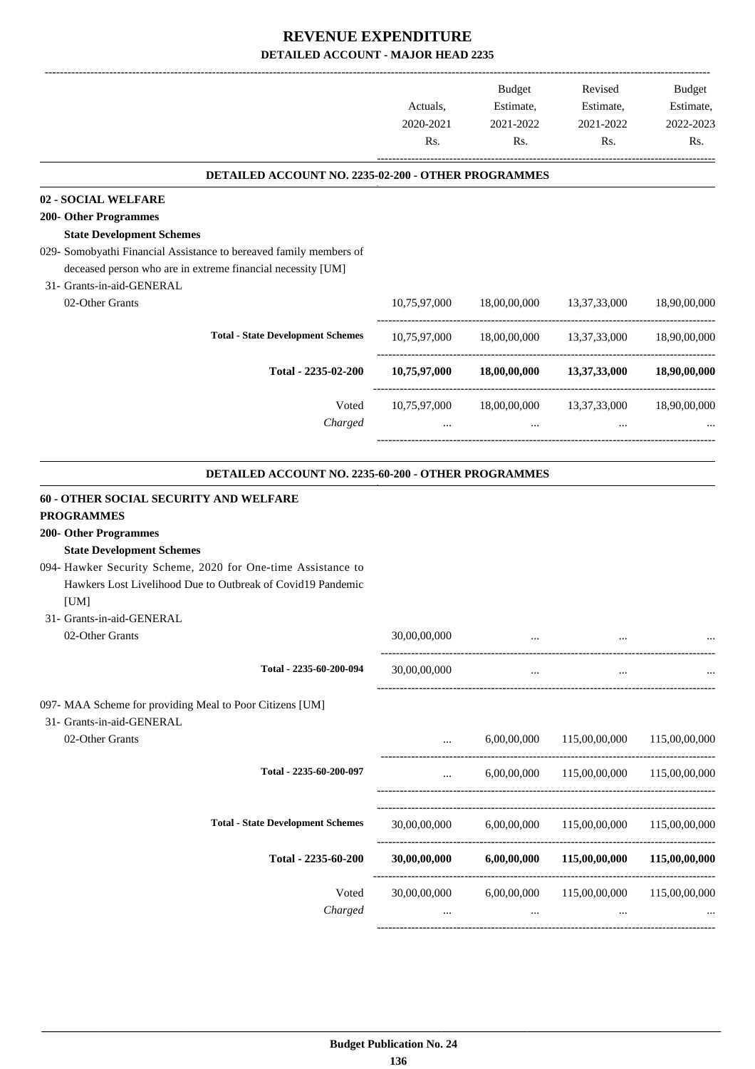# REVENUE EXPENDITURE

## DETAILED ACCOUNT - MAJOR HEAD 2235

| | Actuals, 2020-2021 Rs. | Budget Estimate, 2021-2022 Rs. | Revised Estimate, 2021-2022 Rs. | Budget Estimate, 2022-2023 Rs. |
|---|---|---|---|---|
| **DETAILED ACCOUNT NO. 2235-02-200 - OTHER PROGRAMMES** | | | | |
| **02 - SOCIAL WELFARE** | | | | |
| **200- Other Programmes** | | | | |
| **State Development Schemes** | | | | |
| 029- Somobyathi Financial Assistance to bereaved family members of deceased person who are in extreme financial necessity [UM] | | | | |
| 31- Grants-in-aid-GENERAL | | | | |
| 02-Other Grants | 10,75,97,000 | 18,00,00,000 | 13,37,33,000 | 18,90,00,000 |
| **Total - State Development Schemes** | 10,75,97,000 | 18,00,00,000 | 13,37,33,000 | 18,90,00,000 |
| **Total - 2235-02-200** | **10,75,97,000** | **18,00,00,000** | **13,37,33,000** | **18,90,00,000** |
| Voted | 10,75,97,000 | 18,00,00,000 | 13,37,33,000 | 18,90,00,000 |
| *Charged* | ... | ... | ... | ... |
| **DETAILED ACCOUNT NO. 2235-60-200 - OTHER PROGRAMMES** | | | | |
| **60 - OTHER SOCIAL SECURITY AND WELFARE PROGRAMMES** | | | | |
| **200- Other Programmes** | | | | |
| **State Development Schemes** | | | | |
| 094- Hawker Security Scheme, 2020 for One-time Assistance to Hawkers Lost Livelihood Due to Outbreak of Covid19 Pandemic [UM] | | | | |
| 31- Grants-in-aid-GENERAL | | | | |
| 02-Other Grants | 30,00,00,000 | ... | ... | ... |
| Total - 2235-60-200-094 | 30,00,00,000 | ... | ... | ... |
| 097- MAA Scheme for providing Meal to Poor Citizens [UM] | | | | |
| 31- Grants-in-aid-GENERAL | | | | |
| 02-Other Grants | ... | 6,00,00,000 | 115,00,00,000 | 115,00,00,000 |
| Total - 2235-60-200-097 | ... | 6,00,00,000 | 115,00,00,000 | 115,00,00,000 |
| **Total - State Development Schemes** | 30,00,00,000 | 6,00,00,000 | 115,00,00,000 | 115,00,00,000 |
| **Total - 2235-60-200** | **30,00,00,000** | **6,00,00,000** | **115,00,00,000** | **115,00,00,000** |
| Voted | 30,00,00,000 | 6,00,00,000 | 115,00,00,000 | 115,00,00,000 |
| *Charged* | ... | ... | ... | ... |

**Budget Publication No. 24**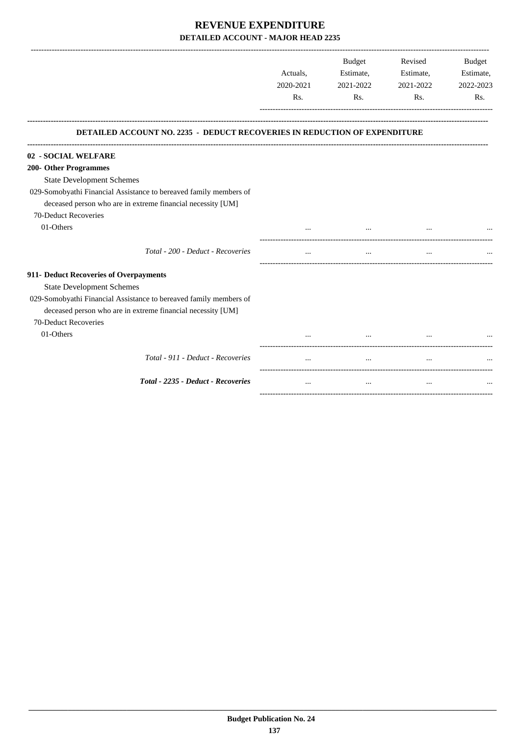# REVENUE EXPENDITURE

**DETAILED ACCOUNT - MAJOR HEAD 2235**

| | Actuals, 2020-2021 Rs. | Budget Estimate, 2021-2022 Rs. | Revised Estimate, 2021-2022 Rs. | Budget Estimate, 2022-2023 Rs. |
|---|---|---|---|---|
| **DETAILED ACCOUNT NO. 2235 - DEDUCT RECOVERIES IN REDUCTION OF EXPENDITURE** | | | | |
| **02 - SOCIAL WELFARE** | | | | |
| **200- Other Programmes** | | | | |
| State Development Schemes | | | | |
| 029-Somobyathi Financial Assistance to bereaved family members of deceased person who are in extreme financial necessity [UM] | | | | |
| 70-Deduct Recoveries | | | | |
| 01-Others | ... | ... | ... | ... |
| *Total - 200 - Deduct - Recoveries* | ... | ... | ... | ... |
| **911- Deduct Recoveries of Overpayments** | | | | |
| State Development Schemes | | | | |
| 029-Somobyathi Financial Assistance to bereaved family members of deceased person who are in extreme financial necessity [UM] | | | | |
| 70-Deduct Recoveries | | | | |
| 01-Others | ... | ... | ... | ... |
| *Total - 911 - Deduct - Recoveries* | ... | ... | ... | ... |
| ***Total - 2235 - Deduct - Recoveries*** | ... | ... | ... | ... |

**Budget Publication No. 24**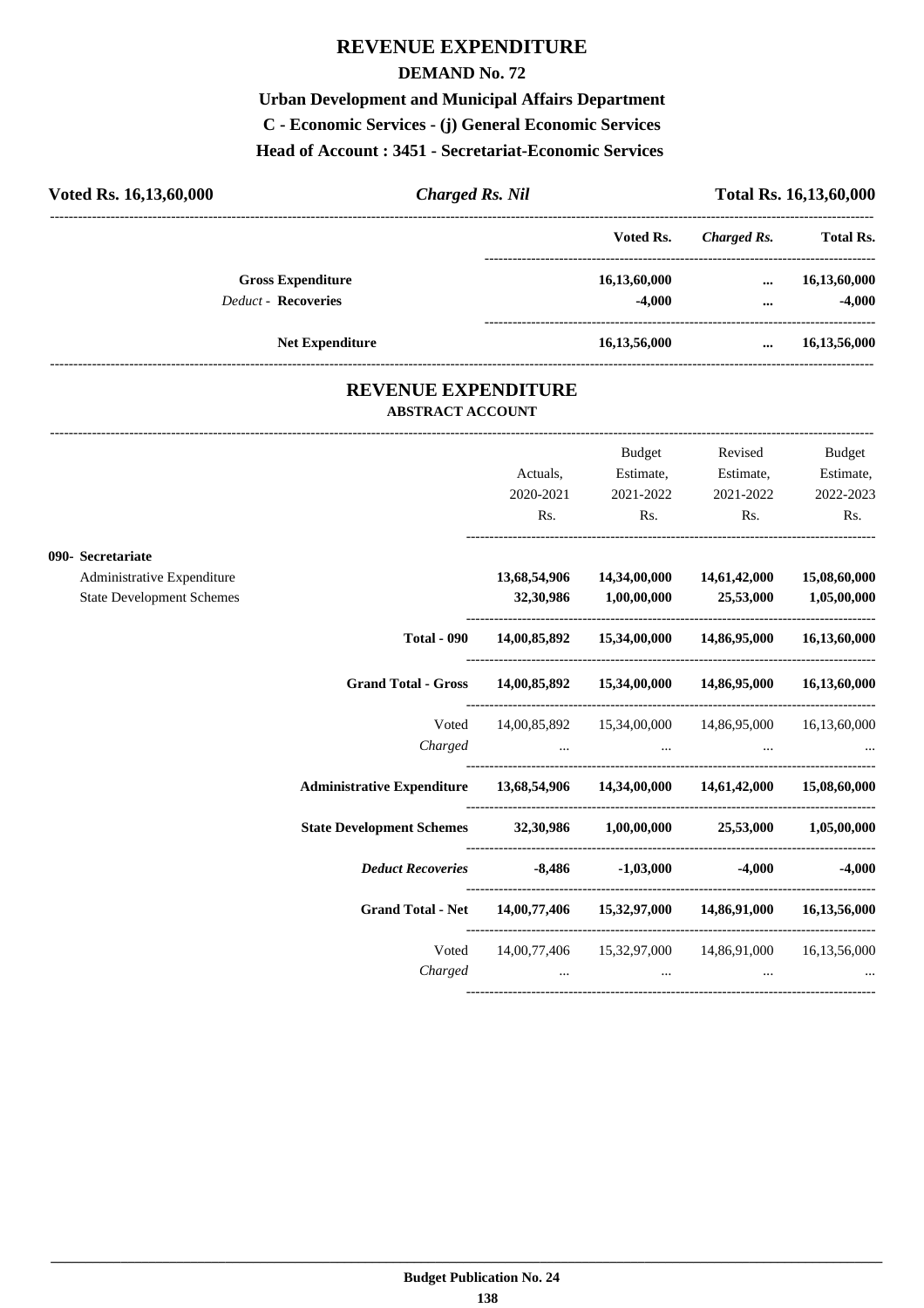# REVENUE EXPENDITURE

## DEMAND No. 72

### Urban Development and Municipal Affairs Department

### C - Economic Services - (j) General Economic Services

### Head of Account : 3451 - Secretariat-Economic Services

**Voted Rs. 16,13,60,000** | ***Charged Rs. Nil*** | **Total Rs. 16,13,60,000**

| | Voted Rs. | *Charged Rs.* | Total Rs. |
|---|---|---|---|
| **Gross Expenditure** | 16,13,60,000 | ... | 16,13,60,000 |
| *Deduct* - **Recoveries** | -4,000 | ... | -4,000 |
| **Net Expenditure** | 16,13,56,000 | ... | 16,13,56,000 |

## REVENUE EXPENDITURE

### ABSTRACT ACCOUNT

| | Actuals, 2020-2021 Rs. | Budget Estimate, 2021-2022 Rs. | Revised Estimate, 2021-2022 Rs. | Budget Estimate, 2022-2023 Rs. |
|---|---|---|---|---|
| **090- Secretariate** | | | | |
| Administrative Expenditure | **13,68,54,906** | **14,34,00,000** | **14,61,42,000** | **15,08,60,000** |
| State Development Schemes | **32,30,986** | **1,00,00,000** | **25,53,000** | **1,05,00,000** |
| **Total - 090** | **14,00,85,892** | **15,34,00,000** | **14,86,95,000** | **16,13,60,000** |
| **Grand Total - Gross** | **14,00,85,892** | **15,34,00,000** | **14,86,95,000** | **16,13,60,000** |
| Voted | 14,00,85,892 | 15,34,00,000 | 14,86,95,000 | 16,13,60,000 |
| *Charged* | ... | ... | ... | ... |
| **Administrative Expenditure** | **13,68,54,906** | **14,34,00,000** | **14,61,42,000** | **15,08,60,000** |
| **State Development Schemes** | **32,30,986** | **1,00,00,000** | **25,53,000** | **1,05,00,000** |
| ***Deduct Recoveries*** | **-8,486** | **-1,03,000** | **-4,000** | **-4,000** |
| **Grand Total - Net** | **14,00,77,406** | **15,32,97,000** | **14,86,91,000** | **16,13,56,000** |
| Voted | 14,00,77,406 | 15,32,97,000 | 14,86,91,000 | 16,13,56,000 |
| *Charged* | ... | ... | ... | ... |

**Budget Publication No. 24**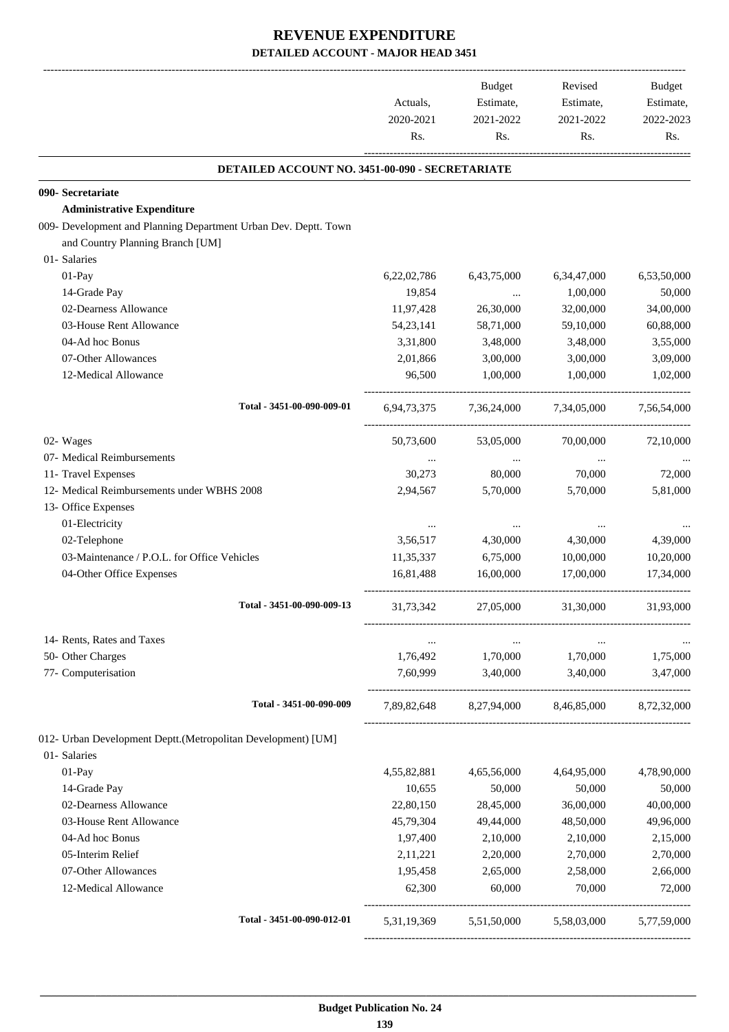# REVENUE EXPENDITURE

## DETAILED ACCOUNT - MAJOR HEAD 3451

| | Actuals, 2020-2021 Rs. | Budget Estimate, 2021-2022 Rs. | Revised Estimate, 2021-2022 Rs. | Budget Estimate, 2022-2023 Rs. |
|---|---|---|---|---|
| **DETAILED ACCOUNT NO. 3451-00-090 - SECRETARIATE** | | | | |
| **090- Secretariate** | | | | |
| **Administrative Expenditure** | | | | |
| 009- Development and Planning Department Urban Dev. Deptt. Town and Country Planning Branch [UM] | | | | |
| 01- Salaries | | | | |
| 01-Pay | 6,22,02,786 | 6,43,75,000 | 6,34,47,000 | 6,53,50,000 |
| 14-Grade Pay | 19,854 | ... | 1,00,000 | 50,000 |
| 02-Dearness Allowance | 11,97,428 | 26,30,000 | 32,00,000 | 34,00,000 |
| 03-House Rent Allowance | 54,23,141 | 58,71,000 | 59,10,000 | 60,88,000 |
| 04-Ad hoc Bonus | 3,31,800 | 3,48,000 | 3,48,000 | 3,55,000 |
| 07-Other Allowances | 2,01,866 | 3,00,000 | 3,00,000 | 3,09,000 |
| 12-Medical Allowance | 96,500 | 1,00,000 | 1,00,000 | 1,02,000 |
| Total - 3451-00-090-009-01 | 6,94,73,375 | 7,36,24,000 | 7,34,05,000 | 7,56,54,000 |
| 02- Wages | 50,73,600 | 53,05,000 | 70,00,000 | 72,10,000 |
| 07- Medical Reimbursements | ... | ... | ... | ... |
| 11- Travel Expenses | 30,273 | 80,000 | 70,000 | 72,000 |
| 12- Medical Reimbursements under WBHS 2008 | 2,94,567 | 5,70,000 | 5,70,000 | 5,81,000 |
| 13- Office Expenses | | | | |
| 01-Electricity | ... | ... | ... | ... |
| 02-Telephone | 3,56,517 | 4,30,000 | 4,30,000 | 4,39,000 |
| 03-Maintenance / P.O.L. for Office Vehicles | 11,35,337 | 6,75,000 | 10,00,000 | 10,20,000 |
| 04-Other Office Expenses | 16,81,488 | 16,00,000 | 17,00,000 | 17,34,000 |
| Total - 3451-00-090-009-13 | 31,73,342 | 27,05,000 | 31,30,000 | 31,93,000 |
| 14- Rents, Rates and Taxes | ... | ... | ... | ... |
| 50- Other Charges | 1,76,492 | 1,70,000 | 1,70,000 | 1,75,000 |
| 77- Computerisation | 7,60,999 | 3,40,000 | 3,40,000 | 3,47,000 |
| Total - 3451-00-090-009 | 7,89,82,648 | 8,27,94,000 | 8,46,85,000 | 8,72,32,000 |
| 012- Urban Development Deptt.(Metropolitan Development) [UM] | | | | |
| 01- Salaries | | | | |
| 01-Pay | 4,55,82,881 | 4,65,56,000 | 4,64,95,000 | 4,78,90,000 |
| 14-Grade Pay | 10,655 | 50,000 | 50,000 | 50,000 |
| 02-Dearness Allowance | 22,80,150 | 28,45,000 | 36,00,000 | 40,00,000 |
| 03-House Rent Allowance | 45,79,304 | 49,44,000 | 48,50,000 | 49,96,000 |
| 04-Ad hoc Bonus | 1,97,400 | 2,10,000 | 2,10,000 | 2,15,000 |
| 05-Interim Relief | 2,11,221 | 2,20,000 | 2,70,000 | 2,70,000 |
| 07-Other Allowances | 1,95,458 | 2,65,000 | 2,58,000 | 2,66,000 |
| 12-Medical Allowance | 62,300 | 60,000 | 70,000 | 72,000 |
| Total - 3451-00-090-012-01 | 5,31,19,369 | 5,51,50,000 | 5,58,03,000 | 5,77,59,000 |

**Budget Publication No. 24**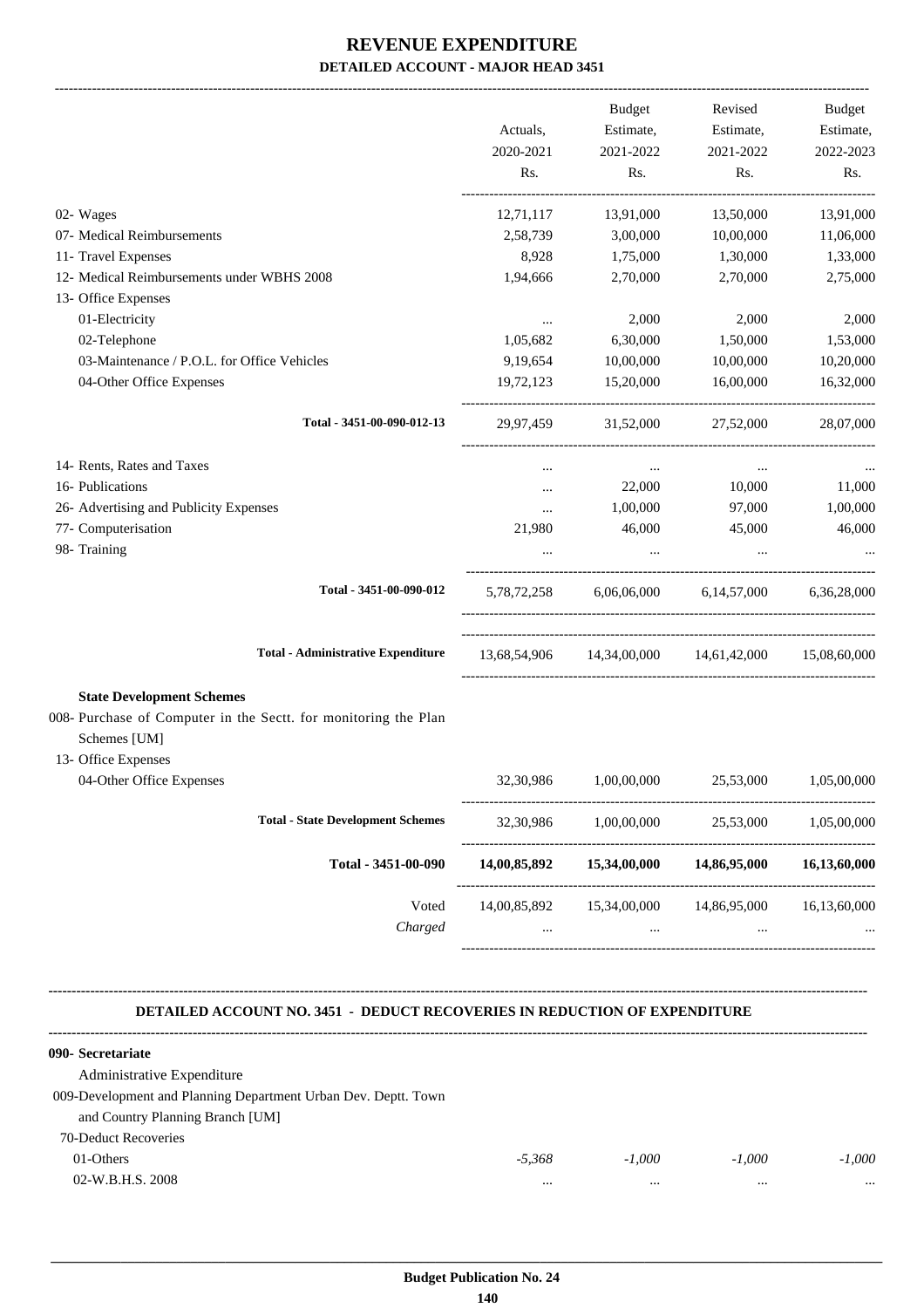# REVENUE EXPENDITURE

**DETAILED ACCOUNT - MAJOR HEAD 3451**

| | Actuals, 2020-2021 Rs. | Budget Estimate, 2021-2022 Rs. | Revised Estimate, 2021-2022 Rs. | Budget Estimate, 2022-2023 Rs. |
|---|---|---|---|---|
| 02- Wages | 12,71,117 | 13,91,000 | 13,50,000 | 13,91,000 |
| 07- Medical Reimbursements | 2,58,739 | 3,00,000 | 10,00,000 | 11,06,000 |
| 11- Travel Expenses | 8,928 | 1,75,000 | 1,30,000 | 1,33,000 |
| 12- Medical Reimbursements under WBHS 2008 | 1,94,666 | 2,70,000 | 2,70,000 | 2,75,000 |
| 13- Office Expenses | | | | |
| 01-Electricity | ... | 2,000 | 2,000 | 2,000 |
| 02-Telephone | 1,05,682 | 6,30,000 | 1,50,000 | 1,53,000 |
| 03-Maintenance / P.O.L. for Office Vehicles | 9,19,654 | 10,00,000 | 10,00,000 | 10,20,000 |
| 04-Other Office Expenses | 19,72,123 | 15,20,000 | 16,00,000 | 16,32,000 |
| Total - 3451-00-090-012-13 | 29,97,459 | 31,52,000 | 27,52,000 | 28,07,000 |
| 14- Rents, Rates and Taxes | ... | ... | ... | ... |
| 16- Publications | ... | 22,000 | 10,000 | 11,000 |
| 26- Advertising and Publicity Expenses | ... | 1,00,000 | 97,000 | 1,00,000 |
| 77- Computerisation | 21,980 | 46,000 | 45,000 | 46,000 |
| 98- Training | ... | ... | ... | ... |
| Total - 3451-00-090-012 | 5,78,72,258 | 6,06,06,000 | 6,14,57,000 | 6,36,28,000 |
| Total - Administrative Expenditure | 13,68,54,906 | 14,34,00,000 | 14,61,42,000 | 15,08,60,000 |
| **State Development Schemes** | | | | |
| 008- Purchase of Computer in the Sectt. for monitoring the Plan Schemes [UM] | | | | |
| 13- Office Expenses | | | | |
| 04-Other Office Expenses | 32,30,986 | 1,00,00,000 | 25,53,000 | 1,05,00,000 |
| Total - State Development Schemes | 32,30,986 | 1,00,00,000 | 25,53,000 | 1,05,00,000 |
| **Total - 3451-00-090** | **14,00,85,892** | **15,34,00,000** | **14,86,95,000** | **16,13,60,000** |
| Voted | 14,00,85,892 | 15,34,00,000 | 14,86,95,000 | 16,13,60,000 |
| *Charged* | ... | ... | ... | ... |

**DETAILED ACCOUNT NO. 3451 - DEDUCT RECOVERIES IN REDUCTION OF EXPENDITURE**

**090- Secretariate**

| | Actuals, 2020-2021 Rs. | Budget Estimate, 2021-2022 Rs. | Revised Estimate, 2021-2022 Rs. | Budget Estimate, 2022-2023 Rs. |
|---|---|---|---|---|
| Administrative Expenditure | | | | |
| 009-Development and Planning Department Urban Dev. Deptt. Town and Country Planning Branch [UM] | | | | |
| 70-Deduct Recoveries | | | | |
| 01-Others | *-5,368* | *-1,000* | *-1,000* | *-1,000* |
| 02-W.B.H.S. 2008 | ... | ... | ... | ... |

Budget Publication No. 24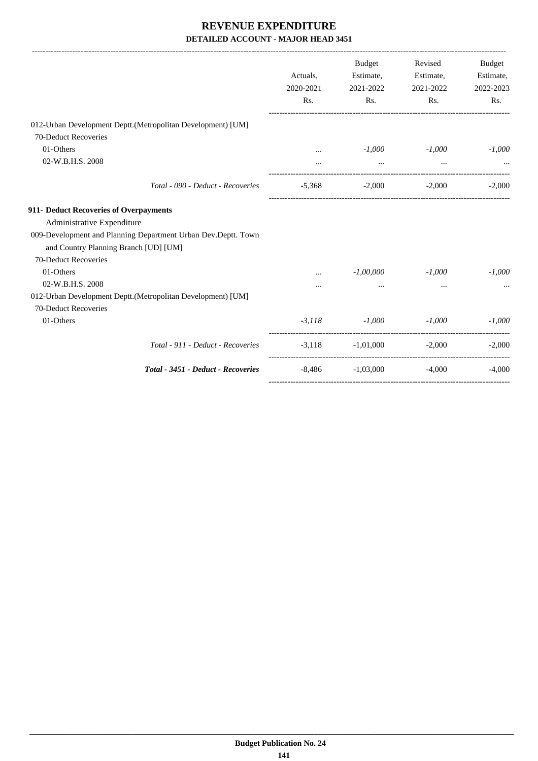# REVENUE EXPENDITURE

**DETAILED ACCOUNT - MAJOR HEAD 3451**

| | Actuals, 2020-2021 Rs. | Budget Estimate, 2021-2022 Rs. | Revised Estimate, 2021-2022 Rs. | Budget Estimate, 2022-2023 Rs. |
|---|---|---|---|---|
| 012-Urban Development Deptt.(Metropolitan Development) [UM] | | | | |
| 70-Deduct Recoveries | | | | |
| 01-Others | ... | *-1,000* | *-1,000* | *-1,000* |
| 02-W.B.H.S. 2008 | ... | ... | ... | ... |
| *Total - 090 - Deduct - Recoveries* | -5,368 | -2,000 | -2,000 | -2,000 |
| **911- Deduct Recoveries of Overpayments** | | | | |
| Administrative Expenditure | | | | |
| 009-Development and Planning Department Urban Dev.Deptt. Town and Country Planning Branch [UD] [UM] | | | | |
| 70-Deduct Recoveries | | | | |
| 01-Others | ... | *-1,00,000* | *-1,000* | *-1,000* |
| 02-W.B.H.S. 2008 | ... | ... | ... | ... |
| 012-Urban Development Deptt.(Metropolitan Development) [UM] | | | | |
| 70-Deduct Recoveries | | | | |
| 01-Others | *-3,118* | *-1,000* | *-1,000* | *-1,000* |
| *Total - 911 - Deduct - Recoveries* | -3,118 | -1,01,000 | -2,000 | -2,000 |
| ***Total - 3451 - Deduct - Recoveries*** | -8,486 | -1,03,000 | -4,000 | -4,000 |

**Budget Publication No. 24**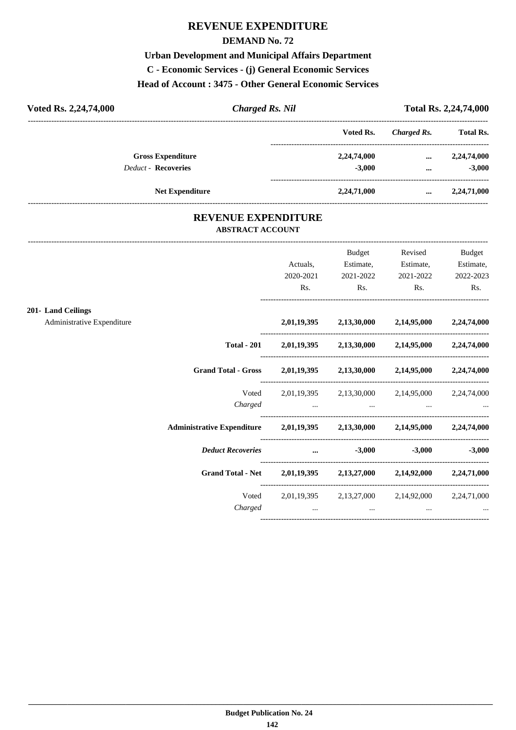# REVENUE EXPENDITURE

## DEMAND No. 72

### Urban Development and Municipal Affairs Department

### C - Economic Services - (j) General Economic Services

### Head of Account : 3475 - Other General Economic Services

| Voted Rs. 2,24,74,000 | *Charged Rs. Nil* | Total Rs. 2,24,74,000 |
|---|---|---|

| | Voted Rs. | *Charged Rs.* | Total Rs. |
|---|---|---|---|
| **Gross Expenditure** | **2,24,74,000** | **...** | **2,24,74,000** |
| *Deduct* - **Recoveries** | **-3,000** | **...** | **-3,000** |
| **Net Expenditure** | **2,24,71,000** | **...** | **2,24,71,000** |

## REVENUE EXPENDITURE

### ABSTRACT ACCOUNT

| | Actuals, 2020-2021 Rs. | Budget Estimate, 2021-2022 Rs. | Revised Estimate, 2021-2022 Rs. | Budget Estimate, 2022-2023 Rs. |
|---|---|---|---|---|
| **201- Land Ceilings** | | | | |
| Administrative Expenditure | **2,01,19,395** | **2,13,30,000** | **2,14,95,000** | **2,24,74,000** |
| **Total - 201** | **2,01,19,395** | **2,13,30,000** | **2,14,95,000** | **2,24,74,000** |
| **Grand Total - Gross** | **2,01,19,395** | **2,13,30,000** | **2,14,95,000** | **2,24,74,000** |
| Voted | 2,01,19,395 | 2,13,30,000 | 2,14,95,000 | 2,24,74,000 |
| *Charged* | ... | ... | ... | ... |
| **Administrative Expenditure** | **2,01,19,395** | **2,13,30,000** | **2,14,95,000** | **2,24,74,000** |
| ***Deduct Recoveries*** | **...** | **-3,000** | **-3,000** | **-3,000** |
| **Grand Total - Net** | **2,01,19,395** | **2,13,27,000** | **2,14,92,000** | **2,24,71,000** |
| Voted | 2,01,19,395 | 2,13,27,000 | 2,14,92,000 | 2,24,71,000 |
| *Charged* | ... | ... | ... | ... |

**Budget Publication No. 24**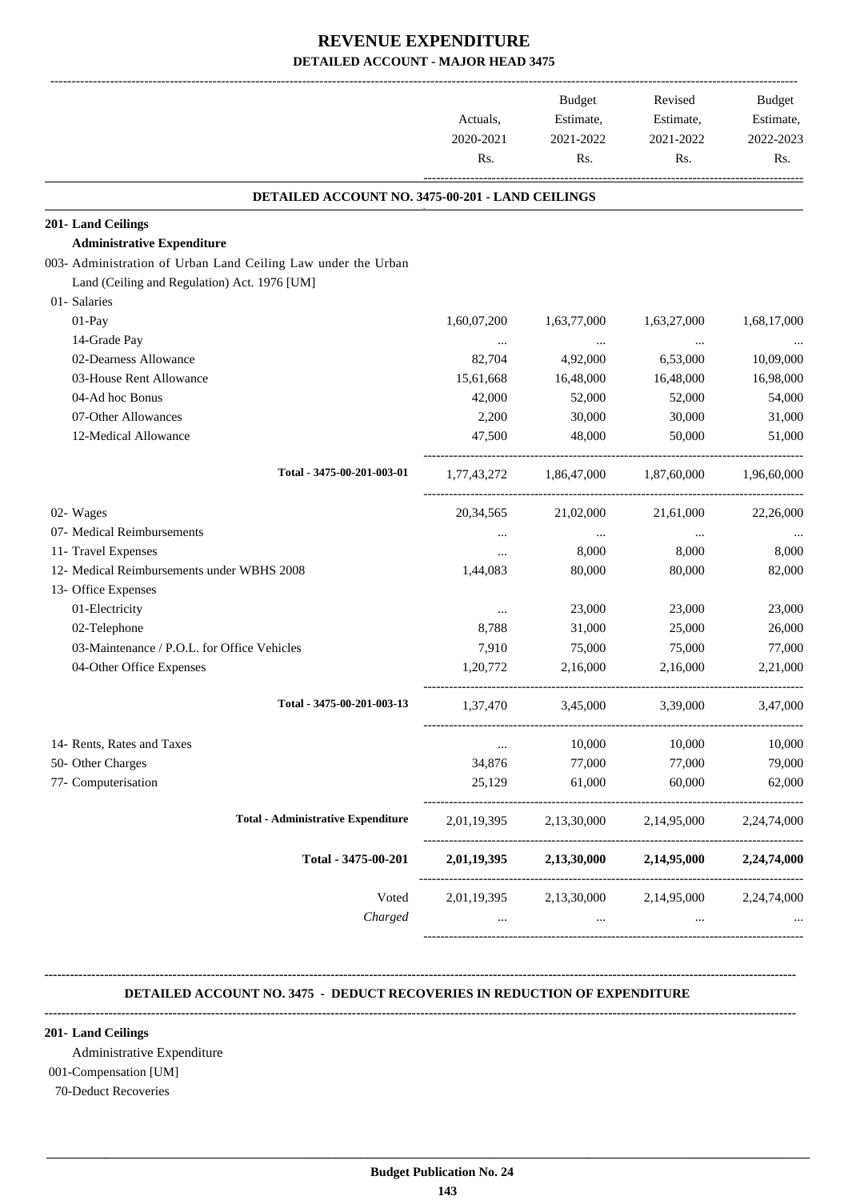# REVENUE EXPENDITURE

## DETAILED ACCOUNT - MAJOR HEAD 3475

| | Actuals, 2020-2021 Rs. | Budget Estimate, 2021-2022 Rs. | Revised Estimate, 2021-2022 Rs. | Budget Estimate, 2022-2023 Rs. |
|---|---|---|---|---|
| **DETAILED ACCOUNT NO. 3475-00-201 - LAND CEILINGS** | | | | |
| **201- Land Ceilings** | | | | |
| **Administrative Expenditure** | | | | |
| 003- Administration of Urban Land Ceiling Law under the Urban Land (Ceiling and Regulation) Act. 1976 [UM] | | | | |
| 01- Salaries | | | | |
| 01-Pay | 1,60,07,200 | 1,63,77,000 | 1,63,27,000 | 1,68,17,000 |
| 14-Grade Pay | ... | ... | ... | ... |
| 02-Dearness Allowance | 82,704 | 4,92,000 | 6,53,000 | 10,09,000 |
| 03-House Rent Allowance | 15,61,668 | 16,48,000 | 16,48,000 | 16,98,000 |
| 04-Ad hoc Bonus | 42,000 | 52,000 | 52,000 | 54,000 |
| 07-Other Allowances | 2,200 | 30,000 | 30,000 | 31,000 |
| 12-Medical Allowance | 47,500 | 48,000 | 50,000 | 51,000 |
| Total - 3475-00-201-003-01 | 1,77,43,272 | 1,86,47,000 | 1,87,60,000 | 1,96,60,000 |
| 02- Wages | 20,34,565 | 21,02,000 | 21,61,000 | 22,26,000 |
| 07- Medical Reimbursements | ... | ... | ... | ... |
| 11- Travel Expenses | ... | 8,000 | 8,000 | 8,000 |
| 12- Medical Reimbursements under WBHS 2008 | 1,44,083 | 80,000 | 80,000 | 82,000 |
| 13- Office Expenses | | | | |
| 01-Electricity | ... | 23,000 | 23,000 | 23,000 |
| 02-Telephone | 8,788 | 31,000 | 25,000 | 26,000 |
| 03-Maintenance / P.O.L. for Office Vehicles | 7,910 | 75,000 | 75,000 | 77,000 |
| 04-Other Office Expenses | 1,20,772 | 2,16,000 | 2,16,000 | 2,21,000 |
| Total - 3475-00-201-003-13 | 1,37,470 | 3,45,000 | 3,39,000 | 3,47,000 |
| 14- Rents, Rates and Taxes | ... | 10,000 | 10,000 | 10,000 |
| 50- Other Charges | 34,876 | 77,000 | 77,000 | 79,000 |
| 77- Computerisation | 25,129 | 61,000 | 60,000 | 62,000 |
| **Total - Administrative Expenditure** | 2,01,19,395 | 2,13,30,000 | 2,14,95,000 | 2,24,74,000 |
| **Total - 3475-00-201** | **2,01,19,395** | **2,13,30,000** | **2,14,95,000** | **2,24,74,000** |
| Voted | 2,01,19,395 | 2,13,30,000 | 2,14,95,000 | 2,24,74,000 |
| *Charged* | ... | ... | ... | ... |

**DETAILED ACCOUNT NO. 3475 - DEDUCT RECOVERIES IN REDUCTION OF EXPENDITURE**

**201- Land Ceilings**

Administrative Expenditure

001-Compensation [UM]

70-Deduct Recoveries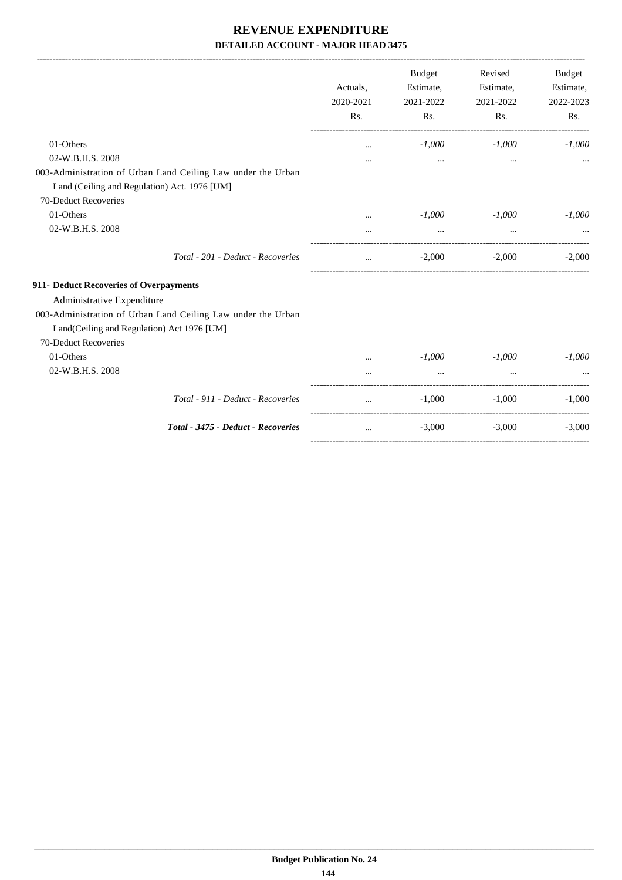# REVENUE EXPENDITURE

## DETAILED ACCOUNT - MAJOR HEAD 3475

| | Actuals, 2020-2021 Rs. | Budget Estimate, 2021-2022 Rs. | Revised Estimate, 2021-2022 Rs. | Budget Estimate, 2022-2023 Rs. |
|---|---|---|---|---|
| 01-Others | ... | *-1,000* | *-1,000* | *-1,000* |
| 02-W.B.H.S. 2008 | ... | ... | ... | ... |
| 003-Administration of Urban Land Ceiling Law under the Urban Land (Ceiling and Regulation) Act. 1976 [UM] | | | | |
| 70-Deduct Recoveries | | | | |
| 01-Others | ... | *-1,000* | *-1,000* | *-1,000* |
| 02-W.B.H.S. 2008 | ... | ... | ... | ... |
| *Total - 201 - Deduct - Recoveries* | ... | -2,000 | -2,000 | -2,000 |
| **911- Deduct Recoveries of Overpayments** | | | | |
| Administrative Expenditure | | | | |
| 003-Administration of Urban Land Ceiling Law under the Urban Land(Ceiling and Regulation) Act 1976 [UM] | | | | |
| 70-Deduct Recoveries | | | | |
| 01-Others | ... | *-1,000* | *-1,000* | *-1,000* |
| 02-W.B.H.S. 2008 | ... | ... | ... | ... |
| *Total - 911 - Deduct - Recoveries* | ... | -1,000 | -1,000 | -1,000 |
| ***Total - 3475 - Deduct - Recoveries*** | ... | -3,000 | -3,000 | -3,000 |

**Budget Publication No. 24**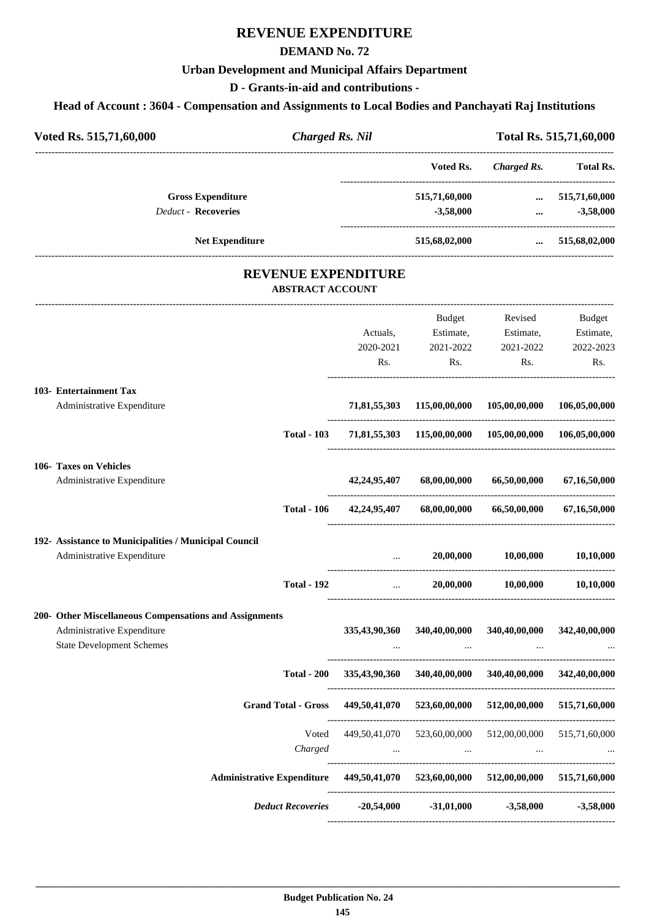# REVENUE EXPENDITURE

## DEMAND No. 72

### Urban Development and Municipal Affairs Department

### D - Grants-in-aid and contributions -

### Head of Account : 3604 - Compensation and Assignments to Local Bodies and Panchayati Raj Institutions

**Voted Rs. 515,71,60,000** | ***Charged Rs. Nil*** | **Total Rs. 515,71,60,000**

| | Voted Rs. | *Charged Rs.* | Total Rs. |
|---|---|---|---|
| **Gross Expenditure** | 515,71,60,000 | ... | 515,71,60,000 |
| *Deduct* - **Recoveries** | -3,58,000 | ... | -3,58,000 |
| **Net Expenditure** | 515,68,02,000 | ... | 515,68,02,000 |

## REVENUE EXPENDITURE

### ABSTRACT ACCOUNT

| | Actuals, 2020-2021 Rs. | Budget Estimate, 2021-2022 Rs. | Revised Estimate, 2021-2022 Rs. | Budget Estimate, 2022-2023 Rs. |
|---|---|---|---|---|
| **103- Entertainment Tax** | | | | |
| Administrative Expenditure | 71,81,55,303 | 115,00,00,000 | 105,00,00,000 | 106,05,00,000 |
| **Total - 103** | 71,81,55,303 | 115,00,00,000 | 105,00,00,000 | 106,05,00,000 |
| **106- Taxes on Vehicles** | | | | |
| Administrative Expenditure | 42,24,95,407 | 68,00,00,000 | 66,50,00,000 | 67,16,50,000 |
| **Total - 106** | 42,24,95,407 | 68,00,00,000 | 66,50,00,000 | 67,16,50,000 |
| **192- Assistance to Municipalities / Municipal Council** | | | | |
| Administrative Expenditure | ... | 20,00,000 | 10,00,000 | 10,10,000 |
| **Total - 192** | ... | 20,00,000 | 10,00,000 | 10,10,000 |
| **200- Other Miscellaneous Compensations and Assignments** | | | | |
| Administrative Expenditure | 335,43,90,360 | 340,40,00,000 | 340,40,00,000 | 342,40,00,000 |
| State Development Schemes | ... | ... | ... | ... |
| **Total - 200** | 335,43,90,360 | 340,40,00,000 | 340,40,00,000 | 342,40,00,000 |
| **Grand Total - Gross** | 449,50,41,070 | 523,60,00,000 | 512,00,00,000 | 515,71,60,000 |
| Voted | 449,50,41,070 | 523,60,00,000 | 512,00,00,000 | 515,71,60,000 |
| *Charged* | ... | ... | ... | ... |
| **Administrative Expenditure** | 449,50,41,070 | 523,60,00,000 | 512,00,00,000 | 515,71,60,000 |
| ***Deduct Recoveries*** | -20,54,000 | -31,01,000 | -3,58,000 | -3,58,000 |

**Budget Publication No. 24**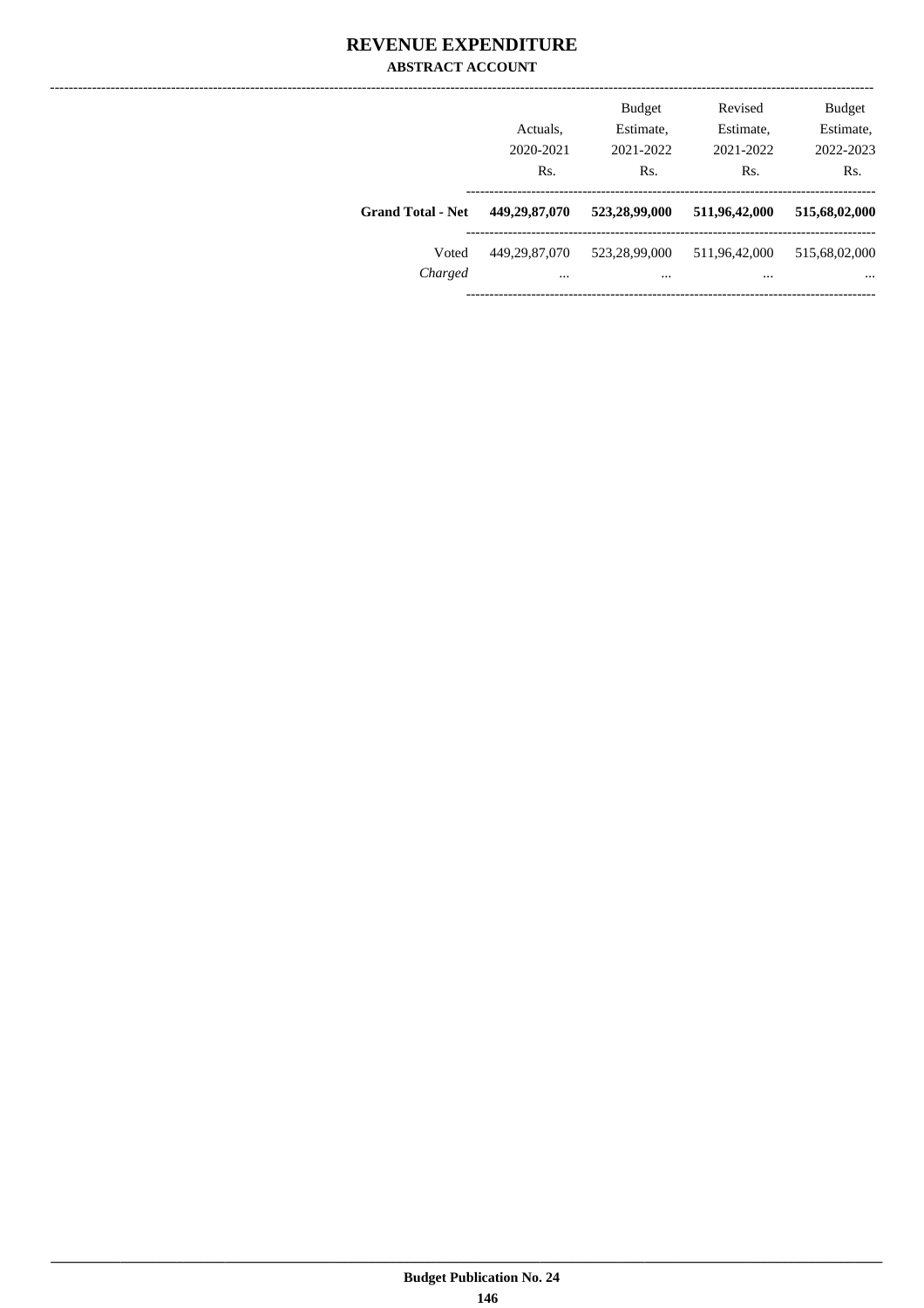# REVENUE EXPENDITURE

## ABSTRACT ACCOUNT

| | Actuals, 2020-2021 Rs. | Budget Estimate, 2021-2022 Rs. | Revised Estimate, 2021-2022 Rs. | Budget Estimate, 2022-2023 Rs. |
|---|---|---|---|---|
| **Grand Total - Net** | **449,29,87,070** | **523,28,99,000** | **511,96,42,000** | **515,68,02,000** |
| Voted | 449,29,87,070 | 523,28,99,000 | 511,96,42,000 | 515,68,02,000 |
| *Charged* | ... | ... | ... | ... |

Budget Publication No. 24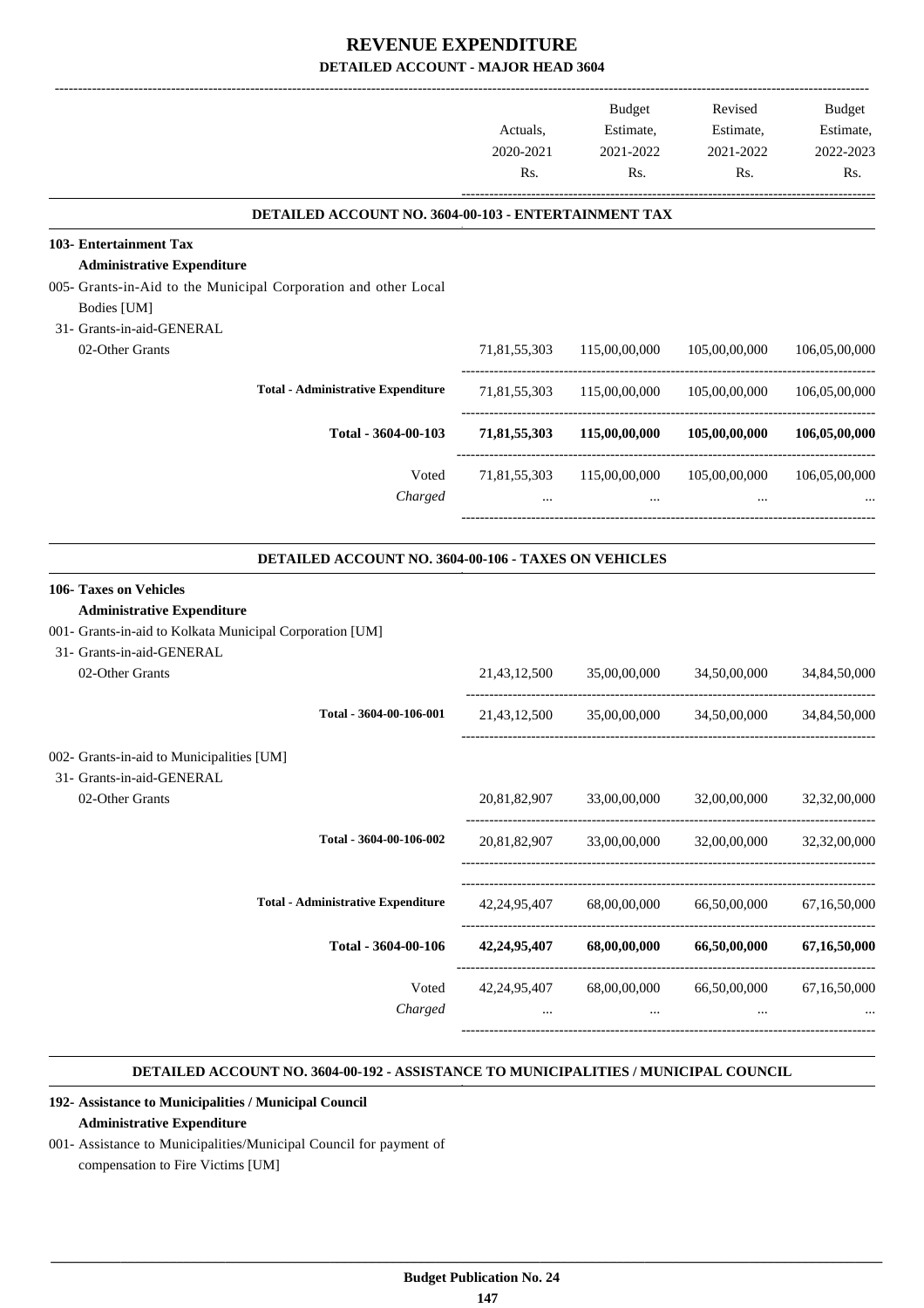# REVENUE EXPENDITURE

## DETAILED ACCOUNT - MAJOR HEAD 3604

| | Actuals, 2020-2021 Rs. | Budget Estimate, 2021-2022 Rs. | Revised Estimate, 2021-2022 Rs. | Budget Estimate, 2022-2023 Rs. |
|---|---|---|---|---|
| **DETAILED ACCOUNT NO. 3604-00-103 - ENTERTAINMENT TAX** | | | | |
| **103- Entertainment Tax** | | | | |
| **Administrative Expenditure** | | | | |
| 005- Grants-in-Aid to the Municipal Corporation and other Local Bodies [UM] | | | | |
| 31- Grants-in-aid-GENERAL | | | | |
| 02-Other Grants | 71,81,55,303 | 115,00,00,000 | 105,00,00,000 | 106,05,00,000 |
| **Total - Administrative Expenditure** | 71,81,55,303 | 115,00,00,000 | 105,00,00,000 | 106,05,00,000 |
| **Total - 3604-00-103** | **71,81,55,303** | **115,00,00,000** | **105,00,00,000** | **106,05,00,000** |
| Voted | 71,81,55,303 | 115,00,00,000 | 105,00,00,000 | 106,05,00,000 |
| *Charged* | ... | ... | ... | ... |
| **DETAILED ACCOUNT NO. 3604-00-106 - TAXES ON VEHICLES** | | | | |
| **106- Taxes on Vehicles** | | | | |
| **Administrative Expenditure** | | | | |
| 001- Grants-in-aid to Kolkata Municipal Corporation [UM] | | | | |
| 31- Grants-in-aid-GENERAL | | | | |
| 02-Other Grants | 21,43,12,500 | 35,00,00,000 | 34,50,00,000 | 34,84,50,000 |
| **Total - 3604-00-106-001** | 21,43,12,500 | 35,00,00,000 | 34,50,00,000 | 34,84,50,000 |
| 002- Grants-in-aid to Municipalities [UM] | | | | |
| 31- Grants-in-aid-GENERAL | | | | |
| 02-Other Grants | 20,81,82,907 | 33,00,00,000 | 32,00,00,000 | 32,32,00,000 |
| **Total - 3604-00-106-002** | 20,81,82,907 | 33,00,00,000 | 32,00,00,000 | 32,32,00,000 |
| **Total - Administrative Expenditure** | 42,24,95,407 | 68,00,00,000 | 66,50,00,000 | 67,16,50,000 |
| **Total - 3604-00-106** | **42,24,95,407** | **68,00,00,000** | **66,50,00,000** | **67,16,50,000** |
| Voted | 42,24,95,407 | 68,00,00,000 | 66,50,00,000 | 67,16,50,000 |
| *Charged* | ... | ... | ... | ... |

**DETAILED ACCOUNT NO. 3604-00-192 - ASSISTANCE TO MUNICIPALITIES / MUNICIPAL COUNCIL**

**192- Assistance to Municipalities / Municipal Council**

**Administrative Expenditure**

001- Assistance to Municipalities/Municipal Council for payment of compensation to Fire Victims [UM]

Budget Publication No. 24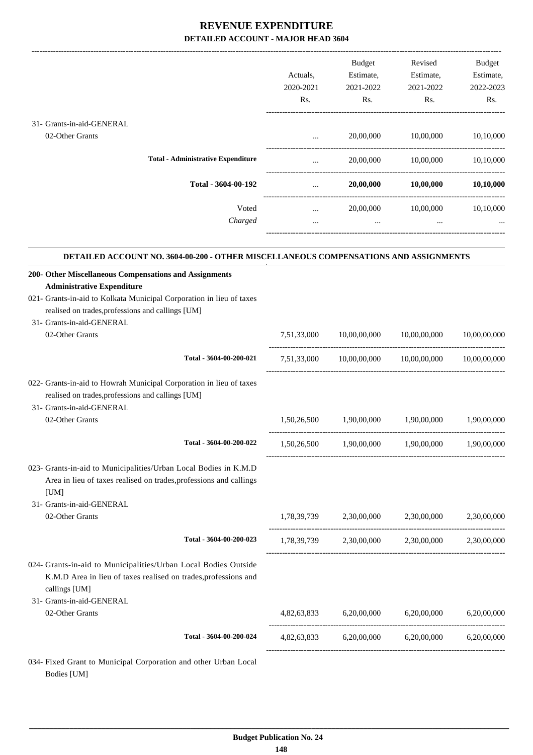# REVENUE EXPENDITURE

## DETAILED ACCOUNT - MAJOR HEAD 3604

| | Actuals, 2020-2021 Rs. | Budget Estimate, 2021-2022 Rs. | Revised Estimate, 2021-2022 Rs. | Budget Estimate, 2022-2023 Rs. |
|---|---|---|---|---|
| 31- Grants-in-aid-GENERAL | | | | |
| 02-Other Grants | ... | 20,00,000 | 10,00,000 | 10,10,000 |
| **Total - Administrative Expenditure** | ... | 20,00,000 | 10,00,000 | 10,10,000 |
| **Total - 3604-00-192** | ... | **20,00,000** | **10,00,000** | **10,10,000** |
| Voted | ... | 20,00,000 | 10,00,000 | 10,10,000 |
| *Charged* | ... | ... | ... | ... |

### DETAILED ACCOUNT NO. 3604-00-200 - OTHER MISCELLANEOUS COMPENSATIONS AND ASSIGNMENTS

| | Actuals, 2020-2021 Rs. | Budget Estimate, 2021-2022 Rs. | Revised Estimate, 2021-2022 Rs. | Budget Estimate, 2022-2023 Rs. |
|---|---|---|---|---|
| **200- Other Miscellaneous Compensations and Assignments** | | | | |
| **Administrative Expenditure** | | | | |
| 021- Grants-in-aid to Kolkata Municipal Corporation in lieu of taxes realised on trades,professions and callings [UM] | | | | |
| 31- Grants-in-aid-GENERAL | | | | |
| 02-Other Grants | 7,51,33,000 | 10,00,00,000 | 10,00,00,000 | 10,00,00,000 |
| **Total - 3604-00-200-021** | 7,51,33,000 | 10,00,00,000 | 10,00,00,000 | 10,00,00,000 |
| 022- Grants-in-aid to Howrah Municipal Corporation in lieu of taxes realised on trades,professions and callings [UM] | | | | |
| 31- Grants-in-aid-GENERAL | | | | |
| 02-Other Grants | 1,50,26,500 | 1,90,00,000 | 1,90,00,000 | 1,90,00,000 |
| **Total - 3604-00-200-022** | 1,50,26,500 | 1,90,00,000 | 1,90,00,000 | 1,90,00,000 |
| 023- Grants-in-aid to Municipalities/Urban Local Bodies in K.M.D Area in lieu of taxes realised on trades,professions and callings [UM] | | | | |
| 31- Grants-in-aid-GENERAL | | | | |
| 02-Other Grants | 1,78,39,739 | 2,30,00,000 | 2,30,00,000 | 2,30,00,000 |
| **Total - 3604-00-200-023** | 1,78,39,739 | 2,30,00,000 | 2,30,00,000 | 2,30,00,000 |
| 024- Grants-in-aid to Municipalities/Urban Local Bodies Outside K.M.D Area in lieu of taxes realised on trades,professions and callings [UM] | | | | |
| 31- Grants-in-aid-GENERAL | | | | |
| 02-Other Grants | 4,82,63,833 | 6,20,00,000 | 6,20,00,000 | 6,20,00,000 |
| **Total - 3604-00-200-024** | 4,82,63,833 | 6,20,00,000 | 6,20,00,000 | 6,20,00,000 |
| 034- Fixed Grant to Municipal Corporation and other Urban Local Bodies [UM] | | | | |

**Budget Publication No. 24**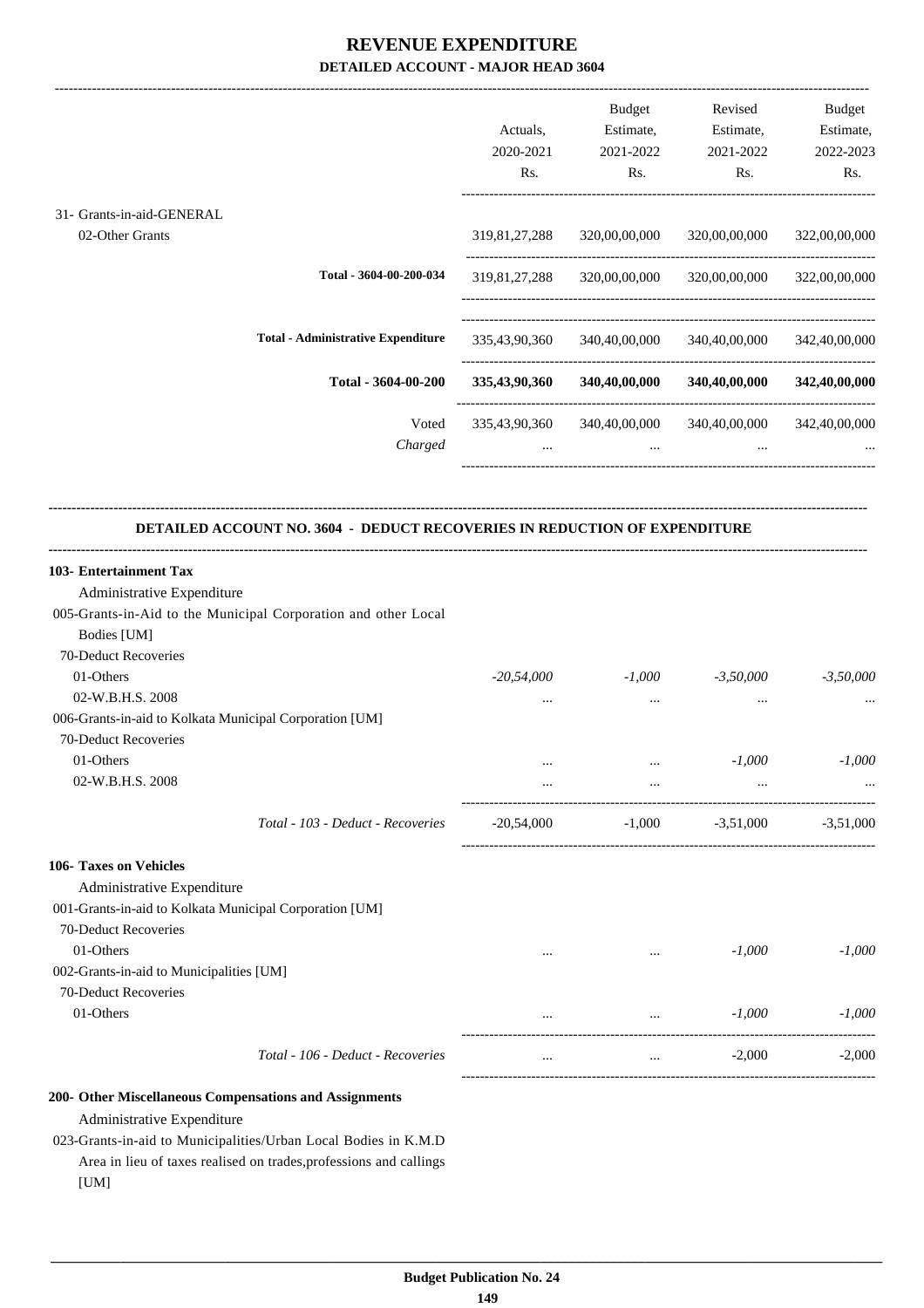# REVENUE EXPENDITURE

**DETAILED ACCOUNT - MAJOR HEAD 3604**

| | Actuals, 2020-2021 Rs. | Budget Estimate, 2021-2022 Rs. | Revised Estimate, 2021-2022 Rs. | Budget Estimate, 2022-2023 Rs. |
|---|---|---|---|---|
| 31- Grants-in-aid-GENERAL | | | | |
| 02-Other Grants | 319,81,27,288 | 320,00,00,000 | 320,00,00,000 | 322,00,00,000 |
| Total - 3604-00-200-034 | 319,81,27,288 | 320,00,00,000 | 320,00,00,000 | 322,00,00,000 |
| Total - Administrative Expenditure | 335,43,90,360 | 340,40,00,000 | 340,40,00,000 | 342,40,00,000 |
| **Total - 3604-00-200** | **335,43,90,360** | **340,40,00,000** | **340,40,00,000** | **342,40,00,000** |
| Voted | 335,43,90,360 | 340,40,00,000 | 340,40,00,000 | 342,40,00,000 |
| *Charged* | ... | ... | ... | ... |

**DETAILED ACCOUNT NO. 3604 - DEDUCT RECOVERIES IN REDUCTION OF EXPENDITURE**

| | Actuals, 2020-2021 Rs. | Budget Estimate, 2021-2022 Rs. | Revised Estimate, 2021-2022 Rs. | Budget Estimate, 2022-2023 Rs. |
|---|---|---|---|---|
| **103- Entertainment Tax** | | | | |
| Administrative Expenditure | | | | |
| 005-Grants-in-Aid to the Municipal Corporation and other Local Bodies [UM] | | | | |
| 70-Deduct Recoveries | | | | |
| 01-Others | *-20,54,000* | *-1,000* | *-3,50,000* | *-3,50,000* |
| 02-W.B.H.S. 2008 | ... | ... | ... | ... |
| 006-Grants-in-aid to Kolkata Municipal Corporation [UM] | | | | |
| 70-Deduct Recoveries | | | | |
| 01-Others | ... | ... | *-1,000* | *-1,000* |
| 02-W.B.H.S. 2008 | ... | ... | ... | ... |
| *Total - 103 - Deduct - Recoveries* | -20,54,000 | -1,000 | -3,51,000 | -3,51,000 |
| **106- Taxes on Vehicles** | | | | |
| Administrative Expenditure | | | | |
| 001-Grants-in-aid to Kolkata Municipal Corporation [UM] | | | | |
| 70-Deduct Recoveries | | | | |
| 01-Others | ... | ... | *-1,000* | *-1,000* |
| 002-Grants-in-aid to Municipalities [UM] | | | | |
| 70-Deduct Recoveries | | | | |
| 01-Others | ... | ... | *-1,000* | *-1,000* |
| *Total - 106 - Deduct - Recoveries* | ... | ... | -2,000 | -2,000 |
| **200- Other Miscellaneous Compensations and Assignments** | | | | |
| Administrative Expenditure | | | | |
| 023-Grants-in-aid to Municipalities/Urban Local Bodies in K.M.D Area in lieu of taxes realised on trades,professions and callings [UM] | | | | |

**Budget Publication No. 24**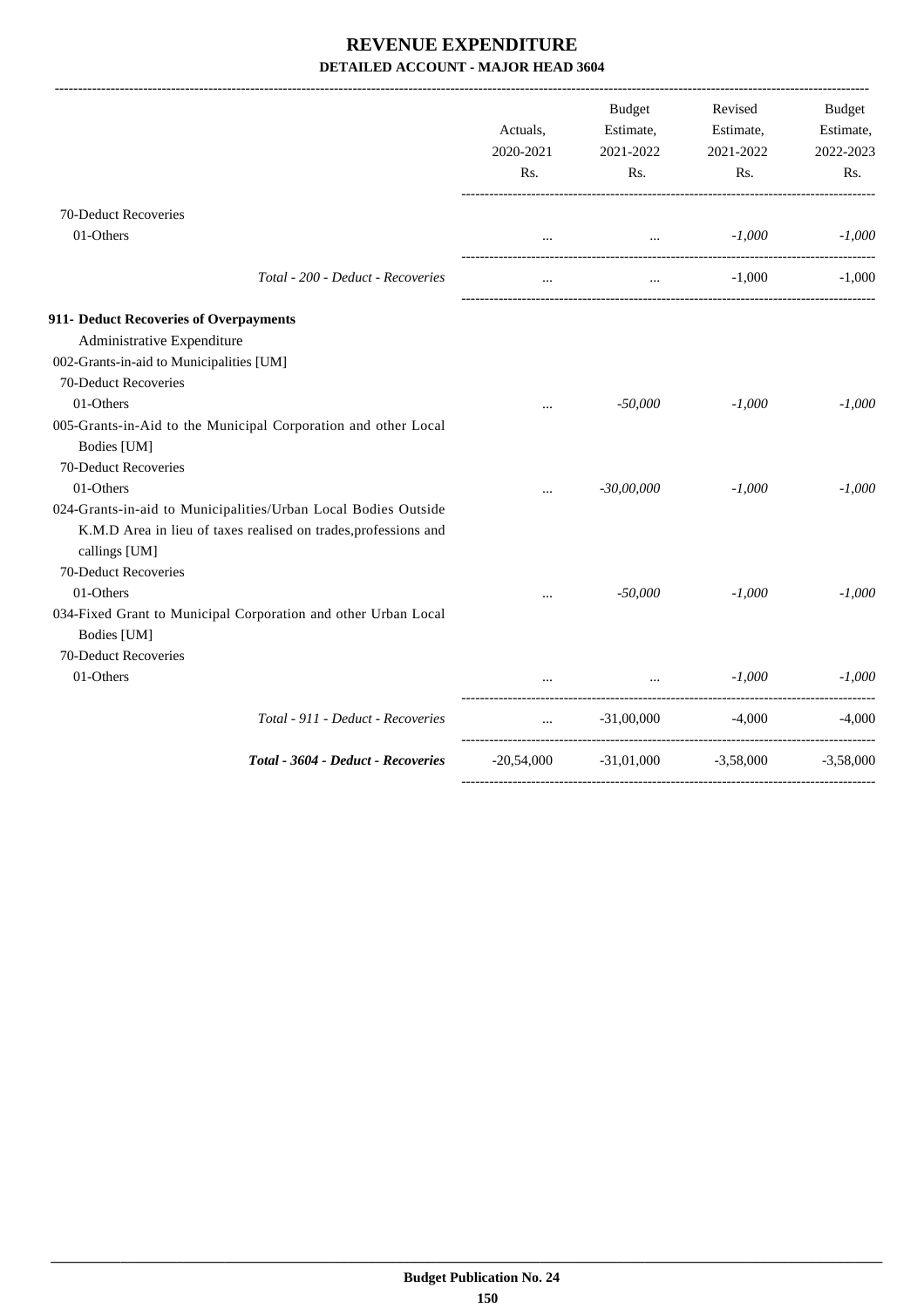# REVENUE EXPENDITURE

## DETAILED ACCOUNT - MAJOR HEAD 3604

| | Actuals, 2020-2021 Rs. | Budget Estimate, 2021-2022 Rs. | Revised Estimate, 2021-2022 Rs. | Budget Estimate, 2022-2023 Rs. |
|---|---|---|---|---|
| 70-Deduct Recoveries | | | | |
| 01-Others | ... | ... | *-1,000* | *-1,000* |
| *Total - 200 - Deduct - Recoveries* | ... | ... | -1,000 | -1,000 |
| **911- Deduct Recoveries of Overpayments** | | | | |
| Administrative Expenditure | | | | |
| 002-Grants-in-aid to Municipalities [UM] | | | | |
| 70-Deduct Recoveries | | | | |
| 01-Others | ... | *-50,000* | *-1,000* | *-1,000* |
| 005-Grants-in-Aid to the Municipal Corporation and other Local Bodies [UM] | | | | |
| 70-Deduct Recoveries | | | | |
| 01-Others | ... | *-30,00,000* | *-1,000* | *-1,000* |
| 024-Grants-in-aid to Municipalities/Urban Local Bodies Outside K.M.D Area in lieu of taxes realised on trades,professions and callings [UM] | | | | |
| 70-Deduct Recoveries | | | | |
| 01-Others | ... | *-50,000* | *-1,000* | *-1,000* |
| 034-Fixed Grant to Municipal Corporation and other Urban Local Bodies [UM] | | | | |
| 70-Deduct Recoveries | | | | |
| 01-Others | ... | ... | *-1,000* | *-1,000* |
| *Total - 911 - Deduct - Recoveries* | ... | -31,00,000 | -4,000 | -4,000 |
| ***Total - 3604 - Deduct - Recoveries*** | -20,54,000 | -31,01,000 | -3,58,000 | -3,58,000 |

**Budget Publication No. 24**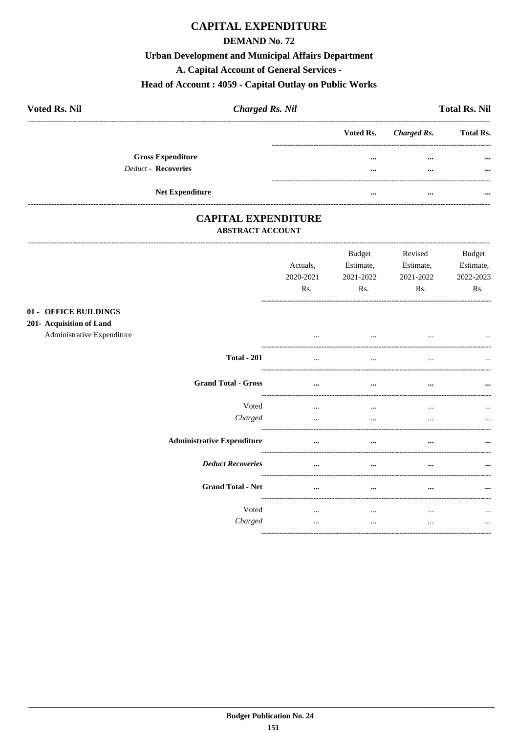# CAPITAL EXPENDITURE

## DEMAND No. 72

### Urban Development and Municipal Affairs Department

### A. Capital Account of General Services -

### Head of Account : 4059 - Capital Outlay on Public Works

| Voted Rs. Nil | *Charged Rs. Nil* | Total Rs. Nil |
|---|---|---|

| | Voted Rs. | *Charged Rs.* | Total Rs. |
|---|---|---|---|
| **Gross Expenditure** | ... | ... | ... |
| *Deduct -* **Recoveries** | ... | ... | ... |
| **Net Expenditure** | ... | ... | ... |

## CAPITAL EXPENDITURE

### ABSTRACT ACCOUNT

| | Actuals, 2020-2021 Rs. | Budget Estimate, 2021-2022 Rs. | Revised Estimate, 2021-2022 Rs. | Budget Estimate, 2022-2023 Rs. |
|---|---|---|---|---|
| **01 - OFFICE BUILDINGS** | | | | |
| **201- Acquisition of Land** | | | | |
| Administrative Expenditure | ... | ... | ... | ... |
| **Total - 201** | ... | ... | ... | ... |
| **Grand Total - Gross** | ... | ... | ... | ... |
| Voted | ... | ... | ... | ... |
| *Charged* | ... | ... | ... | ... |
| **Administrative Expenditure** | ... | ... | ... | ... |
| ***Deduct Recoveries*** | ... | ... | ... | ... |
| **Grand Total - Net** | ... | ... | ... | ... |
| Voted | ... | ... | ... | ... |
| *Charged* | ... | ... | ... | ... |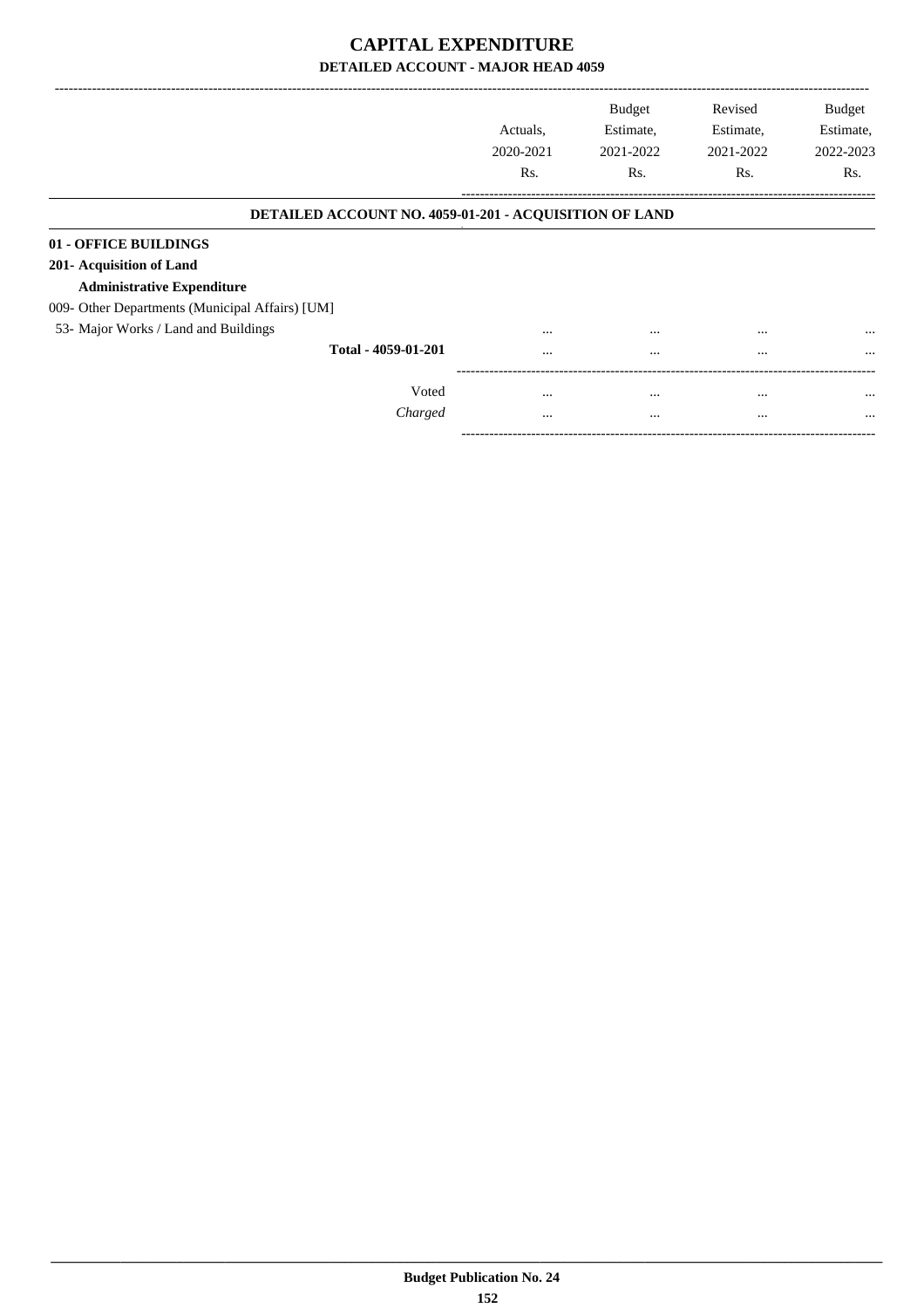# CAPITAL EXPENDITURE

## DETAILED ACCOUNT - MAJOR HEAD 4059

| | Actuals, 2020-2021 Rs. | Budget Estimate, 2021-2022 Rs. | Revised Estimate, 2021-2022 Rs. | Budget Estimate, 2022-2023 Rs. |
|---|---|---|---|---|
| **DETAILED ACCOUNT NO. 4059-01-201 - ACQUISITION OF LAND** | | | | |
| **01 - OFFICE BUILDINGS** | | | | |
| **201- Acquisition of Land** | | | | |
| **Administrative Expenditure** | | | | |
| 009- Other Departments (Municipal Affairs) [UM] | | | | |
| 53- Major Works / Land and Buildings | ... | ... | ... | ... |
| **Total - 4059-01-201** | ... | ... | ... | ... |
| Voted | ... | ... | ... | ... |
| *Charged* | ... | ... | ... | ... |

**Budget Publication No. 24**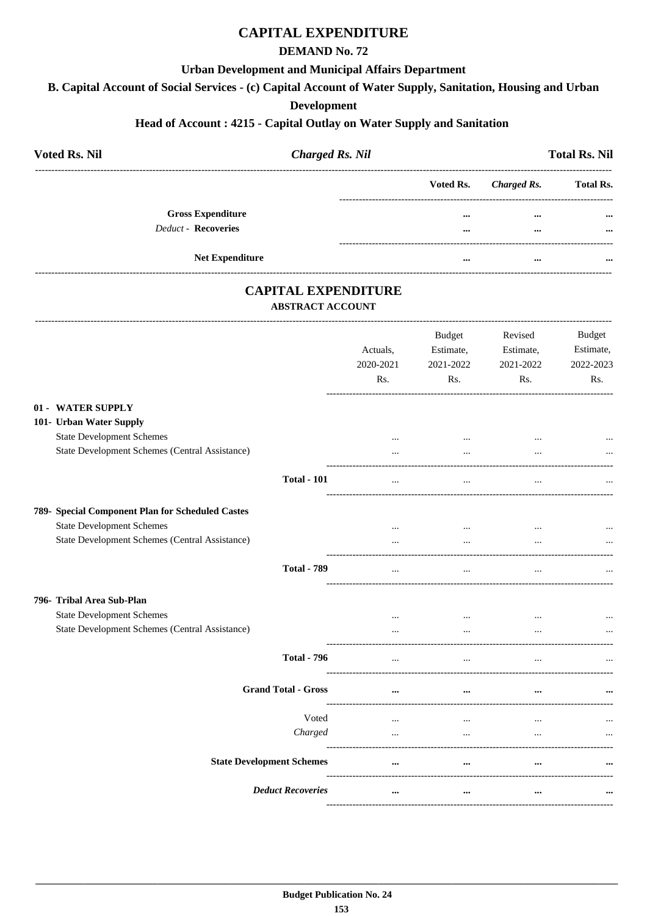# CAPITAL EXPENDITURE

## DEMAND No. 72

### Urban Development and Municipal Affairs Department

### B. Capital Account of Social Services - (c) Capital Account of Water Supply, Sanitation, Housing and Urban Development

### Head of Account : 4215 - Capital Outlay on Water Supply and Sanitation

| Voted Rs. Nil | *Charged Rs. Nil* | Total Rs. Nil |
|---|---|---|

| | Voted Rs. | *Charged Rs.* | Total Rs. |
|---|---|---|---|
| **Gross Expenditure** | ... | ... | ... |
| *Deduct* - **Recoveries** | ... | ... | ... |
| **Net Expenditure** | ... | ... | ... |

# CAPITAL EXPENDITURE

## ABSTRACT ACCOUNT

| | Actuals, 2020-2021 Rs. | Budget Estimate, 2021-2022 Rs. | Revised Estimate, 2021-2022 Rs. | Budget Estimate, 2022-2023 Rs. |
|---|---|---|---|---|
| **01 - WATER SUPPLY** | | | | |
| **101- Urban Water Supply** | | | | |
| State Development Schemes | ... | ... | ... | ... |
| State Development Schemes (Central Assistance) | ... | ... | ... | ... |
| **Total - 101** | ... | ... | ... | ... |
| **789- Special Component Plan for Scheduled Castes** | | | | |
| State Development Schemes | ... | ... | ... | ... |
| State Development Schemes (Central Assistance) | ... | ... | ... | ... |
| **Total - 789** | ... | ... | ... | ... |
| **796- Tribal Area Sub-Plan** | | | | |
| State Development Schemes | ... | ... | ... | ... |
| State Development Schemes (Central Assistance) | ... | ... | ... | ... |
| **Total - 796** | ... | ... | ... | ... |
| **Grand Total - Gross** | ... | ... | ... | ... |
| Voted | ... | ... | ... | ... |
| *Charged* | ... | ... | ... | ... |
| **State Development Schemes** | ... | ... | ... | ... |
| ***Deduct Recoveries*** | ... | ... | ... | ... |

Budget Publication No. 24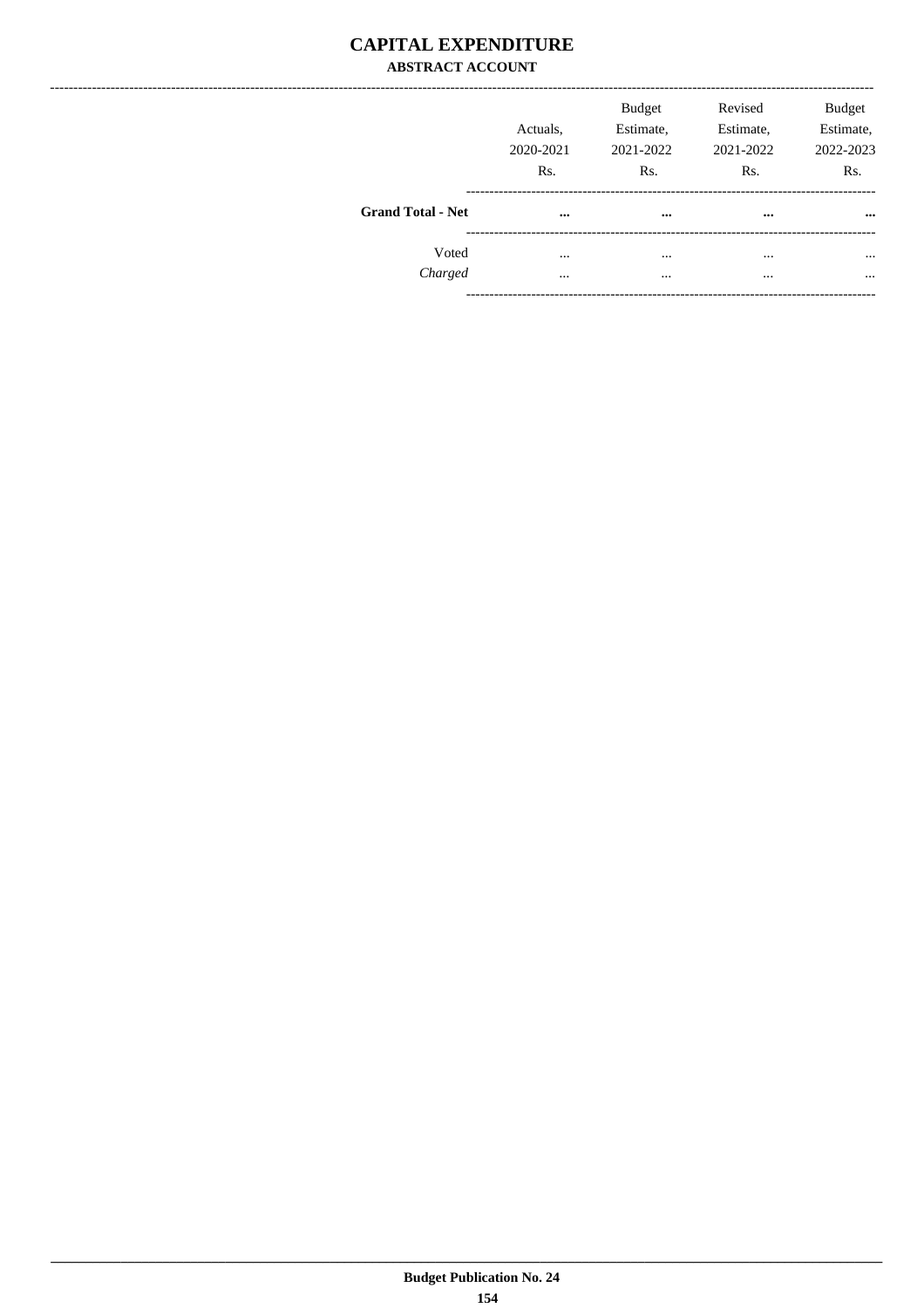# CAPITAL EXPENDITURE

## ABSTRACT ACCOUNT

| | Actuals, 2020-2021 Rs. | Budget Estimate, 2021-2022 Rs. | Revised Estimate, 2021-2022 Rs. | Budget Estimate, 2022-2023 Rs. |
|---|---|---|---|---|
| **Grand Total - Net** | **...** | **...** | **...** | **...** |
| Voted | ... | ... | ... | ... |
| *Charged* | ... | ... | ... | ... |

Budget Publication No. 24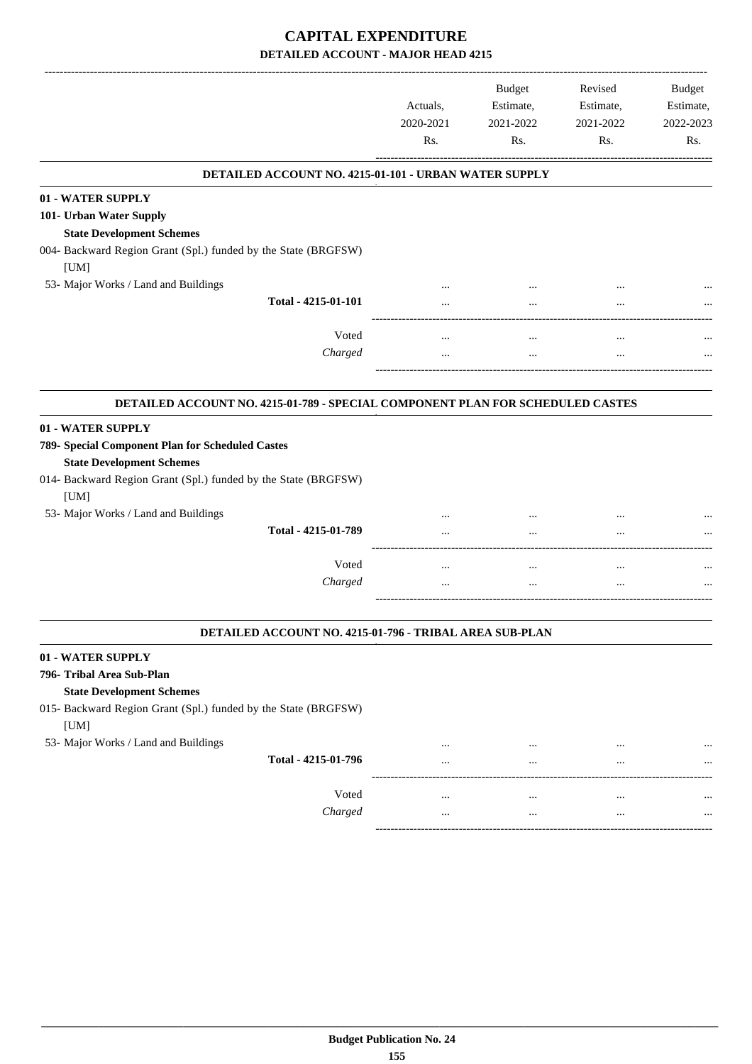# CAPITAL EXPENDITURE

## DETAILED ACCOUNT - MAJOR HEAD 4215

| | Actuals, 2020-2021 Rs. | Budget Estimate, 2021-2022 Rs. | Revised Estimate, 2021-2022 Rs. | Budget Estimate, 2022-2023 Rs. |
|---|---|---|---|---|
| **DETAILED ACCOUNT NO. 4215-01-101 - URBAN WATER SUPPLY** | | | | |
| **01 - WATER SUPPLY** | | | | |
| **101- Urban Water Supply** | | | | |
| **State Development Schemes** | | | | |
| 004- Backward Region Grant (Spl.) funded by the State (BRGFSW) [UM] | | | | |
| 53- Major Works / Land and Buildings | ... | ... | ... | ... |
| **Total - 4215-01-101** | ... | ... | ... | ... |
| Voted | ... | ... | ... | ... |
| *Charged* | ... | ... | ... | ... |
| **DETAILED ACCOUNT NO. 4215-01-789 - SPECIAL COMPONENT PLAN FOR SCHEDULED CASTES** | | | | |
| **01 - WATER SUPPLY** | | | | |
| **789- Special Component Plan for Scheduled Castes** | | | | |
| **State Development Schemes** | | | | |
| 014- Backward Region Grant (Spl.) funded by the State (BRGFSW) [UM] | | | | |
| 53- Major Works / Land and Buildings | ... | ... | ... | ... |
| **Total - 4215-01-789** | ... | ... | ... | ... |
| Voted | ... | ... | ... | ... |
| *Charged* | ... | ... | ... | ... |
| **DETAILED ACCOUNT NO. 4215-01-796 - TRIBAL AREA SUB-PLAN** | | | | |
| **01 - WATER SUPPLY** | | | | |
| **796- Tribal Area Sub-Plan** | | | | |
| **State Development Schemes** | | | | |
| 015- Backward Region Grant (Spl.) funded by the State (BRGFSW) [UM] | | | | |
| 53- Major Works / Land and Buildings | ... | ... | ... | ... |
| **Total - 4215-01-796** | ... | ... | ... | ... |
| Voted | ... | ... | ... | ... |
| *Charged* | ... | ... | ... | ... |

**Budget Publication No. 24**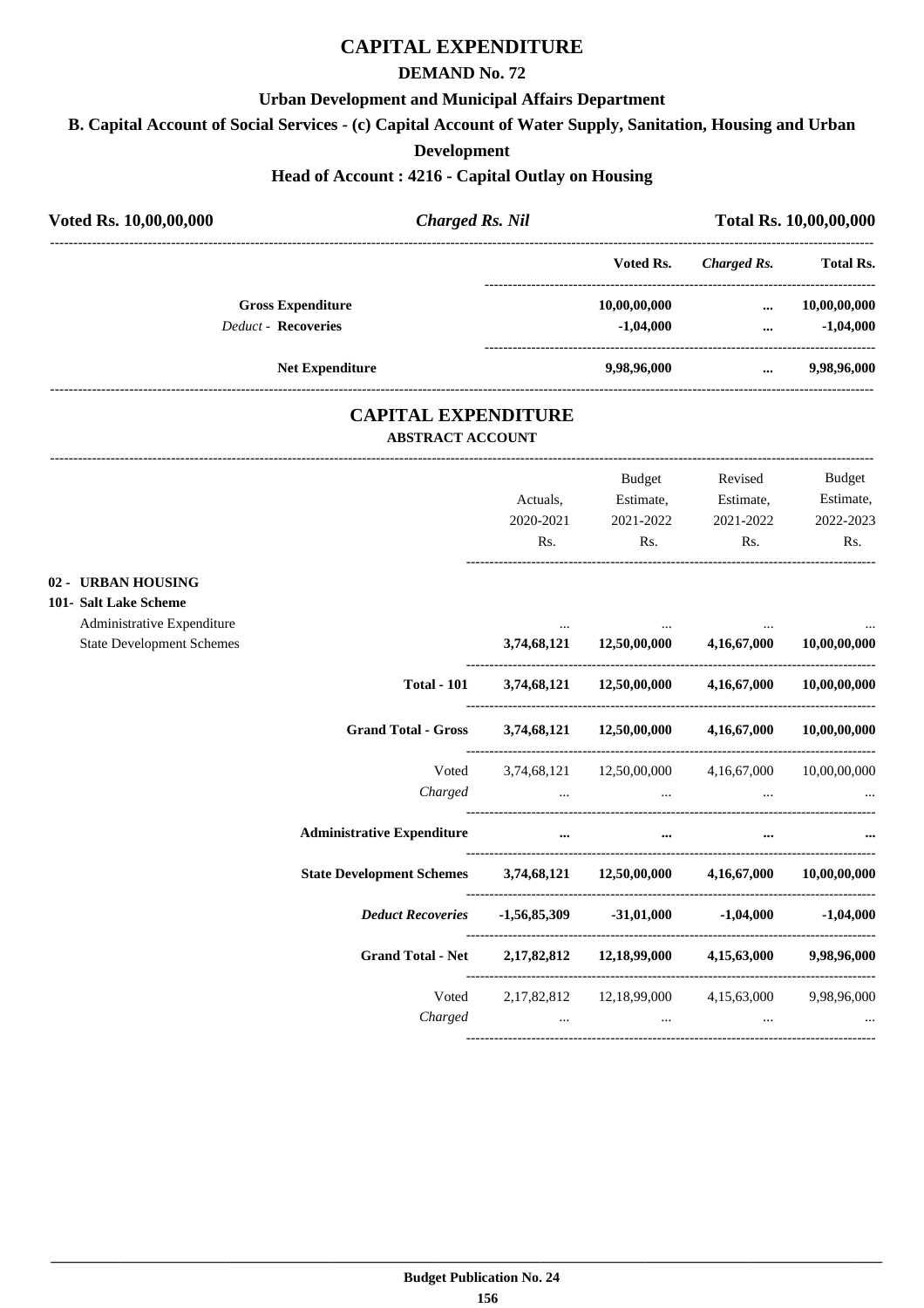# CAPITAL EXPENDITURE

## DEMAND No. 72

### Urban Development and Municipal Affairs Department

### B. Capital Account of Social Services - (c) Capital Account of Water Supply, Sanitation, Housing and Urban Development

### Head of Account : 4216 - Capital Outlay on Housing

| Voted Rs. 10,00,00,000 | *Charged Rs. Nil* | Total Rs. 10,00,00,000 |
|---|---|---|

| | Voted Rs. | *Charged Rs.* | Total Rs. |
|---|---|---|---|
| **Gross Expenditure** | 10,00,00,000 | ... | 10,00,00,000 |
| *Deduct* - **Recoveries** | -1,04,000 | ... | -1,04,000 |
| **Net Expenditure** | 9,98,96,000 | ... | 9,98,96,000 |

## CAPITAL EXPENDITURE

### ABSTRACT ACCOUNT

| | Actuals, 2020-2021 Rs. | Budget Estimate, 2021-2022 Rs. | Revised Estimate, 2021-2022 Rs. | Budget Estimate, 2022-2023 Rs. |
|---|---|---|---|---|
| **02 - URBAN HOUSING** | | | | |
| **101- Salt Lake Scheme** | | | | |
| Administrative Expenditure | ... | ... | ... | ... |
| State Development Schemes | 3,74,68,121 | 12,50,00,000 | 4,16,67,000 | 10,00,00,000 |
| **Total - 101** | 3,74,68,121 | 12,50,00,000 | 4,16,67,000 | 10,00,00,000 |
| **Grand Total - Gross** | 3,74,68,121 | 12,50,00,000 | 4,16,67,000 | 10,00,00,000 |
| Voted | 3,74,68,121 | 12,50,00,000 | 4,16,67,000 | 10,00,00,000 |
| *Charged* | ... | ... | ... | ... |
| **Administrative Expenditure** | ... | ... | ... | ... |
| **State Development Schemes** | 3,74,68,121 | 12,50,00,000 | 4,16,67,000 | 10,00,00,000 |
| ***Deduct Recoveries*** | -1,56,85,309 | -31,01,000 | -1,04,000 | -1,04,000 |
| **Grand Total - Net** | 2,17,82,812 | 12,18,99,000 | 4,15,63,000 | 9,98,96,000 |
| Voted | 2,17,82,812 | 12,18,99,000 | 4,15,63,000 | 9,98,96,000 |
| *Charged* | ... | ... | ... | ... |

Budget Publication No. 24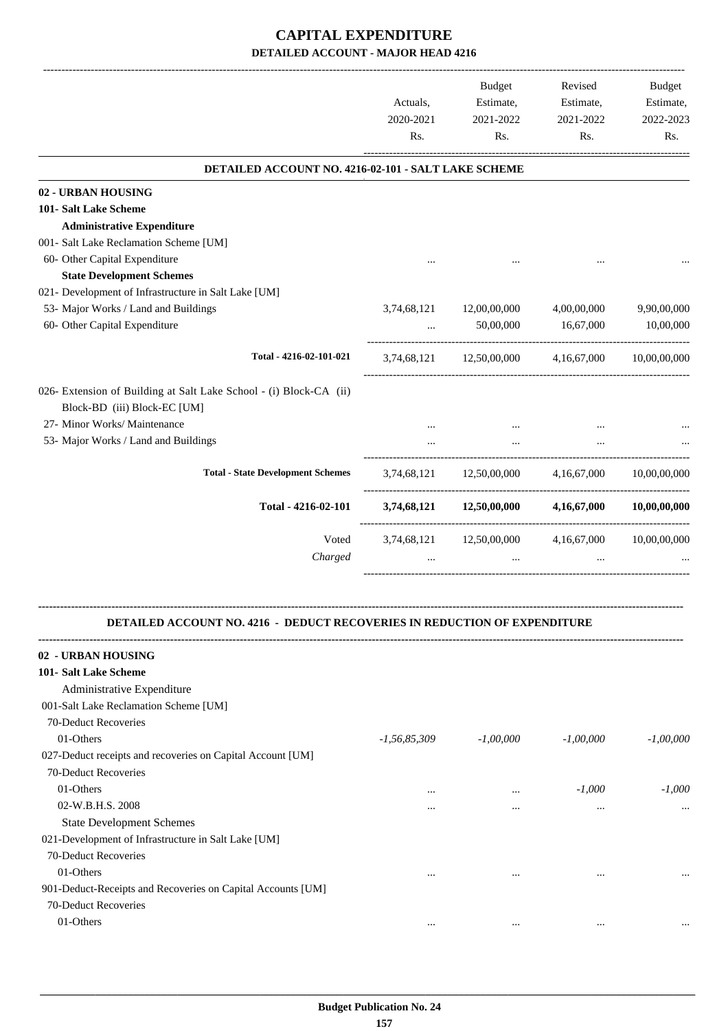# CAPITAL EXPENDITURE

## DETAILED ACCOUNT - MAJOR HEAD 4216

| | Actuals, 2020-2021 Rs. | Budget Estimate, 2021-2022 Rs. | Revised Estimate, 2021-2022 Rs. | Budget Estimate, 2022-2023 Rs. |
|---|---|---|---|---|
| **DETAILED ACCOUNT NO. 4216-02-101 - SALT LAKE SCHEME** | | | | |
| **02 - URBAN HOUSING** | | | | |
| **101- Salt Lake Scheme** | | | | |
| **Administrative Expenditure** | | | | |
| 001- Salt Lake Reclamation Scheme [UM] | | | | |
| 60- Other Capital Expenditure | ... | ... | ... | ... |
| **State Development Schemes** | | | | |
| 021- Development of Infrastructure in Salt Lake [UM] | | | | |
| 53- Major Works / Land and Buildings | 3,74,68,121 | 12,00,00,000 | 4,00,00,000 | 9,90,00,000 |
| 60- Other Capital Expenditure | ... | 50,00,000 | 16,67,000 | 10,00,000 |
| **Total - 4216-02-101-021** | 3,74,68,121 | 12,50,00,000 | 4,16,67,000 | 10,00,00,000 |
| 026- Extension of Building at Salt Lake School - (i) Block-CA (ii) Block-BD (iii) Block-EC [UM] | | | | |
| 27- Minor Works/ Maintenance | ... | ... | ... | ... |
| 53- Major Works / Land and Buildings | ... | ... | ... | ... |
| **Total - State Development Schemes** | 3,74,68,121 | 12,50,00,000 | 4,16,67,000 | 10,00,00,000 |
| **Total - 4216-02-101** | **3,74,68,121** | **12,50,00,000** | **4,16,67,000** | **10,00,00,000** |
| Voted | 3,74,68,121 | 12,50,00,000 | 4,16,67,000 | 10,00,00,000 |
| *Charged* | ... | ... | ... | ... |

**DETAILED ACCOUNT NO. 4216 - DEDUCT RECOVERIES IN REDUCTION OF EXPENDITURE**

| | Actuals, 2020-2021 Rs. | Budget Estimate, 2021-2022 Rs. | Revised Estimate, 2021-2022 Rs. | Budget Estimate, 2022-2023 Rs. |
|---|---|---|---|---|
| **02 - URBAN HOUSING** | | | | |
| **101- Salt Lake Scheme** | | | | |
| Administrative Expenditure | | | | |
| 001-Salt Lake Reclamation Scheme [UM] | | | | |
| 70-Deduct Recoveries | | | | |
| 01-Others | *-1,56,85,309* | *-1,00,000* | *-1,00,000* | *-1,00,000* |
| 027-Deduct receipts and recoveries on Capital Account [UM] | | | | |
| 70-Deduct Recoveries | | | | |
| 01-Others | ... | ... | *-1,000* | *-1,000* |
| 02-W.B.H.S. 2008 | ... | ... | ... | ... |
| State Development Schemes | | | | |
| 021-Development of Infrastructure in Salt Lake [UM] | | | | |
| 70-Deduct Recoveries | | | | |
| 01-Others | ... | ... | ... | ... |
| 901-Deduct-Receipts and Recoveries on Capital Accounts [UM] | | | | |
| 70-Deduct Recoveries | | | | |
| 01-Others | ... | ... | ... | ... |

**Budget Publication No. 24**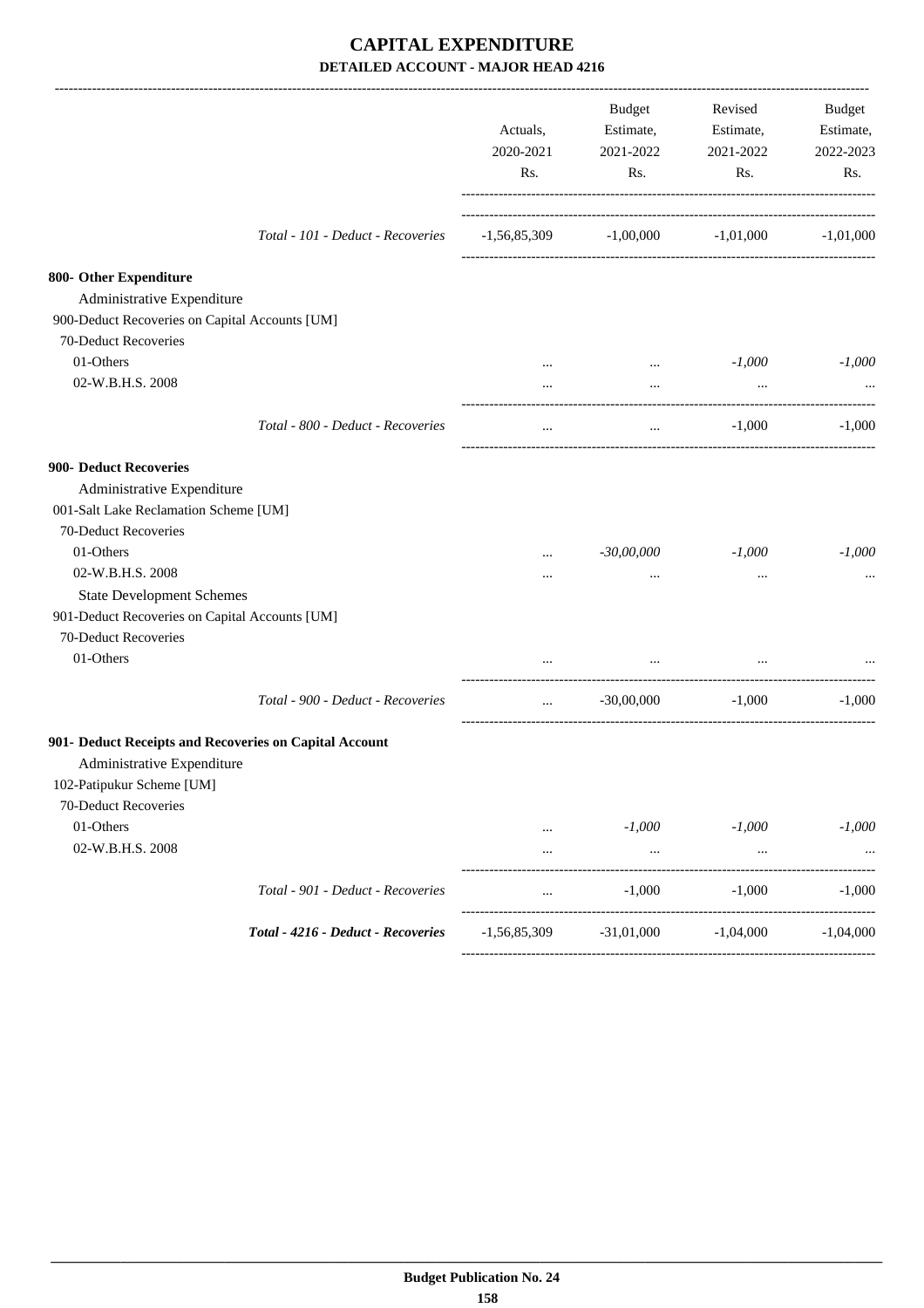# CAPITAL EXPENDITURE

**DETAILED ACCOUNT - MAJOR HEAD 4216**

| | Actuals, 2020-2021 Rs. | Budget Estimate, 2021-2022 Rs. | Revised Estimate, 2021-2022 Rs. | Budget Estimate, 2022-2023 Rs. |
|---|---|---|---|---|
| *Total - 101 - Deduct - Recoveries* | -1,56,85,309 | -1,00,000 | -1,01,000 | -1,01,000 |
| **800- Other Expenditure** | | | | |
| Administrative Expenditure | | | | |
| 900-Deduct Recoveries on Capital Accounts [UM] | | | | |
| 70-Deduct Recoveries | | | | |
| 01-Others | ... | ... | *-1,000* | *-1,000* |
| 02-W.B.H.S. 2008 | ... | ... | ... | ... |
| *Total - 800 - Deduct - Recoveries* | ... | ... | -1,000 | -1,000 |
| **900- Deduct Recoveries** | | | | |
| Administrative Expenditure | | | | |
| 001-Salt Lake Reclamation Scheme [UM] | | | | |
| 70-Deduct Recoveries | | | | |
| 01-Others | ... | *-30,00,000* | *-1,000* | *-1,000* |
| 02-W.B.H.S. 2008 | ... | ... | ... | ... |
| State Development Schemes | | | | |
| 901-Deduct Recoveries on Capital Accounts [UM] | | | | |
| 70-Deduct Recoveries | | | | |
| 01-Others | ... | ... | ... | ... |
| *Total - 900 - Deduct - Recoveries* | ... | -30,00,000 | -1,000 | -1,000 |
| **901- Deduct Receipts and Recoveries on Capital Account** | | | | |
| Administrative Expenditure | | | | |
| 102-Patipukur Scheme [UM] | | | | |
| 70-Deduct Recoveries | | | | |
| 01-Others | ... | *-1,000* | *-1,000* | *-1,000* |
| 02-W.B.H.S. 2008 | ... | ... | ... | ... |
| *Total - 901 - Deduct - Recoveries* | ... | -1,000 | -1,000 | -1,000 |
| ***Total - 4216 - Deduct - Recoveries*** | -1,56,85,309 | -31,01,000 | -1,04,000 | -1,04,000 |

**Budget Publication No. 24**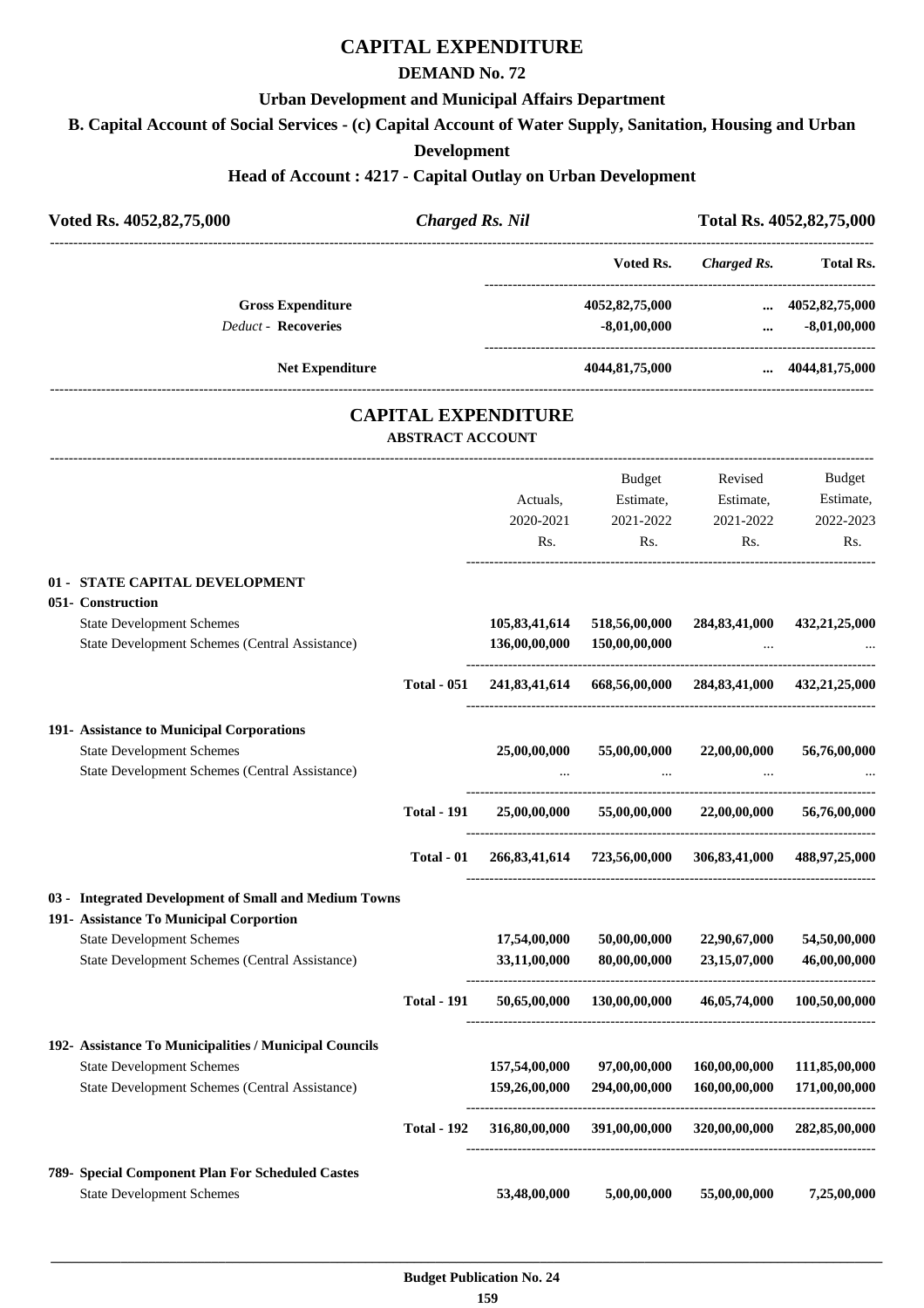# CAPITAL EXPENDITURE

## DEMAND No. 72

### Urban Development and Municipal Affairs Department

### B. Capital Account of Social Services - (c) Capital Account of Water Supply, Sanitation, Housing and Urban Development

### Head of Account : 4217 - Capital Outlay on Urban Development

| Voted Rs. 4052,82,75,000 | *Charged Rs. Nil* | Total Rs. 4052,82,75,000 |
|---|---|---|

| | Voted Rs. | *Charged Rs.* | Total Rs. |
|---|---|---|---|
| **Gross Expenditure** | 4052,82,75,000 | ... | 4052,82,75,000 |
| *Deduct* - **Recoveries** | -8,01,00,000 | ... | -8,01,00,000 |
| **Net Expenditure** | 4044,81,75,000 | ... | 4044,81,75,000 |

## CAPITAL EXPENDITURE

### ABSTRACT ACCOUNT

| | | Actuals, 2020-2021 Rs. | Budget Estimate, 2021-2022 Rs. | Revised Estimate, 2021-2022 Rs. | Budget Estimate, 2022-2023 Rs. |
|---|---|---|---|---|---|
| **01 - STATE CAPITAL DEVELOPMENT** | | | | | |
| **051- Construction** | | | | | |
| State Development Schemes | | 105,83,41,614 | 518,56,00,000 | 284,83,41,000 | 432,21,25,000 |
| State Development Schemes (Central Assistance) | | 136,00,00,000 | 150,00,00,000 | ... | ... |
| | **Total - 051** | 241,83,41,614 | 668,56,00,000 | 284,83,41,000 | 432,21,25,000 |
| **191- Assistance to Municipal Corporations** | | | | | |
| State Development Schemes | | 25,00,00,000 | 55,00,00,000 | 22,00,00,000 | 56,76,00,000 |
| State Development Schemes (Central Assistance) | | ... | ... | ... | ... |
| | **Total - 191** | 25,00,00,000 | 55,00,00,000 | 22,00,00,000 | 56,76,00,000 |
| | **Total - 01** | 266,83,41,614 | 723,56,00,000 | 306,83,41,000 | 488,97,25,000 |
| **03 - Integrated Development of Small and Medium Towns** | | | | | |
| **191- Assistance To Municipal Corportion** | | | | | |
| State Development Schemes | | 17,54,00,000 | 50,00,00,000 | 22,90,67,000 | 54,50,00,000 |
| State Development Schemes (Central Assistance) | | 33,11,00,000 | 80,00,00,000 | 23,15,07,000 | 46,00,00,000 |
| | **Total - 191** | 50,65,00,000 | 130,00,00,000 | 46,05,74,000 | 100,50,00,000 |
| **192- Assistance To Municipalities / Municipal Councils** | | | | | |
| State Development Schemes | | 157,54,00,000 | 97,00,00,000 | 160,00,00,000 | 111,85,00,000 |
| State Development Schemes (Central Assistance) | | 159,26,00,000 | 294,00,00,000 | 160,00,00,000 | 171,00,00,000 |
| | **Total - 192** | 316,80,00,000 | 391,00,00,000 | 320,00,00,000 | 282,85,00,000 |
| **789- Special Component Plan For Scheduled Castes** | | | | | |
| State Development Schemes | | 53,48,00,000 | 5,00,00,000 | 55,00,00,000 | 7,25,00,000 |

Budget Publication No. 24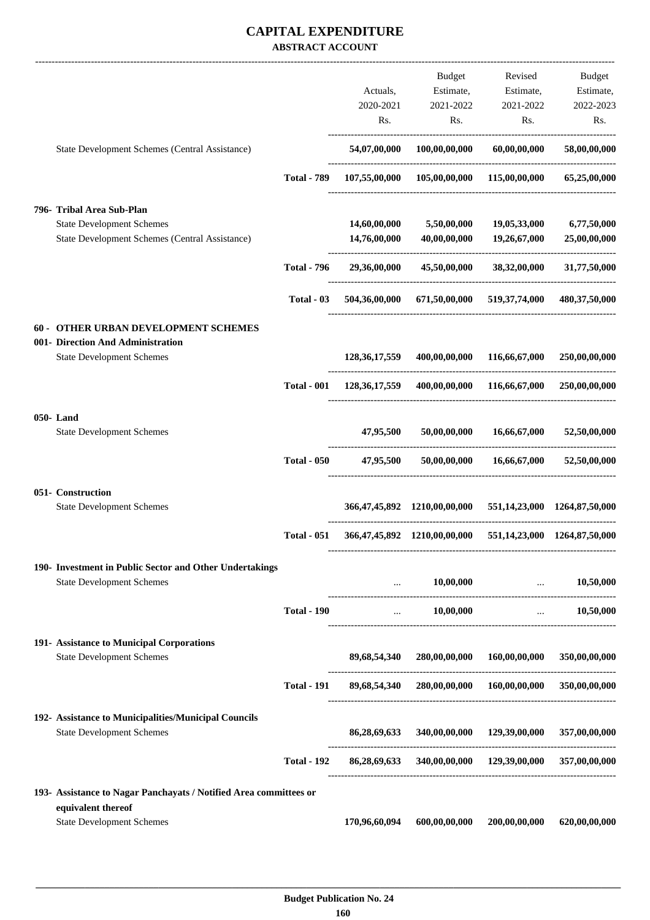# CAPITAL EXPENDITURE

## ABSTRACT ACCOUNT

| | | Actuals, 2020-2021 Rs. | Budget Estimate, 2021-2022 Rs. | Revised Estimate, 2021-2022 Rs. | Budget Estimate, 2022-2023 Rs. |
|---|---|---|---|---|---|
| State Development Schemes (Central Assistance) | | 54,07,00,000 | 100,00,00,000 | 60,00,00,000 | 58,00,00,000 |
| | Total - 789 | 107,55,00,000 | 105,00,00,000 | 115,00,00,000 | 65,25,00,000 |
| **796- Tribal Area Sub-Plan** | | | | | |
| State Development Schemes | | 14,60,00,000 | 5,50,00,000 | 19,05,33,000 | 6,77,50,000 |
| State Development Schemes (Central Assistance) | | 14,76,00,000 | 40,00,00,000 | 19,26,67,000 | 25,00,00,000 |
| | Total - 796 | 29,36,00,000 | 45,50,00,000 | 38,32,00,000 | 31,77,50,000 |
| | Total - 03 | 504,36,00,000 | 671,50,00,000 | 519,37,74,000 | 480,37,50,000 |
| **60 - OTHER URBAN DEVELOPMENT SCHEMES** | | | | | |
| **001- Direction And Administration** | | | | | |
| State Development Schemes | | 128,36,17,559 | 400,00,00,000 | 116,66,67,000 | 250,00,00,000 |
| | Total - 001 | 128,36,17,559 | 400,00,00,000 | 116,66,67,000 | 250,00,00,000 |
| **050- Land** | | | | | |
| State Development Schemes | | 47,95,500 | 50,00,00,000 | 16,66,67,000 | 52,50,00,000 |
| | Total - 050 | 47,95,500 | 50,00,00,000 | 16,66,67,000 | 52,50,00,000 |
| **051- Construction** | | | | | |
| State Development Schemes | | 366,47,45,892 | 1210,00,00,000 | 551,14,23,000 | 1264,87,50,000 |
| | Total - 051 | 366,47,45,892 | 1210,00,00,000 | 551,14,23,000 | 1264,87,50,000 |
| **190- Investment in Public Sector and Other Undertakings** | | | | | |
| State Development Schemes | | ... | 10,00,000 | ... | 10,50,000 |
| | Total - 190 | ... | 10,00,000 | ... | 10,50,000 |
| **191- Assistance to Municipal Corporations** | | | | | |
| State Development Schemes | | 89,68,54,340 | 280,00,00,000 | 160,00,00,000 | 350,00,00,000 |
| | Total - 191 | 89,68,54,340 | 280,00,00,000 | 160,00,00,000 | 350,00,00,000 |
| **192- Assistance to Municipalities/Municipal Councils** | | | | | |
| State Development Schemes | | 86,28,69,633 | 340,00,00,000 | 129,39,00,000 | 357,00,00,000 |
| | Total - 192 | 86,28,69,633 | 340,00,00,000 | 129,39,00,000 | 357,00,00,000 |
| **193- Assistance to Nagar Panchayats / Notified Area committees or equivalent thereof** | | | | | |
| State Development Schemes | | 170,96,60,094 | 600,00,00,000 | 200,00,00,000 | 620,00,00,000 |

Budget Publication No. 24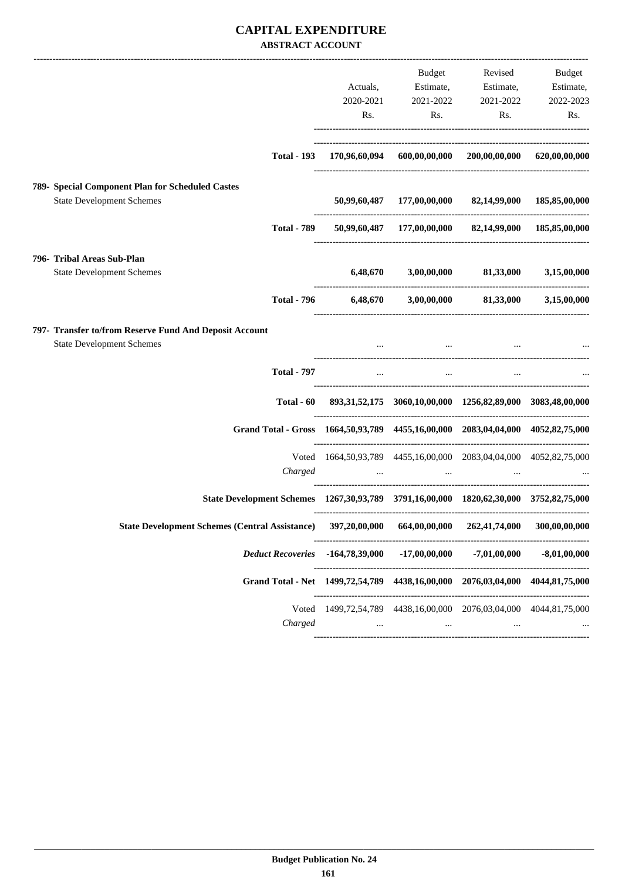# CAPITAL EXPENDITURE

## ABSTRACT ACCOUNT

| | Actuals, 2020-2021 Rs. | Budget Estimate, 2021-2022 Rs. | Revised Estimate, 2021-2022 Rs. | Budget Estimate, 2022-2023 Rs. |
|---|---|---|---|---|
| **Total - 193** | **170,96,60,094** | **600,00,00,000** | **200,00,00,000** | **620,00,00,000** |
| **789- Special Component Plan for Scheduled Castes** | | | | |
| State Development Schemes | **50,99,60,487** | **177,00,00,000** | **82,14,99,000** | **185,85,00,000** |
| **Total - 789** | **50,99,60,487** | **177,00,00,000** | **82,14,99,000** | **185,85,00,000** |
| **796- Tribal Areas Sub-Plan** | | | | |
| State Development Schemes | **6,48,670** | **3,00,00,000** | **81,33,000** | **3,15,00,000** |
| **Total - 796** | **6,48,670** | **3,00,00,000** | **81,33,000** | **3,15,00,000** |
| **797- Transfer to/from Reserve Fund And Deposit Account** | | | | |
| State Development Schemes | ... | ... | ... | ... |
| **Total - 797** | ... | ... | ... | ... |
| **Total - 60** | **893,31,52,175** | **3060,10,00,000** | **1256,82,89,000** | **3083,48,00,000** |
| **Grand Total - Gross** | **1664,50,93,789** | **4455,16,00,000** | **2083,04,04,000** | **4052,82,75,000** |
| Voted | 1664,50,93,789 | 4455,16,00,000 | 2083,04,04,000 | 4052,82,75,000 |
| *Charged* | ... | ... | ... | ... |
| **State Development Schemes** | **1267,30,93,789** | **3791,16,00,000** | **1820,62,30,000** | **3752,82,75,000** |
| **State Development Schemes (Central Assistance)** | **397,20,00,000** | **664,00,00,000** | **262,41,74,000** | **300,00,00,000** |
| ***Deduct Recoveries*** | **-164,78,39,000** | **-17,00,00,000** | **-7,01,00,000** | **-8,01,00,000** |
| **Grand Total - Net** | **1499,72,54,789** | **4438,16,00,000** | **2076,03,04,000** | **4044,81,75,000** |
| Voted | 1499,72,54,789 | 4438,16,00,000 | 2076,03,04,000 | 4044,81,75,000 |
| *Charged* | ... | ... | ... | ... |

**Budget Publication No. 24**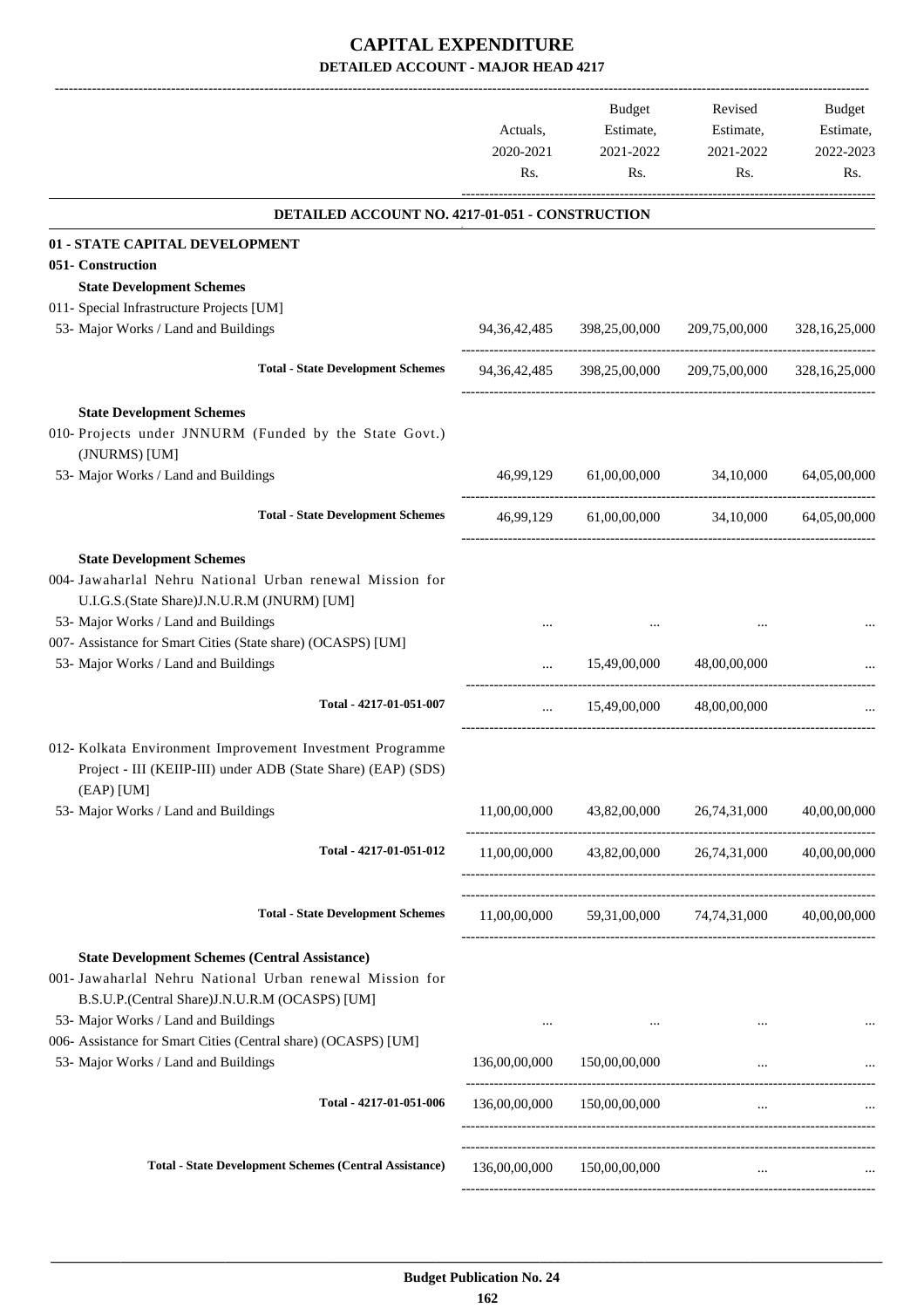# CAPITAL EXPENDITURE

## DETAILED ACCOUNT - MAJOR HEAD 4217

| | Actuals, 2020-2021 Rs. | Budget Estimate, 2021-2022 Rs. | Revised Estimate, 2021-2022 Rs. | Budget Estimate, 2022-2023 Rs. |
|---|---|---|---|---|
| **DETAILED ACCOUNT NO. 4217-01-051 - CONSTRUCTION** | | | | |
| **01 - STATE CAPITAL DEVELOPMENT** | | | | |
| **051- Construction** | | | | |
| **State Development Schemes** | | | | |
| 011- Special Infrastructure Projects [UM] | | | | |
| 53- Major Works / Land and Buildings | 94,36,42,485 | 398,25,00,000 | 209,75,00,000 | 328,16,25,000 |
| **Total - State Development Schemes** | 94,36,42,485 | 398,25,00,000 | 209,75,00,000 | 328,16,25,000 |
| **State Development Schemes** | | | | |
| 010- Projects under JNNURM (Funded by the State Govt.) (JNURMS) [UM] | | | | |
| 53- Major Works / Land and Buildings | 46,99,129 | 61,00,00,000 | 34,10,000 | 64,05,00,000 |
| **Total - State Development Schemes** | 46,99,129 | 61,00,00,000 | 34,10,000 | 64,05,00,000 |
| **State Development Schemes** | | | | |
| 004- Jawaharlal Nehru National Urban renewal Mission for U.I.G.S.(State Share)J.N.U.R.M (JNURM) [UM] | | | | |
| 53- Major Works / Land and Buildings | ... | ... | ... | ... |
| 007- Assistance for Smart Cities (State share) (OCASPS) [UM] | | | | |
| 53- Major Works / Land and Buildings | ... | 15,49,00,000 | 48,00,00,000 | ... |
| **Total - 4217-01-051-007** | ... | 15,49,00,000 | 48,00,00,000 | ... |
| 012- Kolkata Environment Improvement Investment Programme Project - III (KEIIP-III) under ADB (State Share) (EAP) (SDS) (EAP) [UM] | | | | |
| 53- Major Works / Land and Buildings | 11,00,00,000 | 43,82,00,000 | 26,74,31,000 | 40,00,00,000 |
| **Total - 4217-01-051-012** | 11,00,00,000 | 43,82,00,000 | 26,74,31,000 | 40,00,00,000 |
| **Total - State Development Schemes** | 11,00,00,000 | 59,31,00,000 | 74,74,31,000 | 40,00,00,000 |
| **State Development Schemes (Central Assistance)** | | | | |
| 001- Jawaharlal Nehru National Urban renewal Mission for B.S.U.P.(Central Share)J.N.U.R.M (OCASPS) [UM] | | | | |
| 53- Major Works / Land and Buildings | ... | ... | ... | ... |
| 006- Assistance for Smart Cities (Central share) (OCASPS) [UM] | | | | |
| 53- Major Works / Land and Buildings | 136,00,00,000 | 150,00,00,000 | ... | ... |
| **Total - 4217-01-051-006** | 136,00,00,000 | 150,00,00,000 | ... | ... |
| **Total - State Development Schemes (Central Assistance)** | 136,00,00,000 | 150,00,00,000 | ... | ... |

**Budget Publication No. 24**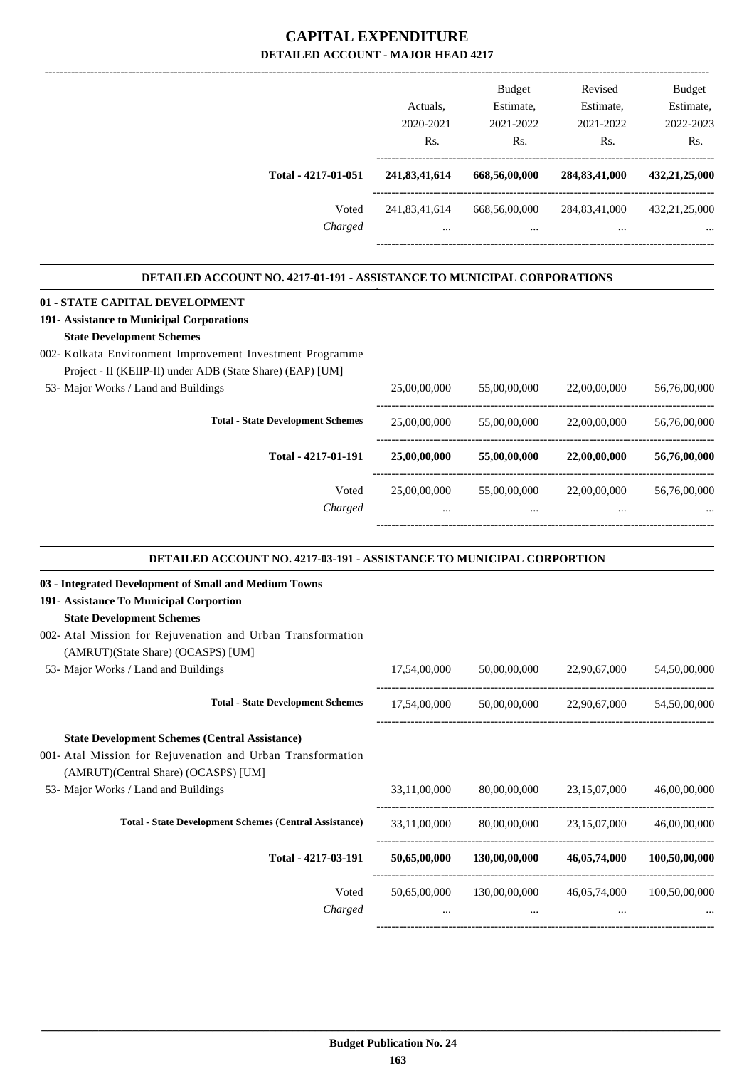# CAPITAL EXPENDITURE

## DETAILED ACCOUNT - MAJOR HEAD 4217

| | Actuals, 2020-2021 Rs. | Budget Estimate, 2021-2022 Rs. | Revised Estimate, 2021-2022 Rs. | Budget Estimate, 2022-2023 Rs. |
|---|---|---|---|---|
| **Total - 4217-01-051** | **241,83,41,614** | **668,56,00,000** | **284,83,41,000** | **432,21,25,000** |
| Voted | 241,83,41,614 | 668,56,00,000 | 284,83,41,000 | 432,21,25,000 |
| *Charged* | ... | ... | ... | ... |

### DETAILED ACCOUNT NO. 4217-01-191 - ASSISTANCE TO MUNICIPAL CORPORATIONS

| | Actuals, 2020-2021 Rs. | Budget Estimate, 2021-2022 Rs. | Revised Estimate, 2021-2022 Rs. | Budget Estimate, 2022-2023 Rs. |
|---|---|---|---|---|
| **01 - STATE CAPITAL DEVELOPMENT** | | | | |
| **191- Assistance to Municipal Corporations** | | | | |
| **State Development Schemes** | | | | |
| 002- Kolkata Environment Improvement Investment Programme Project - II (KEIIP-II) under ADB (State Share) (EAP) [UM] | | | | |
| 53- Major Works / Land and Buildings | 25,00,00,000 | 55,00,00,000 | 22,00,00,000 | 56,76,00,000 |
| **Total - State Development Schemes** | 25,00,00,000 | 55,00,00,000 | 22,00,00,000 | 56,76,00,000 |
| **Total - 4217-01-191** | **25,00,00,000** | **55,00,00,000** | **22,00,00,000** | **56,76,00,000** |
| Voted | 25,00,00,000 | 55,00,00,000 | 22,00,00,000 | 56,76,00,000 |
| *Charged* | ... | ... | ... | ... |

### DETAILED ACCOUNT NO. 4217-03-191 - ASSISTANCE TO MUNICIPAL CORPORTION

| | Actuals, 2020-2021 Rs. | Budget Estimate, 2021-2022 Rs. | Revised Estimate, 2021-2022 Rs. | Budget Estimate, 2022-2023 Rs. |
|---|---|---|---|---|
| **03 - Integrated Development of Small and Medium Towns** | | | | |
| **191- Assistance To Municipal Corportion** | | | | |
| **State Development Schemes** | | | | |
| 002- Atal Mission for Rejuvenation and Urban Transformation (AMRUT)(State Share) (OCASPS) [UM] | | | | |
| 53- Major Works / Land and Buildings | 17,54,00,000 | 50,00,00,000 | 22,90,67,000 | 54,50,00,000 |
| **Total - State Development Schemes** | 17,54,00,000 | 50,00,00,000 | 22,90,67,000 | 54,50,00,000 |
| **State Development Schemes (Central Assistance)** | | | | |
| 001- Atal Mission for Rejuvenation and Urban Transformation (AMRUT)(Central Share) (OCASPS) [UM] | | | | |
| 53- Major Works / Land and Buildings | 33,11,00,000 | 80,00,00,000 | 23,15,07,000 | 46,00,00,000 |
| **Total - State Development Schemes (Central Assistance)** | 33,11,00,000 | 80,00,00,000 | 23,15,07,000 | 46,00,00,000 |
| **Total - 4217-03-191** | **50,65,00,000** | **130,00,00,000** | **46,05,74,000** | **100,50,00,000** |
| Voted | 50,65,00,000 | 130,00,00,000 | 46,05,74,000 | 100,50,00,000 |
| *Charged* | ... | ... | ... | ... |

**Budget Publication No. 24**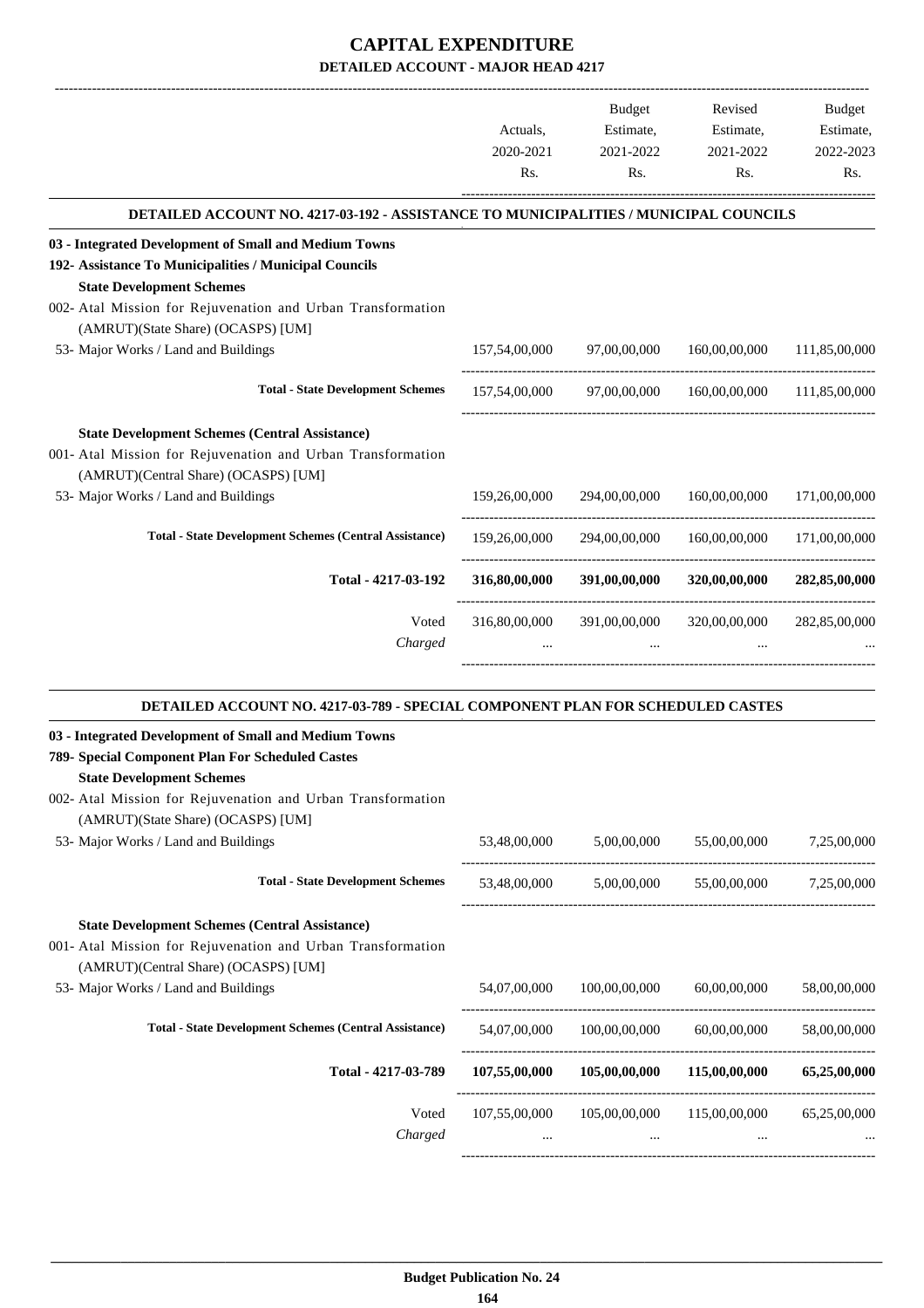# CAPITAL EXPENDITURE

## DETAILED ACCOUNT - MAJOR HEAD 4217

| | Actuals, 2020-2021 Rs. | Budget Estimate, 2021-2022 Rs. | Revised Estimate, 2021-2022 Rs. | Budget Estimate, 2022-2023 Rs. |
|---|---|---|---|---|
| **DETAILED ACCOUNT NO. 4217-03-192 - ASSISTANCE TO MUNICIPALITIES / MUNICIPAL COUNCILS** | | | | |
| **03 - Integrated Development of Small and Medium Towns** | | | | |
| **192- Assistance To Municipalities / Municipal Councils** | | | | |
| **State Development Schemes** | | | | |
| 002- Atal Mission for Rejuvenation and Urban Transformation (AMRUT)(State Share) (OCASPS) [UM] | | | | |
| 53- Major Works / Land and Buildings | 157,54,00,000 | 97,00,00,000 | 160,00,00,000 | 111,85,00,000 |
| **Total - State Development Schemes** | 157,54,00,000 | 97,00,00,000 | 160,00,00,000 | 111,85,00,000 |
| **State Development Schemes (Central Assistance)** | | | | |
| 001- Atal Mission for Rejuvenation and Urban Transformation (AMRUT)(Central Share) (OCASPS) [UM] | | | | |
| 53- Major Works / Land and Buildings | 159,26,00,000 | 294,00,00,000 | 160,00,00,000 | 171,00,00,000 |
| **Total - State Development Schemes (Central Assistance)** | 159,26,00,000 | 294,00,00,000 | 160,00,00,000 | 171,00,00,000 |
| **Total - 4217-03-192** | **316,80,00,000** | **391,00,00,000** | **320,00,00,000** | **282,85,00,000** |
| Voted | 316,80,00,000 | 391,00,00,000 | 320,00,00,000 | 282,85,00,000 |
| *Charged* | ... | ... | ... | ... |

| | Actuals, 2020-2021 Rs. | Budget Estimate, 2021-2022 Rs. | Revised Estimate, 2021-2022 Rs. | Budget Estimate, 2022-2023 Rs. |
|---|---|---|---|---|
| **DETAILED ACCOUNT NO. 4217-03-789 - SPECIAL COMPONENT PLAN FOR SCHEDULED CASTES** | | | | |
| **03 - Integrated Development of Small and Medium Towns** | | | | |
| **789- Special Component Plan For Scheduled Castes** | | | | |
| **State Development Schemes** | | | | |
| 002- Atal Mission for Rejuvenation and Urban Transformation (AMRUT)(State Share) (OCASPS) [UM] | | | | |
| 53- Major Works / Land and Buildings | 53,48,00,000 | 5,00,00,000 | 55,00,00,000 | 7,25,00,000 |
| **Total - State Development Schemes** | 53,48,00,000 | 5,00,00,000 | 55,00,00,000 | 7,25,00,000 |
| **State Development Schemes (Central Assistance)** | | | | |
| 001- Atal Mission for Rejuvenation and Urban Transformation (AMRUT)(Central Share) (OCASPS) [UM] | | | | |
| 53- Major Works / Land and Buildings | 54,07,00,000 | 100,00,00,000 | 60,00,00,000 | 58,00,00,000 |
| **Total - State Development Schemes (Central Assistance)** | 54,07,00,000 | 100,00,00,000 | 60,00,00,000 | 58,00,00,000 |
| **Total - 4217-03-789** | **107,55,00,000** | **105,00,00,000** | **115,00,00,000** | **65,25,00,000** |
| Voted | 107,55,00,000 | 105,00,00,000 | 115,00,00,000 | 65,25,00,000 |
| *Charged* | ... | ... | ... | ... |

**Budget Publication No. 24**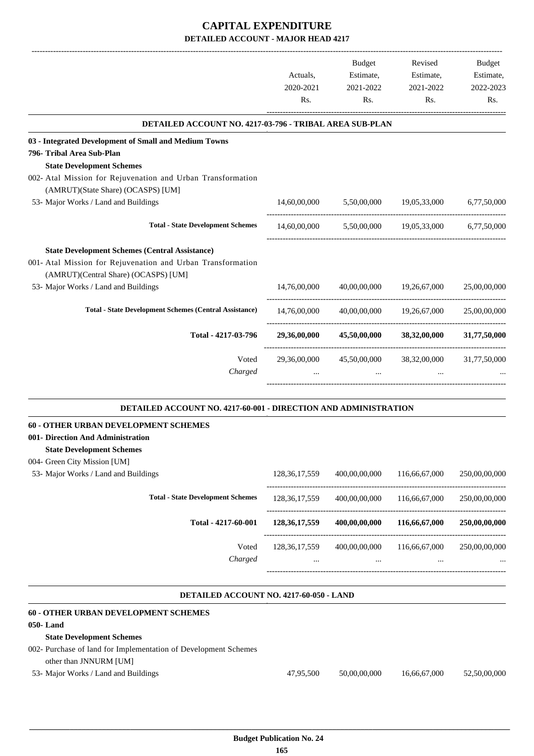# CAPITAL EXPENDITURE

## DETAILED ACCOUNT - MAJOR HEAD 4217

| | Actuals, 2020-2021 Rs. | Budget Estimate, 2021-2022 Rs. | Revised Estimate, 2021-2022 Rs. | Budget Estimate, 2022-2023 Rs. |
|---|---|---|---|---|
| **DETAILED ACCOUNT NO. 4217-03-796 - TRIBAL AREA SUB-PLAN** | | | | |
| **03 - Integrated Development of Small and Medium Towns** | | | | |
| **796- Tribal Area Sub-Plan** | | | | |
| **State Development Schemes** | | | | |
| 002- Atal Mission for Rejuvenation and Urban Transformation (AMRUT)(State Share) (OCASPS) [UM] | | | | |
| 53- Major Works / Land and Buildings | 14,60,00,000 | 5,50,00,000 | 19,05,33,000 | 6,77,50,000 |
| **Total - State Development Schemes** | 14,60,00,000 | 5,50,00,000 | 19,05,33,000 | 6,77,50,000 |
| **State Development Schemes (Central Assistance)** | | | | |
| 001- Atal Mission for Rejuvenation and Urban Transformation (AMRUT)(Central Share) (OCASPS) [UM] | | | | |
| 53- Major Works / Land and Buildings | 14,76,00,000 | 40,00,00,000 | 19,26,67,000 | 25,00,00,000 |
| **Total - State Development Schemes (Central Assistance)** | 14,76,00,000 | 40,00,00,000 | 19,26,67,000 | 25,00,00,000 |
| **Total - 4217-03-796** | **29,36,00,000** | **45,50,00,000** | **38,32,00,000** | **31,77,50,000** |
| Voted | 29,36,00,000 | 45,50,00,000 | 38,32,00,000 | 31,77,50,000 |
| *Charged* | ... | ... | ... | ... |
| **DETAILED ACCOUNT NO. 4217-60-001 - DIRECTION AND ADMINISTRATION** | | | | |
| **60 - OTHER URBAN DEVELOPMENT SCHEMES** | | | | |
| **001- Direction And Administration** | | | | |
| **State Development Schemes** | | | | |
| 004- Green City Mission [UM] | | | | |
| 53- Major Works / Land and Buildings | 128,36,17,559 | 400,00,00,000 | 116,66,67,000 | 250,00,00,000 |
| **Total - State Development Schemes** | 128,36,17,559 | 400,00,00,000 | 116,66,67,000 | 250,00,00,000 |
| **Total - 4217-60-001** | **128,36,17,559** | **400,00,00,000** | **116,66,67,000** | **250,00,00,000** |
| Voted | 128,36,17,559 | 400,00,00,000 | 116,66,67,000 | 250,00,00,000 |
| *Charged* | ... | ... | ... | ... |
| **DETAILED ACCOUNT NO. 4217-60-050 - LAND** | | | | |
| **60 - OTHER URBAN DEVELOPMENT SCHEMES** | | | | |
| **050- Land** | | | | |
| **State Development Schemes** | | | | |
| 002- Purchase of land for Implementation of Development Schemes other than JNNURM [UM] | | | | |
| 53- Major Works / Land and Buildings | 47,95,500 | 50,00,00,000 | 16,66,67,000 | 52,50,00,000 |

**Budget Publication No. 24**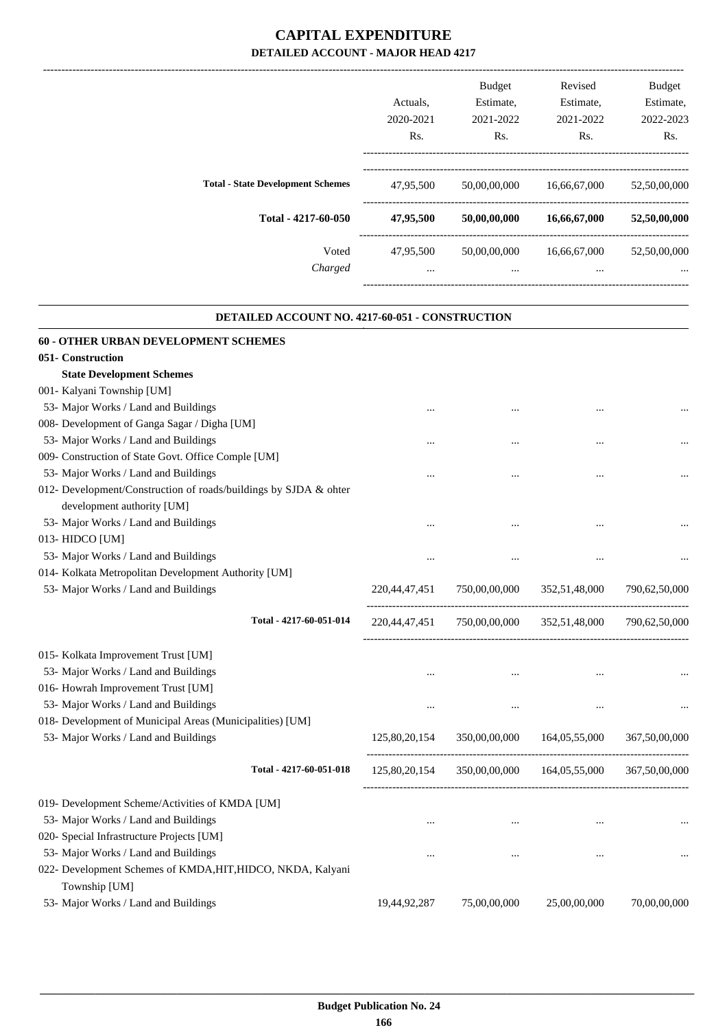# CAPITAL EXPENDITURE

## DETAILED ACCOUNT - MAJOR HEAD 4217

| | Actuals, 2020-2021 Rs. | Budget Estimate, 2021-2022 Rs. | Revised Estimate, 2021-2022 Rs. | Budget Estimate, 2022-2023 Rs. |
|---|---|---|---|---|
| **Total - State Development Schemes** | 47,95,500 | 50,00,00,000 | 16,66,67,000 | 52,50,00,000 |
| **Total - 4217-60-050** | **47,95,500** | **50,00,00,000** | **16,66,67,000** | **52,50,00,000** |
| Voted | 47,95,500 | 50,00,00,000 | 16,66,67,000 | 52,50,00,000 |
| *Charged* | ... | ... | ... | ... |

### DETAILED ACCOUNT NO. 4217-60-051 - CONSTRUCTION

| | Actuals, 2020-2021 Rs. | Budget Estimate, 2021-2022 Rs. | Revised Estimate, 2021-2022 Rs. | Budget Estimate, 2022-2023 Rs. |
|---|---|---|---|---|
| **60 - OTHER URBAN DEVELOPMENT SCHEMES** | | | | |
| **051- Construction** | | | | |
| **State Development Schemes** | | | | |
| 001- Kalyani Township [UM] | | | | |
| 53- Major Works / Land and Buildings | ... | ... | ... | ... |
| 008- Development of Ganga Sagar / Digha [UM] | | | | |
| 53- Major Works / Land and Buildings | ... | ... | ... | ... |
| 009- Construction of State Govt. Office Comple [UM] | | | | |
| 53- Major Works / Land and Buildings | ... | ... | ... | ... |
| 012- Development/Construction of roads/buildings by SJDA & ohter development authority [UM] | | | | |
| 53- Major Works / Land and Buildings | ... | ... | ... | ... |
| 013- HIDCO [UM] | | | | |
| 53- Major Works / Land and Buildings | ... | ... | ... | ... |
| 014- Kolkata Metropolitan Development Authority [UM] | | | | |
| 53- Major Works / Land and Buildings | 220,44,47,451 | 750,00,00,000 | 352,51,48,000 | 790,62,50,000 |
| Total - 4217-60-051-014 | 220,44,47,451 | 750,00,00,000 | 352,51,48,000 | 790,62,50,000 |
| 015- Kolkata Improvement Trust [UM] | | | | |
| 53- Major Works / Land and Buildings | ... | ... | ... | ... |
| 016- Howrah Improvement Trust [UM] | | | | |
| 53- Major Works / Land and Buildings | ... | ... | ... | ... |
| 018- Development of Municipal Areas (Municipalities) [UM] | | | | |
| 53- Major Works / Land and Buildings | 125,80,20,154 | 350,00,00,000 | 164,05,55,000 | 367,50,00,000 |
| Total - 4217-60-051-018 | 125,80,20,154 | 350,00,00,000 | 164,05,55,000 | 367,50,00,000 |
| 019- Development Scheme/Activities of KMDA [UM] | | | | |
| 53- Major Works / Land and Buildings | ... | ... | ... | ... |
| 020- Special Infrastructure Projects [UM] | | | | |
| 53- Major Works / Land and Buildings | ... | ... | ... | ... |
| 022- Development Schemes of KMDA,HIT,HIDCO, NKDA, Kalyani Township [UM] | | | | |
| 53- Major Works / Land and Buildings | 19,44,92,287 | 75,00,00,000 | 25,00,00,000 | 70,00,00,000 |

**Budget Publication No. 24**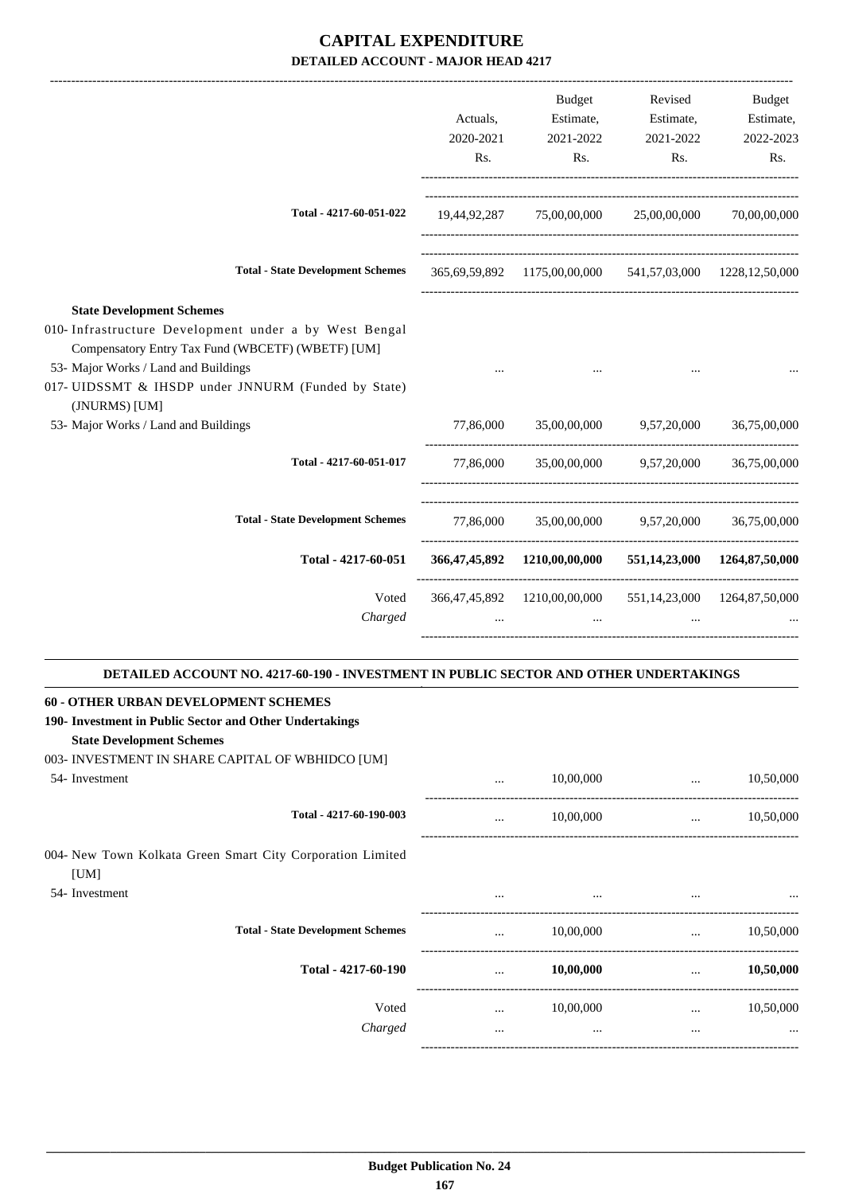# CAPITAL EXPENDITURE

## DETAILED ACCOUNT - MAJOR HEAD 4217

| | Actuals, 2020-2021 Rs. | Budget Estimate, 2021-2022 Rs. | Revised Estimate, 2021-2022 Rs. | Budget Estimate, 2022-2023 Rs. |
|---|---|---|---|---|
| **Total - 4217-60-051-022** | 19,44,92,287 | 75,00,00,000 | 25,00,00,000 | 70,00,00,000 |
| **Total - State Development Schemes** | 365,69,59,892 | 1175,00,00,000 | 541,57,03,000 | 1228,12,50,000 |
| **State Development Schemes** | | | | |
| 010- Infrastructure Development under a by West Bengal Compensatory Entry Tax Fund (WBCETF) (WBETF) [UM] | | | | |
| 53- Major Works / Land and Buildings | ... | ... | ... | ... |
| 017- UIDSSMT & IHSDP under JNNURM (Funded by State) (JNURMS) [UM] | | | | |
| 53- Major Works / Land and Buildings | 77,86,000 | 35,00,00,000 | 9,57,20,000 | 36,75,00,000 |
| **Total - 4217-60-051-017** | 77,86,000 | 35,00,00,000 | 9,57,20,000 | 36,75,00,000 |
| **Total - State Development Schemes** | 77,86,000 | 35,00,00,000 | 9,57,20,000 | 36,75,00,000 |
| **Total - 4217-60-051** | **366,47,45,892** | **1210,00,00,000** | **551,14,23,000** | **1264,87,50,000** |
| Voted | 366,47,45,892 | 1210,00,00,000 | 551,14,23,000 | 1264,87,50,000 |
| *Charged* | ... | ... | ... | ... |

### DETAILED ACCOUNT NO. 4217-60-190 - INVESTMENT IN PUBLIC SECTOR AND OTHER UNDERTAKINGS

| | Actuals, 2020-2021 Rs. | Budget Estimate, 2021-2022 Rs. | Revised Estimate, 2021-2022 Rs. | Budget Estimate, 2022-2023 Rs. |
|---|---|---|---|---|
| **60 - OTHER URBAN DEVELOPMENT SCHEMES** | | | | |
| **190- Investment in Public Sector and Other Undertakings** | | | | |
| **State Development Schemes** | | | | |
| 003- INVESTMENT IN SHARE CAPITAL OF WBHIDCO [UM] | | | | |
| 54- Investment | ... | 10,00,000 | ... | 10,50,000 |
| **Total - 4217-60-190-003** | ... | 10,00,000 | ... | 10,50,000 |
| 004- New Town Kolkata Green Smart City Corporation Limited [UM] | | | | |
| 54- Investment | ... | ... | ... | ... |
| **Total - State Development Schemes** | ... | 10,00,000 | ... | 10,50,000 |
| **Total - 4217-60-190** | ... | **10,00,000** | ... | **10,50,000** |
| Voted | ... | 10,00,000 | ... | 10,50,000 |
| *Charged* | ... | ... | ... | ... |

**Budget Publication No. 24**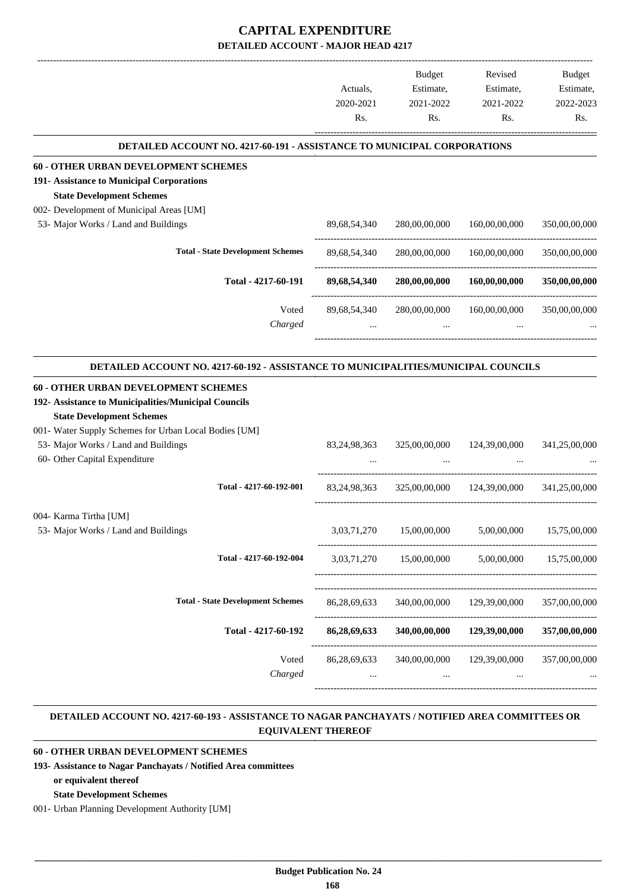# CAPITAL EXPENDITURE

## DETAILED ACCOUNT - MAJOR HEAD 4217

| | Actuals, 2020-2021 Rs. | Budget Estimate, 2021-2022 Rs. | Revised Estimate, 2021-2022 Rs. | Budget Estimate, 2022-2023 Rs. |
|---|---|---|---|---|
| **DETAILED ACCOUNT NO. 4217-60-191 - ASSISTANCE TO MUNICIPAL CORPORATIONS** | | | | |
| **60 - OTHER URBAN DEVELOPMENT SCHEMES** | | | | |
| **191- Assistance to Municipal Corporations** | | | | |
| **State Development Schemes** | | | | |
| 002- Development of Municipal Areas [UM] | | | | |
| 53- Major Works / Land and Buildings | 89,68,54,340 | 280,00,00,000 | 160,00,00,000 | 350,00,00,000 |
| **Total - State Development Schemes** | 89,68,54,340 | 280,00,00,000 | 160,00,00,000 | 350,00,00,000 |
| **Total - 4217-60-191** | **89,68,54,340** | **280,00,00,000** | **160,00,00,000** | **350,00,00,000** |
| Voted | 89,68,54,340 | 280,00,00,000 | 160,00,00,000 | 350,00,00,000 |
| *Charged* | ... | ... | ... | ... |
| **DETAILED ACCOUNT NO. 4217-60-192 - ASSISTANCE TO MUNICIPALITIES/MUNICIPAL COUNCILS** | | | | |
| **60 - OTHER URBAN DEVELOPMENT SCHEMES** | | | | |
| **192- Assistance to Municipalities/Municipal Councils** | | | | |
| **State Development Schemes** | | | | |
| 001- Water Supply Schemes for Urban Local Bodies [UM] | | | | |
| 53- Major Works / Land and Buildings | 83,24,98,363 | 325,00,00,000 | 124,39,00,000 | 341,25,00,000 |
| 60- Other Capital Expenditure | ... | ... | ... | ... |
| **Total - 4217-60-192-001** | 83,24,98,363 | 325,00,00,000 | 124,39,00,000 | 341,25,00,000 |
| 004- Karma Tirtha [UM] | | | | |
| 53- Major Works / Land and Buildings | 3,03,71,270 | 15,00,00,000 | 5,00,00,000 | 15,75,00,000 |
| **Total - 4217-60-192-004** | 3,03,71,270 | 15,00,00,000 | 5,00,00,000 | 15,75,00,000 |
| **Total - State Development Schemes** | 86,28,69,633 | 340,00,00,000 | 129,39,00,000 | 357,00,00,000 |
| **Total - 4217-60-192** | **86,28,69,633** | **340,00,00,000** | **129,39,00,000** | **357,00,00,000** |
| Voted | 86,28,69,633 | 340,00,00,000 | 129,39,00,000 | 357,00,00,000 |
| *Charged* | ... | ... | ... | ... |

**DETAILED ACCOUNT NO. 4217-60-193 - ASSISTANCE TO NAGAR PANCHAYATS / NOTIFIED AREA COMMITTEES OR EQUIVALENT THEREOF**

**60 - OTHER URBAN DEVELOPMENT SCHEMES**

**193- Assistance to Nagar Panchayats / Notified Area committees or equivalent thereof**

**State Development Schemes**

001- Urban Planning Development Authority [UM]

**Budget Publication No. 24**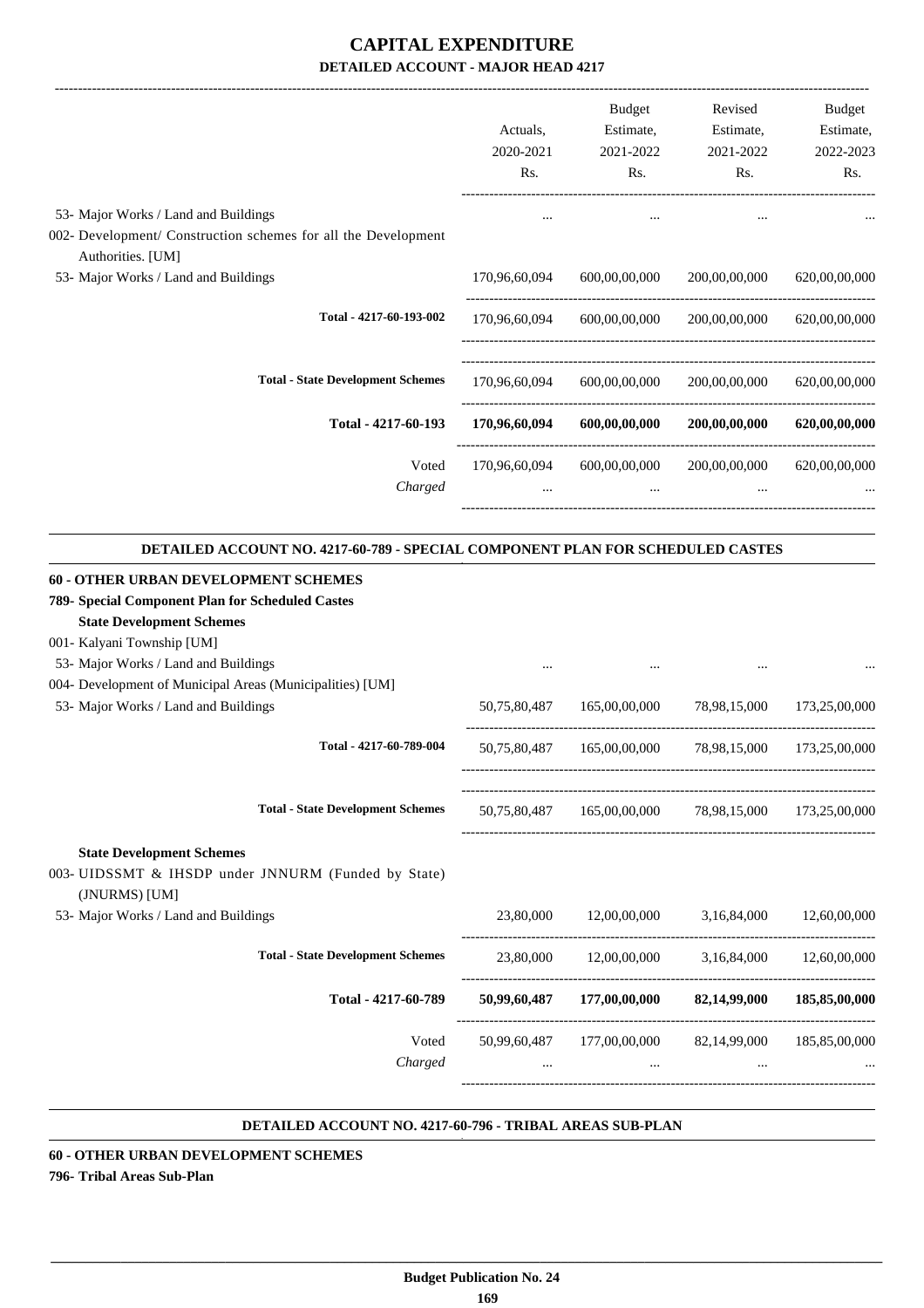# CAPITAL EXPENDITURE

## DETAILED ACCOUNT - MAJOR HEAD 4217

| | Actuals, 2020-2021 Rs. | Budget Estimate, 2021-2022 Rs. | Revised Estimate, 2021-2022 Rs. | Budget Estimate, 2022-2023 Rs. |
|---|---|---|---|---|
| 53- Major Works / Land and Buildings | ... | ... | ... | ... |
| 002- Development/ Construction schemes for all the Development Authorities. [UM] | | | | |
| 53- Major Works / Land and Buildings | 170,96,60,094 | 600,00,00,000 | 200,00,00,000 | 620,00,00,000 |
| Total - 4217-60-193-002 | 170,96,60,094 | 600,00,00,000 | 200,00,00,000 | 620,00,00,000 |
| Total - State Development Schemes | 170,96,60,094 | 600,00,00,000 | 200,00,00,000 | 620,00,00,000 |
| **Total - 4217-60-193** | **170,96,60,094** | **600,00,00,000** | **200,00,00,000** | **620,00,00,000** |
| Voted | 170,96,60,094 | 600,00,00,000 | 200,00,00,000 | 620,00,00,000 |
| *Charged* | ... | ... | ... | ... |

### DETAILED ACCOUNT NO. 4217-60-789 - SPECIAL COMPONENT PLAN FOR SCHEDULED CASTES

**60 - OTHER URBAN DEVELOPMENT SCHEMES**

**789- Special Component Plan for Scheduled Castes**

| | Actuals, 2020-2021 Rs. | Budget Estimate, 2021-2022 Rs. | Revised Estimate, 2021-2022 Rs. | Budget Estimate, 2022-2023 Rs. |
|---|---|---|---|---|
| **State Development Schemes** | | | | |
| 001- Kalyani Township [UM] | | | | |
| 53- Major Works / Land and Buildings | ... | ... | ... | ... |
| 004- Development of Municipal Areas (Municipalities) [UM] | | | | |
| 53- Major Works / Land and Buildings | 50,75,80,487 | 165,00,00,000 | 78,98,15,000 | 173,25,00,000 |
| Total - 4217-60-789-004 | 50,75,80,487 | 165,00,00,000 | 78,98,15,000 | 173,25,00,000 |
| Total - State Development Schemes | 50,75,80,487 | 165,00,00,000 | 78,98,15,000 | 173,25,00,000 |
| **State Development Schemes** | | | | |
| 003- UIDSSMT & IHSDP under JNNURM (Funded by State) (JNURMS) [UM] | | | | |
| 53- Major Works / Land and Buildings | 23,80,000 | 12,00,00,000 | 3,16,84,000 | 12,60,00,000 |
| Total - State Development Schemes | 23,80,000 | 12,00,00,000 | 3,16,84,000 | 12,60,00,000 |
| **Total - 4217-60-789** | **50,99,60,487** | **177,00,00,000** | **82,14,99,000** | **185,85,00,000** |
| Voted | 50,99,60,487 | 177,00,00,000 | 82,14,99,000 | 185,85,00,000 |
| *Charged* | ... | ... | ... | ... |

### DETAILED ACCOUNT NO. 4217-60-796 - TRIBAL AREAS SUB-PLAN

**60 - OTHER URBAN DEVELOPMENT SCHEMES**

**796- Tribal Areas Sub-Plan**

**Budget Publication No. 24**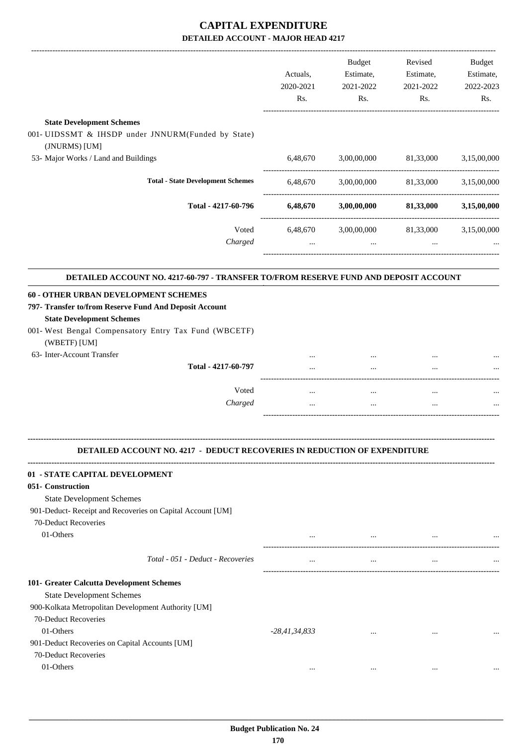# CAPITAL EXPENDITURE

## DETAILED ACCOUNT - MAJOR HEAD 4217

| | Actuals, 2020-2021 Rs. | Budget Estimate, 2021-2022 Rs. | Revised Estimate, 2021-2022 Rs. | Budget Estimate, 2022-2023 Rs. |
|---|---|---|---|---|
| **State Development Schemes** | | | | |
| 001- UIDSSMT & IHSDP under JNNURM(Funded by State) (JNURMS) [UM] | | | | |
| 53- Major Works / Land and Buildings | 6,48,670 | 3,00,00,000 | 81,33,000 | 3,15,00,000 |
| **Total - State Development Schemes** | 6,48,670 | 3,00,00,000 | 81,33,000 | 3,15,00,000 |
| **Total - 4217-60-796** | **6,48,670** | **3,00,00,000** | **81,33,000** | **3,15,00,000** |
| Voted | 6,48,670 | 3,00,00,000 | 81,33,000 | 3,15,00,000 |
| *Charged* | ... | ... | ... | ... |

### DETAILED ACCOUNT NO. 4217-60-797 - TRANSFER TO/FROM RESERVE FUND AND DEPOSIT ACCOUNT

| | Actuals, 2020-2021 Rs. | Budget Estimate, 2021-2022 Rs. | Revised Estimate, 2021-2022 Rs. | Budget Estimate, 2022-2023 Rs. |
|---|---|---|---|---|
| **60 - OTHER URBAN DEVELOPMENT SCHEMES** | | | | |
| **797- Transfer to/from Reserve Fund And Deposit Account** | | | | |
| **State Development Schemes** | | | | |
| 001- West Bengal Compensatory Entry Tax Fund (WBCETF) (WBETF) [UM] | | | | |
| 63- Inter-Account Transfer | ... | ... | ... | ... |
| **Total - 4217-60-797** | ... | ... | ... | ... |
| Voted | ... | ... | ... | ... |
| *Charged* | ... | ... | ... | ... |

### DETAILED ACCOUNT NO. 4217 - DEDUCT RECOVERIES IN REDUCTION OF EXPENDITURE

| | Actuals, 2020-2021 Rs. | Budget Estimate, 2021-2022 Rs. | Revised Estimate, 2021-2022 Rs. | Budget Estimate, 2022-2023 Rs. |
|---|---|---|---|---|
| **01 - STATE CAPITAL DEVELOPMENT** | | | | |
| **051- Construction** | | | | |
| State Development Schemes | | | | |
| 901-Deduct- Receipt and Recoveries on Capital Account [UM] | | | | |
| 70-Deduct Recoveries | | | | |
| 01-Others | ... | ... | ... | ... |
| *Total - 051 - Deduct - Recoveries* | ... | ... | ... | ... |
| **101- Greater Calcutta Development Schemes** | | | | |
| State Development Schemes | | | | |
| 900-Kolkata Metropolitan Development Authority [UM] | | | | |
| 70-Deduct Recoveries | | | | |
| 01-Others | *-28,41,34,833* | ... | ... | ... |
| 901-Deduct Recoveries on Capital Accounts [UM] | | | | |
| 70-Deduct Recoveries | | | | |
| 01-Others | ... | ... | ... | ... |

Budget Publication No. 24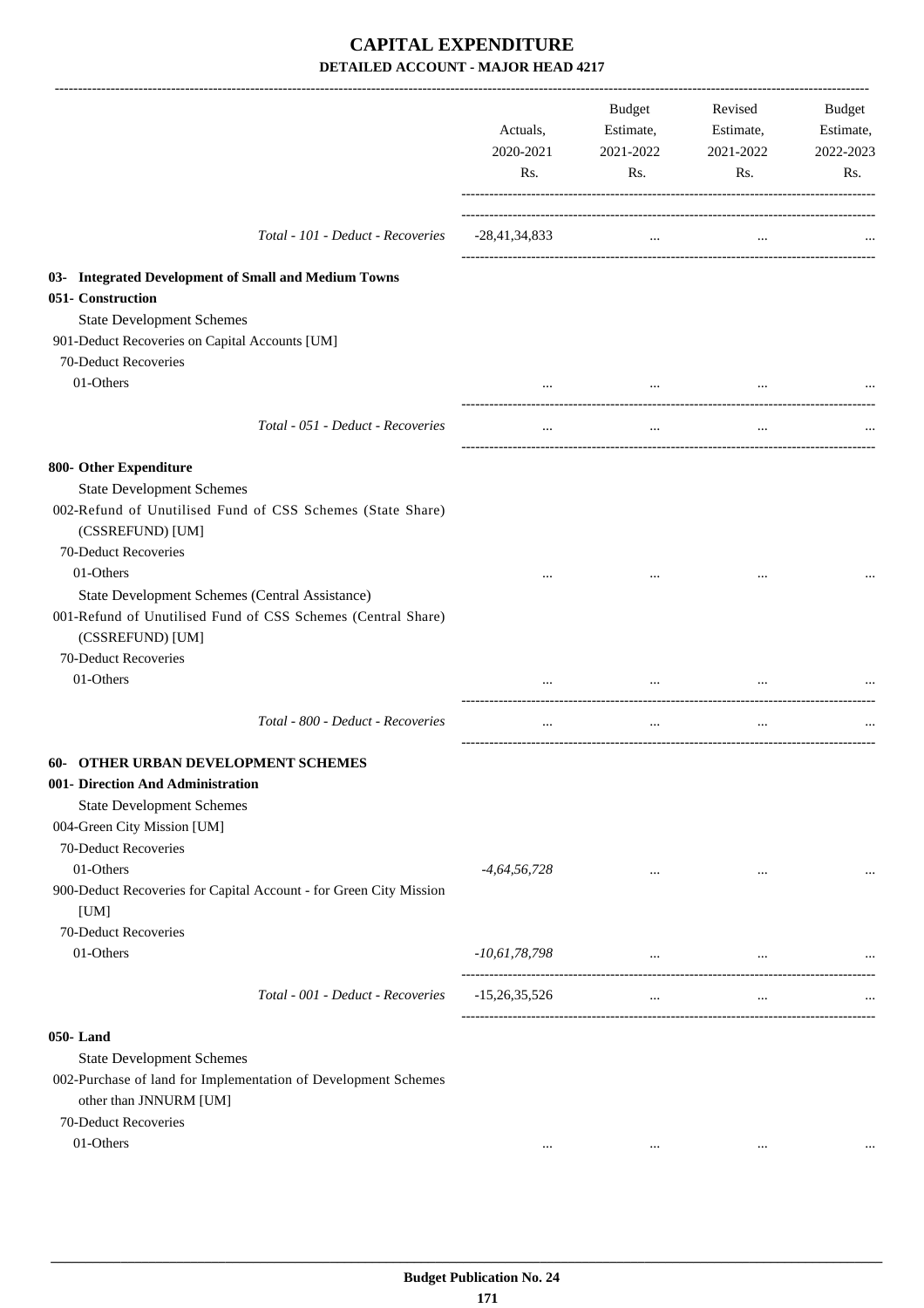# CAPITAL EXPENDITURE

## DETAILED ACCOUNT - MAJOR HEAD 4217

| | Actuals, 2020-2021 Rs. | Budget Estimate, 2021-2022 Rs. | Revised Estimate, 2021-2022 Rs. | Budget Estimate, 2022-2023 Rs. |
|---|---|---|---|---|
| *Total - 101 - Deduct - Recoveries* | -28,41,34,833 | ... | ... | ... |
| **03- Integrated Development of Small and Medium Towns** | | | | |
| **051- Construction** | | | | |
| State Development Schemes | | | | |
| 901-Deduct Recoveries on Capital Accounts [UM] | | | | |
| 70-Deduct Recoveries | | | | |
| 01-Others | ... | ... | ... | ... |
| *Total - 051 - Deduct - Recoveries* | ... | ... | ... | ... |
| **800- Other Expenditure** | | | | |
| State Development Schemes | | | | |
| 002-Refund of Unutilised Fund of CSS Schemes (State Share) (CSSREFUND) [UM] | | | | |
| 70-Deduct Recoveries | | | | |
| 01-Others | ... | ... | ... | ... |
| State Development Schemes (Central Assistance) | | | | |
| 001-Refund of Unutilised Fund of CSS Schemes (Central Share) (CSSREFUND) [UM] | | | | |
| 70-Deduct Recoveries | | | | |
| 01-Others | ... | ... | ... | ... |
| *Total - 800 - Deduct - Recoveries* | ... | ... | ... | ... |
| **60- OTHER URBAN DEVELOPMENT SCHEMES** | | | | |
| **001- Direction And Administration** | | | | |
| State Development Schemes | | | | |
| 004-Green City Mission [UM] | | | | |
| 70-Deduct Recoveries | | | | |
| 01-Others | *-4,64,56,728* | ... | ... | ... |
| 900-Deduct Recoveries for Capital Account - for Green City Mission [UM] | | | | |
| 70-Deduct Recoveries | | | | |
| 01-Others | *-10,61,78,798* | ... | ... | ... |
| *Total - 001 - Deduct - Recoveries* | -15,26,35,526 | ... | ... | ... |
| **050- Land** | | | | |
| State Development Schemes | | | | |
| 002-Purchase of land for Implementation of Development Schemes other than JNNURM [UM] | | | | |
| 70-Deduct Recoveries | | | | |
| 01-Others | ... | ... | ... | ... |

**Budget Publication No. 24**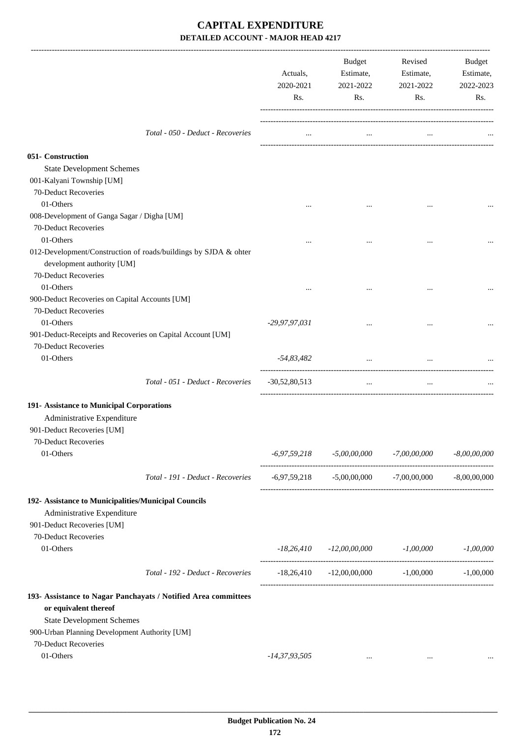# CAPITAL EXPENDITURE

**DETAILED ACCOUNT - MAJOR HEAD 4217**

| | Actuals, 2020-2021 Rs. | Budget Estimate, 2021-2022 Rs. | Revised Estimate, 2021-2022 Rs. | Budget Estimate, 2022-2023 Rs. |
|---|---|---|---|---|
| *Total - 050 - Deduct - Recoveries* | ... | ... | ... | ... |
| **051- Construction** | | | | |
| State Development Schemes | | | | |
| 001-Kalyani Township [UM] | | | | |
| 70-Deduct Recoveries | | | | |
| 01-Others | ... | ... | ... | ... |
| 008-Development of Ganga Sagar / Digha [UM] | | | | |
| 70-Deduct Recoveries | | | | |
| 01-Others | ... | ... | ... | ... |
| 012-Development/Construction of roads/buildings by SJDA & ohter development authority [UM] | | | | |
| 70-Deduct Recoveries | | | | |
| 01-Others | ... | ... | ... | ... |
| 900-Deduct Recoveries on Capital Accounts [UM] | | | | |
| 70-Deduct Recoveries | | | | |
| 01-Others | *-29,97,97,031* | ... | ... | ... |
| 901-Deduct-Receipts and Recoveries on Capital Account [UM] | | | | |
| 70-Deduct Recoveries | | | | |
| 01-Others | *-54,83,482* | ... | ... | ... |
| *Total - 051 - Deduct - Recoveries* | -30,52,80,513 | ... | ... | ... |
| **191- Assistance to Municipal Corporations** | | | | |
| Administrative Expenditure | | | | |
| 901-Deduct Recoveries [UM] | | | | |
| 70-Deduct Recoveries | | | | |
| 01-Others | *-6,97,59,218* | *-5,00,00,000* | *-7,00,00,000* | *-8,00,00,000* |
| *Total - 191 - Deduct - Recoveries* | -6,97,59,218 | -5,00,00,000 | -7,00,00,000 | -8,00,00,000 |
| **192- Assistance to Municipalities/Municipal Councils** | | | | |
| Administrative Expenditure | | | | |
| 901-Deduct Recoveries [UM] | | | | |
| 70-Deduct Recoveries | | | | |
| 01-Others | *-18,26,410* | *-12,00,00,000* | *-1,00,000* | *-1,00,000* |
| *Total - 192 - Deduct - Recoveries* | -18,26,410 | -12,00,00,000 | -1,00,000 | -1,00,000 |
| **193- Assistance to Nagar Panchayats / Notified Area committees or equivalent thereof** | | | | |
| State Development Schemes | | | | |
| 900-Urban Planning Development Authority [UM] | | | | |
| 70-Deduct Recoveries | | | | |
| 01-Others | *-14,37,93,505* | ... | ... | ... |

**Budget Publication No. 24**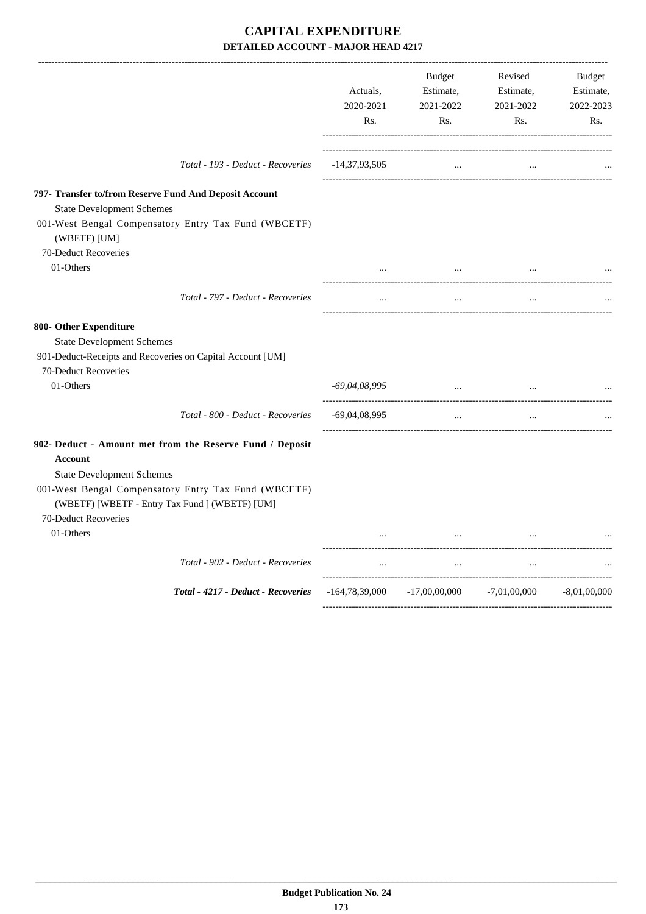# CAPITAL EXPENDITURE

## DETAILED ACCOUNT - MAJOR HEAD 4217

| | Actuals, 2020-2021 Rs. | Budget Estimate, 2021-2022 Rs. | Revised Estimate, 2021-2022 Rs. | Budget Estimate, 2022-2023 Rs. |
|---|---|---|---|---|
| *Total - 193 - Deduct - Recoveries* | -14,37,93,505 | ... | ... | ... |
| **797- Transfer to/from Reserve Fund And Deposit Account** | | | | |
| State Development Schemes | | | | |
| 001-West Bengal Compensatory Entry Tax Fund (WBCETF) (WBETF) [UM] | | | | |
| 70-Deduct Recoveries | | | | |
| 01-Others | ... | ... | ... | ... |
| *Total - 797 - Deduct - Recoveries* | ... | ... | ... | ... |
| **800- Other Expenditure** | | | | |
| State Development Schemes | | | | |
| 901-Deduct-Receipts and Recoveries on Capital Account [UM] | | | | |
| 70-Deduct Recoveries | | | | |
| 01-Others | *-69,04,08,995* | ... | ... | ... |
| *Total - 800 - Deduct - Recoveries* | -69,04,08,995 | ... | ... | ... |
| **902- Deduct - Amount met from the Reserve Fund / Deposit Account** | | | | |
| State Development Schemes | | | | |
| 001-West Bengal Compensatory Entry Tax Fund (WBCETF) (WBETF) [WBETF - Entry Tax Fund ] (WBETF) [UM] | | | | |
| 70-Deduct Recoveries | | | | |
| 01-Others | ... | ... | ... | ... |
| *Total - 902 - Deduct - Recoveries* | ... | ... | ... | ... |
| ***Total - 4217 - Deduct - Recoveries*** | -164,78,39,000 | -17,00,00,000 | -7,01,00,000 | -8,01,00,000 |

**Budget Publication No. 24**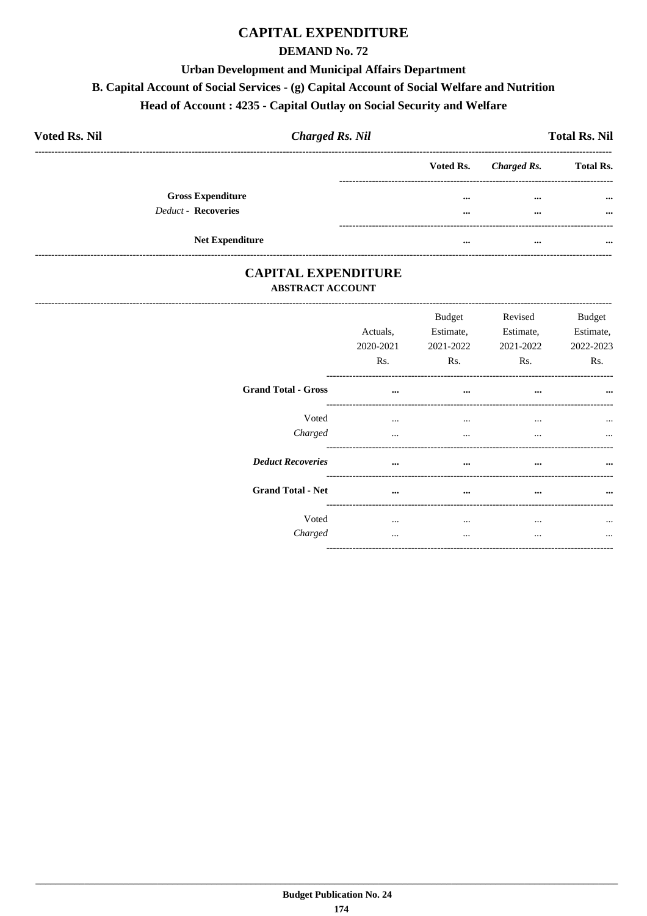# CAPITAL EXPENDITURE

## DEMAND No. 72

### Urban Development and Municipal Affairs Department

### B. Capital Account of Social Services - (g) Capital Account of Social Welfare and Nutrition

### Head of Account : 4235 - Capital Outlay on Social Security and Welfare

**Voted Rs. Nil** | ***Charged Rs. Nil*** | **Total Rs. Nil**

| | Voted Rs. | *Charged Rs.* | Total Rs. |
|---|---|---|---|
| **Gross Expenditure** | ... | ... | ... |
| *Deduct* - **Recoveries** | ... | ... | ... |
| **Net Expenditure** | ... | ... | ... |

# CAPITAL EXPENDITURE

## ABSTRACT ACCOUNT

| | Actuals, 2020-2021 Rs. | Budget Estimate, 2021-2022 Rs. | Revised Estimate, 2021-2022 Rs. | Budget Estimate, 2022-2023 Rs. |
|---|---|---|---|---|
| **Grand Total - Gross** | ... | ... | ... | ... |
| Voted | ... | ... | ... | ... |
| *Charged* | ... | ... | ... | ... |
| ***Deduct Recoveries*** | ... | ... | ... | ... |
| **Grand Total - Net** | ... | ... | ... | ... |
| Voted | ... | ... | ... | ... |
| *Charged* | ... | ... | ... | ... |

**Budget Publication No. 24**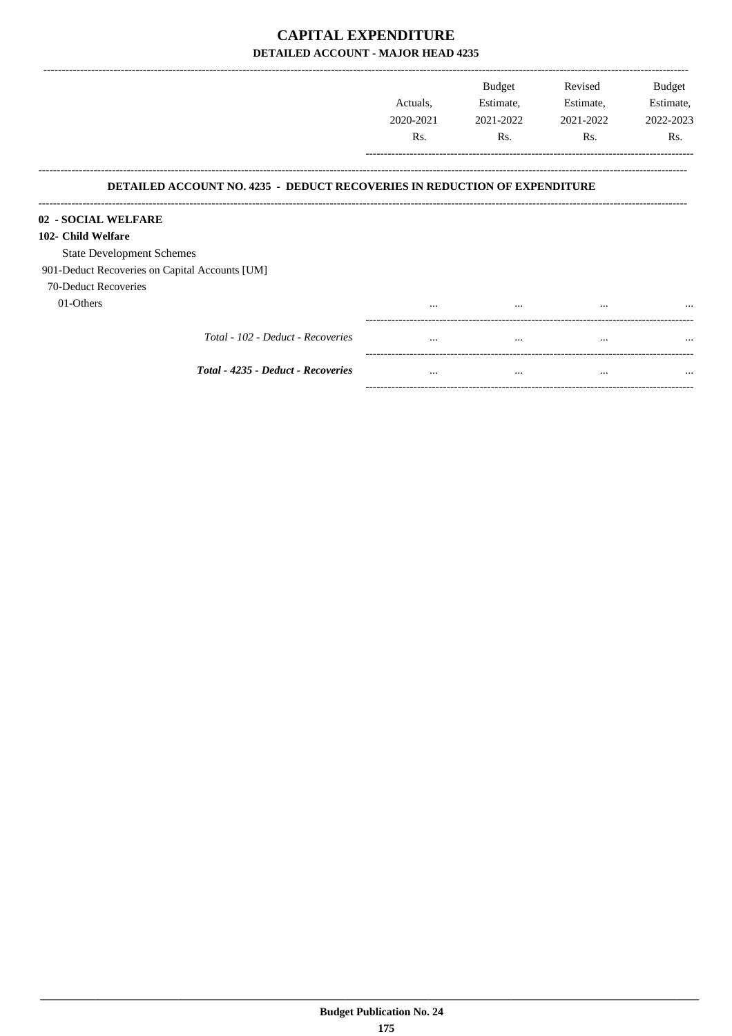# CAPITAL EXPENDITURE

## DETAILED ACCOUNT - MAJOR HEAD 4235

| | Actuals, 2020-2021 Rs. | Budget Estimate, 2021-2022 Rs. | Revised Estimate, 2021-2022 Rs. | Budget Estimate, 2022-2023 Rs. |
|---|---|---|---|---|
| **DETAILED ACCOUNT NO. 4235 - DEDUCT RECOVERIES IN REDUCTION OF EXPENDITURE** | | | | |
| **02 - SOCIAL WELFARE** | | | | |
| **102- Child Welfare** | | | | |
| State Development Schemes | | | | |
| 901-Deduct Recoveries on Capital Accounts [UM] | | | | |
| 70-Deduct Recoveries | | | | |
| 01-Others | ... | ... | ... | ... |
| *Total - 102 - Deduct - Recoveries* | ... | ... | ... | ... |
| ***Total - 4235 - Deduct - Recoveries*** | ... | ... | ... | ... |

**Budget Publication No. 24**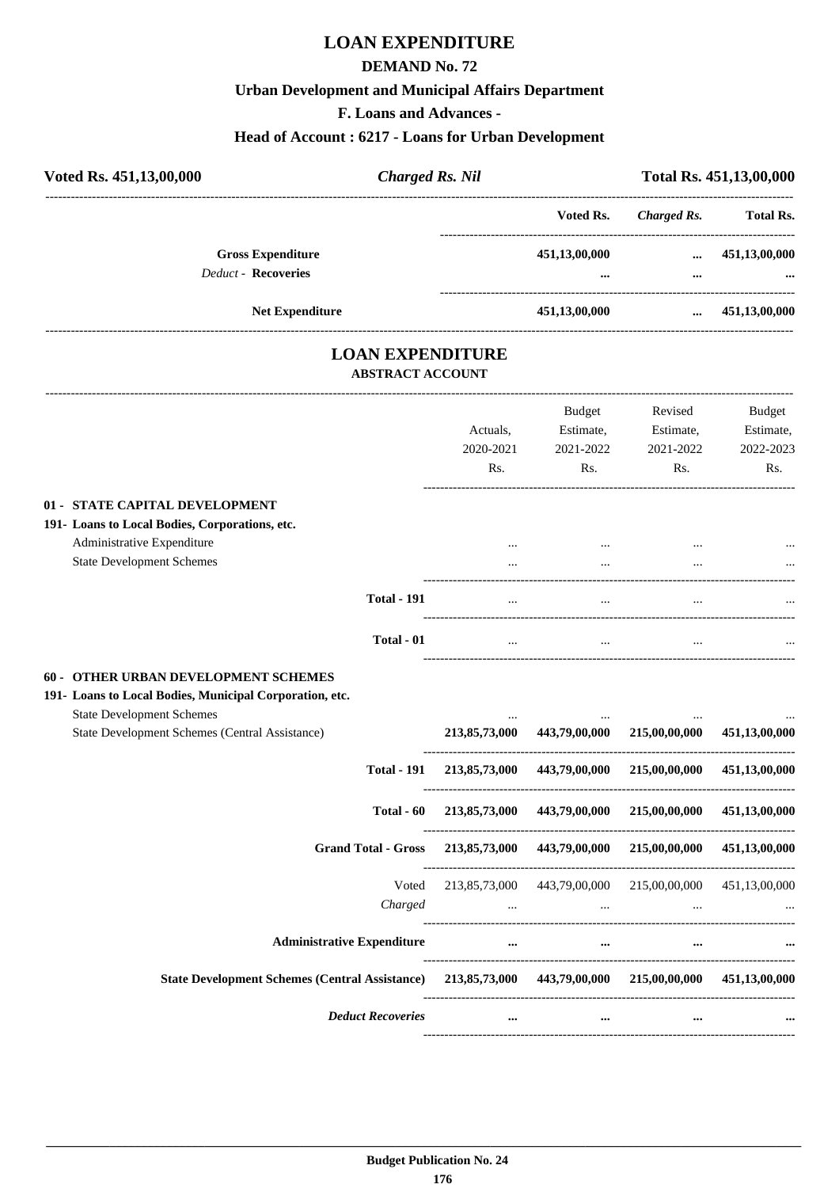# LOAN EXPENDITURE

## DEMAND No. 72

### Urban Development and Municipal Affairs Department

### F. Loans and Advances -

### Head of Account : 6217 - Loans for Urban Development

| Voted Rs. 451,13,00,000 | *Charged Rs. Nil* | Total Rs. 451,13,00,000 |
|---|---|---|

| | Voted Rs. | *Charged Rs.* | Total Rs. |
|---|---|---|---|
| **Gross Expenditure** | 451,13,00,000 | ... | 451,13,00,000 |
| *Deduct* - **Recoveries** | ... | ... | ... |
| **Net Expenditure** | 451,13,00,000 | ... | 451,13,00,000 |

## LOAN EXPENDITURE

### ABSTRACT ACCOUNT

| | Actuals, 2020-2021 Rs. | Budget Estimate, 2021-2022 Rs. | Revised Estimate, 2021-2022 Rs. | Budget Estimate, 2022-2023 Rs. |
|---|---|---|---|---|
| **01 - STATE CAPITAL DEVELOPMENT** | | | | |
| **191- Loans to Local Bodies, Corporations, etc.** | | | | |
| Administrative Expenditure | ... | ... | ... | ... |
| State Development Schemes | ... | ... | ... | ... |
| **Total - 191** | ... | ... | ... | ... |
| **Total - 01** | ... | ... | ... | ... |
| **60 - OTHER URBAN DEVELOPMENT SCHEMES** | | | | |
| **191- Loans to Local Bodies, Municipal Corporation, etc.** | | | | |
| State Development Schemes | ... | ... | ... | ... |
| State Development Schemes (Central Assistance) | **213,85,73,000** | **443,79,00,000** | **215,00,00,000** | **451,13,00,000** |
| **Total - 191** | **213,85,73,000** | **443,79,00,000** | **215,00,00,000** | **451,13,00,000** |
| **Total - 60** | **213,85,73,000** | **443,79,00,000** | **215,00,00,000** | **451,13,00,000** |
| **Grand Total - Gross** | **213,85,73,000** | **443,79,00,000** | **215,00,00,000** | **451,13,00,000** |
| Voted | 213,85,73,000 | 443,79,00,000 | 215,00,00,000 | 451,13,00,000 |
| *Charged* | ... | ... | ... | ... |
| **Administrative Expenditure** | **...** | **...** | **...** | **...** |
| **State Development Schemes (Central Assistance)** | **213,85,73,000** | **443,79,00,000** | **215,00,00,000** | **451,13,00,000** |
| ***Deduct Recoveries*** | **...** | **...** | **...** | **...** |

Budget Publication No. 24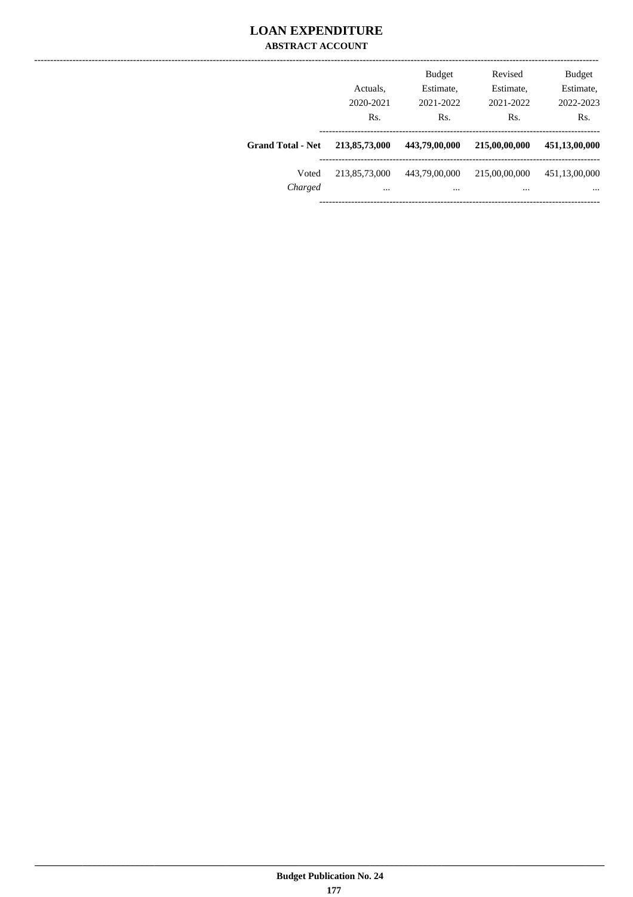# LOAN EXPENDITURE

## ABSTRACT ACCOUNT

| | Actuals, 2020-2021 Rs. | Budget Estimate, 2021-2022 Rs. | Revised Estimate, 2021-2022 Rs. | Budget Estimate, 2022-2023 Rs. |
|---|---|---|---|---|
| **Grand Total - Net** | **213,85,73,000** | **443,79,00,000** | **215,00,00,000** | **451,13,00,000** |
| Voted | 213,85,73,000 | 443,79,00,000 | 215,00,00,000 | 451,13,00,000 |
| *Charged* | ... | ... | ... | ... |

**Budget Publication No. 24**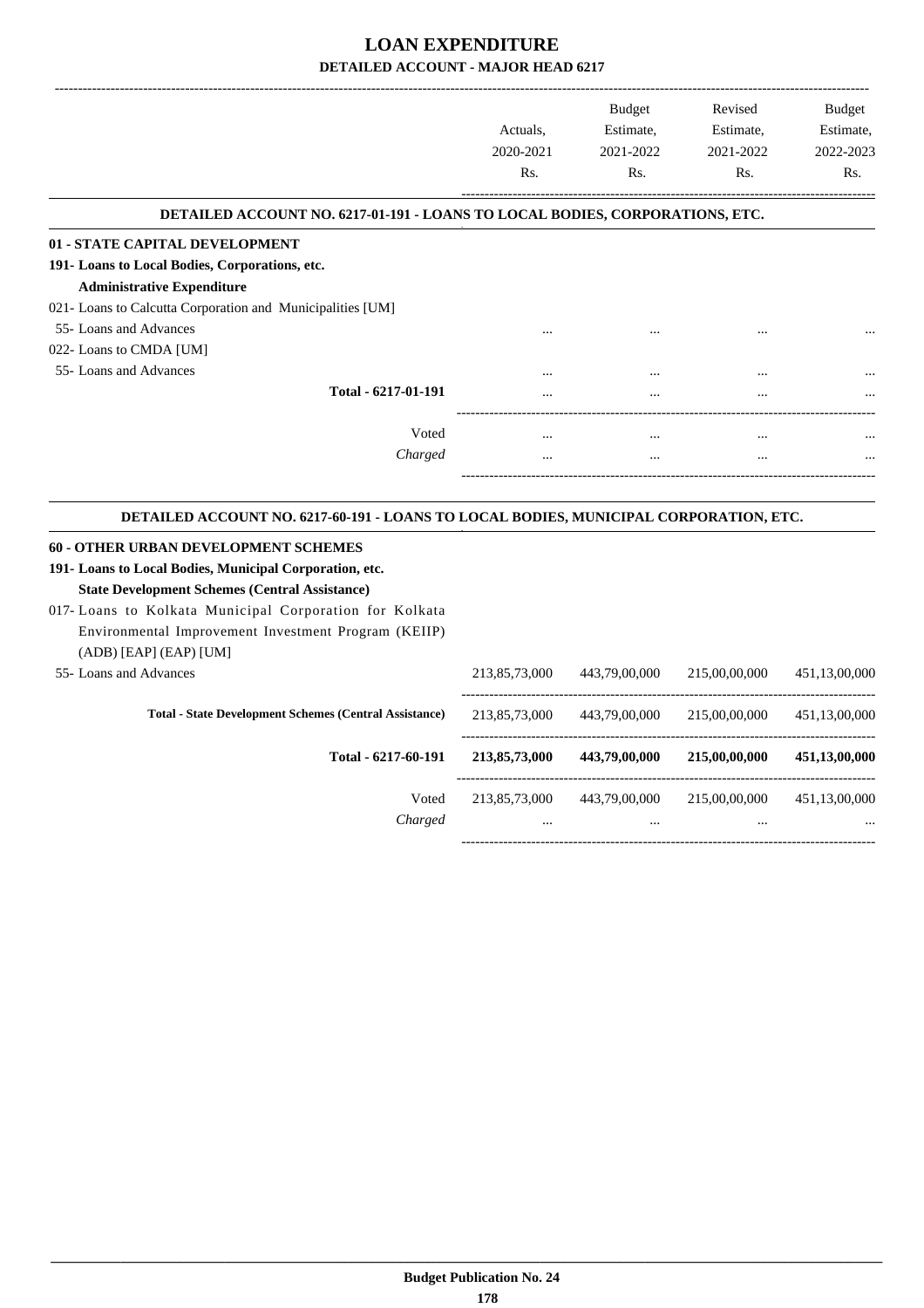# LOAN EXPENDITURE

## DETAILED ACCOUNT - MAJOR HEAD 6217

| | Actuals, 2020-2021 Rs. | Budget Estimate, 2021-2022 Rs. | Revised Estimate, 2021-2022 Rs. | Budget Estimate, 2022-2023 Rs. |
|---|---|---|---|---|
| **DETAILED ACCOUNT NO. 6217-01-191 - LOANS TO LOCAL BODIES, CORPORATIONS, ETC.** | | | | |
| **01 - STATE CAPITAL DEVELOPMENT** | | | | |
| **191- Loans to Local Bodies, Corporations, etc.** | | | | |
| **Administrative Expenditure** | | | | |
| 021- Loans to Calcutta Corporation and Municipalities [UM] | | | | |
| 55- Loans and Advances | ... | ... | ... | ... |
| 022- Loans to CMDA [UM] | | | | |
| 55- Loans and Advances | ... | ... | ... | ... |
| **Total - 6217-01-191** | ... | ... | ... | ... |
| Voted | ... | ... | ... | ... |
| *Charged* | ... | ... | ... | ... |
| **DETAILED ACCOUNT NO. 6217-60-191 - LOANS TO LOCAL BODIES, MUNICIPAL CORPORATION, ETC.** | | | | |
| **60 - OTHER URBAN DEVELOPMENT SCHEMES** | | | | |
| **191- Loans to Local Bodies, Municipal Corporation, etc.** | | | | |
| **State Development Schemes (Central Assistance)** | | | | |
| 017- Loans to Kolkata Municipal Corporation for Kolkata Environmental Improvement Investment Program (KEIIP) (ADB) [EAP] (EAP) [UM] | | | | |
| 55- Loans and Advances | 213,85,73,000 | 443,79,00,000 | 215,00,00,000 | 451,13,00,000 |
| **Total - State Development Schemes (Central Assistance)** | 213,85,73,000 | 443,79,00,000 | 215,00,00,000 | 451,13,00,000 |
| **Total - 6217-60-191** | **213,85,73,000** | **443,79,00,000** | **215,00,00,000** | **451,13,00,000** |
| Voted | 213,85,73,000 | 443,79,00,000 | 215,00,00,000 | 451,13,00,000 |
| *Charged* | ... | ... | ... | ... |

**Budget Publication No. 24**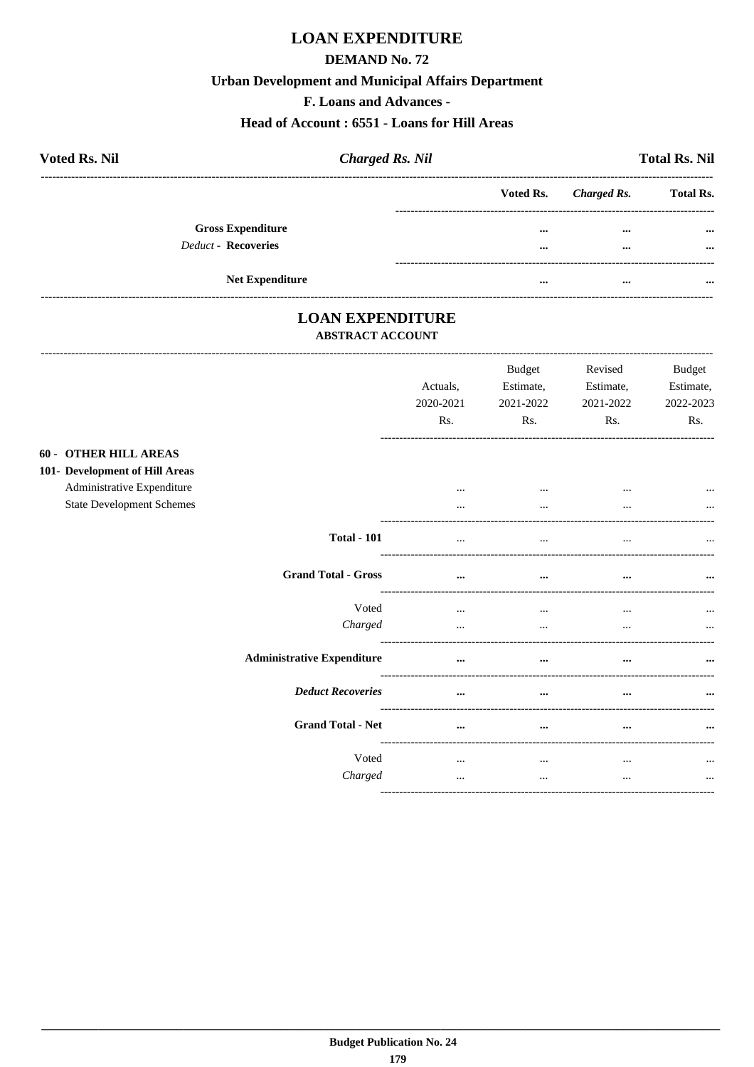# LOAN EXPENDITURE

## DEMAND No. 72

### Urban Development and Municipal Affairs Department

### F. Loans and Advances -

### Head of Account : 6551 - Loans for Hill Areas

| Voted Rs. Nil | *Charged Rs. Nil* | Total Rs. Nil |
|---|---|---|

| | Voted Rs. | *Charged Rs.* | Total Rs. |
|---|---|---|---|
| **Gross Expenditure** | ... | ... | ... |
| *Deduct* - **Recoveries** | ... | ... | ... |
| **Net Expenditure** | ... | ... | ... |

# LOAN EXPENDITURE

## ABSTRACT ACCOUNT

| | Actuals, 2020-2021 Rs. | Budget Estimate, 2021-2022 Rs. | Revised Estimate, 2021-2022 Rs. | Budget Estimate, 2022-2023 Rs. |
|---|---|---|---|---|
| **60 - OTHER HILL AREAS** | | | | |
| **101- Development of Hill Areas** | | | | |
| Administrative Expenditure | ... | ... | ... | ... |
| State Development Schemes | ... | ... | ... | ... |
| **Total - 101** | ... | ... | ... | ... |
| **Grand Total - Gross** | ... | ... | ... | ... |
| Voted | ... | ... | ... | ... |
| *Charged* | ... | ... | ... | ... |
| **Administrative Expenditure** | ... | ... | ... | ... |
| ***Deduct Recoveries*** | ... | ... | ... | ... |
| **Grand Total - Net** | ... | ... | ... | ... |
| Voted | ... | ... | ... | ... |
| *Charged* | ... | ... | ... | ... |

**Budget Publication No. 24**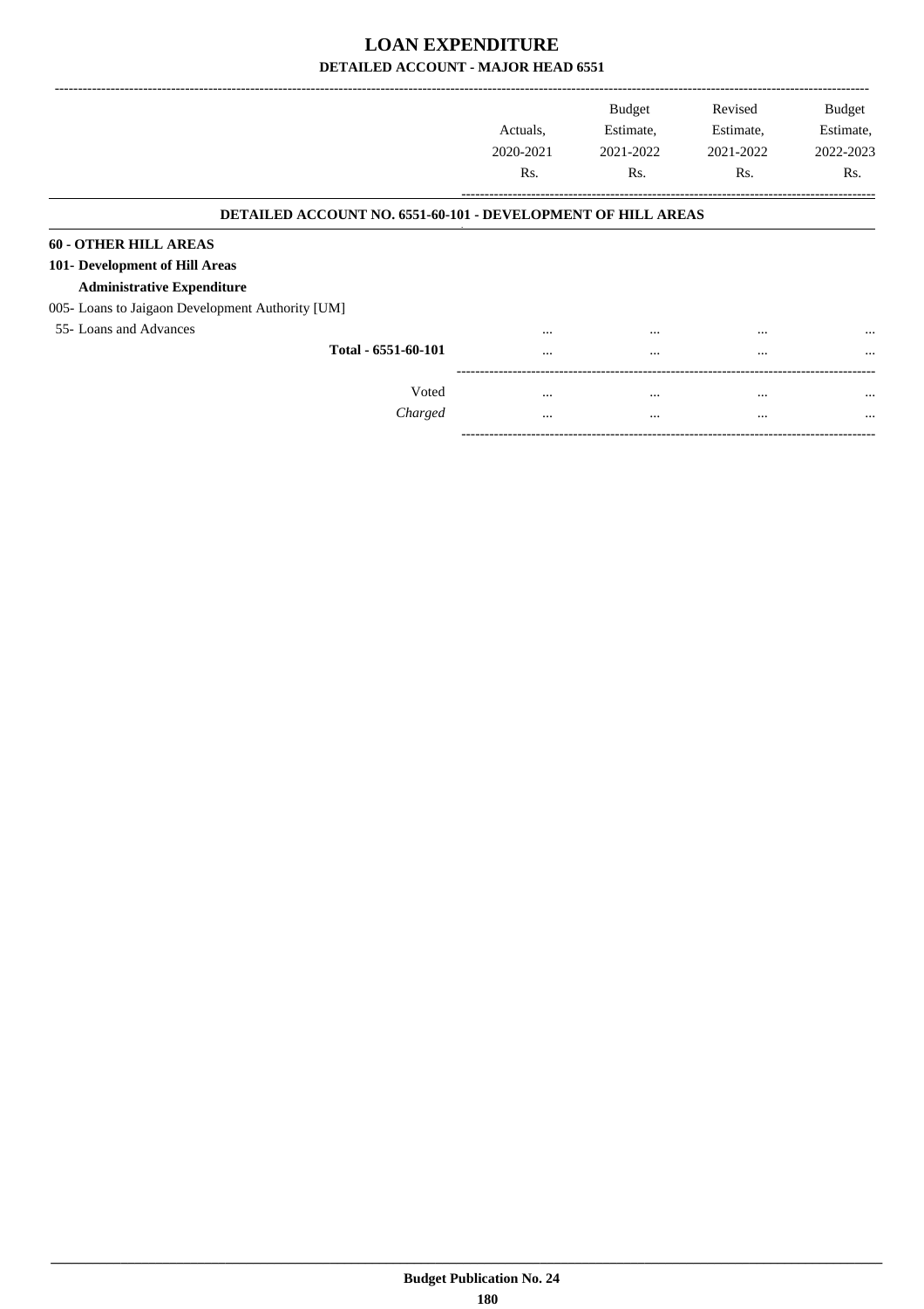# LOAN EXPENDITURE

## DETAILED ACCOUNT - MAJOR HEAD 6551

| | Actuals, 2020-2021 Rs. | Budget Estimate, 2021-2022 Rs. | Revised Estimate, 2021-2022 Rs. | Budget Estimate, 2022-2023 Rs. |
|---|---|---|---|---|
| **DETAILED ACCOUNT NO. 6551-60-101 - DEVELOPMENT OF HILL AREAS** | | | | |
| **60 - OTHER HILL AREAS** | | | | |
| **101- Development of Hill Areas** | | | | |
| **Administrative Expenditure** | | | | |
| 005- Loans to Jaigaon Development Authority [UM] | | | | |
| 55- Loans and Advances | ... | ... | ... | ... |
| **Total - 6551-60-101** | ... | ... | ... | ... |
| Voted | ... | ... | ... | ... |
| *Charged* | ... | ... | ... | ... |

Budget Publication No. 24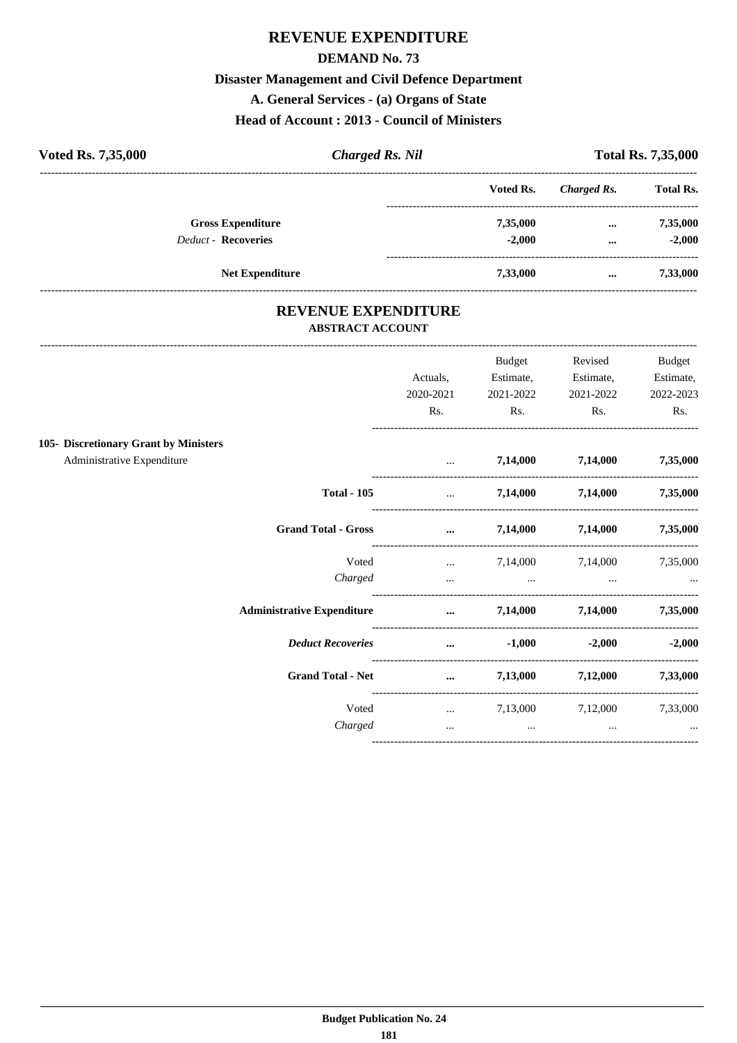# REVENUE EXPENDITURE

## DEMAND No. 73

### Disaster Management and Civil Defence Department

### A. General Services - (a) Organs of State

### Head of Account : 2013 - Council of Ministers

**Voted Rs. 7,35,000** | ***Charged Rs. Nil*** | **Total Rs. 7,35,000**

| | Voted Rs. | *Charged Rs.* | Total Rs. |
|---|---|---|---|
| **Gross Expenditure** | **7,35,000** | **...** | **7,35,000** |
| *Deduct* - **Recoveries** | **-2,000** | **...** | **-2,000** |
| **Net Expenditure** | **7,33,000** | **...** | **7,33,000** |

## REVENUE EXPENDITURE

### ABSTRACT ACCOUNT

| | Actuals, 2020-2021 Rs. | Budget Estimate, 2021-2022 Rs. | Revised Estimate, 2021-2022 Rs. | Budget Estimate, 2022-2023 Rs. |
|---|---|---|---|---|
| **105- Discretionary Grant by Ministers** | | | | |
| Administrative Expenditure | ... | **7,14,000** | **7,14,000** | **7,35,000** |
| **Total - 105** | ... | **7,14,000** | **7,14,000** | **7,35,000** |
| **Grand Total - Gross** | **...** | **7,14,000** | **7,14,000** | **7,35,000** |
| Voted | ... | 7,14,000 | 7,14,000 | 7,35,000 |
| *Charged* | ... | ... | ... | ... |
| **Administrative Expenditure** | **...** | **7,14,000** | **7,14,000** | **7,35,000** |
| ***Deduct Recoveries*** | **...** | **-1,000** | **-2,000** | **-2,000** |
| **Grand Total - Net** | **...** | **7,13,000** | **7,12,000** | **7,33,000** |
| Voted | ... | 7,13,000 | 7,12,000 | 7,33,000 |
| *Charged* | ... | ... | ... | ... |

**Budget Publication No. 24**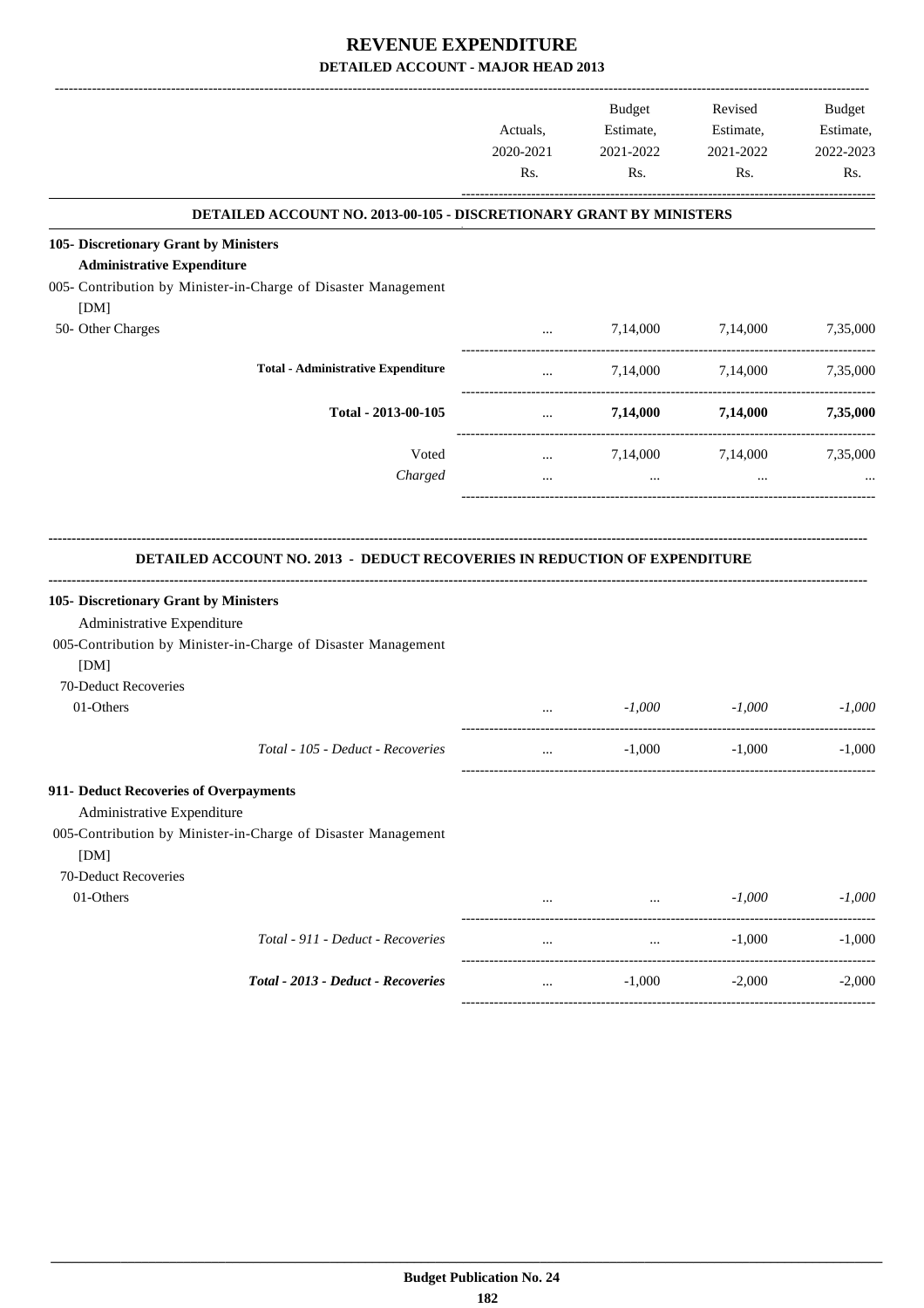# REVENUE EXPENDITURE

## DETAILED ACCOUNT - MAJOR HEAD 2013

| | Actuals, 2020-2021 Rs. | Budget Estimate, 2021-2022 Rs. | Revised Estimate, 2021-2022 Rs. | Budget Estimate, 2022-2023 Rs. |
|---|---|---|---|---|
| **DETAILED ACCOUNT NO. 2013-00-105 - DISCRETIONARY GRANT BY MINISTERS** | | | | |
| **105- Discretionary Grant by Ministers** | | | | |
| **Administrative Expenditure** | | | | |
| 005- Contribution by Minister-in-Charge of Disaster Management [DM] | | | | |
| 50- Other Charges | ... | 7,14,000 | 7,14,000 | 7,35,000 |
| **Total - Administrative Expenditure** | ... | 7,14,000 | 7,14,000 | 7,35,000 |
| **Total - 2013-00-105** | ... | **7,14,000** | **7,14,000** | **7,35,000** |
| Voted | ... | 7,14,000 | 7,14,000 | 7,35,000 |
| *Charged* | ... | ... | ... | ... |

| | Actuals, 2020-2021 Rs. | Budget Estimate, 2021-2022 Rs. | Revised Estimate, 2021-2022 Rs. | Budget Estimate, 2022-2023 Rs. |
|---|---|---|---|---|
| **DETAILED ACCOUNT NO. 2013 - DEDUCT RECOVERIES IN REDUCTION OF EXPENDITURE** | | | | |
| **105- Discretionary Grant by Ministers** | | | | |
| Administrative Expenditure | | | | |
| 005-Contribution by Minister-in-Charge of Disaster Management [DM] | | | | |
| 70-Deduct Recoveries | | | | |
| 01-Others | ... | *-1,000* | *-1,000* | *-1,000* |
| *Total - 105 - Deduct - Recoveries* | ... | -1,000 | -1,000 | -1,000 |
| **911- Deduct Recoveries of Overpayments** | | | | |
| Administrative Expenditure | | | | |
| 005-Contribution by Minister-in-Charge of Disaster Management [DM] | | | | |
| 70-Deduct Recoveries | | | | |
| 01-Others | ... | ... | *-1,000* | *-1,000* |
| *Total - 911 - Deduct - Recoveries* | ... | ... | -1,000 | -1,000 |
| ***Total - 2013 - Deduct - Recoveries*** | ... | -1,000 | -2,000 | -2,000 |

**Budget Publication No. 24**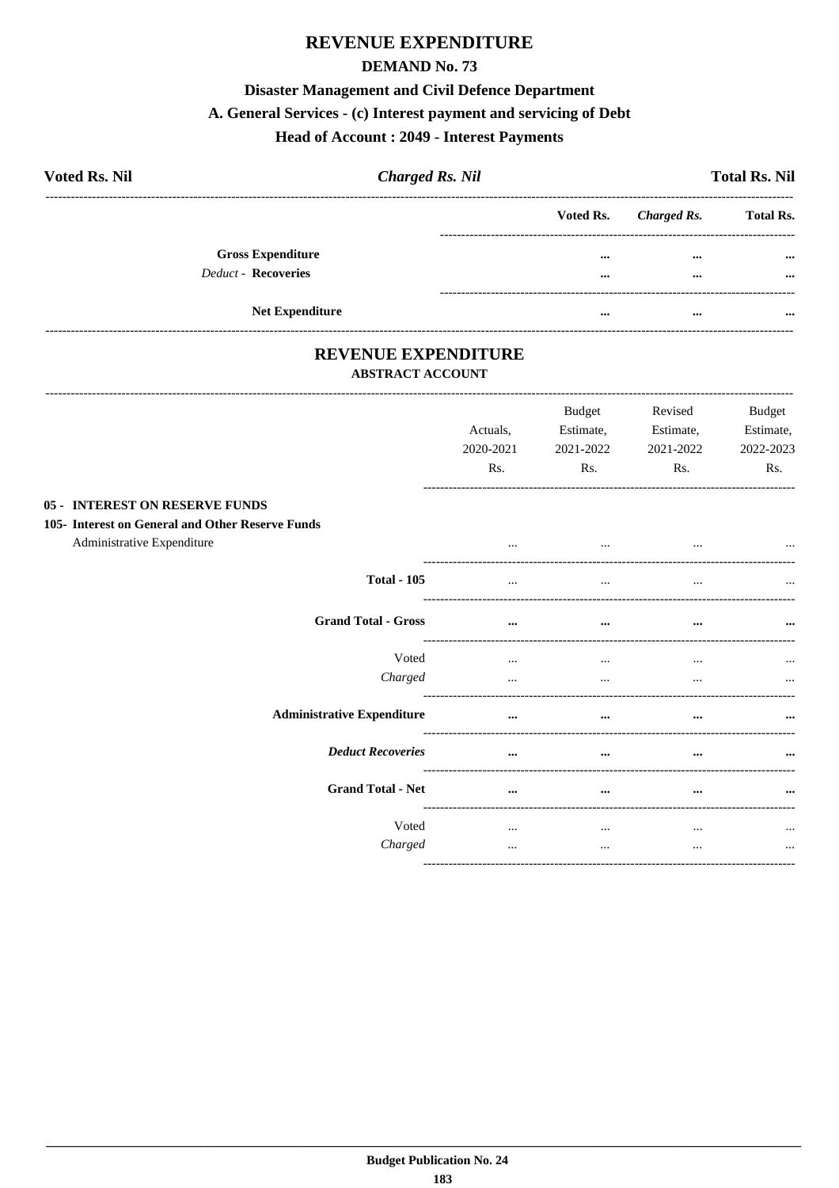# REVENUE EXPENDITURE

## DEMAND No. 73

### Disaster Management and Civil Defence Department

### A. General Services - (c) Interest payment and servicing of Debt

### Head of Account : 2049 - Interest Payments

**Voted Rs. Nil** | ***Charged Rs. Nil*** | **Total Rs. Nil**

| | Voted Rs. | *Charged Rs.* | Total Rs. |
|---|---|---|---|
| **Gross Expenditure** | ... | ... | ... |
| *Deduct* - **Recoveries** | ... | ... | ... |
| **Net Expenditure** | ... | ... | ... |

## REVENUE EXPENDITURE

### ABSTRACT ACCOUNT

| | Actuals, 2020-2021 Rs. | Budget Estimate, 2021-2022 Rs. | Revised Estimate, 2021-2022 Rs. | Budget Estimate, 2022-2023 Rs. |
|---|---|---|---|---|
| **05 - INTEREST ON RESERVE FUNDS** | | | | |
| **105- Interest on General and Other Reserve Funds** | | | | |
| Administrative Expenditure | ... | ... | ... | ... |
| **Total - 105** | ... | ... | ... | ... |
| **Grand Total - Gross** | ... | ... | ... | ... |
| Voted | ... | ... | ... | ... |
| *Charged* | ... | ... | ... | ... |
| **Administrative Expenditure** | ... | ... | ... | ... |
| ***Deduct Recoveries*** | ... | ... | ... | ... |
| **Grand Total - Net** | ... | ... | ... | ... |
| Voted | ... | ... | ... | ... |
| *Charged* | ... | ... | ... | ... |

**Budget Publication No. 24**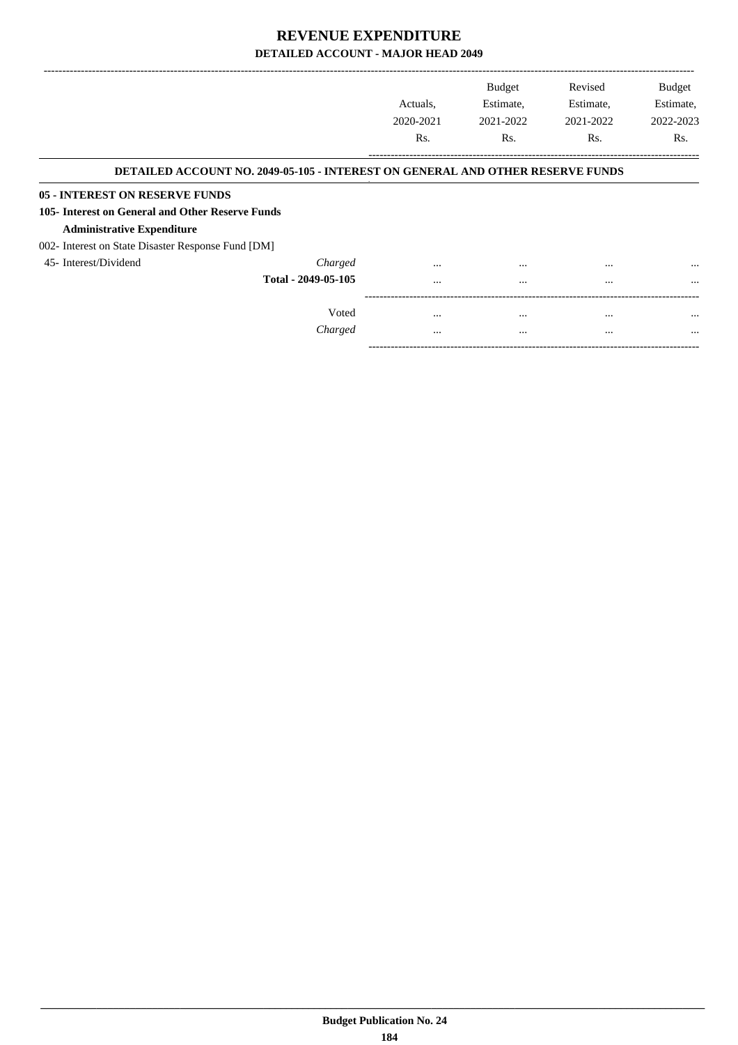# REVENUE EXPENDITURE
## DETAILED ACCOUNT - MAJOR HEAD 2049

| | | Actuals, 2020-2021 Rs. | Budget Estimate, 2021-2022 Rs. | Revised Estimate, 2021-2022 Rs. | Budget Estimate, 2022-2023 Rs. |
|---|---|---|---|---|---|

**DETAILED ACCOUNT NO. 2049-05-105 - INTEREST ON GENERAL AND OTHER RESERVE FUNDS**

**05 - INTEREST ON RESERVE FUNDS**

**105- Interest on General and Other Reserve Funds**

**Administrative Expenditure**

002- Interest on State Disaster Response Fund [DM]

| | | Actuals, 2020-2021 Rs. | Budget Estimate, 2021-2022 Rs. | Revised Estimate, 2021-2022 Rs. | Budget Estimate, 2022-2023 Rs. |
|---|---|---|---|---|---|
| 45- Interest/Dividend | *Charged* | ... | ... | ... | ... |
| | **Total - 2049-05-105** | ... | ... | ... | ... |
| | Voted | ... | ... | ... | ... |
| | *Charged* | ... | ... | ... | ... |

**Budget Publication No. 24**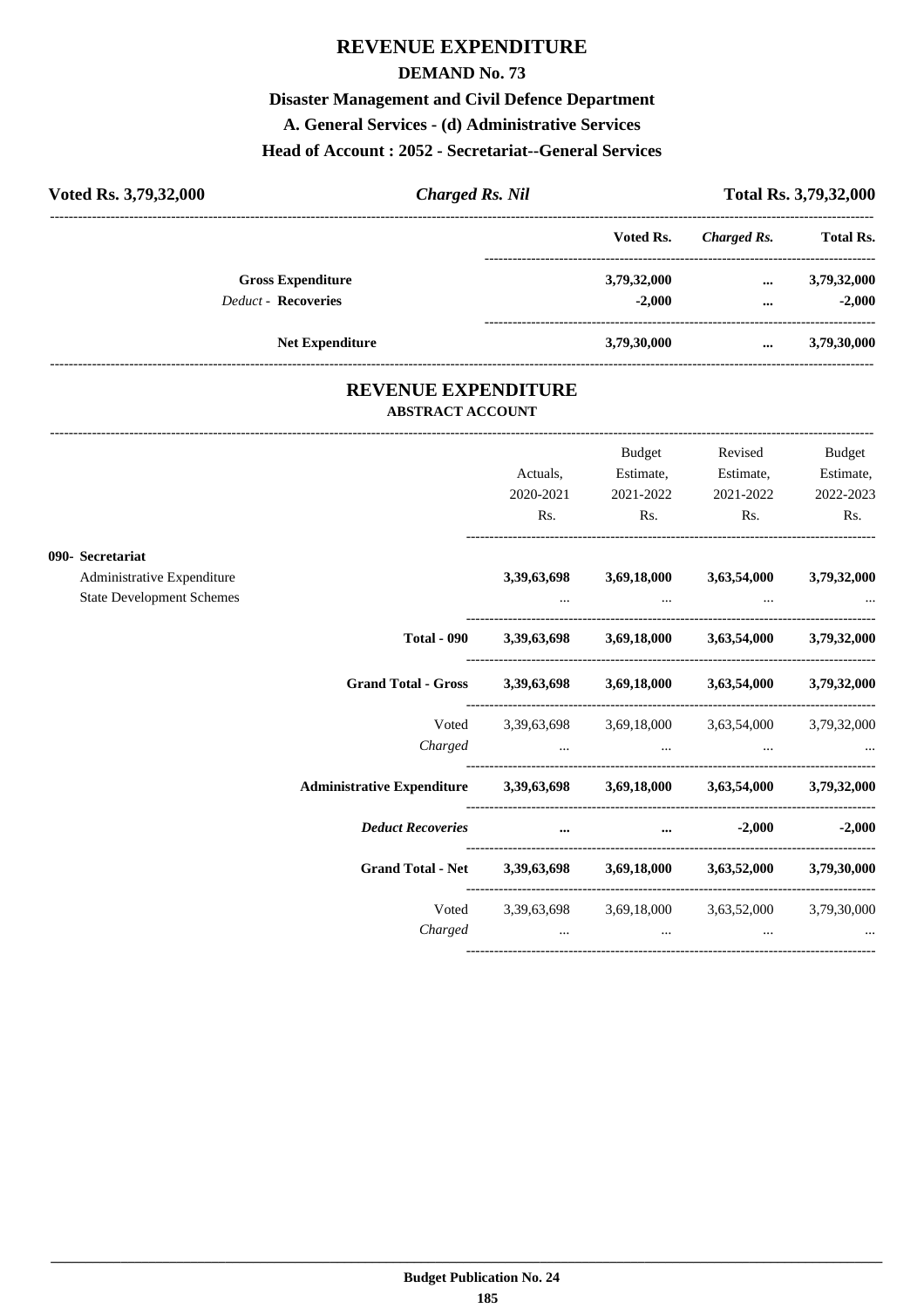# REVENUE EXPENDITURE

## DEMAND No. 73

### Disaster Management and Civil Defence Department

### A. General Services - (d) Administrative Services

### Head of Account : 2052 - Secretariat--General Services

**Voted Rs. 3,79,32,000** | ***Charged Rs. Nil*** | **Total Rs. 3,79,32,000**

| | Voted Rs. | *Charged Rs.* | Total Rs. |
|---|---|---|---|
| **Gross Expenditure** | 3,79,32,000 | ... | 3,79,32,000 |
| *Deduct* - **Recoveries** | -2,000 | ... | -2,000 |
| **Net Expenditure** | 3,79,30,000 | ... | 3,79,30,000 |

## REVENUE EXPENDITURE

**ABSTRACT ACCOUNT**

| | Actuals, 2020-2021 Rs. | Budget Estimate, 2021-2022 Rs. | Revised Estimate, 2021-2022 Rs. | Budget Estimate, 2022-2023 Rs. |
|---|---|---|---|---|
| **090- Secretariat** | | | | |
| Administrative Expenditure | **3,39,63,698** | **3,69,18,000** | **3,63,54,000** | **3,79,32,000** |
| State Development Schemes | ... | ... | ... | ... |
| **Total - 090** | **3,39,63,698** | **3,69,18,000** | **3,63,54,000** | **3,79,32,000** |
| **Grand Total - Gross** | **3,39,63,698** | **3,69,18,000** | **3,63,54,000** | **3,79,32,000** |
| Voted | 3,39,63,698 | 3,69,18,000 | 3,63,54,000 | 3,79,32,000 |
| *Charged* | ... | ... | ... | ... |
| **Administrative Expenditure** | **3,39,63,698** | **3,69,18,000** | **3,63,54,000** | **3,79,32,000** |
| ***Deduct Recoveries*** | **...** | **...** | **-2,000** | **-2,000** |
| **Grand Total - Net** | **3,39,63,698** | **3,69,18,000** | **3,63,52,000** | **3,79,30,000** |
| Voted | 3,39,63,698 | 3,69,18,000 | 3,63,52,000 | 3,79,30,000 |
| *Charged* | ... | ... | ... | ... |

**Budget Publication No. 24**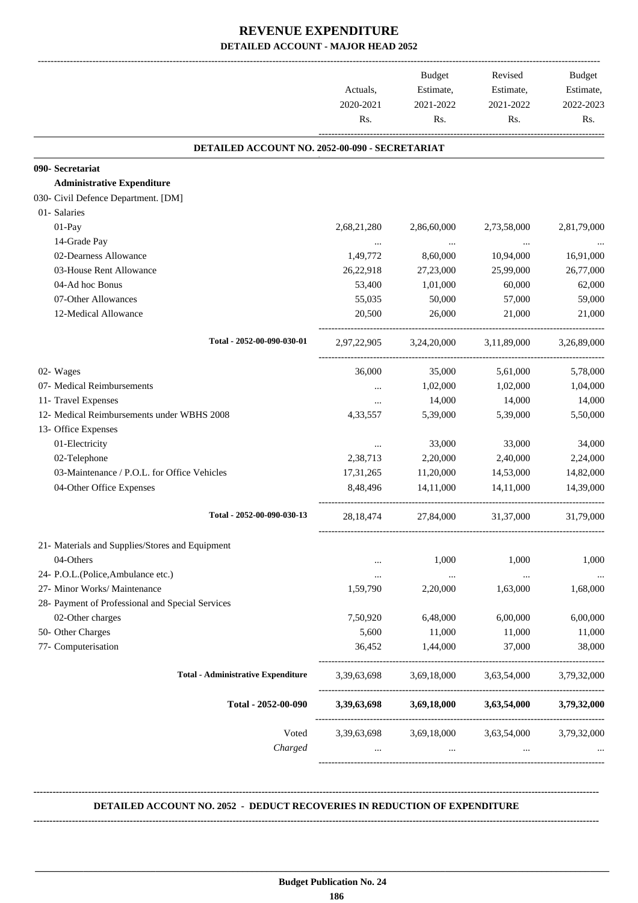# REVENUE EXPENDITURE

## DETAILED ACCOUNT - MAJOR HEAD 2052

| | Actuals, 2020-2021 Rs. | Budget Estimate, 2021-2022 Rs. | Revised Estimate, 2021-2022 Rs. | Budget Estimate, 2022-2023 Rs. |
|---|---|---|---|---|
| **DETAILED ACCOUNT NO. 2052-00-090 - SECRETARIAT** | | | | |
| **090- Secretariat** | | | | |
| **Administrative Expenditure** | | | | |
| 030- Civil Defence Department. [DM] | | | | |
| 01- Salaries | | | | |
| 01-Pay | 2,68,21,280 | 2,86,60,000 | 2,73,58,000 | 2,81,79,000 |
| 14-Grade Pay | ... | ... | ... | ... |
| 02-Dearness Allowance | 1,49,772 | 8,60,000 | 10,94,000 | 16,91,000 |
| 03-House Rent Allowance | 26,22,918 | 27,23,000 | 25,99,000 | 26,77,000 |
| 04-Ad hoc Bonus | 53,400 | 1,01,000 | 60,000 | 62,000 |
| 07-Other Allowances | 55,035 | 50,000 | 57,000 | 59,000 |
| 12-Medical Allowance | 20,500 | 26,000 | 21,000 | 21,000 |
| Total - 2052-00-090-030-01 | 2,97,22,905 | 3,24,20,000 | 3,11,89,000 | 3,26,89,000 |
| 02- Wages | 36,000 | 35,000 | 5,61,000 | 5,78,000 |
| 07- Medical Reimbursements | ... | 1,02,000 | 1,02,000 | 1,04,000 |
| 11- Travel Expenses | ... | 14,000 | 14,000 | 14,000 |
| 12- Medical Reimbursements under WBHS 2008 | 4,33,557 | 5,39,000 | 5,39,000 | 5,50,000 |
| 13- Office Expenses | | | | |
| 01-Electricity | ... | 33,000 | 33,000 | 34,000 |
| 02-Telephone | 2,38,713 | 2,20,000 | 2,40,000 | 2,24,000 |
| 03-Maintenance / P.O.L. for Office Vehicles | 17,31,265 | 11,20,000 | 14,53,000 | 14,82,000 |
| 04-Other Office Expenses | 8,48,496 | 14,11,000 | 14,11,000 | 14,39,000 |
| Total - 2052-00-090-030-13 | 28,18,474 | 27,84,000 | 31,37,000 | 31,79,000 |
| 21- Materials and Supplies/Stores and Equipment | | | | |
| 04-Others | ... | 1,000 | 1,000 | 1,000 |
| 24- P.O.L.(Police,Ambulance etc.) | ... | ... | ... | ... |
| 27- Minor Works/ Maintenance | 1,59,790 | 2,20,000 | 1,63,000 | 1,68,000 |
| 28- Payment of Professional and Special Services | | | | |
| 02-Other charges | 7,50,920 | 6,48,000 | 6,00,000 | 6,00,000 |
| 50- Other Charges | 5,600 | 11,000 | 11,000 | 11,000 |
| 77- Computerisation | 36,452 | 1,44,000 | 37,000 | 38,000 |
| **Total - Administrative Expenditure** | 3,39,63,698 | 3,69,18,000 | 3,63,54,000 | 3,79,32,000 |
| **Total - 2052-00-090** | **3,39,63,698** | **3,69,18,000** | **3,63,54,000** | **3,79,32,000** |
| Voted | 3,39,63,698 | 3,69,18,000 | 3,63,54,000 | 3,79,32,000 |
| *Charged* | ... | ... | ... | ... |

**DETAILED ACCOUNT NO. 2052 - DEDUCT RECOVERIES IN REDUCTION OF EXPENDITURE**

**Budget Publication No. 24**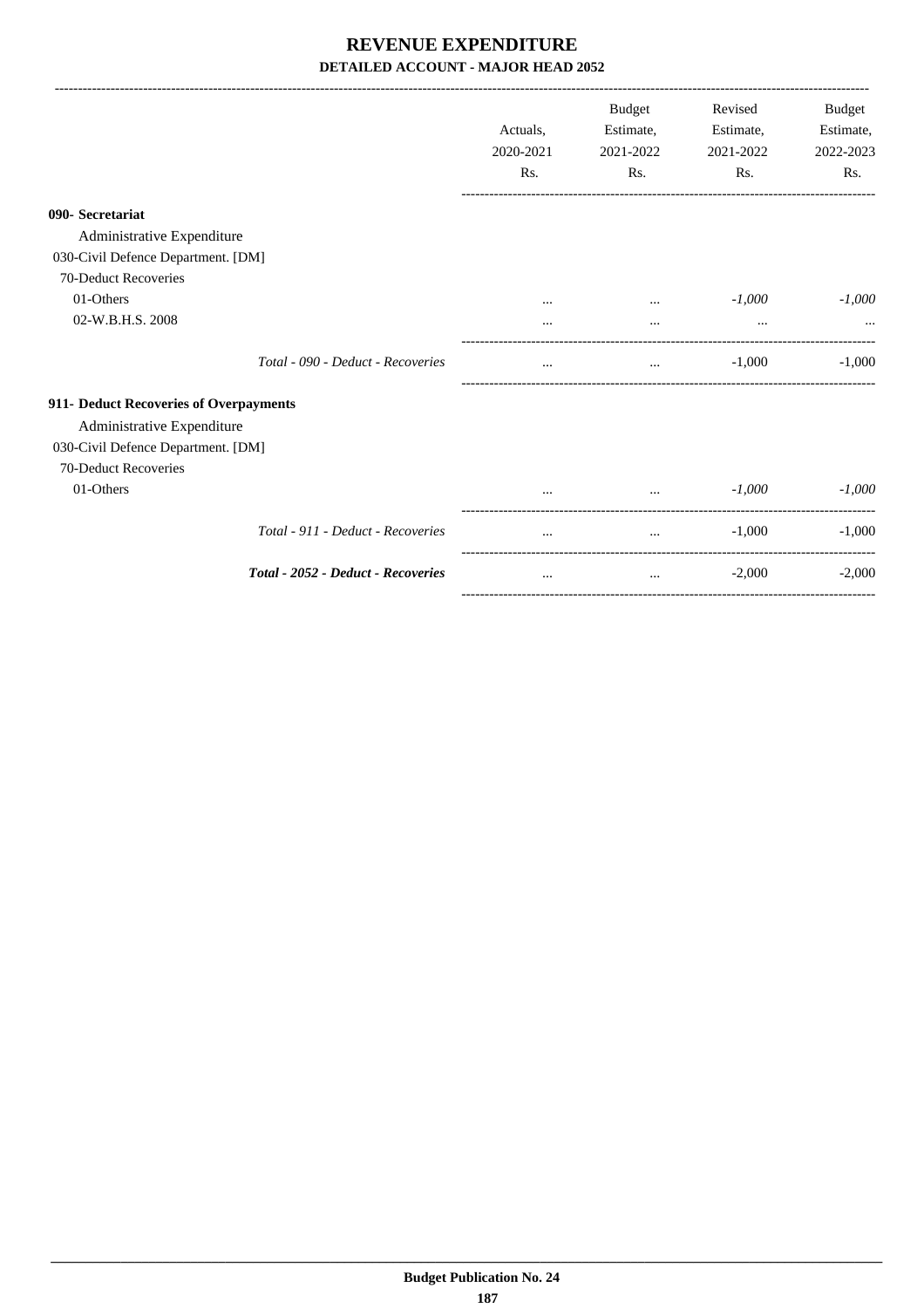# REVENUE EXPENDITURE

## DETAILED ACCOUNT - MAJOR HEAD 2052

| | Actuals, 2020-2021 Rs. | Budget Estimate, 2021-2022 Rs. | Revised Estimate, 2021-2022 Rs. | Budget Estimate, 2022-2023 Rs. |
|---|---|---|---|---|
| **090- Secretariat** | | | | |
| Administrative Expenditure | | | | |
| 030-Civil Defence Department. [DM] | | | | |
| 70-Deduct Recoveries | | | | |
| 01-Others | ... | ... | *-1,000* | *-1,000* |
| 02-W.B.H.S. 2008 | ... | ... | ... | ... |
| *Total - 090 - Deduct - Recoveries* | ... | ... | -1,000 | -1,000 |
| **911- Deduct Recoveries of Overpayments** | | | | |
| Administrative Expenditure | | | | |
| 030-Civil Defence Department. [DM] | | | | |
| 70-Deduct Recoveries | | | | |
| 01-Others | ... | ... | *-1,000* | *-1,000* |
| *Total - 911 - Deduct - Recoveries* | ... | ... | -1,000 | -1,000 |
| ***Total - 2052 - Deduct - Recoveries*** | ... | ... | -2,000 | -2,000 |

**Budget Publication No. 24**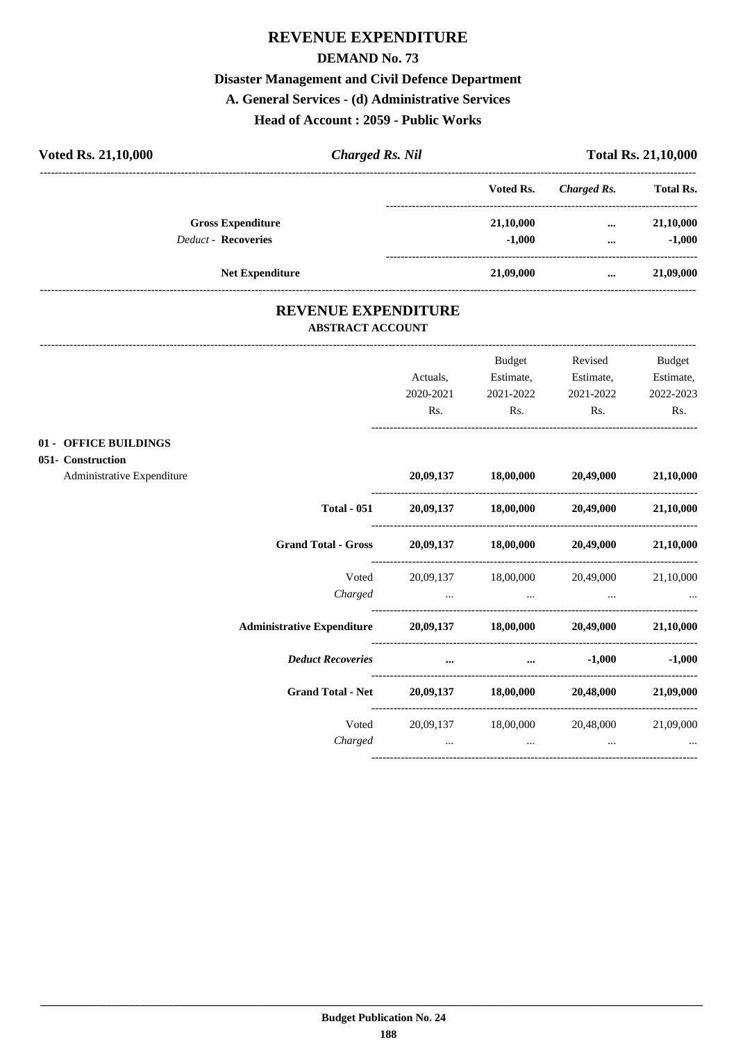# REVENUE EXPENDITURE

## DEMAND No. 73

### Disaster Management and Civil Defence Department

### A. General Services - (d) Administrative Services

### Head of Account : 2059 - Public Works

| **Voted Rs. 21,10,000** | ***Charged Rs. Nil*** | **Total Rs. 21,10,000** |
|---|---|---|

| | Voted Rs. | *Charged Rs.* | Total Rs. |
|---|---|---|---|
| **Gross Expenditure** | **21,10,000** | **...** | **21,10,000** |
| *Deduct* - **Recoveries** | **-1,000** | **...** | **-1,000** |
| **Net Expenditure** | **21,09,000** | **...** | **21,09,000** |

## REVENUE EXPENDITURE

### ABSTRACT ACCOUNT

| | Actuals, 2020-2021 Rs. | Budget Estimate, 2021-2022 Rs. | Revised Estimate, 2021-2022 Rs. | Budget Estimate, 2022-2023 Rs. |
|---|---|---|---|---|
| **01 - OFFICE BUILDINGS** | | | | |
| **051- Construction** | | | | |
| Administrative Expenditure | **20,09,137** | **18,00,000** | **20,49,000** | **21,10,000** |
| **Total - 051** | **20,09,137** | **18,00,000** | **20,49,000** | **21,10,000** |
| **Grand Total - Gross** | **20,09,137** | **18,00,000** | **20,49,000** | **21,10,000** |
| Voted | 20,09,137 | 18,00,000 | 20,49,000 | 21,10,000 |
| *Charged* | ... | ... | ... | ... |
| **Administrative Expenditure** | **20,09,137** | **18,00,000** | **20,49,000** | **21,10,000** |
| ***Deduct Recoveries*** | **...** | **...** | **-1,000** | **-1,000** |
| **Grand Total - Net** | **20,09,137** | **18,00,000** | **20,48,000** | **21,09,000** |
| Voted | 20,09,137 | 18,00,000 | 20,48,000 | 21,09,000 |
| *Charged* | ... | ... | ... | ... |

**Budget Publication No. 24**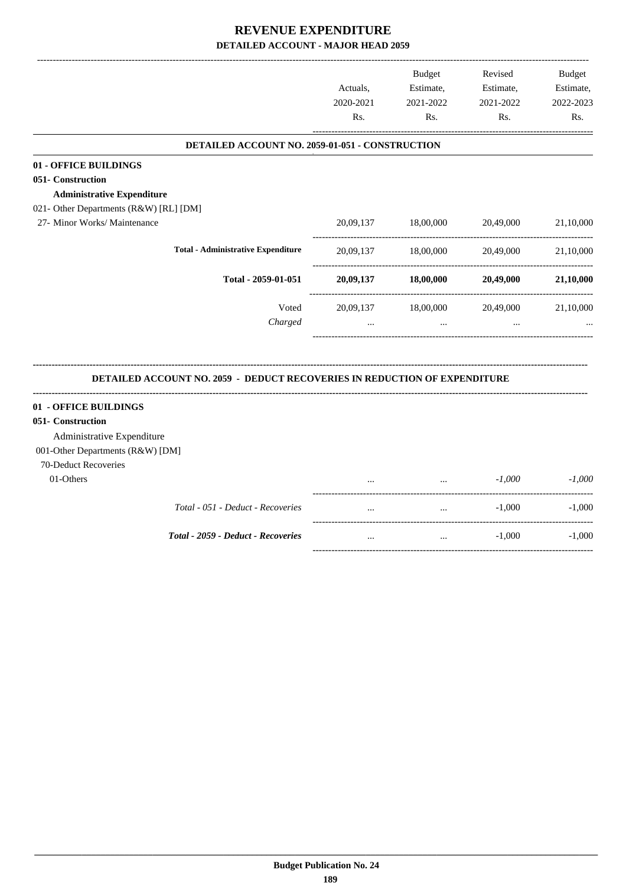# REVENUE EXPENDITURE

## DETAILED ACCOUNT - MAJOR HEAD 2059

| | Actuals, 2020-2021 Rs. | Budget Estimate, 2021-2022 Rs. | Revised Estimate, 2021-2022 Rs. | Budget Estimate, 2022-2023 Rs. |
|---|---|---|---|---|
| **DETAILED ACCOUNT NO. 2059-01-051 - CONSTRUCTION** | | | | |
| **01 - OFFICE BUILDINGS** | | | | |
| **051- Construction** | | | | |
| **Administrative Expenditure** | | | | |
| 021- Other Departments (R&W) [RL] [DM] | | | | |
| 27- Minor Works/ Maintenance | 20,09,137 | 18,00,000 | 20,49,000 | 21,10,000 |
| **Total - Administrative Expenditure** | 20,09,137 | 18,00,000 | 20,49,000 | 21,10,000 |
| **Total - 2059-01-051** | **20,09,137** | **18,00,000** | **20,49,000** | **21,10,000** |
| Voted | 20,09,137 | 18,00,000 | 20,49,000 | 21,10,000 |
| *Charged* | ... | ... | ... | ... |

| | Actuals, 2020-2021 Rs. | Budget Estimate, 2021-2022 Rs. | Revised Estimate, 2021-2022 Rs. | Budget Estimate, 2022-2023 Rs. |
|---|---|---|---|---|
| **DETAILED ACCOUNT NO. 2059 - DEDUCT RECOVERIES IN REDUCTION OF EXPENDITURE** | | | | |
| **01 - OFFICE BUILDINGS** | | | | |
| **051- Construction** | | | | |
| Administrative Expenditure | | | | |
| 001-Other Departments (R&W) [DM] | | | | |
| 70-Deduct Recoveries | | | | |
| 01-Others | ... | ... | *-1,000* | *-1,000* |
| *Total - 051 - Deduct - Recoveries* | ... | ... | -1,000 | -1,000 |
| ***Total - 2059 - Deduct - Recoveries*** | ... | ... | -1,000 | -1,000 |

**Budget Publication No. 24**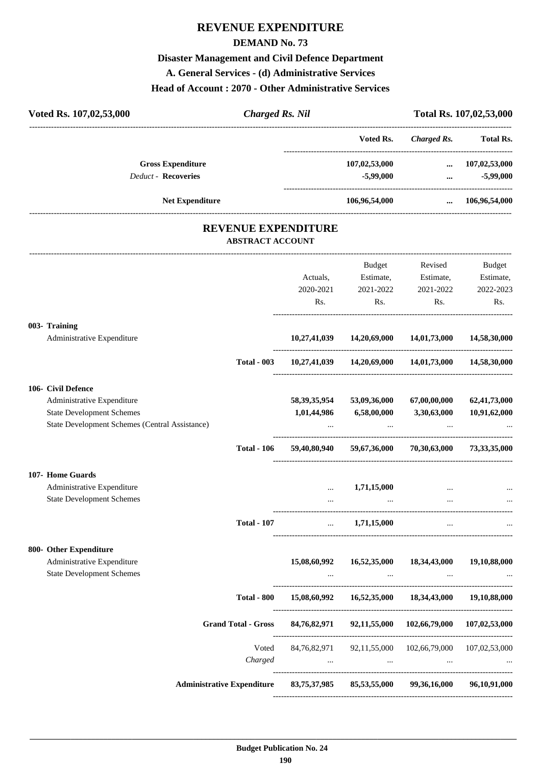# REVENUE EXPENDITURE

## DEMAND No. 73

### Disaster Management and Civil Defence Department

### A. General Services - (d) Administrative Services

### Head of Account : 2070 - Other Administrative Services

**Voted Rs. 107,02,53,000** | ***Charged Rs. Nil*** | **Total Rs. 107,02,53,000**

| | Voted Rs. | *Charged Rs.* | Total Rs. |
|---|---|---|---|
| **Gross Expenditure** | **107,02,53,000** | **...** | **107,02,53,000** |
| *Deduct* - **Recoveries** | **-5,99,000** | **...** | **-5,99,000** |
| **Net Expenditure** | **106,96,54,000** | **...** | **106,96,54,000** |

## REVENUE EXPENDITURE

### ABSTRACT ACCOUNT

| | | Actuals, 2020-2021 Rs. | Budget Estimate, 2021-2022 Rs. | Revised Estimate, 2021-2022 Rs. | Budget Estimate, 2022-2023 Rs. |
|---|---|---|---|---|---|
| **003- Training** | | | | | |
| Administrative Expenditure | | **10,27,41,039** | **14,20,69,000** | **14,01,73,000** | **14,58,30,000** |
| | **Total - 003** | **10,27,41,039** | **14,20,69,000** | **14,01,73,000** | **14,58,30,000** |
| **106- Civil Defence** | | | | | |
| Administrative Expenditure | | **58,39,35,954** | **53,09,36,000** | **67,00,00,000** | **62,41,73,000** |
| State Development Schemes | | **1,01,44,986** | **6,58,00,000** | **3,30,63,000** | **10,91,62,000** |
| State Development Schemes (Central Assistance) | | ... | ... | ... | ... |
| | **Total - 106** | **59,40,80,940** | **59,67,36,000** | **70,30,63,000** | **73,33,35,000** |
| **107- Home Guards** | | | | | |
| Administrative Expenditure | | ... | **1,71,15,000** | ... | ... |
| State Development Schemes | | ... | ... | ... | ... |
| | **Total - 107** | ... | **1,71,15,000** | ... | ... |
| **800- Other Expenditure** | | | | | |
| Administrative Expenditure | | **15,08,60,992** | **16,52,35,000** | **18,34,43,000** | **19,10,88,000** |
| State Development Schemes | | ... | ... | ... | ... |
| | **Total - 800** | **15,08,60,992** | **16,52,35,000** | **18,34,43,000** | **19,10,88,000** |
| | **Grand Total - Gross** | **84,76,82,971** | **92,11,55,000** | **102,66,79,000** | **107,02,53,000** |
| | Voted | 84,76,82,971 | 92,11,55,000 | 102,66,79,000 | 107,02,53,000 |
| | *Charged* | ... | ... | ... | ... |
| | **Administrative Expenditure** | **83,75,37,985** | **85,53,55,000** | **99,36,16,000** | **96,10,91,000** |

**Budget Publication No. 24**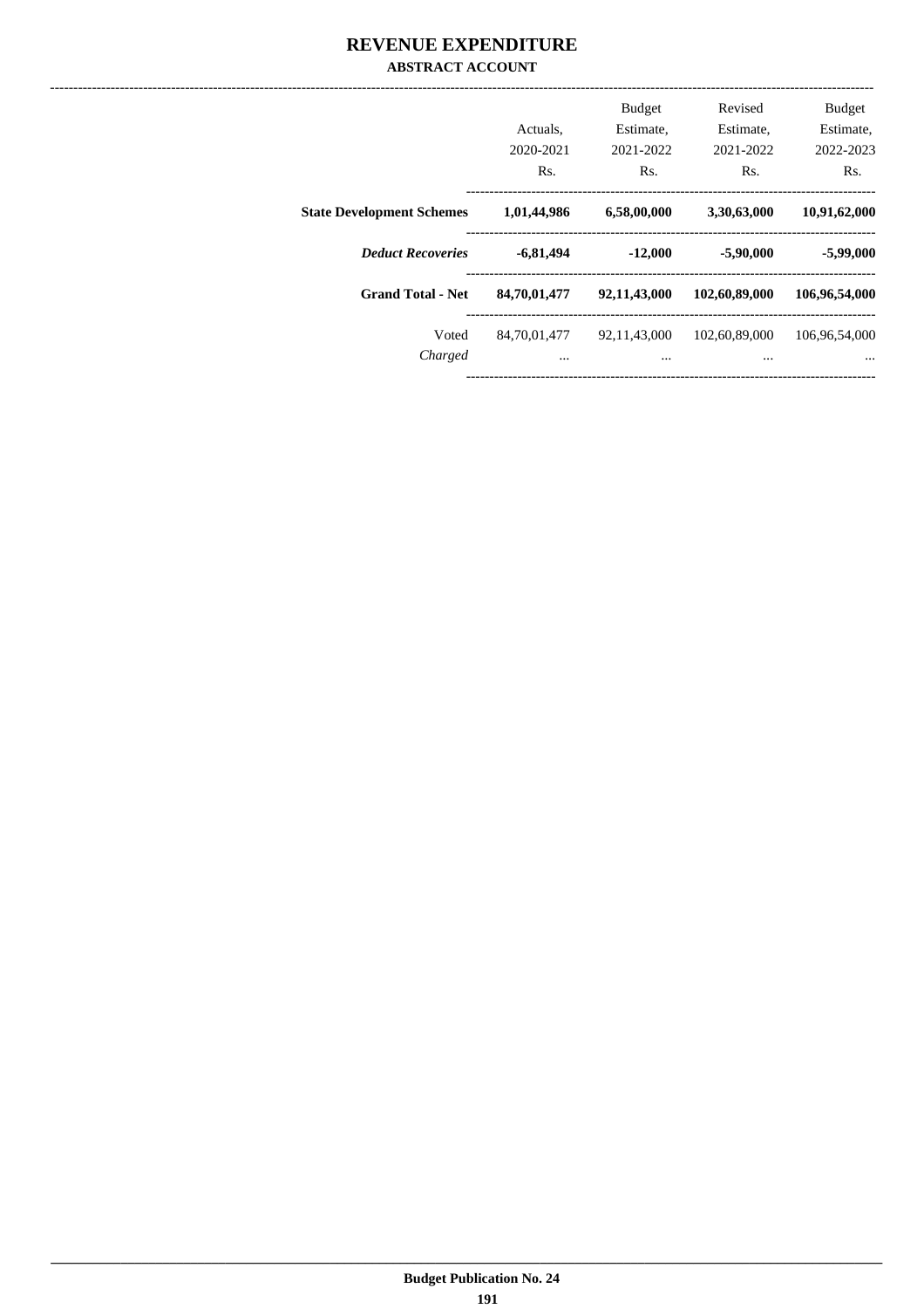# REVENUE EXPENDITURE

### ABSTRACT ACCOUNT

| | Actuals, 2020-2021 Rs. | Budget Estimate, 2021-2022 Rs. | Revised Estimate, 2021-2022 Rs. | Budget Estimate, 2022-2023 Rs. |
|---|---|---|---|---|
| **State Development Schemes** | **1,01,44,986** | **6,58,00,000** | **3,30,63,000** | **10,91,62,000** |
| ***Deduct Recoveries*** | **-6,81,494** | **-12,000** | **-5,90,000** | **-5,99,000** |
| **Grand Total - Net** | **84,70,01,477** | **92,11,43,000** | **102,60,89,000** | **106,96,54,000** |
| Voted | 84,70,01,477 | 92,11,43,000 | 102,60,89,000 | 106,96,54,000 |
| *Charged* | ... | ... | ... | ... |

**Budget Publication No. 24**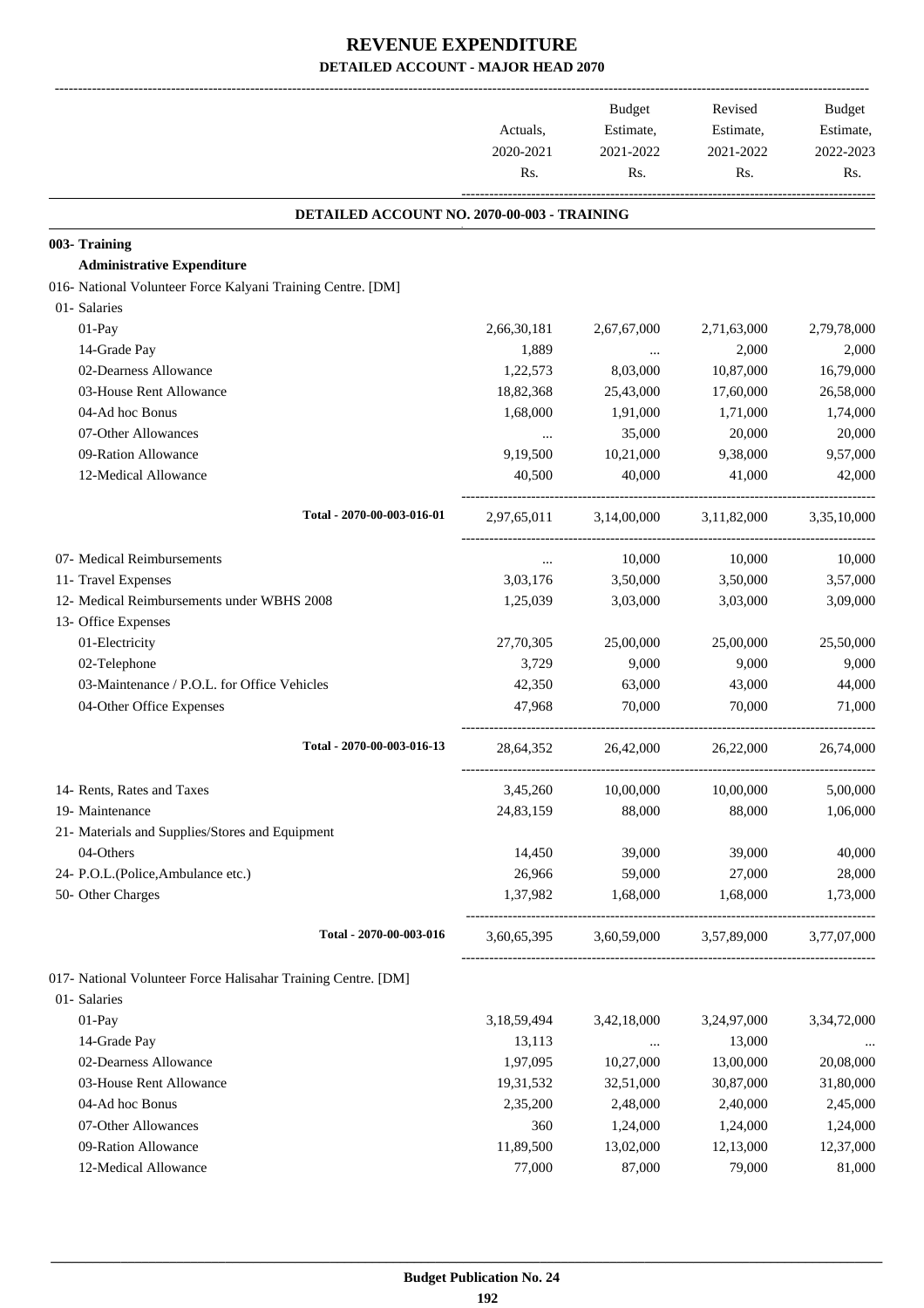# REVENUE EXPENDITURE

## DETAILED ACCOUNT - MAJOR HEAD 2070

| | Actuals, 2020-2021 Rs. | Budget Estimate, 2021-2022 Rs. | Revised Estimate, 2021-2022 Rs. | Budget Estimate, 2022-2023 Rs. |
|---|---|---|---|---|
| **DETAILED ACCOUNT NO. 2070-00-003 - TRAINING** | | | | |
| **003- Training** | | | | |
| **Administrative Expenditure** | | | | |
| 016- National Volunteer Force Kalyani Training Centre. [DM] | | | | |
| 01- Salaries | | | | |
| 01-Pay | 2,66,30,181 | 2,67,67,000 | 2,71,63,000 | 2,79,78,000 |
| 14-Grade Pay | 1,889 | ... | 2,000 | 2,000 |
| 02-Dearness Allowance | 1,22,573 | 8,03,000 | 10,87,000 | 16,79,000 |
| 03-House Rent Allowance | 18,82,368 | 25,43,000 | 17,60,000 | 26,58,000 |
| 04-Ad hoc Bonus | 1,68,000 | 1,91,000 | 1,71,000 | 1,74,000 |
| 07-Other Allowances | ... | 35,000 | 20,000 | 20,000 |
| 09-Ration Allowance | 9,19,500 | 10,21,000 | 9,38,000 | 9,57,000 |
| 12-Medical Allowance | 40,500 | 40,000 | 41,000 | 42,000 |
| Total - 2070-00-003-016-01 | 2,97,65,011 | 3,14,00,000 | 3,11,82,000 | 3,35,10,000 |
| 07- Medical Reimbursements | ... | 10,000 | 10,000 | 10,000 |
| 11- Travel Expenses | 3,03,176 | 3,50,000 | 3,50,000 | 3,57,000 |
| 12- Medical Reimbursements under WBHS 2008 | 1,25,039 | 3,03,000 | 3,03,000 | 3,09,000 |
| 13- Office Expenses | | | | |
| 01-Electricity | 27,70,305 | 25,00,000 | 25,00,000 | 25,50,000 |
| 02-Telephone | 3,729 | 9,000 | 9,000 | 9,000 |
| 03-Maintenance / P.O.L. for Office Vehicles | 42,350 | 63,000 | 43,000 | 44,000 |
| 04-Other Office Expenses | 47,968 | 70,000 | 70,000 | 71,000 |
| Total - 2070-00-003-016-13 | 28,64,352 | 26,42,000 | 26,22,000 | 26,74,000 |
| 14- Rents, Rates and Taxes | 3,45,260 | 10,00,000 | 10,00,000 | 5,00,000 |
| 19- Maintenance | 24,83,159 | 88,000 | 88,000 | 1,06,000 |
| 21- Materials and Supplies/Stores and Equipment | | | | |
| 04-Others | 14,450 | 39,000 | 39,000 | 40,000 |
| 24- P.O.L.(Police,Ambulance etc.) | 26,966 | 59,000 | 27,000 | 28,000 |
| 50- Other Charges | 1,37,982 | 1,68,000 | 1,68,000 | 1,73,000 |
| Total - 2070-00-003-016 | 3,60,65,395 | 3,60,59,000 | 3,57,89,000 | 3,77,07,000 |
| 017- National Volunteer Force Halisahar Training Centre. [DM] | | | | |
| 01- Salaries | | | | |
| 01-Pay | 3,18,59,494 | 3,42,18,000 | 3,24,97,000 | 3,34,72,000 |
| 14-Grade Pay | 13,113 | ... | 13,000 | ... |
| 02-Dearness Allowance | 1,97,095 | 10,27,000 | 13,00,000 | 20,08,000 |
| 03-House Rent Allowance | 19,31,532 | 32,51,000 | 30,87,000 | 31,80,000 |
| 04-Ad hoc Bonus | 2,35,200 | 2,48,000 | 2,40,000 | 2,45,000 |
| 07-Other Allowances | 360 | 1,24,000 | 1,24,000 | 1,24,000 |
| 09-Ration Allowance | 11,89,500 | 13,02,000 | 12,13,000 | 12,37,000 |
| 12-Medical Allowance | 77,000 | 87,000 | 79,000 | 81,000 |

Budget Publication No. 24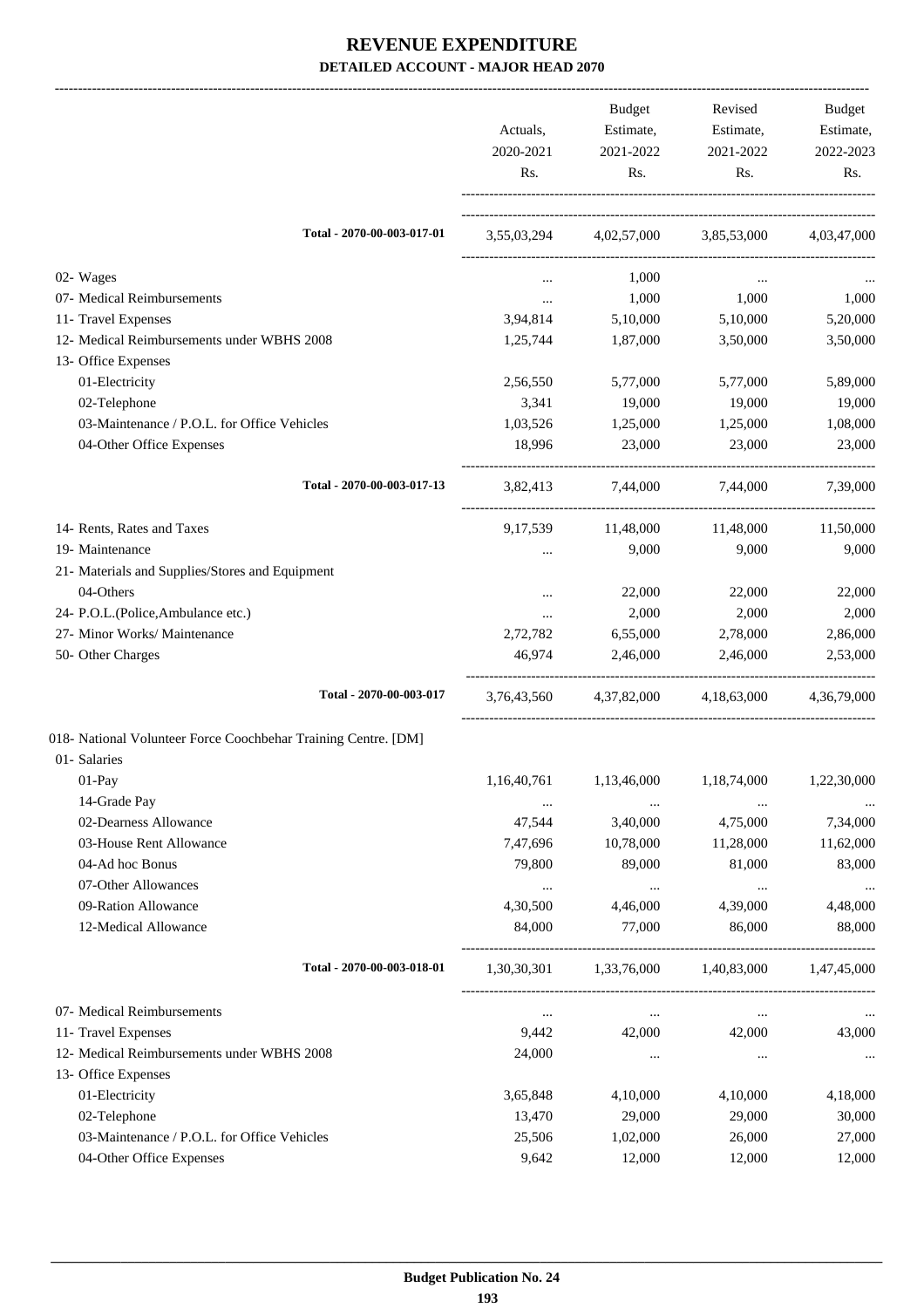# REVENUE EXPENDITURE

**DETAILED ACCOUNT - MAJOR HEAD 2070**

| | Actuals, 2020-2021 Rs. | Budget Estimate, 2021-2022 Rs. | Revised Estimate, 2021-2022 Rs. | Budget Estimate, 2022-2023 Rs. |
|---|---|---|---|---|
| **Total - 2070-00-003-017-01** | 3,55,03,294 | 4,02,57,000 | 3,85,53,000 | 4,03,47,000 |
| 02- Wages | ... | 1,000 | ... | ... |
| 07- Medical Reimbursements | ... | 1,000 | 1,000 | 1,000 |
| 11- Travel Expenses | 3,94,814 | 5,10,000 | 5,10,000 | 5,20,000 |
| 12- Medical Reimbursements under WBHS 2008 | 1,25,744 | 1,87,000 | 3,50,000 | 3,50,000 |
| 13- Office Expenses | | | | |
| 01-Electricity | 2,56,550 | 5,77,000 | 5,77,000 | 5,89,000 |
| 02-Telephone | 3,341 | 19,000 | 19,000 | 19,000 |
| 03-Maintenance / P.O.L. for Office Vehicles | 1,03,526 | 1,25,000 | 1,25,000 | 1,08,000 |
| 04-Other Office Expenses | 18,996 | 23,000 | 23,000 | 23,000 |
| **Total - 2070-00-003-017-13** | 3,82,413 | 7,44,000 | 7,44,000 | 7,39,000 |
| 14- Rents, Rates and Taxes | 9,17,539 | 11,48,000 | 11,48,000 | 11,50,000 |
| 19- Maintenance | ... | 9,000 | 9,000 | 9,000 |
| 21- Materials and Supplies/Stores and Equipment | | | | |
| 04-Others | ... | 22,000 | 22,000 | 22,000 |
| 24- P.O.L.(Police,Ambulance etc.) | ... | 2,000 | 2,000 | 2,000 |
| 27- Minor Works/ Maintenance | 2,72,782 | 6,55,000 | 2,78,000 | 2,86,000 |
| 50- Other Charges | 46,974 | 2,46,000 | 2,46,000 | 2,53,000 |
| **Total - 2070-00-003-017** | 3,76,43,560 | 4,37,82,000 | 4,18,63,000 | 4,36,79,000 |
| 018- National Volunteer Force Coochbehar Training Centre. [DM] | | | | |
| 01- Salaries | | | | |
| 01-Pay | 1,16,40,761 | 1,13,46,000 | 1,18,74,000 | 1,22,30,000 |
| 14-Grade Pay | ... | ... | ... | ... |
| 02-Dearness Allowance | 47,544 | 3,40,000 | 4,75,000 | 7,34,000 |
| 03-House Rent Allowance | 7,47,696 | 10,78,000 | 11,28,000 | 11,62,000 |
| 04-Ad hoc Bonus | 79,800 | 89,000 | 81,000 | 83,000 |
| 07-Other Allowances | ... | ... | ... | ... |
| 09-Ration Allowance | 4,30,500 | 4,46,000 | 4,39,000 | 4,48,000 |
| 12-Medical Allowance | 84,000 | 77,000 | 86,000 | 88,000 |
| **Total - 2070-00-003-018-01** | 1,30,30,301 | 1,33,76,000 | 1,40,83,000 | 1,47,45,000 |
| 07- Medical Reimbursements | ... | ... | ... | ... |
| 11- Travel Expenses | 9,442 | 42,000 | 42,000 | 43,000 |
| 12- Medical Reimbursements under WBHS 2008 | 24,000 | ... | ... | ... |
| 13- Office Expenses | | | | |
| 01-Electricity | 3,65,848 | 4,10,000 | 4,10,000 | 4,18,000 |
| 02-Telephone | 13,470 | 29,000 | 29,000 | 30,000 |
| 03-Maintenance / P.O.L. for Office Vehicles | 25,506 | 1,02,000 | 26,000 | 27,000 |
| 04-Other Office Expenses | 9,642 | 12,000 | 12,000 | 12,000 |

**Budget Publication No. 24**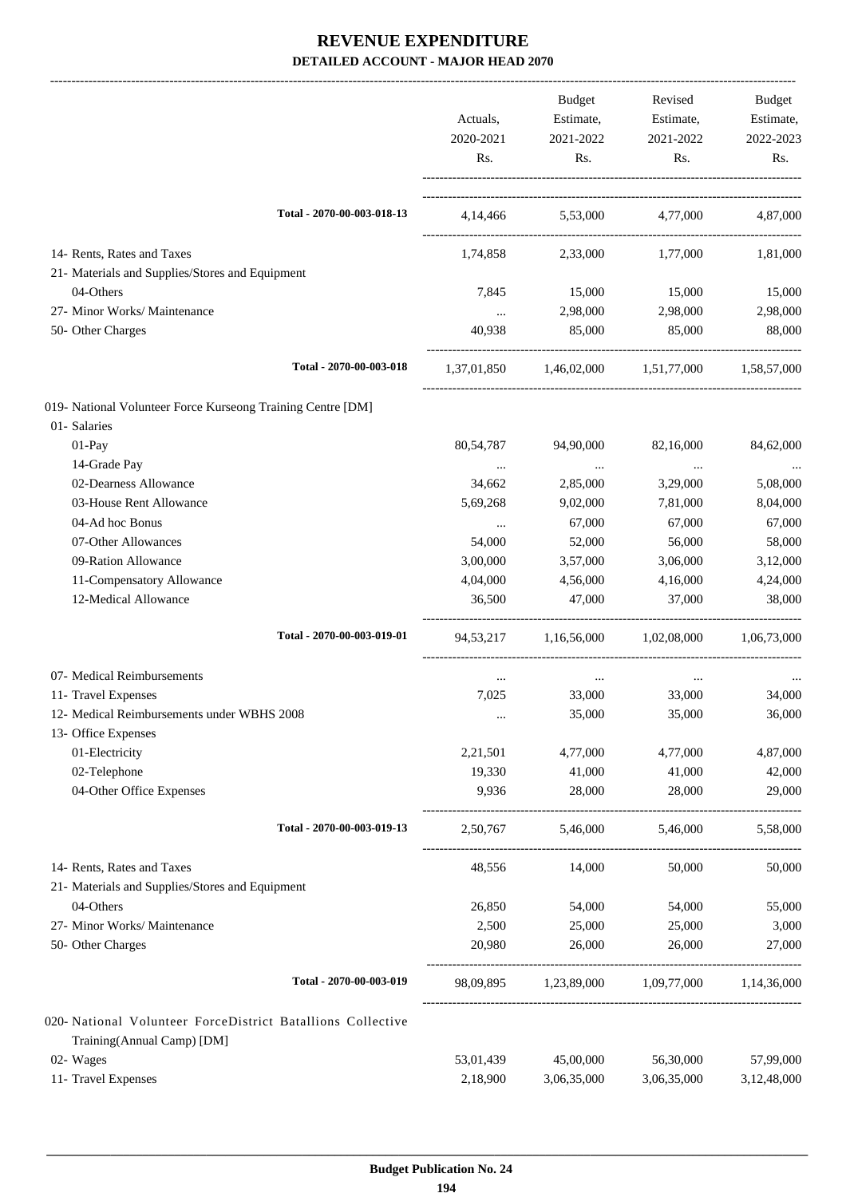# REVENUE EXPENDITURE

## DETAILED ACCOUNT - MAJOR HEAD 2070

| | Actuals, 2020-2021 Rs. | Budget Estimate, 2021-2022 Rs. | Revised Estimate, 2021-2022 Rs. | Budget Estimate, 2022-2023 Rs. |
|---|---|---|---|---|
| Total - 2070-00-003-018-13 | 4,14,466 | 5,53,000 | 4,77,000 | 4,87,000 |
| 14- Rents, Rates and Taxes | 1,74,858 | 2,33,000 | 1,77,000 | 1,81,000 |
| 21- Materials and Supplies/Stores and Equipment | | | | |
| 04-Others | 7,845 | 15,000 | 15,000 | 15,000 |
| 27- Minor Works/ Maintenance | ... | 2,98,000 | 2,98,000 | 2,98,000 |
| 50- Other Charges | 40,938 | 85,000 | 85,000 | 88,000 |
| Total - 2070-00-003-018 | 1,37,01,850 | 1,46,02,000 | 1,51,77,000 | 1,58,57,000 |
| 019- National Volunteer Force Kurseong Training Centre [DM] | | | | |
| 01- Salaries | | | | |
| 01-Pay | 80,54,787 | 94,90,000 | 82,16,000 | 84,62,000 |
| 14-Grade Pay | ... | ... | ... | ... |
| 02-Dearness Allowance | 34,662 | 2,85,000 | 3,29,000 | 5,08,000 |
| 03-House Rent Allowance | 5,69,268 | 9,02,000 | 7,81,000 | 8,04,000 |
| 04-Ad hoc Bonus | ... | 67,000 | 67,000 | 67,000 |
| 07-Other Allowances | 54,000 | 52,000 | 56,000 | 58,000 |
| 09-Ration Allowance | 3,00,000 | 3,57,000 | 3,06,000 | 3,12,000 |
| 11-Compensatory Allowance | 4,04,000 | 4,56,000 | 4,16,000 | 4,24,000 |
| 12-Medical Allowance | 36,500 | 47,000 | 37,000 | 38,000 |
| Total - 2070-00-003-019-01 | 94,53,217 | 1,16,56,000 | 1,02,08,000 | 1,06,73,000 |
| 07- Medical Reimbursements | ... | ... | ... | ... |
| 11- Travel Expenses | 7,025 | 33,000 | 33,000 | 34,000 |
| 12- Medical Reimbursements under WBHS 2008 | ... | 35,000 | 35,000 | 36,000 |
| 13- Office Expenses | | | | |
| 01-Electricity | 2,21,501 | 4,77,000 | 4,77,000 | 4,87,000 |
| 02-Telephone | 19,330 | 41,000 | 41,000 | 42,000 |
| 04-Other Office Expenses | 9,936 | 28,000 | 28,000 | 29,000 |
| Total - 2070-00-003-019-13 | 2,50,767 | 5,46,000 | 5,46,000 | 5,58,000 |
| 14- Rents, Rates and Taxes | 48,556 | 14,000 | 50,000 | 50,000 |
| 21- Materials and Supplies/Stores and Equipment | | | | |
| 04-Others | 26,850 | 54,000 | 54,000 | 55,000 |
| 27- Minor Works/ Maintenance | 2,500 | 25,000 | 25,000 | 3,000 |
| 50- Other Charges | 20,980 | 26,000 | 26,000 | 27,000 |
| Total - 2070-00-003-019 | 98,09,895 | 1,23,89,000 | 1,09,77,000 | 1,14,36,000 |
| 020- National Volunteer ForceDistrict Batallions Collective Training(Annual Camp) [DM] | | | | |
| 02- Wages | 53,01,439 | 45,00,000 | 56,30,000 | 57,99,000 |
| 11- Travel Expenses | 2,18,900 | 3,06,35,000 | 3,06,35,000 | 3,12,48,000 |

Budget Publication No. 24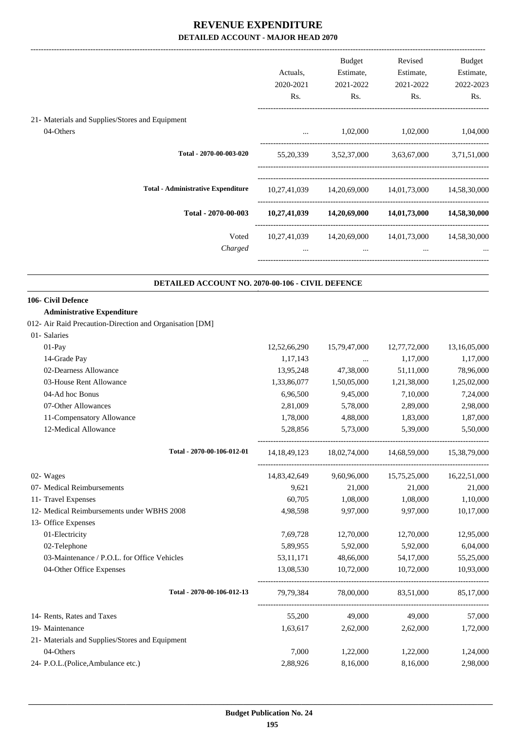# REVENUE EXPENDITURE

## DETAILED ACCOUNT - MAJOR HEAD 2070

| | Actuals, 2020-2021 Rs. | Budget Estimate, 2021-2022 Rs. | Revised Estimate, 2021-2022 Rs. | Budget Estimate, 2022-2023 Rs. |
|---|---|---|---|---|
| 21- Materials and Supplies/Stores and Equipment | | | | |
| 04-Others | ... | 1,02,000 | 1,02,000 | 1,04,000 |
| **Total - 2070-00-003-020** | 55,20,339 | 3,52,37,000 | 3,63,67,000 | 3,71,51,000 |
| **Total - Administrative Expenditure** | 10,27,41,039 | 14,20,69,000 | 14,01,73,000 | 14,58,30,000 |
| **Total - 2070-00-003** | **10,27,41,039** | **14,20,69,000** | **14,01,73,000** | **14,58,30,000** |
| Voted | 10,27,41,039 | 14,20,69,000 | 14,01,73,000 | 14,58,30,000 |
| *Charged* | ... | ... | ... | ... |

### DETAILED ACCOUNT NO. 2070-00-106 - CIVIL DEFENCE

| | Actuals, 2020-2021 Rs. | Budget Estimate, 2021-2022 Rs. | Revised Estimate, 2021-2022 Rs. | Budget Estimate, 2022-2023 Rs. |
|---|---|---|---|---|
| **106- Civil Defence** | | | | |
| **Administrative Expenditure** | | | | |
| 012- Air Raid Precaution-Direction and Organisation [DM] | | | | |
| 01- Salaries | | | | |
| 01-Pay | 12,52,66,290 | 15,79,47,000 | 12,77,72,000 | 13,16,05,000 |
| 14-Grade Pay | 1,17,143 | ... | 1,17,000 | 1,17,000 |
| 02-Dearness Allowance | 13,95,248 | 47,38,000 | 51,11,000 | 78,96,000 |
| 03-House Rent Allowance | 1,33,86,077 | 1,50,05,000 | 1,21,38,000 | 1,25,02,000 |
| 04-Ad hoc Bonus | 6,96,500 | 9,45,000 | 7,10,000 | 7,24,000 |
| 07-Other Allowances | 2,81,009 | 5,78,000 | 2,89,000 | 2,98,000 |
| 11-Compensatory Allowance | 1,78,000 | 4,88,000 | 1,83,000 | 1,87,000 |
| 12-Medical Allowance | 5,28,856 | 5,73,000 | 5,39,000 | 5,50,000 |
| **Total - 2070-00-106-012-01** | 14,18,49,123 | 18,02,74,000 | 14,68,59,000 | 15,38,79,000 |
| 02- Wages | 14,83,42,649 | 9,60,96,000 | 15,75,25,000 | 16,22,51,000 |
| 07- Medical Reimbursements | 9,621 | 21,000 | 21,000 | 21,000 |
| 11- Travel Expenses | 60,705 | 1,08,000 | 1,08,000 | 1,10,000 |
| 12- Medical Reimbursements under WBHS 2008 | 4,98,598 | 9,97,000 | 9,97,000 | 10,17,000 |
| 13- Office Expenses | | | | |
| 01-Electricity | 7,69,728 | 12,70,000 | 12,70,000 | 12,95,000 |
| 02-Telephone | 5,89,955 | 5,92,000 | 5,92,000 | 6,04,000 |
| 03-Maintenance / P.O.L. for Office Vehicles | 53,11,171 | 48,66,000 | 54,17,000 | 55,25,000 |
| 04-Other Office Expenses | 13,08,530 | 10,72,000 | 10,72,000 | 10,93,000 |
| **Total - 2070-00-106-012-13** | 79,79,384 | 78,00,000 | 83,51,000 | 85,17,000 |
| 14- Rents, Rates and Taxes | 55,200 | 49,000 | 49,000 | 57,000 |
| 19- Maintenance | 1,63,617 | 2,62,000 | 2,62,000 | 1,72,000 |
| 21- Materials and Supplies/Stores and Equipment | | | | |
| 04-Others | 7,000 | 1,22,000 | 1,22,000 | 1,24,000 |
| 24- P.O.L.(Police,Ambulance etc.) | 2,88,926 | 8,16,000 | 8,16,000 | 2,98,000 |

**Budget Publication No. 24**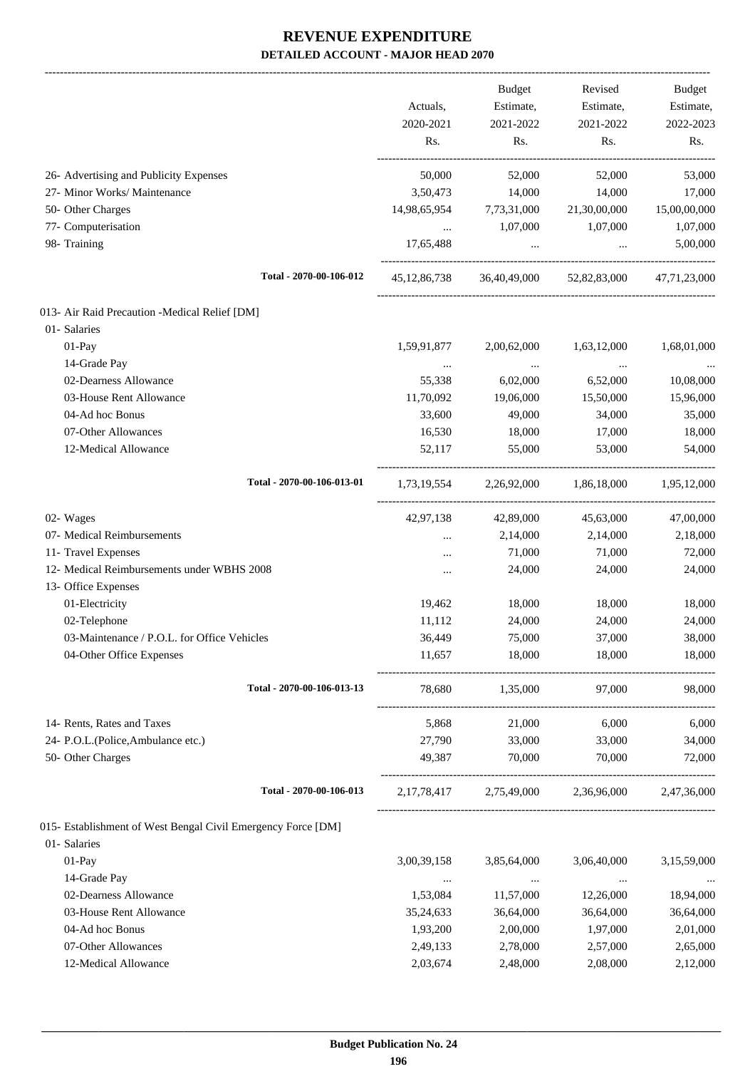# REVENUE EXPENDITURE
## DETAILED ACCOUNT - MAJOR HEAD 2070

| | Actuals, 2020-2021 Rs. | Budget Estimate, 2021-2022 Rs. | Revised Estimate, 2021-2022 Rs. | Budget Estimate, 2022-2023 Rs. |
|---|---|---|---|---|
| 26- Advertising and Publicity Expenses | 50,000 | 52,000 | 52,000 | 53,000 |
| 27- Minor Works/ Maintenance | 3,50,473 | 14,000 | 14,000 | 17,000 |
| 50- Other Charges | 14,98,65,954 | 7,73,31,000 | 21,30,00,000 | 15,00,00,000 |
| 77- Computerisation | ... | 1,07,000 | 1,07,000 | 1,07,000 |
| 98- Training | 17,65,488 | ... | ... | 5,00,000 |
| Total - 2070-00-106-012 | 45,12,86,738 | 36,40,49,000 | 52,82,83,000 | 47,71,23,000 |
| 013- Air Raid Precaution -Medical Relief [DM] | | | | |
| 01- Salaries | | | | |
| 01-Pay | 1,59,91,877 | 2,00,62,000 | 1,63,12,000 | 1,68,01,000 |
| 14-Grade Pay | ... | ... | ... | ... |
| 02-Dearness Allowance | 55,338 | 6,02,000 | 6,52,000 | 10,08,000 |
| 03-House Rent Allowance | 11,70,092 | 19,06,000 | 15,50,000 | 15,96,000 |
| 04-Ad hoc Bonus | 33,600 | 49,000 | 34,000 | 35,000 |
| 07-Other Allowances | 16,530 | 18,000 | 17,000 | 18,000 |
| 12-Medical Allowance | 52,117 | 55,000 | 53,000 | 54,000 |
| Total - 2070-00-106-013-01 | 1,73,19,554 | 2,26,92,000 | 1,86,18,000 | 1,95,12,000 |
| 02- Wages | 42,97,138 | 42,89,000 | 45,63,000 | 47,00,000 |
| 07- Medical Reimbursements | ... | 2,14,000 | 2,14,000 | 2,18,000 |
| 11- Travel Expenses | ... | 71,000 | 71,000 | 72,000 |
| 12- Medical Reimbursements under WBHS 2008 | ... | 24,000 | 24,000 | 24,000 |
| 13- Office Expenses | | | | |
| 01-Electricity | 19,462 | 18,000 | 18,000 | 18,000 |
| 02-Telephone | 11,112 | 24,000 | 24,000 | 24,000 |
| 03-Maintenance / P.O.L. for Office Vehicles | 36,449 | 75,000 | 37,000 | 38,000 |
| 04-Other Office Expenses | 11,657 | 18,000 | 18,000 | 18,000 |
| Total - 2070-00-106-013-13 | 78,680 | 1,35,000 | 97,000 | 98,000 |
| 14- Rents, Rates and Taxes | 5,868 | 21,000 | 6,000 | 6,000 |
| 24- P.O.L.(Police,Ambulance etc.) | 27,790 | 33,000 | 33,000 | 34,000 |
| 50- Other Charges | 49,387 | 70,000 | 70,000 | 72,000 |
| Total - 2070-00-106-013 | 2,17,78,417 | 2,75,49,000 | 2,36,96,000 | 2,47,36,000 |
| 015- Establishment of West Bengal Civil Emergency Force [DM] | | | | |
| 01- Salaries | | | | |
| 01-Pay | 3,00,39,158 | 3,85,64,000 | 3,06,40,000 | 3,15,59,000 |
| 14-Grade Pay | ... | ... | ... | ... |
| 02-Dearness Allowance | 1,53,084 | 11,57,000 | 12,26,000 | 18,94,000 |
| 03-House Rent Allowance | 35,24,633 | 36,64,000 | 36,64,000 | 36,64,000 |
| 04-Ad hoc Bonus | 1,93,200 | 2,00,000 | 1,97,000 | 2,01,000 |
| 07-Other Allowances | 2,49,133 | 2,78,000 | 2,57,000 | 2,65,000 |
| 12-Medical Allowance | 2,03,674 | 2,48,000 | 2,08,000 | 2,12,000 |

Budget Publication No. 24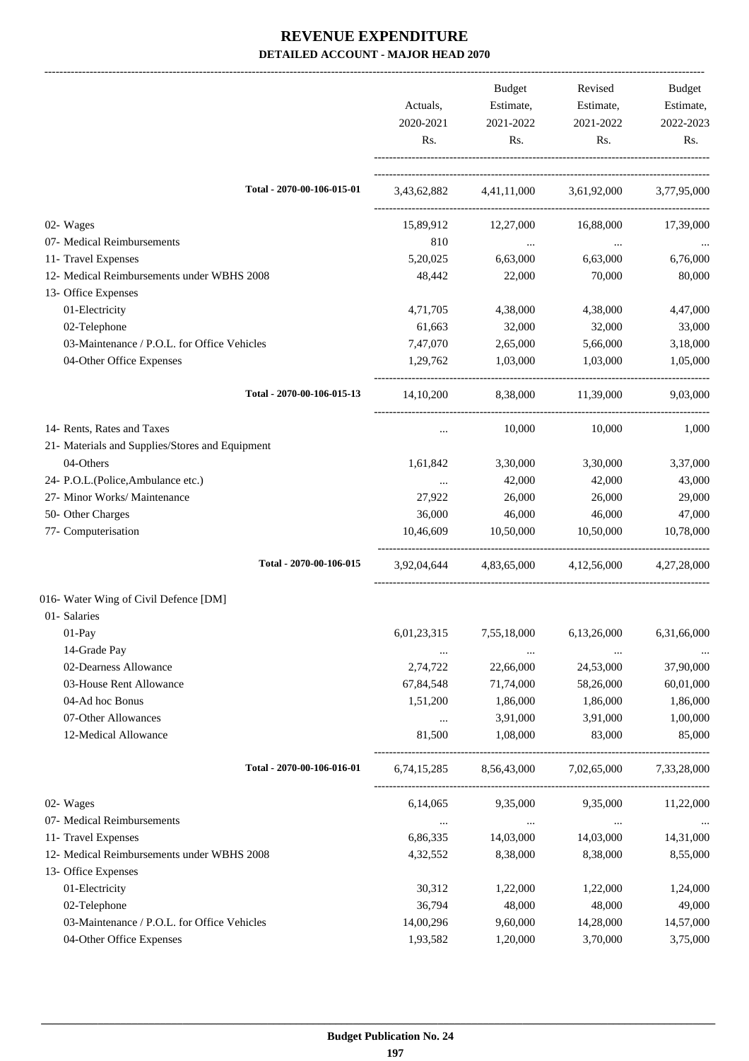# REVENUE EXPENDITURE

## DETAILED ACCOUNT - MAJOR HEAD 2070

| | Actuals, 2020-2021 Rs. | Budget Estimate, 2021-2022 Rs. | Revised Estimate, 2021-2022 Rs. | Budget Estimate, 2022-2023 Rs. |
|---|---|---|---|---|
| Total - 2070-00-106-015-01 | 3,43,62,882 | 4,41,11,000 | 3,61,92,000 | 3,77,95,000 |
| 02- Wages | 15,89,912 | 12,27,000 | 16,88,000 | 17,39,000 |
| 07- Medical Reimbursements | 810 | ... | ... | ... |
| 11- Travel Expenses | 5,20,025 | 6,63,000 | 6,63,000 | 6,76,000 |
| 12- Medical Reimbursements under WBHS 2008 | 48,442 | 22,000 | 70,000 | 80,000 |
| 13- Office Expenses | | | | |
| 01-Electricity | 4,71,705 | 4,38,000 | 4,38,000 | 4,47,000 |
| 02-Telephone | 61,663 | 32,000 | 32,000 | 33,000 |
| 03-Maintenance / P.O.L. for Office Vehicles | 7,47,070 | 2,65,000 | 5,66,000 | 3,18,000 |
| 04-Other Office Expenses | 1,29,762 | 1,03,000 | 1,03,000 | 1,05,000 |
| Total - 2070-00-106-015-13 | 14,10,200 | 8,38,000 | 11,39,000 | 9,03,000 |
| 14- Rents, Rates and Taxes | ... | 10,000 | 10,000 | 1,000 |
| 21- Materials and Supplies/Stores and Equipment | | | | |
| 04-Others | 1,61,842 | 3,30,000 | 3,30,000 | 3,37,000 |
| 24- P.O.L.(Police,Ambulance etc.) | ... | 42,000 | 42,000 | 43,000 |
| 27- Minor Works/ Maintenance | 27,922 | 26,000 | 26,000 | 29,000 |
| 50- Other Charges | 36,000 | 46,000 | 46,000 | 47,000 |
| 77- Computerisation | 10,46,609 | 10,50,000 | 10,50,000 | 10,78,000 |
| Total - 2070-00-106-015 | 3,92,04,644 | 4,83,65,000 | 4,12,56,000 | 4,27,28,000 |
| 016- Water Wing of Civil Defence [DM] | | | | |
| 01- Salaries | | | | |
| 01-Pay | 6,01,23,315 | 7,55,18,000 | 6,13,26,000 | 6,31,66,000 |
| 14-Grade Pay | ... | ... | ... | ... |
| 02-Dearness Allowance | 2,74,722 | 22,66,000 | 24,53,000 | 37,90,000 |
| 03-House Rent Allowance | 67,84,548 | 71,74,000 | 58,26,000 | 60,01,000 |
| 04-Ad hoc Bonus | 1,51,200 | 1,86,000 | 1,86,000 | 1,86,000 |
| 07-Other Allowances | ... | 3,91,000 | 3,91,000 | 1,00,000 |
| 12-Medical Allowance | 81,500 | 1,08,000 | 83,000 | 85,000 |
| Total - 2070-00-106-016-01 | 6,74,15,285 | 8,56,43,000 | 7,02,65,000 | 7,33,28,000 |
| 02- Wages | 6,14,065 | 9,35,000 | 9,35,000 | 11,22,000 |
| 07- Medical Reimbursements | ... | ... | ... | ... |
| 11- Travel Expenses | 6,86,335 | 14,03,000 | 14,03,000 | 14,31,000 |
| 12- Medical Reimbursements under WBHS 2008 | 4,32,552 | 8,38,000 | 8,38,000 | 8,55,000 |
| 13- Office Expenses | | | | |
| 01-Electricity | 30,312 | 1,22,000 | 1,22,000 | 1,24,000 |
| 02-Telephone | 36,794 | 48,000 | 48,000 | 49,000 |
| 03-Maintenance / P.O.L. for Office Vehicles | 14,00,296 | 9,60,000 | 14,28,000 | 14,57,000 |
| 04-Other Office Expenses | 1,93,582 | 1,20,000 | 3,70,000 | 3,75,000 |

**Budget Publication No. 24**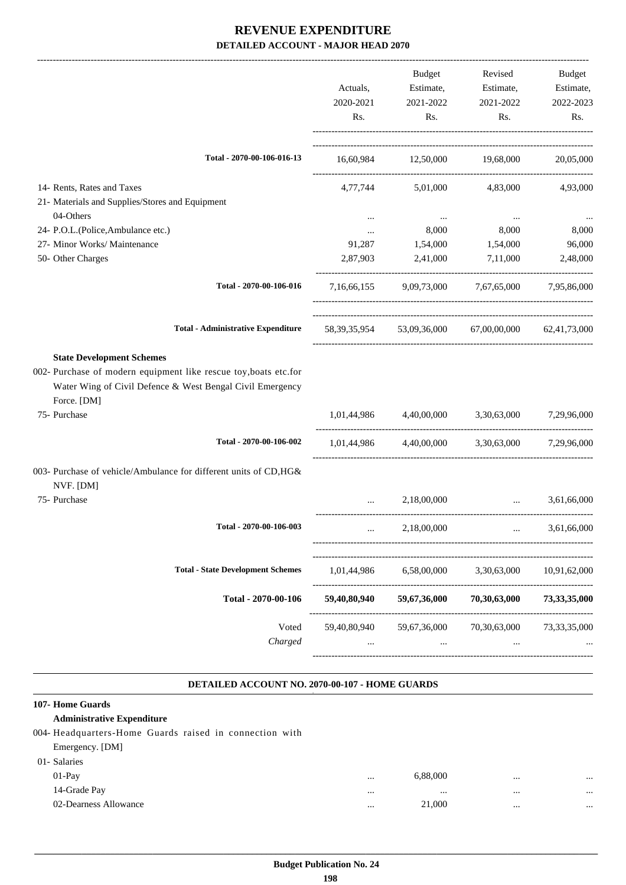# REVENUE EXPENDITURE

## DETAILED ACCOUNT - MAJOR HEAD 2070

| | Actuals, 2020-2021 Rs. | Budget Estimate, 2021-2022 Rs. | Revised Estimate, 2021-2022 Rs. | Budget Estimate, 2022-2023 Rs. |
|---|---|---|---|---|
| Total - 2070-00-106-016-13 | 16,60,984 | 12,50,000 | 19,68,000 | 20,05,000 |
| 14- Rents, Rates and Taxes | 4,77,744 | 5,01,000 | 4,83,000 | 4,93,000 |
| 21- Materials and Supplies/Stores and Equipment | | | | |
| 04-Others | ... | ... | ... | ... |
| 24- P.O.L.(Police,Ambulance etc.) | ... | 8,000 | 8,000 | 8,000 |
| 27- Minor Works/ Maintenance | 91,287 | 1,54,000 | 1,54,000 | 96,000 |
| 50- Other Charges | 2,87,903 | 2,41,000 | 7,11,000 | 2,48,000 |
| Total - 2070-00-106-016 | 7,16,66,155 | 9,09,73,000 | 7,67,65,000 | 7,95,86,000 |
| **Total - Administrative Expenditure** | 58,39,35,954 | 53,09,36,000 | 67,00,00,000 | 62,41,73,000 |
| **State Development Schemes** | | | | |
| 002- Purchase of modern equipment like rescue toy,boats etc.for Water Wing of Civil Defence & West Bengal Civil Emergency Force. [DM] | | | | |
| 75- Purchase | 1,01,44,986 | 4,40,00,000 | 3,30,63,000 | 7,29,96,000 |
| Total - 2070-00-106-002 | 1,01,44,986 | 4,40,00,000 | 3,30,63,000 | 7,29,96,000 |
| 003- Purchase of vehicle/Ambulance for different units of CD,HG& NVF. [DM] | | | | |
| 75- Purchase | ... | 2,18,00,000 | ... | 3,61,66,000 |
| Total - 2070-00-106-003 | ... | 2,18,00,000 | ... | 3,61,66,000 |
| **Total - State Development Schemes** | 1,01,44,986 | 6,58,00,000 | 3,30,63,000 | 10,91,62,000 |
| **Total - 2070-00-106** | **59,40,80,940** | **59,67,36,000** | **70,30,63,000** | **73,33,35,000** |
| Voted | 59,40,80,940 | 59,67,36,000 | 70,30,63,000 | 73,33,35,000 |
| *Charged* | ... | ... | ... | ... |

### DETAILED ACCOUNT NO. 2070-00-107 - HOME GUARDS

| | Actuals, 2020-2021 Rs. | Budget Estimate, 2021-2022 Rs. | Revised Estimate, 2021-2022 Rs. | Budget Estimate, 2022-2023 Rs. |
|---|---|---|---|---|
| **107- Home Guards** | | | | |
| **Administrative Expenditure** | | | | |
| 004- Headquarters-Home Guards raised in connection with Emergency. [DM] | | | | |
| 01- Salaries | | | | |
| 01-Pay | ... | 6,88,000 | ... | ... |
| 14-Grade Pay | ... | ... | ... | ... |
| 02-Dearness Allowance | ... | 21,000 | ... | ... |

Budget Publication No. 24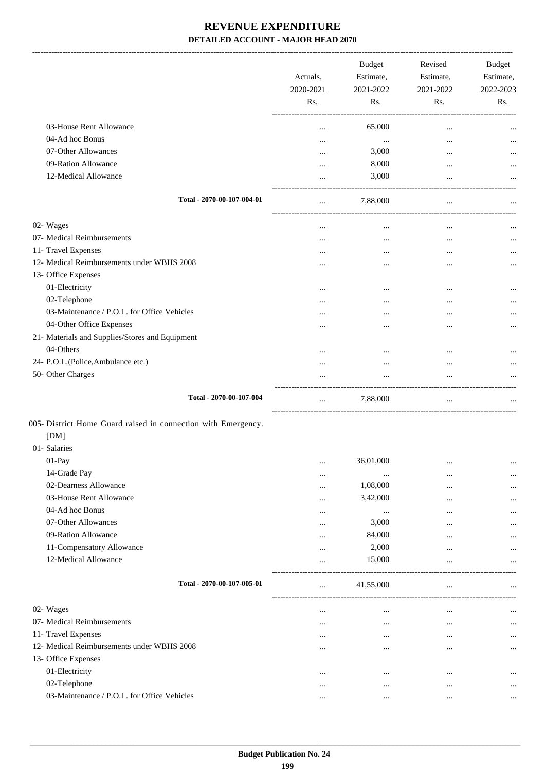# REVENUE EXPENDITURE

**DETAILED ACCOUNT - MAJOR HEAD 2070**

| | Actuals, 2020-2021 Rs. | Budget Estimate, 2021-2022 Rs. | Revised Estimate, 2021-2022 Rs. | Budget Estimate, 2022-2023 Rs. |
|---|---|---|---|---|
| 03-House Rent Allowance | ... | 65,000 | ... | ... |
| 04-Ad hoc Bonus | ... | ... | ... | ... |
| 07-Other Allowances | ... | 3,000 | ... | ... |
| 09-Ration Allowance | ... | 8,000 | ... | ... |
| 12-Medical Allowance | ... | 3,000 | ... | ... |
| **Total - 2070-00-107-004-01** | ... | 7,88,000 | ... | ... |
| 02- Wages | ... | ... | ... | ... |
| 07- Medical Reimbursements | ... | ... | ... | ... |
| 11- Travel Expenses | ... | ... | ... | ... |
| 12- Medical Reimbursements under WBHS 2008 | ... | ... | ... | ... |
| 13- Office Expenses | | | | |
| 01-Electricity | ... | ... | ... | ... |
| 02-Telephone | ... | ... | ... | ... |
| 03-Maintenance / P.O.L. for Office Vehicles | ... | ... | ... | ... |
| 04-Other Office Expenses | ... | ... | ... | ... |
| 21- Materials and Supplies/Stores and Equipment | | | | |
| 04-Others | ... | ... | ... | ... |
| 24- P.O.L.(Police,Ambulance etc.) | ... | ... | ... | ... |
| 50- Other Charges | ... | ... | ... | ... |
| **Total - 2070-00-107-004** | ... | 7,88,000 | ... | ... |
| 005- District Home Guard raised in connection with Emergency. [DM] | | | | |
| 01- Salaries | | | | |
| 01-Pay | ... | 36,01,000 | ... | ... |
| 14-Grade Pay | ... | ... | ... | ... |
| 02-Dearness Allowance | ... | 1,08,000 | ... | ... |
| 03-House Rent Allowance | ... | 3,42,000 | ... | ... |
| 04-Ad hoc Bonus | ... | ... | ... | ... |
| 07-Other Allowances | ... | 3,000 | ... | ... |
| 09-Ration Allowance | ... | 84,000 | ... | ... |
| 11-Compensatory Allowance | ... | 2,000 | ... | ... |
| 12-Medical Allowance | ... | 15,000 | ... | ... |
| **Total - 2070-00-107-005-01** | ... | 41,55,000 | ... | ... |
| 02- Wages | ... | ... | ... | ... |
| 07- Medical Reimbursements | ... | ... | ... | ... |
| 11- Travel Expenses | ... | ... | ... | ... |
| 12- Medical Reimbursements under WBHS 2008 | ... | ... | ... | ... |
| 13- Office Expenses | | | | |
| 01-Electricity | ... | ... | ... | ... |
| 02-Telephone | ... | ... | ... | ... |
| 03-Maintenance / P.O.L. for Office Vehicles | ... | ... | ... | ... |

**Budget Publication No. 24**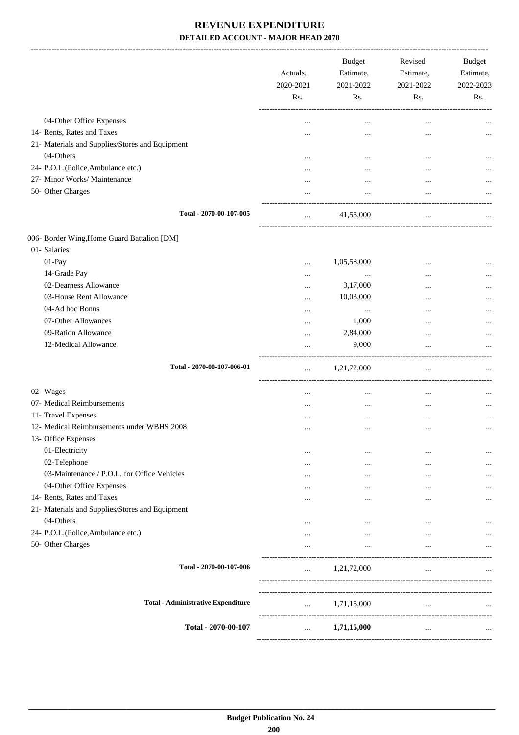# REVENUE EXPENDITURE

## DETAILED ACCOUNT - MAJOR HEAD 2070

| | Actuals, 2020-2021 Rs. | Budget Estimate, 2021-2022 Rs. | Revised Estimate, 2021-2022 Rs. | Budget Estimate, 2022-2023 Rs. |
|---|---|---|---|---|
| 04-Other Office Expenses | ... | ... | ... | ... |
| 14- Rents, Rates and Taxes | ... | ... | ... | ... |
| 21- Materials and Supplies/Stores and Equipment | | | | |
| 04-Others | ... | ... | ... | ... |
| 24- P.O.L.(Police,Ambulance etc.) | ... | ... | ... | ... |
| 27- Minor Works/ Maintenance | ... | ... | ... | ... |
| 50- Other Charges | ... | ... | ... | ... |
| **Total - 2070-00-107-005** | ... | 41,55,000 | ... | ... |
| 006- Border Wing,Home Guard Battalion [DM] | | | | |
| 01- Salaries | | | | |
| 01-Pay | ... | 1,05,58,000 | ... | ... |
| 14-Grade Pay | ... | ... | ... | ... |
| 02-Dearness Allowance | ... | 3,17,000 | ... | ... |
| 03-House Rent Allowance | ... | 10,03,000 | ... | ... |
| 04-Ad hoc Bonus | ... | ... | ... | ... |
| 07-Other Allowances | ... | 1,000 | ... | ... |
| 09-Ration Allowance | ... | 2,84,000 | ... | ... |
| 12-Medical Allowance | ... | 9,000 | ... | ... |
| **Total - 2070-00-107-006-01** | ... | 1,21,72,000 | ... | ... |
| 02- Wages | ... | ... | ... | ... |
| 07- Medical Reimbursements | ... | ... | ... | ... |
| 11- Travel Expenses | ... | ... | ... | ... |
| 12- Medical Reimbursements under WBHS 2008 | ... | ... | ... | ... |
| 13- Office Expenses | | | | |
| 01-Electricity | ... | ... | ... | ... |
| 02-Telephone | ... | ... | ... | ... |
| 03-Maintenance / P.O.L. for Office Vehicles | ... | ... | ... | ... |
| 04-Other Office Expenses | ... | ... | ... | ... |
| 14- Rents, Rates and Taxes | ... | ... | ... | ... |
| 21- Materials and Supplies/Stores and Equipment | | | | |
| 04-Others | ... | ... | ... | ... |
| 24- P.O.L.(Police,Ambulance etc.) | ... | ... | ... | ... |
| 50- Other Charges | ... | ... | ... | ... |
| **Total - 2070-00-107-006** | ... | 1,21,72,000 | ... | ... |
| **Total - Administrative Expenditure** | ... | 1,71,15,000 | ... | ... |
| **Total - 2070-00-107** | ... | **1,71,15,000** | ... | ... |

**Budget Publication No. 24**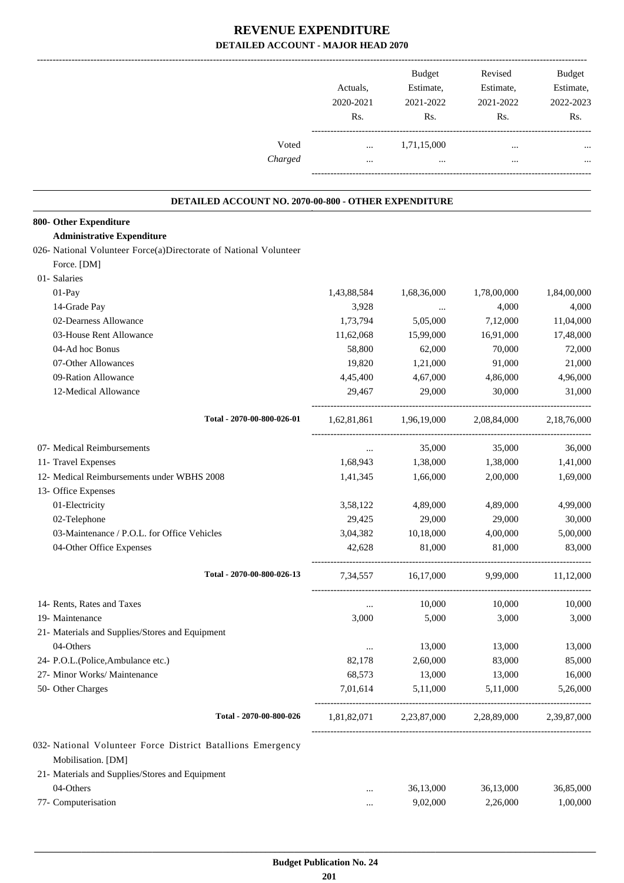# REVENUE EXPENDITURE

## DETAILED ACCOUNT - MAJOR HEAD 2070

| | Actuals, 2020-2021 Rs. | Budget Estimate, 2021-2022 Rs. | Revised Estimate, 2021-2022 Rs. | Budget Estimate, 2022-2023 Rs. |
|---|---|---|---|---|
| Voted | ... | 1,71,15,000 | ... | ... |
| *Charged* | ... | ... | ... | ... |

### DETAILED ACCOUNT NO. 2070-00-800 - OTHER EXPENDITURE

| | Actuals, 2020-2021 Rs. | Budget Estimate, 2021-2022 Rs. | Revised Estimate, 2021-2022 Rs. | Budget Estimate, 2022-2023 Rs. |
|---|---|---|---|---|
| **800- Other Expenditure** | | | | |
| **Administrative Expenditure** | | | | |
| 026- National Volunteer Force(a)Directorate of National Volunteer Force. [DM] | | | | |
| 01- Salaries | | | | |
| 01-Pay | 1,43,88,584 | 1,68,36,000 | 1,78,00,000 | 1,84,00,000 |
| 14-Grade Pay | 3,928 | ... | 4,000 | 4,000 |
| 02-Dearness Allowance | 1,73,794 | 5,05,000 | 7,12,000 | 11,04,000 |
| 03-House Rent Allowance | 11,62,068 | 15,99,000 | 16,91,000 | 17,48,000 |
| 04-Ad hoc Bonus | 58,800 | 62,000 | 70,000 | 72,000 |
| 07-Other Allowances | 19,820 | 1,21,000 | 91,000 | 21,000 |
| 09-Ration Allowance | 4,45,400 | 4,67,000 | 4,86,000 | 4,96,000 |
| 12-Medical Allowance | 29,467 | 29,000 | 30,000 | 31,000 |
| **Total - 2070-00-800-026-01** | 1,62,81,861 | 1,96,19,000 | 2,08,84,000 | 2,18,76,000 |
| 07- Medical Reimbursements | ... | 35,000 | 35,000 | 36,000 |
| 11- Travel Expenses | 1,68,943 | 1,38,000 | 1,38,000 | 1,41,000 |
| 12- Medical Reimbursements under WBHS 2008 | 1,41,345 | 1,66,000 | 2,00,000 | 1,69,000 |
| 13- Office Expenses | | | | |
| 01-Electricity | 3,58,122 | 4,89,000 | 4,89,000 | 4,99,000 |
| 02-Telephone | 29,425 | 29,000 | 29,000 | 30,000 |
| 03-Maintenance / P.O.L. for Office Vehicles | 3,04,382 | 10,18,000 | 4,00,000 | 5,00,000 |
| 04-Other Office Expenses | 42,628 | 81,000 | 81,000 | 83,000 |
| **Total - 2070-00-800-026-13** | 7,34,557 | 16,17,000 | 9,99,000 | 11,12,000 |
| 14- Rents, Rates and Taxes | ... | 10,000 | 10,000 | 10,000 |
| 19- Maintenance | 3,000 | 5,000 | 3,000 | 3,000 |
| 21- Materials and Supplies/Stores and Equipment | | | | |
| 04-Others | ... | 13,000 | 13,000 | 13,000 |
| 24- P.O.L.(Police,Ambulance etc.) | 82,178 | 2,60,000 | 83,000 | 85,000 |
| 27- Minor Works/ Maintenance | 68,573 | 13,000 | 13,000 | 16,000 |
| 50- Other Charges | 7,01,614 | 5,11,000 | 5,11,000 | 5,26,000 |
| **Total - 2070-00-800-026** | 1,81,82,071 | 2,23,87,000 | 2,28,89,000 | 2,39,87,000 |
| 032- National Volunteer Force District Batallions Emergency Mobilisation. [DM] | | | | |
| 21- Materials and Supplies/Stores and Equipment | | | | |
| 04-Others | ... | 36,13,000 | 36,13,000 | 36,85,000 |
| 77- Computerisation | ... | 9,02,000 | 2,26,000 | 1,00,000 |

**Budget Publication No. 24**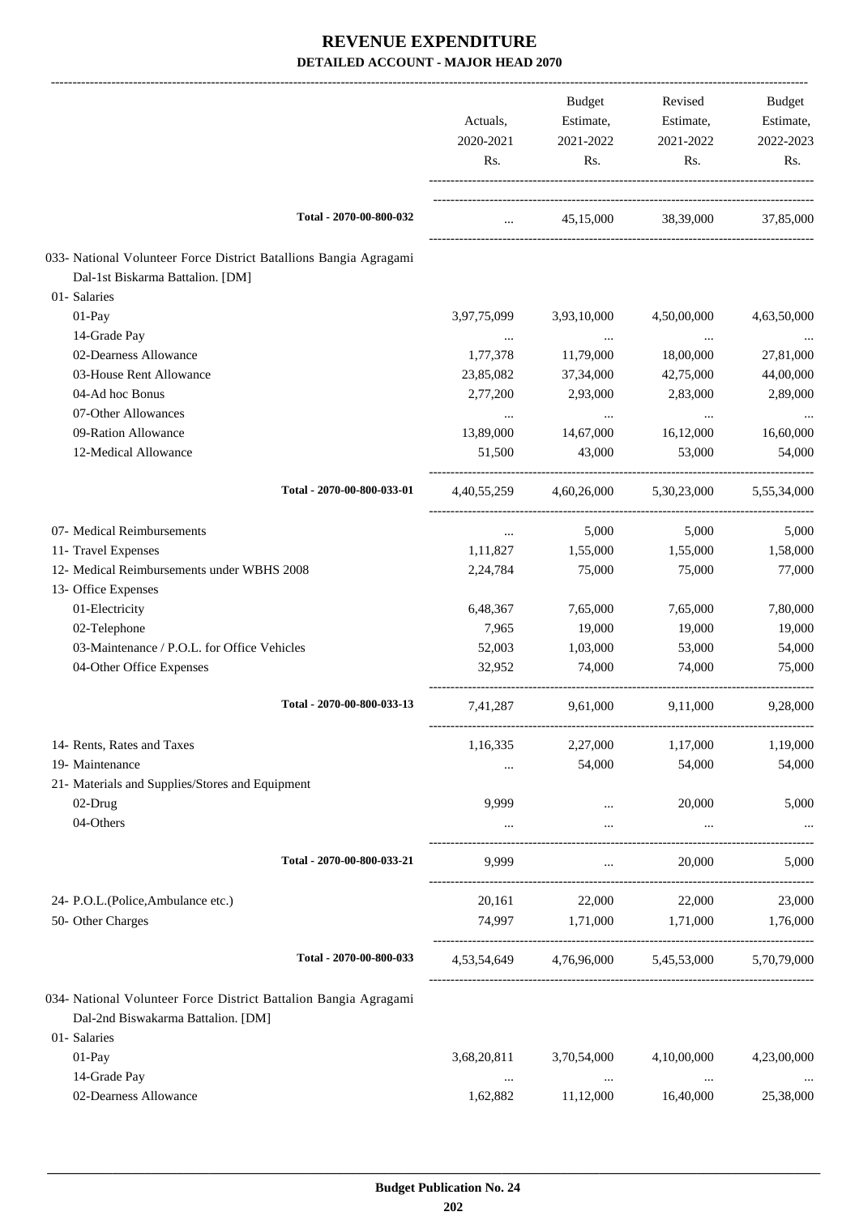# REVENUE EXPENDITURE

**DETAILED ACCOUNT - MAJOR HEAD 2070**

| | Actuals, 2020-2021 Rs. | Budget Estimate, 2021-2022 Rs. | Revised Estimate, 2021-2022 Rs. | Budget Estimate, 2022-2023 Rs. |
|---|---|---|---|---|
| **Total - 2070-00-800-032** | ... | 45,15,000 | 38,39,000 | 37,85,000 |
| 033- National Volunteer Force District Batallions Bangia Agragami Dal-1st Biskarma Battalion. [DM] | | | | |
| 01- Salaries | | | | |
| 01-Pay | 3,97,75,099 | 3,93,10,000 | 4,50,00,000 | 4,63,50,000 |
| 14-Grade Pay | ... | ... | ... | ... |
| 02-Dearness Allowance | 1,77,378 | 11,79,000 | 18,00,000 | 27,81,000 |
| 03-House Rent Allowance | 23,85,082 | 37,34,000 | 42,75,000 | 44,00,000 |
| 04-Ad hoc Bonus | 2,77,200 | 2,93,000 | 2,83,000 | 2,89,000 |
| 07-Other Allowances | ... | ... | ... | ... |
| 09-Ration Allowance | 13,89,000 | 14,67,000 | 16,12,000 | 16,60,000 |
| 12-Medical Allowance | 51,500 | 43,000 | 53,000 | 54,000 |
| **Total - 2070-00-800-033-01** | 4,40,55,259 | 4,60,26,000 | 5,30,23,000 | 5,55,34,000 |
| 07- Medical Reimbursements | ... | 5,000 | 5,000 | 5,000 |
| 11- Travel Expenses | 1,11,827 | 1,55,000 | 1,55,000 | 1,58,000 |
| 12- Medical Reimbursements under WBHS 2008 | 2,24,784 | 75,000 | 75,000 | 77,000 |
| 13- Office Expenses | | | | |
| 01-Electricity | 6,48,367 | 7,65,000 | 7,65,000 | 7,80,000 |
| 02-Telephone | 7,965 | 19,000 | 19,000 | 19,000 |
| 03-Maintenance / P.O.L. for Office Vehicles | 52,003 | 1,03,000 | 53,000 | 54,000 |
| 04-Other Office Expenses | 32,952 | 74,000 | 74,000 | 75,000 |
| **Total - 2070-00-800-033-13** | 7,41,287 | 9,61,000 | 9,11,000 | 9,28,000 |
| 14- Rents, Rates and Taxes | 1,16,335 | 2,27,000 | 1,17,000 | 1,19,000 |
| 19- Maintenance | ... | 54,000 | 54,000 | 54,000 |
| 21- Materials and Supplies/Stores and Equipment | | | | |
| 02-Drug | 9,999 | ... | 20,000 | 5,000 |
| 04-Others | ... | ... | ... | ... |
| **Total - 2070-00-800-033-21** | 9,999 | ... | 20,000 | 5,000 |
| 24- P.O.L.(Police,Ambulance etc.) | 20,161 | 22,000 | 22,000 | 23,000 |
| 50- Other Charges | 74,997 | 1,71,000 | 1,71,000 | 1,76,000 |
| **Total - 2070-00-800-033** | 4,53,54,649 | 4,76,96,000 | 5,45,53,000 | 5,70,79,000 |
| 034- National Volunteer Force District Battalion Bangia Agragami Dal-2nd Biswakarma Battalion. [DM] | | | | |
| 01- Salaries | | | | |
| 01-Pay | 3,68,20,811 | 3,70,54,000 | 4,10,00,000 | 4,23,00,000 |
| 14-Grade Pay | ... | ... | ... | ... |
| 02-Dearness Allowance | 1,62,882 | 11,12,000 | 16,40,000 | 25,38,000 |

Budget Publication No. 24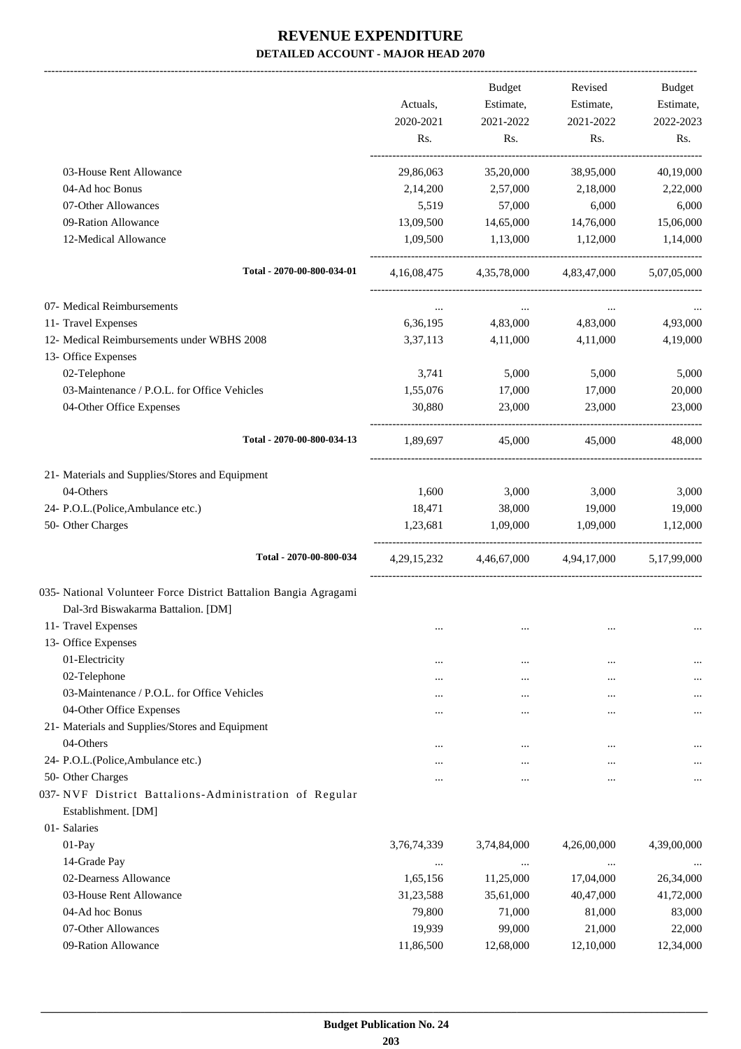# REVENUE EXPENDITURE

## DETAILED ACCOUNT - MAJOR HEAD 2070

| | Actuals, 2020-2021 Rs. | Budget Estimate, 2021-2022 Rs. | Revised Estimate, 2021-2022 Rs. | Budget Estimate, 2022-2023 Rs. |
|---|---|---|---|---|
| 03-House Rent Allowance | 29,86,063 | 35,20,000 | 38,95,000 | 40,19,000 |
| 04-Ad hoc Bonus | 2,14,200 | 2,57,000 | 2,18,000 | 2,22,000 |
| 07-Other Allowances | 5,519 | 57,000 | 6,000 | 6,000 |
| 09-Ration Allowance | 13,09,500 | 14,65,000 | 14,76,000 | 15,06,000 |
| 12-Medical Allowance | 1,09,500 | 1,13,000 | 1,12,000 | 1,14,000 |
| **Total - 2070-00-800-034-01** | 4,16,08,475 | 4,35,78,000 | 4,83,47,000 | 5,07,05,000 |
| 07- Medical Reimbursements | ... | ... | ... | ... |
| 11- Travel Expenses | 6,36,195 | 4,83,000 | 4,83,000 | 4,93,000 |
| 12- Medical Reimbursements under WBHS 2008 | 3,37,113 | 4,11,000 | 4,11,000 | 4,19,000 |
| 13- Office Expenses | | | | |
| 02-Telephone | 3,741 | 5,000 | 5,000 | 5,000 |
| 03-Maintenance / P.O.L. for Office Vehicles | 1,55,076 | 17,000 | 17,000 | 20,000 |
| 04-Other Office Expenses | 30,880 | 23,000 | 23,000 | 23,000 |
| **Total - 2070-00-800-034-13** | 1,89,697 | 45,000 | 45,000 | 48,000 |
| 21- Materials and Supplies/Stores and Equipment | | | | |
| 04-Others | 1,600 | 3,000 | 3,000 | 3,000 |
| 24- P.O.L.(Police,Ambulance etc.) | 18,471 | 38,000 | 19,000 | 19,000 |
| 50- Other Charges | 1,23,681 | 1,09,000 | 1,09,000 | 1,12,000 |
| **Total - 2070-00-800-034** | 4,29,15,232 | 4,46,67,000 | 4,94,17,000 | 5,17,99,000 |
| 035- National Volunteer Force District Battalion Bangia Agragami Dal-3rd Biswakarma Battalion. [DM] | | | | |
| 11- Travel Expenses | ... | ... | ... | ... |
| 13- Office Expenses | | | | |
| 01-Electricity | ... | ... | ... | ... |
| 02-Telephone | ... | ... | ... | ... |
| 03-Maintenance / P.O.L. for Office Vehicles | ... | ... | ... | ... |
| 04-Other Office Expenses | ... | ... | ... | ... |
| 21- Materials and Supplies/Stores and Equipment | | | | |
| 04-Others | ... | ... | ... | ... |
| 24- P.O.L.(Police,Ambulance etc.) | ... | ... | ... | ... |
| 50- Other Charges | ... | ... | ... | ... |
| 037- NVF District Battalions-Administration of Regular Establishment. [DM] | | | | |
| 01- Salaries | | | | |
| 01-Pay | 3,76,74,339 | 3,74,84,000 | 4,26,00,000 | 4,39,00,000 |
| 14-Grade Pay | ... | ... | ... | ... |
| 02-Dearness Allowance | 1,65,156 | 11,25,000 | 17,04,000 | 26,34,000 |
| 03-House Rent Allowance | 31,23,588 | 35,61,000 | 40,47,000 | 41,72,000 |
| 04-Ad hoc Bonus | 79,800 | 71,000 | 81,000 | 83,000 |
| 07-Other Allowances | 19,939 | 99,000 | 21,000 | 22,000 |
| 09-Ration Allowance | 11,86,500 | 12,68,000 | 12,10,000 | 12,34,000 |

Budget Publication No. 24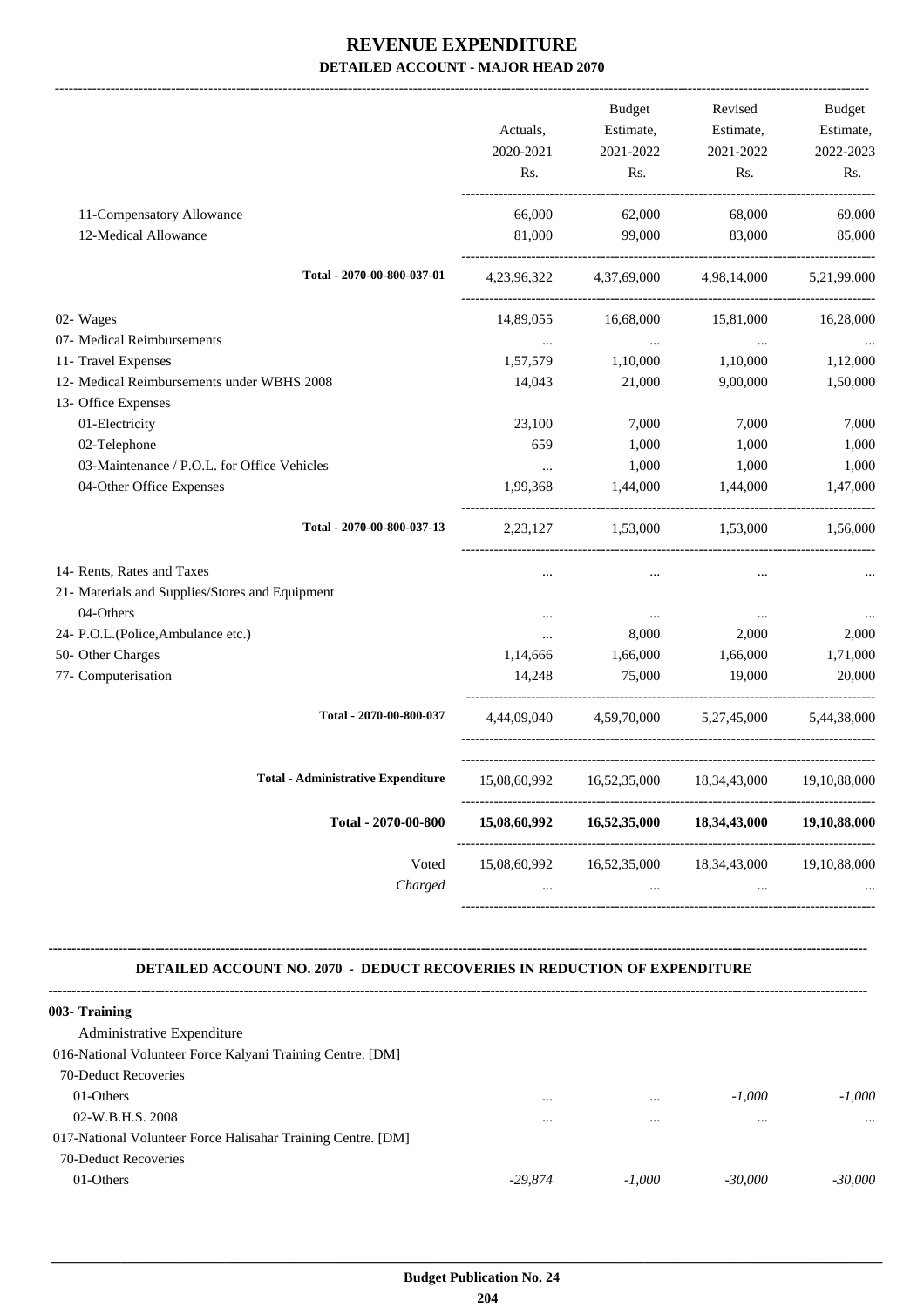# REVENUE EXPENDITURE

**DETAILED ACCOUNT - MAJOR HEAD 2070**

| | Actuals, 2020-2021 Rs. | Budget Estimate, 2021-2022 Rs. | Revised Estimate, 2021-2022 Rs. | Budget Estimate, 2022-2023 Rs. |
|---|---|---|---|---|
| 11-Compensatory Allowance | 66,000 | 62,000 | 68,000 | 69,000 |
| 12-Medical Allowance | 81,000 | 99,000 | 83,000 | 85,000 |
| **Total - 2070-00-800-037-01** | 4,23,96,322 | 4,37,69,000 | 4,98,14,000 | 5,21,99,000 |
| 02- Wages | 14,89,055 | 16,68,000 | 15,81,000 | 16,28,000 |
| 07- Medical Reimbursements | ... | ... | ... | ... |
| 11- Travel Expenses | 1,57,579 | 1,10,000 | 1,10,000 | 1,12,000 |
| 12- Medical Reimbursements under WBHS 2008 | 14,043 | 21,000 | 9,00,000 | 1,50,000 |
| 13- Office Expenses | | | | |
| 01-Electricity | 23,100 | 7,000 | 7,000 | 7,000 |
| 02-Telephone | 659 | 1,000 | 1,000 | 1,000 |
| 03-Maintenance / P.O.L. for Office Vehicles | ... | 1,000 | 1,000 | 1,000 |
| 04-Other Office Expenses | 1,99,368 | 1,44,000 | 1,44,000 | 1,47,000 |
| **Total - 2070-00-800-037-13** | 2,23,127 | 1,53,000 | 1,53,000 | 1,56,000 |
| 14- Rents, Rates and Taxes | ... | ... | ... | ... |
| 21- Materials and Supplies/Stores and Equipment | | | | |
| 04-Others | ... | ... | ... | ... |
| 24- P.O.L.(Police,Ambulance etc.) | ... | 8,000 | 2,000 | 2,000 |
| 50- Other Charges | 1,14,666 | 1,66,000 | 1,66,000 | 1,71,000 |
| 77- Computerisation | 14,248 | 75,000 | 19,000 | 20,000 |
| **Total - 2070-00-800-037** | 4,44,09,040 | 4,59,70,000 | 5,27,45,000 | 5,44,38,000 |
| **Total - Administrative Expenditure** | 15,08,60,992 | 16,52,35,000 | 18,34,43,000 | 19,10,88,000 |
| **Total - 2070-00-800** | **15,08,60,992** | **16,52,35,000** | **18,34,43,000** | **19,10,88,000** |
| Voted | 15,08,60,992 | 16,52,35,000 | 18,34,43,000 | 19,10,88,000 |
| *Charged* | ... | ... | ... | ... |

**DETAILED ACCOUNT NO. 2070 - DEDUCT RECOVERIES IN REDUCTION OF EXPENDITURE**

| | Actuals, 2020-2021 Rs. | Budget Estimate, 2021-2022 Rs. | Revised Estimate, 2021-2022 Rs. | Budget Estimate, 2022-2023 Rs. |
|---|---|---|---|---|
| **003- Training** | | | | |
| Administrative Expenditure | | | | |
| 016-National Volunteer Force Kalyani Training Centre. [DM] | | | | |
| 70-Deduct Recoveries | | | | |
| 01-Others | ... | ... | *-1,000* | *-1,000* |
| 02-W.B.H.S. 2008 | ... | ... | ... | ... |
| 017-National Volunteer Force Halisahar Training Centre. [DM] | | | | |
| 70-Deduct Recoveries | | | | |
| 01-Others | *-29,874* | *-1,000* | *-30,000* | *-30,000* |

Budget Publication No. 24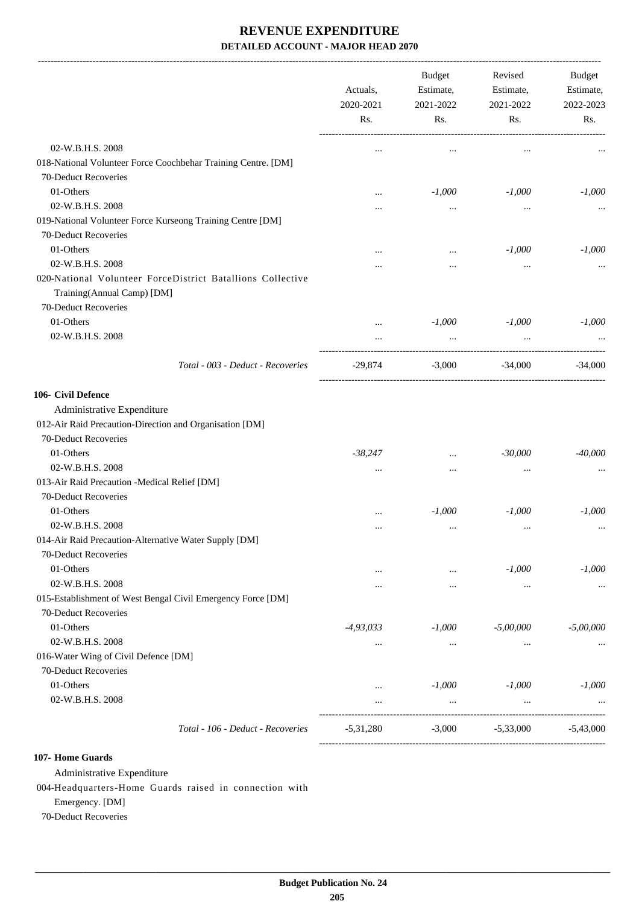# REVENUE EXPENDITURE

## DETAILED ACCOUNT - MAJOR HEAD 2070

| | Actuals, 2020-2021 Rs. | Budget Estimate, 2021-2022 Rs. | Revised Estimate, 2021-2022 Rs. | Budget Estimate, 2022-2023 Rs. |
|---|---|---|---|---|
| 02-W.B.H.S. 2008 | ... | ... | ... | ... |
| 018-National Volunteer Force Coochbehar Training Centre. [DM] | | | | |
| 70-Deduct Recoveries | | | | |
| 01-Others | ... | *-1,000* | *-1,000* | *-1,000* |
| 02-W.B.H.S. 2008 | ... | ... | ... | ... |
| 019-National Volunteer Force Kurseong Training Centre [DM] | | | | |
| 70-Deduct Recoveries | | | | |
| 01-Others | ... | ... | *-1,000* | *-1,000* |
| 02-W.B.H.S. 2008 | ... | ... | ... | ... |
| 020-National Volunteer ForceDistrict Batallions Collective Training(Annual Camp) [DM] | | | | |
| 70-Deduct Recoveries | | | | |
| 01-Others | ... | *-1,000* | *-1,000* | *-1,000* |
| 02-W.B.H.S. 2008 | ... | ... | ... | ... |
| *Total - 003 - Deduct - Recoveries* | -29,874 | -3,000 | -34,000 | -34,000 |
| **106- Civil Defence** | | | | |
| Administrative Expenditure | | | | |
| 012-Air Raid Precaution-Direction and Organisation [DM] | | | | |
| 70-Deduct Recoveries | | | | |
| 01-Others | *-38,247* | ... | *-30,000* | *-40,000* |
| 02-W.B.H.S. 2008 | ... | ... | ... | ... |
| 013-Air Raid Precaution -Medical Relief [DM] | | | | |
| 70-Deduct Recoveries | | | | |
| 01-Others | ... | *-1,000* | *-1,000* | *-1,000* |
| 02-W.B.H.S. 2008 | ... | ... | ... | ... |
| 014-Air Raid Precaution-Alternative Water Supply [DM] | | | | |
| 70-Deduct Recoveries | | | | |
| 01-Others | ... | ... | *-1,000* | *-1,000* |
| 02-W.B.H.S. 2008 | ... | ... | ... | ... |
| 015-Establishment of West Bengal Civil Emergency Force [DM] | | | | |
| 70-Deduct Recoveries | | | | |
| 01-Others | *-4,93,033* | *-1,000* | *-5,00,000* | *-5,00,000* |
| 02-W.B.H.S. 2008 | ... | ... | ... | ... |
| 016-Water Wing of Civil Defence [DM] | | | | |
| 70-Deduct Recoveries | | | | |
| 01-Others | ... | *-1,000* | *-1,000* | *-1,000* |
| 02-W.B.H.S. 2008 | ... | ... | ... | ... |
| *Total - 106 - Deduct - Recoveries* | -5,31,280 | -3,000 | -5,33,000 | -5,43,000 |
| **107- Home Guards** | | | | |
| Administrative Expenditure | | | | |
| 004-Headquarters-Home Guards raised in connection with Emergency. [DM] | | | | |
| 70-Deduct Recoveries | | | | |

Budget Publication No. 24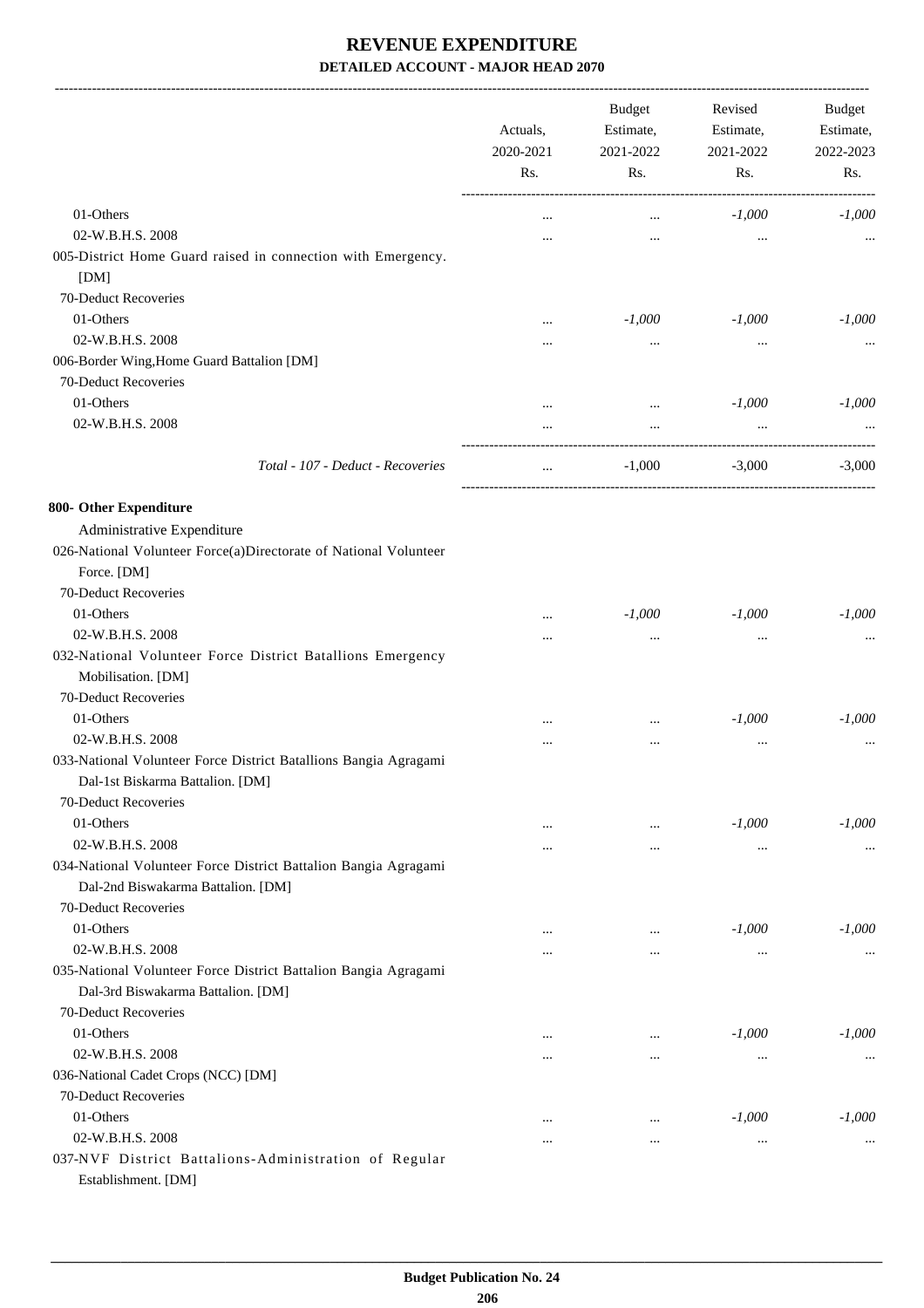# REVENUE EXPENDITURE

## DETAILED ACCOUNT - MAJOR HEAD 2070

| | Actuals, 2020-2021 Rs. | Budget Estimate, 2021-2022 Rs. | Revised Estimate, 2021-2022 Rs. | Budget Estimate, 2022-2023 Rs. |
|---|---|---|---|---|
| 01-Others | ... | ... | -1,000 | -1,000 |
| 02-W.B.H.S. 2008 | ... | ... | ... | ... |
| 005-District Home Guard raised in connection with Emergency. [DM] | | | | |
| 70-Deduct Recoveries | | | | |
| 01-Others | ... | -1,000 | -1,000 | -1,000 |
| 02-W.B.H.S. 2008 | ... | ... | ... | ... |
| 006-Border Wing,Home Guard Battalion [DM] | | | | |
| 70-Deduct Recoveries | | | | |
| 01-Others | ... | ... | -1,000 | -1,000 |
| 02-W.B.H.S. 2008 | ... | ... | ... | ... |
| *Total - 107 - Deduct - Recoveries* | ... | -1,000 | -3,000 | -3,000 |
| **800- Other Expenditure** | | | | |
| Administrative Expenditure | | | | |
| 026-National Volunteer Force(a)Directorate of National Volunteer Force. [DM] | | | | |
| 70-Deduct Recoveries | | | | |
| 01-Others | ... | -1,000 | -1,000 | -1,000 |
| 02-W.B.H.S. 2008 | ... | ... | ... | ... |
| 032-National Volunteer Force District Batallions Emergency Mobilisation. [DM] | | | | |
| 70-Deduct Recoveries | | | | |
| 01-Others | ... | ... | -1,000 | -1,000 |
| 02-W.B.H.S. 2008 | ... | ... | ... | ... |
| 033-National Volunteer Force District Batallions Bangia Agragami Dal-1st Biskarma Battalion. [DM] | | | | |
| 70-Deduct Recoveries | | | | |
| 01-Others | ... | ... | -1,000 | -1,000 |
| 02-W.B.H.S. 2008 | ... | ... | ... | ... |
| 034-National Volunteer Force District Battalion Bangia Agragami Dal-2nd Biswakarma Battalion. [DM] | | | | |
| 70-Deduct Recoveries | | | | |
| 01-Others | ... | ... | -1,000 | -1,000 |
| 02-W.B.H.S. 2008 | ... | ... | ... | ... |
| 035-National Volunteer Force District Battalion Bangia Agragami Dal-3rd Biswakarma Battalion. [DM] | | | | |
| 70-Deduct Recoveries | | | | |
| 01-Others | ... | ... | -1,000 | -1,000 |
| 02-W.B.H.S. 2008 | ... | ... | ... | ... |
| 036-National Cadet Crops (NCC) [DM] | | | | |
| 70-Deduct Recoveries | | | | |
| 01-Others | ... | ... | -1,000 | -1,000 |
| 02-W.B.H.S. 2008 | ... | ... | ... | ... |
| 037-NVF District Battalions-Administration of Regular Establishment. [DM] | | | | |

**Budget Publication No. 24**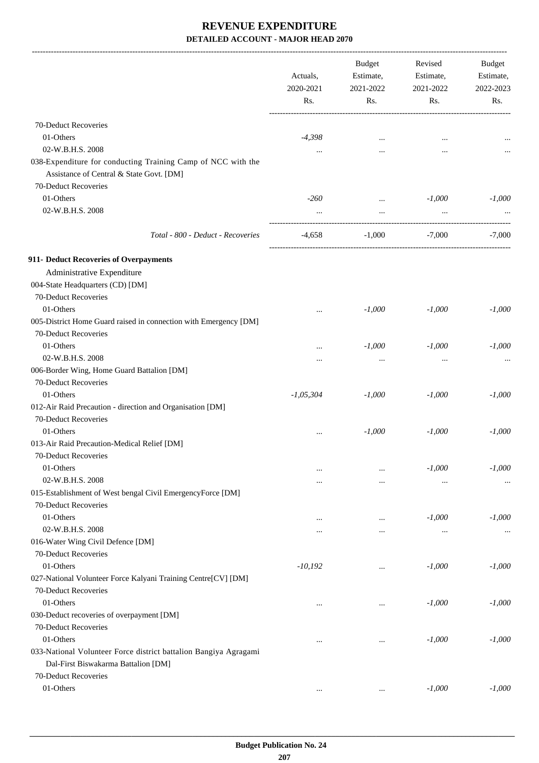# REVENUE EXPENDITURE

## DETAILED ACCOUNT - MAJOR HEAD 2070

| | Actuals, 2020-2021 Rs. | Budget Estimate, 2021-2022 Rs. | Revised Estimate, 2021-2022 Rs. | Budget Estimate, 2022-2023 Rs. |
|---|---|---|---|---|
| 70-Deduct Recoveries | | | | |
| 01-Others | -4,398 | ... | ... | ... |
| 02-W.B.H.S. 2008 | ... | ... | ... | ... |
| 038-Expenditure for conducting Training Camp of NCC with the Assistance of Central & State Govt. [DM] | | | | |
| 70-Deduct Recoveries | | | | |
| 01-Others | -260 | ... | -1,000 | -1,000 |
| 02-W.B.H.S. 2008 | ... | ... | ... | ... |
| *Total - 800 - Deduct - Recoveries* | -4,658 | -1,000 | -7,000 | -7,000 |
| **911- Deduct Recoveries of Overpayments** | | | | |
| Administrative Expenditure | | | | |
| 004-State Headquarters (CD) [DM] | | | | |
| 70-Deduct Recoveries | | | | |
| 01-Others | ... | -1,000 | -1,000 | -1,000 |
| 005-District Home Guard raised in connection with Emergency [DM] | | | | |
| 70-Deduct Recoveries | | | | |
| 01-Others | ... | -1,000 | -1,000 | -1,000 |
| 02-W.B.H.S. 2008 | ... | ... | ... | ... |
| 006-Border Wing, Home Guard Battalion [DM] | | | | |
| 70-Deduct Recoveries | | | | |
| 01-Others | -1,05,304 | -1,000 | -1,000 | -1,000 |
| 012-Air Raid Precaution - direction and Organisation [DM] | | | | |
| 70-Deduct Recoveries | | | | |
| 01-Others | ... | -1,000 | -1,000 | -1,000 |
| 013-Air Raid Precaution-Medical Relief [DM] | | | | |
| 70-Deduct Recoveries | | | | |
| 01-Others | ... | ... | -1,000 | -1,000 |
| 02-W.B.H.S. 2008 | ... | ... | ... | ... |
| 015-Establishment of West bengal Civil EmergencyForce [DM] | | | | |
| 70-Deduct Recoveries | | | | |
| 01-Others | ... | ... | -1,000 | -1,000 |
| 02-W.B.H.S. 2008 | ... | ... | ... | ... |
| 016-Water Wing Civil Defence [DM] | | | | |
| 70-Deduct Recoveries | | | | |
| 01-Others | -10,192 | ... | -1,000 | -1,000 |
| 027-National Volunteer Force Kalyani Training Centre[CV] [DM] | | | | |
| 70-Deduct Recoveries | | | | |
| 01-Others | ... | ... | -1,000 | -1,000 |
| 030-Deduct recoveries of overpayment [DM] | | | | |
| 70-Deduct Recoveries | | | | |
| 01-Others | ... | ... | -1,000 | -1,000 |
| 033-National Volunteer Force district battalion Bangiya Agragami Dal-First Biswakarma Battalion [DM] | | | | |
| 70-Deduct Recoveries | | | | |
| 01-Others | ... | ... | -1,000 | -1,000 |

Budget Publication No. 24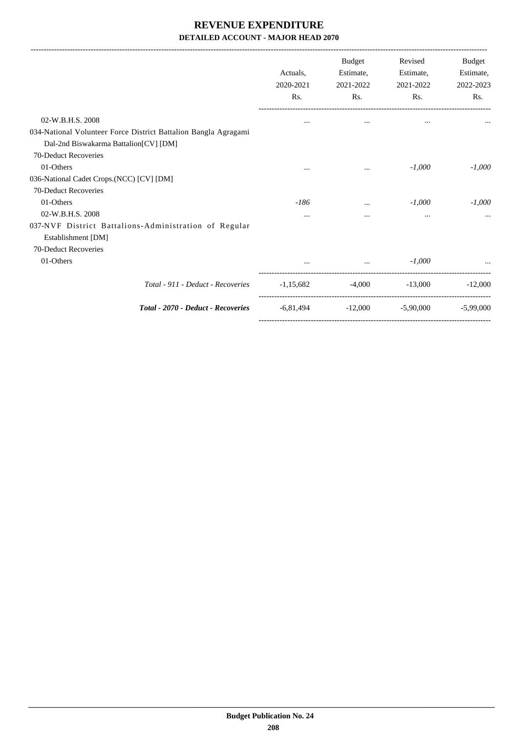# REVENUE EXPENDITURE

**DETAILED ACCOUNT - MAJOR HEAD 2070**

| | Actuals, 2020-2021 Rs. | Budget Estimate, 2021-2022 Rs. | Revised Estimate, 2021-2022 Rs. | Budget Estimate, 2022-2023 Rs. |
|---|---|---|---|---|
| 02-W.B.H.S. 2008 | ... | ... | ... | ... |
| 034-National Volunteer Force District Battalion Bangla Agragami Dal-2nd Biswakarma Battalion[CV] [DM] | | | | |
| 70-Deduct Recoveries | | | | |
| 01-Others | ... | ... | *-1,000* | *-1,000* |
| 036-National Cadet Crops.(NCC) [CV] [DM] | | | | |
| 70-Deduct Recoveries | | | | |
| 01-Others | *-186* | ... | *-1,000* | *-1,000* |
| 02-W.B.H.S. 2008 | ... | ... | ... | ... |
| 037-NVF District Battalions-Administration of Regular Establishment [DM] | | | | |
| 70-Deduct Recoveries | | | | |
| 01-Others | ... | ... | *-1,000* | ... |
| *Total - 911 - Deduct - Recoveries* | -1,15,682 | -4,000 | -13,000 | -12,000 |
| ***Total - 2070 - Deduct - Recoveries*** | -6,81,494 | -12,000 | -5,90,000 | -5,99,000 |

**Budget Publication No. 24**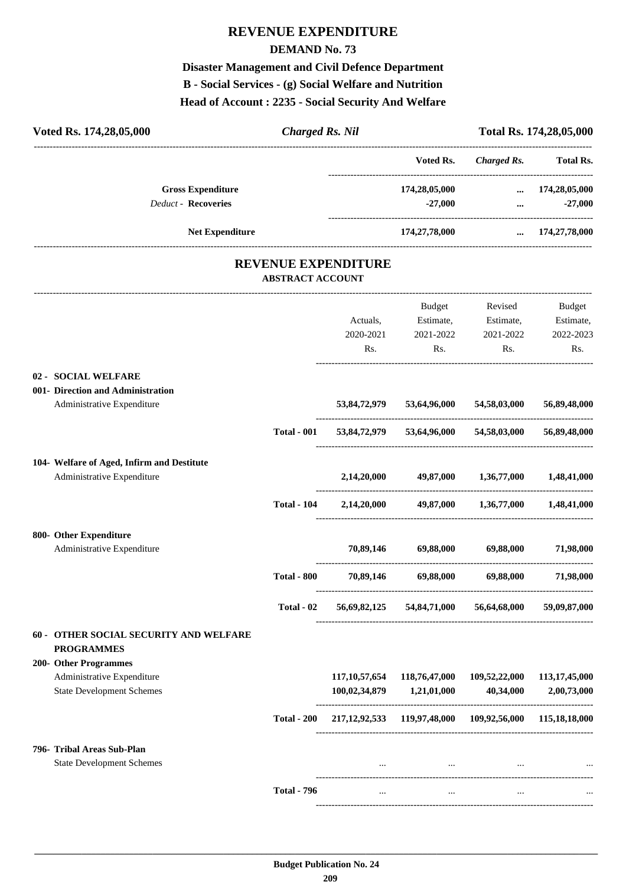# REVENUE EXPENDITURE

## DEMAND No. 73

### Disaster Management and Civil Defence Department

### B - Social Services - (g) Social Welfare and Nutrition

### Head of Account : 2235 - Social Security And Welfare

| Voted Rs. 174,28,05,000 | *Charged Rs. Nil* | Total Rs. 174,28,05,000 |
|---|---|---|

| | Voted Rs. | *Charged Rs.* | Total Rs. |
|---|---|---|---|
| **Gross Expenditure** | 174,28,05,000 | ... | 174,28,05,000 |
| *Deduct* - **Recoveries** | -27,000 | ... | -27,000 |
| **Net Expenditure** | 174,27,78,000 | ... | 174,27,78,000 |

## REVENUE EXPENDITURE

### ABSTRACT ACCOUNT

| | | Actuals, 2020-2021 Rs. | Budget Estimate, 2021-2022 Rs. | Revised Estimate, 2021-2022 Rs. | Budget Estimate, 2022-2023 Rs. |
|---|---|---|---|---|---|
| **02 - SOCIAL WELFARE** | | | | | |
| **001- Direction and Administration** | | | | | |
| Administrative Expenditure | | 53,84,72,979 | 53,64,96,000 | 54,58,03,000 | 56,89,48,000 |
| | **Total - 001** | **53,84,72,979** | **53,64,96,000** | **54,58,03,000** | **56,89,48,000** |
| **104- Welfare of Aged, Infirm and Destitute** | | | | | |
| Administrative Expenditure | | 2,14,20,000 | 49,87,000 | 1,36,77,000 | 1,48,41,000 |
| | **Total - 104** | **2,14,20,000** | **49,87,000** | **1,36,77,000** | **1,48,41,000** |
| **800- Other Expenditure** | | | | | |
| Administrative Expenditure | | 70,89,146 | 69,88,000 | 69,88,000 | 71,98,000 |
| | **Total - 800** | **70,89,146** | **69,88,000** | **69,88,000** | **71,98,000** |
| | **Total - 02** | **56,69,82,125** | **54,84,71,000** | **56,64,68,000** | **59,09,87,000** |
| **60 - OTHER SOCIAL SECURITY AND WELFARE PROGRAMMES** | | | | | |
| **200- Other Programmes** | | | | | |
| Administrative Expenditure | | 117,10,57,654 | 118,76,47,000 | 109,52,22,000 | 113,17,45,000 |
| State Development Schemes | | 100,02,34,879 | 1,21,01,000 | 40,34,000 | 2,00,73,000 |
| | **Total - 200** | **217,12,92,533** | **119,97,48,000** | **109,92,56,000** | **115,18,18,000** |
| **796- Tribal Areas Sub-Plan** | | | | | |
| State Development Schemes | | ... | ... | ... | ... |
| | **Total - 796** | ... | ... | ... | ... |

**Budget Publication No. 24**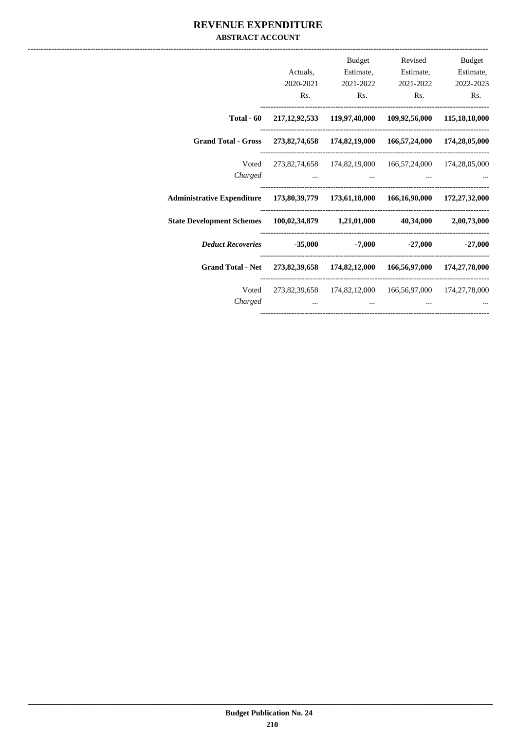# REVENUE EXPENDITURE

## ABSTRACT ACCOUNT

| | Actuals, 2020-2021 Rs. | Budget Estimate, 2021-2022 Rs. | Revised Estimate, 2021-2022 Rs. | Budget Estimate, 2022-2023 Rs. |
|---|---|---|---|---|
| **Total - 60** | **217,12,92,533** | **119,97,48,000** | **109,92,56,000** | **115,18,18,000** |
| **Grand Total - Gross** | **273,82,74,658** | **174,82,19,000** | **166,57,24,000** | **174,28,05,000** |
| Voted | 273,82,74,658 | 174,82,19,000 | 166,57,24,000 | 174,28,05,000 |
| *Charged* | ... | ... | ... | ... |
| **Administrative Expenditure** | **173,80,39,779** | **173,61,18,000** | **166,16,90,000** | **172,27,32,000** |
| **State Development Schemes** | **100,02,34,879** | **1,21,01,000** | **40,34,000** | **2,00,73,000** |
| ***Deduct Recoveries*** | **-35,000** | **-7,000** | **-27,000** | **-27,000** |
| **Grand Total - Net** | **273,82,39,658** | **174,82,12,000** | **166,56,97,000** | **174,27,78,000** |
| Voted | 273,82,39,658 | 174,82,12,000 | 166,56,97,000 | 174,27,78,000 |
| *Charged* | ... | ... | ... | ... |

**Budget Publication No. 24**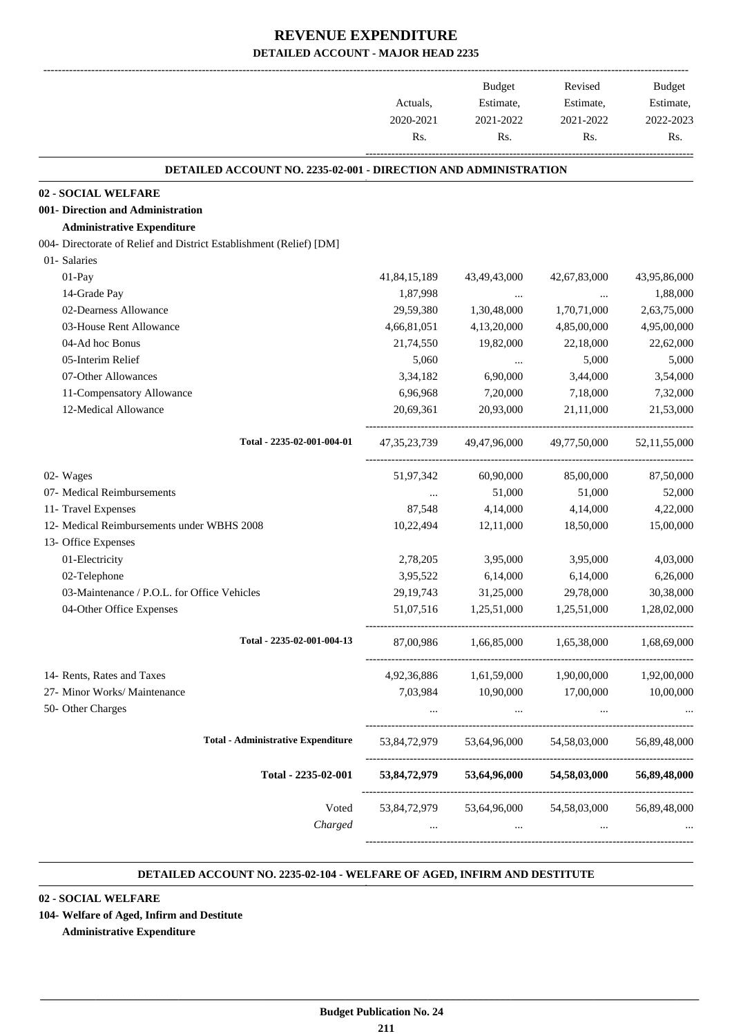# REVENUE EXPENDITURE
## DETAILED ACCOUNT - MAJOR HEAD 2235

| | Actuals, 2020-2021 Rs. | Budget Estimate, 2021-2022 Rs. | Revised Estimate, 2021-2022 Rs. | Budget Estimate, 2022-2023 Rs. |
|---|---|---|---|---|

### DETAILED ACCOUNT NO. 2235-02-001 - DIRECTION AND ADMINISTRATION

| | Actuals, 2020-2021 Rs. | Budget Estimate, 2021-2022 Rs. | Revised Estimate, 2021-2022 Rs. | Budget Estimate, 2022-2023 Rs. |
|---|---|---|---|---|
| **02 - SOCIAL WELFARE** | | | | |
| **001- Direction and Administration** | | | | |
| **Administrative Expenditure** | | | | |
| 004- Directorate of Relief and District Establishment (Relief) [DM] | | | | |
| 01- Salaries | | | | |
| 01-Pay | 41,84,15,189 | 43,49,43,000 | 42,67,83,000 | 43,95,86,000 |
| 14-Grade Pay | 1,87,998 | ... | ... | 1,88,000 |
| 02-Dearness Allowance | 29,59,380 | 1,30,48,000 | 1,70,71,000 | 2,63,75,000 |
| 03-House Rent Allowance | 4,66,81,051 | 4,13,20,000 | 4,85,00,000 | 4,95,00,000 |
| 04-Ad hoc Bonus | 21,74,550 | 19,82,000 | 22,18,000 | 22,62,000 |
| 05-Interim Relief | 5,060 | ... | 5,000 | 5,000 |
| 07-Other Allowances | 3,34,182 | 6,90,000 | 3,44,000 | 3,54,000 |
| 11-Compensatory Allowance | 6,96,968 | 7,20,000 | 7,18,000 | 7,32,000 |
| 12-Medical Allowance | 20,69,361 | 20,93,000 | 21,11,000 | 21,53,000 |
| Total - 2235-02-001-004-01 | 47,35,23,739 | 49,47,96,000 | 49,77,50,000 | 52,11,55,000 |
| 02- Wages | 51,97,342 | 60,90,000 | 85,00,000 | 87,50,000 |
| 07- Medical Reimbursements | ... | 51,000 | 51,000 | 52,000 |
| 11- Travel Expenses | 87,548 | 4,14,000 | 4,14,000 | 4,22,000 |
| 12- Medical Reimbursements under WBHS 2008 | 10,22,494 | 12,11,000 | 18,50,000 | 15,00,000 |
| 13- Office Expenses | | | | |
| 01-Electricity | 2,78,205 | 3,95,000 | 3,95,000 | 4,03,000 |
| 02-Telephone | 3,95,522 | 6,14,000 | 6,14,000 | 6,26,000 |
| 03-Maintenance / P.O.L. for Office Vehicles | 29,19,743 | 31,25,000 | 29,78,000 | 30,38,000 |
| 04-Other Office Expenses | 51,07,516 | 1,25,51,000 | 1,25,51,000 | 1,28,02,000 |
| Total - 2235-02-001-004-13 | 87,00,986 | 1,66,85,000 | 1,65,38,000 | 1,68,69,000 |
| 14- Rents, Rates and Taxes | 4,92,36,886 | 1,61,59,000 | 1,90,00,000 | 1,92,00,000 |
| 27- Minor Works/ Maintenance | 7,03,984 | 10,90,000 | 17,00,000 | 10,00,000 |
| 50- Other Charges | ... | ... | ... | ... |
| Total - Administrative Expenditure | 53,84,72,979 | 53,64,96,000 | 54,58,03,000 | 56,89,48,000 |
| **Total - 2235-02-001** | **53,84,72,979** | **53,64,96,000** | **54,58,03,000** | **56,89,48,000** |
| Voted | 53,84,72,979 | 53,64,96,000 | 54,58,03,000 | 56,89,48,000 |
| *Charged* | ... | ... | ... | ... |

### DETAILED ACCOUNT NO. 2235-02-104 - WELFARE OF AGED, INFIRM AND DESTITUTE

**02 - SOCIAL WELFARE**

**104- Welfare of Aged, Infirm and Destitute**

**Administrative Expenditure**

**Budget Publication No. 24**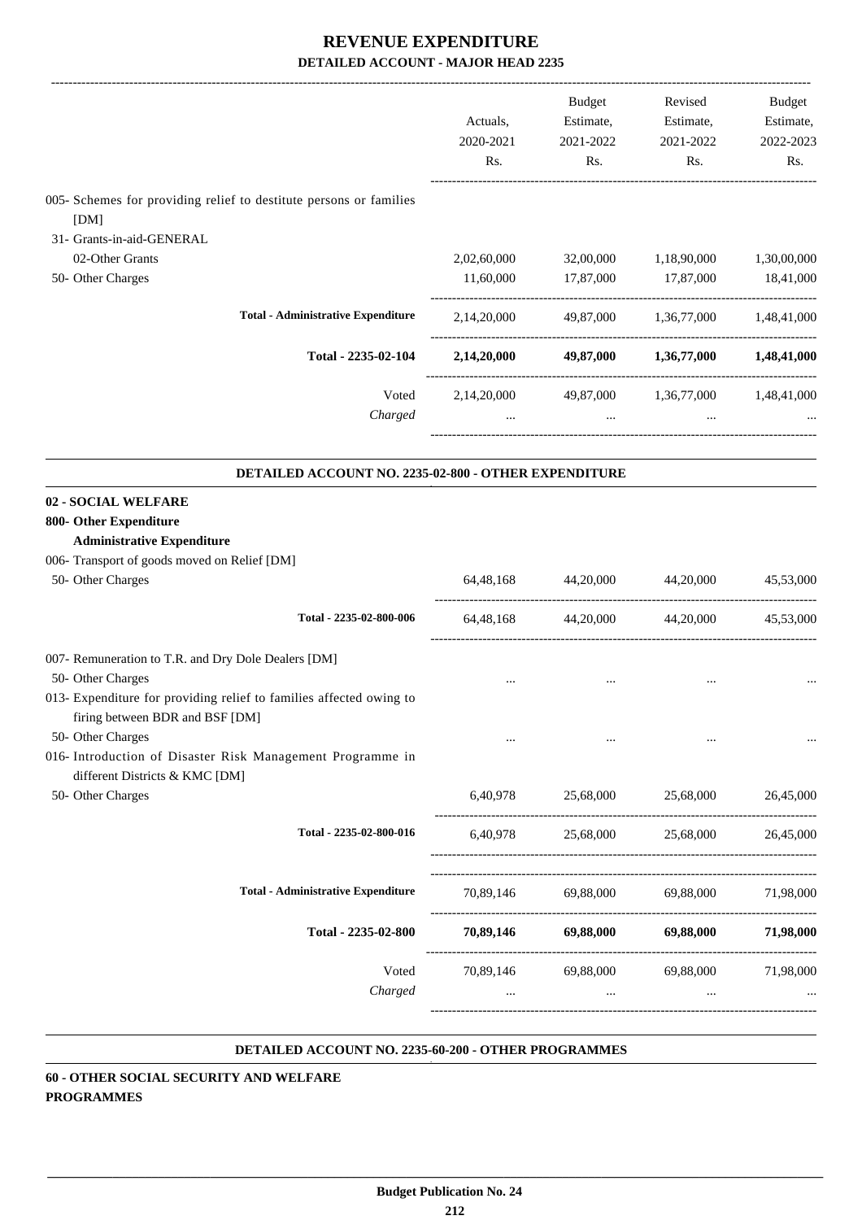# REVENUE EXPENDITURE

## DETAILED ACCOUNT - MAJOR HEAD 2235

| | Actuals, 2020-2021 Rs. | Budget Estimate, 2021-2022 Rs. | Revised Estimate, 2021-2022 Rs. | Budget Estimate, 2022-2023 Rs. |
|---|---|---|---|---|
| 005- Schemes for providing relief to destitute persons or families [DM] | | | | |
| 31- Grants-in-aid-GENERAL | | | | |
| 02-Other Grants | 2,02,60,000 | 32,00,000 | 1,18,90,000 | 1,30,00,000 |
| 50- Other Charges | 11,60,000 | 17,87,000 | 17,87,000 | 18,41,000 |
| **Total - Administrative Expenditure** | 2,14,20,000 | 49,87,000 | 1,36,77,000 | 1,48,41,000 |
| **Total - 2235-02-104** | **2,14,20,000** | **49,87,000** | **1,36,77,000** | **1,48,41,000** |
| Voted | 2,14,20,000 | 49,87,000 | 1,36,77,000 | 1,48,41,000 |
| *Charged* | ... | ... | ... | ... |

### DETAILED ACCOUNT NO. 2235-02-800 - OTHER EXPENDITURE

**02 - SOCIAL WELFARE**

**800- Other Expenditure**

**Administrative Expenditure**

| | Actuals, 2020-2021 Rs. | Budget Estimate, 2021-2022 Rs. | Revised Estimate, 2021-2022 Rs. | Budget Estimate, 2022-2023 Rs. |
|---|---|---|---|---|
| 006- Transport of goods moved on Relief [DM] | | | | |
| 50- Other Charges | 64,48,168 | 44,20,000 | 44,20,000 | 45,53,000 |
| **Total - 2235-02-800-006** | 64,48,168 | 44,20,000 | 44,20,000 | 45,53,000 |
| 007- Remuneration to T.R. and Dry Dole Dealers [DM] | | | | |
| 50- Other Charges | ... | ... | ... | ... |
| 013- Expenditure for providing relief to families affected owing to firing between BDR and BSF [DM] | | | | |
| 50- Other Charges | ... | ... | ... | ... |
| 016- Introduction of Disaster Risk Management Programme in different Districts & KMC [DM] | | | | |
| 50- Other Charges | 6,40,978 | 25,68,000 | 25,68,000 | 26,45,000 |
| **Total - 2235-02-800-016** | 6,40,978 | 25,68,000 | 25,68,000 | 26,45,000 |
| **Total - Administrative Expenditure** | 70,89,146 | 69,88,000 | 69,88,000 | 71,98,000 |
| **Total - 2235-02-800** | **70,89,146** | **69,88,000** | **69,88,000** | **71,98,000** |
| Voted | 70,89,146 | 69,88,000 | 69,88,000 | 71,98,000 |
| *Charged* | ... | ... | ... | ... |

### DETAILED ACCOUNT NO. 2235-60-200 - OTHER PROGRAMMES

**60 - OTHER SOCIAL SECURITY AND WELFARE PROGRAMMES**

Budget Publication No. 24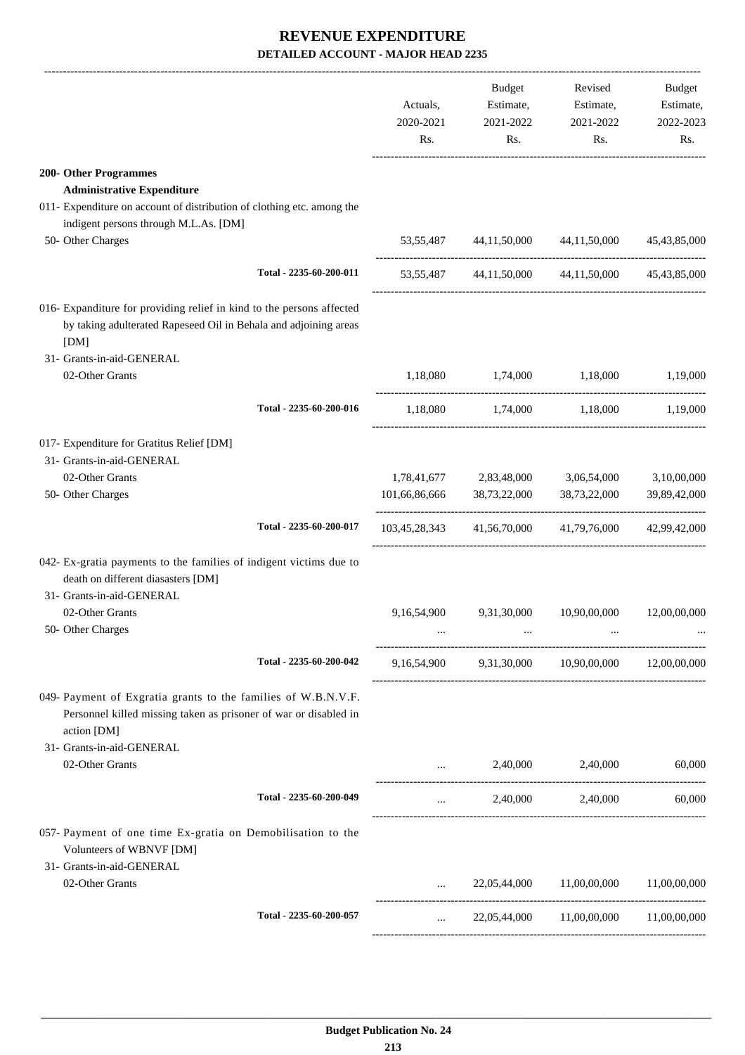# REVENUE EXPENDITURE

**DETAILED ACCOUNT - MAJOR HEAD 2235**

| | Actuals, 2020-2021 Rs. | Budget Estimate, 2021-2022 Rs. | Revised Estimate, 2021-2022 Rs. | Budget Estimate, 2022-2023 Rs. |
|---|---|---|---|---|
| **200- Other Programmes** | | | | |
| **Administrative Expenditure** | | | | |
| 011- Expenditure on account of distribution of clothing etc. among the indigent persons through M.L.As. [DM] | | | | |
| 50- Other Charges | 53,55,487 | 44,11,50,000 | 44,11,50,000 | 45,43,85,000 |
| Total - 2235-60-200-011 | 53,55,487 | 44,11,50,000 | 44,11,50,000 | 45,43,85,000 |
| 016- Expanditure for providing relief in kind to the persons affected by taking adulterated Rapeseed Oil in Behala and adjoining areas [DM] | | | | |
| 31- Grants-in-aid-GENERAL | | | | |
| 02-Other Grants | 1,18,080 | 1,74,000 | 1,18,000 | 1,19,000 |
| Total - 2235-60-200-016 | 1,18,080 | 1,74,000 | 1,18,000 | 1,19,000 |
| 017- Expenditure for Gratitus Relief [DM] | | | | |
| 31- Grants-in-aid-GENERAL | | | | |
| 02-Other Grants | 1,78,41,677 | 2,83,48,000 | 3,06,54,000 | 3,10,00,000 |
| 50- Other Charges | 101,66,86,666 | 38,73,22,000 | 38,73,22,000 | 39,89,42,000 |
| Total - 2235-60-200-017 | 103,45,28,343 | 41,56,70,000 | 41,79,76,000 | 42,99,42,000 |
| 042- Ex-gratia payments to the families of indigent victims due to death on different diasasters [DM] | | | | |
| 31- Grants-in-aid-GENERAL | | | | |
| 02-Other Grants | 9,16,54,900 | 9,31,30,000 | 10,90,00,000 | 12,00,00,000 |
| 50- Other Charges | ... | ... | ... | ... |
| Total - 2235-60-200-042 | 9,16,54,900 | 9,31,30,000 | 10,90,00,000 | 12,00,00,000 |
| 049- Payment of Exgratia grants to the families of W.B.N.V.F. Personnel killed missing taken as prisoner of war or disabled in action [DM] | | | | |
| 31- Grants-in-aid-GENERAL | | | | |
| 02-Other Grants | ... | 2,40,000 | 2,40,000 | 60,000 |
| Total - 2235-60-200-049 | ... | 2,40,000 | 2,40,000 | 60,000 |
| 057- Payment of one time Ex-gratia on Demobilisation to the Volunteers of WBNVF [DM] | | | | |
| 31- Grants-in-aid-GENERAL | | | | |
| 02-Other Grants | ... | 22,05,44,000 | 11,00,00,000 | 11,00,00,000 |
| Total - 2235-60-200-057 | ... | 22,05,44,000 | 11,00,00,000 | 11,00,00,000 |

**Budget Publication No. 24**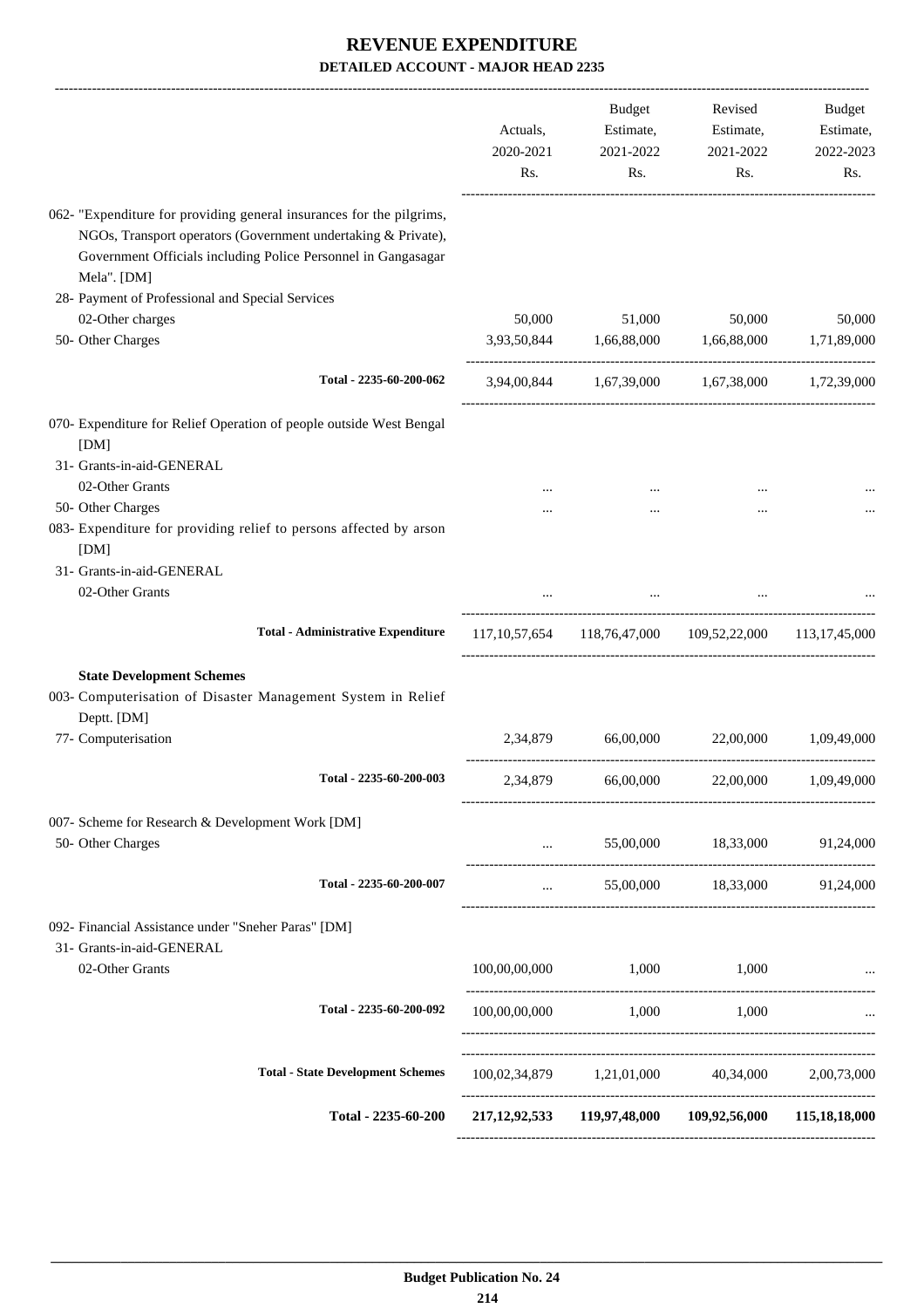# REVENUE EXPENDITURE

## DETAILED ACCOUNT - MAJOR HEAD 2235

| | Actuals, 2020-2021 Rs. | Budget Estimate, 2021-2022 Rs. | Revised Estimate, 2021-2022 Rs. | Budget Estimate, 2022-2023 Rs. |
|---|---|---|---|---|
| 062- "Expenditure for providing general insurances for the pilgrims, NGOs, Transport operators (Government undertaking & Private), Government Officials including Police Personnel in Gangasagar Mela". [DM] | | | | |
| 28- Payment of Professional and Special Services | | | | |
| 02-Other charges | 50,000 | 51,000 | 50,000 | 50,000 |
| 50- Other Charges | 3,93,50,844 | 1,66,88,000 | 1,66,88,000 | 1,71,89,000 |
| **Total - 2235-60-200-062** | 3,94,00,844 | 1,67,39,000 | 1,67,38,000 | 1,72,39,000 |
| 070- Expenditure for Relief Operation of people outside West Bengal [DM] | | | | |
| 31- Grants-in-aid-GENERAL | | | | |
| 02-Other Grants | ... | ... | ... | ... |
| 50- Other Charges | ... | ... | ... | ... |
| 083- Expenditure for providing relief to persons affected by arson [DM] | | | | |
| 31- Grants-in-aid-GENERAL | | | | |
| 02-Other Grants | ... | ... | ... | ... |
| **Total - Administrative Expenditure** | 117,10,57,654 | 118,76,47,000 | 109,52,22,000 | 113,17,45,000 |
| **State Development Schemes** | | | | |
| 003- Computerisation of Disaster Management System in Relief Deptt. [DM] | | | | |
| 77- Computerisation | 2,34,879 | 66,00,000 | 22,00,000 | 1,09,49,000 |
| **Total - 2235-60-200-003** | 2,34,879 | 66,00,000 | 22,00,000 | 1,09,49,000 |
| 007- Scheme for Research & Development Work [DM] | | | | |
| 50- Other Charges | ... | 55,00,000 | 18,33,000 | 91,24,000 |
| **Total - 2235-60-200-007** | ... | 55,00,000 | 18,33,000 | 91,24,000 |
| 092- Financial Assistance under "Sneher Paras" [DM] | | | | |
| 31- Grants-in-aid-GENERAL | | | | |
| 02-Other Grants | 100,00,00,000 | 1,000 | 1,000 | ... |
| **Total - 2235-60-200-092** | 100,00,00,000 | 1,000 | 1,000 | ... |
| **Total - State Development Schemes** | 100,02,34,879 | 1,21,01,000 | 40,34,000 | 2,00,73,000 |
| **Total - 2235-60-200** | **217,12,92,533** | **119,97,48,000** | **109,92,56,000** | **115,18,18,000** |

Budget Publication No. 24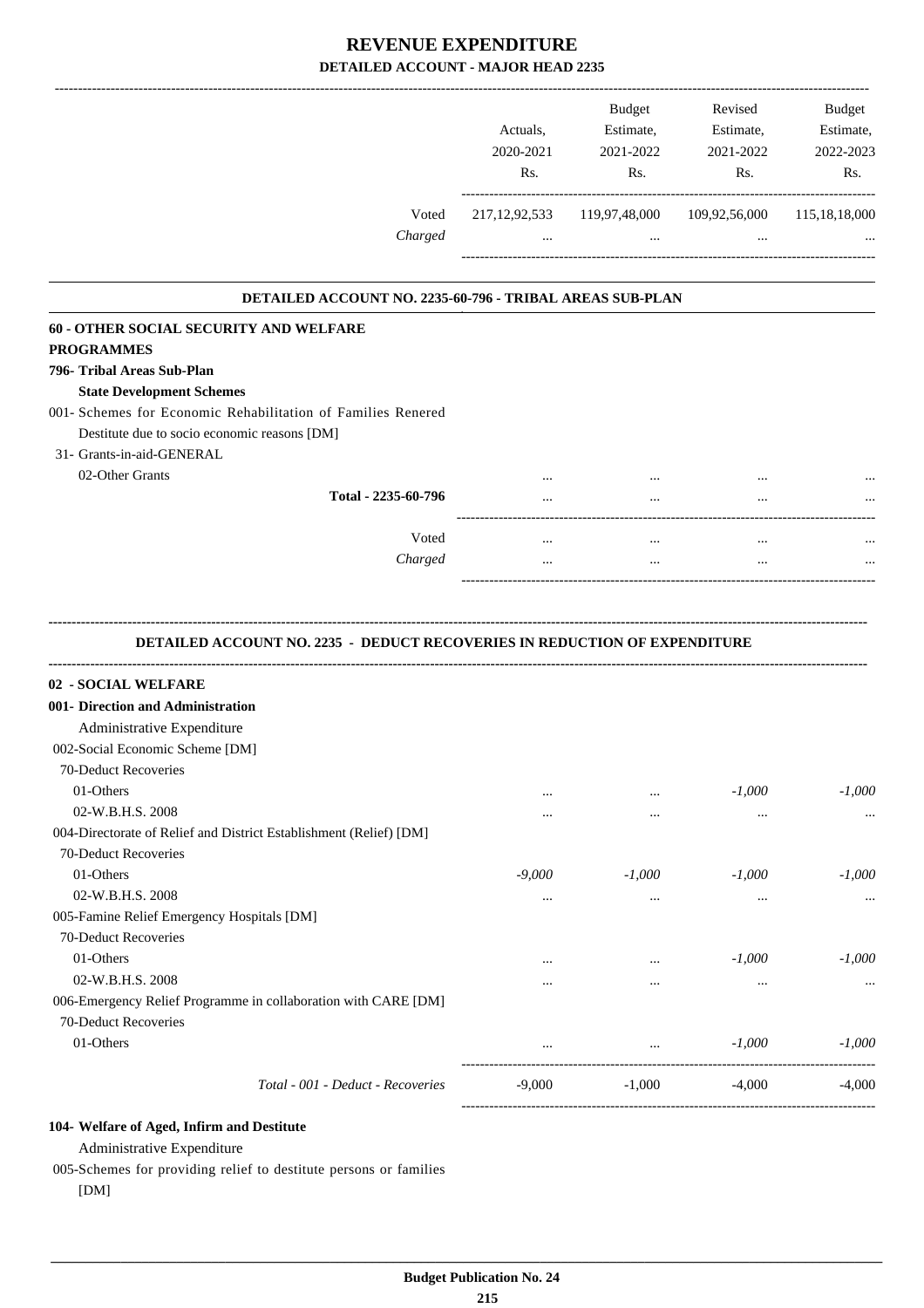# REVENUE EXPENDITURE

## DETAILED ACCOUNT - MAJOR HEAD 2235

| | Actuals, 2020-2021 Rs. | Budget Estimate, 2021-2022 Rs. | Revised Estimate, 2021-2022 Rs. | Budget Estimate, 2022-2023 Rs. |
|---|---|---|---|---|
| Voted | 217,12,92,533 | 119,97,48,000 | 109,92,56,000 | 115,18,18,000 |
| *Charged* | ... | ... | ... | ... |

### DETAILED ACCOUNT NO. 2235-60-796 - TRIBAL AREAS SUB-PLAN

| | Actuals, 2020-2021 Rs. | Budget Estimate, 2021-2022 Rs. | Revised Estimate, 2021-2022 Rs. | Budget Estimate, 2022-2023 Rs. |
|---|---|---|---|---|
| **60 - OTHER SOCIAL SECURITY AND WELFARE PROGRAMMES** | | | | |
| **796- Tribal Areas Sub-Plan** | | | | |
| **State Development Schemes** | | | | |
| 001- Schemes for Economic Rehabilitation of Families Renered Destitute due to socio economic reasons [DM] | | | | |
| 31- Grants-in-aid-GENERAL | | | | |
| 02-Other Grants | ... | ... | ... | ... |
| **Total - 2235-60-796** | ... | ... | ... | ... |
| Voted | ... | ... | ... | ... |
| *Charged* | ... | ... | ... | ... |

### DETAILED ACCOUNT NO. 2235 - DEDUCT RECOVERIES IN REDUCTION OF EXPENDITURE

| | Actuals, 2020-2021 Rs. | Budget Estimate, 2021-2022 Rs. | Revised Estimate, 2021-2022 Rs. | Budget Estimate, 2022-2023 Rs. |
|---|---|---|---|---|
| **02 - SOCIAL WELFARE** | | | | |
| **001- Direction and Administration** | | | | |
| Administrative Expenditure | | | | |
| 002-Social Economic Scheme [DM] | | | | |
| 70-Deduct Recoveries | | | | |
| 01-Others | ... | ... | *-1,000* | *-1,000* |
| 02-W.B.H.S. 2008 | ... | ... | ... | ... |
| 004-Directorate of Relief and District Establishment (Relief) [DM] | | | | |
| 70-Deduct Recoveries | | | | |
| 01-Others | *-9,000* | *-1,000* | *-1,000* | *-1,000* |
| 02-W.B.H.S. 2008 | ... | ... | ... | ... |
| 005-Famine Relief Emergency Hospitals [DM] | | | | |
| 70-Deduct Recoveries | | | | |
| 01-Others | ... | ... | *-1,000* | *-1,000* |
| 02-W.B.H.S. 2008 | ... | ... | ... | ... |
| 006-Emergency Relief Programme in collaboration with CARE [DM] | | | | |
| 70-Deduct Recoveries | | | | |
| 01-Others | ... | ... | *-1,000* | *-1,000* |
| *Total - 001 - Deduct - Recoveries* | -9,000 | -1,000 | -4,000 | -4,000 |

**104- Welfare of Aged, Infirm and Destitute**

Administrative Expenditure

005-Schemes for providing relief to destitute persons or families [DM]

**Budget Publication No. 24**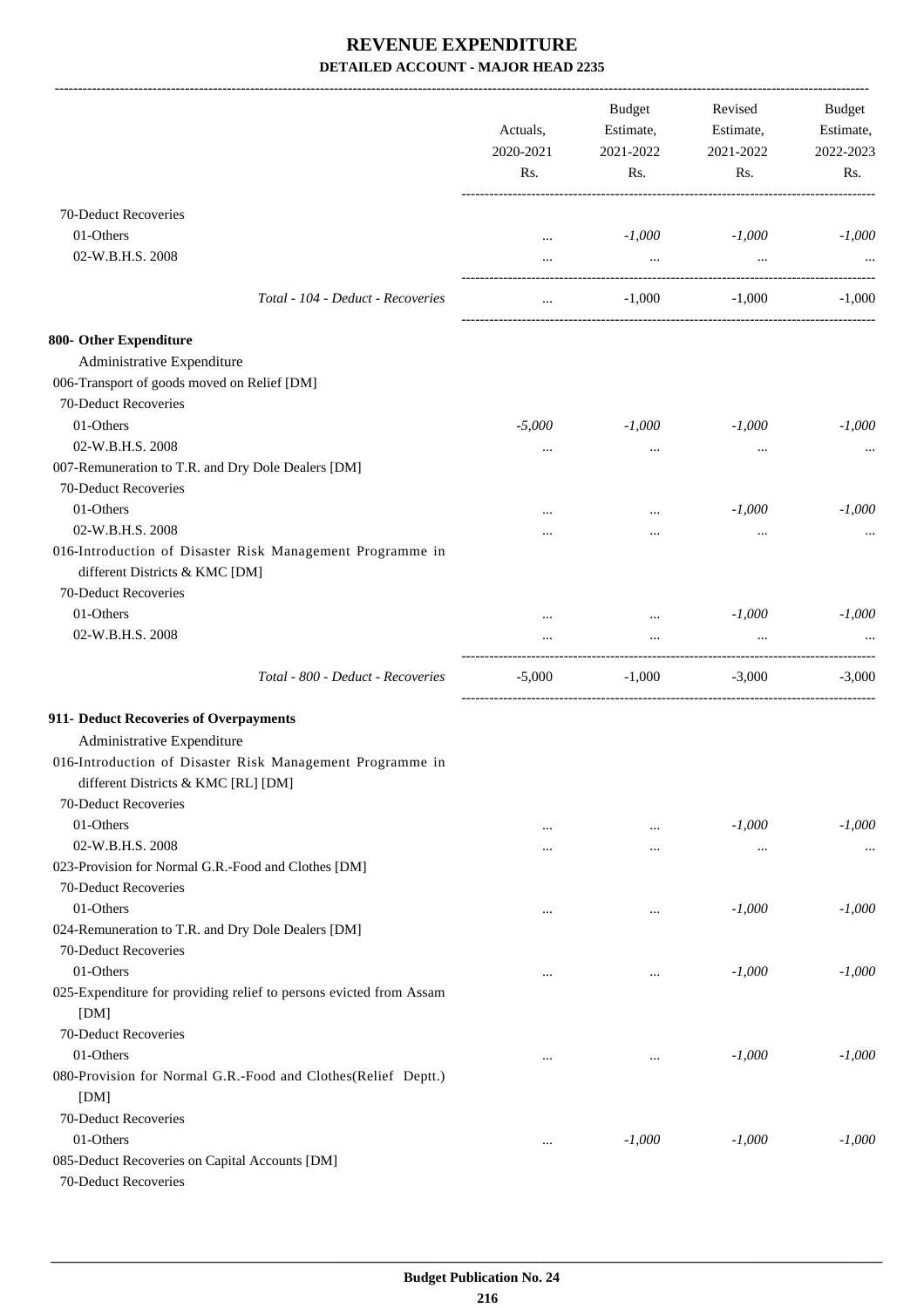# REVENUE EXPENDITURE

**DETAILED ACCOUNT - MAJOR HEAD 2235**

| | Actuals, 2020-2021 Rs. | Budget Estimate, 2021-2022 Rs. | Revised Estimate, 2021-2022 Rs. | Budget Estimate, 2022-2023 Rs. |
|---|---|---|---|---|
| 70-Deduct Recoveries | | | | |
| 01-Others | ... | -1,000 | -1,000 | -1,000 |
| 02-W.B.H.S. 2008 | ... | ... | ... | ... |
| *Total - 104 - Deduct - Recoveries* | ... | -1,000 | -1,000 | -1,000 |
| **800- Other Expenditure** | | | | |
| Administrative Expenditure | | | | |
| 006-Transport of goods moved on Relief [DM] | | | | |
| 70-Deduct Recoveries | | | | |
| 01-Others | -5,000 | -1,000 | -1,000 | -1,000 |
| 02-W.B.H.S. 2008 | ... | ... | ... | ... |
| 007-Remuneration to T.R. and Dry Dole Dealers [DM] | | | | |
| 70-Deduct Recoveries | | | | |
| 01-Others | ... | ... | -1,000 | -1,000 |
| 02-W.B.H.S. 2008 | ... | ... | ... | ... |
| 016-Introduction of Disaster Risk Management Programme in different Districts & KMC [DM] | | | | |
| 70-Deduct Recoveries | | | | |
| 01-Others | ... | ... | -1,000 | -1,000 |
| 02-W.B.H.S. 2008 | ... | ... | ... | ... |
| *Total - 800 - Deduct - Recoveries* | -5,000 | -1,000 | -3,000 | -3,000 |
| **911- Deduct Recoveries of Overpayments** | | | | |
| Administrative Expenditure | | | | |
| 016-Introduction of Disaster Risk Management Programme in different Districts & KMC [RL] [DM] | | | | |
| 70-Deduct Recoveries | | | | |
| 01-Others | ... | ... | -1,000 | -1,000 |
| 02-W.B.H.S. 2008 | ... | ... | ... | ... |
| 023-Provision for Normal G.R.-Food and Clothes [DM] | | | | |
| 70-Deduct Recoveries | | | | |
| 01-Others | ... | ... | -1,000 | -1,000 |
| 024-Remuneration to T.R. and Dry Dole Dealers [DM] | | | | |
| 70-Deduct Recoveries | | | | |
| 01-Others | ... | ... | -1,000 | -1,000 |
| 025-Expenditure for providing relief to persons evicted from Assam [DM] | | | | |
| 70-Deduct Recoveries | | | | |
| 01-Others | ... | ... | -1,000 | -1,000 |
| 080-Provision for Normal G.R.-Food and Clothes(Relief Deptt.) [DM] | | | | |
| 70-Deduct Recoveries | | | | |
| 01-Others | ... | -1,000 | -1,000 | -1,000 |
| 085-Deduct Recoveries on Capital Accounts [DM] | | | | |
| 70-Deduct Recoveries | | | | |

**Budget Publication No. 24**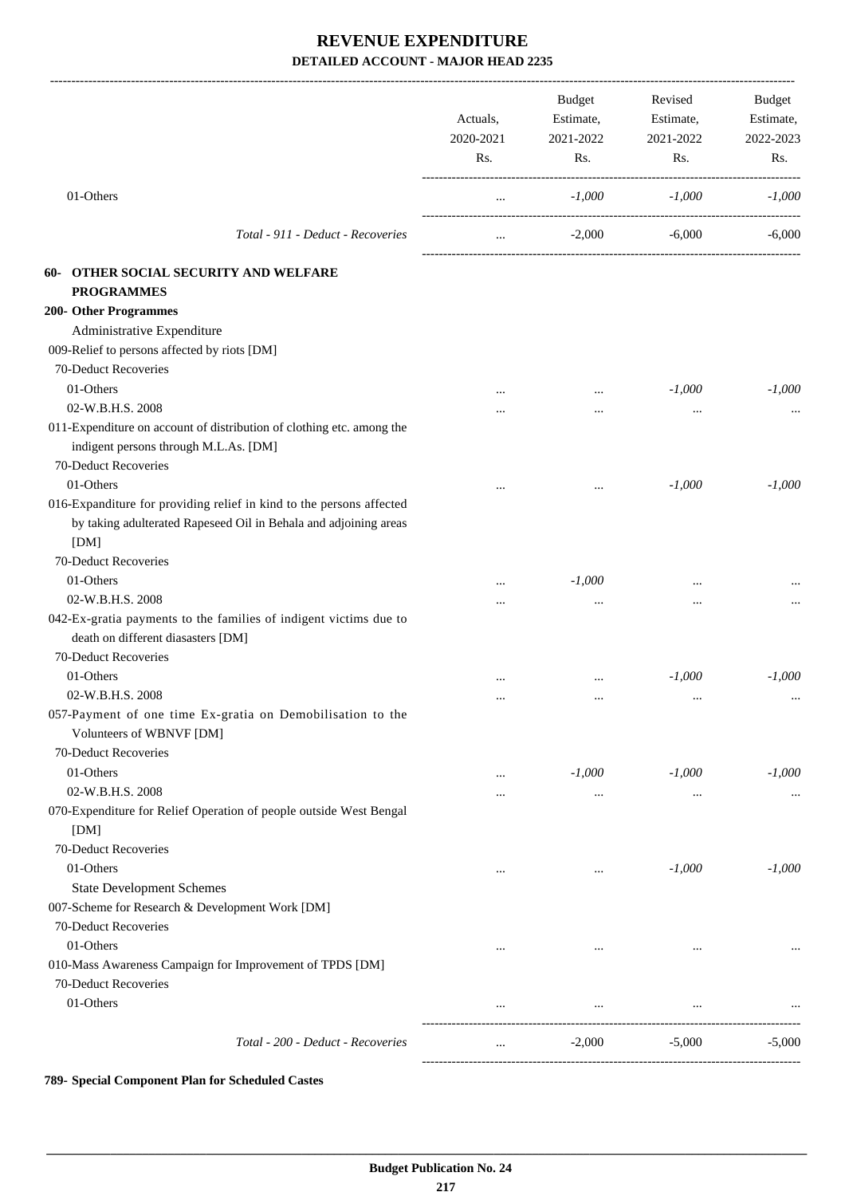# REVENUE EXPENDITURE

## DETAILED ACCOUNT - MAJOR HEAD 2235

| | Actuals, 2020-2021 Rs. | Budget Estimate, 2021-2022 Rs. | Revised Estimate, 2021-2022 Rs. | Budget Estimate, 2022-2023 Rs. |
|---|---|---|---|---|
| 01-Others | ... | -1,000 | -1,000 | -1,000 |
| *Total - 911 - Deduct - Recoveries* | ... | -2,000 | -6,000 | -6,000 |
| **60- OTHER SOCIAL SECURITY AND WELFARE PROGRAMMES** | | | | |
| **200- Other Programmes** | | | | |
| Administrative Expenditure | | | | |
| 009-Relief to persons affected by riots [DM] | | | | |
| 70-Deduct Recoveries | | | | |
| 01-Others | ... | ... | -1,000 | -1,000 |
| 02-W.B.H.S. 2008 | ... | ... | ... | ... |
| 011-Expenditure on account of distribution of clothing etc. among the indigent persons through M.L.As. [DM] | | | | |
| 70-Deduct Recoveries | | | | |
| 01-Others | ... | ... | -1,000 | -1,000 |
| 016-Expanditure for providing relief in kind to the persons affected by taking adulterated Rapeseed Oil in Behala and adjoining areas [DM] | | | | |
| 70-Deduct Recoveries | | | | |
| 01-Others | ... | -1,000 | ... | ... |
| 02-W.B.H.S. 2008 | ... | ... | ... | ... |
| 042-Ex-gratia payments to the families of indigent victims due to death on different diasasters [DM] | | | | |
| 70-Deduct Recoveries | | | | |
| 01-Others | ... | ... | -1,000 | -1,000 |
| 02-W.B.H.S. 2008 | ... | ... | ... | ... |
| 057-Payment of one time Ex-gratia on Demobilisation to the Volunteers of WBNVF [DM] | | | | |
| 70-Deduct Recoveries | | | | |
| 01-Others | ... | -1,000 | -1,000 | -1,000 |
| 02-W.B.H.S. 2008 | ... | ... | ... | ... |
| 070-Expenditure for Relief Operation of people outside West Bengal [DM] | | | | |
| 70-Deduct Recoveries | | | | |
| 01-Others | ... | ... | -1,000 | -1,000 |
| State Development Schemes | | | | |
| 007-Scheme for Research & Development Work [DM] | | | | |
| 70-Deduct Recoveries | | | | |
| 01-Others | ... | ... | ... | ... |
| 010-Mass Awareness Campaign for Improvement of TPDS [DM] | | | | |
| 70-Deduct Recoveries | | | | |
| 01-Others | ... | ... | ... | ... |
| *Total - 200 - Deduct - Recoveries* | ... | -2,000 | -5,000 | -5,000 |

**789- Special Component Plan for Scheduled Castes**

**Budget Publication No. 24**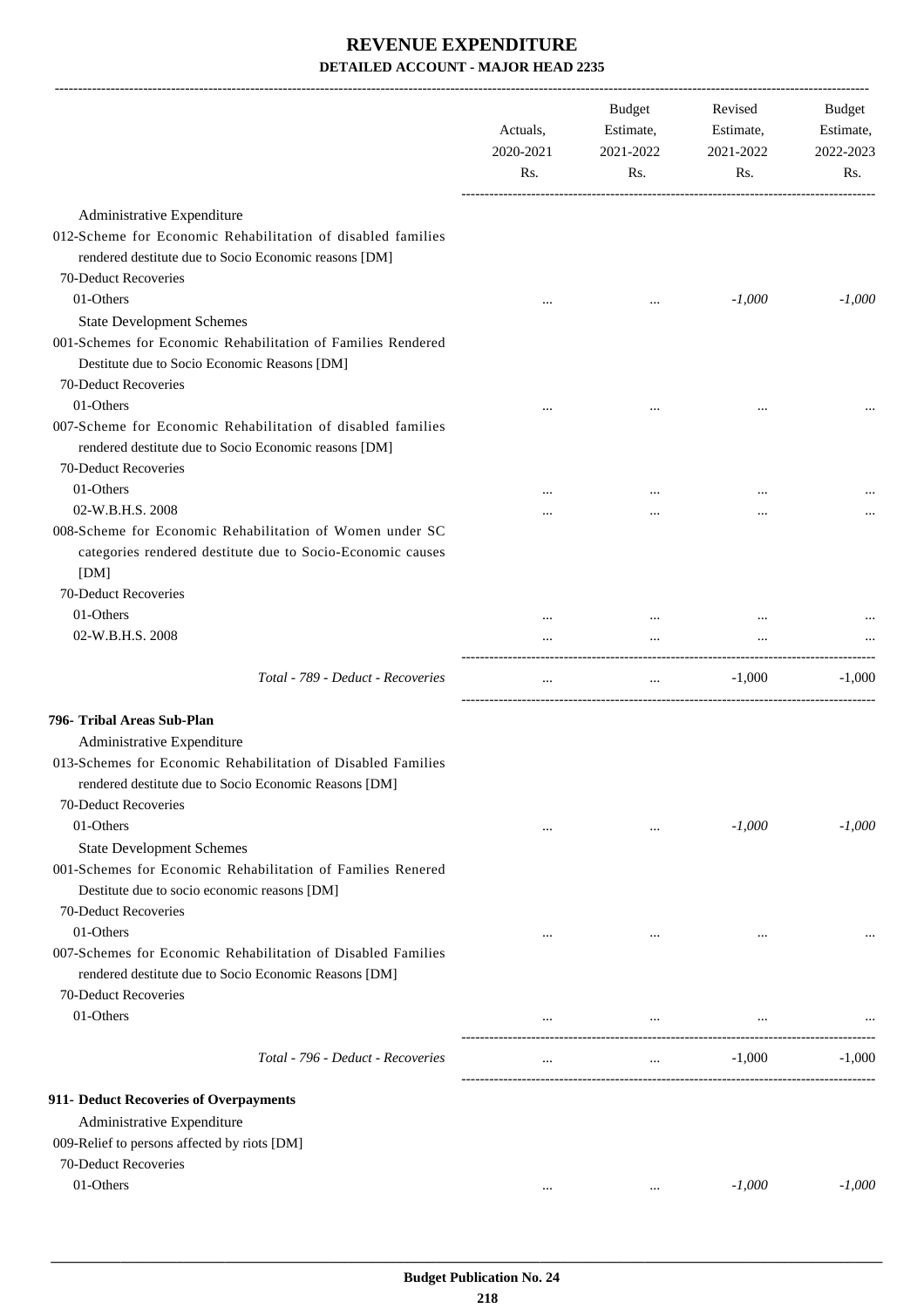# REVENUE EXPENDITURE

## DETAILED ACCOUNT - MAJOR HEAD 2235

| | Actuals, 2020-2021 Rs. | Budget Estimate, 2021-2022 Rs. | Revised Estimate, 2021-2022 Rs. | Budget Estimate, 2022-2023 Rs. |
|---|---|---|---|---|
| Administrative Expenditure | | | | |
| 012-Scheme for Economic Rehabilitation of disabled families rendered destitute due to Socio Economic reasons [DM] | | | | |
| 70-Deduct Recoveries | | | | |
| 01-Others | ... | ... | *-1,000* | *-1,000* |
| State Development Schemes | | | | |
| 001-Schemes for Economic Rehabilitation of Families Rendered Destitute due to Socio Economic Reasons [DM] | | | | |
| 70-Deduct Recoveries | | | | |
| 01-Others | ... | ... | ... | ... |
| 007-Scheme for Economic Rehabilitation of disabled families rendered destitute due to Socio Economic reasons [DM] | | | | |
| 70-Deduct Recoveries | | | | |
| 01-Others | ... | ... | ... | ... |
| 02-W.B.H.S. 2008 | ... | ... | ... | ... |
| 008-Scheme for Economic Rehabilitation of Women under SC categories rendered destitute due to Socio-Economic causes [DM] | | | | |
| 70-Deduct Recoveries | | | | |
| 01-Others | ... | ... | ... | ... |
| 02-W.B.H.S. 2008 | ... | ... | ... | ... |
| *Total - 789 - Deduct - Recoveries* | ... | ... | -1,000 | -1,000 |
| **796- Tribal Areas Sub-Plan** | | | | |
| Administrative Expenditure | | | | |
| 013-Schemes for Economic Rehabilitation of Disabled Families rendered destitute due to Socio Economic Reasons [DM] | | | | |
| 70-Deduct Recoveries | | | | |
| 01-Others | ... | ... | *-1,000* | *-1,000* |
| State Development Schemes | | | | |
| 001-Schemes for Economic Rehabilitation of Families Renered Destitute due to socio economic reasons [DM] | | | | |
| 70-Deduct Recoveries | | | | |
| 01-Others | ... | ... | ... | ... |
| 007-Schemes for Economic Rehabilitation of Disabled Families rendered destitute due to Socio Economic Reasons [DM] | | | | |
| 70-Deduct Recoveries | | | | |
| 01-Others | ... | ... | ... | ... |
| *Total - 796 - Deduct - Recoveries* | ... | ... | -1,000 | -1,000 |
| **911- Deduct Recoveries of Overpayments** | | | | |
| Administrative Expenditure | | | | |
| 009-Relief to persons affected by riots [DM] | | | | |
| 70-Deduct Recoveries | | | | |
| 01-Others | ... | ... | *-1,000* | *-1,000* |

**Budget Publication No. 24**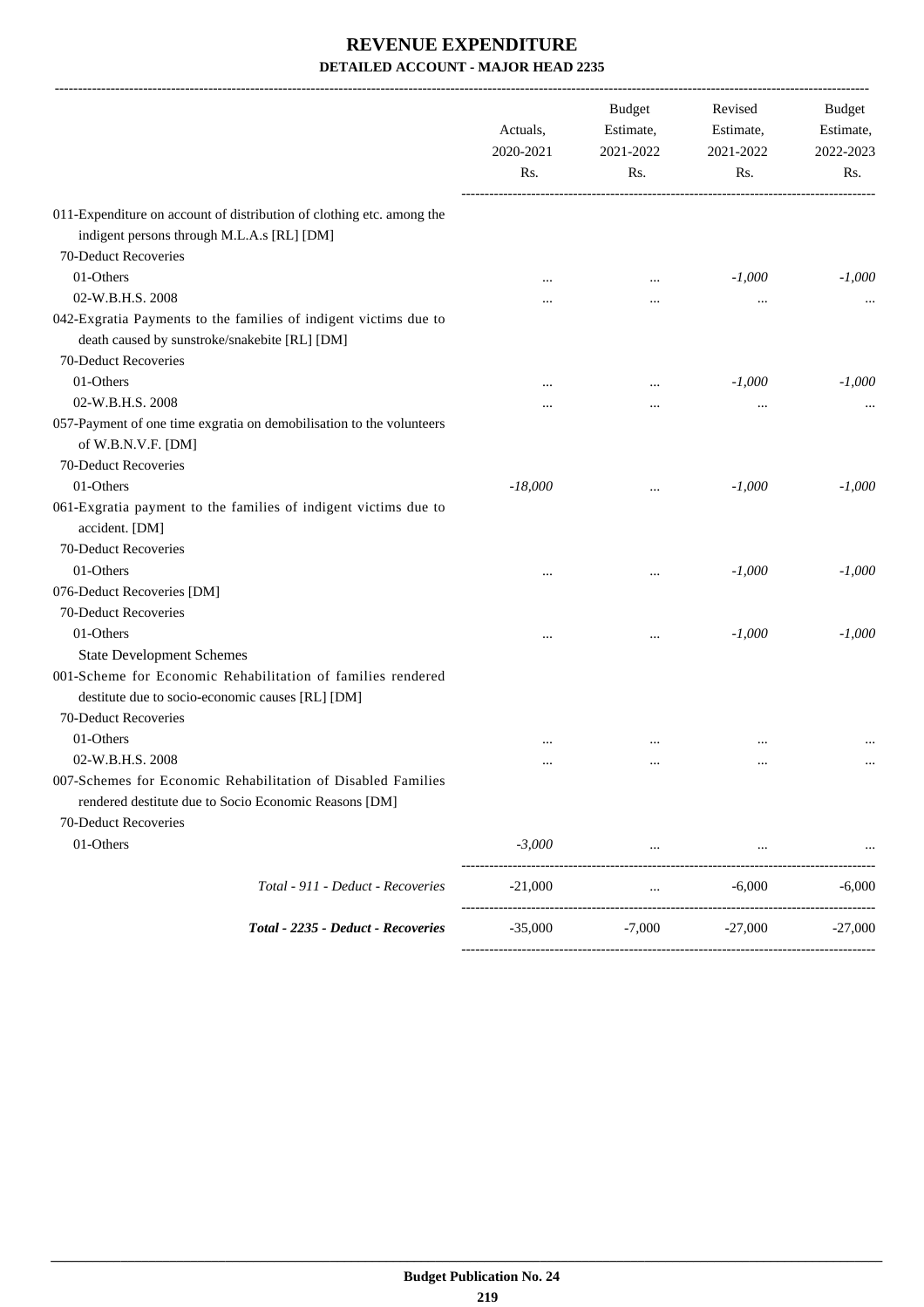# REVENUE EXPENDITURE

## DETAILED ACCOUNT - MAJOR HEAD 2235

| | Actuals, 2020-2021 Rs. | Budget Estimate, 2021-2022 Rs. | Revised Estimate, 2021-2022 Rs. | Budget Estimate, 2022-2023 Rs. |
|---|---|---|---|---|
| 011-Expenditure on account of distribution of clothing etc. among the indigent persons through M.L.A.s [RL] [DM] | | | | |
| 70-Deduct Recoveries | | | | |
| 01-Others | ... | ... | *-1,000* | *-1,000* |
| 02-W.B.H.S. 2008 | ... | ... | ... | ... |
| 042-Exgratia Payments to the families of indigent victims due to death caused by sunstroke/snakebite [RL] [DM] | | | | |
| 70-Deduct Recoveries | | | | |
| 01-Others | ... | ... | *-1,000* | *-1,000* |
| 02-W.B.H.S. 2008 | ... | ... | ... | ... |
| 057-Payment of one time exgratia on demobilisation to the volunteers of W.B.N.V.F. [DM] | | | | |
| 70-Deduct Recoveries | | | | |
| 01-Others | *-18,000* | ... | *-1,000* | *-1,000* |
| 061-Exgratia payment to the families of indigent victims due to accident. [DM] | | | | |
| 70-Deduct Recoveries | | | | |
| 01-Others | ... | ... | *-1,000* | *-1,000* |
| 076-Deduct Recoveries [DM] | | | | |
| 70-Deduct Recoveries | | | | |
| 01-Others | ... | ... | *-1,000* | *-1,000* |
| State Development Schemes | | | | |
| 001-Scheme for Economic Rehabilitation of families rendered destitute due to socio-economic causes [RL] [DM] | | | | |
| 70-Deduct Recoveries | | | | |
| 01-Others | ... | ... | ... | ... |
| 02-W.B.H.S. 2008 | ... | ... | ... | ... |
| 007-Schemes for Economic Rehabilitation of Disabled Families rendered destitute due to Socio Economic Reasons [DM] | | | | |
| 70-Deduct Recoveries | | | | |
| 01-Others | *-3,000* | ... | ... | ... |
| *Total - 911 - Deduct - Recoveries* | -21,000 | ... | -6,000 | -6,000 |
| ***Total - 2235 - Deduct - Recoveries*** | -35,000 | -7,000 | -27,000 | -27,000 |

**Budget Publication No. 24**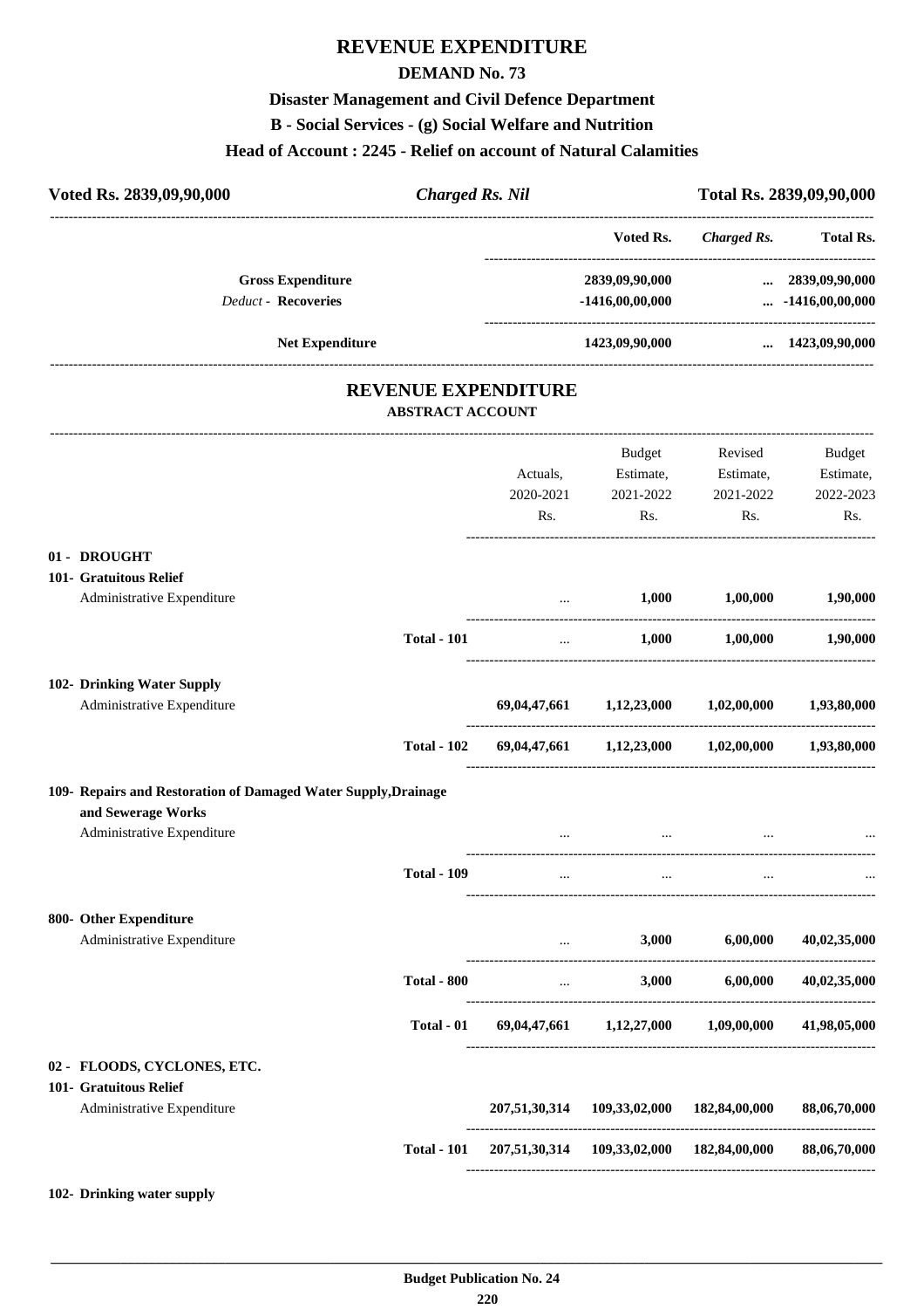# REVENUE EXPENDITURE

## DEMAND No. 73

### Disaster Management and Civil Defence Department

### B - Social Services - (g) Social Welfare and Nutrition

### Head of Account : 2245 - Relief on account of Natural Calamities

| Voted Rs. 2839,09,90,000 | *Charged Rs. Nil* | Total Rs. 2839,09,90,000 |
|---|---|---|

| | Voted Rs. | *Charged Rs.* | Total Rs. |
|---|---|---|---|
| **Gross Expenditure** | 2839,09,90,000 | ... | 2839,09,90,000 |
| *Deduct* - **Recoveries** | -1416,00,00,000 | ... | -1416,00,00,000 |
| **Net Expenditure** | 1423,09,90,000 | ... | 1423,09,90,000 |

## REVENUE EXPENDITURE

### ABSTRACT ACCOUNT

| | | Actuals, 2020-2021 Rs. | Budget Estimate, 2021-2022 Rs. | Revised Estimate, 2021-2022 Rs. | Budget Estimate, 2022-2023 Rs. |
|---|---|---|---|---|---|
| **01 - DROUGHT** | | | | | |
| **101- Gratuitous Relief** | | | | | |
| Administrative Expenditure | | ... | 1,000 | 1,00,000 | 1,90,000 |
| | **Total - 101** | ... | 1,000 | 1,00,000 | 1,90,000 |
| **102- Drinking Water Supply** | | | | | |
| Administrative Expenditure | | 69,04,47,661 | 1,12,23,000 | 1,02,00,000 | 1,93,80,000 |
| | **Total - 102** | 69,04,47,661 | 1,12,23,000 | 1,02,00,000 | 1,93,80,000 |
| **109- Repairs and Restoration of Damaged Water Supply,Drainage and Sewerage Works** | | | | | |
| Administrative Expenditure | | ... | ... | ... | ... |
| | **Total - 109** | ... | ... | ... | ... |
| **800- Other Expenditure** | | | | | |
| Administrative Expenditure | | ... | 3,000 | 6,00,000 | 40,02,35,000 |
| | **Total - 800** | ... | 3,000 | 6,00,000 | 40,02,35,000 |
| | **Total - 01** | 69,04,47,661 | 1,12,27,000 | 1,09,00,000 | 41,98,05,000 |
| **02 - FLOODS, CYCLONES, ETC.** | | | | | |
| **101- Gratuitous Relief** | | | | | |
| Administrative Expenditure | | 207,51,30,314 | 109,33,02,000 | 182,84,00,000 | 88,06,70,000 |
| | **Total - 101** | 207,51,30,314 | 109,33,02,000 | 182,84,00,000 | 88,06,70,000 |
| **102- Drinking water supply** | | | | | |

Budget Publication No. 24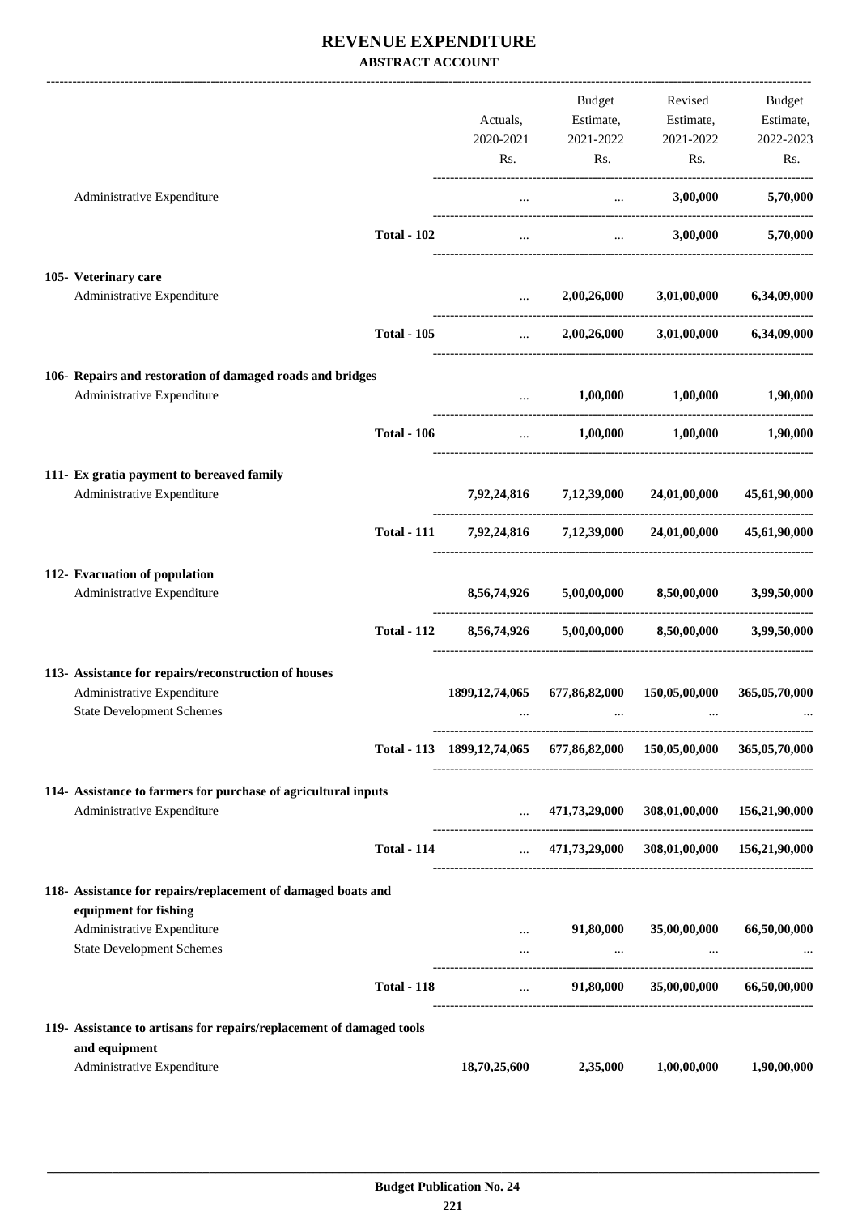# REVENUE EXPENDITURE

**ABSTRACT ACCOUNT**

| | | Actuals, 2020-2021 Rs. | Budget Estimate, 2021-2022 Rs. | Revised Estimate, 2021-2022 Rs. | Budget Estimate, 2022-2023 Rs. |
|---|---|---|---|---|---|
| Administrative Expenditure | | ... | ... | 3,00,000 | 5,70,000 |
| | **Total - 102** | ... | ... | 3,00,000 | 5,70,000 |
| **105- Veterinary care** | | | | | |
| Administrative Expenditure | | ... | 2,00,26,000 | 3,01,00,000 | 6,34,09,000 |
| | **Total - 105** | ... | 2,00,26,000 | 3,01,00,000 | 6,34,09,000 |
| **106- Repairs and restoration of damaged roads and bridges** | | | | | |
| Administrative Expenditure | | ... | 1,00,000 | 1,00,000 | 1,90,000 |
| | **Total - 106** | ... | 1,00,000 | 1,00,000 | 1,90,000 |
| **111- Ex gratia payment to bereaved family** | | | | | |
| Administrative Expenditure | | 7,92,24,816 | 7,12,39,000 | 24,01,00,000 | 45,61,90,000 |
| | **Total - 111** | 7,92,24,816 | 7,12,39,000 | 24,01,00,000 | 45,61,90,000 |
| **112- Evacuation of population** | | | | | |
| Administrative Expenditure | | 8,56,74,926 | 5,00,00,000 | 8,50,00,000 | 3,99,50,000 |
| | **Total - 112** | 8,56,74,926 | 5,00,00,000 | 8,50,00,000 | 3,99,50,000 |
| **113- Assistance for repairs/reconstruction of houses** | | | | | |
| Administrative Expenditure | | 1899,12,74,065 | 677,86,82,000 | 150,05,00,000 | 365,05,70,000 |
| State Development Schemes | | ... | ... | ... | ... |
| | **Total - 113** | 1899,12,74,065 | 677,86,82,000 | 150,05,00,000 | 365,05,70,000 |
| **114- Assistance to farmers for purchase of agricultural inputs** | | | | | |
| Administrative Expenditure | | ... | 471,73,29,000 | 308,01,00,000 | 156,21,90,000 |
| | **Total - 114** | ... | 471,73,29,000 | 308,01,00,000 | 156,21,90,000 |
| **118- Assistance for repairs/replacement of damaged boats and equipment for fishing** | | | | | |
| Administrative Expenditure | | ... | 91,80,000 | 35,00,00,000 | 66,50,00,000 |
| State Development Schemes | | ... | ... | ... | ... |
| | **Total - 118** | ... | 91,80,000 | 35,00,00,000 | 66,50,00,000 |
| **119- Assistance to artisans for repairs/replacement of damaged tools and equipment** | | | | | |
| Administrative Expenditure | | 18,70,25,600 | 2,35,000 | 1,00,00,000 | 1,90,00,000 |

**Budget Publication No. 24**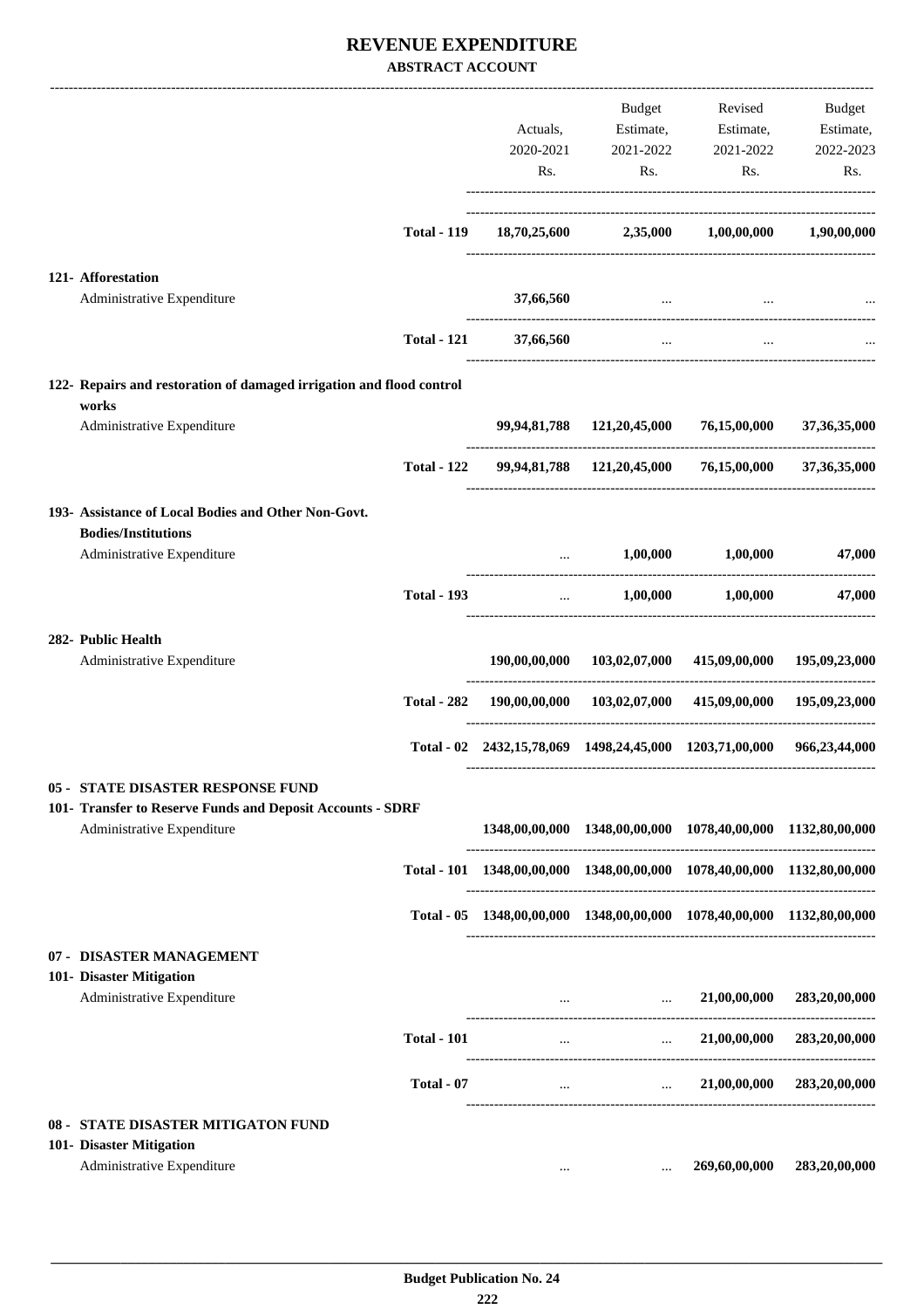# REVENUE EXPENDITURE

**ABSTRACT ACCOUNT**

| | | Actuals, 2020-2021 Rs. | Budget Estimate, 2021-2022 Rs. | Revised Estimate, 2021-2022 Rs. | Budget Estimate, 2022-2023 Rs. |
|---|---|---|---|---|---|
| | **Total - 119** | **18,70,25,600** | **2,35,000** | **1,00,00,000** | **1,90,00,000** |
| **121- Afforestation** | | | | | |
| Administrative Expenditure | | **37,66,560** | ... | ... | ... |
| | **Total - 121** | **37,66,560** | ... | ... | ... |
| **122- Repairs and restoration of damaged irrigation and flood control works** | | | | | |
| Administrative Expenditure | | **99,94,81,788** | **121,20,45,000** | **76,15,00,000** | **37,36,35,000** |
| | **Total - 122** | **99,94,81,788** | **121,20,45,000** | **76,15,00,000** | **37,36,35,000** |
| **193- Assistance of Local Bodies and Other Non-Govt. Bodies/Institutions** | | | | | |
| Administrative Expenditure | | ... | **1,00,000** | **1,00,000** | **47,000** |
| | **Total - 193** | ... | **1,00,000** | **1,00,000** | **47,000** |
| **282- Public Health** | | | | | |
| Administrative Expenditure | | **190,00,00,000** | **103,02,07,000** | **415,09,00,000** | **195,09,23,000** |
| | **Total - 282** | **190,00,00,000** | **103,02,07,000** | **415,09,00,000** | **195,09,23,000** |
| | **Total - 02** | **2432,15,78,069** | **1498,24,45,000** | **1203,71,00,000** | **966,23,44,000** |
| **05 - STATE DISASTER RESPONSE FUND** | | | | | |
| **101- Transfer to Reserve Funds and Deposit Accounts - SDRF** | | | | | |
| Administrative Expenditure | | **1348,00,00,000** | **1348,00,00,000** | **1078,40,00,000** | **1132,80,00,000** |
| | **Total - 101** | **1348,00,00,000** | **1348,00,00,000** | **1078,40,00,000** | **1132,80,00,000** |
| | **Total - 05** | **1348,00,00,000** | **1348,00,00,000** | **1078,40,00,000** | **1132,80,00,000** |
| **07 - DISASTER MANAGEMENT** | | | | | |
| **101- Disaster Mitigation** | | | | | |
| Administrative Expenditure | | ... | ... | **21,00,00,000** | **283,20,00,000** |
| | **Total - 101** | ... | ... | **21,00,00,000** | **283,20,00,000** |
| | **Total - 07** | ... | ... | **21,00,00,000** | **283,20,00,000** |
| **08 - STATE DISASTER MITIGATON FUND** | | | | | |
| **101- Disaster Mitigation** | | | | | |
| Administrative Expenditure | | ... | ... | **269,60,00,000** | **283,20,00,000** |

**Budget Publication No. 24**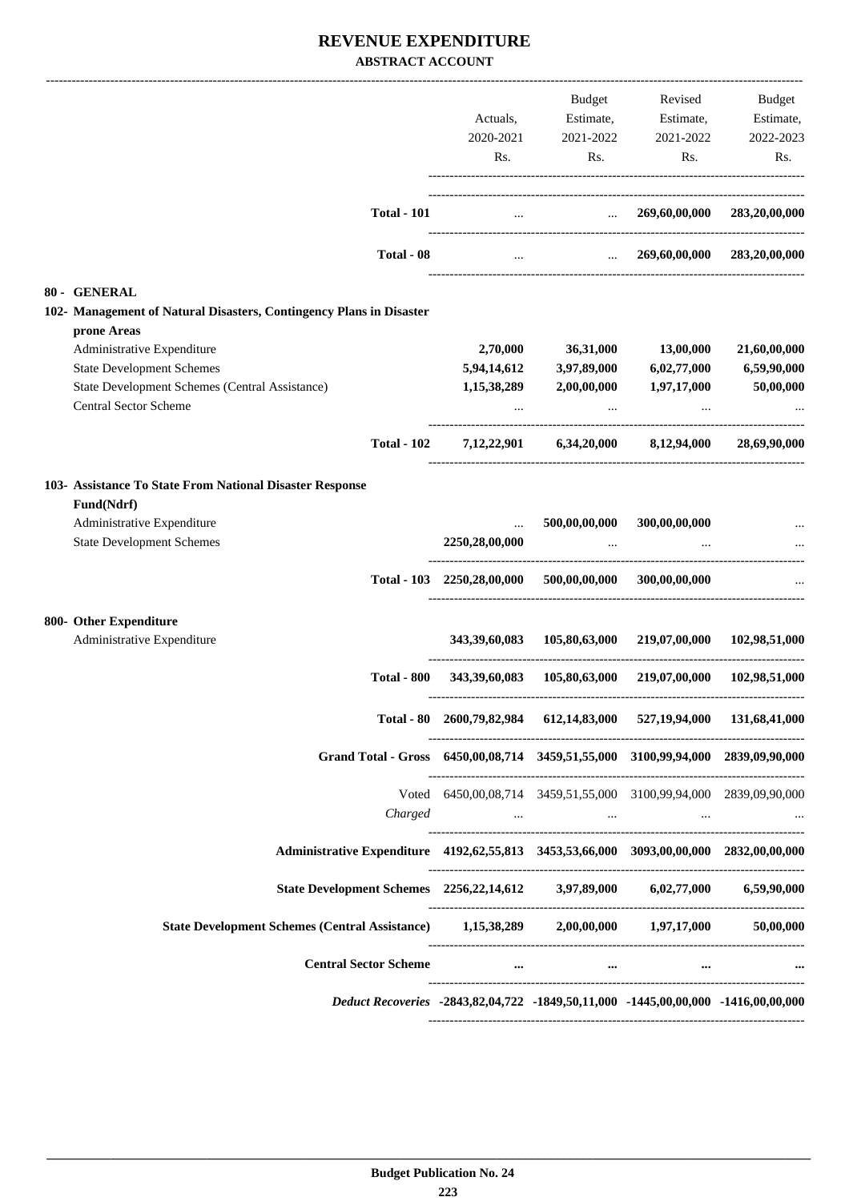# REVENUE EXPENDITURE

**ABSTRACT ACCOUNT**

| | Actuals, 2020-2021 Rs. | Budget Estimate, 2021-2022 Rs. | Revised Estimate, 2021-2022 Rs. | Budget Estimate, 2022-2023 Rs. |
|---|---|---|---|---|
| **Total - 101** | ... | ... | 269,60,00,000 | 283,20,00,000 |
| **Total - 08** | ... | ... | 269,60,00,000 | 283,20,00,000 |
| **80 - GENERAL** | | | | |
| **102- Management of Natural Disasters, Contingency Plans in Disaster prone Areas** | | | | |
| Administrative Expenditure | 2,70,000 | 36,31,000 | 13,00,000 | 21,60,00,000 |
| State Development Schemes | 5,94,14,612 | 3,97,89,000 | 6,02,77,000 | 6,59,90,000 |
| State Development Schemes (Central Assistance) | 1,15,38,289 | 2,00,00,000 | 1,97,17,000 | 50,00,000 |
| Central Sector Scheme | ... | ... | ... | ... |
| **Total - 102** | 7,12,22,901 | 6,34,20,000 | 8,12,94,000 | 28,69,90,000 |
| **103- Assistance To State From National Disaster Response Fund(Ndrf)** | | | | |
| Administrative Expenditure | ... | 500,00,00,000 | 300,00,00,000 | ... |
| State Development Schemes | 2250,28,00,000 | ... | ... | ... |
| **Total - 103** | 2250,28,00,000 | 500,00,00,000 | 300,00,00,000 | ... |
| **800- Other Expenditure** | | | | |
| Administrative Expenditure | 343,39,60,083 | 105,80,63,000 | 219,07,00,000 | 102,98,51,000 |
| **Total - 800** | 343,39,60,083 | 105,80,63,000 | 219,07,00,000 | 102,98,51,000 |
| **Total - 80** | 2600,79,82,984 | 612,14,83,000 | 527,19,94,000 | 131,68,41,000 |
| **Grand Total - Gross** | 6450,00,08,714 | 3459,51,55,000 | 3100,99,94,000 | 2839,09,90,000 |
| Voted | 6450,00,08,714 | 3459,51,55,000 | 3100,99,94,000 | 2839,09,90,000 |
| *Charged* | ... | ... | ... | ... |
| **Administrative Expenditure** | 4192,62,55,813 | 3453,53,66,000 | 3093,00,00,000 | 2832,00,00,000 |
| **State Development Schemes** | 2256,22,14,612 | 3,97,89,000 | 6,02,77,000 | 6,59,90,000 |
| **State Development Schemes (Central Assistance)** | 1,15,38,289 | 2,00,00,000 | 1,97,17,000 | 50,00,000 |
| **Central Sector Scheme** | ... | ... | ... | ... |
| ***Deduct Recoveries*** | -2843,82,04,722 | -1849,50,11,000 | -1445,00,00,000 | -1416,00,00,000 |

**Budget Publication No. 24**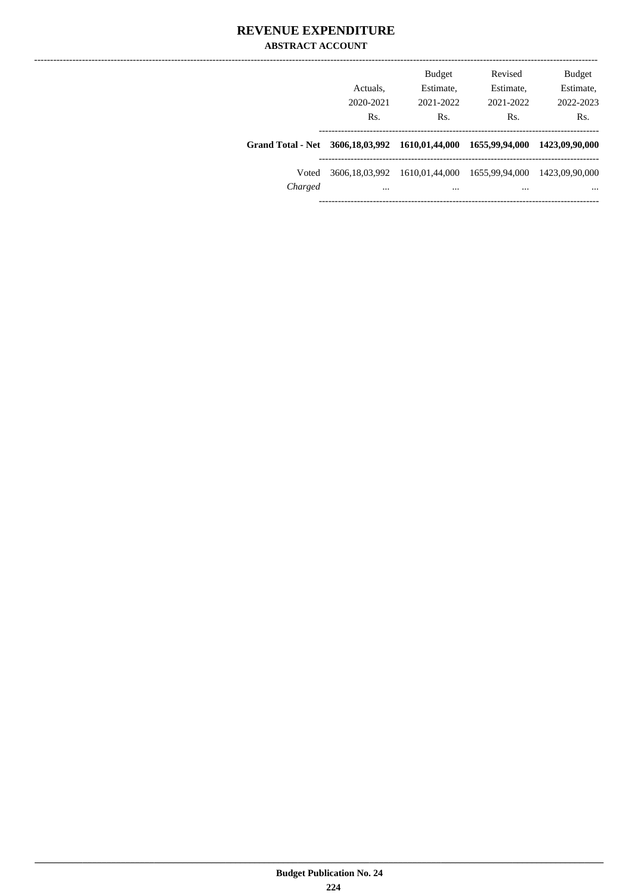# REVENUE EXPENDITURE

## ABSTRACT ACCOUNT

| | Actuals, 2020-2021 Rs. | Budget Estimate, 2021-2022 Rs. | Revised Estimate, 2021-2022 Rs. | Budget Estimate, 2022-2023 Rs. |
|---|---|---|---|---|
| **Grand Total - Net** | **3606,18,03,992** | **1610,01,44,000** | **1655,99,94,000** | **1423,09,90,000** |
| Voted | 3606,18,03,992 | 1610,01,44,000 | 1655,99,94,000 | 1423,09,90,000 |
| *Charged* | ... | ... | ... | ... |

Budget Publication No. 24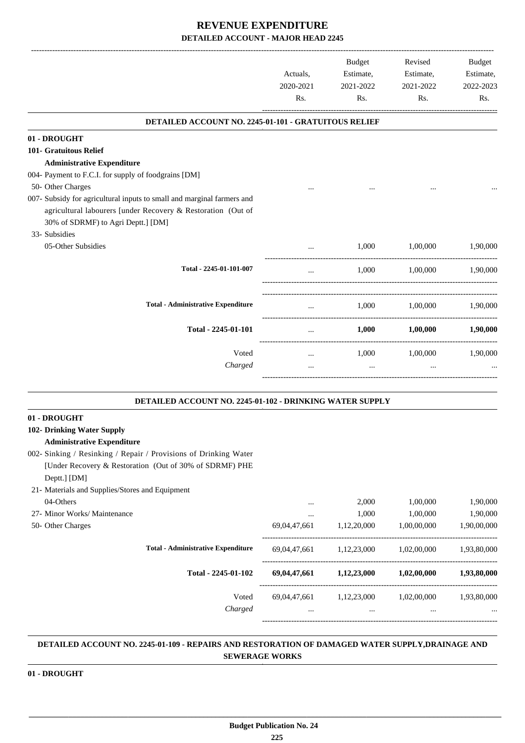# REVENUE EXPENDITURE

## DETAILED ACCOUNT - MAJOR HEAD 2245

| | Actuals, 2020-2021 Rs. | Budget Estimate, 2021-2022 Rs. | Revised Estimate, 2021-2022 Rs. | Budget Estimate, 2022-2023 Rs. |
|---|---|---|---|---|
| **DETAILED ACCOUNT NO. 2245-01-101 - GRATUITOUS RELIEF** | | | | |
| **01 - DROUGHT** | | | | |
| **101- Gratuitous Relief** | | | | |
| **Administrative Expenditure** | | | | |
| 004- Payment to F.C.I. for supply of foodgrains [DM] | | | | |
| 50- Other Charges | ... | ... | ... | ... |
| 007- Subsidy for agricultural inputs to small and marginal farmers and agricultural labourers [under Recovery & Restoration (Out of 30% of SDRMF) to Agri Deptt.] [DM] | | | | |
| 33- Subsidies | | | | |
| 05-Other Subsidies | ... | 1,000 | 1,00,000 | 1,90,000 |
| Total - 2245-01-101-007 | ... | 1,000 | 1,00,000 | 1,90,000 |
| Total - Administrative Expenditure | ... | 1,000 | 1,00,000 | 1,90,000 |
| **Total - 2245-01-101** | ... | **1,000** | **1,00,000** | **1,90,000** |
| Voted | ... | 1,000 | 1,00,000 | 1,90,000 |
| *Charged* | ... | ... | ... | ... |
| **DETAILED ACCOUNT NO. 2245-01-102 - DRINKING WATER SUPPLY** | | | | |
| **01 - DROUGHT** | | | | |
| **102- Drinking Water Supply** | | | | |
| **Administrative Expenditure** | | | | |
| 002- Sinking / Resinking / Repair / Provisions of Drinking Water [Under Recovery & Restoration (Out of 30% of SDRMF) PHE Deptt.] [DM] | | | | |
| 21- Materials and Supplies/Stores and Equipment | | | | |
| 04-Others | ... | 2,000 | 1,00,000 | 1,90,000 |
| 27- Minor Works/ Maintenance | ... | 1,000 | 1,00,000 | 1,90,000 |
| 50- Other Charges | 69,04,47,661 | 1,12,20,000 | 1,00,00,000 | 1,90,00,000 |
| Total - Administrative Expenditure | 69,04,47,661 | 1,12,23,000 | 1,02,00,000 | 1,93,80,000 |
| **Total - 2245-01-102** | **69,04,47,661** | **1,12,23,000** | **1,02,00,000** | **1,93,80,000** |
| Voted | 69,04,47,661 | 1,12,23,000 | 1,02,00,000 | 1,93,80,000 |
| *Charged* | ... | ... | ... | ... |

**DETAILED ACCOUNT NO. 2245-01-109 - REPAIRS AND RESTORATION OF DAMAGED WATER SUPPLY,DRAINAGE AND SEWERAGE WORKS**

**01 - DROUGHT**

Budget Publication No. 24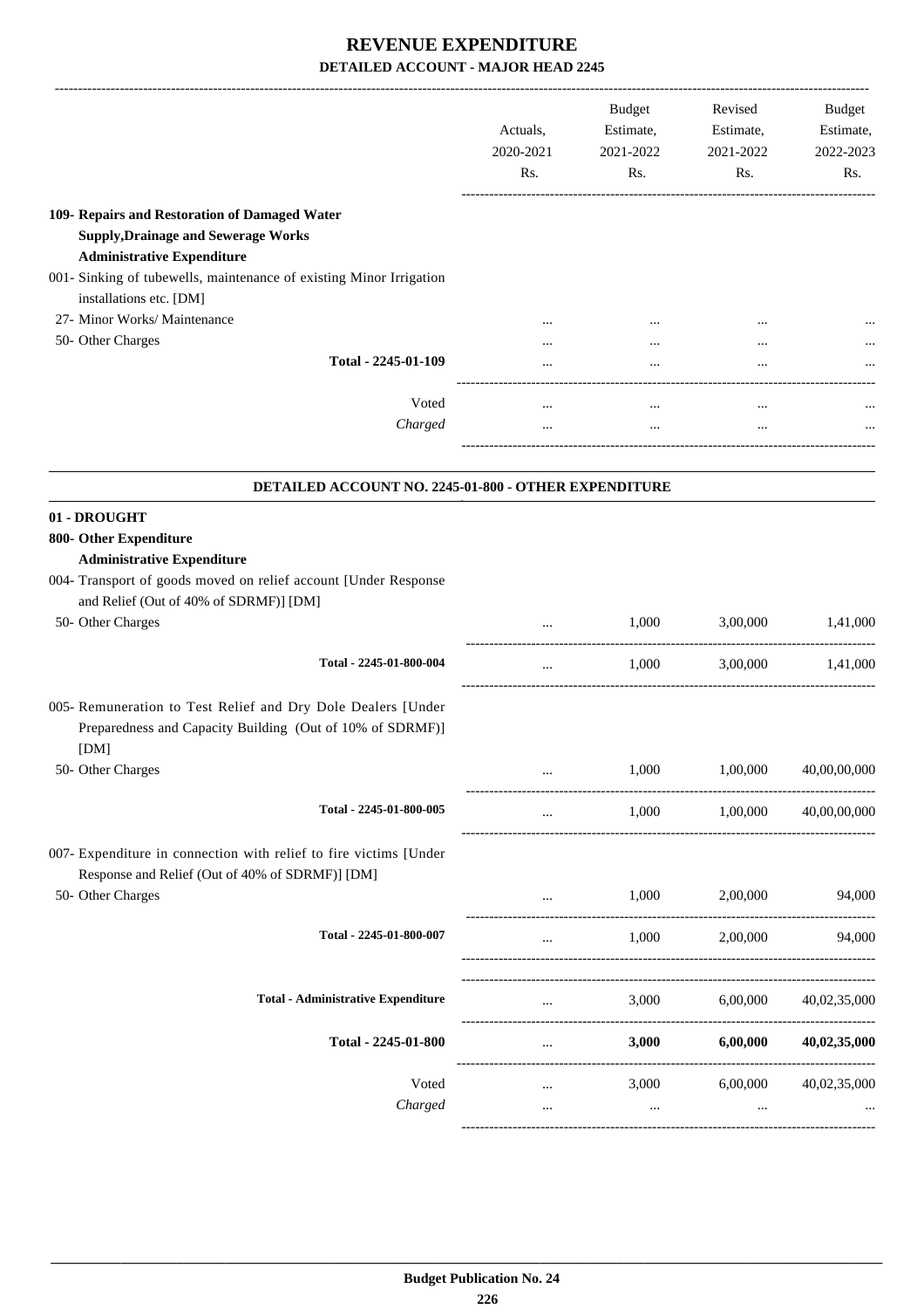# REVENUE EXPENDITURE

## DETAILED ACCOUNT - MAJOR HEAD 2245

| | Actuals, 2020-2021 Rs. | Budget Estimate, 2021-2022 Rs. | Revised Estimate, 2021-2022 Rs. | Budget Estimate, 2022-2023 Rs. |
|---|---|---|---|---|
| **109- Repairs and Restoration of Damaged Water Supply,Drainage and Sewerage Works** | | | | |
| **Administrative Expenditure** | | | | |
| 001- Sinking of tubewells, maintenance of existing Minor Irrigation installations etc. [DM] | | | | |
| 27- Minor Works/ Maintenance | ... | ... | ... | ... |
| 50- Other Charges | ... | ... | ... | ... |
| **Total - 2245-01-109** | ... | ... | ... | ... |
| Voted | ... | ... | ... | ... |
| *Charged* | ... | ... | ... | ... |

### DETAILED ACCOUNT NO. 2245-01-800 - OTHER EXPENDITURE

| | Actuals, 2020-2021 Rs. | Budget Estimate, 2021-2022 Rs. | Revised Estimate, 2021-2022 Rs. | Budget Estimate, 2022-2023 Rs. |
|---|---|---|---|---|
| **01 - DROUGHT** | | | | |
| **800- Other Expenditure** | | | | |
| **Administrative Expenditure** | | | | |
| 004- Transport of goods moved on relief account [Under Response and Relief (Out of 40% of SDRMF)] [DM] | | | | |
| 50- Other Charges | ... | 1,000 | 3,00,000 | 1,41,000 |
| **Total - 2245-01-800-004** | ... | 1,000 | 3,00,000 | 1,41,000 |
| 005- Remuneration to Test Relief and Dry Dole Dealers [Under Preparedness and Capacity Building (Out of 10% of SDRMF)] [DM] | | | | |
| 50- Other Charges | ... | 1,000 | 1,00,000 | 40,00,00,000 |
| **Total - 2245-01-800-005** | ... | 1,000 | 1,00,000 | 40,00,00,000 |
| 007- Expenditure in connection with relief to fire victims [Under Response and Relief (Out of 40% of SDRMF)] [DM] | | | | |
| 50- Other Charges | ... | 1,000 | 2,00,000 | 94,000 |
| **Total - 2245-01-800-007** | ... | 1,000 | 2,00,000 | 94,000 |
| **Total - Administrative Expenditure** | ... | 3,000 | 6,00,000 | 40,02,35,000 |
| **Total - 2245-01-800** | ... | **3,000** | **6,00,000** | **40,02,35,000** |
| Voted | ... | 3,000 | 6,00,000 | 40,02,35,000 |
| *Charged* | ... | ... | ... | ... |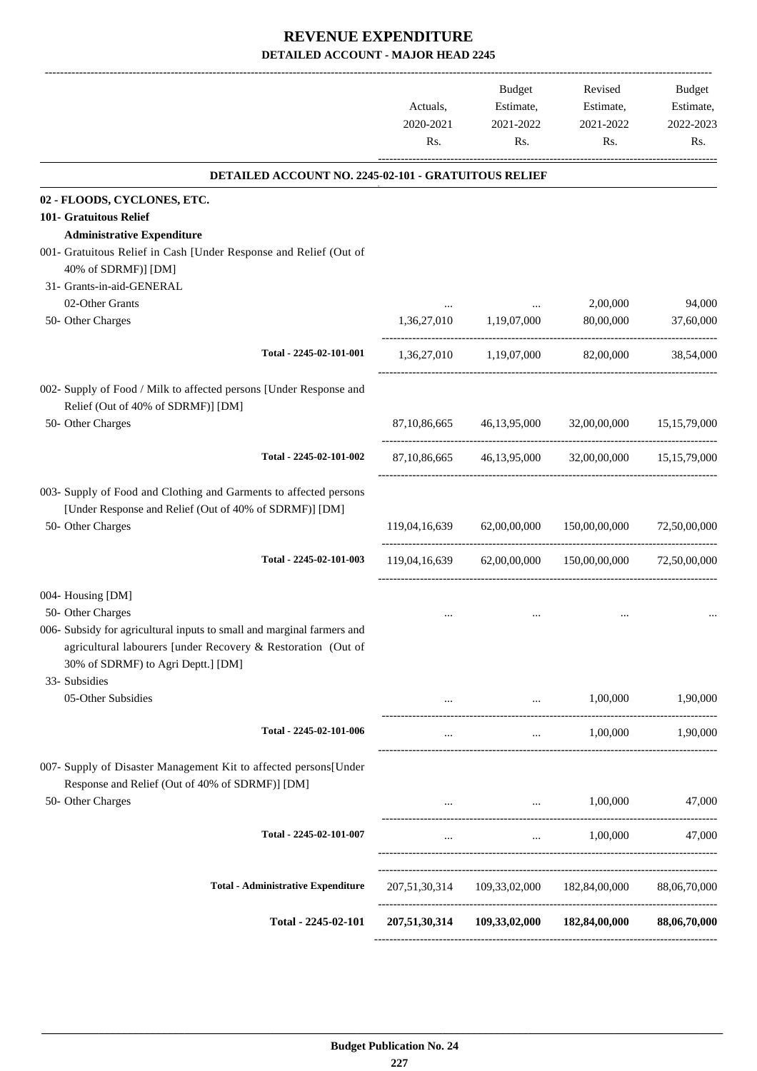# REVENUE EXPENDITURE

## DETAILED ACCOUNT - MAJOR HEAD 2245

| | Actuals, 2020-2021 Rs. | Budget Estimate, 2021-2022 Rs. | Revised Estimate, 2021-2022 Rs. | Budget Estimate, 2022-2023 Rs. |
|---|---|---|---|---|
| **DETAILED ACCOUNT NO. 2245-02-101 - GRATUITOUS RELIEF** | | | | |
| **02 - FLOODS, CYCLONES, ETC.** | | | | |
| **101- Gratuitous Relief** | | | | |
| **Administrative Expenditure** | | | | |
| 001- Gratuitous Relief in Cash [Under Response and Relief (Out of 40% of SDRMF)] [DM] | | | | |
| 31- Grants-in-aid-GENERAL | | | | |
| 02-Other Grants | ... | ... | 2,00,000 | 94,000 |
| 50- Other Charges | 1,36,27,010 | 1,19,07,000 | 80,00,000 | 37,60,000 |
| Total - 2245-02-101-001 | 1,36,27,010 | 1,19,07,000 | 82,00,000 | 38,54,000 |
| 002- Supply of Food / Milk to affected persons [Under Response and Relief (Out of 40% of SDRMF)] [DM] | | | | |
| 50- Other Charges | 87,10,86,665 | 46,13,95,000 | 32,00,00,000 | 15,15,79,000 |
| Total - 2245-02-101-002 | 87,10,86,665 | 46,13,95,000 | 32,00,00,000 | 15,15,79,000 |
| 003- Supply of Food and Clothing and Garments to affected persons [Under Response and Relief (Out of 40% of SDRMF)] [DM] | | | | |
| 50- Other Charges | 119,04,16,639 | 62,00,00,000 | 150,00,00,000 | 72,50,00,000 |
| Total - 2245-02-101-003 | 119,04,16,639 | 62,00,00,000 | 150,00,00,000 | 72,50,00,000 |
| 004- Housing [DM] | | | | |
| 50- Other Charges | ... | ... | ... | ... |
| 006- Subsidy for agricultural inputs to small and marginal farmers and agricultural labourers [under Recovery & Restoration (Out of 30% of SDRMF) to Agri Deptt.] [DM] | | | | |
| 33- Subsidies | | | | |
| 05-Other Subsidies | ... | ... | 1,00,000 | 1,90,000 |
| Total - 2245-02-101-006 | ... | ... | 1,00,000 | 1,90,000 |
| 007- Supply of Disaster Management Kit to affected persons[Under Response and Relief (Out of 40% of SDRMF)] [DM] | | | | |
| 50- Other Charges | ... | ... | 1,00,000 | 47,000 |
| Total - 2245-02-101-007 | ... | ... | 1,00,000 | 47,000 |
| **Total - Administrative Expenditure** | 207,51,30,314 | 109,33,02,000 | 182,84,00,000 | 88,06,70,000 |
| **Total - 2245-02-101** | **207,51,30,314** | **109,33,02,000** | **182,84,00,000** | **88,06,70,000** |

**Budget Publication No. 24**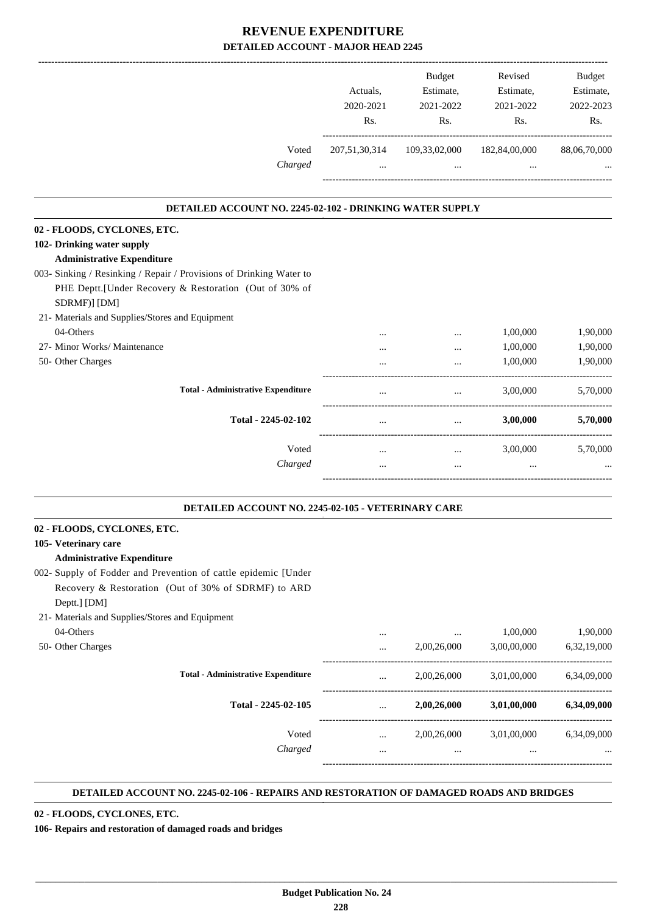# REVENUE EXPENDITURE

## DETAILED ACCOUNT - MAJOR HEAD 2245

| | Actuals, 2020-2021 Rs. | Budget Estimate, 2021-2022 Rs. | Revised Estimate, 2021-2022 Rs. | Budget Estimate, 2022-2023 Rs. |
|---|---|---|---|---|
| Voted | 207,51,30,314 | 109,33,02,000 | 182,84,00,000 | 88,06,70,000 |
| *Charged* | ... | ... | ... | ... |

### DETAILED ACCOUNT NO. 2245-02-102 - DRINKING WATER SUPPLY

**02 - FLOODS, CYCLONES, ETC.**

**102- Drinking water supply**

**Administrative Expenditure**

| | Actuals, 2020-2021 Rs. | Budget Estimate, 2021-2022 Rs. | Revised Estimate, 2021-2022 Rs. | Budget Estimate, 2022-2023 Rs. |
|---|---|---|---|---|
| 003- Sinking / Resinking / Repair / Provisions of Drinking Water to PHE Deptt.[Under Recovery & Restoration (Out of 30% of SDRMF)] [DM] | | | | |
| 21- Materials and Supplies/Stores and Equipment | | | | |
| 04-Others | ... | ... | 1,00,000 | 1,90,000 |
| 27- Minor Works/ Maintenance | ... | ... | 1,00,000 | 1,90,000 |
| 50- Other Charges | ... | ... | 1,00,000 | 1,90,000 |
| **Total - Administrative Expenditure** | ... | ... | 3,00,000 | 5,70,000 |
| **Total - 2245-02-102** | ... | ... | **3,00,000** | **5,70,000** |
| Voted | ... | ... | 3,00,000 | 5,70,000 |
| *Charged* | ... | ... | ... | ... |

### DETAILED ACCOUNT NO. 2245-02-105 - VETERINARY CARE

**02 - FLOODS, CYCLONES, ETC.**

**105- Veterinary care**

**Administrative Expenditure**

| | Actuals, 2020-2021 Rs. | Budget Estimate, 2021-2022 Rs. | Revised Estimate, 2021-2022 Rs. | Budget Estimate, 2022-2023 Rs. |
|---|---|---|---|---|
| 002- Supply of Fodder and Prevention of cattle epidemic [Under Recovery & Restoration (Out of 30% of SDRMF) to ARD Deptt.] [DM] | | | | |
| 21- Materials and Supplies/Stores and Equipment | | | | |
| 04-Others | ... | ... | 1,00,000 | 1,90,000 |
| 50- Other Charges | ... | 2,00,26,000 | 3,00,00,000 | 6,32,19,000 |
| **Total - Administrative Expenditure** | ... | 2,00,26,000 | 3,01,00,000 | 6,34,09,000 |
| **Total - 2245-02-105** | ... | **2,00,26,000** | **3,01,00,000** | **6,34,09,000** |
| Voted | ... | 2,00,26,000 | 3,01,00,000 | 6,34,09,000 |
| *Charged* | ... | ... | ... | ... |

### DETAILED ACCOUNT NO. 2245-02-106 - REPAIRS AND RESTORATION OF DAMAGED ROADS AND BRIDGES

**02 - FLOODS, CYCLONES, ETC.**

**106- Repairs and restoration of damaged roads and bridges**

Budget Publication No. 24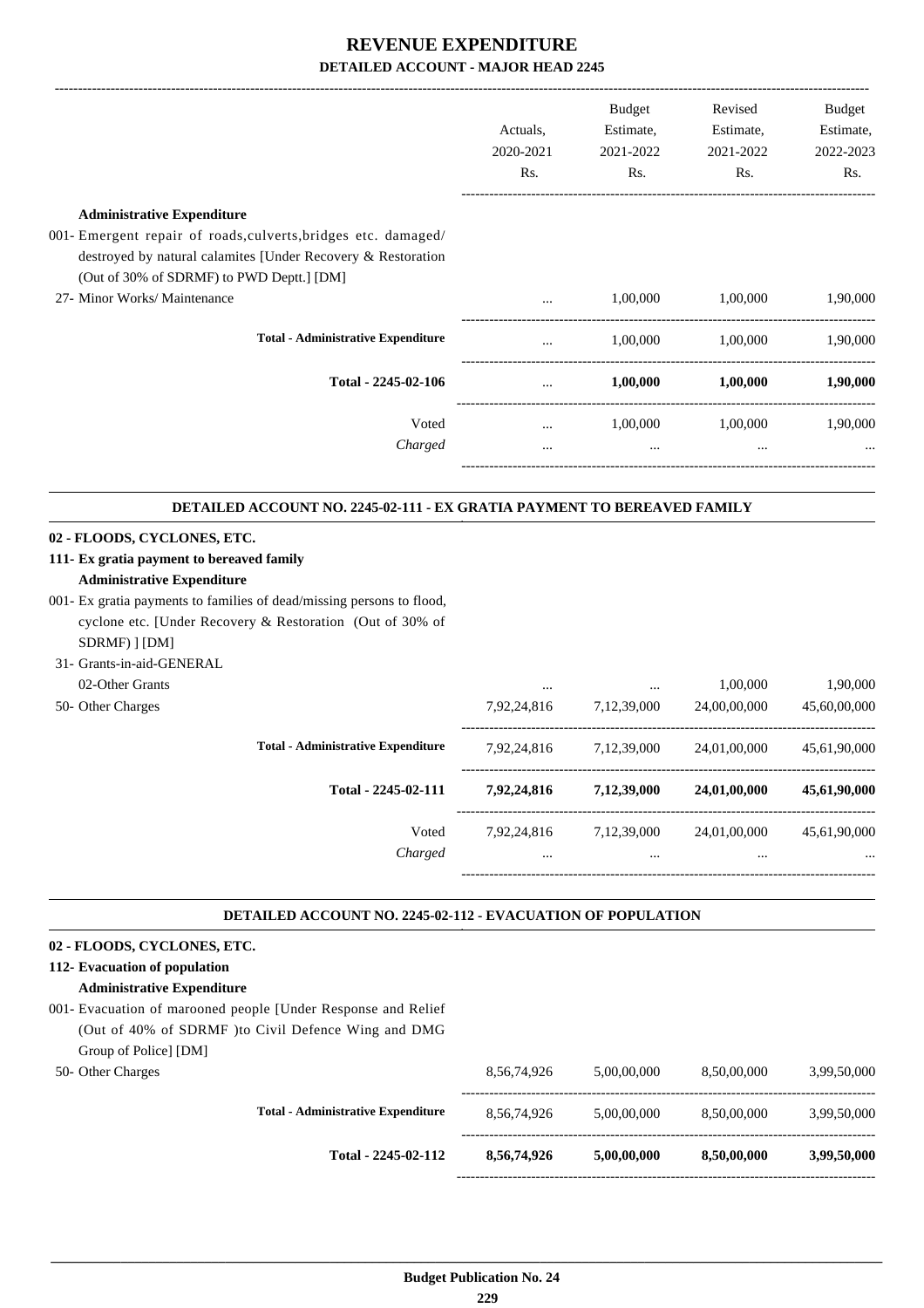# REVENUE EXPENDITURE

## DETAILED ACCOUNT - MAJOR HEAD 2245

| | Actuals, 2020-2021 Rs. | Budget Estimate, 2021-2022 Rs. | Revised Estimate, 2021-2022 Rs. | Budget Estimate, 2022-2023 Rs. |
|---|---|---|---|---|
| **Administrative Expenditure** | | | | |
| 001- Emergent repair of roads,culverts,bridges etc. damaged/ destroyed by natural calamites [Under Recovery & Restoration (Out of 30% of SDRMF) to PWD Deptt.] [DM] | | | | |
| 27- Minor Works/ Maintenance | ... | 1,00,000 | 1,00,000 | 1,90,000 |
| **Total - Administrative Expenditure** | ... | 1,00,000 | 1,00,000 | 1,90,000 |
| **Total - 2245-02-106** | ... | **1,00,000** | **1,00,000** | **1,90,000** |
| Voted | ... | 1,00,000 | 1,00,000 | 1,90,000 |
| *Charged* | ... | ... | ... | ... |

### DETAILED ACCOUNT NO. 2245-02-111 - EX GRATIA PAYMENT TO BEREAVED FAMILY

| | Actuals, 2020-2021 Rs. | Budget Estimate, 2021-2022 Rs. | Revised Estimate, 2021-2022 Rs. | Budget Estimate, 2022-2023 Rs. |
|---|---|---|---|---|
| **02 - FLOODS, CYCLONES, ETC.** | | | | |
| **111- Ex gratia payment to bereaved family** | | | | |
| **Administrative Expenditure** | | | | |
| 001- Ex gratia payments to families of dead/missing persons to flood, cyclone etc. [Under Recovery & Restoration (Out of 30% of SDRMF) ] [DM] | | | | |
| 31- Grants-in-aid-GENERAL | | | | |
| 02-Other Grants | ... | ... | 1,00,000 | 1,90,000 |
| 50- Other Charges | 7,92,24,816 | 7,12,39,000 | 24,00,00,000 | 45,60,00,000 |
| **Total - Administrative Expenditure** | 7,92,24,816 | 7,12,39,000 | 24,01,00,000 | 45,61,90,000 |
| **Total - 2245-02-111** | **7,92,24,816** | **7,12,39,000** | **24,01,00,000** | **45,61,90,000** |
| Voted | 7,92,24,816 | 7,12,39,000 | 24,01,00,000 | 45,61,90,000 |
| *Charged* | ... | ... | ... | ... |

### DETAILED ACCOUNT NO. 2245-02-112 - EVACUATION OF POPULATION

| | Actuals, 2020-2021 Rs. | Budget Estimate, 2021-2022 Rs. | Revised Estimate, 2021-2022 Rs. | Budget Estimate, 2022-2023 Rs. |
|---|---|---|---|---|
| **02 - FLOODS, CYCLONES, ETC.** | | | | |
| **112- Evacuation of population** | | | | |
| **Administrative Expenditure** | | | | |
| 001- Evacuation of marooned people [Under Response and Relief (Out of 40% of SDRMF )to Civil Defence Wing and DMG Group of Police] [DM] | | | | |
| 50- Other Charges | 8,56,74,926 | 5,00,00,000 | 8,50,00,000 | 3,99,50,000 |
| **Total - Administrative Expenditure** | 8,56,74,926 | 5,00,00,000 | 8,50,00,000 | 3,99,50,000 |
| **Total - 2245-02-112** | **8,56,74,926** | **5,00,00,000** | **8,50,00,000** | **3,99,50,000** |

**Budget Publication No. 24**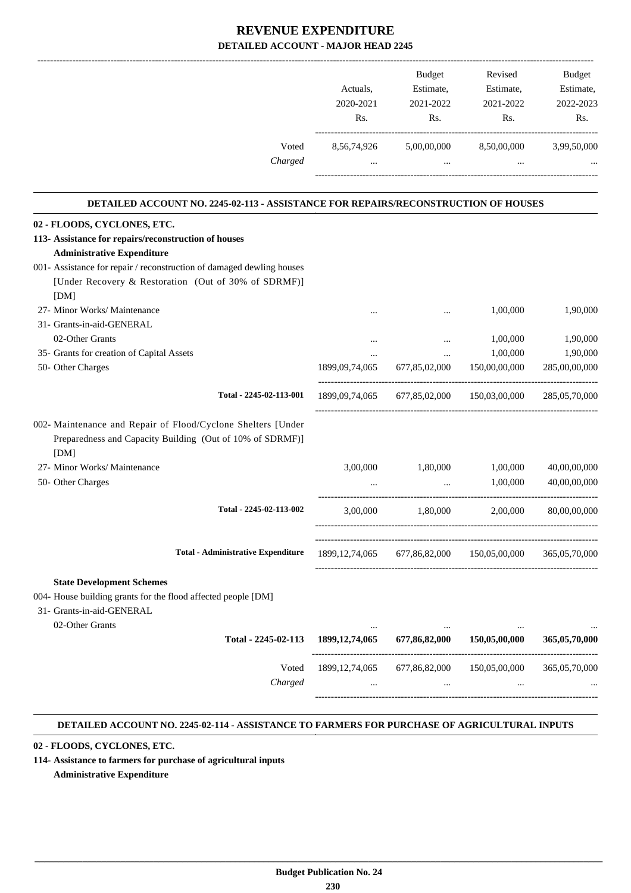# REVENUE EXPENDITURE

## DETAILED ACCOUNT - MAJOR HEAD 2245

| | Actuals, 2020-2021 Rs. | Budget Estimate, 2021-2022 Rs. | Revised Estimate, 2021-2022 Rs. | Budget Estimate, 2022-2023 Rs. |
|---|---|---|---|---|
| Voted | 8,56,74,926 | 5,00,00,000 | 8,50,00,000 | 3,99,50,000 |
| *Charged* | ... | ... | ... | ... |

### DETAILED ACCOUNT NO. 2245-02-113 - ASSISTANCE FOR REPAIRS/RECONSTRUCTION OF HOUSES

| | Actuals, 2020-2021 Rs. | Budget Estimate, 2021-2022 Rs. | Revised Estimate, 2021-2022 Rs. | Budget Estimate, 2022-2023 Rs. |
|---|---|---|---|---|
| **02 - FLOODS, CYCLONES, ETC.** | | | | |
| **113- Assistance for repairs/reconstruction of houses** | | | | |
| **Administrative Expenditure** | | | | |
| 001- Assistance for repair / reconstruction of damaged dewling houses [Under Recovery & Restoration (Out of 30% of SDRMF)] [DM] | | | | |
| 27- Minor Works/ Maintenance | ... | ... | 1,00,000 | 1,90,000 |
| 31- Grants-in-aid-GENERAL | | | | |
| 02-Other Grants | ... | ... | 1,00,000 | 1,90,000 |
| 35- Grants for creation of Capital Assets | ... | ... | 1,00,000 | 1,90,000 |
| 50- Other Charges | 1899,09,74,065 | 677,85,02,000 | 150,00,00,000 | 285,00,00,000 |
| Total - 2245-02-113-001 | 1899,09,74,065 | 677,85,02,000 | 150,03,00,000 | 285,05,70,000 |
| 002- Maintenance and Repair of Flood/Cyclone Shelters [Under Preparedness and Capacity Building (Out of 10% of SDRMF)] [DM] | | | | |
| 27- Minor Works/ Maintenance | 3,00,000 | 1,80,000 | 1,00,000 | 40,00,00,000 |
| 50- Other Charges | ... | ... | 1,00,000 | 40,00,00,000 |
| Total - 2245-02-113-002 | 3,00,000 | 1,80,000 | 2,00,000 | 80,00,00,000 |
| Total - Administrative Expenditure | 1899,12,74,065 | 677,86,82,000 | 150,05,00,000 | 365,05,70,000 |
| **State Development Schemes** | | | | |
| 004- House building grants for the flood affected people [DM] | | | | |
| 31- Grants-in-aid-GENERAL | | | | |
| 02-Other Grants | ... | ... | ... | ... |
| **Total - 2245-02-113** | **1899,12,74,065** | **677,86,82,000** | **150,05,00,000** | **365,05,70,000** |
| Voted | 1899,12,74,065 | 677,86,82,000 | 150,05,00,000 | 365,05,70,000 |
| *Charged* | ... | ... | ... | ... |

### DETAILED ACCOUNT NO. 2245-02-114 - ASSISTANCE TO FARMERS FOR PURCHASE OF AGRICULTURAL INPUTS

**02 - FLOODS, CYCLONES, ETC.**

**114- Assistance to farmers for purchase of agricultural inputs**

**Administrative Expenditure**

Budget Publication No. 24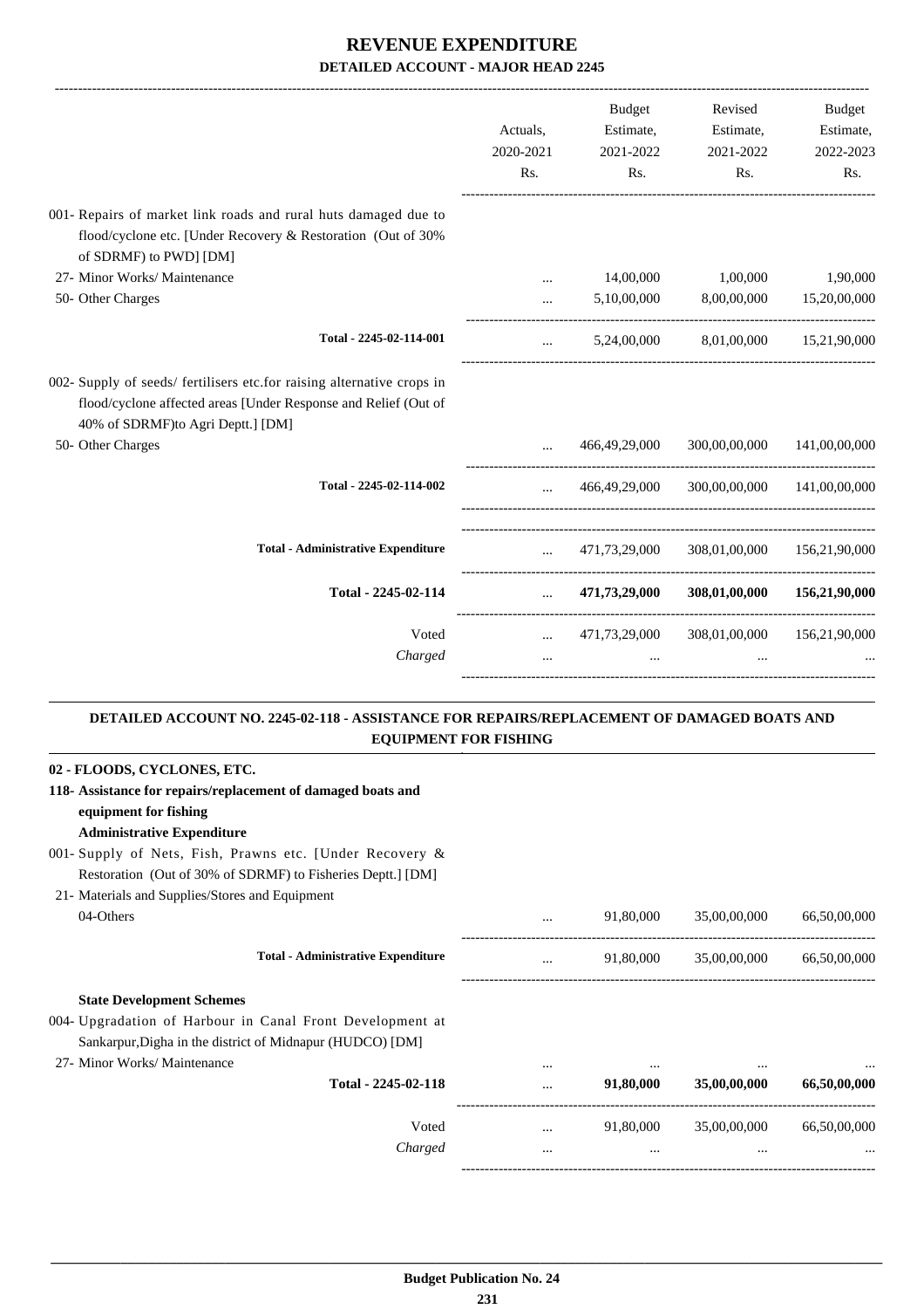# REVENUE EXPENDITURE

## DETAILED ACCOUNT - MAJOR HEAD 2245

| | Actuals, 2020-2021 Rs. | Budget Estimate, 2021-2022 Rs. | Revised Estimate, 2021-2022 Rs. | Budget Estimate, 2022-2023 Rs. |
|---|---|---|---|---|
| 001- Repairs of market link roads and rural huts damaged due to flood/cyclone etc. [Under Recovery & Restoration (Out of 30% of SDRMF) to PWD] [DM] | | | | |
| 27- Minor Works/ Maintenance | ... | 14,00,000 | 1,00,000 | 1,90,000 |
| 50- Other Charges | ... | 5,10,00,000 | 8,00,00,000 | 15,20,00,000 |
| Total - 2245-02-114-001 | ... | 5,24,00,000 | 8,01,00,000 | 15,21,90,000 |
| 002- Supply of seeds/ fertilisers etc.for raising alternative crops in flood/cyclone affected areas [Under Response and Relief (Out of 40% of SDRMF)to Agri Deptt.] [DM] | | | | |
| 50- Other Charges | ... | 466,49,29,000 | 300,00,00,000 | 141,00,00,000 |
| Total - 2245-02-114-002 | ... | 466,49,29,000 | 300,00,00,000 | 141,00,00,000 |
| Total - Administrative Expenditure | ... | 471,73,29,000 | 308,01,00,000 | 156,21,90,000 |
| **Total - 2245-02-114** | ... | **471,73,29,000** | **308,01,00,000** | **156,21,90,000** |
| Voted | ... | 471,73,29,000 | 308,01,00,000 | 156,21,90,000 |
| *Charged* | ... | ... | ... | ... |

### DETAILED ACCOUNT NO. 2245-02-118 - ASSISTANCE FOR REPAIRS/REPLACEMENT OF DAMAGED BOATS AND EQUIPMENT FOR FISHING

| | Actuals, 2020-2021 Rs. | Budget Estimate, 2021-2022 Rs. | Revised Estimate, 2021-2022 Rs. | Budget Estimate, 2022-2023 Rs. |
|---|---|---|---|---|
| **02 - FLOODS, CYCLONES, ETC.** | | | | |
| **118- Assistance for repairs/replacement of damaged boats and equipment for fishing** | | | | |
| **Administrative Expenditure** | | | | |
| 001- Supply of Nets, Fish, Prawns etc. [Under Recovery & Restoration (Out of 30% of SDRMF) to Fisheries Deptt.] [DM] | | | | |
| 21- Materials and Supplies/Stores and Equipment | | | | |
| 04-Others | ... | 91,80,000 | 35,00,00,000 | 66,50,00,000 |
| Total - Administrative Expenditure | ... | 91,80,000 | 35,00,00,000 | 66,50,00,000 |
| **State Development Schemes** | | | | |
| 004- Upgradation of Harbour in Canal Front Development at Sankarpur,Digha in the district of Midnapur (HUDCO) [DM] | | | | |
| 27- Minor Works/ Maintenance | ... | ... | ... | ... |
| **Total - 2245-02-118** | ... | **91,80,000** | **35,00,00,000** | **66,50,00,000** |
| Voted | ... | 91,80,000 | 35,00,00,000 | 66,50,00,000 |
| *Charged* | ... | ... | ... | ... |

**Budget Publication No. 24**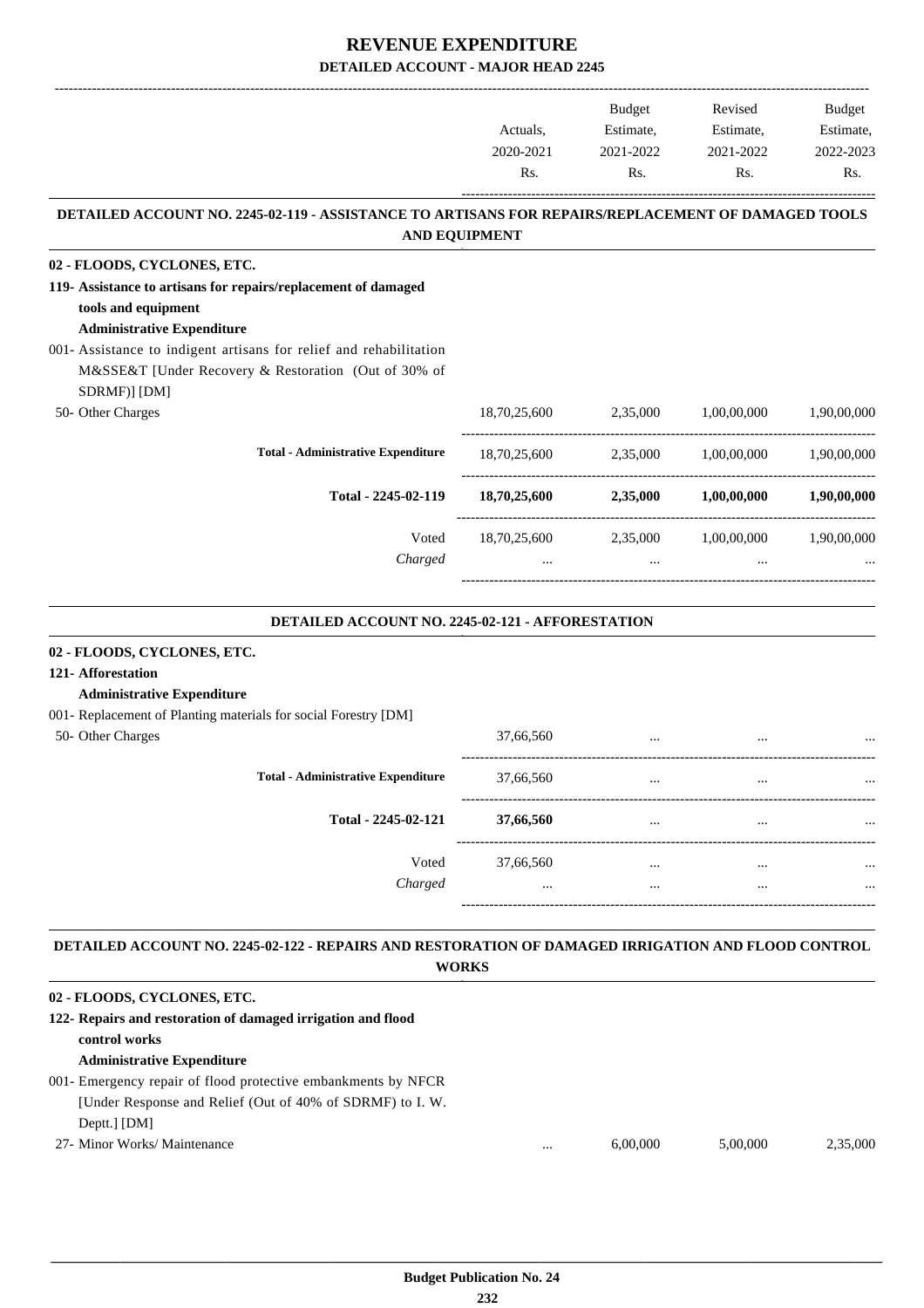# REVENUE EXPENDITURE

## DETAILED ACCOUNT - MAJOR HEAD 2245

| | Actuals, 2020-2021 Rs. | Budget Estimate, 2021-2022 Rs. | Revised Estimate, 2021-2022 Rs. | Budget Estimate, 2022-2023 Rs. |
|---|---|---|---|---|

### DETAILED ACCOUNT NO. 2245-02-119 - ASSISTANCE TO ARTISANS FOR REPAIRS/REPLACEMENT OF DAMAGED TOOLS AND EQUIPMENT

| | Actuals, 2020-2021 Rs. | Budget Estimate, 2021-2022 Rs. | Revised Estimate, 2021-2022 Rs. | Budget Estimate, 2022-2023 Rs. |
|---|---|---|---|---|
| **02 - FLOODS, CYCLONES, ETC.** | | | | |
| **119- Assistance to artisans for repairs/replacement of damaged tools and equipment** | | | | |
| **Administrative Expenditure** | | | | |
| 001- Assistance to indigent artisans for relief and rehabilitation M&SSE&T [Under Recovery & Restoration (Out of 30% of SDRMF)] [DM] | | | | |
| 50- Other Charges | 18,70,25,600 | 2,35,000 | 1,00,00,000 | 1,90,00,000 |
| **Total - Administrative Expenditure** | 18,70,25,600 | 2,35,000 | 1,00,00,000 | 1,90,00,000 |
| **Total - 2245-02-119** | **18,70,25,600** | **2,35,000** | **1,00,00,000** | **1,90,00,000** |
| Voted | 18,70,25,600 | 2,35,000 | 1,00,00,000 | 1,90,00,000 |
| *Charged* | ... | ... | ... | ... |

### DETAILED ACCOUNT NO. 2245-02-121 - AFFORESTATION

| | Actuals, 2020-2021 Rs. | Budget Estimate, 2021-2022 Rs. | Revised Estimate, 2021-2022 Rs. | Budget Estimate, 2022-2023 Rs. |
|---|---|---|---|---|
| **02 - FLOODS, CYCLONES, ETC.** | | | | |
| **121- Afforestation** | | | | |
| **Administrative Expenditure** | | | | |
| 001- Replacement of Planting materials for social Forestry [DM] | | | | |
| 50- Other Charges | 37,66,560 | ... | ... | ... |
| **Total - Administrative Expenditure** | 37,66,560 | ... | ... | ... |
| **Total - 2245-02-121** | **37,66,560** | ... | ... | ... |
| Voted | 37,66,560 | ... | ... | ... |
| *Charged* | ... | ... | ... | ... |

### DETAILED ACCOUNT NO. 2245-02-122 - REPAIRS AND RESTORATION OF DAMAGED IRRIGATION AND FLOOD CONTROL WORKS

| | Actuals, 2020-2021 Rs. | Budget Estimate, 2021-2022 Rs. | Revised Estimate, 2021-2022 Rs. | Budget Estimate, 2022-2023 Rs. |
|---|---|---|---|---|
| **02 - FLOODS, CYCLONES, ETC.** | | | | |
| **122- Repairs and restoration of damaged irrigation and flood control works** | | | | |
| **Administrative Expenditure** | | | | |
| 001- Emergency repair of flood protective embankments by NFCR [Under Response and Relief (Out of 40% of SDRMF) to I. W. Deptt.] [DM] | | | | |
| 27- Minor Works/ Maintenance | ... | 6,00,000 | 5,00,000 | 2,35,000 |

Budget Publication No. 24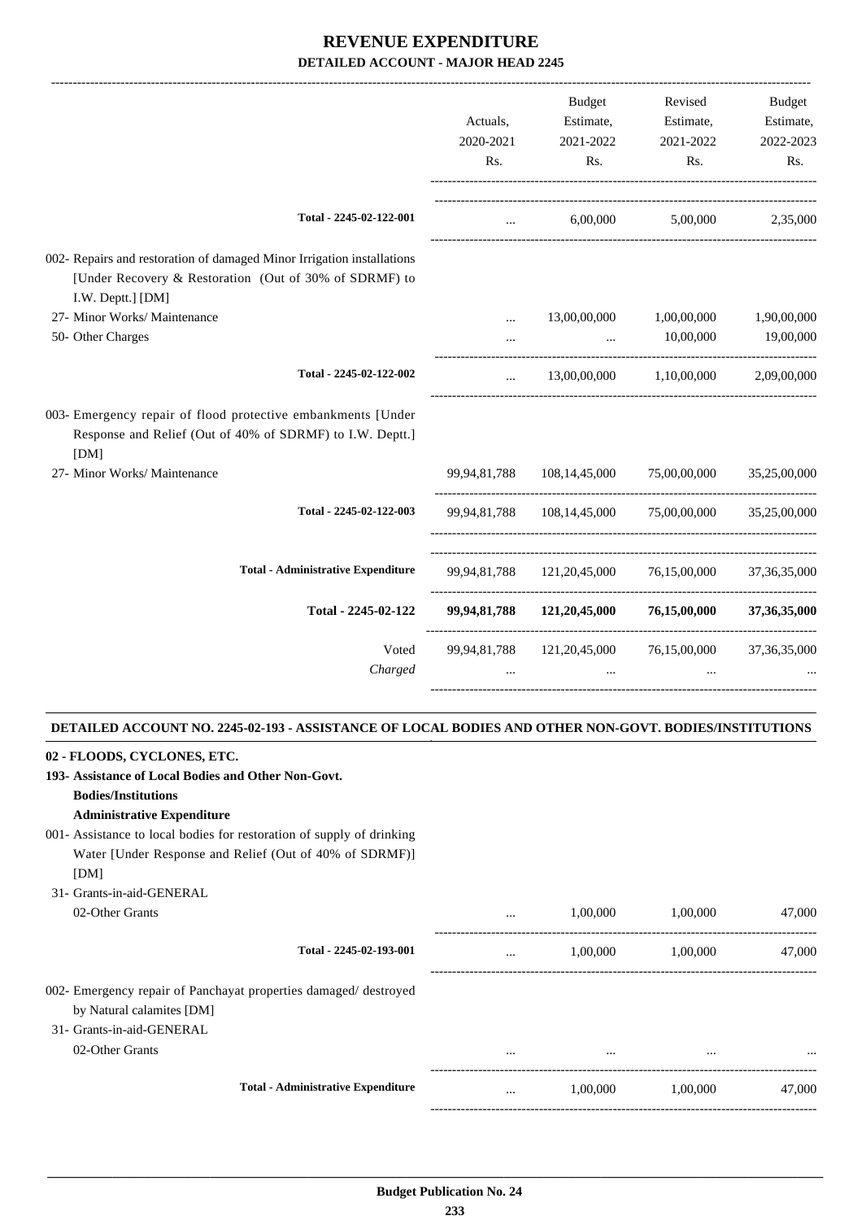# REVENUE EXPENDITURE

## DETAILED ACCOUNT - MAJOR HEAD 2245

| | Actuals, 2020-2021 Rs. | Budget Estimate, 2021-2022 Rs. | Revised Estimate, 2021-2022 Rs. | Budget Estimate, 2022-2023 Rs. |
|---|---|---|---|---|
| **Total - 2245-02-122-001** | ... | 6,00,000 | 5,00,000 | 2,35,000 |
| 002- Repairs and restoration of damaged Minor Irrigation installations [Under Recovery & Restoration (Out of 30% of SDRMF) to I.W. Deptt.] [DM] | | | | |
| 27- Minor Works/ Maintenance | ... | 13,00,00,000 | 1,00,00,000 | 1,90,00,000 |
| 50- Other Charges | ... | ... | 10,00,000 | 19,00,000 |
| **Total - 2245-02-122-002** | ... | 13,00,00,000 | 1,10,00,000 | 2,09,00,000 |
| 003- Emergency repair of flood protective embankments [Under Response and Relief (Out of 40% of SDRMF) to I.W. Deptt.] [DM] | | | | |
| 27- Minor Works/ Maintenance | 99,94,81,788 | 108,14,45,000 | 75,00,00,000 | 35,25,00,000 |
| **Total - 2245-02-122-003** | 99,94,81,788 | 108,14,45,000 | 75,00,00,000 | 35,25,00,000 |
| **Total - Administrative Expenditure** | 99,94,81,788 | 121,20,45,000 | 76,15,00,000 | 37,36,35,000 |
| **Total - 2245-02-122** | **99,94,81,788** | **121,20,45,000** | **76,15,00,000** | **37,36,35,000** |
| Voted | 99,94,81,788 | 121,20,45,000 | 76,15,00,000 | 37,36,35,000 |
| *Charged* | ... | ... | ... | ... |

### DETAILED ACCOUNT NO. 2245-02-193 - ASSISTANCE OF LOCAL BODIES AND OTHER NON-GOVT. BODIES/INSTITUTIONS

**02 - FLOODS, CYCLONES, ETC.**

**193- Assistance of Local Bodies and Other Non-Govt. Bodies/Institutions**

**Administrative Expenditure**

| | Actuals, 2020-2021 Rs. | Budget Estimate, 2021-2022 Rs. | Revised Estimate, 2021-2022 Rs. | Budget Estimate, 2022-2023 Rs. |
|---|---|---|---|---|
| 001- Assistance to local bodies for restoration of supply of drinking Water [Under Response and Relief (Out of 40% of SDRMF)] [DM] | | | | |
| 31- Grants-in-aid-GENERAL | | | | |
| 02-Other Grants | ... | 1,00,000 | 1,00,000 | 47,000 |
| **Total - 2245-02-193-001** | ... | 1,00,000 | 1,00,000 | 47,000 |
| 002- Emergency repair of Panchayat properties damaged/ destroyed by Natural calamites [DM] | | | | |
| 31- Grants-in-aid-GENERAL | | | | |
| 02-Other Grants | ... | ... | ... | ... |
| **Total - Administrative Expenditure** | ... | 1,00,000 | 1,00,000 | 47,000 |

Budget Publication No. 24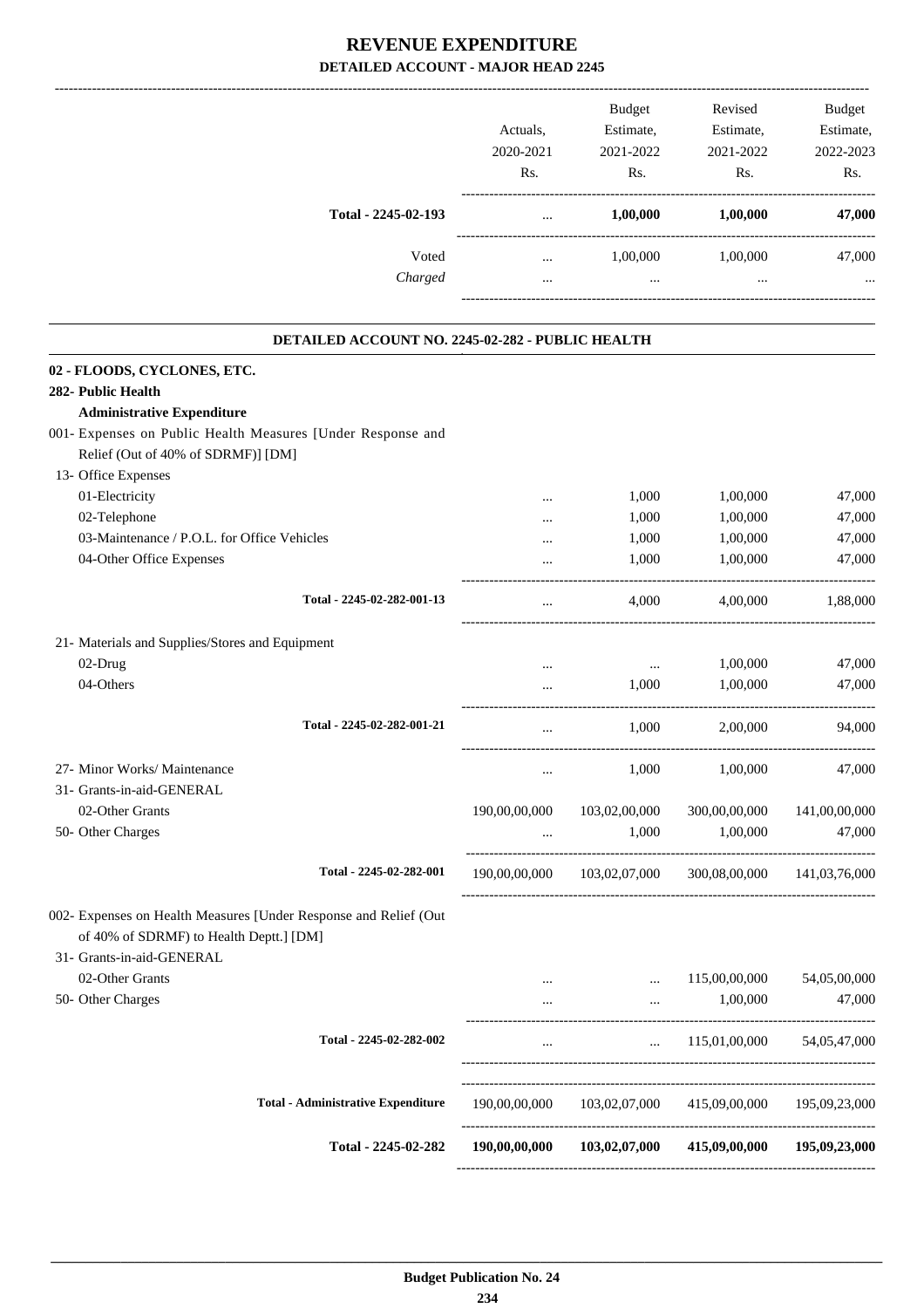# REVENUE EXPENDITURE

## DETAILED ACCOUNT - MAJOR HEAD 2245

| | Actuals, 2020-2021 Rs. | Budget Estimate, 2021-2022 Rs. | Revised Estimate, 2021-2022 Rs. | Budget Estimate, 2022-2023 Rs. |
|---|---|---|---|---|
| **Total - 2245-02-193** | ... | **1,00,000** | **1,00,000** | **47,000** |
| Voted | ... | 1,00,000 | 1,00,000 | 47,000 |
| *Charged* | ... | ... | ... | ... |

### DETAILED ACCOUNT NO. 2245-02-282 - PUBLIC HEALTH

| | Actuals, 2020-2021 Rs. | Budget Estimate, 2021-2022 Rs. | Revised Estimate, 2021-2022 Rs. | Budget Estimate, 2022-2023 Rs. |
|---|---|---|---|---|
| **02 - FLOODS, CYCLONES, ETC.** | | | | |
| **282- Public Health** | | | | |
| **Administrative Expenditure** | | | | |
| 001- Expenses on Public Health Measures [Under Response and Relief (Out of 40% of SDRMF)] [DM] | | | | |
| 13- Office Expenses | | | | |
| 01-Electricity | ... | 1,000 | 1,00,000 | 47,000 |
| 02-Telephone | ... | 1,000 | 1,00,000 | 47,000 |
| 03-Maintenance / P.O.L. for Office Vehicles | ... | 1,000 | 1,00,000 | 47,000 |
| 04-Other Office Expenses | ... | 1,000 | 1,00,000 | 47,000 |
| **Total - 2245-02-282-001-13** | ... | 4,000 | 4,00,000 | 1,88,000 |
| 21- Materials and Supplies/Stores and Equipment | | | | |
| 02-Drug | ... | ... | 1,00,000 | 47,000 |
| 04-Others | ... | 1,000 | 1,00,000 | 47,000 |
| **Total - 2245-02-282-001-21** | ... | 1,000 | 2,00,000 | 94,000 |
| 27- Minor Works/ Maintenance | ... | 1,000 | 1,00,000 | 47,000 |
| 31- Grants-in-aid-GENERAL | | | | |
| 02-Other Grants | 190,00,00,000 | 103,02,00,000 | 300,00,00,000 | 141,00,00,000 |
| 50- Other Charges | ... | 1,000 | 1,00,000 | 47,000 |
| **Total - 2245-02-282-001** | 190,00,00,000 | 103,02,07,000 | 300,08,00,000 | 141,03,76,000 |
| 002- Expenses on Health Measures [Under Response and Relief (Out of 40% of SDRMF) to Health Deptt.] [DM] | | | | |
| 31- Grants-in-aid-GENERAL | | | | |
| 02-Other Grants | ... | ... | 115,00,00,000 | 54,05,00,000 |
| 50- Other Charges | ... | ... | 1,00,000 | 47,000 |
| **Total - 2245-02-282-002** | ... | ... | 115,01,00,000 | 54,05,47,000 |
| **Total - Administrative Expenditure** | 190,00,00,000 | 103,02,07,000 | 415,09,00,000 | 195,09,23,000 |
| **Total - 2245-02-282** | **190,00,00,000** | **103,02,07,000** | **415,09,00,000** | **195,09,23,000** |

**Budget Publication No. 24**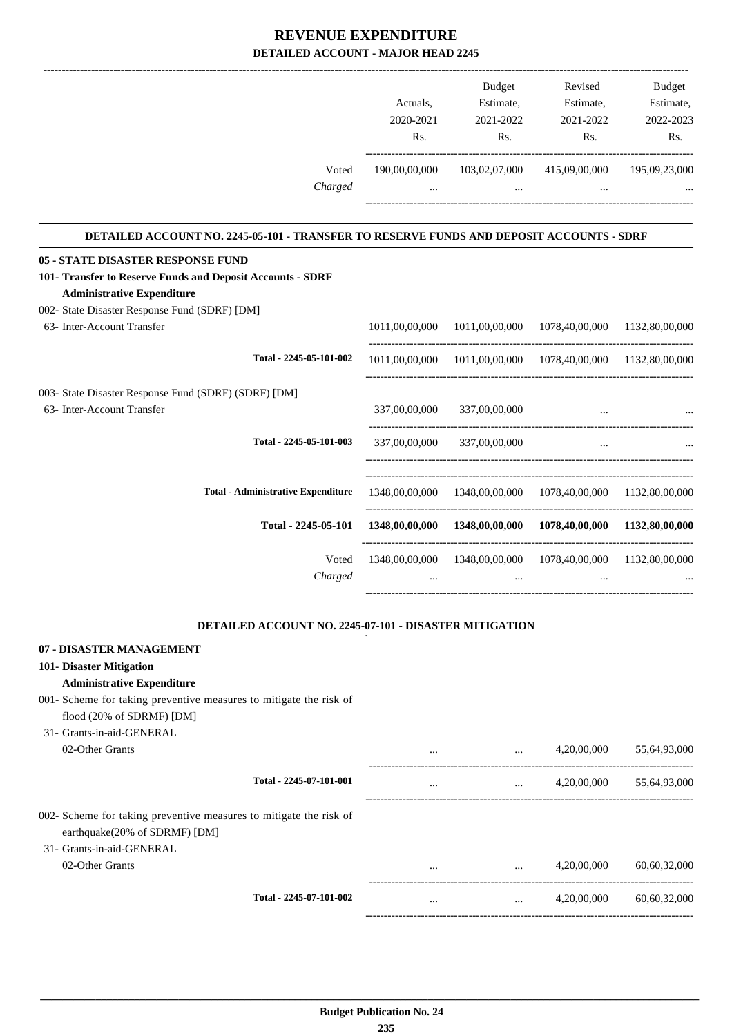# REVENUE EXPENDITURE

## DETAILED ACCOUNT - MAJOR HEAD 2245

| | Actuals, 2020-2021 Rs. | Budget Estimate, 2021-2022 Rs. | Revised Estimate, 2021-2022 Rs. | Budget Estimate, 2022-2023 Rs. |
|---|---|---|---|---|
| Voted | 190,00,00,000 | 103,02,07,000 | 415,09,00,000 | 195,09,23,000 |
| *Charged* | ... | ... | ... | ... |

### DETAILED ACCOUNT NO. 2245-05-101 - TRANSFER TO RESERVE FUNDS AND DEPOSIT ACCOUNTS - SDRF

**05 - STATE DISASTER RESPONSE FUND**

**101- Transfer to Reserve Funds and Deposit Accounts - SDRF**

**Administrative Expenditure**

| | Actuals, 2020-2021 Rs. | Budget Estimate, 2021-2022 Rs. | Revised Estimate, 2021-2022 Rs. | Budget Estimate, 2022-2023 Rs. |
|---|---|---|---|---|
| 002- State Disaster Response Fund (SDRF) [DM] | | | | |
| 63- Inter-Account Transfer | 1011,00,00,000 | 1011,00,00,000 | 1078,40,00,000 | 1132,80,00,000 |
| **Total - 2245-05-101-002** | 1011,00,00,000 | 1011,00,00,000 | 1078,40,00,000 | 1132,80,00,000 |
| 003- State Disaster Response Fund (SDRF) (SDRF) [DM] | | | | |
| 63- Inter-Account Transfer | 337,00,00,000 | 337,00,00,000 | ... | ... |
| **Total - 2245-05-101-003** | 337,00,00,000 | 337,00,00,000 | ... | ... |
| **Total - Administrative Expenditure** | 1348,00,00,000 | 1348,00,00,000 | 1078,40,00,000 | 1132,80,00,000 |
| **Total - 2245-05-101** | **1348,00,00,000** | **1348,00,00,000** | **1078,40,00,000** | **1132,80,00,000** |
| Voted | 1348,00,00,000 | 1348,00,00,000 | 1078,40,00,000 | 1132,80,00,000 |
| *Charged* | ... | ... | ... | ... |

### DETAILED ACCOUNT NO. 2245-07-101 - DISASTER MITIGATION

**07 - DISASTER MANAGEMENT**

**101- Disaster Mitigation**

**Administrative Expenditure**

| | Actuals, 2020-2021 Rs. | Budget Estimate, 2021-2022 Rs. | Revised Estimate, 2021-2022 Rs. | Budget Estimate, 2022-2023 Rs. |
|---|---|---|---|---|
| 001- Scheme for taking preventive measures to mitigate the risk of flood (20% of SDRMF) [DM] | | | | |
| 31- Grants-in-aid-GENERAL | | | | |
| 02-Other Grants | ... | ... | 4,20,00,000 | 55,64,93,000 |
| **Total - 2245-07-101-001** | ... | ... | 4,20,00,000 | 55,64,93,000 |
| 002- Scheme for taking preventive measures to mitigate the risk of earthquake(20% of SDRMF) [DM] | | | | |
| 31- Grants-in-aid-GENERAL | | | | |
| 02-Other Grants | ... | ... | 4,20,00,000 | 60,60,32,000 |
| **Total - 2245-07-101-002** | ... | ... | 4,20,00,000 | 60,60,32,000 |

Budget Publication No. 24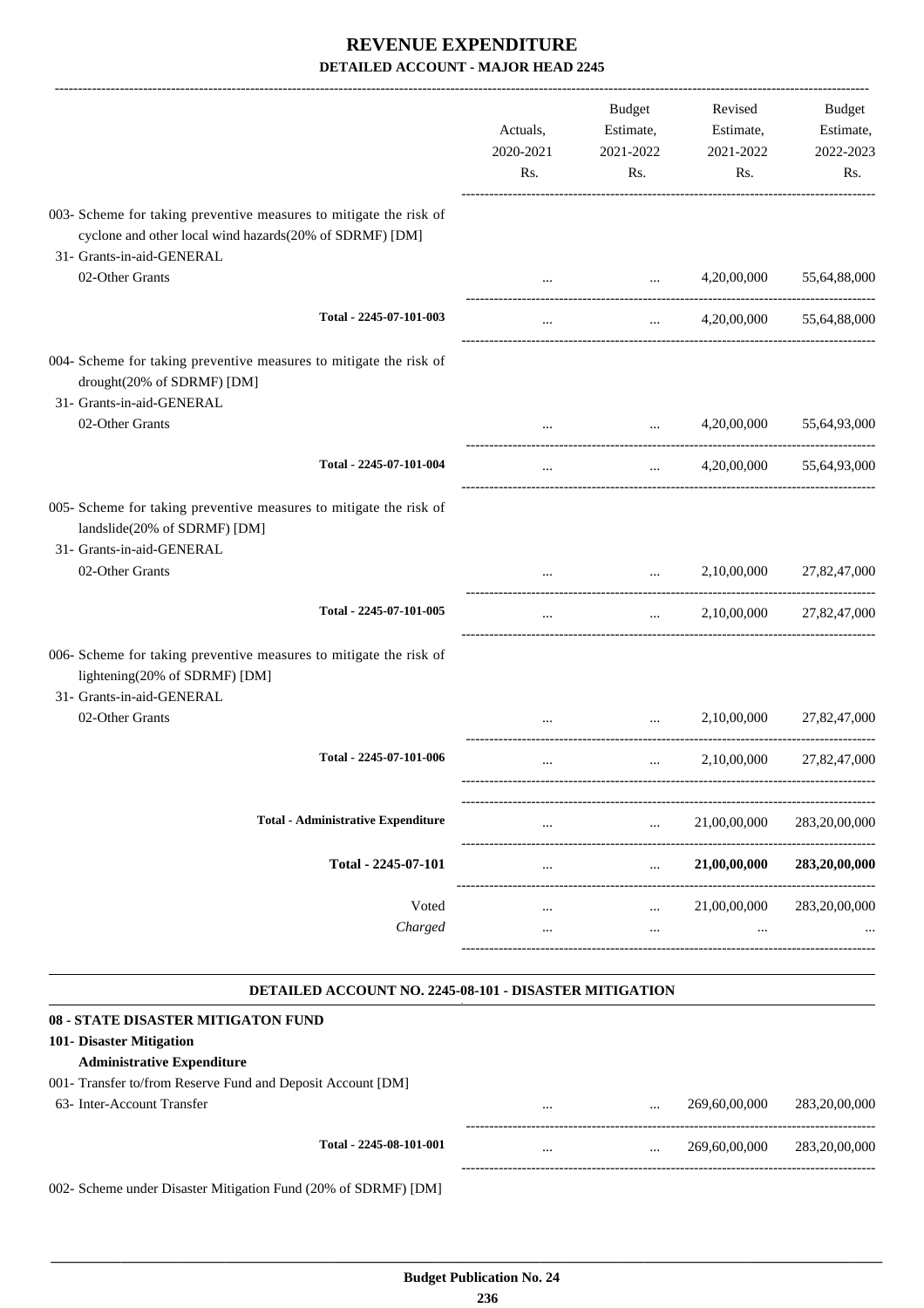# REVENUE EXPENDITURE

## DETAILED ACCOUNT - MAJOR HEAD 2245

| | Actuals, 2020-2021 Rs. | Budget Estimate, 2021-2022 Rs. | Revised Estimate, 2021-2022 Rs. | Budget Estimate, 2022-2023 Rs. |
|---|---|---|---|---|
| 003- Scheme for taking preventive measures to mitigate the risk of cyclone and other local wind hazards(20% of SDRMF) [DM] | | | | |
| 31- Grants-in-aid-GENERAL | | | | |
| 02-Other Grants | ... | ... | 4,20,00,000 | 55,64,88,000 |
| Total - 2245-07-101-003 | ... | ... | 4,20,00,000 | 55,64,88,000 |
| 004- Scheme for taking preventive measures to mitigate the risk of drought(20% of SDRMF) [DM] | | | | |
| 31- Grants-in-aid-GENERAL | | | | |
| 02-Other Grants | ... | ... | 4,20,00,000 | 55,64,93,000 |
| Total - 2245-07-101-004 | ... | ... | 4,20,00,000 | 55,64,93,000 |
| 005- Scheme for taking preventive measures to mitigate the risk of landslide(20% of SDRMF) [DM] | | | | |
| 31- Grants-in-aid-GENERAL | | | | |
| 02-Other Grants | ... | ... | 2,10,00,000 | 27,82,47,000 |
| Total - 2245-07-101-005 | ... | ... | 2,10,00,000 | 27,82,47,000 |
| 006- Scheme for taking preventive measures to mitigate the risk of lightening(20% of SDRMF) [DM] | | | | |
| 31- Grants-in-aid-GENERAL | | | | |
| 02-Other Grants | ... | ... | 2,10,00,000 | 27,82,47,000 |
| Total - 2245-07-101-006 | ... | ... | 2,10,00,000 | 27,82,47,000 |
| **Total - Administrative Expenditure** | ... | ... | 21,00,00,000 | 283,20,00,000 |
| **Total - 2245-07-101** | ... | ... | **21,00,00,000** | **283,20,00,000** |
| Voted | ... | ... | 21,00,00,000 | 283,20,00,000 |
| *Charged* | ... | ... | ... | ... |

### DETAILED ACCOUNT NO. 2245-08-101 - DISASTER MITIGATION

**08 - STATE DISASTER MITIGATON FUND**

**101- Disaster Mitigation**

**Administrative Expenditure**

| | Actuals, 2020-2021 Rs. | Budget Estimate, 2021-2022 Rs. | Revised Estimate, 2021-2022 Rs. | Budget Estimate, 2022-2023 Rs. |
|---|---|---|---|---|
| 001- Transfer to/from Reserve Fund and Deposit Account [DM] | | | | |
| 63- Inter-Account Transfer | ... | ... | 269,60,00,000 | 283,20,00,000 |
| Total - 2245-08-101-001 | ... | ... | 269,60,00,000 | 283,20,00,000 |

002- Scheme under Disaster Mitigation Fund (20% of SDRMF) [DM]

Budget Publication No. 24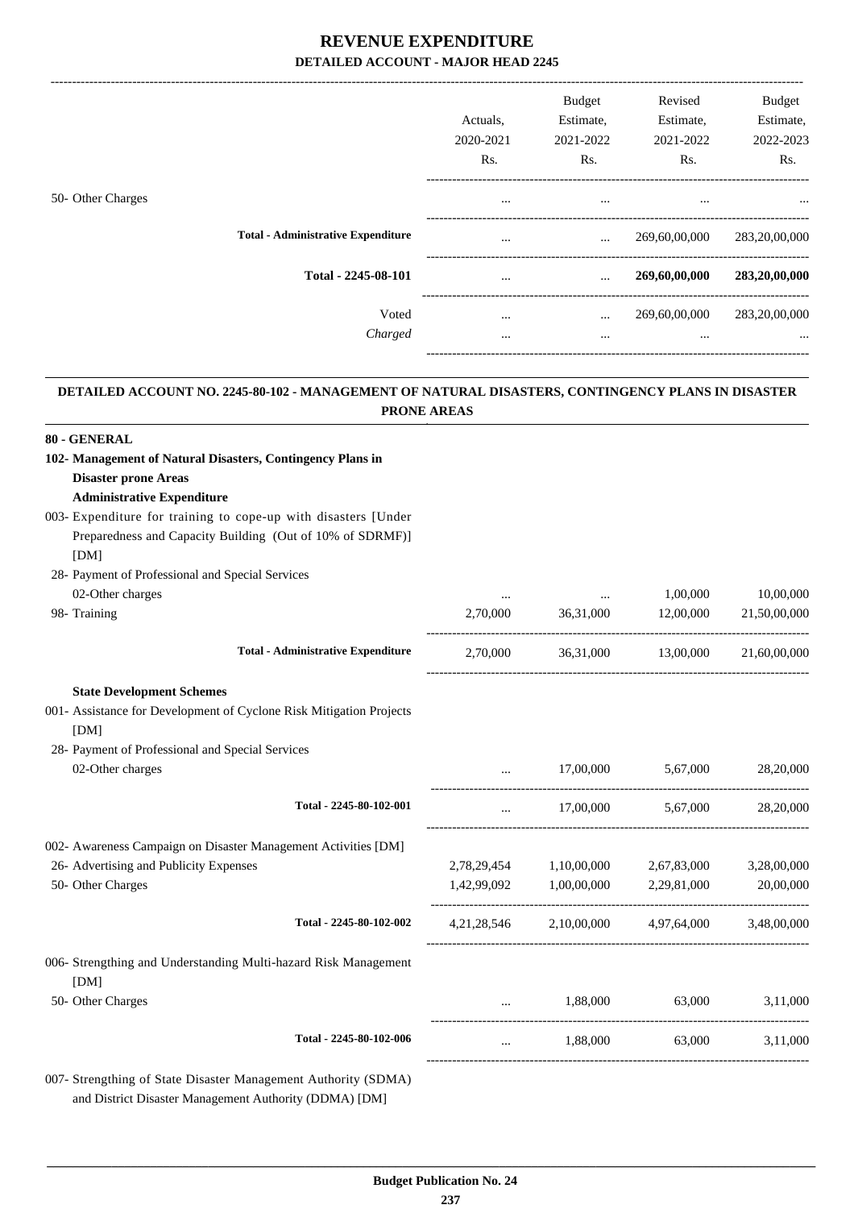# REVENUE EXPENDITURE

## DETAILED ACCOUNT - MAJOR HEAD 2245

| | Actuals, 2020-2021 Rs. | Budget Estimate, 2021-2022 Rs. | Revised Estimate, 2021-2022 Rs. | Budget Estimate, 2022-2023 Rs. |
|---|---|---|---|---|
| 50- Other Charges | ... | ... | ... | ... |
| **Total - Administrative Expenditure** | ... | ... | 269,60,00,000 | 283,20,00,000 |
| **Total - 2245-08-101** | ... | ... | **269,60,00,000** | **283,20,00,000** |
| Voted | ... | ... | 269,60,00,000 | 283,20,00,000 |
| *Charged* | ... | ... | ... | ... |

### DETAILED ACCOUNT NO. 2245-80-102 - MANAGEMENT OF NATURAL DISASTERS, CONTINGENCY PLANS IN DISASTER PRONE AREAS

| | Actuals, 2020-2021 Rs. | Budget Estimate, 2021-2022 Rs. | Revised Estimate, 2021-2022 Rs. | Budget Estimate, 2022-2023 Rs. |
|---|---|---|---|---|
| **80 - GENERAL** | | | | |
| **102- Management of Natural Disasters, Contingency Plans in Disaster prone Areas** | | | | |
| **Administrative Expenditure** | | | | |
| 003- Expenditure for training to cope-up with disasters [Under Preparedness and Capacity Building (Out of 10% of SDRMF)] [DM] | | | | |
| 28- Payment of Professional and Special Services | | | | |
| 02-Other charges | ... | ... | 1,00,000 | 10,00,000 |
| 98- Training | 2,70,000 | 36,31,000 | 12,00,000 | 21,50,00,000 |
| **Total - Administrative Expenditure** | 2,70,000 | 36,31,000 | 13,00,000 | 21,60,00,000 |
| **State Development Schemes** | | | | |
| 001- Assistance for Development of Cyclone Risk Mitigation Projects [DM] | | | | |
| 28- Payment of Professional and Special Services | | | | |
| 02-Other charges | ... | 17,00,000 | 5,67,000 | 28,20,000 |
| **Total - 2245-80-102-001** | ... | 17,00,000 | 5,67,000 | 28,20,000 |
| 002- Awareness Campaign on Disaster Management Activities [DM] | | | | |
| 26- Advertising and Publicity Expenses | 2,78,29,454 | 1,10,00,000 | 2,67,83,000 | 3,28,00,000 |
| 50- Other Charges | 1,42,99,092 | 1,00,00,000 | 2,29,81,000 | 20,00,000 |
| **Total - 2245-80-102-002** | 4,21,28,546 | 2,10,00,000 | 4,97,64,000 | 3,48,00,000 |
| 006- Strengthing and Understanding Multi-hazard Risk Management [DM] | | | | |
| 50- Other Charges | ... | 1,88,000 | 63,000 | 3,11,000 |
| **Total - 2245-80-102-006** | ... | 1,88,000 | 63,000 | 3,11,000 |
| 007- Strengthing of State Disaster Management Authority (SDMA) and District Disaster Management Authority (DDMA) [DM] | | | | |

Budget Publication No. 24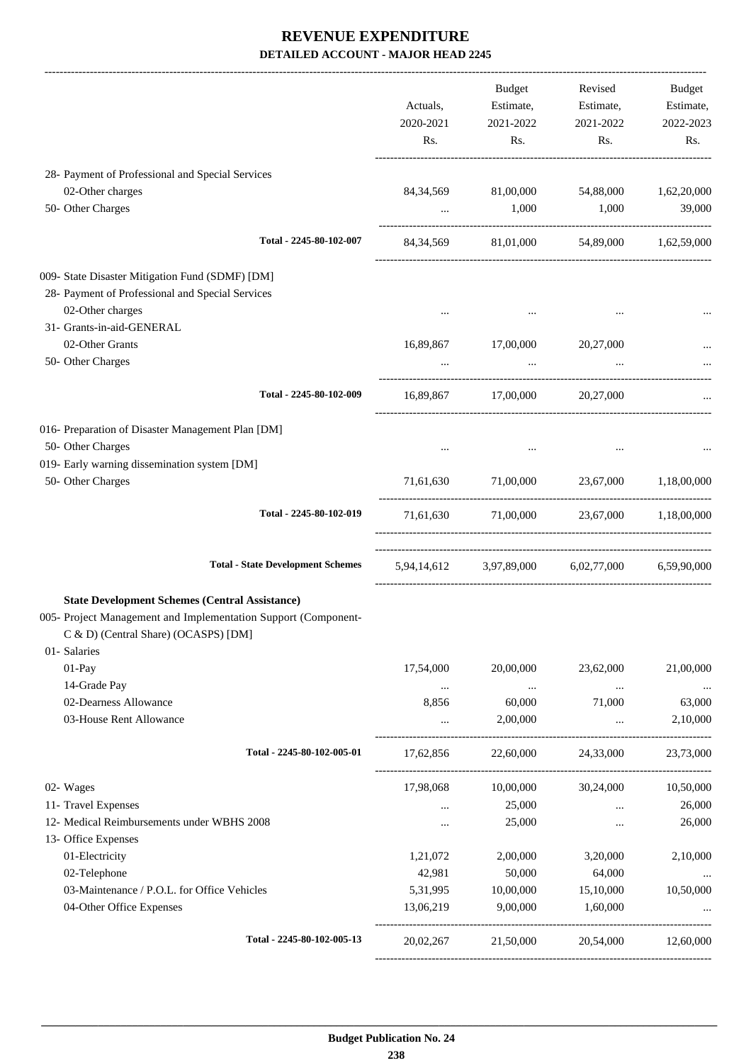# REVENUE EXPENDITURE

**DETAILED ACCOUNT - MAJOR HEAD 2245**

| | Actuals, 2020-2021 Rs. | Budget Estimate, 2021-2022 Rs. | Revised Estimate, 2021-2022 Rs. | Budget Estimate, 2022-2023 Rs. |
|---|---|---|---|---|
| 28- Payment of Professional and Special Services | | | | |
| 02-Other charges | 84,34,569 | 81,00,000 | 54,88,000 | 1,62,20,000 |
| 50- Other Charges | ... | 1,000 | 1,000 | 39,000 |
| **Total - 2245-80-102-007** | 84,34,569 | 81,01,000 | 54,89,000 | 1,62,59,000 |
| 009- State Disaster Mitigation Fund (SDMF) [DM] | | | | |
| 28- Payment of Professional and Special Services | | | | |
| 02-Other charges | ... | ... | ... | ... |
| 31- Grants-in-aid-GENERAL | | | | |
| 02-Other Grants | 16,89,867 | 17,00,000 | 20,27,000 | ... |
| 50- Other Charges | ... | ... | ... | ... |
| **Total - 2245-80-102-009** | 16,89,867 | 17,00,000 | 20,27,000 | ... |
| 016- Preparation of Disaster Management Plan [DM] | | | | |
| 50- Other Charges | ... | ... | ... | ... |
| 019- Early warning dissemination system [DM] | | | | |
| 50- Other Charges | 71,61,630 | 71,00,000 | 23,67,000 | 1,18,00,000 |
| **Total - 2245-80-102-019** | 71,61,630 | 71,00,000 | 23,67,000 | 1,18,00,000 |
| **Total - State Development Schemes** | 5,94,14,612 | 3,97,89,000 | 6,02,77,000 | 6,59,90,000 |
| **State Development Schemes (Central Assistance)** | | | | |
| 005- Project Management and Implementation Support (Component-C & D) (Central Share) (OCASPS) [DM] | | | | |
| 01- Salaries | | | | |
| 01-Pay | 17,54,000 | 20,00,000 | 23,62,000 | 21,00,000 |
| 14-Grade Pay | ... | ... | ... | ... |
| 02-Dearness Allowance | 8,856 | 60,000 | 71,000 | 63,000 |
| 03-House Rent Allowance | ... | 2,00,000 | ... | 2,10,000 |
| **Total - 2245-80-102-005-01** | 17,62,856 | 22,60,000 | 24,33,000 | 23,73,000 |
| 02- Wages | 17,98,068 | 10,00,000 | 30,24,000 | 10,50,000 |
| 11- Travel Expenses | ... | 25,000 | ... | 26,000 |
| 12- Medical Reimbursements under WBHS 2008 | ... | 25,000 | ... | 26,000 |
| 13- Office Expenses | | | | |
| 01-Electricity | 1,21,072 | 2,00,000 | 3,20,000 | 2,10,000 |
| 02-Telephone | 42,981 | 50,000 | 64,000 | ... |
| 03-Maintenance / P.O.L. for Office Vehicles | 5,31,995 | 10,00,000 | 15,10,000 | 10,50,000 |
| 04-Other Office Expenses | 13,06,219 | 9,00,000 | 1,60,000 | ... |
| **Total - 2245-80-102-005-13** | 20,02,267 | 21,50,000 | 20,54,000 | 12,60,000 |

Budget Publication No. 24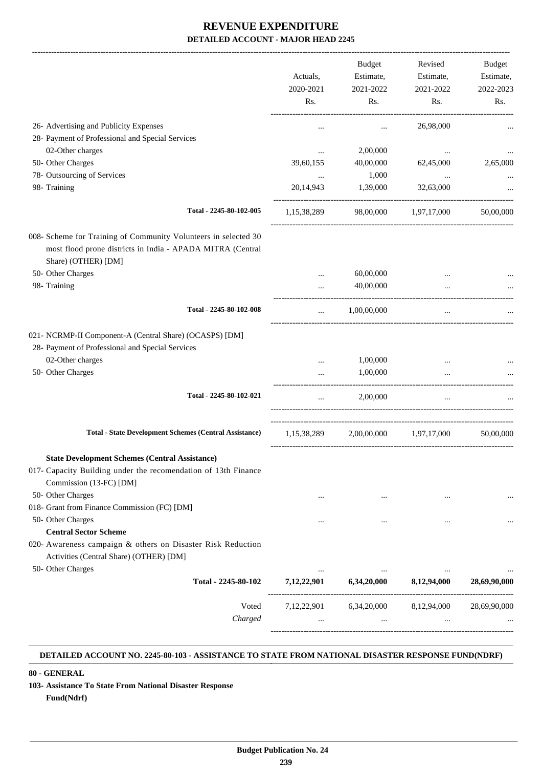# REVENUE EXPENDITURE

## DETAILED ACCOUNT - MAJOR HEAD 2245

| | Actuals, 2020-2021 Rs. | Budget Estimate, 2021-2022 Rs. | Revised Estimate, 2021-2022 Rs. | Budget Estimate, 2022-2023 Rs. |
|---|---|---|---|---|
| 26- Advertising and Publicity Expenses | ... | ... | 26,98,000 | ... |
| 28- Payment of Professional and Special Services | | | | |
| 02-Other charges | ... | 2,00,000 | ... | ... |
| 50- Other Charges | 39,60,155 | 40,00,000 | 62,45,000 | 2,65,000 |
| 78- Outsourcing of Services | ... | 1,000 | ... | ... |
| 98- Training | 20,14,943 | 1,39,000 | 32,63,000 | ... |
| **Total - 2245-80-102-005** | 1,15,38,289 | 98,00,000 | 1,97,17,000 | 50,00,000 |
| 008- Scheme for Training of Community Volunteers in selected 30 most flood prone districts in India - APADA MITRA (Central Share) (OTHER) [DM] | | | | |
| 50- Other Charges | ... | 60,00,000 | ... | ... |
| 98- Training | ... | 40,00,000 | ... | ... |
| **Total - 2245-80-102-008** | ... | 1,00,00,000 | ... | ... |
| 021- NCRMP-II Component-A (Central Share) (OCASPS) [DM] | | | | |
| 28- Payment of Professional and Special Services | | | | |
| 02-Other charges | ... | 1,00,000 | ... | ... |
| 50- Other Charges | ... | 1,00,000 | ... | ... |
| **Total - 2245-80-102-021** | ... | 2,00,000 | ... | ... |
| **Total - State Development Schemes (Central Assistance)** | 1,15,38,289 | 2,00,00,000 | 1,97,17,000 | 50,00,000 |
| **State Development Schemes (Central Assistance)** | | | | |
| 017- Capacity Building under the recomendation of 13th Finance Commission (13-FC) [DM] | | | | |
| 50- Other Charges | ... | ... | ... | ... |
| 018- Grant from Finance Commission (FC) [DM] | | | | |
| 50- Other Charges | ... | ... | ... | ... |
| **Central Sector Scheme** | | | | |
| 020- Awareness campaign & others on Disaster Risk Reduction Activities (Central Share) (OTHER) [DM] | | | | |
| 50- Other Charges | ... | ... | ... | ... |
| **Total - 2245-80-102** | **7,12,22,901** | **6,34,20,000** | **8,12,94,000** | **28,69,90,000** |
| Voted | 7,12,22,901 | 6,34,20,000 | 8,12,94,000 | 28,69,90,000 |
| *Charged* | ... | ... | ... | ... |

**DETAILED ACCOUNT NO. 2245-80-103 - ASSISTANCE TO STATE FROM NATIONAL DISASTER RESPONSE FUND(NDRF)**

**80 - GENERAL**

**103- Assistance To State From National Disaster Response Fund(Ndrf)**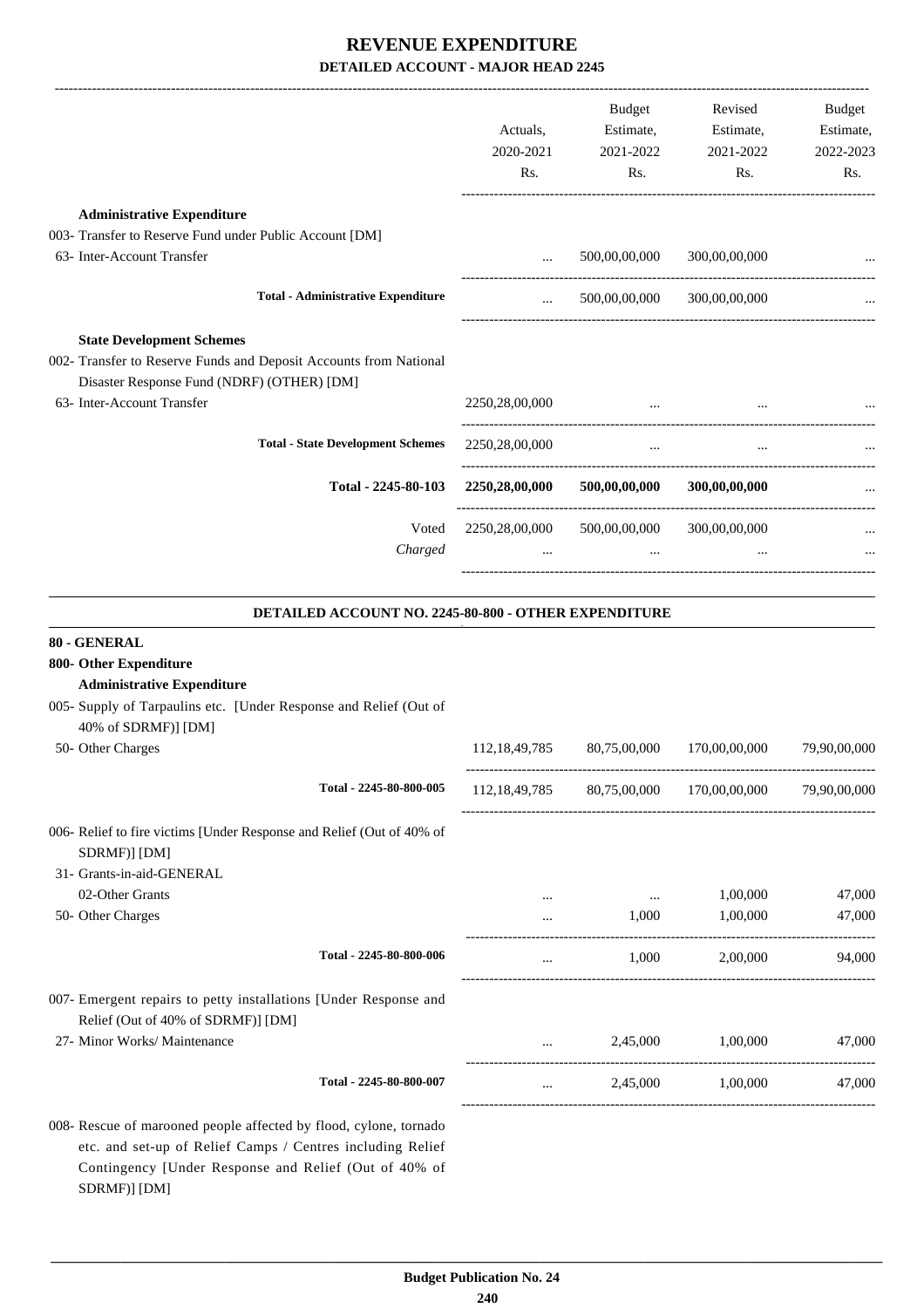# REVENUE EXPENDITURE

## DETAILED ACCOUNT - MAJOR HEAD 2245

| | Actuals, 2020-2021 Rs. | Budget Estimate, 2021-2022 Rs. | Revised Estimate, 2021-2022 Rs. | Budget Estimate, 2022-2023 Rs. |
|---|---|---|---|---|
| **Administrative Expenditure** | | | | |
| 003- Transfer to Reserve Fund under Public Account [DM] | | | | |
| 63- Inter-Account Transfer | ... | 500,00,00,000 | 300,00,00,000 | ... |
| **Total - Administrative Expenditure** | ... | 500,00,00,000 | 300,00,00,000 | ... |
| **State Development Schemes** | | | | |
| 002- Transfer to Reserve Funds and Deposit Accounts from National Disaster Response Fund (NDRF) (OTHER) [DM] | | | | |
| 63- Inter-Account Transfer | 2250,28,00,000 | ... | ... | ... |
| **Total - State Development Schemes** | 2250,28,00,000 | ... | ... | ... |
| **Total - 2245-80-103** | **2250,28,00,000** | **500,00,00,000** | **300,00,00,000** | ... |
| Voted | 2250,28,00,000 | 500,00,00,000 | 300,00,00,000 | ... |
| *Charged* | ... | ... | ... | ... |

### DETAILED ACCOUNT NO. 2245-80-800 - OTHER EXPENDITURE

| | Actuals, 2020-2021 Rs. | Budget Estimate, 2021-2022 Rs. | Revised Estimate, 2021-2022 Rs. | Budget Estimate, 2022-2023 Rs. |
|---|---|---|---|---|
| **80 - GENERAL** | | | | |
| **800- Other Expenditure** | | | | |
| **Administrative Expenditure** | | | | |
| 005- Supply of Tarpaulins etc. [Under Response and Relief (Out of 40% of SDRMF)] [DM] | | | | |
| 50- Other Charges | 112,18,49,785 | 80,75,00,000 | 170,00,00,000 | 79,90,00,000 |
| **Total - 2245-80-800-005** | 112,18,49,785 | 80,75,00,000 | 170,00,00,000 | 79,90,00,000 |
| 006- Relief to fire victims [Under Response and Relief (Out of 40% of SDRMF)] [DM] | | | | |
| 31- Grants-in-aid-GENERAL | | | | |
| 02-Other Grants | ... | ... | 1,00,000 | 47,000 |
| 50- Other Charges | ... | 1,000 | 1,00,000 | 47,000 |
| **Total - 2245-80-800-006** | ... | 1,000 | 2,00,000 | 94,000 |
| 007- Emergent repairs to petty installations [Under Response and Relief (Out of 40% of SDRMF)] [DM] | | | | |
| 27- Minor Works/ Maintenance | ... | 2,45,000 | 1,00,000 | 47,000 |
| **Total - 2245-80-800-007** | ... | 2,45,000 | 1,00,000 | 47,000 |
| 008- Rescue of marooned people affected by flood, cylone, tornado etc. and set-up of Relief Camps / Centres including Relief Contingency [Under Response and Relief (Out of 40% of SDRMF)] [DM] | | | | |

**Budget Publication No. 24**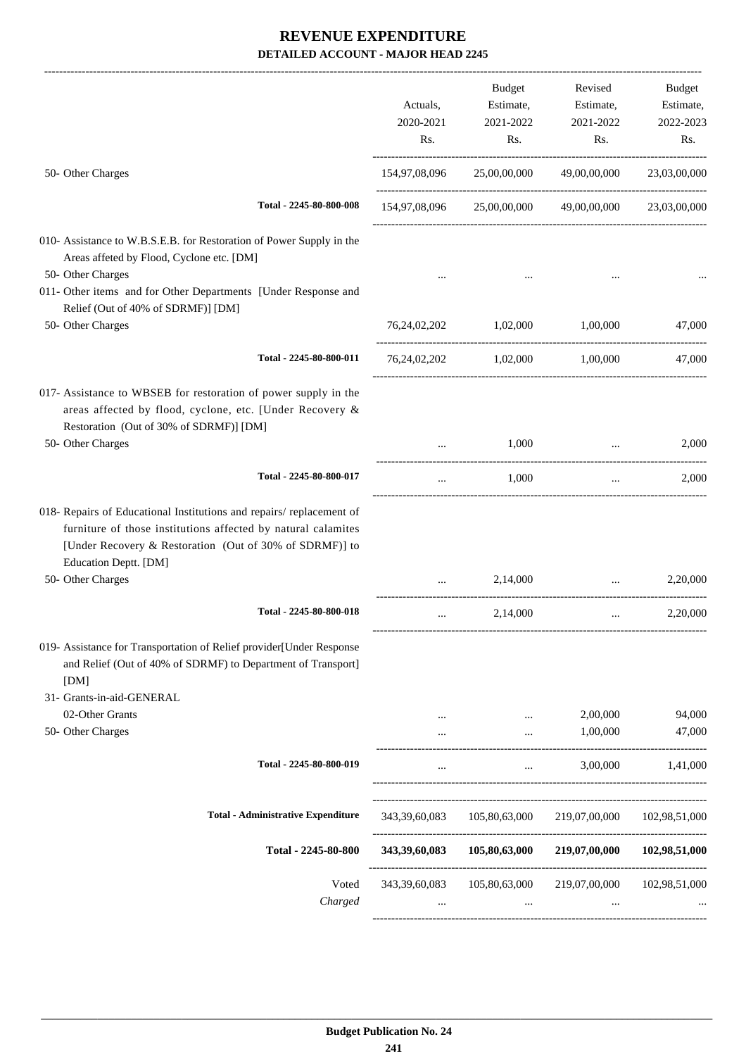# REVENUE EXPENDITURE

## DETAILED ACCOUNT - MAJOR HEAD 2245

| | Actuals, 2020-2021 Rs. | Budget Estimate, 2021-2022 Rs. | Revised Estimate, 2021-2022 Rs. | Budget Estimate, 2022-2023 Rs. |
|---|---|---|---|---|
| 50- Other Charges | 154,97,08,096 | 25,00,00,000 | 49,00,00,000 | 23,03,00,000 |
| **Total - 2245-80-800-008** | 154,97,08,096 | 25,00,00,000 | 49,00,00,000 | 23,03,00,000 |
| 010- Assistance to W.B.S.E.B. for Restoration of Power Supply in the Areas affeted by Flood, Cyclone etc. [DM] | | | | |
| 50- Other Charges | ... | ... | ... | ... |
| 011- Other items and for Other Departments [Under Response and Relief (Out of 40% of SDRMF)] [DM] | | | | |
| 50- Other Charges | 76,24,02,202 | 1,02,000 | 1,00,000 | 47,000 |
| **Total - 2245-80-800-011** | 76,24,02,202 | 1,02,000 | 1,00,000 | 47,000 |
| 017- Assistance to WBSEB for restoration of power supply in the areas affected by flood, cyclone, etc. [Under Recovery & Restoration (Out of 30% of SDRMF)] [DM] | | | | |
| 50- Other Charges | ... | 1,000 | ... | 2,000 |
| **Total - 2245-80-800-017** | ... | 1,000 | ... | 2,000 |
| 018- Repairs of Educational Institutions and repairs/ replacement of furniture of those institutions affected by natural calamites [Under Recovery & Restoration (Out of 30% of SDRMF)] to Education Deptt. [DM] | | | | |
| 50- Other Charges | ... | 2,14,000 | ... | 2,20,000 |
| **Total - 2245-80-800-018** | ... | 2,14,000 | ... | 2,20,000 |
| 019- Assistance for Transportation of Relief provider[Under Response and Relief (Out of 40% of SDRMF) to Department of Transport] [DM] | | | | |
| 31- Grants-in-aid-GENERAL | | | | |
| 02-Other Grants | ... | ... | 2,00,000 | 94,000 |
| 50- Other Charges | ... | ... | 1,00,000 | 47,000 |
| **Total - 2245-80-800-019** | ... | ... | 3,00,000 | 1,41,000 |
| **Total - Administrative Expenditure** | 343,39,60,083 | 105,80,63,000 | 219,07,00,000 | 102,98,51,000 |
| **Total - 2245-80-800** | **343,39,60,083** | **105,80,63,000** | **219,07,00,000** | **102,98,51,000** |
| Voted | 343,39,60,083 | 105,80,63,000 | 219,07,00,000 | 102,98,51,000 |
| *Charged* | ... | ... | ... | ... |

**Budget Publication No. 24**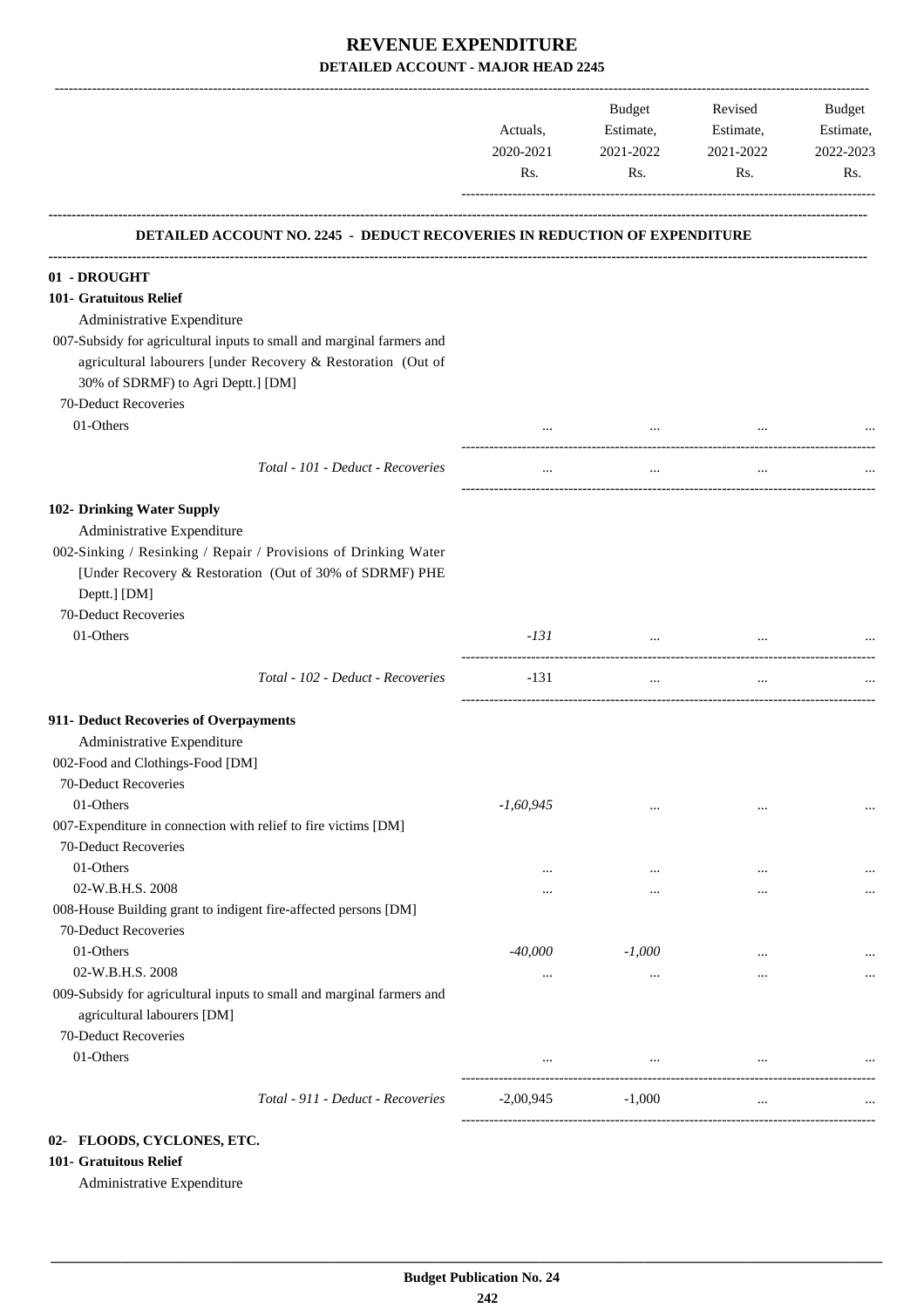# REVENUE EXPENDITURE

**DETAILED ACCOUNT - MAJOR HEAD 2245**

| | Actuals, 2020-2021 Rs. | Budget Estimate, 2021-2022 Rs. | Revised Estimate, 2021-2022 Rs. | Budget Estimate, 2022-2023 Rs. |
|---|---|---|---|---|
| **DETAILED ACCOUNT NO. 2245 - DEDUCT RECOVERIES IN REDUCTION OF EXPENDITURE** | | | | |
| **01 - DROUGHT** | | | | |
| **101- Gratuitous Relief** | | | | |
| Administrative Expenditure | | | | |
| 007-Subsidy for agricultural inputs to small and marginal farmers and agricultural labourers [under Recovery & Restoration (Out of 30% of SDRMF) to Agri Deptt.] [DM] | | | | |
| 70-Deduct Recoveries | | | | |
| 01-Others | ... | ... | ... | ... |
| *Total - 101 - Deduct - Recoveries* | ... | ... | ... | ... |
| **102- Drinking Water Supply** | | | | |
| Administrative Expenditure | | | | |
| 002-Sinking / Resinking / Repair / Provisions of Drinking Water [Under Recovery & Restoration (Out of 30% of SDRMF) PHE Deptt.] [DM] | | | | |
| 70-Deduct Recoveries | | | | |
| 01-Others | *-131* | ... | ... | ... |
| *Total - 102 - Deduct - Recoveries* | -131 | ... | ... | ... |
| **911- Deduct Recoveries of Overpayments** | | | | |
| Administrative Expenditure | | | | |
| 002-Food and Clothings-Food [DM] | | | | |
| 70-Deduct Recoveries | | | | |
| 01-Others | *-1,60,945* | ... | ... | ... |
| 007-Expenditure in connection with relief to fire victims [DM] | | | | |
| 70-Deduct Recoveries | | | | |
| 01-Others | ... | ... | ... | ... |
| 02-W.B.H.S. 2008 | ... | ... | ... | ... |
| 008-House Building grant to indigent fire-affected persons [DM] | | | | |
| 70-Deduct Recoveries | | | | |
| 01-Others | *-40,000* | *-1,000* | ... | ... |
| 02-W.B.H.S. 2008 | ... | ... | ... | ... |
| 009-Subsidy for agricultural inputs to small and marginal farmers and agricultural labourers [DM] | | | | |
| 70-Deduct Recoveries | | | | |
| 01-Others | ... | ... | ... | ... |
| *Total - 911 - Deduct - Recoveries* | -2,00,945 | -1,000 | ... | ... |
| **02- FLOODS, CYCLONES, ETC.** | | | | |
| **101- Gratuitous Relief** | | | | |
| Administrative Expenditure | | | | |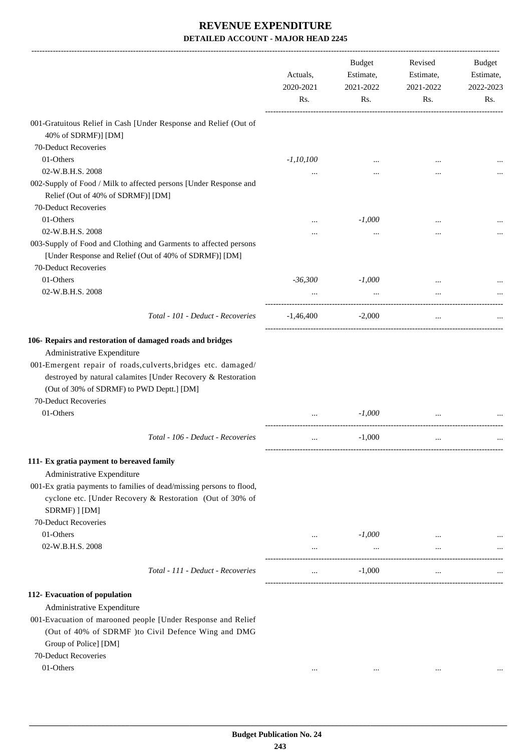# REVENUE EXPENDITURE

## DETAILED ACCOUNT - MAJOR HEAD 2245

| | Actuals, 2020-2021 Rs. | Budget Estimate, 2021-2022 Rs. | Revised Estimate, 2021-2022 Rs. | Budget Estimate, 2022-2023 Rs. |
|---|---|---|---|---|
| 001-Gratuitous Relief in Cash [Under Response and Relief (Out of 40% of SDRMF)] [DM] | | | | |
| 70-Deduct Recoveries | | | | |
| 01-Others | *-1,10,100* | ... | ... | ... |
| 02-W.B.H.S. 2008 | ... | ... | ... | ... |
| 002-Supply of Food / Milk to affected persons [Under Response and Relief (Out of 40% of SDRMF)] [DM] | | | | |
| 70-Deduct Recoveries | | | | |
| 01-Others | ... | *-1,000* | ... | ... |
| 02-W.B.H.S. 2008 | ... | ... | ... | ... |
| 003-Supply of Food and Clothing and Garments to affected persons [Under Response and Relief (Out of 40% of SDRMF)] [DM] | | | | |
| 70-Deduct Recoveries | | | | |
| 01-Others | *-36,300* | *-1,000* | ... | ... |
| 02-W.B.H.S. 2008 | ... | ... | ... | ... |
| *Total - 101 - Deduct - Recoveries* | -1,46,400 | -2,000 | ... | ... |
| **106- Repairs and restoration of damaged roads and bridges** | | | | |
| Administrative Expenditure | | | | |
| 001-Emergent repair of roads,culverts,bridges etc. damaged/ destroyed by natural calamites [Under Recovery & Restoration (Out of 30% of SDRMF) to PWD Deptt.] [DM] | | | | |
| 70-Deduct Recoveries | | | | |
| 01-Others | ... | *-1,000* | ... | ... |
| *Total - 106 - Deduct - Recoveries* | ... | -1,000 | ... | ... |
| **111- Ex gratia payment to bereaved family** | | | | |
| Administrative Expenditure | | | | |
| 001-Ex gratia payments to families of dead/missing persons to flood, cyclone etc. [Under Recovery & Restoration (Out of 30% of SDRMF) ] [DM] | | | | |
| 70-Deduct Recoveries | | | | |
| 01-Others | ... | *-1,000* | ... | ... |
| 02-W.B.H.S. 2008 | ... | ... | ... | ... |
| *Total - 111 - Deduct - Recoveries* | ... | -1,000 | ... | ... |
| **112- Evacuation of population** | | | | |
| Administrative Expenditure | | | | |
| 001-Evacuation of marooned people [Under Response and Relief (Out of 40% of SDRMF )to Civil Defence Wing and DMG Group of Police] [DM] | | | | |
| 70-Deduct Recoveries | | | | |
| 01-Others | ... | ... | ... | ... |

**Budget Publication No. 24**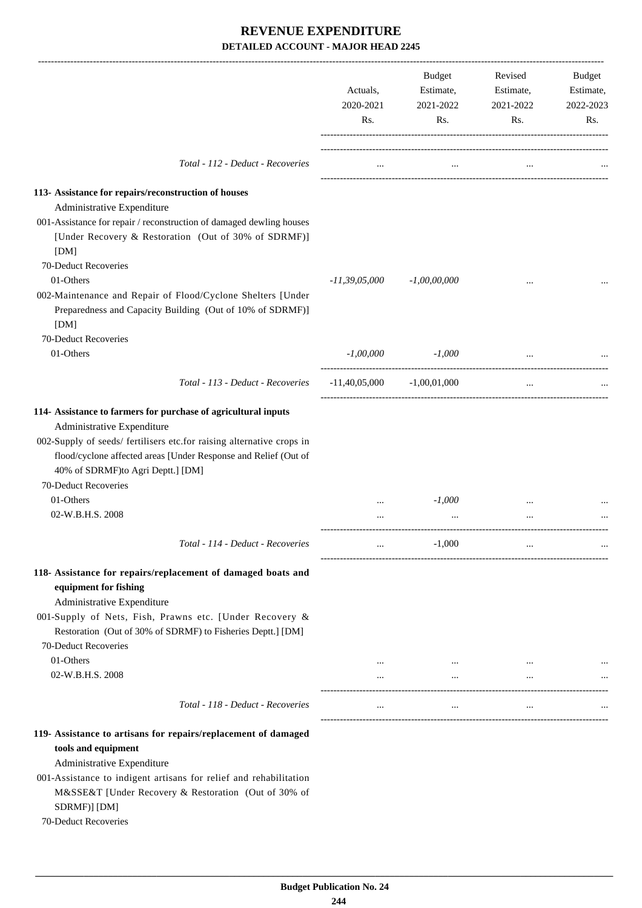# REVENUE EXPENDITURE

**DETAILED ACCOUNT - MAJOR HEAD 2245**

| | Actuals, 2020-2021 Rs. | Budget Estimate, 2021-2022 Rs. | Revised Estimate, 2021-2022 Rs. | Budget Estimate, 2022-2023 Rs. |
|---|---|---|---|---|
| *Total - 112 - Deduct - Recoveries* | ... | ... | ... | ... |
| **113- Assistance for repairs/reconstruction of houses** | | | | |
| Administrative Expenditure | | | | |
| 001-Assistance for repair / reconstruction of damaged dewling houses [Under Recovery & Restoration (Out of 30% of SDRMF)] [DM] | | | | |
| 70-Deduct Recoveries | | | | |
| 01-Others | *-11,39,05,000* | *-1,00,00,000* | ... | ... |
| 002-Maintenance and Repair of Flood/Cyclone Shelters [Under Preparedness and Capacity Building (Out of 10% of SDRMF)] [DM] | | | | |
| 70-Deduct Recoveries | | | | |
| 01-Others | *-1,00,000* | *-1,000* | ... | ... |
| *Total - 113 - Deduct - Recoveries* | -11,40,05,000 | -1,00,01,000 | ... | ... |
| **114- Assistance to farmers for purchase of agricultural inputs** | | | | |
| Administrative Expenditure | | | | |
| 002-Supply of seeds/ fertilisers etc.for raising alternative crops in flood/cyclone affected areas [Under Response and Relief (Out of 40% of SDRMF)to Agri Deptt.] [DM] | | | | |
| 70-Deduct Recoveries | | | | |
| 01-Others | ... | *-1,000* | ... | ... |
| 02-W.B.H.S. 2008 | ... | ... | ... | ... |
| *Total - 114 - Deduct - Recoveries* | ... | -1,000 | ... | ... |
| **118- Assistance for repairs/replacement of damaged boats and equipment for fishing** | | | | |
| Administrative Expenditure | | | | |
| 001-Supply of Nets, Fish, Prawns etc. [Under Recovery & Restoration (Out of 30% of SDRMF) to Fisheries Deptt.] [DM] | | | | |
| 70-Deduct Recoveries | | | | |
| 01-Others | ... | ... | ... | ... |
| 02-W.B.H.S. 2008 | ... | ... | ... | ... |
| *Total - 118 - Deduct - Recoveries* | ... | ... | ... | ... |
| **119- Assistance to artisans for repairs/replacement of damaged tools and equipment** | | | | |
| Administrative Expenditure | | | | |
| 001-Assistance to indigent artisans for relief and rehabilitation M&SSE&T [Under Recovery & Restoration (Out of 30% of SDRMF)] [DM] | | | | |
| 70-Deduct Recoveries | | | | |

Budget Publication No. 24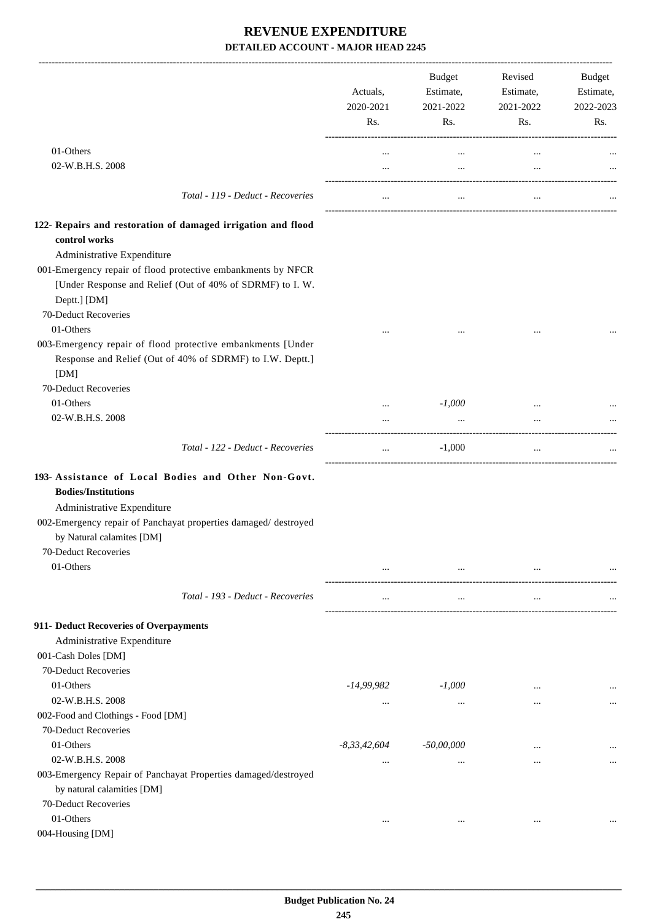# REVENUE EXPENDITURE

## DETAILED ACCOUNT - MAJOR HEAD 2245

| | Actuals, 2020-2021 Rs. | Budget Estimate, 2021-2022 Rs. | Revised Estimate, 2021-2022 Rs. | Budget Estimate, 2022-2023 Rs. |
|---|---|---|---|---|
| 01-Others | ... | ... | ... | ... |
| 02-W.B.H.S. 2008 | ... | ... | ... | ... |
| *Total - 119 - Deduct - Recoveries* | ... | ... | ... | ... |
| **122- Repairs and restoration of damaged irrigation and flood control works** | | | | |
| Administrative Expenditure | | | | |
| 001-Emergency repair of flood protective embankments by NFCR [Under Response and Relief (Out of 40% of SDRMF) to I. W. Deptt.] [DM] | | | | |
| 70-Deduct Recoveries | | | | |
| 01-Others | ... | ... | ... | ... |
| 003-Emergency repair of flood protective embankments [Under Response and Relief (Out of 40% of SDRMF) to I.W. Deptt.] [DM] | | | | |
| 70-Deduct Recoveries | | | | |
| 01-Others | ... | *-1,000* | ... | ... |
| 02-W.B.H.S. 2008 | ... | ... | ... | ... |
| *Total - 122 - Deduct - Recoveries* | ... | -1,000 | ... | ... |
| **193- Assistance of Local Bodies and Other Non-Govt. Bodies/Institutions** | | | | |
| Administrative Expenditure | | | | |
| 002-Emergency repair of Panchayat properties damaged/ destroyed by Natural calamites [DM] | | | | |
| 70-Deduct Recoveries | | | | |
| 01-Others | ... | ... | ... | ... |
| *Total - 193 - Deduct - Recoveries* | ... | ... | ... | ... |
| **911- Deduct Recoveries of Overpayments** | | | | |
| Administrative Expenditure | | | | |
| 001-Cash Doles [DM] | | | | |
| 70-Deduct Recoveries | | | | |
| 01-Others | *-14,99,982* | *-1,000* | ... | ... |
| 02-W.B.H.S. 2008 | ... | ... | ... | ... |
| 002-Food and Clothings - Food [DM] | | | | |
| 70-Deduct Recoveries | | | | |
| 01-Others | *-8,33,42,604* | *-50,00,000* | ... | ... |
| 02-W.B.H.S. 2008 | ... | ... | ... | ... |
| 003-Emergency Repair of Panchayat Properties damaged/destroyed by natural calamities [DM] | | | | |
| 70-Deduct Recoveries | | | | |
| 01-Others | ... | ... | ... | ... |
| 004-Housing [DM] | | | | |

**Budget Publication No. 24**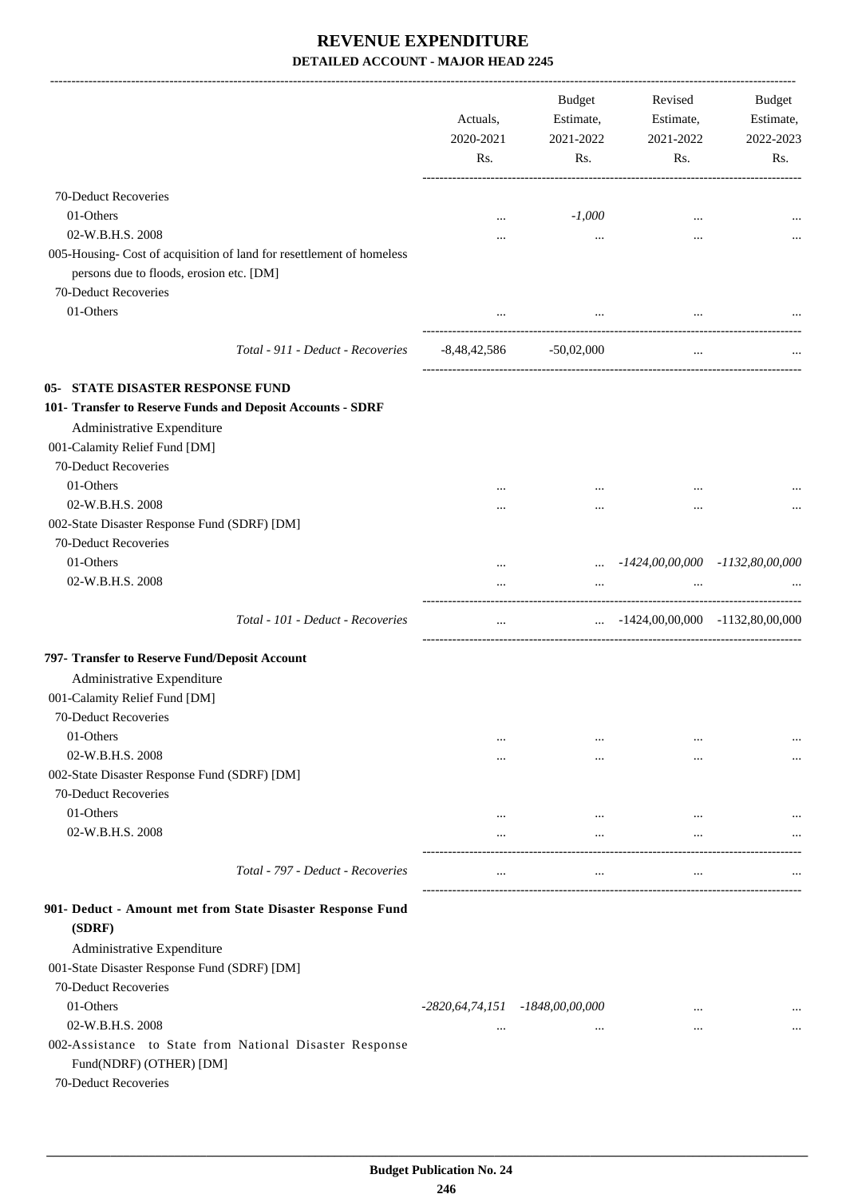# REVENUE EXPENDITURE

## DETAILED ACCOUNT - MAJOR HEAD 2245

| | Actuals, 2020-2021 Rs. | Budget Estimate, 2021-2022 Rs. | Revised Estimate, 2021-2022 Rs. | Budget Estimate, 2022-2023 Rs. |
|---|---|---|---|---|
| 70-Deduct Recoveries | | | | |
| 01-Others | ... | *-1,000* | ... | ... |
| 02-W.B.H.S. 2008 | ... | ... | ... | ... |
| 005-Housing- Cost of acquisition of land for resettlement of homeless persons due to floods, erosion etc. [DM] | | | | |
| 70-Deduct Recoveries | | | | |
| 01-Others | ... | ... | ... | ... |
| *Total - 911 - Deduct - Recoveries* | -8,48,42,586 | -50,02,000 | ... | ... |
| **05- STATE DISASTER RESPONSE FUND** | | | | |
| **101- Transfer to Reserve Funds and Deposit Accounts - SDRF** | | | | |
| Administrative Expenditure | | | | |
| 001-Calamity Relief Fund [DM] | | | | |
| 70-Deduct Recoveries | | | | |
| 01-Others | ... | ... | ... | ... |
| 02-W.B.H.S. 2008 | ... | ... | ... | ... |
| 002-State Disaster Response Fund (SDRF) [DM] | | | | |
| 70-Deduct Recoveries | | | | |
| 01-Others | ... | ... | *-1424,00,00,000* | *-1132,80,00,000* |
| 02-W.B.H.S. 2008 | ... | ... | ... | ... |
| *Total - 101 - Deduct - Recoveries* | ... | ... | -1424,00,00,000 | -1132,80,00,000 |
| **797- Transfer to Reserve Fund/Deposit Account** | | | | |
| Administrative Expenditure | | | | |
| 001-Calamity Relief Fund [DM] | | | | |
| 70-Deduct Recoveries | | | | |
| 01-Others | ... | ... | ... | ... |
| 02-W.B.H.S. 2008 | ... | ... | ... | ... |
| 002-State Disaster Response Fund (SDRF) [DM] | | | | |
| 70-Deduct Recoveries | | | | |
| 01-Others | ... | ... | ... | ... |
| 02-W.B.H.S. 2008 | ... | ... | ... | ... |
| *Total - 797 - Deduct - Recoveries* | ... | ... | ... | ... |
| **901- Deduct - Amount met from State Disaster Response Fund (SDRF)** | | | | |
| Administrative Expenditure | | | | |
| 001-State Disaster Response Fund (SDRF) [DM] | | | | |
| 70-Deduct Recoveries | | | | |
| 01-Others | *-2820,64,74,151* | *-1848,00,00,000* | ... | ... |
| 02-W.B.H.S. 2008 | ... | ... | ... | ... |
| 002-Assistance to State from National Disaster Response Fund(NDRF) (OTHER) [DM] | | | | |
| 70-Deduct Recoveries | | | | |

**Budget Publication No. 24**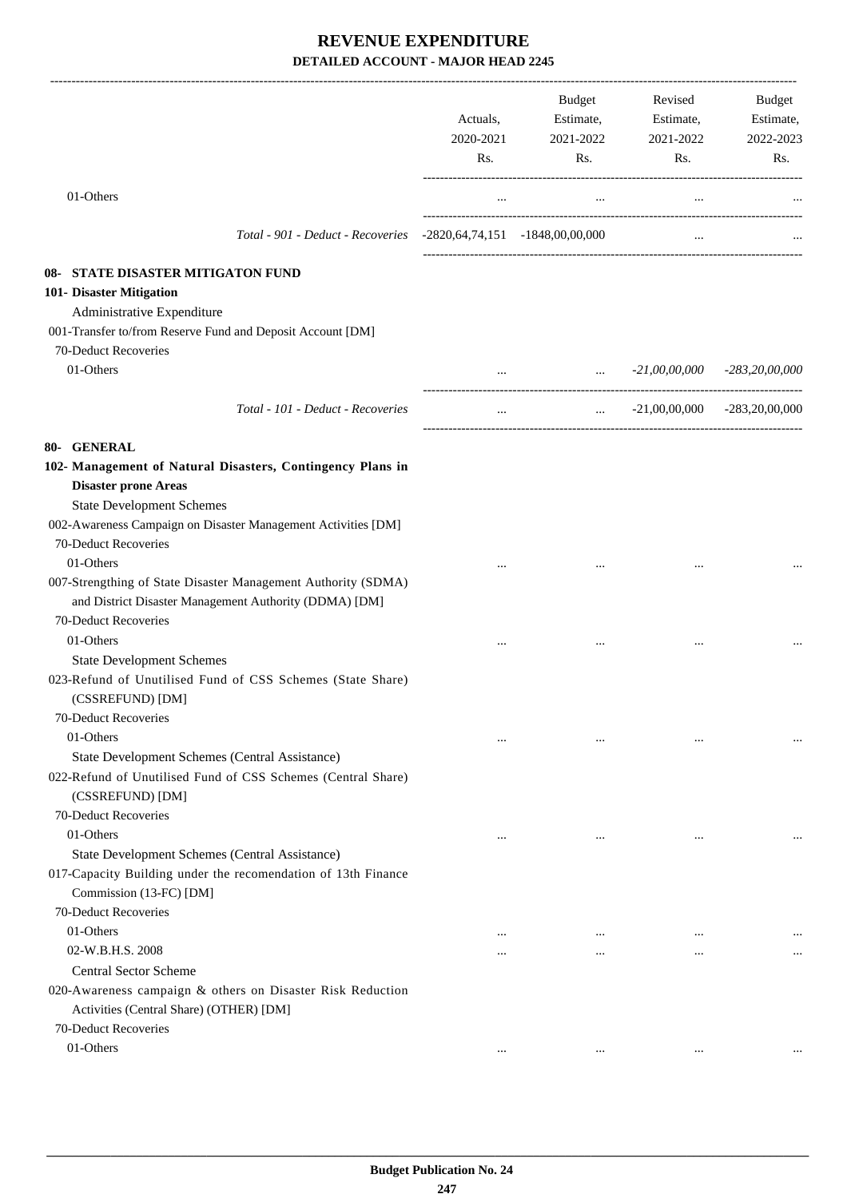# REVENUE EXPENDITURE

## DETAILED ACCOUNT - MAJOR HEAD 2245

| | Actuals, 2020-2021 Rs. | Budget Estimate, 2021-2022 Rs. | Revised Estimate, 2021-2022 Rs. | Budget Estimate, 2022-2023 Rs. |
|---|---|---|---|---|
| 01-Others | ... | ... | ... | ... |
| *Total - 901 - Deduct - Recoveries* | -2820,64,74,151 | -1848,00,00,000 | ... | ... |
| **08- STATE DISASTER MITIGATON FUND** | | | | |
| **101- Disaster Mitigation** | | | | |
| Administrative Expenditure | | | | |
| 001-Transfer to/from Reserve Fund and Deposit Account [DM] | | | | |
| 70-Deduct Recoveries | | | | |
| 01-Others | ... | ... | *-21,00,00,000* | *-283,20,00,000* |
| *Total - 101 - Deduct - Recoveries* | ... | ... | -21,00,00,000 | -283,20,00,000 |
| **80- GENERAL** | | | | |
| **102- Management of Natural Disasters, Contingency Plans in Disaster prone Areas** | | | | |
| State Development Schemes | | | | |
| 002-Awareness Campaign on Disaster Management Activities [DM] | | | | |
| 70-Deduct Recoveries | | | | |
| 01-Others | ... | ... | ... | ... |
| 007-Strengthing of State Disaster Management Authority (SDMA) and District Disaster Management Authority (DDMA) [DM] | | | | |
| 70-Deduct Recoveries | | | | |
| 01-Others | ... | ... | ... | ... |
| State Development Schemes | | | | |
| 023-Refund of Unutilised Fund of CSS Schemes (State Share) (CSSREFUND) [DM] | | | | |
| 70-Deduct Recoveries | | | | |
| 01-Others | ... | ... | ... | ... |
| State Development Schemes (Central Assistance) | | | | |
| 022-Refund of Unutilised Fund of CSS Schemes (Central Share) (CSSREFUND) [DM] | | | | |
| 70-Deduct Recoveries | | | | |
| 01-Others | ... | ... | ... | ... |
| State Development Schemes (Central Assistance) | | | | |
| 017-Capacity Building under the recomendation of 13th Finance Commission (13-FC) [DM] | | | | |
| 70-Deduct Recoveries | | | | |
| 01-Others | ... | ... | ... | ... |
| 02-W.B.H.S. 2008 | ... | ... | ... | ... |
| Central Sector Scheme | | | | |
| 020-Awareness campaign & others on Disaster Risk Reduction Activities (Central Share) (OTHER) [DM] | | | | |
| 70-Deduct Recoveries | | | | |
| 01-Others | ... | ... | ... | ... |

**Budget Publication No. 24**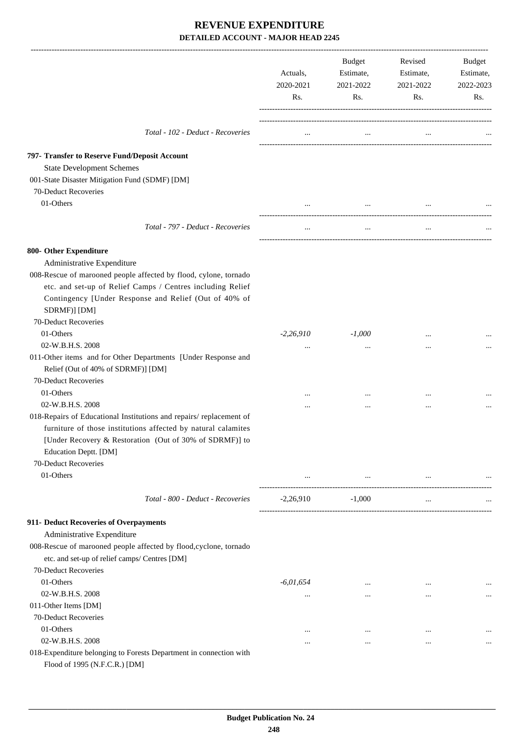# REVENUE EXPENDITURE
## DETAILED ACCOUNT - MAJOR HEAD 2245

| | Actuals, 2020-2021 Rs. | Budget Estimate, 2021-2022 Rs. | Revised Estimate, 2021-2022 Rs. | Budget Estimate, 2022-2023 Rs. |
|---|---|---|---|---|
| *Total - 102 - Deduct - Recoveries* | ... | ... | ... | ... |
| **797- Transfer to Reserve Fund/Deposit Account** | | | | |
| State Development Schemes | | | | |
| 001-State Disaster Mitigation Fund (SDMF) [DM] | | | | |
| 70-Deduct Recoveries | | | | |
| 01-Others | ... | ... | ... | ... |
| *Total - 797 - Deduct - Recoveries* | ... | ... | ... | ... |
| **800- Other Expenditure** | | | | |
| Administrative Expenditure | | | | |
| 008-Rescue of marooned people affected by flood, cylone, tornado etc. and set-up of Relief Camps / Centres including Relief Contingency [Under Response and Relief (Out of 40% of SDRMF)] [DM] | | | | |
| 70-Deduct Recoveries | | | | |
| 01-Others | *-2,26,910* | *-1,000* | ... | ... |
| 02-W.B.H.S. 2008 | ... | ... | ... | ... |
| 011-Other items and for Other Departments [Under Response and Relief (Out of 40% of SDRMF)] [DM] | | | | |
| 70-Deduct Recoveries | | | | |
| 01-Others | ... | ... | ... | ... |
| 02-W.B.H.S. 2008 | ... | ... | ... | ... |
| 018-Repairs of Educational Institutions and repairs/ replacement of furniture of those institutions affected by natural calamites [Under Recovery & Restoration (Out of 30% of SDRMF)] to Education Deptt. [DM] | | | | |
| 70-Deduct Recoveries | | | | |
| 01-Others | ... | ... | ... | ... |
| *Total - 800 - Deduct - Recoveries* | -2,26,910 | -1,000 | ... | ... |
| **911- Deduct Recoveries of Overpayments** | | | | |
| Administrative Expenditure | | | | |
| 008-Rescue of marooned people affected by flood,cyclone, tornado etc. and set-up of relief camps/ Centres [DM] | | | | |
| 70-Deduct Recoveries | | | | |
| 01-Others | *-6,01,654* | ... | ... | ... |
| 02-W.B.H.S. 2008 | ... | ... | ... | ... |
| 011-Other Items [DM] | | | | |
| 70-Deduct Recoveries | | | | |
| 01-Others | ... | ... | ... | ... |
| 02-W.B.H.S. 2008 | ... | ... | ... | ... |
| 018-Expenditure belonging to Forests Department in connection with Flood of 1995 (N.F.C.R.) [DM] | | | | |

Budget Publication No. 24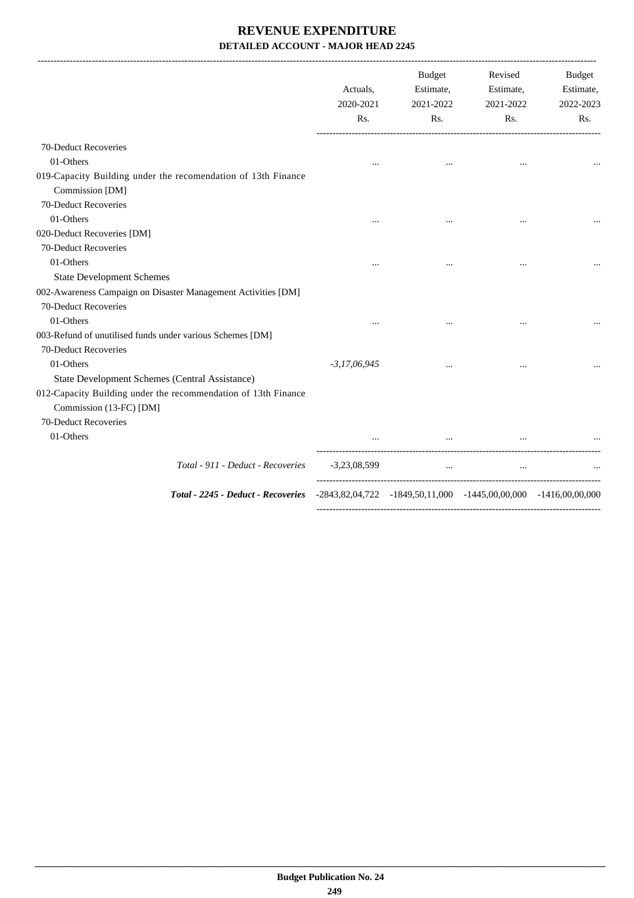# REVENUE EXPENDITURE

## DETAILED ACCOUNT - MAJOR HEAD 2245

| | Actuals, 2020-2021 Rs. | Budget Estimate, 2021-2022 Rs. | Revised Estimate, 2021-2022 Rs. | Budget Estimate, 2022-2023 Rs. |
|---|---|---|---|---|
| 70-Deduct Recoveries | | | | |
| 01-Others | ... | ... | ... | ... |
| 019-Capacity Building under the recomendation of 13th Finance Commission [DM] | | | | |
| 70-Deduct Recoveries | | | | |
| 01-Others | ... | ... | ... | ... |
| 020-Deduct Recoveries [DM] | | | | |
| 70-Deduct Recoveries | | | | |
| 01-Others | ... | ... | ... | ... |
| State Development Schemes | | | | |
| 002-Awareness Campaign on Disaster Management Activities [DM] | | | | |
| 70-Deduct Recoveries | | | | |
| 01-Others | ... | ... | ... | ... |
| 003-Refund of unutilised funds under various Schemes [DM] | | | | |
| 70-Deduct Recoveries | | | | |
| 01-Others | *-3,17,06,945* | ... | ... | ... |
| State Development Schemes (Central Assistance) | | | | |
| 012-Capacity Building under the recommendation of 13th Finance Commission (13-FC) [DM] | | | | |
| 70-Deduct Recoveries | | | | |
| 01-Others | ... | ... | ... | ... |
| *Total - 911 - Deduct - Recoveries* | -3,23,08,599 | ... | ... | ... |
| ***Total - 2245 - Deduct - Recoveries*** | -2843,82,04,722 | -1849,50,11,000 | -1445,00,00,000 | -1416,00,00,000 |

**Budget Publication No. 24**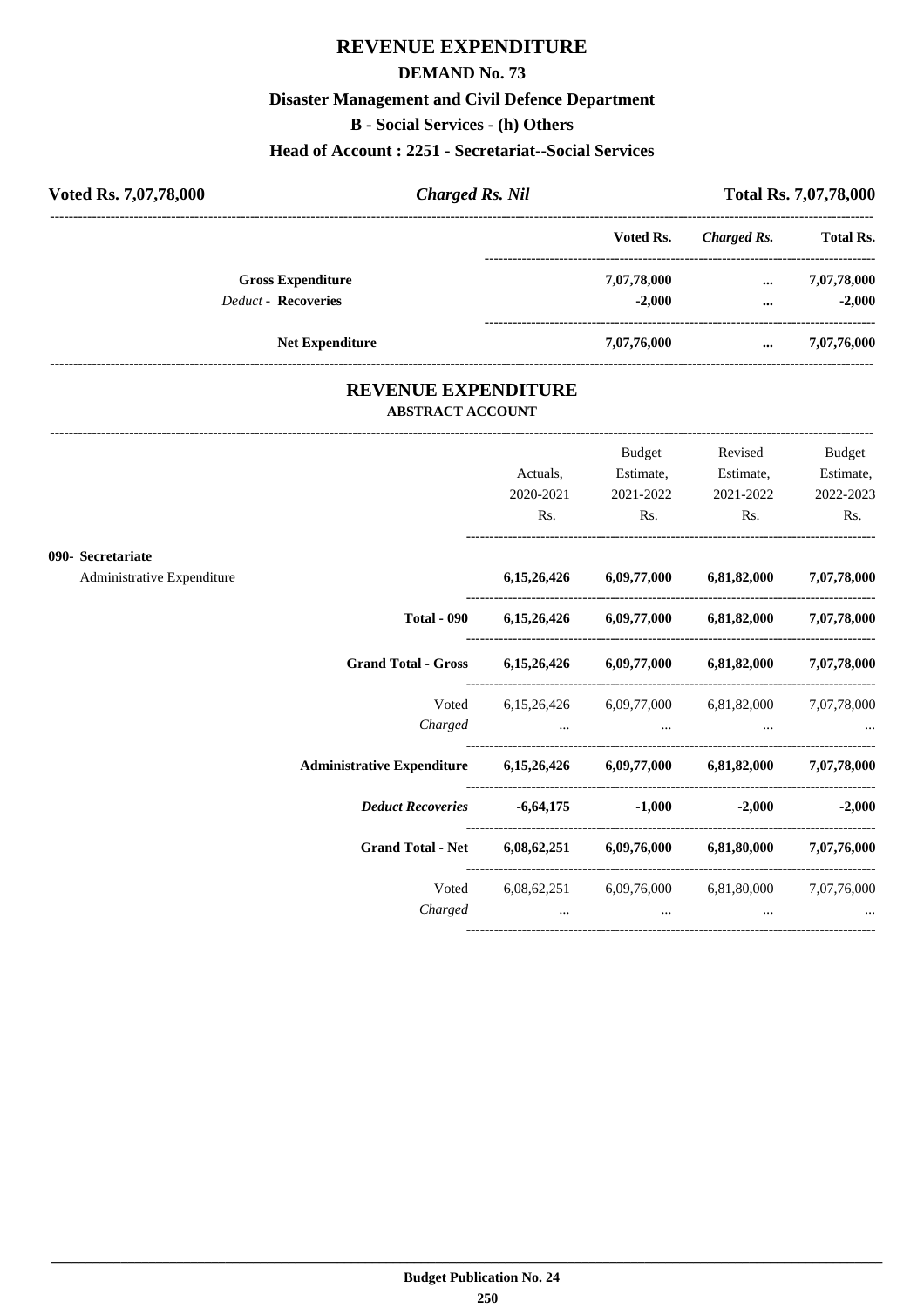# REVENUE EXPENDITURE

## DEMAND No. 73

### Disaster Management and Civil Defence Department

### B - Social Services - (h) Others

### Head of Account : 2251 - Secretariat--Social Services

| **Voted Rs. 7,07,78,000** | ***Charged Rs. Nil*** | **Total Rs. 7,07,78,000** |
|---|---|---|

| | Voted Rs. | *Charged Rs.* | Total Rs. |
|---|---|---|---|
| **Gross Expenditure** | **7,07,78,000** | **...** | **7,07,78,000** |
| *Deduct* - **Recoveries** | **-2,000** | **...** | **-2,000** |
| **Net Expenditure** | **7,07,76,000** | **...** | **7,07,76,000** |

## REVENUE EXPENDITURE

### ABSTRACT ACCOUNT

| | Actuals, 2020-2021 Rs. | Budget Estimate, 2021-2022 Rs. | Revised Estimate, 2021-2022 Rs. | Budget Estimate, 2022-2023 Rs. |
|---|---|---|---|---|
| **090- Secretariat** | | | | |
| Administrative Expenditure | **6,15,26,426** | **6,09,77,000** | **6,81,82,000** | **7,07,78,000** |
| **Total - 090** | **6,15,26,426** | **6,09,77,000** | **6,81,82,000** | **7,07,78,000** |
| **Grand Total - Gross** | **6,15,26,426** | **6,09,77,000** | **6,81,82,000** | **7,07,78,000** |
| Voted | 6,15,26,426 | 6,09,77,000 | 6,81,82,000 | 7,07,78,000 |
| *Charged* | ... | ... | ... | ... |
| **Administrative Expenditure** | **6,15,26,426** | **6,09,77,000** | **6,81,82,000** | **7,07,78,000** |
| ***Deduct Recoveries*** | **-6,64,175** | **-1,000** | **-2,000** | **-2,000** |
| **Grand Total - Net** | **6,08,62,251** | **6,09,76,000** | **6,81,80,000** | **7,07,76,000** |
| Voted | 6,08,62,251 | 6,09,76,000 | 6,81,80,000 | 7,07,76,000 |
| *Charged* | ... | ... | ... | ... |

**Budget Publication No. 24**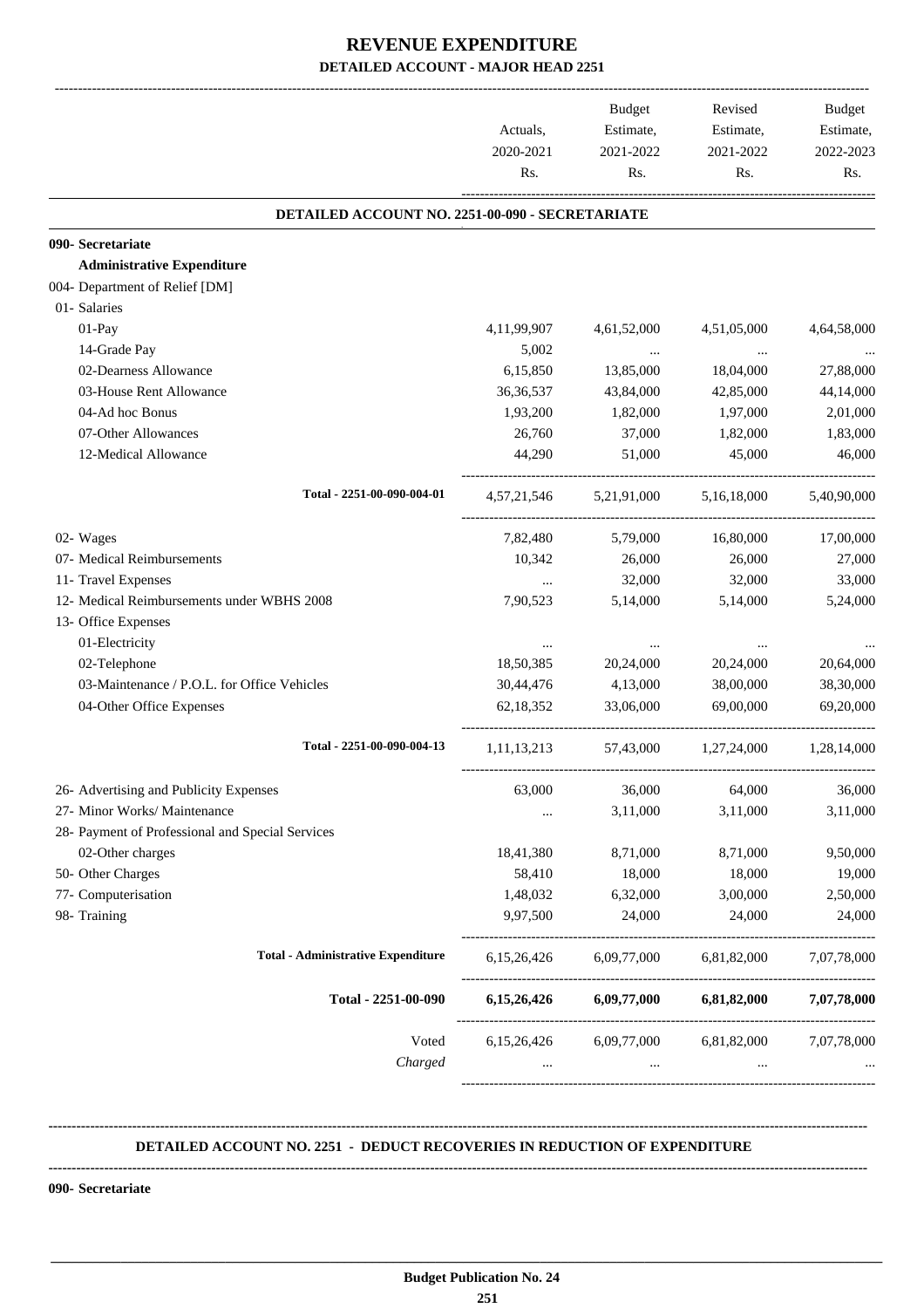# REVENUE EXPENDITURE

## DETAILED ACCOUNT - MAJOR HEAD 2251

| | Actuals, 2020-2021 Rs. | Budget Estimate, 2021-2022 Rs. | Revised Estimate, 2021-2022 Rs. | Budget Estimate, 2022-2023 Rs. |
|---|---|---|---|---|
| **DETAILED ACCOUNT NO. 2251-00-090 - SECRETARIATE** | | | | |
| **090- Secretariate** | | | | |
| **Administrative Expenditure** | | | | |
| 004- Department of Relief [DM] | | | | |
| 01- Salaries | | | | |
| 01-Pay | 4,11,99,907 | 4,61,52,000 | 4,51,05,000 | 4,64,58,000 |
| 14-Grade Pay | 5,002 | ... | ... | ... |
| 02-Dearness Allowance | 6,15,850 | 13,85,000 | 18,04,000 | 27,88,000 |
| 03-House Rent Allowance | 36,36,537 | 43,84,000 | 42,85,000 | 44,14,000 |
| 04-Ad hoc Bonus | 1,93,200 | 1,82,000 | 1,97,000 | 2,01,000 |
| 07-Other Allowances | 26,760 | 37,000 | 1,82,000 | 1,83,000 |
| 12-Medical Allowance | 44,290 | 51,000 | 45,000 | 46,000 |
| Total - 2251-00-090-004-01 | 4,57,21,546 | 5,21,91,000 | 5,16,18,000 | 5,40,90,000 |
| 02- Wages | 7,82,480 | 5,79,000 | 16,80,000 | 17,00,000 |
| 07- Medical Reimbursements | 10,342 | 26,000 | 26,000 | 27,000 |
| 11- Travel Expenses | ... | 32,000 | 32,000 | 33,000 |
| 12- Medical Reimbursements under WBHS 2008 | 7,90,523 | 5,14,000 | 5,14,000 | 5,24,000 |
| 13- Office Expenses | | | | |
| 01-Electricity | ... | ... | ... | ... |
| 02-Telephone | 18,50,385 | 20,24,000 | 20,24,000 | 20,64,000 |
| 03-Maintenance / P.O.L. for Office Vehicles | 30,44,476 | 4,13,000 | 38,00,000 | 38,30,000 |
| 04-Other Office Expenses | 62,18,352 | 33,06,000 | 69,00,000 | 69,20,000 |
| Total - 2251-00-090-004-13 | 1,11,13,213 | 57,43,000 | 1,27,24,000 | 1,28,14,000 |
| 26- Advertising and Publicity Expenses | 63,000 | 36,000 | 64,000 | 36,000 |
| 27- Minor Works/ Maintenance | ... | 3,11,000 | 3,11,000 | 3,11,000 |
| 28- Payment of Professional and Special Services | | | | |
| 02-Other charges | 18,41,380 | 8,71,000 | 8,71,000 | 9,50,000 |
| 50- Other Charges | 58,410 | 18,000 | 18,000 | 19,000 |
| 77- Computerisation | 1,48,032 | 6,32,000 | 3,00,000 | 2,50,000 |
| 98- Training | 9,97,500 | 24,000 | 24,000 | 24,000 |
| **Total - Administrative Expenditure** | 6,15,26,426 | 6,09,77,000 | 6,81,82,000 | 7,07,78,000 |
| **Total - 2251-00-090** | **6,15,26,426** | **6,09,77,000** | **6,81,82,000** | **7,07,78,000** |
| Voted | 6,15,26,426 | 6,09,77,000 | 6,81,82,000 | 7,07,78,000 |
| *Charged* | ... | ... | ... | ... |

**DETAILED ACCOUNT NO. 2251 - DEDUCT RECOVERIES IN REDUCTION OF EXPENDITURE**

**090- Secretariate**

**Budget Publication No. 24**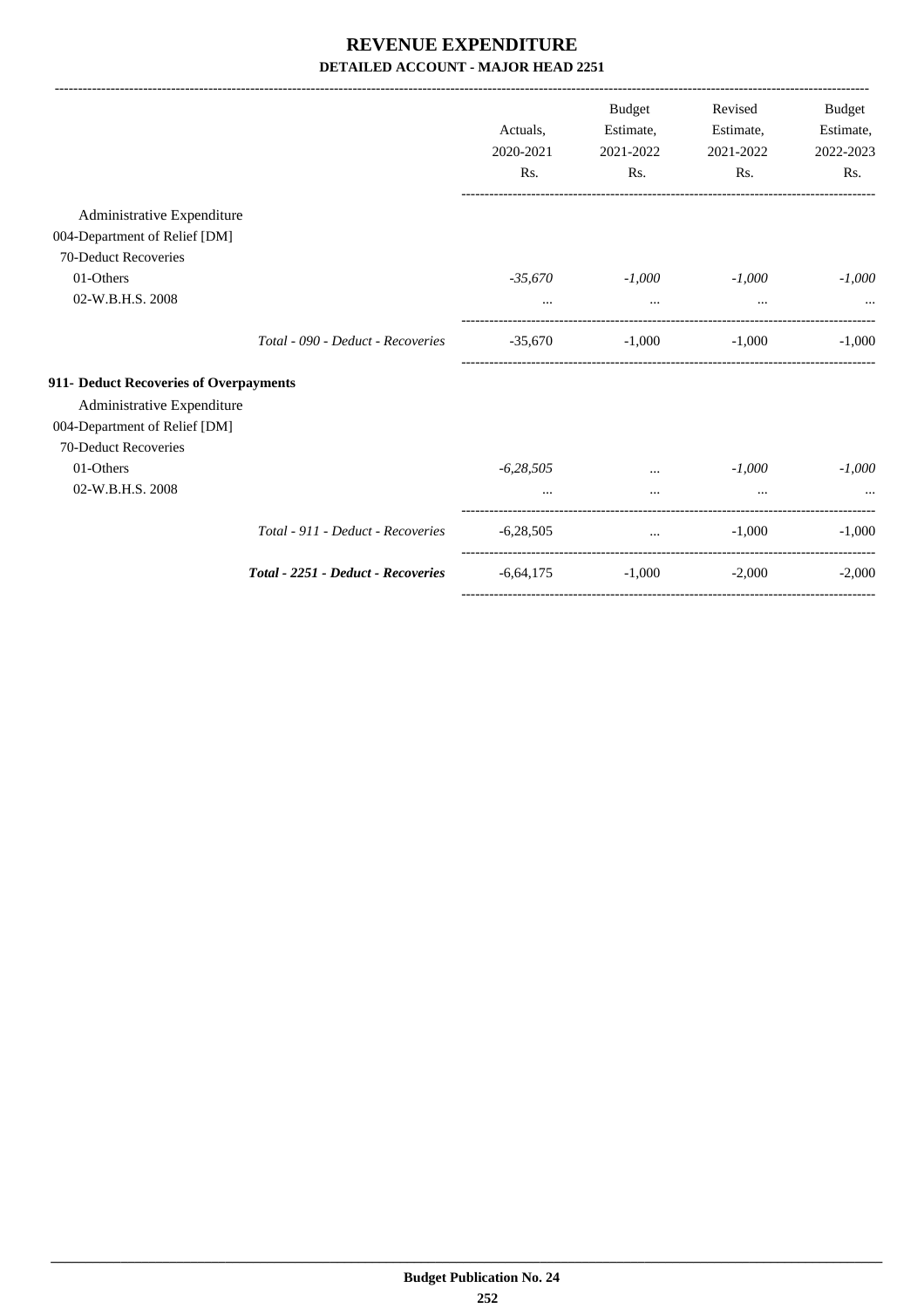# REVENUE EXPENDITURE

**DETAILED ACCOUNT - MAJOR HEAD 2251**

| | Actuals, 2020-2021 Rs. | Budget Estimate, 2021-2022 Rs. | Revised Estimate, 2021-2022 Rs. | Budget Estimate, 2022-2023 Rs. |
|---|---|---|---|---|
| Administrative Expenditure | | | | |
| 004-Department of Relief [DM] | | | | |
| 70-Deduct Recoveries | | | | |
| 01-Others | *-35,670* | *-1,000* | *-1,000* | *-1,000* |
| 02-W.B.H.S. 2008 | ... | ... | ... | ... |
| *Total - 090 - Deduct - Recoveries* | -35,670 | -1,000 | -1,000 | -1,000 |
| **911- Deduct Recoveries of Overpayments** | | | | |
| Administrative Expenditure | | | | |
| 004-Department of Relief [DM] | | | | |
| 70-Deduct Recoveries | | | | |
| 01-Others | *-6,28,505* | ... | *-1,000* | *-1,000* |
| 02-W.B.H.S. 2008 | ... | ... | ... | ... |
| *Total - 911 - Deduct - Recoveries* | -6,28,505 | ... | -1,000 | -1,000 |
| ***Total - 2251 - Deduct - Recoveries*** | -6,64,175 | -1,000 | -2,000 | -2,000 |

**Budget Publication No. 24**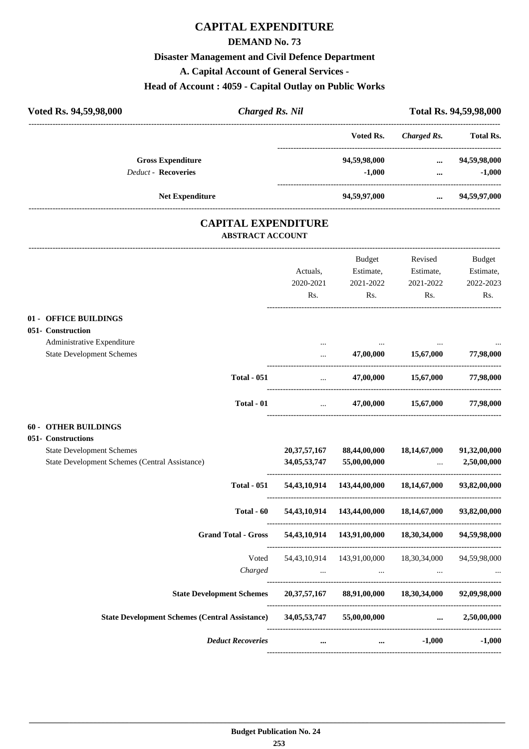# CAPITAL EXPENDITURE

## DEMAND No. 73

### Disaster Management and Civil Defence Department

### A. Capital Account of General Services -

### Head of Account : 4059 - Capital Outlay on Public Works

| **Voted Rs. 94,59,98,000** | ***Charged Rs. Nil*** | **Total Rs. 94,59,98,000** |
|---|---|---|

| | Voted Rs. | *Charged Rs.* | Total Rs. |
|---|---|---|---|
| **Gross Expenditure** | **94,59,98,000** | **...** | **94,59,98,000** |
| *Deduct* - **Recoveries** | **-1,000** | **...** | **-1,000** |
| **Net Expenditure** | **94,59,97,000** | **...** | **94,59,97,000** |

# CAPITAL EXPENDITURE

**ABSTRACT ACCOUNT**

| | Actuals, 2020-2021 Rs. | Budget Estimate, 2021-2022 Rs. | Revised Estimate, 2021-2022 Rs. | Budget Estimate, 2022-2023 Rs. |
|---|---|---|---|---|
| **01 - OFFICE BUILDINGS** | | | | |
| **051- Construction** | | | | |
| Administrative Expenditure | ... | ... | ... | ... |
| State Development Schemes | ... | **47,00,000** | **15,67,000** | **77,98,000** |
| **Total - 051** | ... | **47,00,000** | **15,67,000** | **77,98,000** |
| **Total - 01** | ... | **47,00,000** | **15,67,000** | **77,98,000** |
| **60 - OTHER BUILDINGS** | | | | |
| **051- Constructions** | | | | |
| State Development Schemes | **20,37,57,167** | **88,44,00,000** | **18,14,67,000** | **91,32,00,000** |
| State Development Schemes (Central Assistance) | **34,05,53,747** | **55,00,00,000** | ... | **2,50,00,000** |
| **Total - 051** | **54,43,10,914** | **143,44,00,000** | **18,14,67,000** | **93,82,00,000** |
| **Total - 60** | **54,43,10,914** | **143,44,00,000** | **18,14,67,000** | **93,82,00,000** |
| **Grand Total - Gross** | **54,43,10,914** | **143,91,00,000** | **18,30,34,000** | **94,59,98,000** |
| Voted | 54,43,10,914 | 143,91,00,000 | 18,30,34,000 | 94,59,98,000 |
| *Charged* | ... | ... | ... | ... |
| **State Development Schemes** | **20,37,57,167** | **88,91,00,000** | **18,30,34,000** | **92,09,98,000** |
| **State Development Schemes (Central Assistance)** | **34,05,53,747** | **55,00,00,000** | **...** | **2,50,00,000** |
| ***Deduct Recoveries*** | **...** | **...** | **-1,000** | **-1,000** |

**Budget Publication No. 24**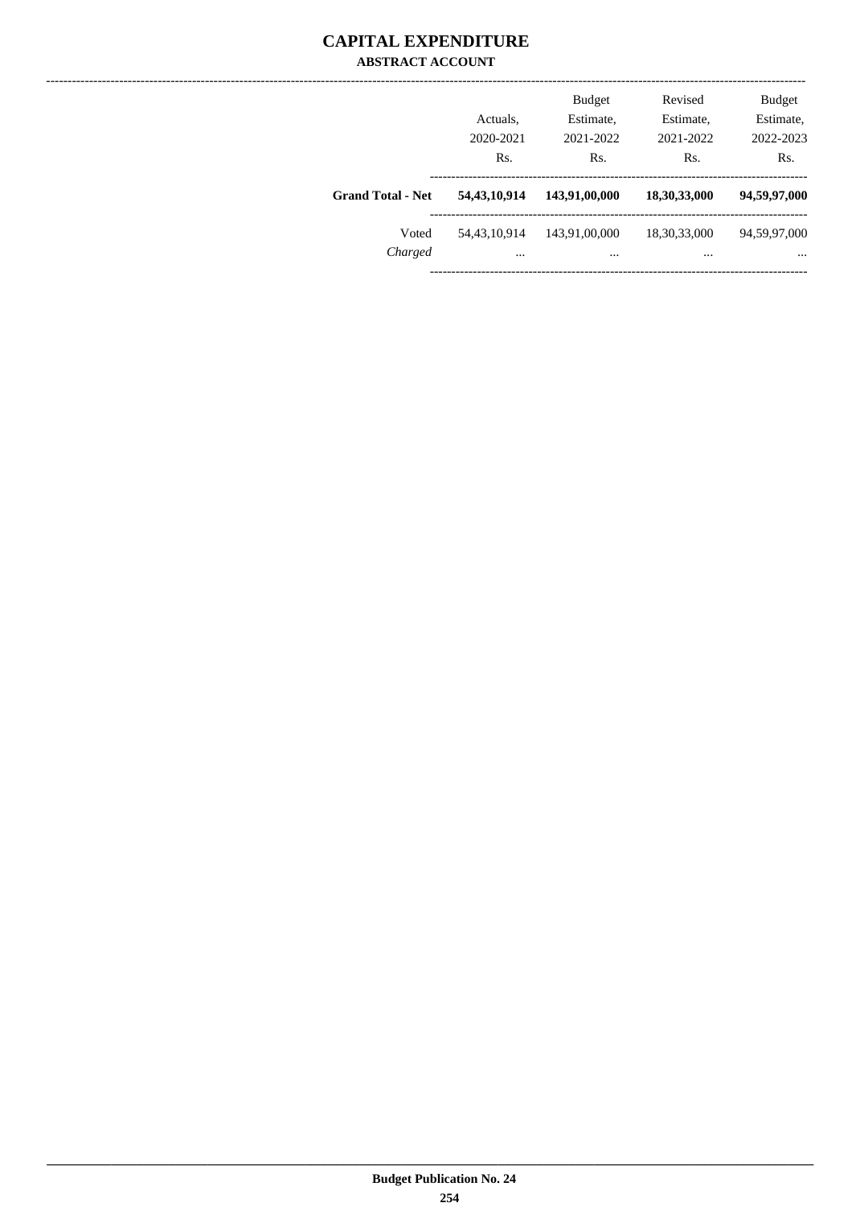# CAPITAL EXPENDITURE

## ABSTRACT ACCOUNT

| | Actuals, 2020-2021 Rs. | Budget Estimate, 2021-2022 Rs. | Revised Estimate, 2021-2022 Rs. | Budget Estimate, 2022-2023 Rs. |
|---|---|---|---|---|
| **Grand Total - Net** | **54,43,10,914** | **143,91,00,000** | **18,30,33,000** | **94,59,97,000** |
| Voted | 54,43,10,914 | 143,91,00,000 | 18,30,33,000 | 94,59,97,000 |
| *Charged* | ... | ... | ... | ... |

Budget Publication No. 24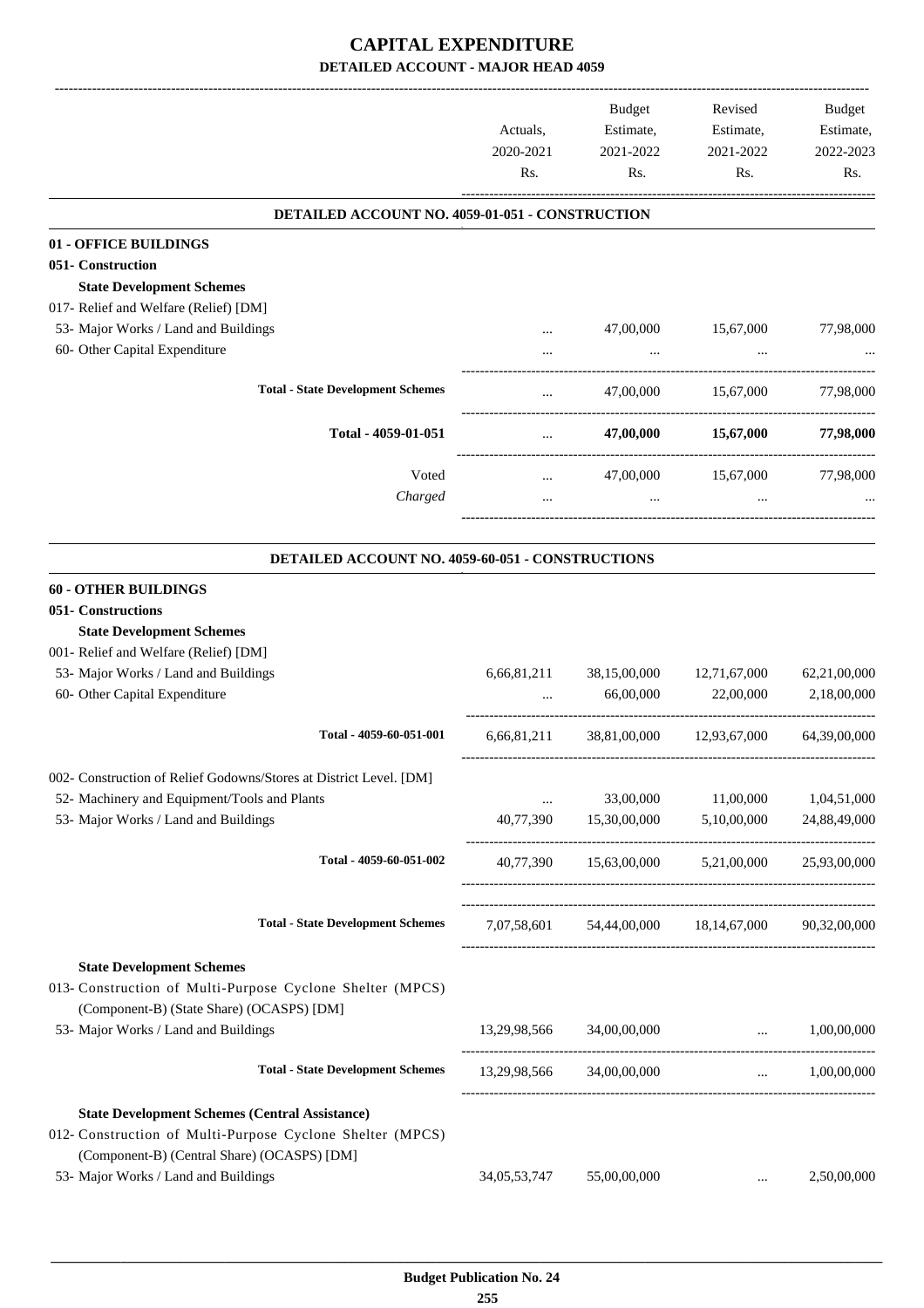# CAPITAL EXPENDITURE

## DETAILED ACCOUNT - MAJOR HEAD 4059

| | Actuals, 2020-2021 Rs. | Budget Estimate, 2021-2022 Rs. | Revised Estimate, 2021-2022 Rs. | Budget Estimate, 2022-2023 Rs. |
|---|---|---|---|---|
| **DETAILED ACCOUNT NO. 4059-01-051 - CONSTRUCTION** | | | | |
| **01 - OFFICE BUILDINGS** | | | | |
| **051- Construction** | | | | |
| **State Development Schemes** | | | | |
| 017- Relief and Welfare (Relief) [DM] | | | | |
| 53- Major Works / Land and Buildings | ... | 47,00,000 | 15,67,000 | 77,98,000 |
| 60- Other Capital Expenditure | ... | ... | ... | ... |
| **Total - State Development Schemes** | ... | 47,00,000 | 15,67,000 | 77,98,000 |
| **Total - 4059-01-051** | ... | **47,00,000** | **15,67,000** | **77,98,000** |
| Voted | ... | 47,00,000 | 15,67,000 | 77,98,000 |
| *Charged* | ... | ... | ... | ... |
| **DETAILED ACCOUNT NO. 4059-60-051 - CONSTRUCTIONS** | | | | |
| **60 - OTHER BUILDINGS** | | | | |
| **051- Constructions** | | | | |
| **State Development Schemes** | | | | |
| 001- Relief and Welfare (Relief) [DM] | | | | |
| 53- Major Works / Land and Buildings | 6,66,81,211 | 38,15,00,000 | 12,71,67,000 | 62,21,00,000 |
| 60- Other Capital Expenditure | ... | 66,00,000 | 22,00,000 | 2,18,00,000 |
| **Total - 4059-60-051-001** | 6,66,81,211 | 38,81,00,000 | 12,93,67,000 | 64,39,00,000 |
| 002- Construction of Relief Godowns/Stores at District Level. [DM] | | | | |
| 52- Machinery and Equipment/Tools and Plants | ... | 33,00,000 | 11,00,000 | 1,04,51,000 |
| 53- Major Works / Land and Buildings | 40,77,390 | 15,30,00,000 | 5,10,00,000 | 24,88,49,000 |
| **Total - 4059-60-051-002** | 40,77,390 | 15,63,00,000 | 5,21,00,000 | 25,93,00,000 |
| **Total - State Development Schemes** | 7,07,58,601 | 54,44,00,000 | 18,14,67,000 | 90,32,00,000 |
| **State Development Schemes** | | | | |
| 013- Construction of Multi-Purpose Cyclone Shelter (MPCS) (Component-B) (State Share) (OCASPS) [DM] | | | | |
| 53- Major Works / Land and Buildings | 13,29,98,566 | 34,00,00,000 | ... | 1,00,00,000 |
| **Total - State Development Schemes** | 13,29,98,566 | 34,00,00,000 | ... | 1,00,00,000 |
| **State Development Schemes (Central Assistance)** | | | | |
| 012- Construction of Multi-Purpose Cyclone Shelter (MPCS) (Component-B) (Central Share) (OCASPS) [DM] | | | | |
| 53- Major Works / Land and Buildings | 34,05,53,747 | 55,00,00,000 | ... | 2,50,00,000 |

**Budget Publication No. 24**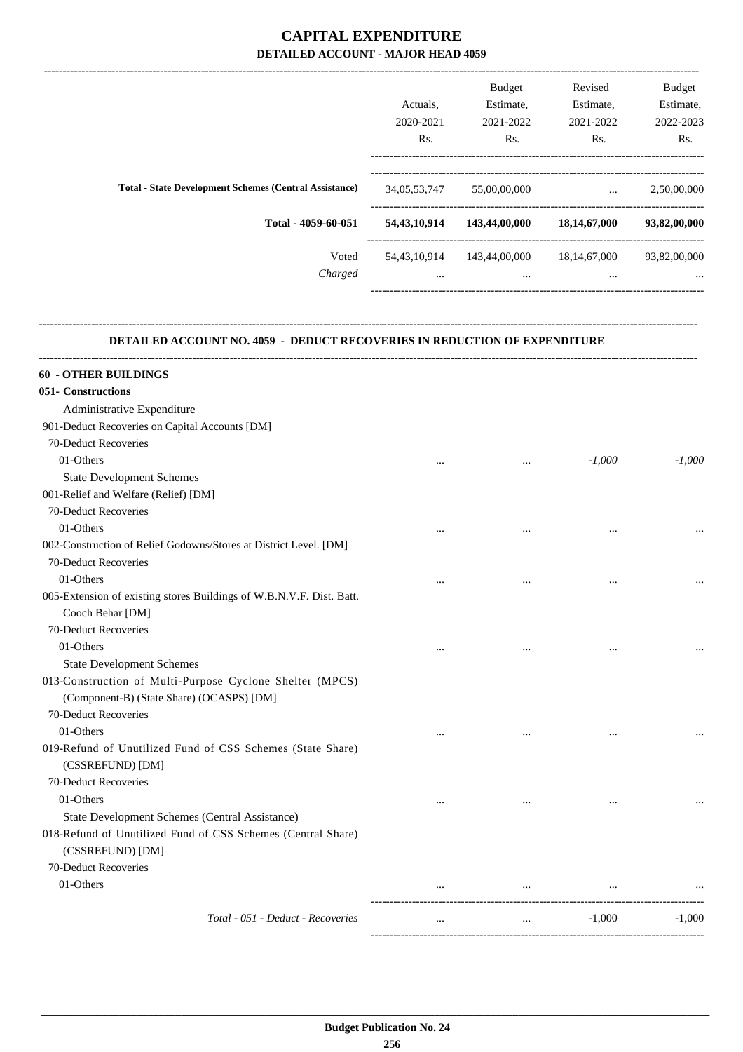# CAPITAL EXPENDITURE
## DETAILED ACCOUNT - MAJOR HEAD 4059

| | Actuals, 2020-2021 Rs. | Budget Estimate, 2021-2022 Rs. | Revised Estimate, 2021-2022 Rs. | Budget Estimate, 2022-2023 Rs. |
|---|---|---|---|---|
| **Total - State Development Schemes (Central Assistance)** | 34,05,53,747 | 55,00,00,000 | ... | 2,50,00,000 |
| **Total - 4059-60-051** | **54,43,10,914** | **143,44,00,000** | **18,14,67,000** | **93,82,00,000** |
| Voted | 54,43,10,914 | 143,44,00,000 | 18,14,67,000 | 93,82,00,000 |
| *Charged* | ... | ... | ... | ... |

**DETAILED ACCOUNT NO. 4059 - DEDUCT RECOVERIES IN REDUCTION OF EXPENDITURE**

| | Actuals, 2020-2021 Rs. | Budget Estimate, 2021-2022 Rs. | Revised Estimate, 2021-2022 Rs. | Budget Estimate, 2022-2023 Rs. |
|---|---|---|---|---|
| **60 - OTHER BUILDINGS** | | | | |
| **051- Constructions** | | | | |
| Administrative Expenditure | | | | |
| 901-Deduct Recoveries on Capital Accounts [DM] | | | | |
| 70-Deduct Recoveries | | | | |
| 01-Others | ... | ... | *-1,000* | *-1,000* |
| State Development Schemes | | | | |
| 001-Relief and Welfare (Relief) [DM] | | | | |
| 70-Deduct Recoveries | | | | |
| 01-Others | ... | ... | ... | ... |
| 002-Construction of Relief Godowns/Stores at District Level. [DM] | | | | |
| 70-Deduct Recoveries | | | | |
| 01-Others | ... | ... | ... | ... |
| 005-Extension of existing stores Buildings of W.B.N.V.F. Dist. Batt. Cooch Behar [DM] | | | | |
| 70-Deduct Recoveries | | | | |
| 01-Others | ... | ... | ... | ... |
| State Development Schemes | | | | |
| 013-Construction of Multi-Purpose Cyclone Shelter (MPCS) (Component-B) (State Share) (OCASPS) [DM] | | | | |
| 70-Deduct Recoveries | | | | |
| 01-Others | ... | ... | ... | ... |
| 019-Refund of Unutilized Fund of CSS Schemes (State Share) (CSSREFUND) [DM] | | | | |
| 70-Deduct Recoveries | | | | |
| 01-Others | ... | ... | ... | ... |
| State Development Schemes (Central Assistance) | | | | |
| 018-Refund of Unutilized Fund of CSS Schemes (Central Share) (CSSREFUND) [DM] | | | | |
| 70-Deduct Recoveries | | | | |
| 01-Others | ... | ... | ... | ... |
| *Total - 051 - Deduct - Recoveries* | ... | ... | -1,000 | -1,000 |

**Budget Publication No. 24**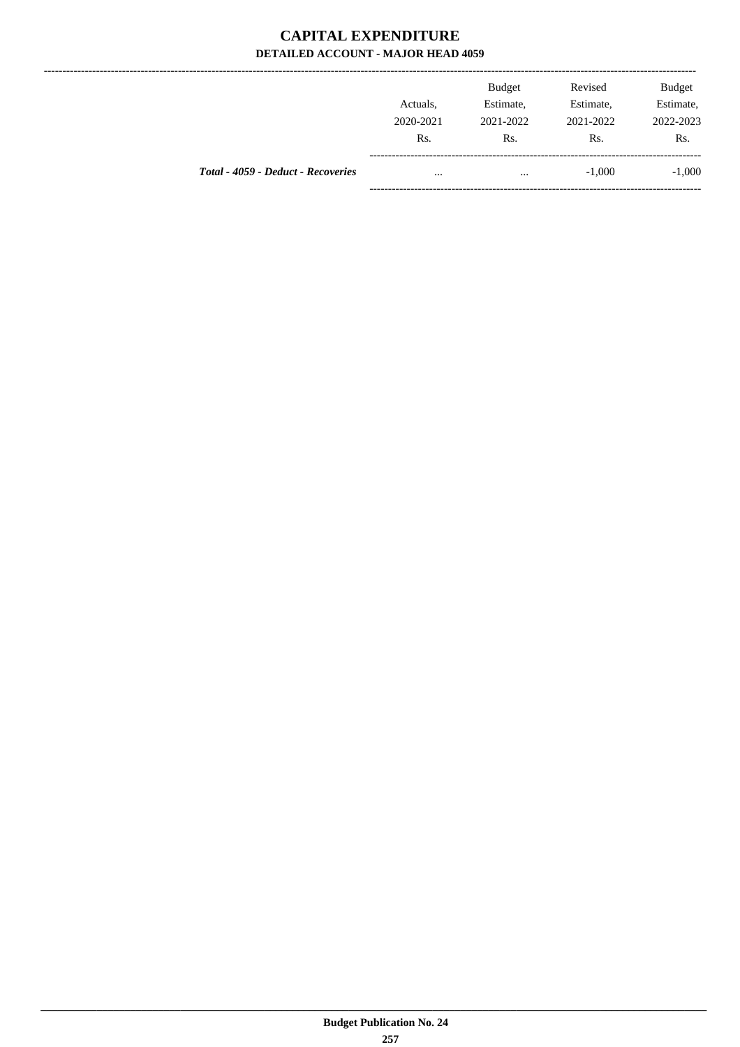# CAPITAL EXPENDITURE

## DETAILED ACCOUNT - MAJOR HEAD 4059

| | Actuals, 2020-2021 Rs. | Budget Estimate, 2021-2022 Rs. | Revised Estimate, 2021-2022 Rs. | Budget Estimate, 2022-2023 Rs. |
|---|---|---|---|---|
| ***Total - 4059 - Deduct - Recoveries*** | ... | ... | -1,000 | -1,000 |

**Budget Publication No. 24**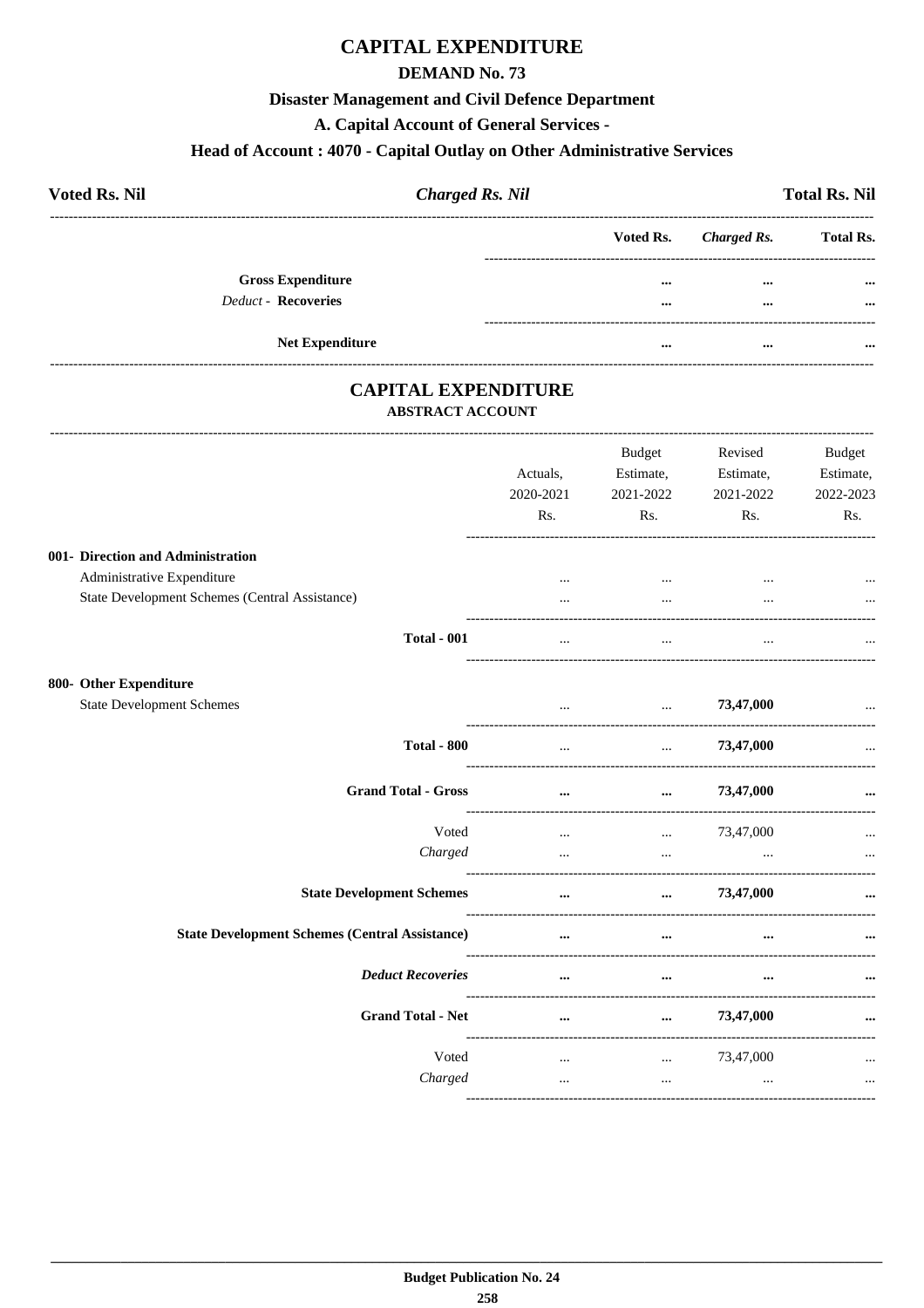# CAPITAL EXPENDITURE

## DEMAND No. 73

### Disaster Management and Civil Defence Department

### A. Capital Account of General Services -

### Head of Account : 4070 - Capital Outlay on Other Administrative Services

| **Voted Rs. Nil** | ***Charged Rs. Nil*** | **Total Rs. Nil** |
|---|---|---|

| | Voted Rs. | *Charged Rs.* | Total Rs. |
|---|---|---|---|
| **Gross Expenditure** | ... | ... | ... |
| *Deduct -* **Recoveries** | ... | ... | ... |
| **Net Expenditure** | ... | ... | ... |

## CAPITAL EXPENDITURE

**ABSTRACT ACCOUNT**

| | Actuals, 2020-2021 Rs. | Budget Estimate, 2021-2022 Rs. | Revised Estimate, 2021-2022 Rs. | Budget Estimate, 2022-2023 Rs. |
|---|---|---|---|---|
| **001- Direction and Administration** | | | | |
| Administrative Expenditure | ... | ... | ... | ... |
| State Development Schemes (Central Assistance) | ... | ... | ... | ... |
| **Total - 001** | ... | ... | ... | ... |
| **800- Other Expenditure** | | | | |
| State Development Schemes | ... | ... | **73,47,000** | ... |
| **Total - 800** | ... | ... | **73,47,000** | ... |
| **Grand Total - Gross** | ... | ... | **73,47,000** | ... |
| Voted | ... | ... | 73,47,000 | ... |
| *Charged* | ... | ... | ... | ... |
| **State Development Schemes** | ... | ... | **73,47,000** | ... |
| **State Development Schemes (Central Assistance)** | ... | ... | ... | ... |
| ***Deduct Recoveries*** | ... | ... | ... | ... |
| **Grand Total - Net** | ... | ... | **73,47,000** | ... |
| Voted | ... | ... | 73,47,000 | ... |
| *Charged* | ... | ... | ... | ... |

**Budget Publication No. 24**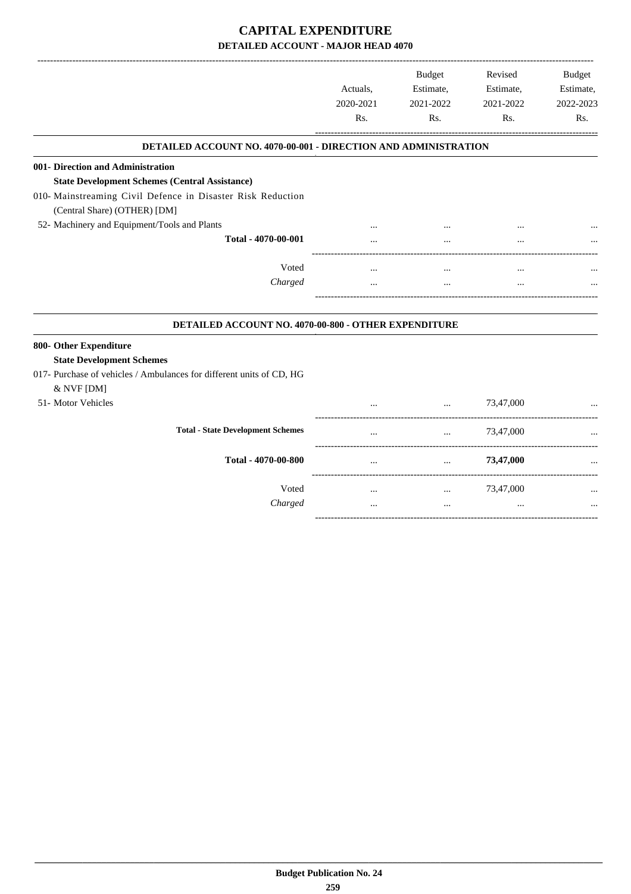# CAPITAL EXPENDITURE

## DETAILED ACCOUNT - MAJOR HEAD 4070

| | Actuals, 2020-2021 Rs. | Budget Estimate, 2021-2022 Rs. | Revised Estimate, 2021-2022 Rs. | Budget Estimate, 2022-2023 Rs. |
|---|---|---|---|---|
| **DETAILED ACCOUNT NO. 4070-00-001 - DIRECTION AND ADMINISTRATION** | | | | |
| **001- Direction and Administration** | | | | |
| **State Development Schemes (Central Assistance)** | | | | |
| 010- Mainstreaming Civil Defence in Disaster Risk Reduction (Central Share) (OTHER) [DM] | | | | |
| 52- Machinery and Equipment/Tools and Plants | ... | ... | ... | ... |
| **Total - 4070-00-001** | ... | ... | ... | ... |
| Voted | ... | ... | ... | ... |
| *Charged* | ... | ... | ... | ... |
| **DETAILED ACCOUNT NO. 4070-00-800 - OTHER EXPENDITURE** | | | | |
| **800- Other Expenditure** | | | | |
| **State Development Schemes** | | | | |
| 017- Purchase of vehicles / Ambulances for different units of CD, HG & NVF [DM] | | | | |
| 51- Motor Vehicles | ... | ... | 73,47,000 | ... |
| **Total - State Development Schemes** | ... | ... | 73,47,000 | ... |
| **Total - 4070-00-800** | ... | ... | **73,47,000** | ... |
| Voted | ... | ... | 73,47,000 | ... |
| *Charged* | ... | ... | ... | ... |

**Budget Publication No. 24**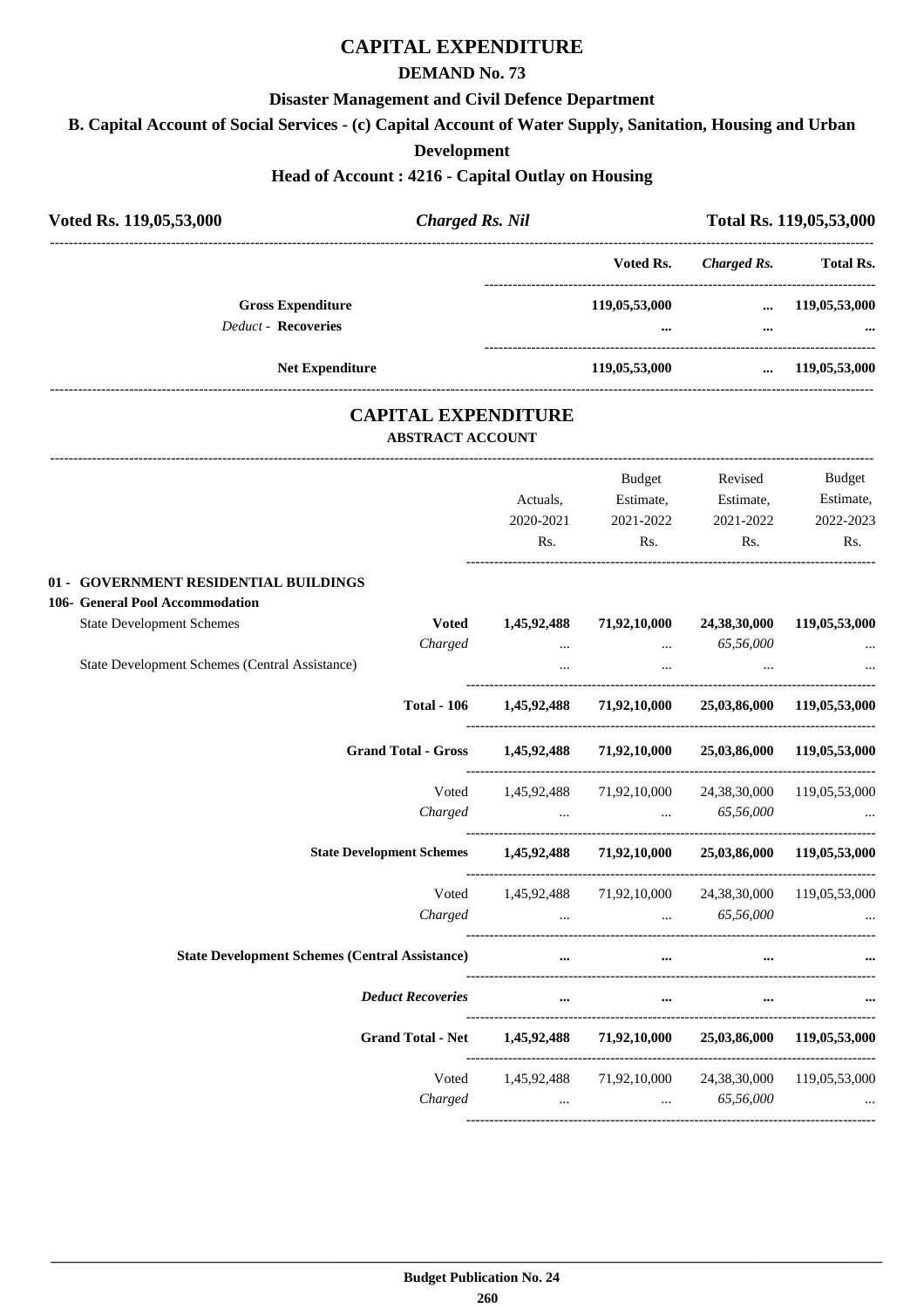# CAPITAL EXPENDITURE

## DEMAND No. 73

### Disaster Management and Civil Defence Department

### B. Capital Account of Social Services - (c) Capital Account of Water Supply, Sanitation, Housing and Urban Development

### Head of Account : 4216 - Capital Outlay on Housing

**Voted Rs. 119,05,53,000** | ***Charged Rs. Nil*** | **Total Rs. 119,05,53,000**

| | Voted Rs. | *Charged Rs.* | Total Rs. |
|---|---|---|---|
| **Gross Expenditure** | **119,05,53,000** | **...** | **119,05,53,000** |
| *Deduct* - **Recoveries** | **...** | **...** | **...** |
| **Net Expenditure** | **119,05,53,000** | **...** | **119,05,53,000** |

## CAPITAL EXPENDITURE

### ABSTRACT ACCOUNT

| | | Actuals, 2020-2021 Rs. | Budget Estimate, 2021-2022 Rs. | Revised Estimate, 2021-2022 Rs. | Budget Estimate, 2022-2023 Rs. |
|---|---|---|---|---|---|
| **01 - GOVERNMENT RESIDENTIAL BUILDINGS** | | | | | |
| **106- General Pool Accommodation** | | | | | |
| State Development Schemes | **Voted** | **1,45,92,488** | **71,92,10,000** | **24,38,30,000** | **119,05,53,000** |
| | *Charged* | ... | ... | *65,56,000* | ... |
| State Development Schemes (Central Assistance) | | ... | ... | ... | ... |
| | **Total - 106** | **1,45,92,488** | **71,92,10,000** | **25,03,86,000** | **119,05,53,000** |
| | **Grand Total - Gross** | **1,45,92,488** | **71,92,10,000** | **25,03,86,000** | **119,05,53,000** |
| | Voted | 1,45,92,488 | 71,92,10,000 | 24,38,30,000 | 119,05,53,000 |
| | *Charged* | ... | ... | *65,56,000* | ... |
| | **State Development Schemes** | **1,45,92,488** | **71,92,10,000** | **25,03,86,000** | **119,05,53,000** |
| | Voted | 1,45,92,488 | 71,92,10,000 | 24,38,30,000 | 119,05,53,000 |
| | *Charged* | ... | ... | *65,56,000* | ... |
| | **State Development Schemes (Central Assistance)** | **...** | **...** | **...** | **...** |
| | ***Deduct Recoveries*** | **...** | **...** | **...** | **...** |
| | **Grand Total - Net** | **1,45,92,488** | **71,92,10,000** | **25,03,86,000** | **119,05,53,000** |
| | Voted | 1,45,92,488 | 71,92,10,000 | 24,38,30,000 | 119,05,53,000 |
| | *Charged* | ... | ... | *65,56,000* | ... |

**Budget Publication No. 24**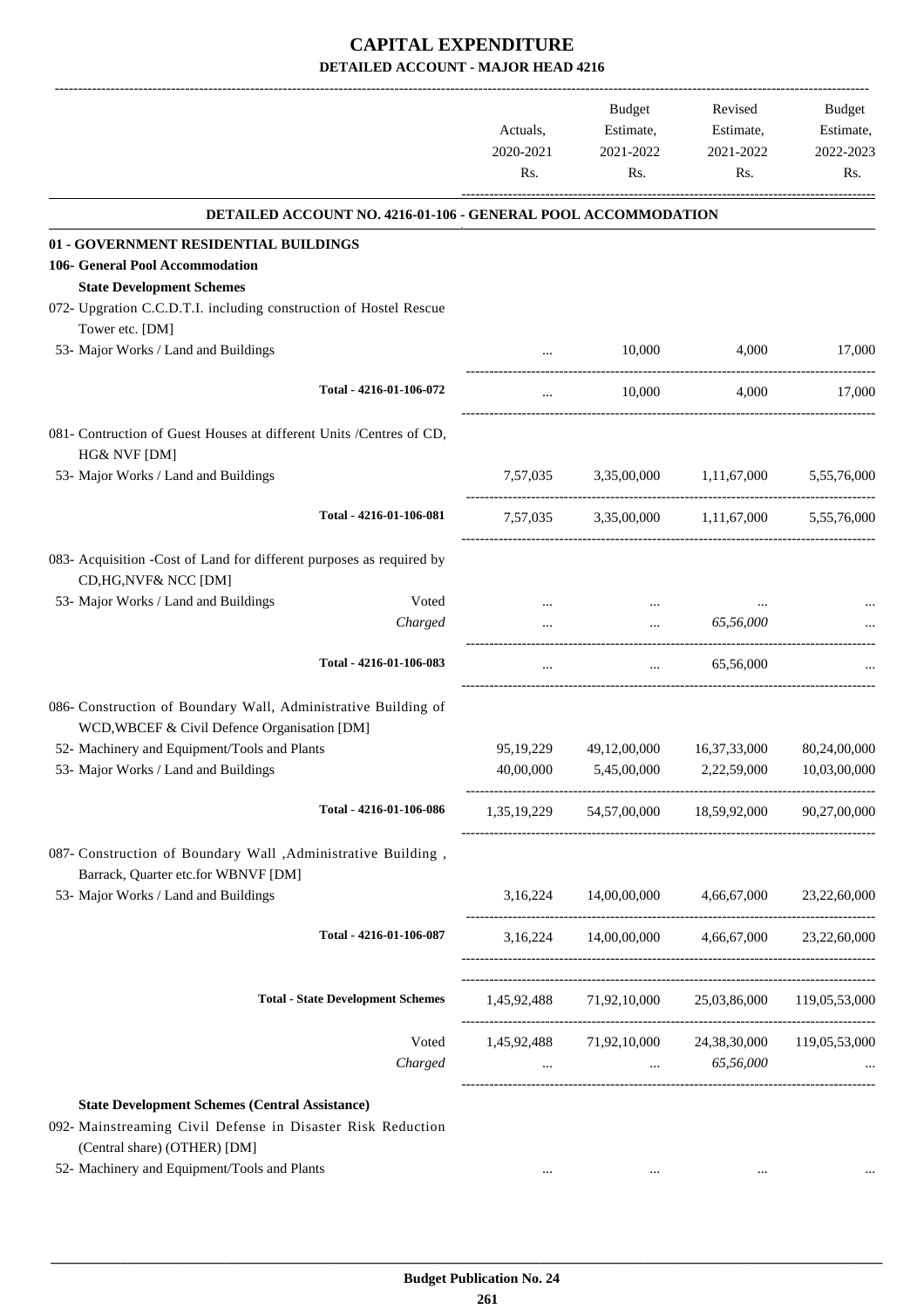# CAPITAL EXPENDITURE

## DETAILED ACCOUNT - MAJOR HEAD 4216

| | Actuals, 2020-2021 Rs. | Budget Estimate, 2021-2022 Rs. | Revised Estimate, 2021-2022 Rs. | Budget Estimate, 2022-2023 Rs. |
|---|---|---|---|---|
| **DETAILED ACCOUNT NO. 4216-01-106 - GENERAL POOL ACCOMMODATION** | | | | |
| **01 - GOVERNMENT RESIDENTIAL BUILDINGS** | | | | |
| **106- General Pool Accommodation** | | | | |
| **State Development Schemes** | | | | |
| 072- Upgration C.C.D.T.I. including construction of Hostel Rescue Tower etc. [DM] | | | | |
| 53- Major Works / Land and Buildings | ... | 10,000 | 4,000 | 17,000 |
| Total - 4216-01-106-072 | ... | 10,000 | 4,000 | 17,000 |
| 081- Contruction of Guest Houses at different Units /Centres of CD, HG& NVF [DM] | | | | |
| 53- Major Works / Land and Buildings | 7,57,035 | 3,35,00,000 | 1,11,67,000 | 5,55,76,000 |
| Total - 4216-01-106-081 | 7,57,035 | 3,35,00,000 | 1,11,67,000 | 5,55,76,000 |
| 083- Acquisition -Cost of Land for different purposes as required by CD,HG,NVF& NCC [DM] | | | | |
| 53- Major Works / Land and Buildings Voted | ... | ... | ... | ... |
| *Charged* | ... | ... | *65,56,000* | ... |
| Total - 4216-01-106-083 | ... | ... | 65,56,000 | ... |
| 086- Construction of Boundary Wall, Administrative Building of WCD,WBCEF & Civil Defence Organisation [DM] | | | | |
| 52- Machinery and Equipment/Tools and Plants | 95,19,229 | 49,12,00,000 | 16,37,33,000 | 80,24,00,000 |
| 53- Major Works / Land and Buildings | 40,00,000 | 5,45,00,000 | 2,22,59,000 | 10,03,00,000 |
| Total - 4216-01-106-086 | 1,35,19,229 | 54,57,00,000 | 18,59,92,000 | 90,27,00,000 |
| 087- Construction of Boundary Wall ,Administrative Building , Barrack, Quarter etc.for WBNVF [DM] | | | | |
| 53- Major Works / Land and Buildings | 3,16,224 | 14,00,00,000 | 4,66,67,000 | 23,22,60,000 |
| Total - 4216-01-106-087 | 3,16,224 | 14,00,00,000 | 4,66,67,000 | 23,22,60,000 |
| **Total - State Development Schemes** | 1,45,92,488 | 71,92,10,000 | 25,03,86,000 | 119,05,53,000 |
| Voted | 1,45,92,488 | 71,92,10,000 | 24,38,30,000 | 119,05,53,000 |
| *Charged* | ... | ... | *65,56,000* | ... |
| **State Development Schemes (Central Assistance)** | | | | |
| 092- Mainstreaming Civil Defense in Disaster Risk Reduction (Central share) (OTHER) [DM] | | | | |
| 52- Machinery and Equipment/Tools and Plants | ... | ... | ... | ... |

**Budget Publication No. 24**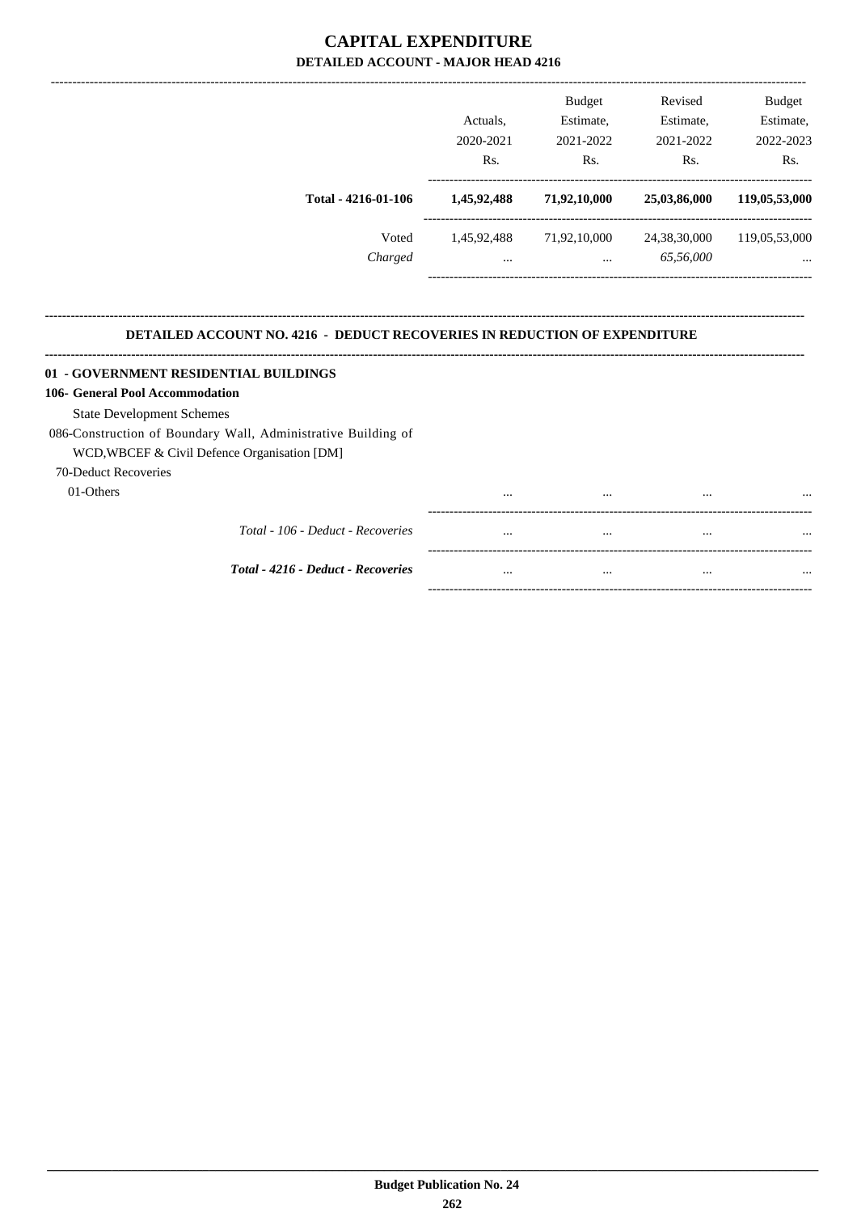# CAPITAL EXPENDITURE

## DETAILED ACCOUNT - MAJOR HEAD 4216

| | Actuals, 2020-2021 Rs. | Budget Estimate, 2021-2022 Rs. | Revised Estimate, 2021-2022 Rs. | Budget Estimate, 2022-2023 Rs. |
|---|---|---|---|---|
| **Total - 4216-01-106** | **1,45,92,488** | **71,92,10,000** | **25,03,86,000** | **119,05,53,000** |
| Voted | 1,45,92,488 | 71,92,10,000 | 24,38,30,000 | 119,05,53,000 |
| *Charged* | ... | ... | *65,56,000* | ... |

### DETAILED ACCOUNT NO. 4216 - DEDUCT RECOVERIES IN REDUCTION OF EXPENDITURE

| | Actuals, 2020-2021 Rs. | Budget Estimate, 2021-2022 Rs. | Revised Estimate, 2021-2022 Rs. | Budget Estimate, 2022-2023 Rs. |
|---|---|---|---|---|
| **01 - GOVERNMENT RESIDENTIAL BUILDINGS** | | | | |
| **106- General Pool Accommodation** | | | | |
| State Development Schemes | | | | |
| 086-Construction of Boundary Wall, Administrative Building of WCD,WBCEF & Civil Defence Organisation [DM] | | | | |
| 70-Deduct Recoveries | | | | |
| 01-Others | ... | ... | ... | ... |
| *Total - 106 - Deduct - Recoveries* | ... | ... | ... | ... |
| ***Total - 4216 - Deduct - Recoveries*** | ... | ... | ... | ... |

**Budget Publication No. 24**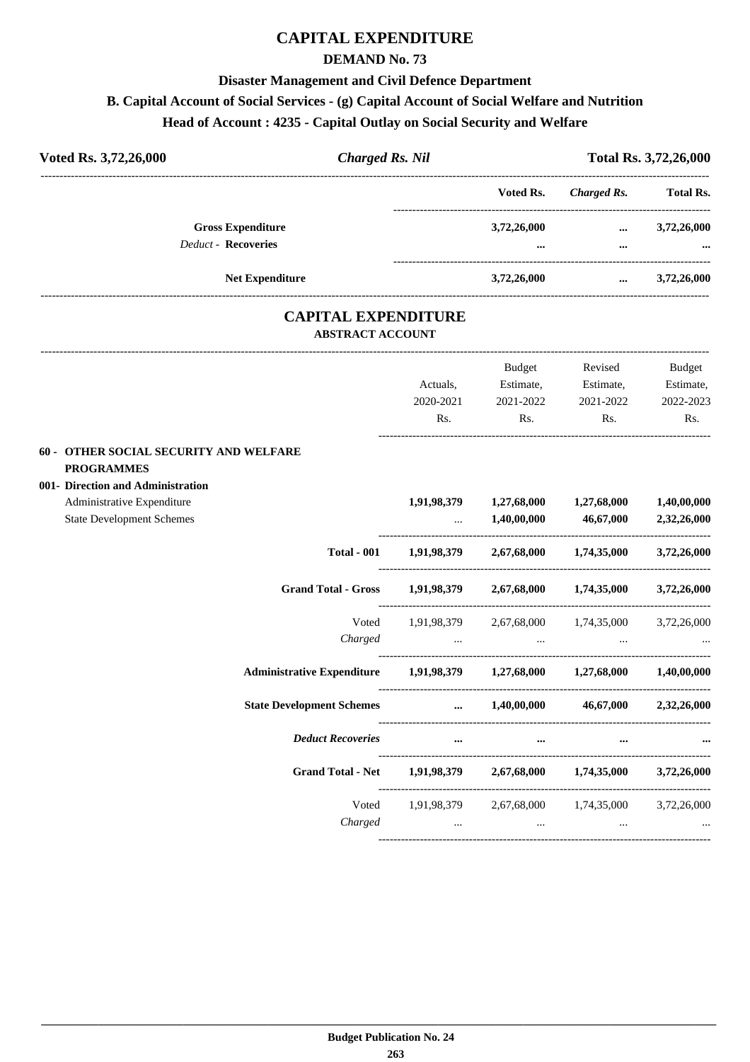# CAPITAL EXPENDITURE

## DEMAND No. 73

### Disaster Management and Civil Defence Department

### B. Capital Account of Social Services - (g) Capital Account of Social Welfare and Nutrition

### Head of Account : 4235 - Capital Outlay on Social Security and Welfare

| Voted Rs. 3,72,26,000 | *Charged Rs. Nil* | Total Rs. 3,72,26,000 |
|---|---|---|

| | Voted Rs. | *Charged Rs.* | Total Rs. |
|---|---|---|---|
| **Gross Expenditure** | **3,72,26,000** | **...** | **3,72,26,000** |
| *Deduct* - **Recoveries** | **...** | **...** | **...** |
| **Net Expenditure** | **3,72,26,000** | **...** | **3,72,26,000** |

# CAPITAL EXPENDITURE

## ABSTRACT ACCOUNT

| | Actuals, 2020-2021 Rs. | Budget Estimate, 2021-2022 Rs. | Revised Estimate, 2021-2022 Rs. | Budget Estimate, 2022-2023 Rs. |
|---|---|---|---|---|
| **60 - OTHER SOCIAL SECURITY AND WELFARE PROGRAMMES** | | | | |
| **001- Direction and Administration** | | | | |
| Administrative Expenditure | **1,91,98,379** | **1,27,68,000** | **1,27,68,000** | **1,40,00,000** |
| State Development Schemes | ... | **1,40,00,000** | **46,67,000** | **2,32,26,000** |
| **Total - 001** | **1,91,98,379** | **2,67,68,000** | **1,74,35,000** | **3,72,26,000** |
| **Grand Total - Gross** | **1,91,98,379** | **2,67,68,000** | **1,74,35,000** | **3,72,26,000** |
| Voted | 1,91,98,379 | 2,67,68,000 | 1,74,35,000 | 3,72,26,000 |
| *Charged* | ... | ... | ... | ... |
| **Administrative Expenditure** | **1,91,98,379** | **1,27,68,000** | **1,27,68,000** | **1,40,00,000** |
| **State Development Schemes** | **...** | **1,40,00,000** | **46,67,000** | **2,32,26,000** |
| ***Deduct Recoveries*** | **...** | **...** | **...** | **...** |
| **Grand Total - Net** | **1,91,98,379** | **2,67,68,000** | **1,74,35,000** | **3,72,26,000** |
| Voted | 1,91,98,379 | 2,67,68,000 | 1,74,35,000 | 3,72,26,000 |
| *Charged* | ... | ... | ... | ... |

**Budget Publication No. 24**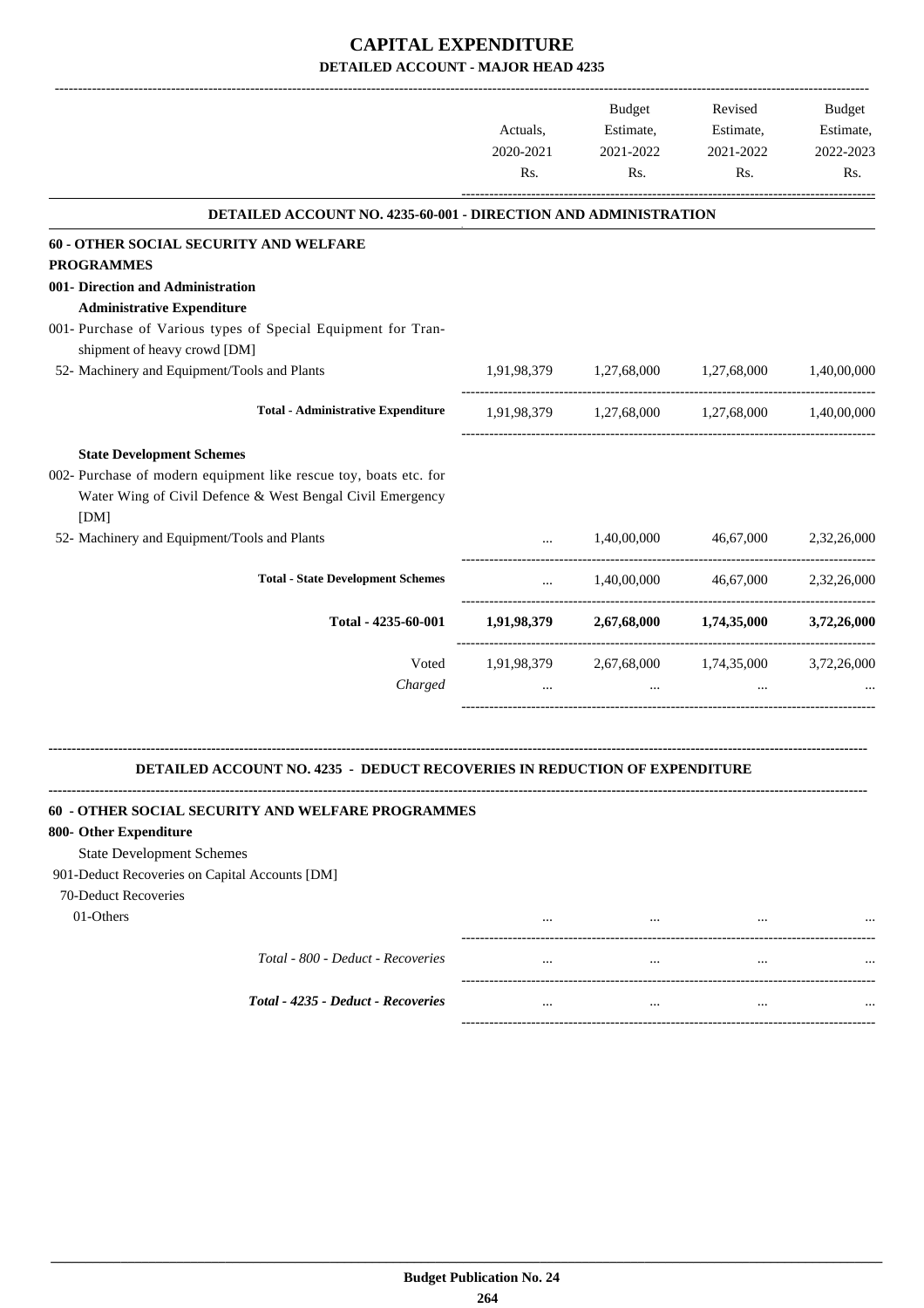# CAPITAL EXPENDITURE

## DETAILED ACCOUNT - MAJOR HEAD 4235

| | Actuals, 2020-2021 Rs. | Budget Estimate, 2021-2022 Rs. | Revised Estimate, 2021-2022 Rs. | Budget Estimate, 2022-2023 Rs. |
|---|---|---|---|---|
| **DETAILED ACCOUNT NO. 4235-60-001 - DIRECTION AND ADMINISTRATION** | | | | |
| **60 - OTHER SOCIAL SECURITY AND WELFARE PROGRAMMES** | | | | |
| **001- Direction and Administration** | | | | |
| **Administrative Expenditure** | | | | |
| 001- Purchase of Various types of Special Equipment for Transhipment of heavy crowd [DM] | | | | |
| 52- Machinery and Equipment/Tools and Plants | 1,91,98,379 | 1,27,68,000 | 1,27,68,000 | 1,40,00,000 |
| **Total - Administrative Expenditure** | 1,91,98,379 | 1,27,68,000 | 1,27,68,000 | 1,40,00,000 |
| **State Development Schemes** | | | | |
| 002- Purchase of modern equipment like rescue toy, boats etc. for Water Wing of Civil Defence & West Bengal Civil Emergency [DM] | | | | |
| 52- Machinery and Equipment/Tools and Plants | ... | 1,40,00,000 | 46,67,000 | 2,32,26,000 |
| **Total - State Development Schemes** | ... | 1,40,00,000 | 46,67,000 | 2,32,26,000 |
| **Total - 4235-60-001** | **1,91,98,379** | **2,67,68,000** | **1,74,35,000** | **3,72,26,000** |
| Voted | 1,91,98,379 | 2,67,68,000 | 1,74,35,000 | 3,72,26,000 |
| *Charged* | ... | ... | ... | ... |

**DETAILED ACCOUNT NO. 4235 - DEDUCT RECOVERIES IN REDUCTION OF EXPENDITURE**

| | Actuals, 2020-2021 Rs. | Budget Estimate, 2021-2022 Rs. | Revised Estimate, 2021-2022 Rs. | Budget Estimate, 2022-2023 Rs. |
|---|---|---|---|---|
| **60 - OTHER SOCIAL SECURITY AND WELFARE PROGRAMMES** | | | | |
| **800- Other Expenditure** | | | | |
| State Development Schemes | | | | |
| 901-Deduct Recoveries on Capital Accounts [DM] | | | | |
| 70-Deduct Recoveries | | | | |
| 01-Others | ... | ... | ... | ... |
| *Total - 800 - Deduct - Recoveries* | ... | ... | ... | ... |
| ***Total - 4235 - Deduct - Recoveries*** | ... | ... | ... | ... |

**Budget Publication No. 24**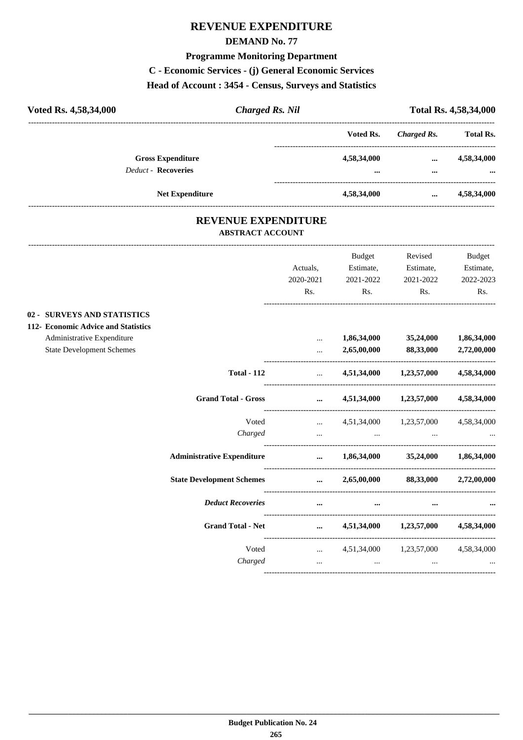# REVENUE EXPENDITURE

## DEMAND No. 77

### Programme Monitoring Department

### C - Economic Services - (j) General Economic Services

### Head of Account : 3454 - Census, Surveys and Statistics

**Voted Rs. 4,58,34,000** | ***Charged Rs. Nil*** | **Total Rs. 4,58,34,000**

| | Voted Rs. | *Charged Rs.* | Total Rs. |
|---|---|---|---|
| **Gross Expenditure** | **4,58,34,000** | **...** | **4,58,34,000** |
| *Deduct* - **Recoveries** | **...** | **...** | **...** |
| **Net Expenditure** | **4,58,34,000** | **...** | **4,58,34,000** |

## REVENUE EXPENDITURE

### ABSTRACT ACCOUNT

| | Actuals, 2020-2021 Rs. | Budget Estimate, 2021-2022 Rs. | Revised Estimate, 2021-2022 Rs. | Budget Estimate, 2022-2023 Rs. |
|---|---|---|---|---|
| **02 - SURVEYS AND STATISTICS** | | | | |
| **112- Economic Advice and Statistics** | | | | |
| Administrative Expenditure | ... | **1,86,34,000** | **35,24,000** | **1,86,34,000** |
| State Development Schemes | ... | **2,65,00,000** | **88,33,000** | **2,72,00,000** |
| **Total - 112** | ... | **4,51,34,000** | **1,23,57,000** | **4,58,34,000** |
| **Grand Total - Gross** | **...** | **4,51,34,000** | **1,23,57,000** | **4,58,34,000** |
| Voted | ... | 4,51,34,000 | 1,23,57,000 | 4,58,34,000 |
| *Charged* | ... | ... | ... | ... |
| **Administrative Expenditure** | **...** | **1,86,34,000** | **35,24,000** | **1,86,34,000** |
| **State Development Schemes** | **...** | **2,65,00,000** | **88,33,000** | **2,72,00,000** |
| ***Deduct Recoveries*** | **...** | **...** | **...** | **...** |
| **Grand Total - Net** | **...** | **4,51,34,000** | **1,23,57,000** | **4,58,34,000** |
| Voted | ... | 4,51,34,000 | 1,23,57,000 | 4,58,34,000 |
| *Charged* | ... | ... | ... | ... |

**Budget Publication No. 24**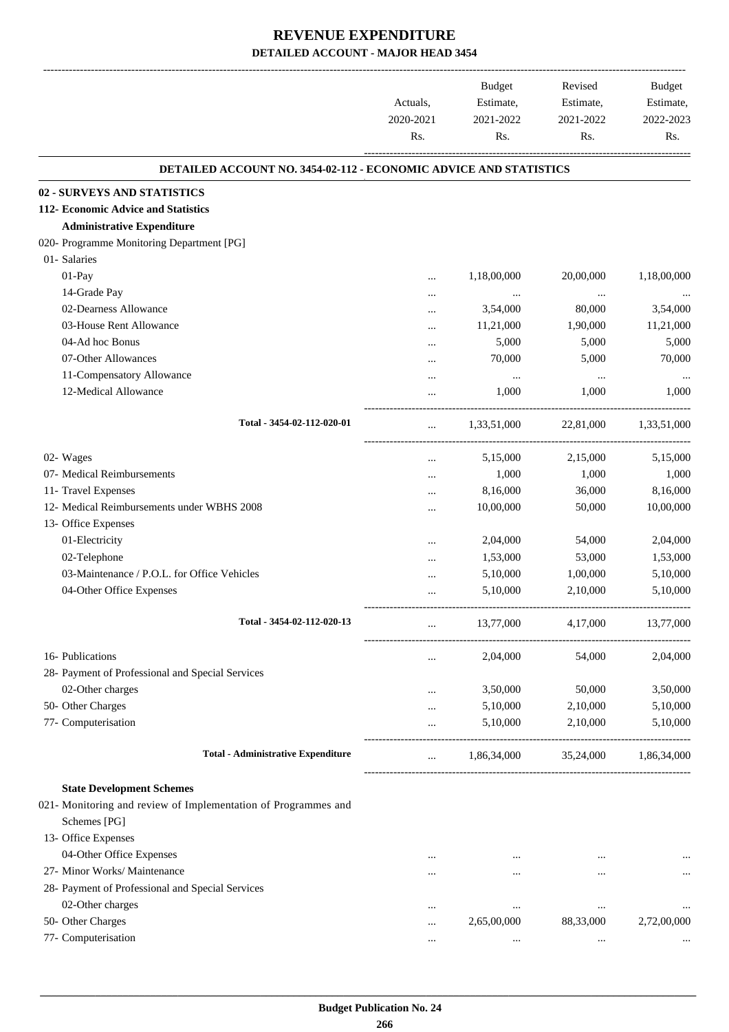# REVENUE EXPENDITURE

**DETAILED ACCOUNT - MAJOR HEAD 3454**

| | Actuals, 2020-2021 Rs. | Budget Estimate, 2021-2022 Rs. | Revised Estimate, 2021-2022 Rs. | Budget Estimate, 2022-2023 Rs. |
|---|---|---|---|---|
| **DETAILED ACCOUNT NO. 3454-02-112 - ECONOMIC ADVICE AND STATISTICS** | | | | |
| **02 - SURVEYS AND STATISTICS** | | | | |
| **112- Economic Advice and Statistics** | | | | |
| **Administrative Expenditure** | | | | |
| 020- Programme Monitoring Department [PG] | | | | |
| 01- Salaries | | | | |
| 01-Pay | ... | 1,18,00,000 | 20,00,000 | 1,18,00,000 |
| 14-Grade Pay | ... | ... | ... | ... |
| 02-Dearness Allowance | ... | 3,54,000 | 80,000 | 3,54,000 |
| 03-House Rent Allowance | ... | 11,21,000 | 1,90,000 | 11,21,000 |
| 04-Ad hoc Bonus | ... | 5,000 | 5,000 | 5,000 |
| 07-Other Allowances | ... | 70,000 | 5,000 | 70,000 |
| 11-Compensatory Allowance | ... | ... | ... | ... |
| 12-Medical Allowance | ... | 1,000 | 1,000 | 1,000 |
| **Total - 3454-02-112-020-01** | ... | 1,33,51,000 | 22,81,000 | 1,33,51,000 |
| 02- Wages | ... | 5,15,000 | 2,15,000 | 5,15,000 |
| 07- Medical Reimbursements | ... | 1,000 | 1,000 | 1,000 |
| 11- Travel Expenses | ... | 8,16,000 | 36,000 | 8,16,000 |
| 12- Medical Reimbursements under WBHS 2008 | ... | 10,00,000 | 50,000 | 10,00,000 |
| 13- Office Expenses | | | | |
| 01-Electricity | ... | 2,04,000 | 54,000 | 2,04,000 |
| 02-Telephone | ... | 1,53,000 | 53,000 | 1,53,000 |
| 03-Maintenance / P.O.L. for Office Vehicles | ... | 5,10,000 | 1,00,000 | 5,10,000 |
| 04-Other Office Expenses | ... | 5,10,000 | 2,10,000 | 5,10,000 |
| **Total - 3454-02-112-020-13** | ... | 13,77,000 | 4,17,000 | 13,77,000 |
| 16- Publications | ... | 2,04,000 | 54,000 | 2,04,000 |
| 28- Payment of Professional and Special Services | | | | |
| 02-Other charges | ... | 3,50,000 | 50,000 | 3,50,000 |
| 50- Other Charges | ... | 5,10,000 | 2,10,000 | 5,10,000 |
| 77- Computerisation | ... | 5,10,000 | 2,10,000 | 5,10,000 |
| **Total - Administrative Expenditure** | ... | 1,86,34,000 | 35,24,000 | 1,86,34,000 |
| **State Development Schemes** | | | | |
| 021- Monitoring and review of Implementation of Programmes and Schemes [PG] | | | | |
| 13- Office Expenses | | | | |
| 04-Other Office Expenses | ... | ... | ... | ... |
| 27- Minor Works/ Maintenance | ... | ... | ... | ... |
| 28- Payment of Professional and Special Services | | | | |
| 02-Other charges | ... | ... | ... | ... |
| 50- Other Charges | ... | 2,65,00,000 | 88,33,000 | 2,72,00,000 |
| 77- Computerisation | ... | ... | ... | ... |

**Budget Publication No. 24**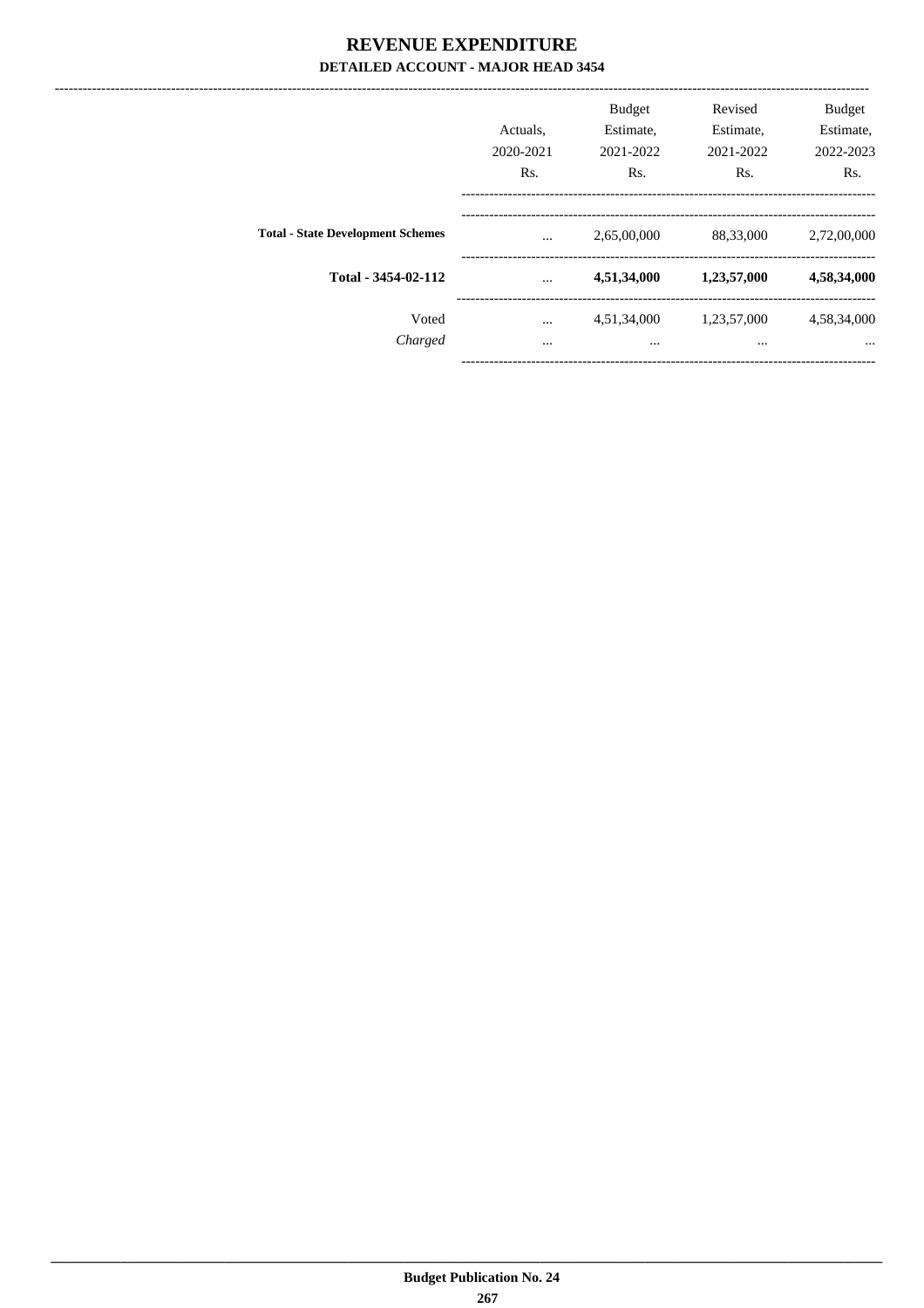# REVENUE EXPENDITURE

## DETAILED ACCOUNT - MAJOR HEAD 3454

| | Actuals, 2020-2021 Rs. | Budget Estimate, 2021-2022 Rs. | Revised Estimate, 2021-2022 Rs. | Budget Estimate, 2022-2023 Rs. |
|---|---|---|---|---|
| **Total - State Development Schemes** | ... | 2,65,00,000 | 88,33,000 | 2,72,00,000 |
| **Total - 3454-02-112** | ... | **4,51,34,000** | **1,23,57,000** | **4,58,34,000** |
| Voted | ... | 4,51,34,000 | 1,23,57,000 | 4,58,34,000 |
| *Charged* | ... | ... | ... | ... |

Budget Publication No. 24